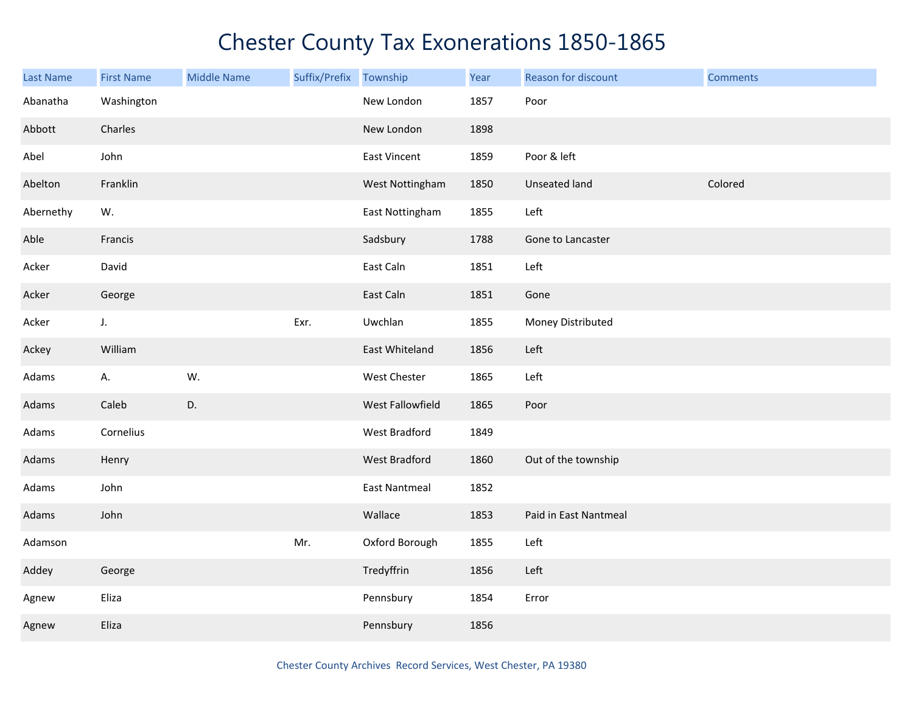# Chester County Tax Exonerations 1850-1865

| Last Name | First Name | Middle Name | Suffix/Prefix | Township | Year | Reason for discount | Comments |
|---|---|---|---|---|---|---|---|
| Abanatha | Washington | | | New London | 1857 | Poor | |
| Abbott | Charles | | | New London | 1898 | | |
| Abel | John | | | East Vincent | 1859 | Poor & left | |
| Abelton | Franklin | | | West Nottingham | 1850 | Unseated land | Colored |
| Abernethy | W. | | | East Nottingham | 1855 | Left | |
| Able | Francis | | | Sadsbury | 1788 | Gone to Lancaster | |
| Acker | David | | | East Caln | 1851 | Left | |
| Acker | George | | | East Caln | 1851 | Gone | |
| Acker | J. | | Exr. | Uwchlan | 1855 | Money Distributed | |
| Ackey | William | | | East Whiteland | 1856 | Left | |
| Adams | A. | W. | | West Chester | 1865 | Left | |
| Adams | Caleb | D. | | West Fallowfield | 1865 | Poor | |
| Adams | Cornelius | | | West Bradford | 1849 | | |
| Adams | Henry | | | West Bradford | 1860 | Out of the township | |
| Adams | John | | | East Nantmeal | 1852 | | |
| Adams | John | | | Wallace | 1853 | Paid in East Nantmeal | |
| Adamson | | | Mr. | Oxford Borough | 1855 | Left | |
| Addey | George | | | Tredyffrin | 1856 | Left | |
| Agnew | Eliza | | | Pennsbury | 1854 | Error | |
| Agnew | Eliza | | | Pennsbury | 1856 | | |

Chester County Archives Record Services, West Chester, PA 19380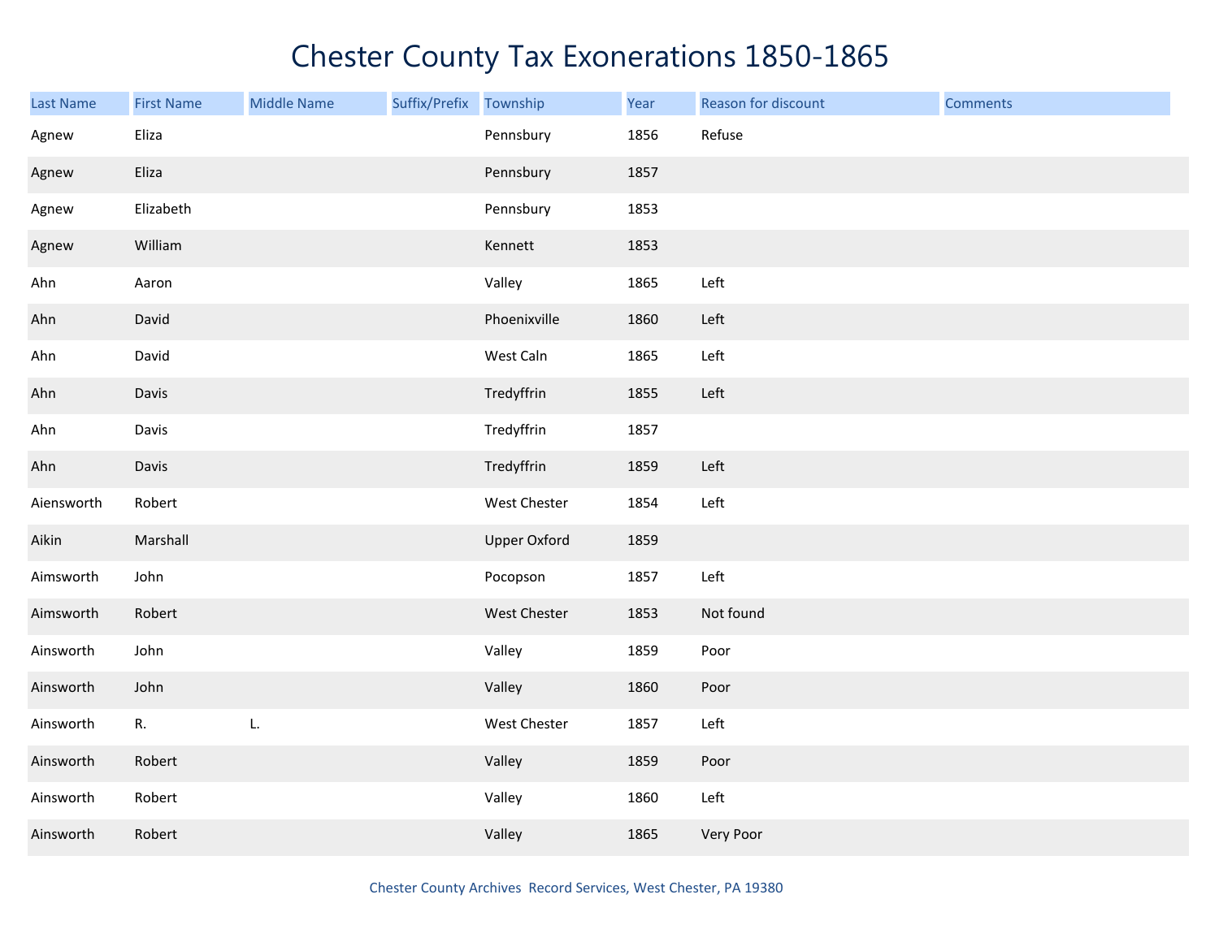# Chester County Tax Exonerations 1850-1865

| Last Name | First Name | Middle Name | Suffix/Prefix | Township | Year | Reason for discount | Comments |
|---|---|---|---|---|---|---|---|
| Agnew | Eliza | | | Pennsbury | 1856 | Refuse | |
| Agnew | Eliza | | | Pennsbury | 1857 | | |
| Agnew | Elizabeth | | | Pennsbury | 1853 | | |
| Agnew | William | | | Kennett | 1853 | | |
| Ahn | Aaron | | | Valley | 1865 | Left | |
| Ahn | David | | | Phoenixville | 1860 | Left | |
| Ahn | David | | | West Caln | 1865 | Left | |
| Ahn | Davis | | | Tredyffrin | 1855 | Left | |
| Ahn | Davis | | | Tredyffrin | 1857 | | |
| Ahn | Davis | | | Tredyffrin | 1859 | Left | |
| Aiensworth | Robert | | | West Chester | 1854 | Left | |
| Aikin | Marshall | | | Upper Oxford | 1859 | | |
| Aimsworth | John | | | Pocopson | 1857 | Left | |
| Aimsworth | Robert | | | West Chester | 1853 | Not found | |
| Ainsworth | John | | | Valley | 1859 | Poor | |
| Ainsworth | John | | | Valley | 1860 | Poor | |
| Ainsworth | R. | L. | | West Chester | 1857 | Left | |
| Ainsworth | Robert | | | Valley | 1859 | Poor | |
| Ainsworth | Robert | | | Valley | 1860 | Left | |
| Ainsworth | Robert | | | Valley | 1865 | Very Poor | |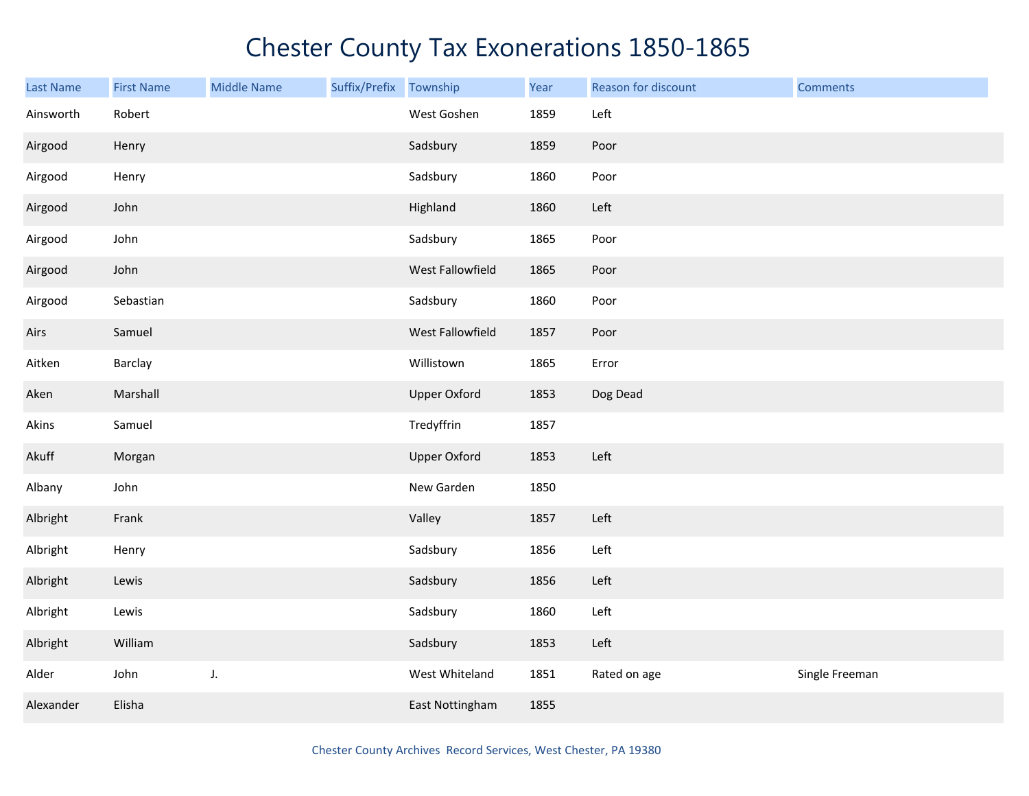# Chester County Tax Exonerations 1850-1865

| Last Name | First Name | Middle Name | Suffix/Prefix | Township | Year | Reason for discount | Comments |
|---|---|---|---|---|---|---|---|
| Ainsworth | Robert | | | West Goshen | 1859 | Left | |
| Airgood | Henry | | | Sadsbury | 1859 | Poor | |
| Airgood | Henry | | | Sadsbury | 1860 | Poor | |
| Airgood | John | | | Highland | 1860 | Left | |
| Airgood | John | | | Sadsbury | 1865 | Poor | |
| Airgood | John | | | West Fallowfield | 1865 | Poor | |
| Airgood | Sebastian | | | Sadsbury | 1860 | Poor | |
| Airs | Samuel | | | West Fallowfield | 1857 | Poor | |
| Aitken | Barclay | | | Willistown | 1865 | Error | |
| Aken | Marshall | | | Upper Oxford | 1853 | Dog Dead | |
| Akins | Samuel | | | Tredyffrin | 1857 | | |
| Akuff | Morgan | | | Upper Oxford | 1853 | Left | |
| Albany | John | | | New Garden | 1850 | | |
| Albright | Frank | | | Valley | 1857 | Left | |
| Albright | Henry | | | Sadsbury | 1856 | Left | |
| Albright | Lewis | | | Sadsbury | 1856 | Left | |
| Albright | Lewis | | | Sadsbury | 1860 | Left | |
| Albright | William | | | Sadsbury | 1853 | Left | |
| Alder | John | J. | | West Whiteland | 1851 | Rated on age | Single Freeman |
| Alexander | Elisha | | | East Nottingham | 1855 | | |

Chester County Archives Record Services, West Chester, PA 19380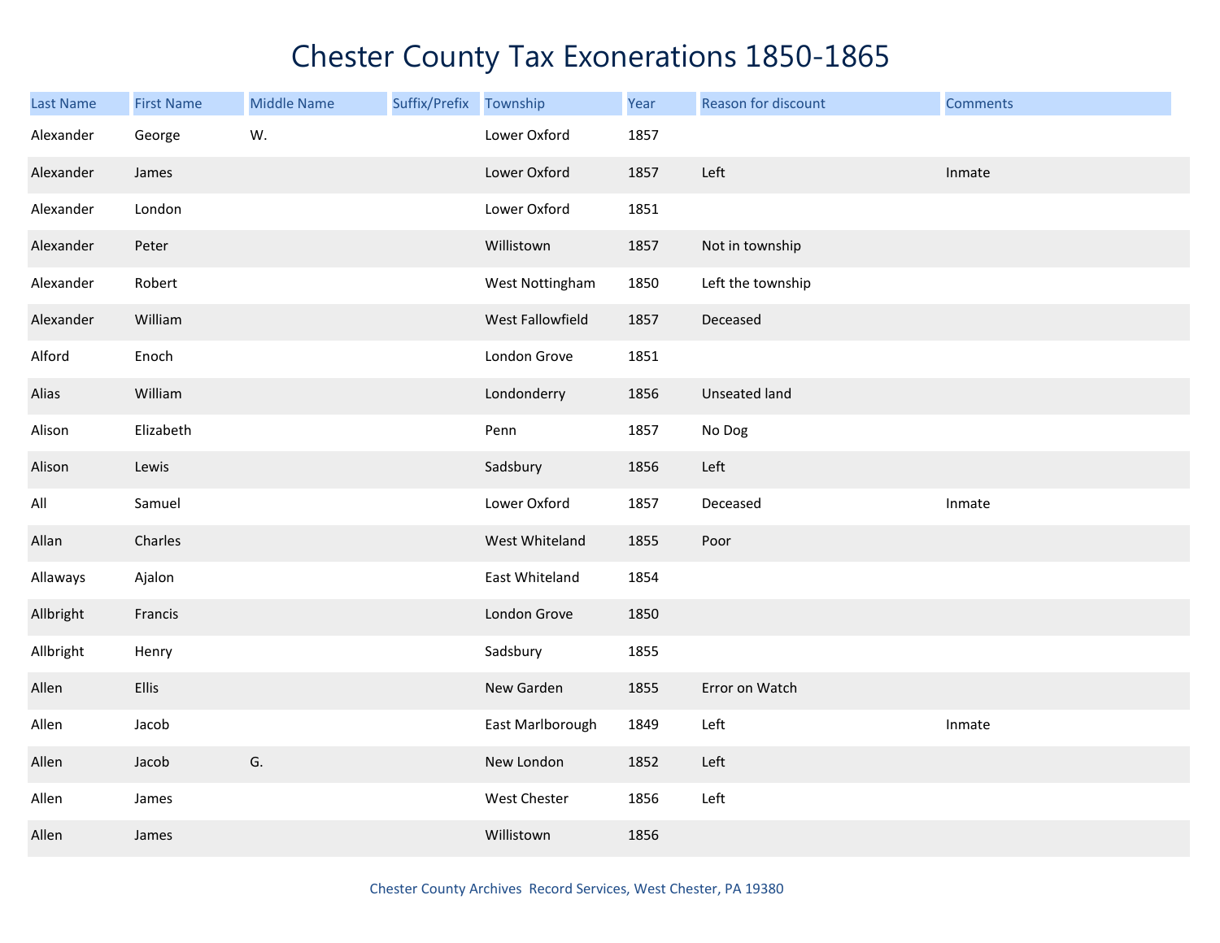# Chester County Tax Exonerations 1850-1865

| Last Name | First Name | Middle Name | Suffix/Prefix | Township | Year | Reason for discount | Comments |
|---|---|---|---|---|---|---|---|
| Alexander | George | W. | | Lower Oxford | 1857 | | |
| Alexander | James | | | Lower Oxford | 1857 | Left | Inmate |
| Alexander | London | | | Lower Oxford | 1851 | | |
| Alexander | Peter | | | Willistown | 1857 | Not in township | |
| Alexander | Robert | | | West Nottingham | 1850 | Left the township | |
| Alexander | William | | | West Fallowfield | 1857 | Deceased | |
| Alford | Enoch | | | London Grove | 1851 | | |
| Alias | William | | | Londonderry | 1856 | Unseated land | |
| Alison | Elizabeth | | | Penn | 1857 | No Dog | |
| Alison | Lewis | | | Sadsbury | 1856 | Left | |
| All | Samuel | | | Lower Oxford | 1857 | Deceased | Inmate |
| Allan | Charles | | | West Whiteland | 1855 | Poor | |
| Allaways | Ajalon | | | East Whiteland | 1854 | | |
| Allbright | Francis | | | London Grove | 1850 | | |
| Allbright | Henry | | | Sadsbury | 1855 | | |
| Allen | Ellis | | | New Garden | 1855 | Error on Watch | |
| Allen | Jacob | | | East Marlborough | 1849 | Left | Inmate |
| Allen | Jacob | G. | | New London | 1852 | Left | |
| Allen | James | | | West Chester | 1856 | Left | |
| Allen | James | | | Willistown | 1856 | | |

Chester County Archives Record Services, West Chester, PA 19380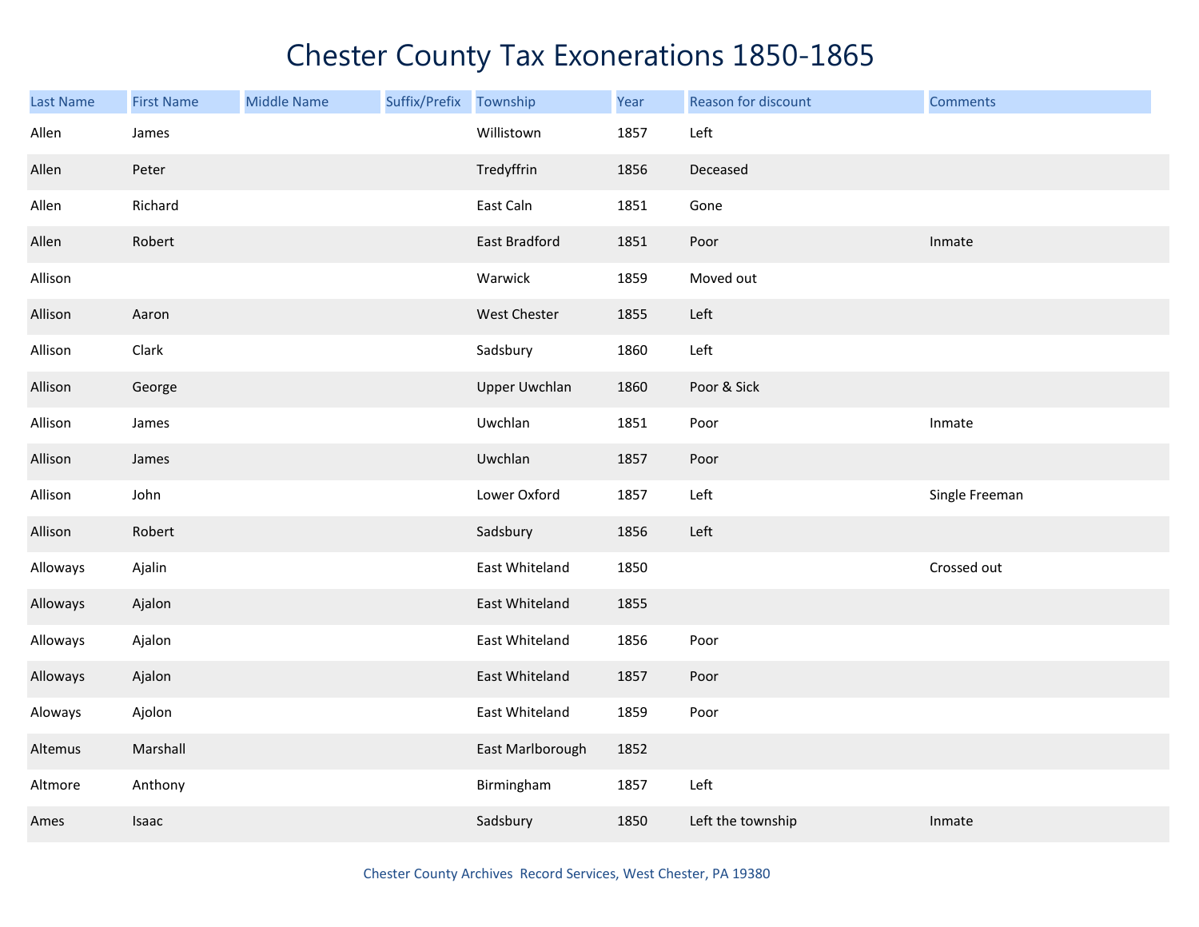# Chester County Tax Exonerations 1850-1865

| Last Name | First Name | Middle Name | Suffix/Prefix | Township | Year | Reason for discount | Comments |
|---|---|---|---|---|---|---|---|
| Allen | James | | | Willistown | 1857 | Left | |
| Allen | Peter | | | Tredyffrin | 1856 | Deceased | |
| Allen | Richard | | | East Caln | 1851 | Gone | |
| Allen | Robert | | | East Bradford | 1851 | Poor | Inmate |
| Allison | | | | Warwick | 1859 | Moved out | |
| Allison | Aaron | | | West Chester | 1855 | Left | |
| Allison | Clark | | | Sadsbury | 1860 | Left | |
| Allison | George | | | Upper Uwchlan | 1860 | Poor & Sick | |
| Allison | James | | | Uwchlan | 1851 | Poor | Inmate |
| Allison | James | | | Uwchlan | 1857 | Poor | |
| Allison | John | | | Lower Oxford | 1857 | Left | Single Freeman |
| Allison | Robert | | | Sadsbury | 1856 | Left | |
| Alloways | Ajalin | | | East Whiteland | 1850 | | Crossed out |
| Alloways | Ajalon | | | East Whiteland | 1855 | | |
| Alloways | Ajalon | | | East Whiteland | 1856 | Poor | |
| Alloways | Ajalon | | | East Whiteland | 1857 | Poor | |
| Aloways | Ajolon | | | East Whiteland | 1859 | Poor | |
| Altemus | Marshall | | | East Marlborough | 1852 | | |
| Altmore | Anthony | | | Birmingham | 1857 | Left | |
| Ames | Isaac | | | Sadsbury | 1850 | Left the township | Inmate |

Chester County Archives Record Services, West Chester, PA 19380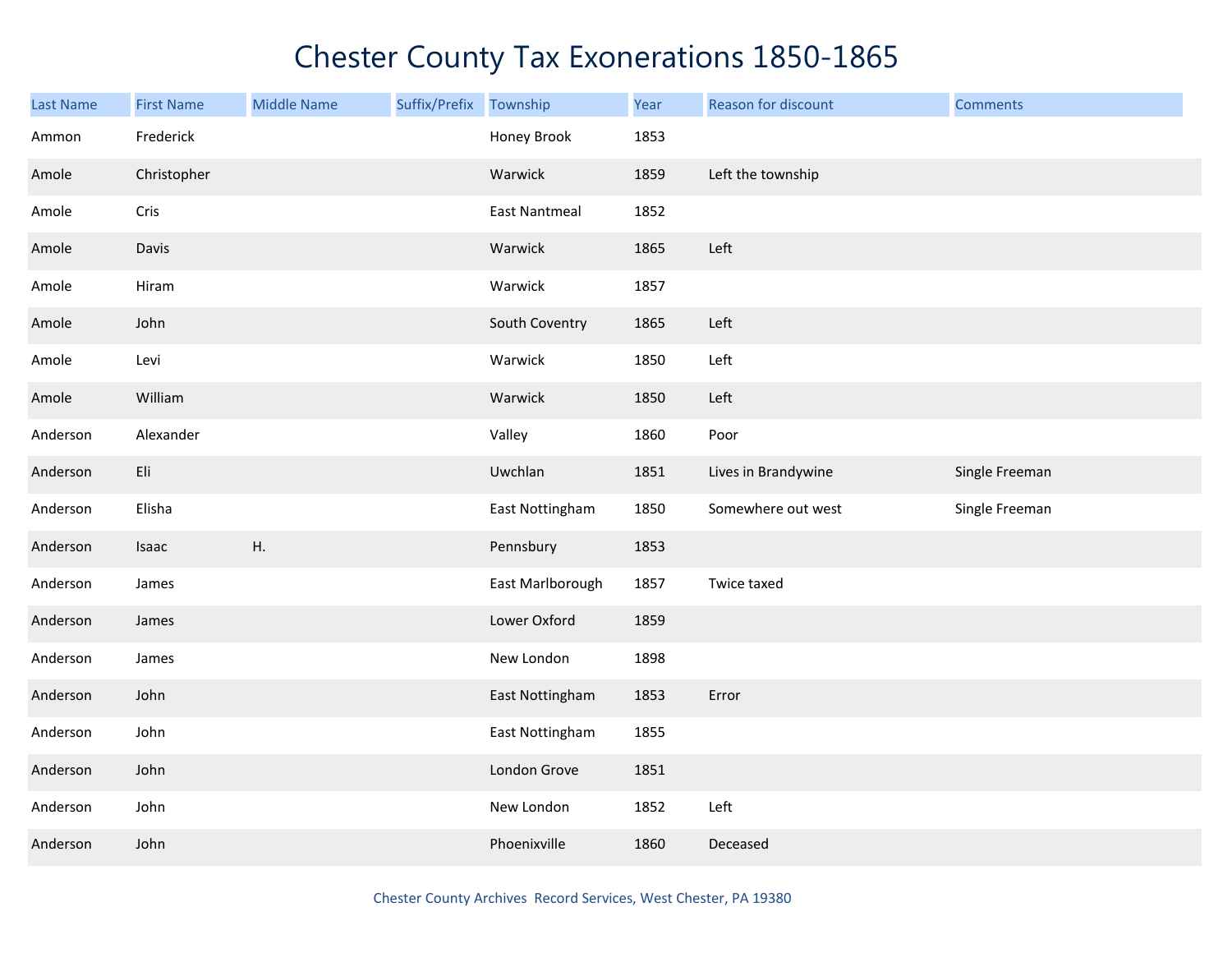# Chester County Tax Exonerations 1850-1865

| Last Name | First Name | Middle Name | Suffix/Prefix | Township | Year | Reason for discount | Comments |
|---|---|---|---|---|---|---|---|
| Ammon | Frederick | | | Honey Brook | 1853 | | |
| Amole | Christopher | | | Warwick | 1859 | Left the township | |
| Amole | Cris | | | East Nantmeal | 1852 | | |
| Amole | Davis | | | Warwick | 1865 | Left | |
| Amole | Hiram | | | Warwick | 1857 | | |
| Amole | John | | | South Coventry | 1865 | Left | |
| Amole | Levi | | | Warwick | 1850 | Left | |
| Amole | William | | | Warwick | 1850 | Left | |
| Anderson | Alexander | | | Valley | 1860 | Poor | |
| Anderson | Eli | | | Uwchlan | 1851 | Lives in Brandywine | Single Freeman |
| Anderson | Elisha | | | East Nottingham | 1850 | Somewhere out west | Single Freeman |
| Anderson | Isaac | H. | | Pennsbury | 1853 | | |
| Anderson | James | | | East Marlborough | 1857 | Twice taxed | |
| Anderson | James | | | Lower Oxford | 1859 | | |
| Anderson | James | | | New London | 1898 | | |
| Anderson | John | | | East Nottingham | 1853 | Error | |
| Anderson | John | | | East Nottingham | 1855 | | |
| Anderson | John | | | London Grove | 1851 | | |
| Anderson | John | | | New London | 1852 | Left | |
| Anderson | John | | | Phoenixville | 1860 | Deceased | |

Chester County Archives Record Services, West Chester, PA 19380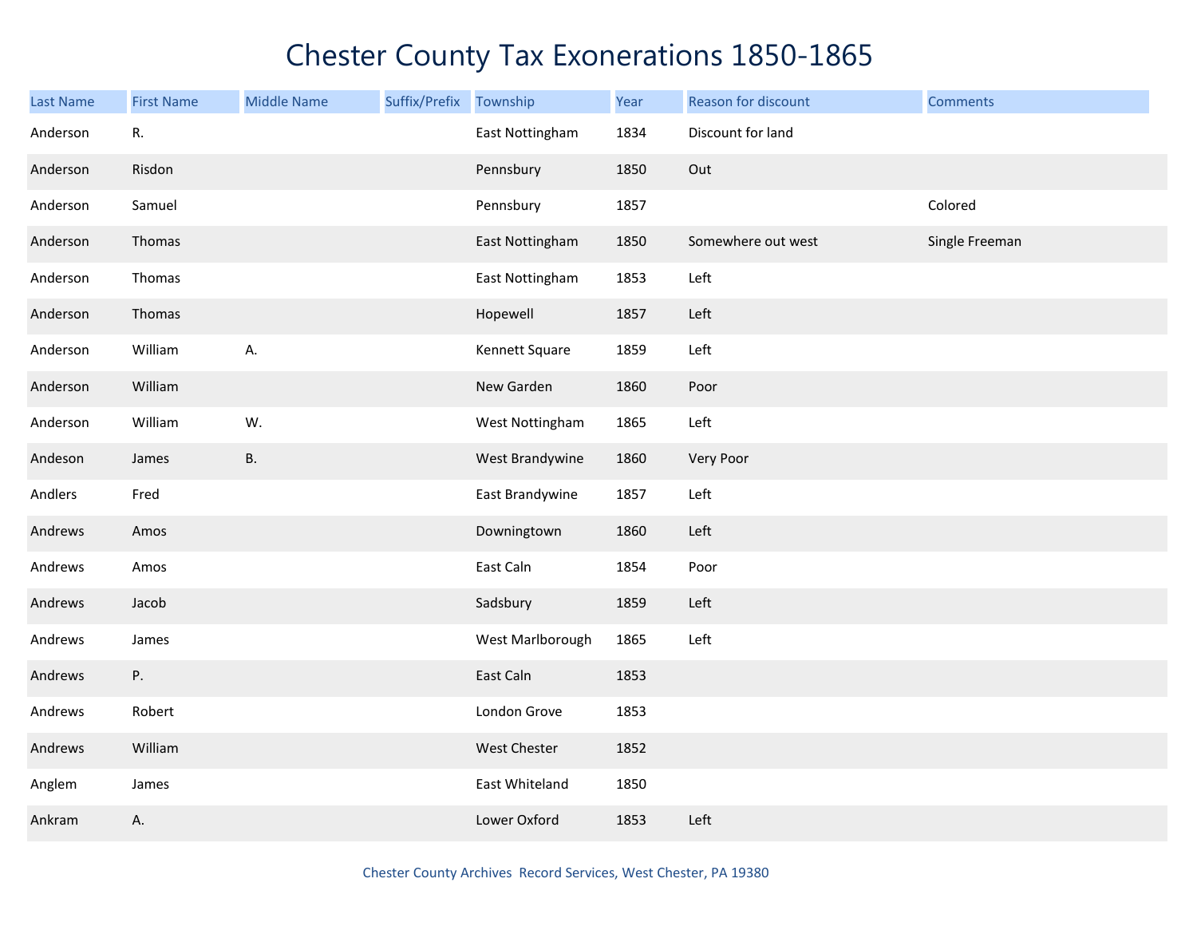# Chester County Tax Exonerations 1850-1865

| Last Name | First Name | Middle Name | Suffix/Prefix | Township | Year | Reason for discount | Comments |
|---|---|---|---|---|---|---|---|
| Anderson | R. | | | East Nottingham | 1834 | Discount for land | |
| Anderson | Risdon | | | Pennsbury | 1850 | Out | |
| Anderson | Samuel | | | Pennsbury | 1857 | | Colored |
| Anderson | Thomas | | | East Nottingham | 1850 | Somewhere out west | Single Freeman |
| Anderson | Thomas | | | East Nottingham | 1853 | Left | |
| Anderson | Thomas | | | Hopewell | 1857 | Left | |
| Anderson | William | A. | | Kennett Square | 1859 | Left | |
| Anderson | William | | | New Garden | 1860 | Poor | |
| Anderson | William | W. | | West Nottingham | 1865 | Left | |
| Andeson | James | B. | | West Brandywine | 1860 | Very Poor | |
| Andlers | Fred | | | East Brandywine | 1857 | Left | |
| Andrews | Amos | | | Downingtown | 1860 | Left | |
| Andrews | Amos | | | East Caln | 1854 | Poor | |
| Andrews | Jacob | | | Sadsbury | 1859 | Left | |
| Andrews | James | | | West Marlborough | 1865 | Left | |
| Andrews | P. | | | East Caln | 1853 | | |
| Andrews | Robert | | | London Grove | 1853 | | |
| Andrews | William | | | West Chester | 1852 | | |
| Anglem | James | | | East Whiteland | 1850 | | |
| Ankram | A. | | | Lower Oxford | 1853 | Left | |

Chester County Archives Record Services, West Chester, PA 19380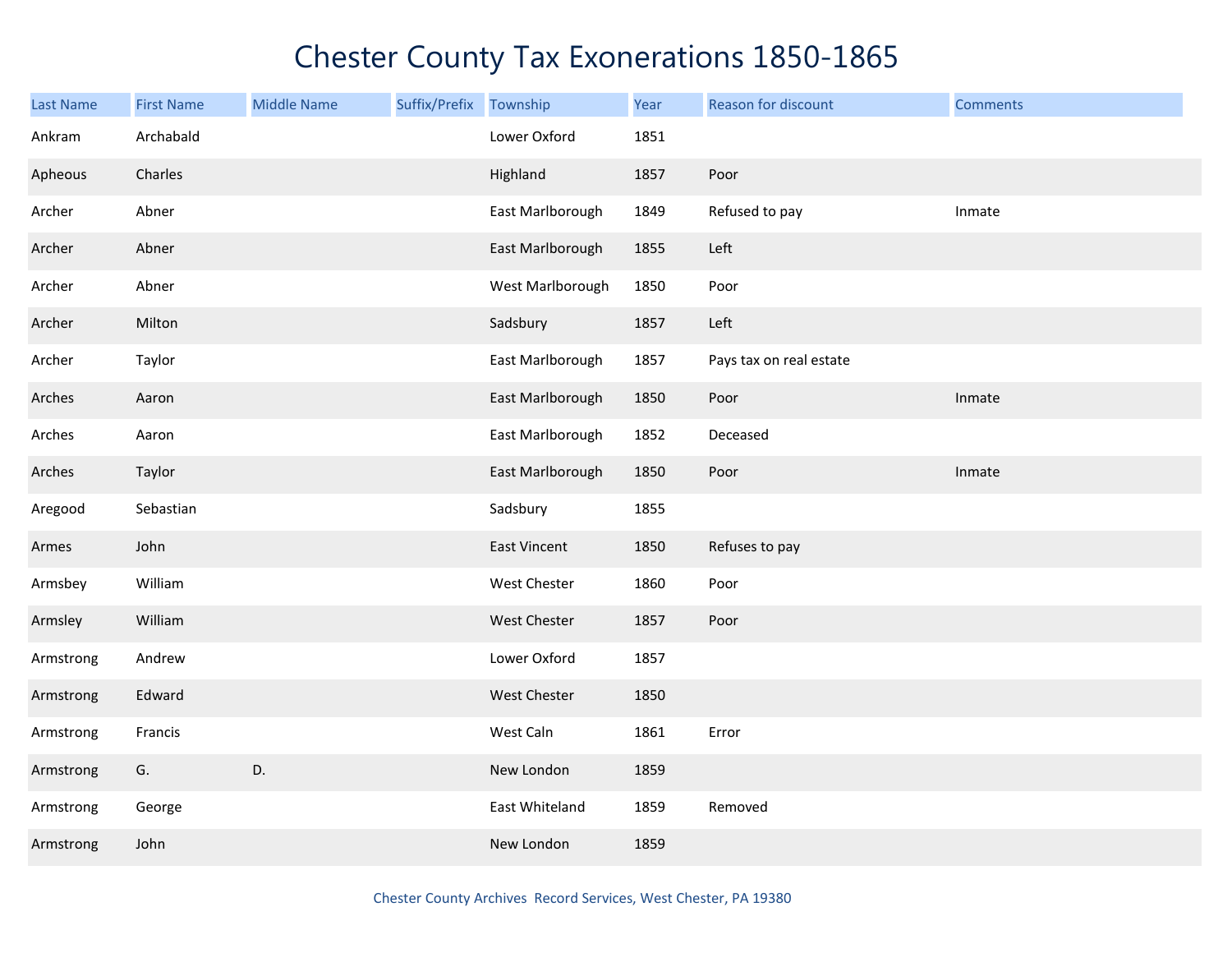# Chester County Tax Exonerations 1850-1865

| Last Name | First Name | Middle Name | Suffix/Prefix | Township | Year | Reason for discount | Comments |
|---|---|---|---|---|---|---|---|
| Ankram | Archabald | | | Lower Oxford | 1851 | | |
| Apheous | Charles | | | Highland | 1857 | Poor | |
| Archer | Abner | | | East Marlborough | 1849 | Refused to pay | Inmate |
| Archer | Abner | | | East Marlborough | 1855 | Left | |
| Archer | Abner | | | West Marlborough | 1850 | Poor | |
| Archer | Milton | | | Sadsbury | 1857 | Left | |
| Archer | Taylor | | | East Marlborough | 1857 | Pays tax on real estate | |
| Arches | Aaron | | | East Marlborough | 1850 | Poor | Inmate |
| Arches | Aaron | | | East Marlborough | 1852 | Deceased | |
| Arches | Taylor | | | East Marlborough | 1850 | Poor | Inmate |
| Aregood | Sebastian | | | Sadsbury | 1855 | | |
| Armes | John | | | East Vincent | 1850 | Refuses to pay | |
| Armsbey | William | | | West Chester | 1860 | Poor | |
| Armsley | William | | | West Chester | 1857 | Poor | |
| Armstrong | Andrew | | | Lower Oxford | 1857 | | |
| Armstrong | Edward | | | West Chester | 1850 | | |
| Armstrong | Francis | | | West Caln | 1861 | Error | |
| Armstrong | G. | D. | | New London | 1859 | | |
| Armstrong | George | | | East Whiteland | 1859 | Removed | |
| Armstrong | John | | | New London | 1859 | | |

Chester County Archives Record Services, West Chester, PA 19380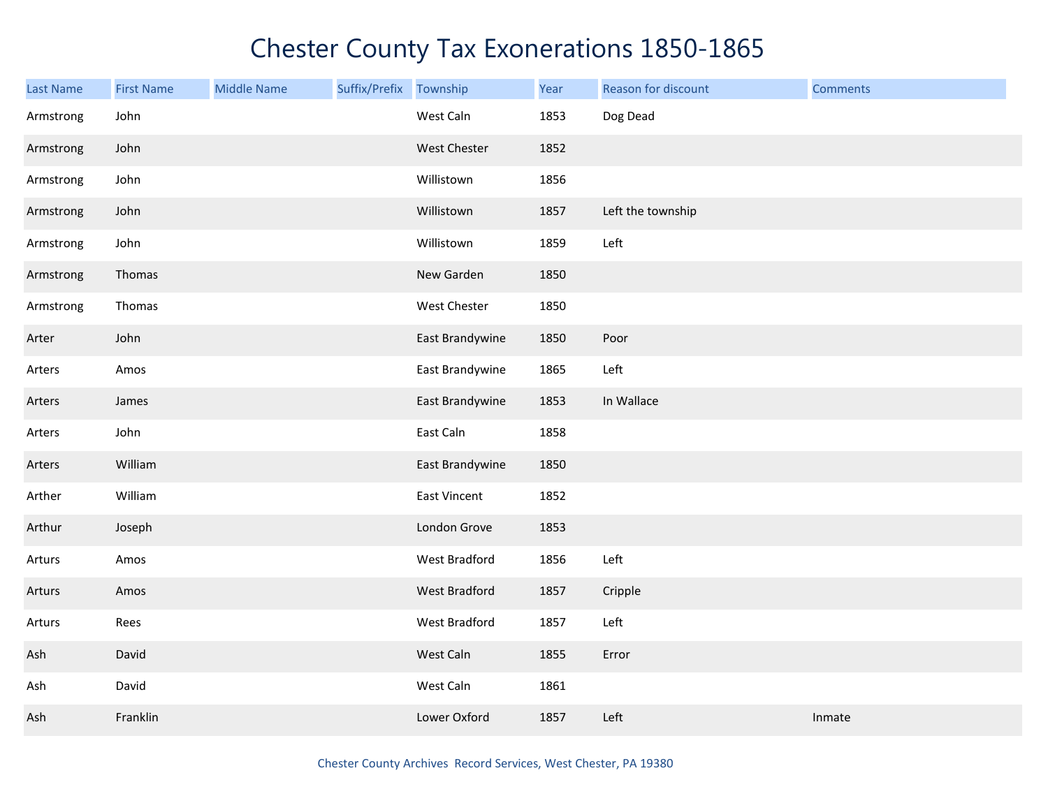# Chester County Tax Exonerations 1850-1865

| Last Name | First Name | Middle Name | Suffix/Prefix | Township | Year | Reason for discount | Comments |
|---|---|---|---|---|---|---|---|
| Armstrong | John | | | West Caln | 1853 | Dog Dead | |
| Armstrong | John | | | West Chester | 1852 | | |
| Armstrong | John | | | Willistown | 1856 | | |
| Armstrong | John | | | Willistown | 1857 | Left the township | |
| Armstrong | John | | | Willistown | 1859 | Left | |
| Armstrong | Thomas | | | New Garden | 1850 | | |
| Armstrong | Thomas | | | West Chester | 1850 | | |
| Arter | John | | | East Brandywine | 1850 | Poor | |
| Arters | Amos | | | East Brandywine | 1865 | Left | |
| Arters | James | | | East Brandywine | 1853 | In Wallace | |
| Arters | John | | | East Caln | 1858 | | |
| Arters | William | | | East Brandywine | 1850 | | |
| Arther | William | | | East Vincent | 1852 | | |
| Arthur | Joseph | | | London Grove | 1853 | | |
| Arturs | Amos | | | West Bradford | 1856 | Left | |
| Arturs | Amos | | | West Bradford | 1857 | Cripple | |
| Arturs | Rees | | | West Bradford | 1857 | Left | |
| Ash | David | | | West Caln | 1855 | Error | |
| Ash | David | | | West Caln | 1861 | | |
| Ash | Franklin | | | Lower Oxford | 1857 | Left | Inmate |

Chester County Archives Record Services, West Chester, PA 19380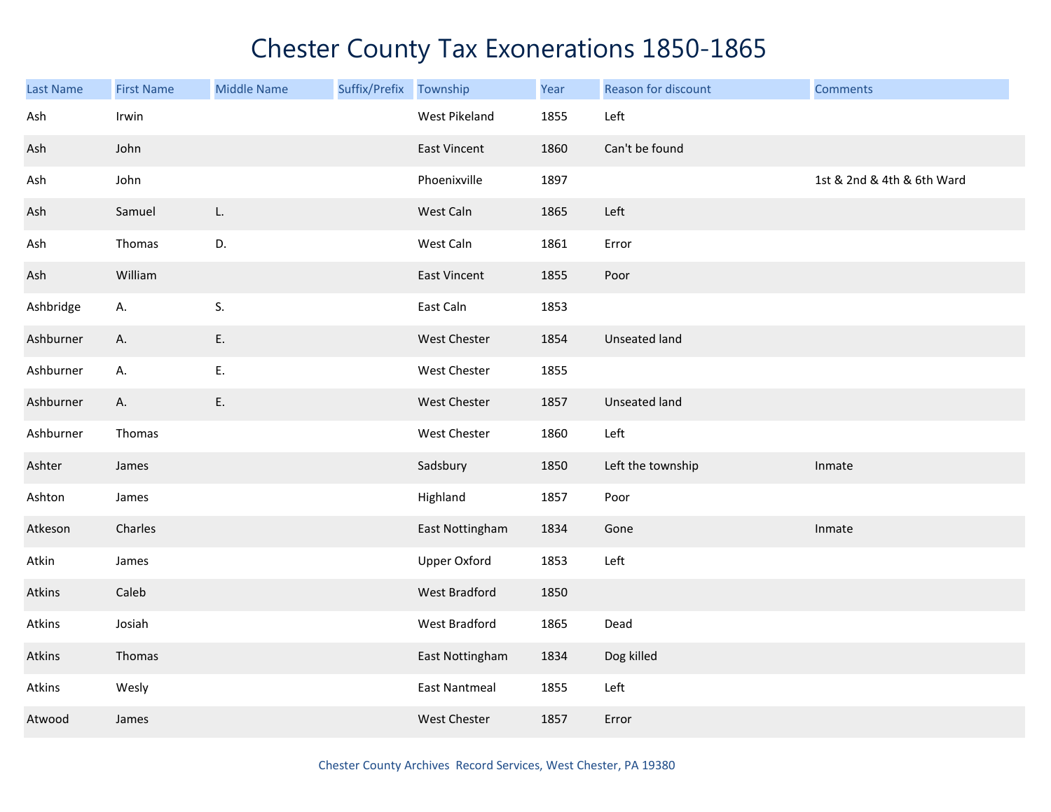# Chester County Tax Exonerations 1850-1865

| Last Name | First Name | Middle Name | Suffix/Prefix | Township | Year | Reason for discount | Comments |
|---|---|---|---|---|---|---|---|
| Ash | Irwin | | | West Pikeland | 1855 | Left | |
| Ash | John | | | East Vincent | 1860 | Can't be found | |
| Ash | John | | | Phoenixville | 1897 | | 1st & 2nd & 4th & 6th Ward |
| Ash | Samuel | L. | | West Caln | 1865 | Left | |
| Ash | Thomas | D. | | West Caln | 1861 | Error | |
| Ash | William | | | East Vincent | 1855 | Poor | |
| Ashbridge | A. | S. | | East Caln | 1853 | | |
| Ashburner | A. | E. | | West Chester | 1854 | Unseated land | |
| Ashburner | A. | E. | | West Chester | 1855 | | |
| Ashburner | A. | E. | | West Chester | 1857 | Unseated land | |
| Ashburner | Thomas | | | West Chester | 1860 | Left | |
| Ashter | James | | | Sadsbury | 1850 | Left the township | Inmate |
| Ashton | James | | | Highland | 1857 | Poor | |
| Atkeson | Charles | | | East Nottingham | 1834 | Gone | Inmate |
| Atkin | James | | | Upper Oxford | 1853 | Left | |
| Atkins | Caleb | | | West Bradford | 1850 | | |
| Atkins | Josiah | | | West Bradford | 1865 | Dead | |
| Atkins | Thomas | | | East Nottingham | 1834 | Dog killed | |
| Atkins | Wesly | | | East Nantmeal | 1855 | Left | |
| Atwood | James | | | West Chester | 1857 | Error | |

Chester County Archives Record Services, West Chester, PA 19380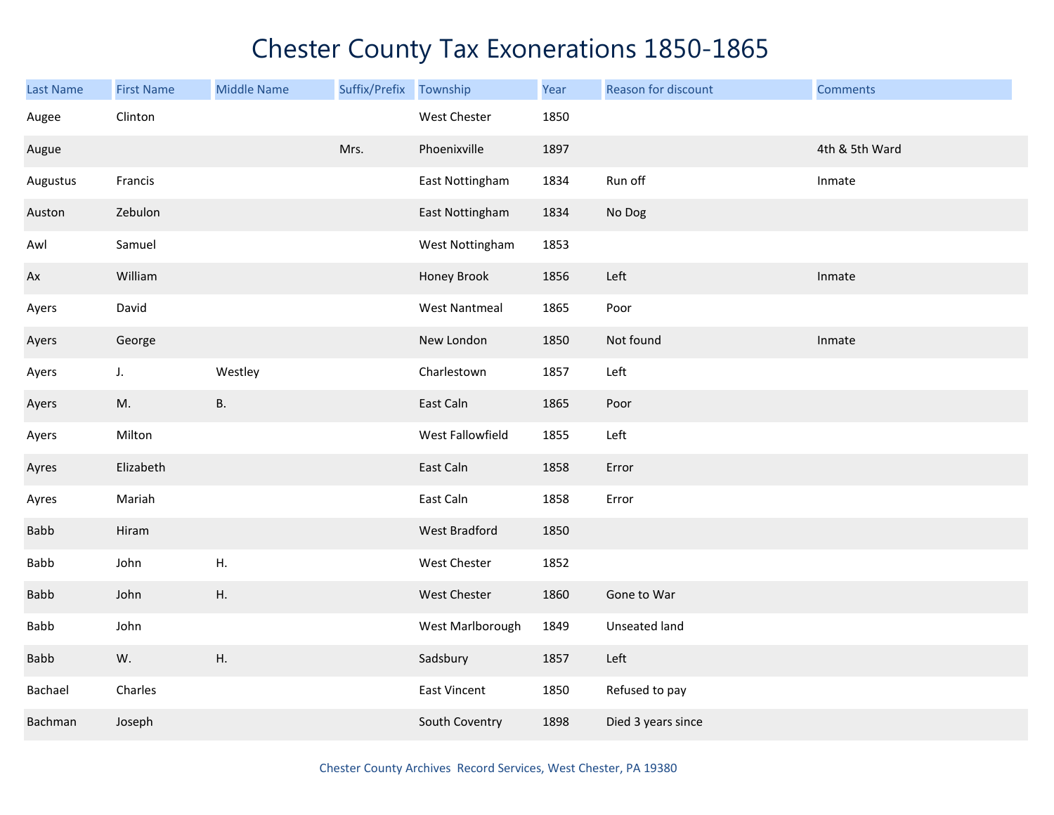# Chester County Tax Exonerations 1850-1865

| Last Name | First Name | Middle Name | Suffix/Prefix | Township | Year | Reason for discount | Comments |
|---|---|---|---|---|---|---|---|
| Augee | Clinton | | | West Chester | 1850 | | |
| Augue | | | Mrs. | Phoenixville | 1897 | | 4th & 5th Ward |
| Augustus | Francis | | | East Nottingham | 1834 | Run off | Inmate |
| Auston | Zebulon | | | East Nottingham | 1834 | No Dog | |
| Awl | Samuel | | | West Nottingham | 1853 | | |
| Ax | William | | | Honey Brook | 1856 | Left | Inmate |
| Ayers | David | | | West Nantmeal | 1865 | Poor | |
| Ayers | George | | | New London | 1850 | Not found | Inmate |
| Ayers | J. | Westley | | Charlestown | 1857 | Left | |
| Ayers | M. | B. | | East Caln | 1865 | Poor | |
| Ayers | Milton | | | West Fallowfield | 1855 | Left | |
| Ayres | Elizabeth | | | East Caln | 1858 | Error | |
| Ayres | Mariah | | | East Caln | 1858 | Error | |
| Babb | Hiram | | | West Bradford | 1850 | | |
| Babb | John | H. | | West Chester | 1852 | | |
| Babb | John | H. | | West Chester | 1860 | Gone to War | |
| Babb | John | | | West Marlborough | 1849 | Unseated land | |
| Babb | W. | H. | | Sadsbury | 1857 | Left | |
| Bachael | Charles | | | East Vincent | 1850 | Refused to pay | |
| Bachman | Joseph | | | South Coventry | 1898 | Died 3 years since | |

Chester County Archives Record Services, West Chester, PA 19380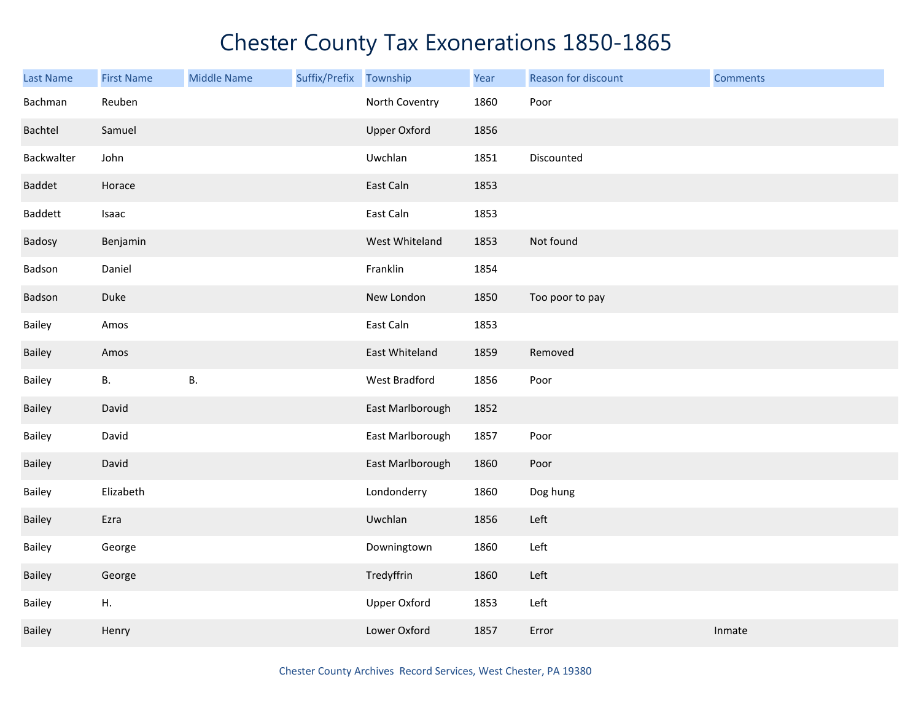# Chester County Tax Exonerations 1850-1865

| Last Name | First Name | Middle Name | Suffix/Prefix | Township | Year | Reason for discount | Comments |
|---|---|---|---|---|---|---|---|
| Bachman | Reuben | | | North Coventry | 1860 | Poor | |
| Bachtel | Samuel | | | Upper Oxford | 1856 | | |
| Backwalter | John | | | Uwchlan | 1851 | Discounted | |
| Baddet | Horace | | | East Caln | 1853 | | |
| Baddett | Isaac | | | East Caln | 1853 | | |
| Badosy | Benjamin | | | West Whiteland | 1853 | Not found | |
| Badson | Daniel | | | Franklin | 1854 | | |
| Badson | Duke | | | New London | 1850 | Too poor to pay | |
| Bailey | Amos | | | East Caln | 1853 | | |
| Bailey | Amos | | | East Whiteland | 1859 | Removed | |
| Bailey | B. | B. | | West Bradford | 1856 | Poor | |
| Bailey | David | | | East Marlborough | 1852 | | |
| Bailey | David | | | East Marlborough | 1857 | Poor | |
| Bailey | David | | | East Marlborough | 1860 | Poor | |
| Bailey | Elizabeth | | | Londonderry | 1860 | Dog hung | |
| Bailey | Ezra | | | Uwchlan | 1856 | Left | |
| Bailey | George | | | Downingtown | 1860 | Left | |
| Bailey | George | | | Tredyffrin | 1860 | Left | |
| Bailey | H. | | | Upper Oxford | 1853 | Left | |
| Bailey | Henry | | | Lower Oxford | 1857 | Error | Inmate |

Chester County Archives Record Services, West Chester, PA 19380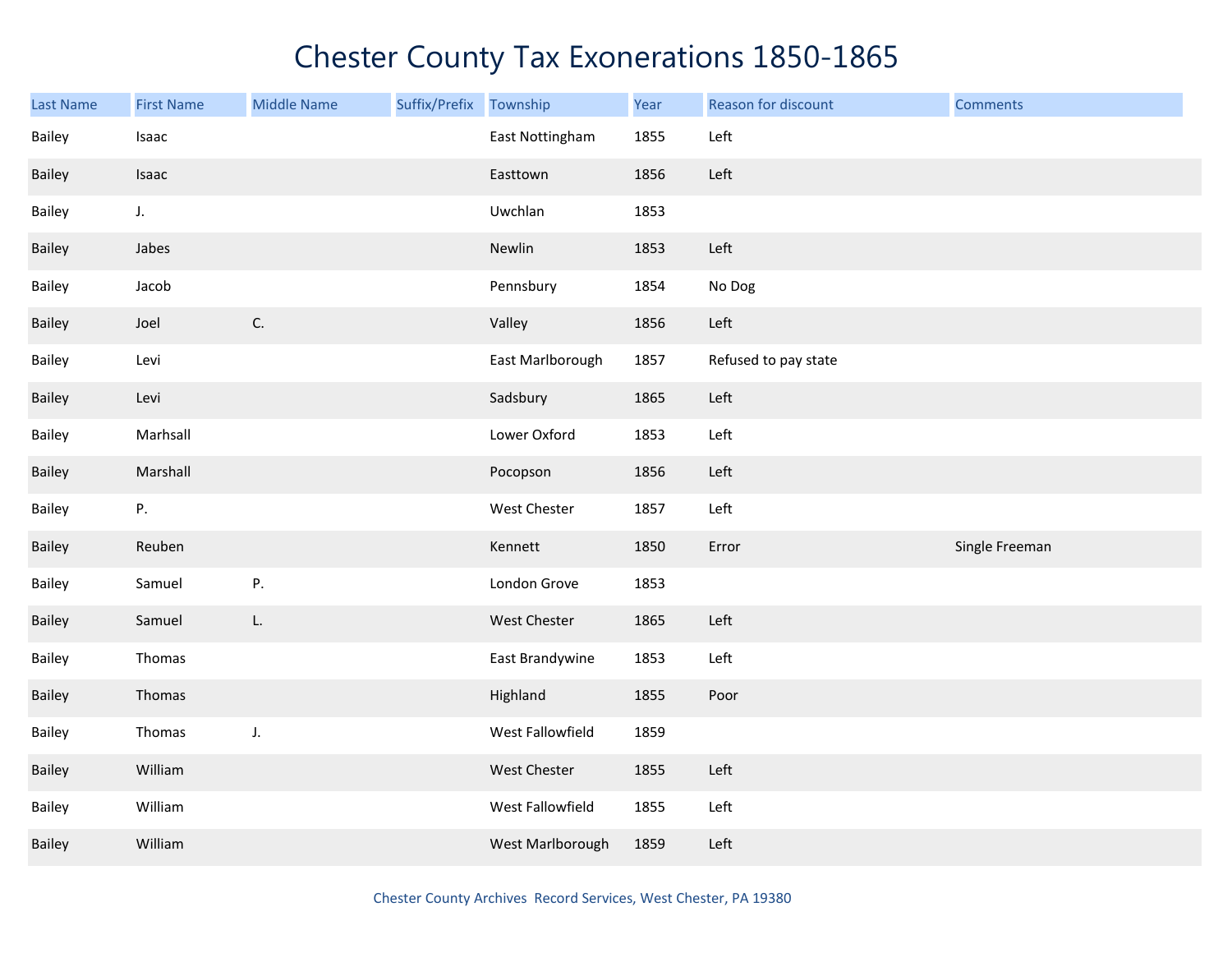# Chester County Tax Exonerations 1850-1865

| Last Name | First Name | Middle Name | Suffix/Prefix | Township | Year | Reason for discount | Comments |
|---|---|---|---|---|---|---|---|
| Bailey | Isaac | | | East Nottingham | 1855 | Left | |
| Bailey | Isaac | | | Easttown | 1856 | Left | |
| Bailey | J. | | | Uwchlan | 1853 | | |
| Bailey | Jabes | | | Newlin | 1853 | Left | |
| Bailey | Jacob | | | Pennsbury | 1854 | No Dog | |
| Bailey | Joel | C. | | Valley | 1856 | Left | |
| Bailey | Levi | | | East Marlborough | 1857 | Refused to pay state | |
| Bailey | Levi | | | Sadsbury | 1865 | Left | |
| Bailey | Marhsall | | | Lower Oxford | 1853 | Left | |
| Bailey | Marshall | | | Pocopson | 1856 | Left | |
| Bailey | P. | | | West Chester | 1857 | Left | |
| Bailey | Reuben | | | Kennett | 1850 | Error | Single Freeman |
| Bailey | Samuel | P. | | London Grove | 1853 | | |
| Bailey | Samuel | L. | | West Chester | 1865 | Left | |
| Bailey | Thomas | | | East Brandywine | 1853 | Left | |
| Bailey | Thomas | | | Highland | 1855 | Poor | |
| Bailey | Thomas | J. | | West Fallowfield | 1859 | | |
| Bailey | William | | | West Chester | 1855 | Left | |
| Bailey | William | | | West Fallowfield | 1855 | Left | |
| Bailey | William | | | West Marlborough | 1859 | Left | |

Chester County Archives Record Services, West Chester, PA 19380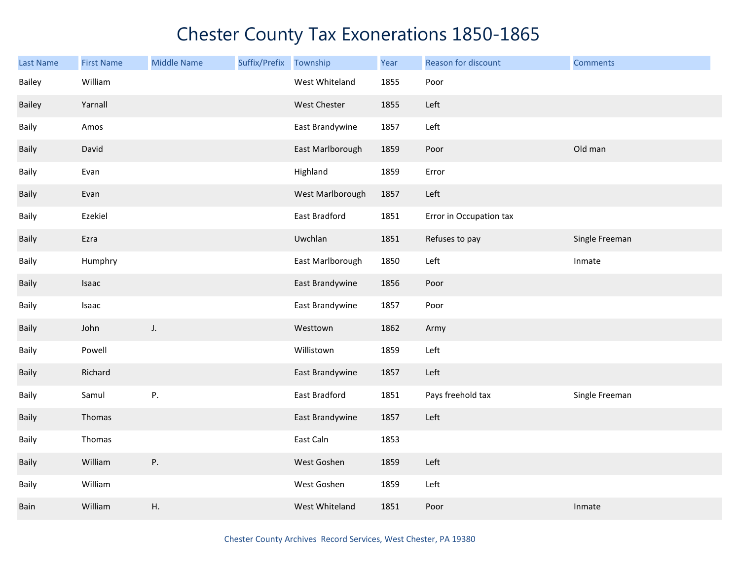# Chester County Tax Exonerations 1850-1865

| Last Name | First Name | Middle Name | Suffix/Prefix | Township | Year | Reason for discount | Comments |
|---|---|---|---|---|---|---|---|
| Bailey | William | | | West Whiteland | 1855 | Poor | |
| Bailey | Yarnall | | | West Chester | 1855 | Left | |
| Baily | Amos | | | East Brandywine | 1857 | Left | |
| Baily | David | | | East Marlborough | 1859 | Poor | Old man |
| Baily | Evan | | | Highland | 1859 | Error | |
| Baily | Evan | | | West Marlborough | 1857 | Left | |
| Baily | Ezekiel | | | East Bradford | 1851 | Error in Occupation tax | |
| Baily | Ezra | | | Uwchlan | 1851 | Refuses to pay | Single Freeman |
| Baily | Humphry | | | East Marlborough | 1850 | Left | Inmate |
| Baily | Isaac | | | East Brandywine | 1856 | Poor | |
| Baily | Isaac | | | East Brandywine | 1857 | Poor | |
| Baily | John | J. | | Westtown | 1862 | Army | |
| Baily | Powell | | | Willistown | 1859 | Left | |
| Baily | Richard | | | East Brandywine | 1857 | Left | |
| Baily | Samul | P. | | East Bradford | 1851 | Pays freehold tax | Single Freeman |
| Baily | Thomas | | | East Brandywine | 1857 | Left | |
| Baily | Thomas | | | East Caln | 1853 | | |
| Baily | William | P. | | West Goshen | 1859 | Left | |
| Baily | William | | | West Goshen | 1859 | Left | |
| Bain | William | H. | | West Whiteland | 1851 | Poor | Inmate |

Chester County Archives Record Services, West Chester, PA 19380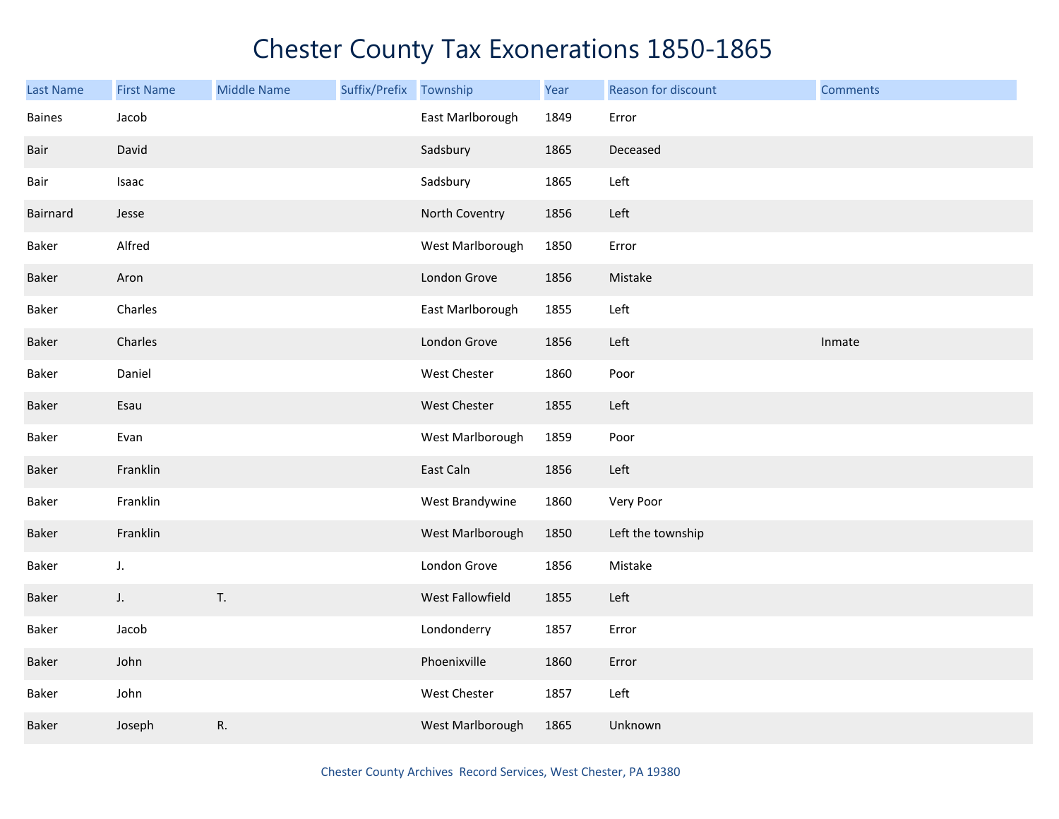# Chester County Tax Exonerations 1850-1865

| Last Name | First Name | Middle Name | Suffix/Prefix | Township | Year | Reason for discount | Comments |
|---|---|---|---|---|---|---|---|
| Baines | Jacob | | | East Marlborough | 1849 | Error | |
| Bair | David | | | Sadsbury | 1865 | Deceased | |
| Bair | Isaac | | | Sadsbury | 1865 | Left | |
| Bairnard | Jesse | | | North Coventry | 1856 | Left | |
| Baker | Alfred | | | West Marlborough | 1850 | Error | |
| Baker | Aron | | | London Grove | 1856 | Mistake | |
| Baker | Charles | | | East Marlborough | 1855 | Left | |
| Baker | Charles | | | London Grove | 1856 | Left | Inmate |
| Baker | Daniel | | | West Chester | 1860 | Poor | |
| Baker | Esau | | | West Chester | 1855 | Left | |
| Baker | Evan | | | West Marlborough | 1859 | Poor | |
| Baker | Franklin | | | East Caln | 1856 | Left | |
| Baker | Franklin | | | West Brandywine | 1860 | Very Poor | |
| Baker | Franklin | | | West Marlborough | 1850 | Left the township | |
| Baker | J. | | | London Grove | 1856 | Mistake | |
| Baker | J. | T. | | West Fallowfield | 1855 | Left | |
| Baker | Jacob | | | Londonderry | 1857 | Error | |
| Baker | John | | | Phoenixville | 1860 | Error | |
| Baker | John | | | West Chester | 1857 | Left | |
| Baker | Joseph | R. | | West Marlborough | 1865 | Unknown | |

Chester County Archives Record Services, West Chester, PA 19380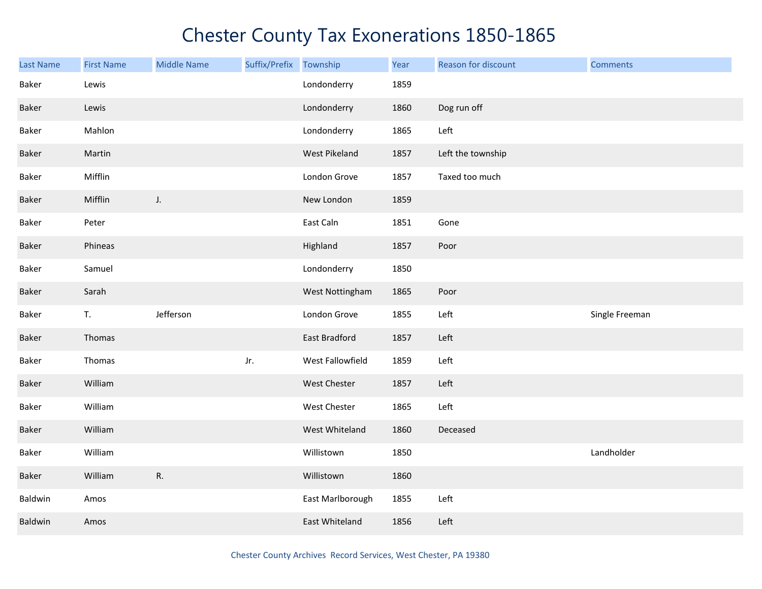# Chester County Tax Exonerations 1850-1865

| Last Name | First Name | Middle Name | Suffix/Prefix | Township | Year | Reason for discount | Comments |
|---|---|---|---|---|---|---|---|
| Baker | Lewis | | | Londonderry | 1859 | | |
| Baker | Lewis | | | Londonderry | 1860 | Dog run off | |
| Baker | Mahlon | | | Londonderry | 1865 | Left | |
| Baker | Martin | | | West Pikeland | 1857 | Left the township | |
| Baker | Mifflin | | | London Grove | 1857 | Taxed too much | |
| Baker | Mifflin | J. | | New London | 1859 | | |
| Baker | Peter | | | East Caln | 1851 | Gone | |
| Baker | Phineas | | | Highland | 1857 | Poor | |
| Baker | Samuel | | | Londonderry | 1850 | | |
| Baker | Sarah | | | West Nottingham | 1865 | Poor | |
| Baker | T. | Jefferson | | London Grove | 1855 | Left | Single Freeman |
| Baker | Thomas | | | East Bradford | 1857 | Left | |
| Baker | Thomas | | Jr. | West Fallowfield | 1859 | Left | |
| Baker | William | | | West Chester | 1857 | Left | |
| Baker | William | | | West Chester | 1865 | Left | |
| Baker | William | | | West Whiteland | 1860 | Deceased | |
| Baker | William | | | Willistown | 1850 | | Landholder |
| Baker | William | R. | | Willistown | 1860 | | |
| Baldwin | Amos | | | East Marlborough | 1855 | Left | |
| Baldwin | Amos | | | East Whiteland | 1856 | Left | |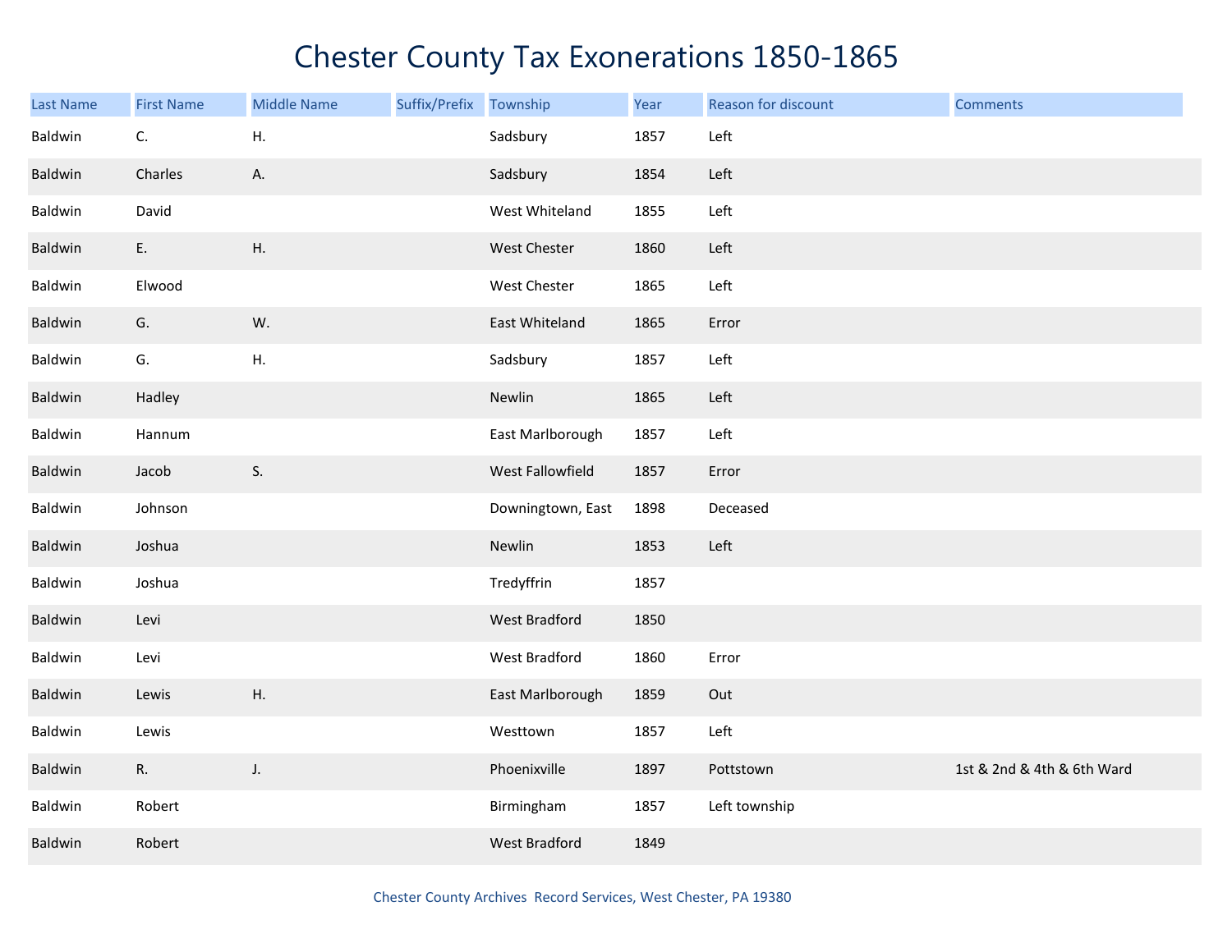# Chester County Tax Exonerations 1850-1865

| Last Name | First Name | Middle Name | Suffix/Prefix | Township | Year | Reason for discount | Comments |
|---|---|---|---|---|---|---|---|
| Baldwin | C. | H. | | Sadsbury | 1857 | Left | |
| Baldwin | Charles | A. | | Sadsbury | 1854 | Left | |
| Baldwin | David | | | West Whiteland | 1855 | Left | |
| Baldwin | E. | H. | | West Chester | 1860 | Left | |
| Baldwin | Elwood | | | West Chester | 1865 | Left | |
| Baldwin | G. | W. | | East Whiteland | 1865 | Error | |
| Baldwin | G. | H. | | Sadsbury | 1857 | Left | |
| Baldwin | Hadley | | | Newlin | 1865 | Left | |
| Baldwin | Hannum | | | East Marlborough | 1857 | Left | |
| Baldwin | Jacob | S. | | West Fallowfield | 1857 | Error | |
| Baldwin | Johnson | | | Downingtown, East | 1898 | Deceased | |
| Baldwin | Joshua | | | Newlin | 1853 | Left | |
| Baldwin | Joshua | | | Tredyffrin | 1857 | | |
| Baldwin | Levi | | | West Bradford | 1850 | | |
| Baldwin | Levi | | | West Bradford | 1860 | Error | |
| Baldwin | Lewis | H. | | East Marlborough | 1859 | Out | |
| Baldwin | Lewis | | | Westtown | 1857 | Left | |
| Baldwin | R. | J. | | Phoenixville | 1897 | Pottstown | 1st & 2nd & 4th & 6th Ward |
| Baldwin | Robert | | | Birmingham | 1857 | Left township | |
| Baldwin | Robert | | | West Bradford | 1849 | | |

Chester County Archives Record Services, West Chester, PA 19380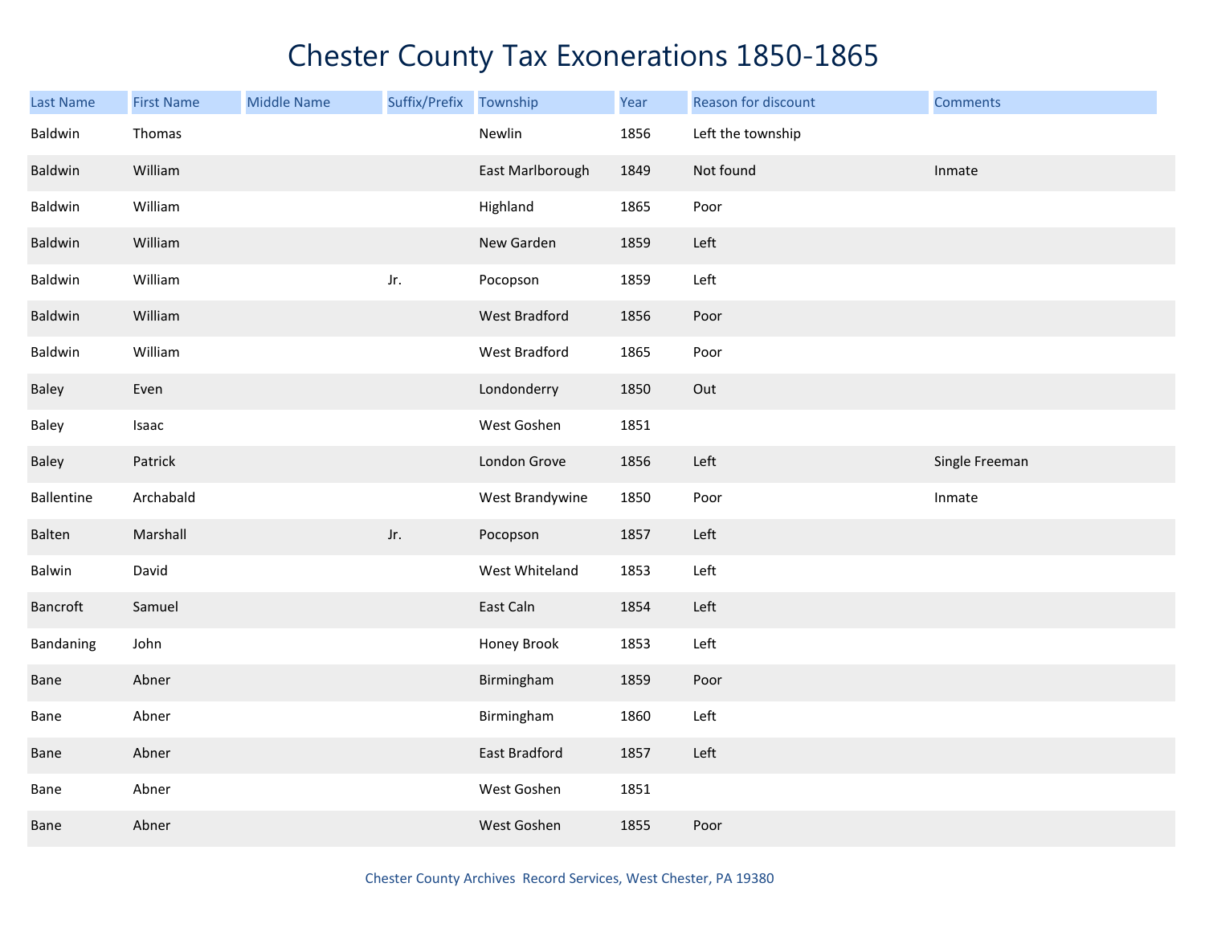# Chester County Tax Exonerations 1850-1865

| Last Name | First Name | Middle Name | Suffix/Prefix | Township | Year | Reason for discount | Comments |
|---|---|---|---|---|---|---|---|
| Baldwin | Thomas | | | Newlin | 1856 | Left the township | |
| Baldwin | William | | | East Marlborough | 1849 | Not found | Inmate |
| Baldwin | William | | | Highland | 1865 | Poor | |
| Baldwin | William | | | New Garden | 1859 | Left | |
| Baldwin | William | | Jr. | Pocopson | 1859 | Left | |
| Baldwin | William | | | West Bradford | 1856 | Poor | |
| Baldwin | William | | | West Bradford | 1865 | Poor | |
| Baley | Even | | | Londonderry | 1850 | Out | |
| Baley | Isaac | | | West Goshen | 1851 | | |
| Baley | Patrick | | | London Grove | 1856 | Left | Single Freeman |
| Ballentine | Archabald | | | West Brandywine | 1850 | Poor | Inmate |
| Balten | Marshall | | Jr. | Pocopson | 1857 | Left | |
| Balwin | David | | | West Whiteland | 1853 | Left | |
| Bancroft | Samuel | | | East Caln | 1854 | Left | |
| Bandaning | John | | | Honey Brook | 1853 | Left | |
| Bane | Abner | | | Birmingham | 1859 | Poor | |
| Bane | Abner | | | Birmingham | 1860 | Left | |
| Bane | Abner | | | East Bradford | 1857 | Left | |
| Bane | Abner | | | West Goshen | 1851 | | |
| Bane | Abner | | | West Goshen | 1855 | Poor | |

Chester County Archives Record Services, West Chester, PA 19380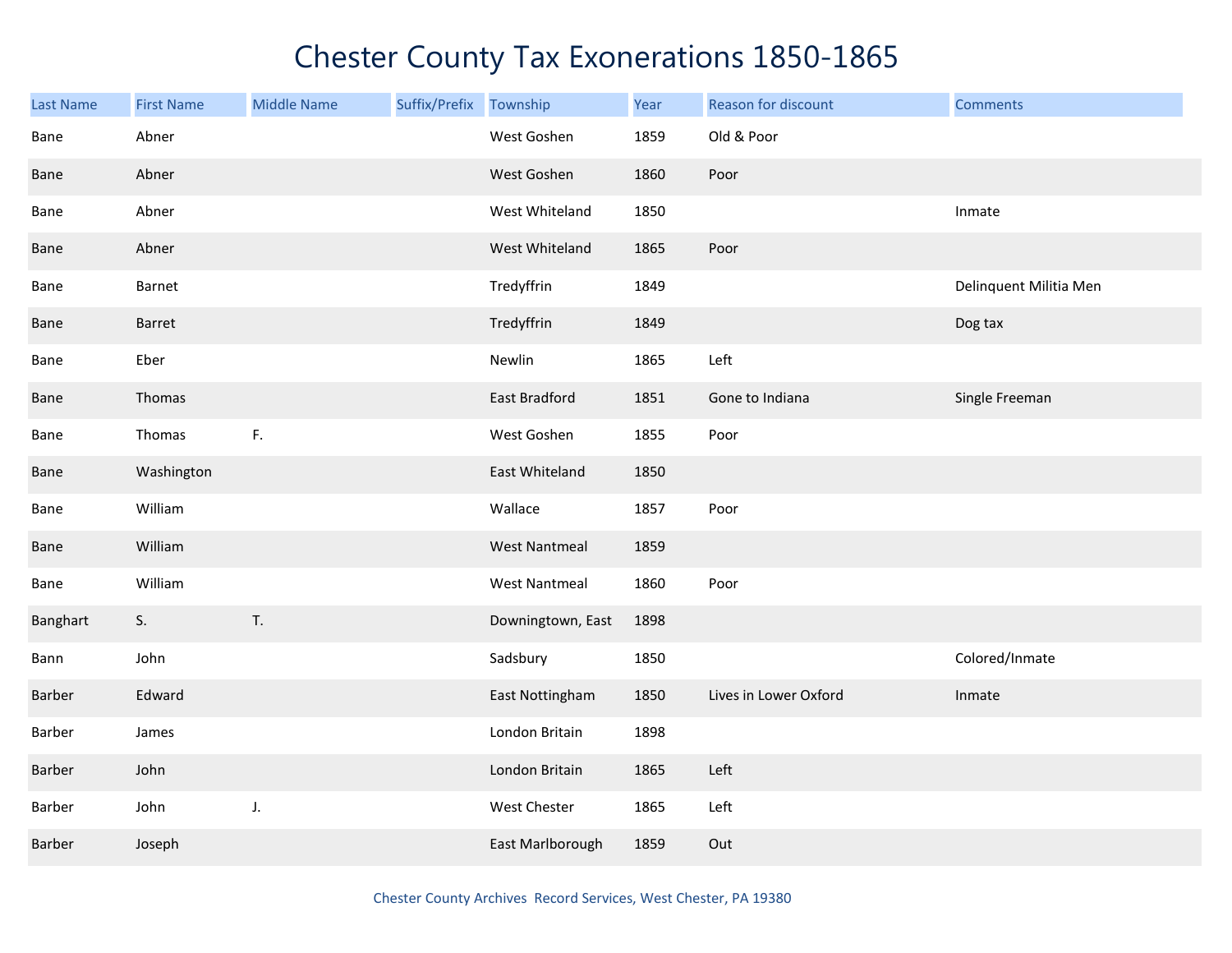# Chester County Tax Exonerations 1850-1865

| Last Name | First Name | Middle Name | Suffix/Prefix | Township | Year | Reason for discount | Comments |
|---|---|---|---|---|---|---|---|
| Bane | Abner | | | West Goshen | 1859 | Old & Poor | |
| Bane | Abner | | | West Goshen | 1860 | Poor | |
| Bane | Abner | | | West Whiteland | 1850 | | Inmate |
| Bane | Abner | | | West Whiteland | 1865 | Poor | |
| Bane | Barnet | | | Tredyffrin | 1849 | | Delinquent Militia Men |
| Bane | Barret | | | Tredyffrin | 1849 | | Dog tax |
| Bane | Eber | | | Newlin | 1865 | Left | |
| Bane | Thomas | | | East Bradford | 1851 | Gone to Indiana | Single Freeman |
| Bane | Thomas | F. | | West Goshen | 1855 | Poor | |
| Bane | Washington | | | East Whiteland | 1850 | | |
| Bane | William | | | Wallace | 1857 | Poor | |
| Bane | William | | | West Nantmeal | 1859 | | |
| Bane | William | | | West Nantmeal | 1860 | Poor | |
| Banghart | S. | T. | | Downingtown, East | 1898 | | |
| Bann | John | | | Sadsbury | 1850 | | Colored/Inmate |
| Barber | Edward | | | East Nottingham | 1850 | Lives in Lower Oxford | Inmate |
| Barber | James | | | London Britain | 1898 | | |
| Barber | John | | | London Britain | 1865 | Left | |
| Barber | John | J. | | West Chester | 1865 | Left | |
| Barber | Joseph | | | East Marlborough | 1859 | Out | |

Chester County Archives Record Services, West Chester, PA 19380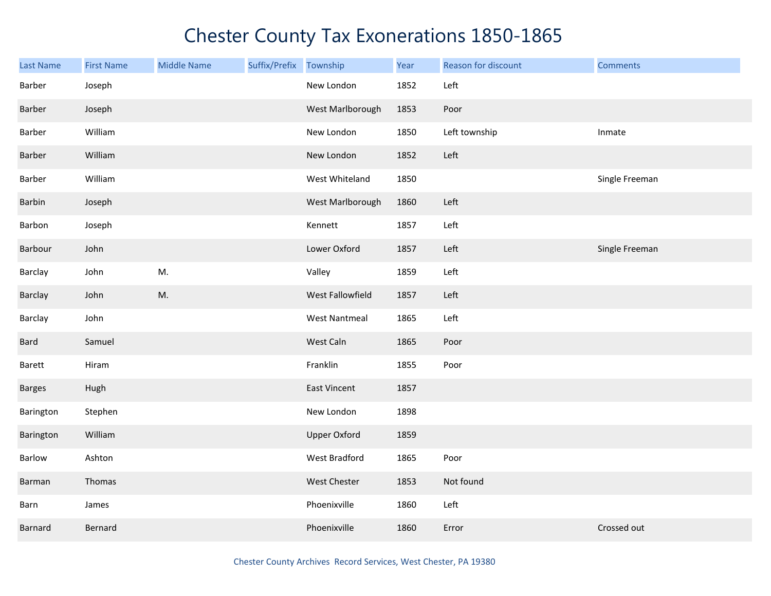# Chester County Tax Exonerations 1850-1865

| Last Name | First Name | Middle Name | Suffix/Prefix | Township | Year | Reason for discount | Comments |
|---|---|---|---|---|---|---|---|
| Barber | Joseph | | | New London | 1852 | Left | |
| Barber | Joseph | | | West Marlborough | 1853 | Poor | |
| Barber | William | | | New London | 1850 | Left township | Inmate |
| Barber | William | | | New London | 1852 | Left | |
| Barber | William | | | West Whiteland | 1850 | | Single Freeman |
| Barbin | Joseph | | | West Marlborough | 1860 | Left | |
| Barbon | Joseph | | | Kennett | 1857 | Left | |
| Barbour | John | | | Lower Oxford | 1857 | Left | Single Freeman |
| Barclay | John | M. | | Valley | 1859 | Left | |
| Barclay | John | M. | | West Fallowfield | 1857 | Left | |
| Barclay | John | | | West Nantmeal | 1865 | Left | |
| Bard | Samuel | | | West Caln | 1865 | Poor | |
| Barett | Hiram | | | Franklin | 1855 | Poor | |
| Barges | Hugh | | | East Vincent | 1857 | | |
| Barington | Stephen | | | New London | 1898 | | |
| Barington | William | | | Upper Oxford | 1859 | | |
| Barlow | Ashton | | | West Bradford | 1865 | Poor | |
| Barman | Thomas | | | West Chester | 1853 | Not found | |
| Barn | James | | | Phoenixville | 1860 | Left | |
| Barnard | Bernard | | | Phoenixville | 1860 | Error | Crossed out |

Chester County Archives Record Services, West Chester, PA 19380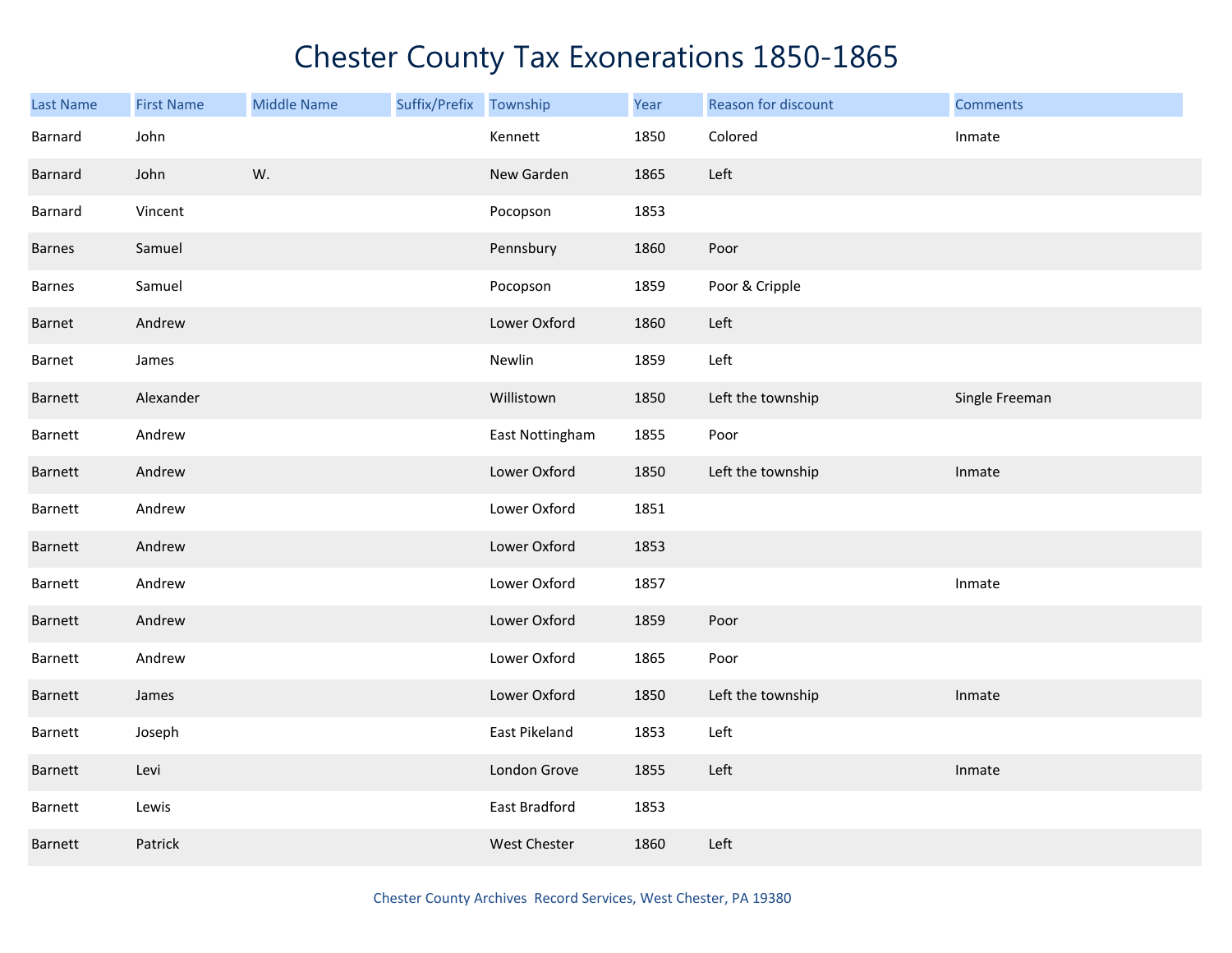# Chester County Tax Exonerations 1850-1865

| Last Name | First Name | Middle Name | Suffix/Prefix | Township | Year | Reason for discount | Comments |
|---|---|---|---|---|---|---|---|
| Barnard | John | | | Kennett | 1850 | Colored | Inmate |
| Barnard | John | W. | | New Garden | 1865 | Left | |
| Barnard | Vincent | | | Pocopson | 1853 | | |
| Barnes | Samuel | | | Pennsbury | 1860 | Poor | |
| Barnes | Samuel | | | Pocopson | 1859 | Poor & Cripple | |
| Barnet | Andrew | | | Lower Oxford | 1860 | Left | |
| Barnet | James | | | Newlin | 1859 | Left | |
| Barnett | Alexander | | | Willistown | 1850 | Left the township | Single Freeman |
| Barnett | Andrew | | | East Nottingham | 1855 | Poor | |
| Barnett | Andrew | | | Lower Oxford | 1850 | Left the township | Inmate |
| Barnett | Andrew | | | Lower Oxford | 1851 | | |
| Barnett | Andrew | | | Lower Oxford | 1853 | | |
| Barnett | Andrew | | | Lower Oxford | 1857 | | Inmate |
| Barnett | Andrew | | | Lower Oxford | 1859 | Poor | |
| Barnett | Andrew | | | Lower Oxford | 1865 | Poor | |
| Barnett | James | | | Lower Oxford | 1850 | Left the township | Inmate |
| Barnett | Joseph | | | East Pikeland | 1853 | Left | |
| Barnett | Levi | | | London Grove | 1855 | Left | Inmate |
| Barnett | Lewis | | | East Bradford | 1853 | | |
| Barnett | Patrick | | | West Chester | 1860 | Left | |

Chester County Archives Record Services, West Chester, PA 19380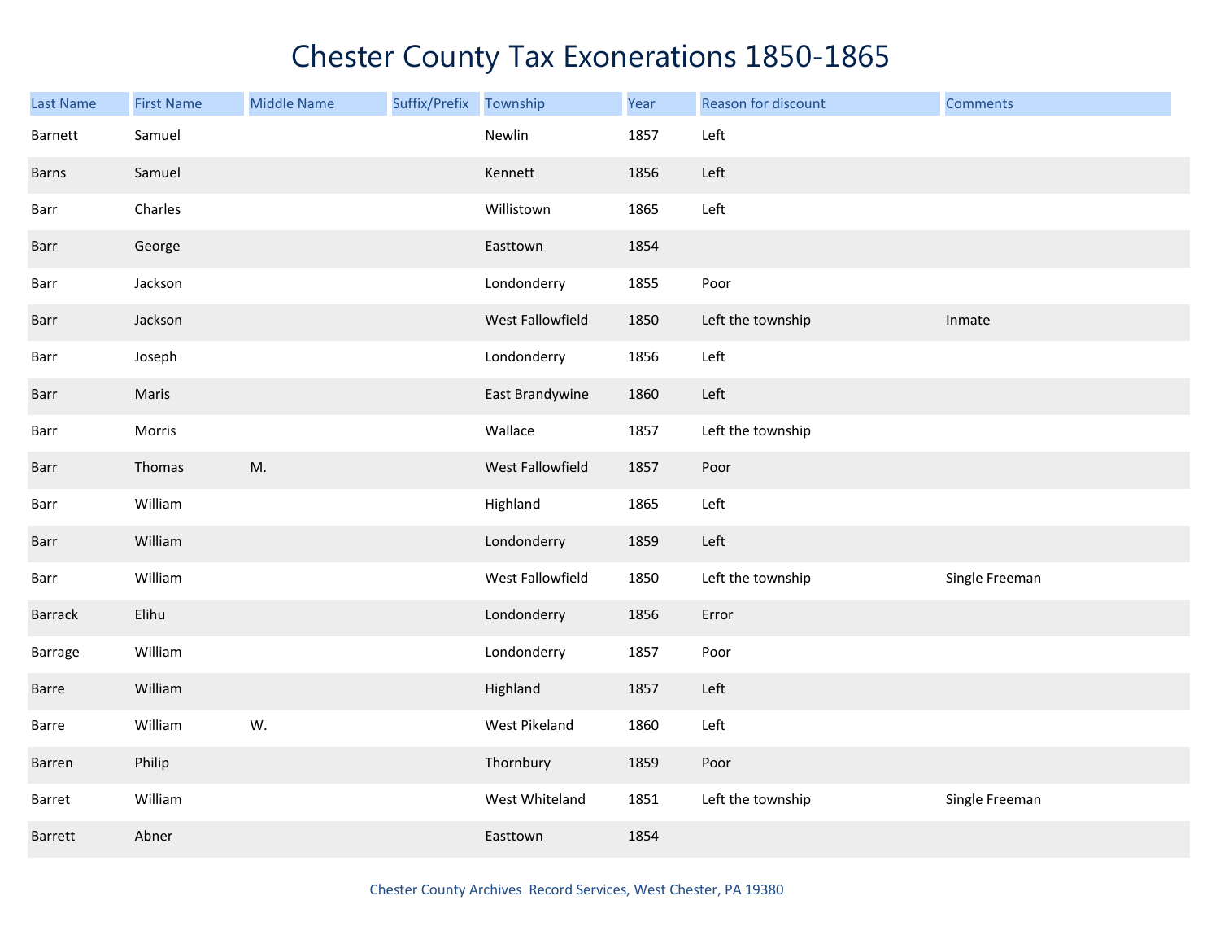# Chester County Tax Exonerations 1850-1865

| Last Name | First Name | Middle Name | Suffix/Prefix | Township | Year | Reason for discount | Comments |
|---|---|---|---|---|---|---|---|
| Barnett | Samuel | | | Newlin | 1857 | Left | |
| Barns | Samuel | | | Kennett | 1856 | Left | |
| Barr | Charles | | | Willistown | 1865 | Left | |
| Barr | George | | | Easttown | 1854 | | |
| Barr | Jackson | | | Londonderry | 1855 | Poor | |
| Barr | Jackson | | | West Fallowfield | 1850 | Left the township | Inmate |
| Barr | Joseph | | | Londonderry | 1856 | Left | |
| Barr | Maris | | | East Brandywine | 1860 | Left | |
| Barr | Morris | | | Wallace | 1857 | Left the township | |
| Barr | Thomas | M. | | West Fallowfield | 1857 | Poor | |
| Barr | William | | | Highland | 1865 | Left | |
| Barr | William | | | Londonderry | 1859 | Left | |
| Barr | William | | | West Fallowfield | 1850 | Left the township | Single Freeman |
| Barrack | Elihu | | | Londonderry | 1856 | Error | |
| Barrage | William | | | Londonderry | 1857 | Poor | |
| Barre | William | | | Highland | 1857 | Left | |
| Barre | William | W. | | West Pikeland | 1860 | Left | |
| Barren | Philip | | | Thornbury | 1859 | Poor | |
| Barret | William | | | West Whiteland | 1851 | Left the township | Single Freeman |
| Barrett | Abner | | | Easttown | 1854 | | |

Chester County Archives Record Services, West Chester, PA 19380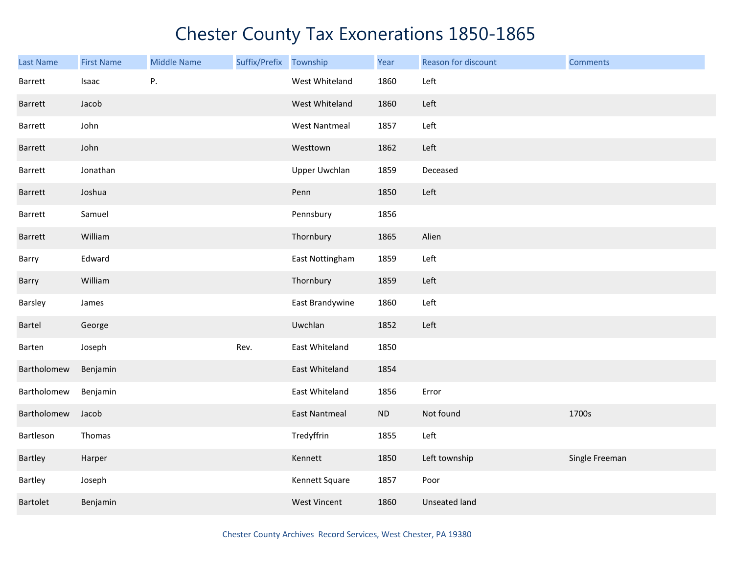# Chester County Tax Exonerations 1850-1865

| Last Name | First Name | Middle Name | Suffix/Prefix | Township | Year | Reason for discount | Comments |
|---|---|---|---|---|---|---|---|
| Barrett | Isaac | P. | | West Whiteland | 1860 | Left | |
| Barrett | Jacob | | | West Whiteland | 1860 | Left | |
| Barrett | John | | | West Nantmeal | 1857 | Left | |
| Barrett | John | | | Westtown | 1862 | Left | |
| Barrett | Jonathan | | | Upper Uwchlan | 1859 | Deceased | |
| Barrett | Joshua | | | Penn | 1850 | Left | |
| Barrett | Samuel | | | Pennsbury | 1856 | | |
| Barrett | William | | | Thornbury | 1865 | Alien | |
| Barry | Edward | | | East Nottingham | 1859 | Left | |
| Barry | William | | | Thornbury | 1859 | Left | |
| Barsley | James | | | East Brandywine | 1860 | Left | |
| Bartel | George | | | Uwchlan | 1852 | Left | |
| Barten | Joseph | | Rev. | East Whiteland | 1850 | | |
| Bartholomew | Benjamin | | | East Whiteland | 1854 | | |
| Bartholomew | Benjamin | | | East Whiteland | 1856 | Error | |
| Bartholomew | Jacob | | | East Nantmeal | ND | Not found | 1700s |
| Bartleson | Thomas | | | Tredyffrin | 1855 | Left | |
| Bartley | Harper | | | Kennett | 1850 | Left township | Single Freeman |
| Bartley | Joseph | | | Kennett Square | 1857 | Poor | |
| Bartolet | Benjamin | | | West Vincent | 1860 | Unseated land | |

Chester County Archives Record Services, West Chester, PA 19380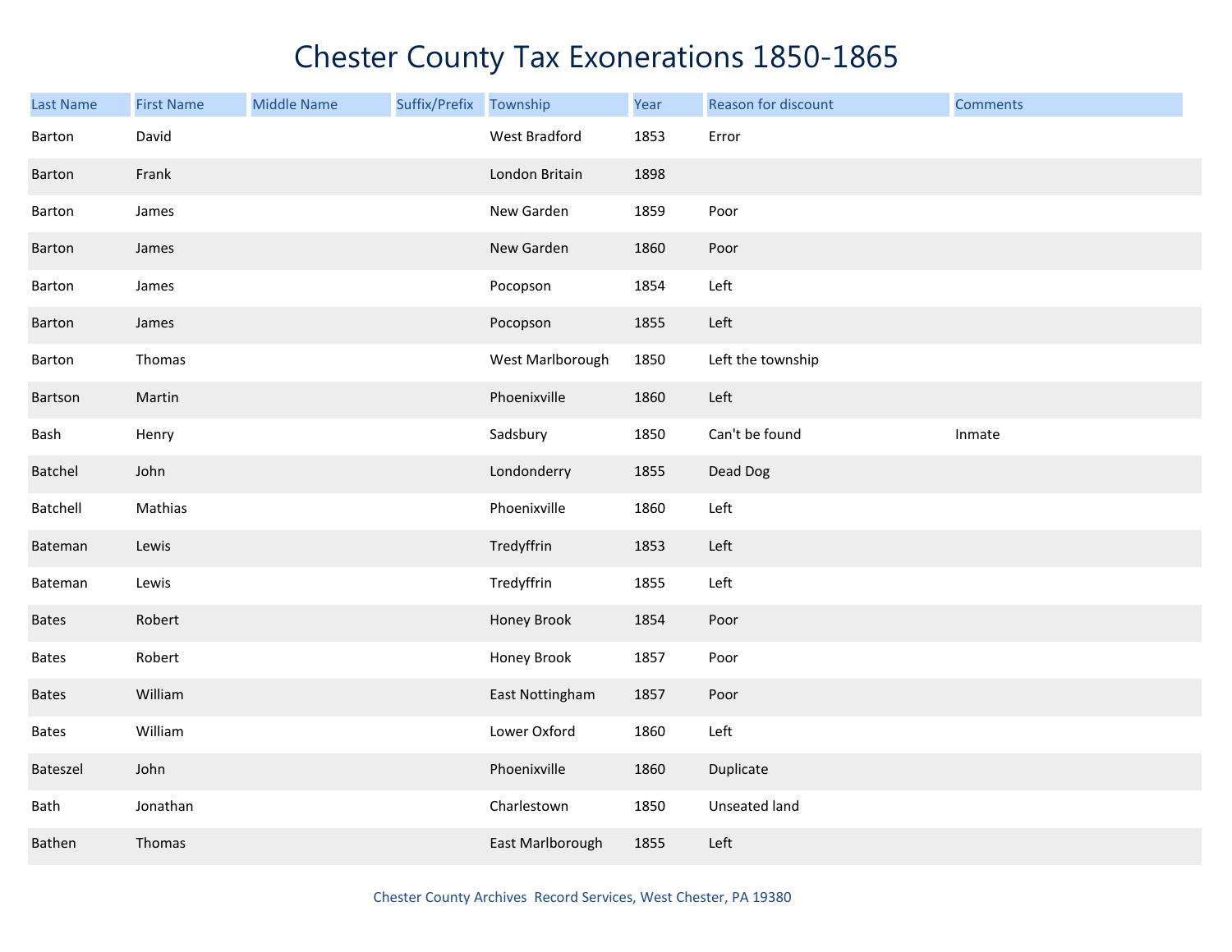# Chester County Tax Exonerations 1850-1865

| Last Name | First Name | Middle Name | Suffix/Prefix | Township | Year | Reason for discount | Comments |
|---|---|---|---|---|---|---|---|
| Barton | David | | | West Bradford | 1853 | Error | |
| Barton | Frank | | | London Britain | 1898 | | |
| Barton | James | | | New Garden | 1859 | Poor | |
| Barton | James | | | New Garden | 1860 | Poor | |
| Barton | James | | | Pocopson | 1854 | Left | |
| Barton | James | | | Pocopson | 1855 | Left | |
| Barton | Thomas | | | West Marlborough | 1850 | Left the township | |
| Bartson | Martin | | | Phoenixville | 1860 | Left | |
| Bash | Henry | | | Sadsbury | 1850 | Can't be found | Inmate |
| Batchel | John | | | Londonderry | 1855 | Dead Dog | |
| Batchell | Mathias | | | Phoenixville | 1860 | Left | |
| Bateman | Lewis | | | Tredyffrin | 1853 | Left | |
| Bateman | Lewis | | | Tredyffrin | 1855 | Left | |
| Bates | Robert | | | Honey Brook | 1854 | Poor | |
| Bates | Robert | | | Honey Brook | 1857 | Poor | |
| Bates | William | | | East Nottingham | 1857 | Poor | |
| Bates | William | | | Lower Oxford | 1860 | Left | |
| Bateszel | John | | | Phoenixville | 1860 | Duplicate | |
| Bath | Jonathan | | | Charlestown | 1850 | Unseated land | |
| Bathen | Thomas | | | East Marlborough | 1855 | Left | |

Chester County Archives Record Services, West Chester, PA 19380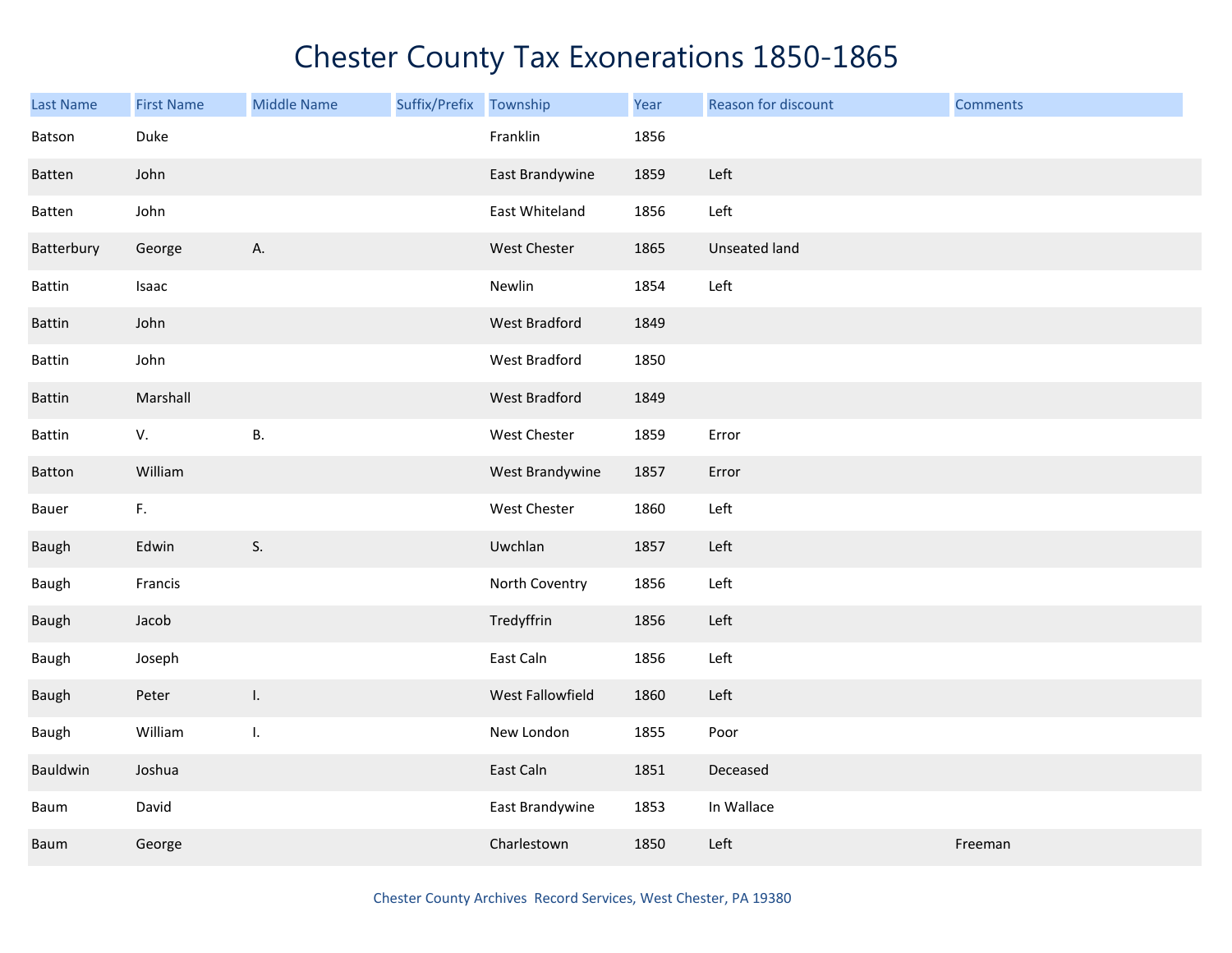# Chester County Tax Exonerations 1850-1865

| Last Name | First Name | Middle Name | Suffix/Prefix | Township | Year | Reason for discount | Comments |
|---|---|---|---|---|---|---|---|
| Batson | Duke | | | Franklin | 1856 | | |
| Batten | John | | | East Brandywine | 1859 | Left | |
| Batten | John | | | East Whiteland | 1856 | Left | |
| Batterbury | George | A. | | West Chester | 1865 | Unseated land | |
| Battin | Isaac | | | Newlin | 1854 | Left | |
| Battin | John | | | West Bradford | 1849 | | |
| Battin | John | | | West Bradford | 1850 | | |
| Battin | Marshall | | | West Bradford | 1849 | | |
| Battin | V. | B. | | West Chester | 1859 | Error | |
| Batton | William | | | West Brandywine | 1857 | Error | |
| Bauer | F. | | | West Chester | 1860 | Left | |
| Baugh | Edwin | S. | | Uwchlan | 1857 | Left | |
| Baugh | Francis | | | North Coventry | 1856 | Left | |
| Baugh | Jacob | | | Tredyffrin | 1856 | Left | |
| Baugh | Joseph | | | East Caln | 1856 | Left | |
| Baugh | Peter | I. | | West Fallowfield | 1860 | Left | |
| Baugh | William | I. | | New London | 1855 | Poor | |
| Bauldwin | Joshua | | | East Caln | 1851 | Deceased | |
| Baum | David | | | East Brandywine | 1853 | In Wallace | |
| Baum | George | | | Charlestown | 1850 | Left | Freeman |

Chester County Archives Record Services, West Chester, PA 19380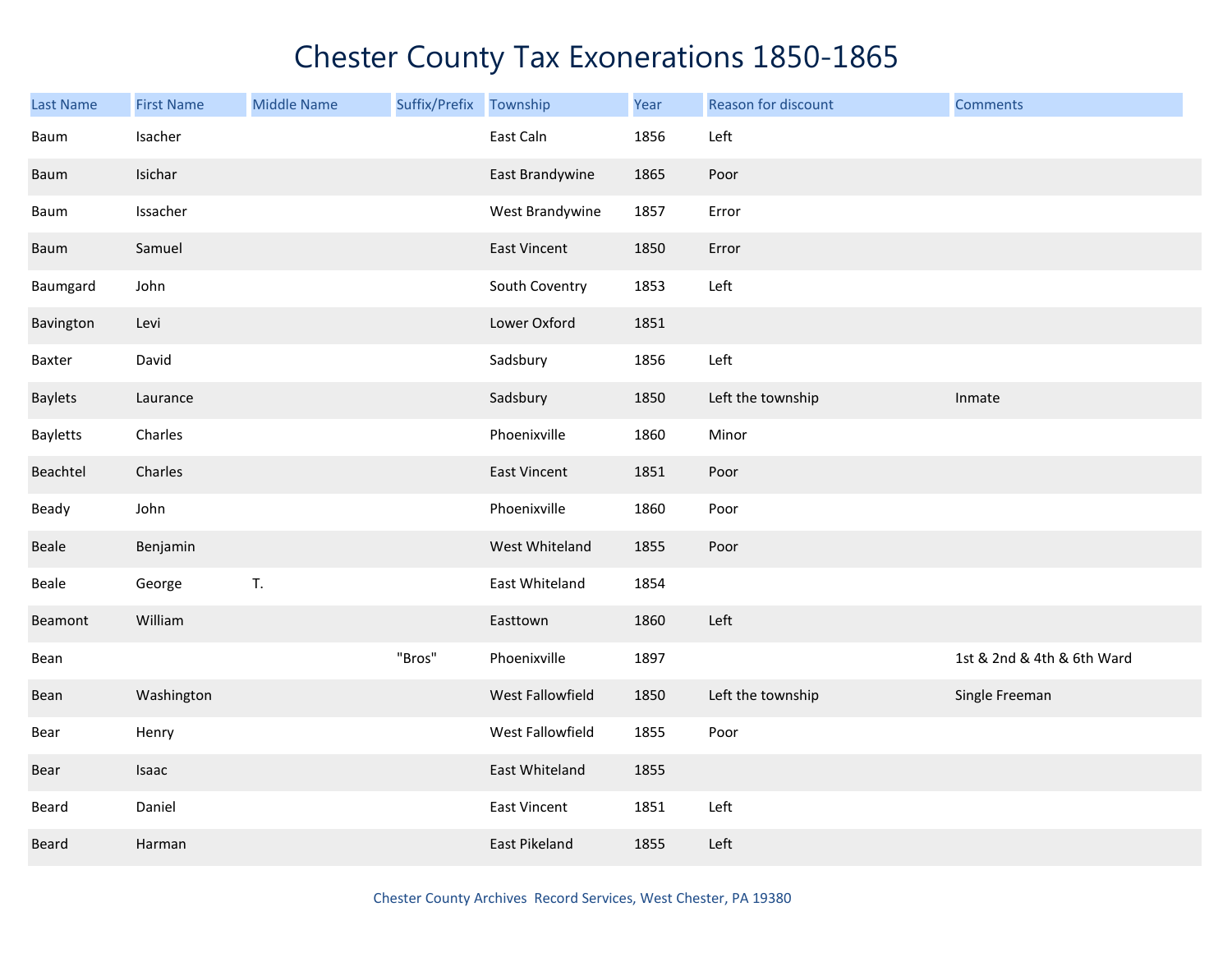# Chester County Tax Exonerations 1850-1865

| Last Name | First Name | Middle Name | Suffix/Prefix | Township | Year | Reason for discount | Comments |
|---|---|---|---|---|---|---|---|
| Baum | Isacher | | | East Caln | 1856 | Left | |
| Baum | Isichar | | | East Brandywine | 1865 | Poor | |
| Baum | Issacher | | | West Brandywine | 1857 | Error | |
| Baum | Samuel | | | East Vincent | 1850 | Error | |
| Baumgard | John | | | South Coventry | 1853 | Left | |
| Bavington | Levi | | | Lower Oxford | 1851 | | |
| Baxter | David | | | Sadsbury | 1856 | Left | |
| Baylets | Laurance | | | Sadsbury | 1850 | Left the township | Inmate |
| Bayletts | Charles | | | Phoenixville | 1860 | Minor | |
| Beachtel | Charles | | | East Vincent | 1851 | Poor | |
| Beady | John | | | Phoenixville | 1860 | Poor | |
| Beale | Benjamin | | | West Whiteland | 1855 | Poor | |
| Beale | George | T. | | East Whiteland | 1854 | | |
| Beamont | William | | | Easttown | 1860 | Left | |
| Bean | | | "Bros" | Phoenixville | 1897 | | 1st & 2nd & 4th & 6th Ward |
| Bean | Washington | | | West Fallowfield | 1850 | Left the township | Single Freeman |
| Bear | Henry | | | West Fallowfield | 1855 | Poor | |
| Bear | Isaac | | | East Whiteland | 1855 | | |
| Beard | Daniel | | | East Vincent | 1851 | Left | |
| Beard | Harman | | | East Pikeland | 1855 | Left | |

Chester County Archives Record Services, West Chester, PA 19380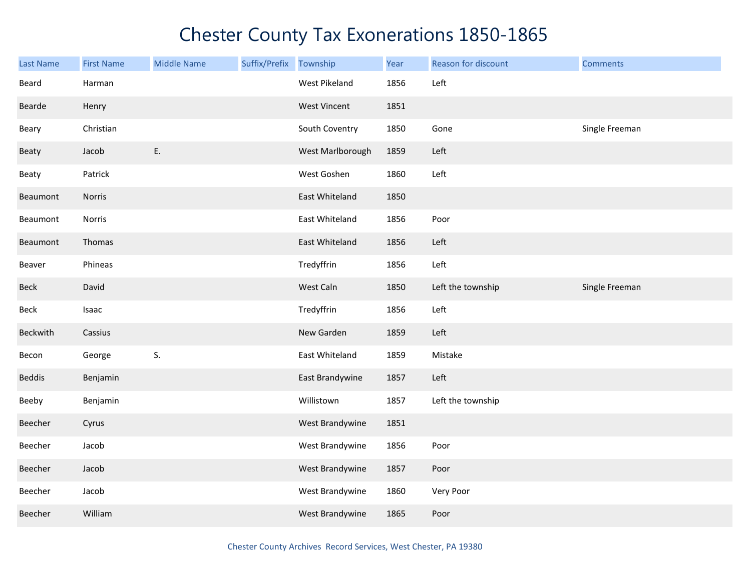# Chester County Tax Exonerations 1850-1865

| Last Name | First Name | Middle Name | Suffix/Prefix | Township | Year | Reason for discount | Comments |
|---|---|---|---|---|---|---|---|
| Beard | Harman | | | West Pikeland | 1856 | Left | |
| Bearde | Henry | | | West Vincent | 1851 | | |
| Beary | Christian | | | South Coventry | 1850 | Gone | Single Freeman |
| Beaty | Jacob | E. | | West Marlborough | 1859 | Left | |
| Beaty | Patrick | | | West Goshen | 1860 | Left | |
| Beaumont | Norris | | | East Whiteland | 1850 | | |
| Beaumont | Norris | | | East Whiteland | 1856 | Poor | |
| Beaumont | Thomas | | | East Whiteland | 1856 | Left | |
| Beaver | Phineas | | | Tredyffrin | 1856 | Left | |
| Beck | David | | | West Caln | 1850 | Left the township | Single Freeman |
| Beck | Isaac | | | Tredyffrin | 1856 | Left | |
| Beckwith | Cassius | | | New Garden | 1859 | Left | |
| Becon | George | S. | | East Whiteland | 1859 | Mistake | |
| Beddis | Benjamin | | | East Brandywine | 1857 | Left | |
| Beeby | Benjamin | | | Willistown | 1857 | Left the township | |
| Beecher | Cyrus | | | West Brandywine | 1851 | | |
| Beecher | Jacob | | | West Brandywine | 1856 | Poor | |
| Beecher | Jacob | | | West Brandywine | 1857 | Poor | |
| Beecher | Jacob | | | West Brandywine | 1860 | Very Poor | |
| Beecher | William | | | West Brandywine | 1865 | Poor | |

Chester County Archives Record Services, West Chester, PA 19380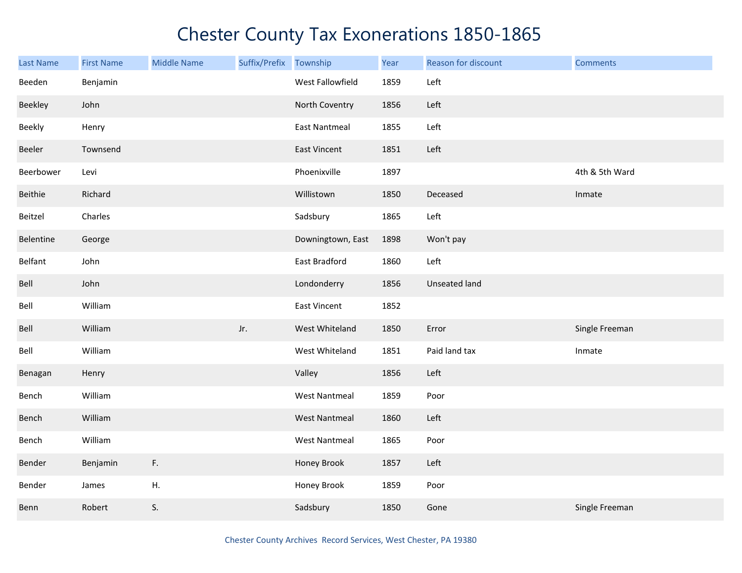# Chester County Tax Exonerations 1850-1865

| Last Name | First Name | Middle Name | Suffix/Prefix | Township | Year | Reason for discount | Comments |
|---|---|---|---|---|---|---|---|
| Beeden | Benjamin | | | West Fallowfield | 1859 | Left | |
| Beekley | John | | | North Coventry | 1856 | Left | |
| Beekly | Henry | | | East Nantmeal | 1855 | Left | |
| Beeler | Townsend | | | East Vincent | 1851 | Left | |
| Beerbower | Levi | | | Phoenixville | 1897 | | 4th & 5th Ward |
| Beithie | Richard | | | Willistown | 1850 | Deceased | Inmate |
| Beitzel | Charles | | | Sadsbury | 1865 | Left | |
| Belentine | George | | | Downingtown, East | 1898 | Won't pay | |
| Belfant | John | | | East Bradford | 1860 | Left | |
| Bell | John | | | Londonderry | 1856 | Unseated land | |
| Bell | William | | | East Vincent | 1852 | | |
| Bell | William | | Jr. | West Whiteland | 1850 | Error | Single Freeman |
| Bell | William | | | West Whiteland | 1851 | Paid land tax | Inmate |
| Benagan | Henry | | | Valley | 1856 | Left | |
| Bench | William | | | West Nantmeal | 1859 | Poor | |
| Bench | William | | | West Nantmeal | 1860 | Left | |
| Bench | William | | | West Nantmeal | 1865 | Poor | |
| Bender | Benjamin | F. | | Honey Brook | 1857 | Left | |
| Bender | James | H. | | Honey Brook | 1859 | Poor | |
| Benn | Robert | S. | | Sadsbury | 1850 | Gone | Single Freeman |

Chester County Archives Record Services, West Chester, PA 19380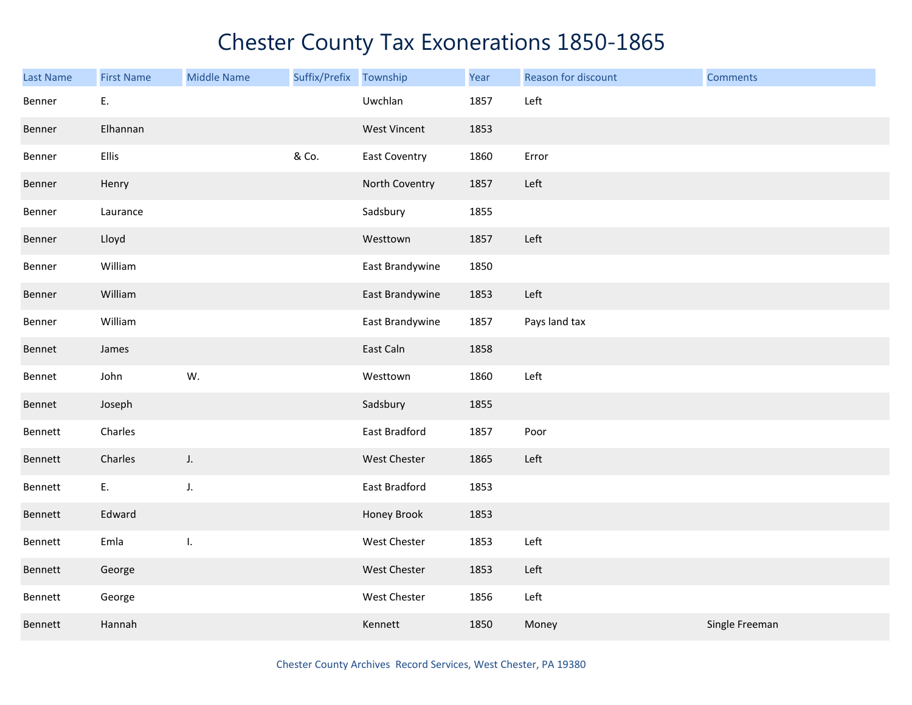# Chester County Tax Exonerations 1850-1865

| Last Name | First Name | Middle Name | Suffix/Prefix | Township | Year | Reason for discount | Comments |
|---|---|---|---|---|---|---|---|
| Benner | E. | | | Uwchlan | 1857 | Left | |
| Benner | Elhannan | | | West Vincent | 1853 | | |
| Benner | Ellis | | & Co. | East Coventry | 1860 | Error | |
| Benner | Henry | | | North Coventry | 1857 | Left | |
| Benner | Laurance | | | Sadsbury | 1855 | | |
| Benner | Lloyd | | | Westtown | 1857 | Left | |
| Benner | William | | | East Brandywine | 1850 | | |
| Benner | William | | | East Brandywine | 1853 | Left | |
| Benner | William | | | East Brandywine | 1857 | Pays land tax | |
| Bennet | James | | | East Caln | 1858 | | |
| Bennet | John | W. | | Westtown | 1860 | Left | |
| Bennet | Joseph | | | Sadsbury | 1855 | | |
| Bennett | Charles | | | East Bradford | 1857 | Poor | |
| Bennett | Charles | J. | | West Chester | 1865 | Left | |
| Bennett | E. | J. | | East Bradford | 1853 | | |
| Bennett | Edward | | | Honey Brook | 1853 | | |
| Bennett | Emla | I. | | West Chester | 1853 | Left | |
| Bennett | George | | | West Chester | 1853 | Left | |
| Bennett | George | | | West Chester | 1856 | Left | |
| Bennett | Hannah | | | Kennett | 1850 | Money | Single Freeman |

Chester County Archives Record Services, West Chester, PA 19380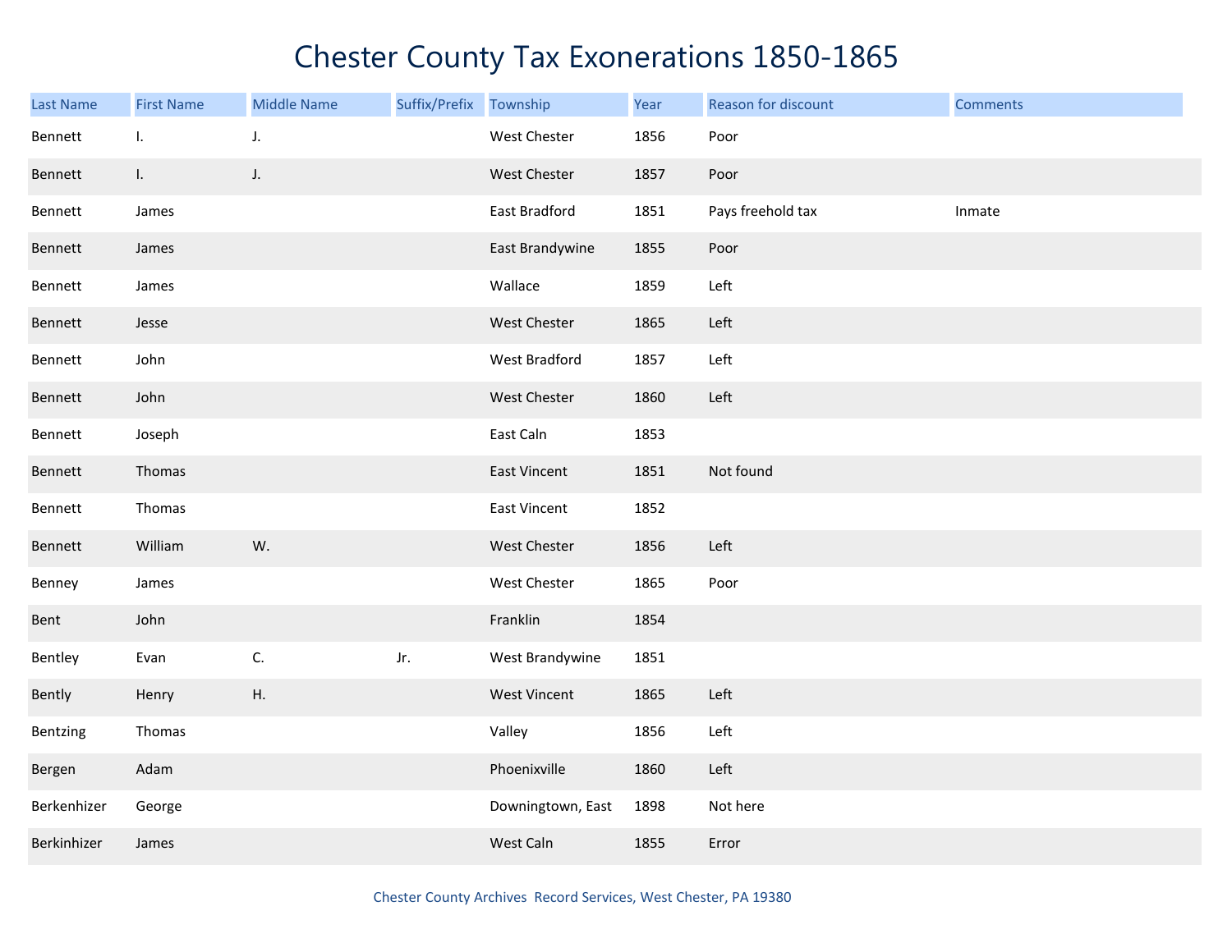# Chester County Tax Exonerations 1850-1865

| Last Name | First Name | Middle Name | Suffix/Prefix | Township | Year | Reason for discount | Comments |
|---|---|---|---|---|---|---|---|
| Bennett | I. | J. | | West Chester | 1856 | Poor | |
| Bennett | I. | J. | | West Chester | 1857 | Poor | |
| Bennett | James | | | East Bradford | 1851 | Pays freehold tax | Inmate |
| Bennett | James | | | East Brandywine | 1855 | Poor | |
| Bennett | James | | | Wallace | 1859 | Left | |
| Bennett | Jesse | | | West Chester | 1865 | Left | |
| Bennett | John | | | West Bradford | 1857 | Left | |
| Bennett | John | | | West Chester | 1860 | Left | |
| Bennett | Joseph | | | East Caln | 1853 | | |
| Bennett | Thomas | | | East Vincent | 1851 | Not found | |
| Bennett | Thomas | | | East Vincent | 1852 | | |
| Bennett | William | W. | | West Chester | 1856 | Left | |
| Benney | James | | | West Chester | 1865 | Poor | |
| Bent | John | | | Franklin | 1854 | | |
| Bentley | Evan | C. | Jr. | West Brandywine | 1851 | | |
| Bently | Henry | H. | | West Vincent | 1865 | Left | |
| Bentzing | Thomas | | | Valley | 1856 | Left | |
| Bergen | Adam | | | Phoenixville | 1860 | Left | |
| Berkenhizer | George | | | Downingtown, East | 1898 | Not here | |
| Berkinhizer | James | | | West Caln | 1855 | Error | |

Chester County Archives Record Services, West Chester, PA 19380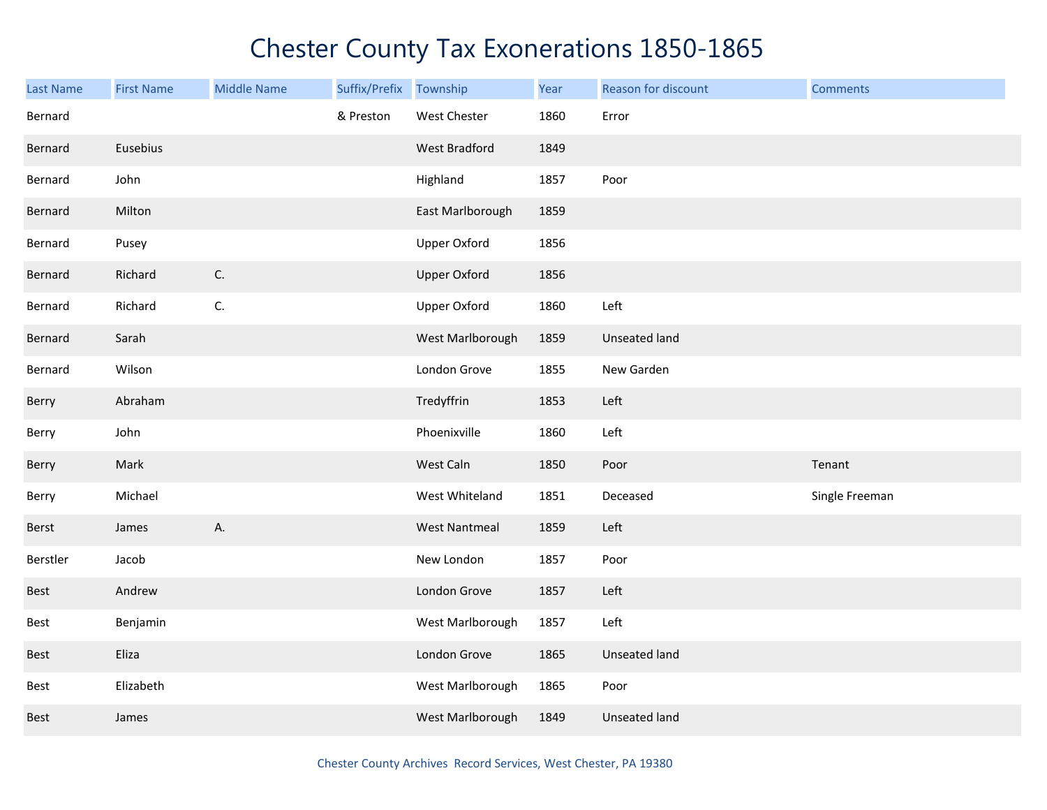# Chester County Tax Exonerations 1850-1865

| Last Name | First Name | Middle Name | Suffix/Prefix | Township | Year | Reason for discount | Comments |
|---|---|---|---|---|---|---|---|
| Bernard | | | & Preston | West Chester | 1860 | Error | |
| Bernard | Eusebius | | | West Bradford | 1849 | | |
| Bernard | John | | | Highland | 1857 | Poor | |
| Bernard | Milton | | | East Marlborough | 1859 | | |
| Bernard | Pusey | | | Upper Oxford | 1856 | | |
| Bernard | Richard | C. | | Upper Oxford | 1856 | | |
| Bernard | Richard | C. | | Upper Oxford | 1860 | Left | |
| Bernard | Sarah | | | West Marlborough | 1859 | Unseated land | |
| Bernard | Wilson | | | London Grove | 1855 | New Garden | |
| Berry | Abraham | | | Tredyffrin | 1853 | Left | |
| Berry | John | | | Phoenixville | 1860 | Left | |
| Berry | Mark | | | West Caln | 1850 | Poor | Tenant |
| Berry | Michael | | | West Whiteland | 1851 | Deceased | Single Freeman |
| Berst | James | A. | | West Nantmeal | 1859 | Left | |
| Berstler | Jacob | | | New London | 1857 | Poor | |
| Best | Andrew | | | London Grove | 1857 | Left | |
| Best | Benjamin | | | West Marlborough | 1857 | Left | |
| Best | Eliza | | | London Grove | 1865 | Unseated land | |
| Best | Elizabeth | | | West Marlborough | 1865 | Poor | |
| Best | James | | | West Marlborough | 1849 | Unseated land | |

Chester County Archives Record Services, West Chester, PA 19380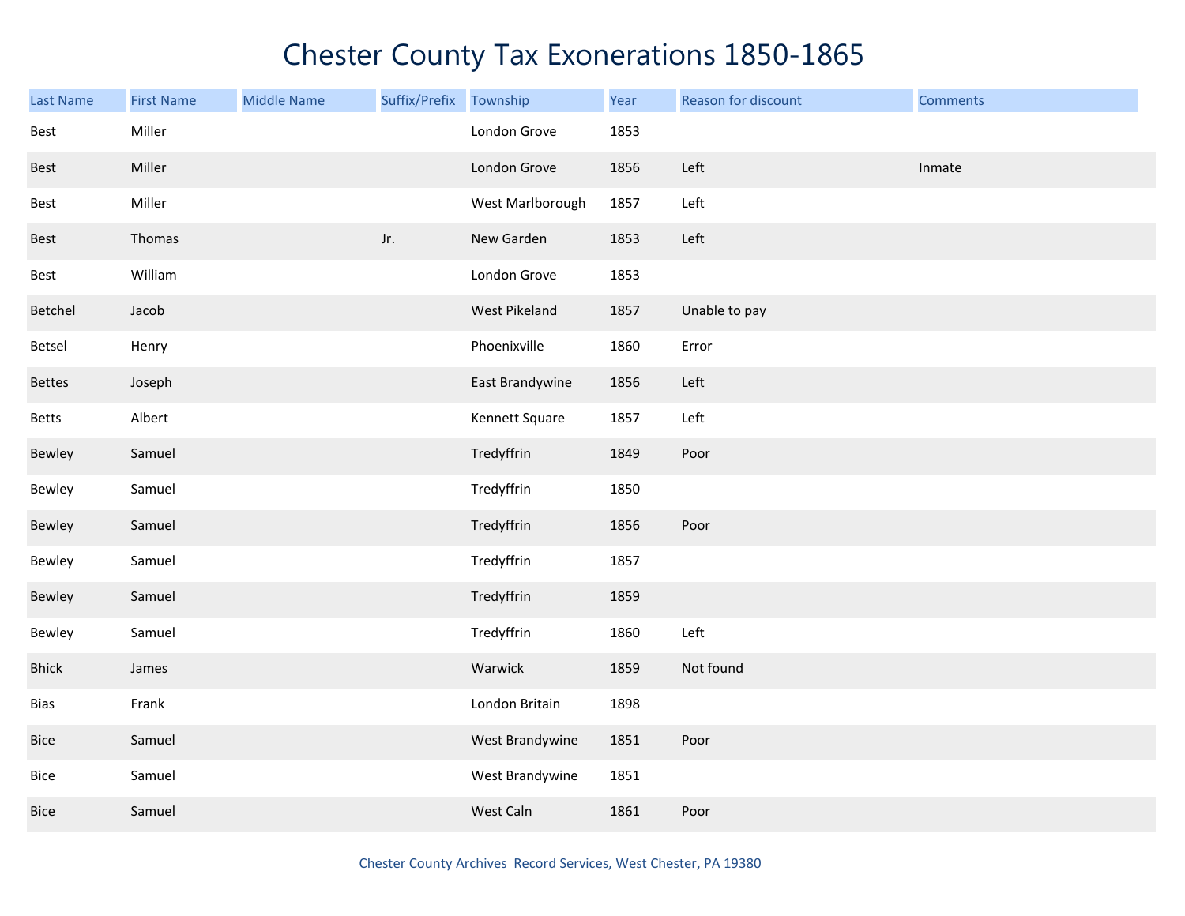# Chester County Tax Exonerations 1850-1865

| Last Name | First Name | Middle Name | Suffix/Prefix | Township | Year | Reason for discount | Comments |
|---|---|---|---|---|---|---|---|
| Best | Miller | | | London Grove | 1853 | | |
| Best | Miller | | | London Grove | 1856 | Left | Inmate |
| Best | Miller | | | West Marlborough | 1857 | Left | |
| Best | Thomas | | Jr. | New Garden | 1853 | Left | |
| Best | William | | | London Grove | 1853 | | |
| Betchel | Jacob | | | West Pikeland | 1857 | Unable to pay | |
| Betsel | Henry | | | Phoenixville | 1860 | Error | |
| Bettes | Joseph | | | East Brandywine | 1856 | Left | |
| Betts | Albert | | | Kennett Square | 1857 | Left | |
| Bewley | Samuel | | | Tredyffrin | 1849 | Poor | |
| Bewley | Samuel | | | Tredyffrin | 1850 | | |
| Bewley | Samuel | | | Tredyffrin | 1856 | Poor | |
| Bewley | Samuel | | | Tredyffrin | 1857 | | |
| Bewley | Samuel | | | Tredyffrin | 1859 | | |
| Bewley | Samuel | | | Tredyffrin | 1860 | Left | |
| Bhick | James | | | Warwick | 1859 | Not found | |
| Bias | Frank | | | London Britain | 1898 | | |
| Bice | Samuel | | | West Brandywine | 1851 | Poor | |
| Bice | Samuel | | | West Brandywine | 1851 | | |
| Bice | Samuel | | | West Caln | 1861 | Poor | |

Chester County Archives Record Services, West Chester, PA 19380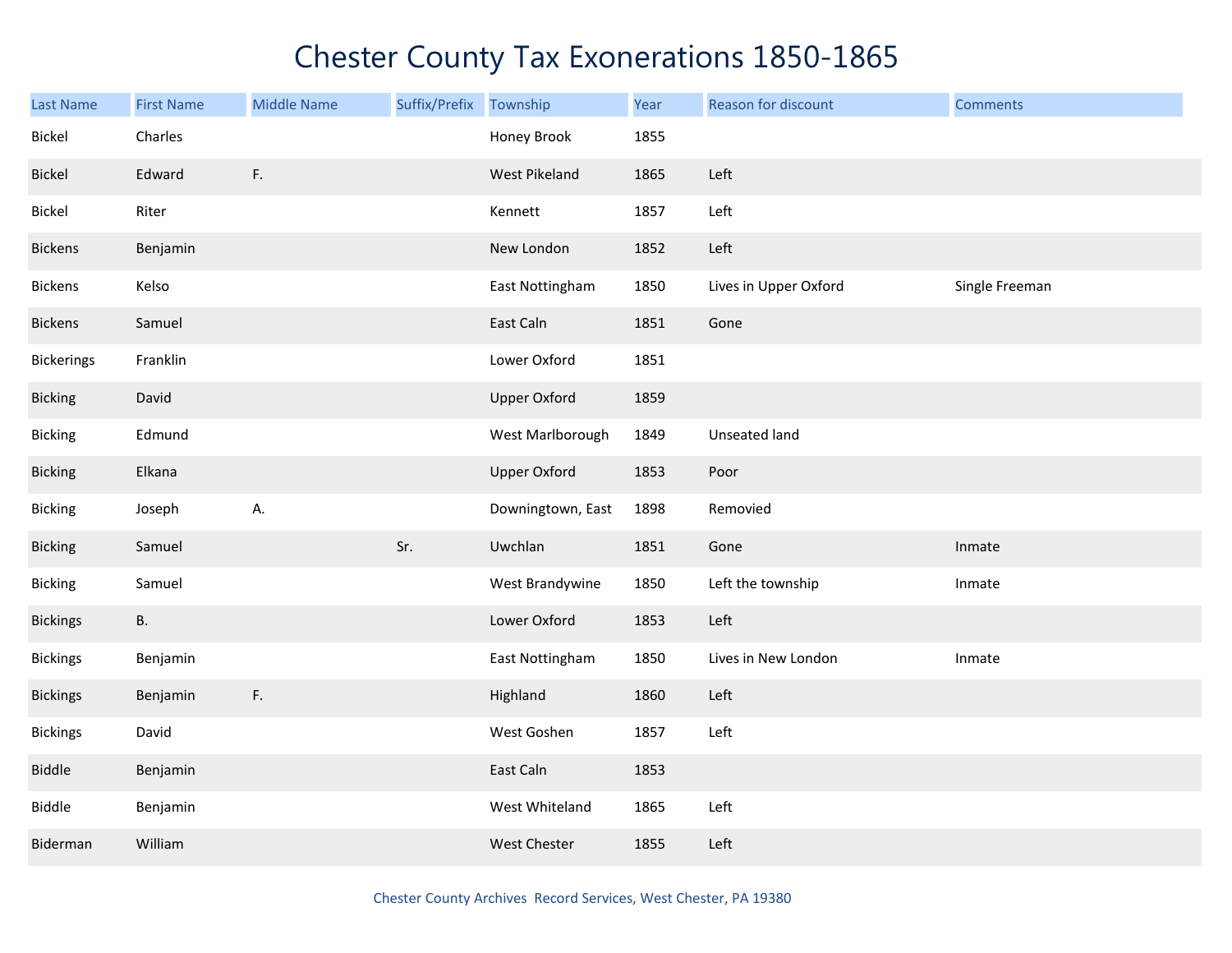# Chester County Tax Exonerations 1850-1865

| Last Name | First Name | Middle Name | Suffix/Prefix | Township | Year | Reason for discount | Comments |
|---|---|---|---|---|---|---|---|
| Bickel | Charles | | | Honey Brook | 1855 | | |
| Bickel | Edward | F. | | West Pikeland | 1865 | Left | |
| Bickel | Riter | | | Kennett | 1857 | Left | |
| Bickens | Benjamin | | | New London | 1852 | Left | |
| Bickens | Kelso | | | East Nottingham | 1850 | Lives in Upper Oxford | Single Freeman |
| Bickens | Samuel | | | East Caln | 1851 | Gone | |
| Bickerings | Franklin | | | Lower Oxford | 1851 | | |
| Bicking | David | | | Upper Oxford | 1859 | | |
| Bicking | Edmund | | | West Marlborough | 1849 | Unseated land | |
| Bicking | Elkana | | | Upper Oxford | 1853 | Poor | |
| Bicking | Joseph | A. | | Downingtown, East | 1898 | Removied | |
| Bicking | Samuel | | Sr. | Uwchlan | 1851 | Gone | Inmate |
| Bicking | Samuel | | | West Brandywine | 1850 | Left the township | Inmate |
| Bickings | B. | | | Lower Oxford | 1853 | Left | |
| Bickings | Benjamin | | | East Nottingham | 1850 | Lives in New London | Inmate |
| Bickings | Benjamin | F. | | Highland | 1860 | Left | |
| Bickings | David | | | West Goshen | 1857 | Left | |
| Biddle | Benjamin | | | East Caln | 1853 | | |
| Biddle | Benjamin | | | West Whiteland | 1865 | Left | |
| Biderman | William | | | West Chester | 1855 | Left | |

Chester County Archives Record Services, West Chester, PA 19380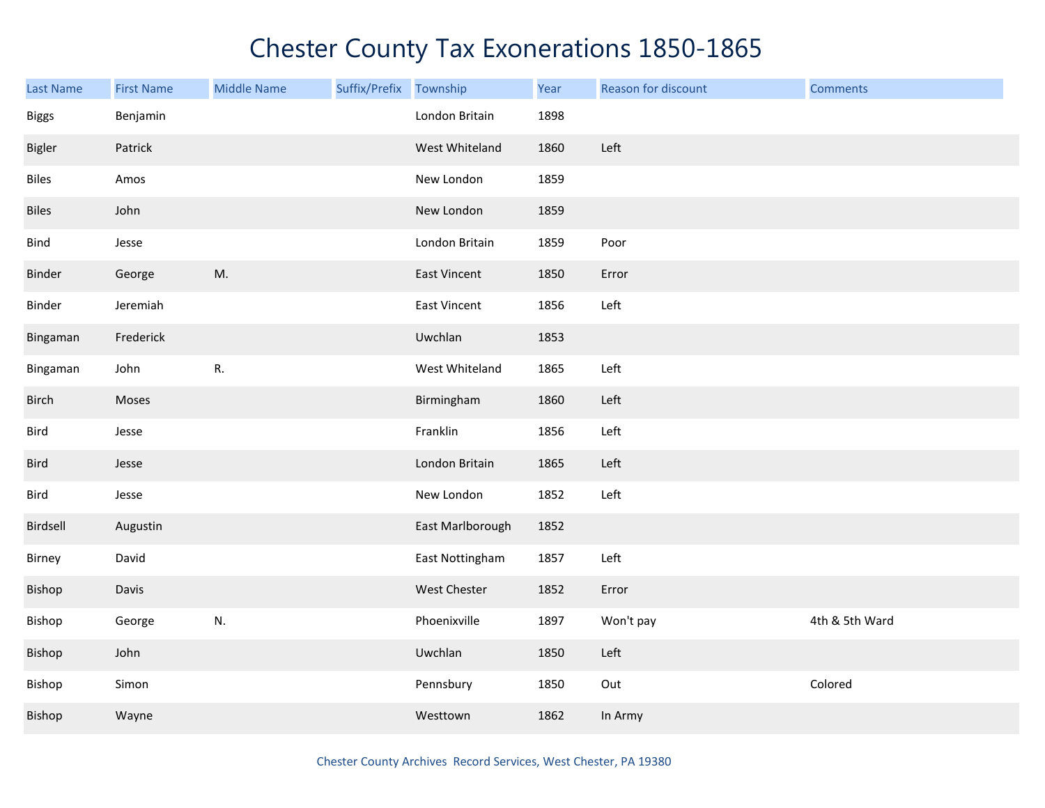# Chester County Tax Exonerations 1850-1865

| Last Name | First Name | Middle Name | Suffix/Prefix | Township | Year | Reason for discount | Comments |
|---|---|---|---|---|---|---|---|
| Biggs | Benjamin | | | London Britain | 1898 | | |
| Bigler | Patrick | | | West Whiteland | 1860 | Left | |
| Biles | Amos | | | New London | 1859 | | |
| Biles | John | | | New London | 1859 | | |
| Bind | Jesse | | | London Britain | 1859 | Poor | |
| Binder | George | M. | | East Vincent | 1850 | Error | |
| Binder | Jeremiah | | | East Vincent | 1856 | Left | |
| Bingaman | Frederick | | | Uwchlan | 1853 | | |
| Bingaman | John | R. | | West Whiteland | 1865 | Left | |
| Birch | Moses | | | Birmingham | 1860 | Left | |
| Bird | Jesse | | | Franklin | 1856 | Left | |
| Bird | Jesse | | | London Britain | 1865 | Left | |
| Bird | Jesse | | | New London | 1852 | Left | |
| Birdsell | Augustin | | | East Marlborough | 1852 | | |
| Birney | David | | | East Nottingham | 1857 | Left | |
| Bishop | Davis | | | West Chester | 1852 | Error | |
| Bishop | George | N. | | Phoenixville | 1897 | Won't pay | 4th & 5th Ward |
| Bishop | John | | | Uwchlan | 1850 | Left | |
| Bishop | Simon | | | Pennsbury | 1850 | Out | Colored |
| Bishop | Wayne | | | Westtown | 1862 | In Army | |

Chester County Archives Record Services, West Chester, PA 19380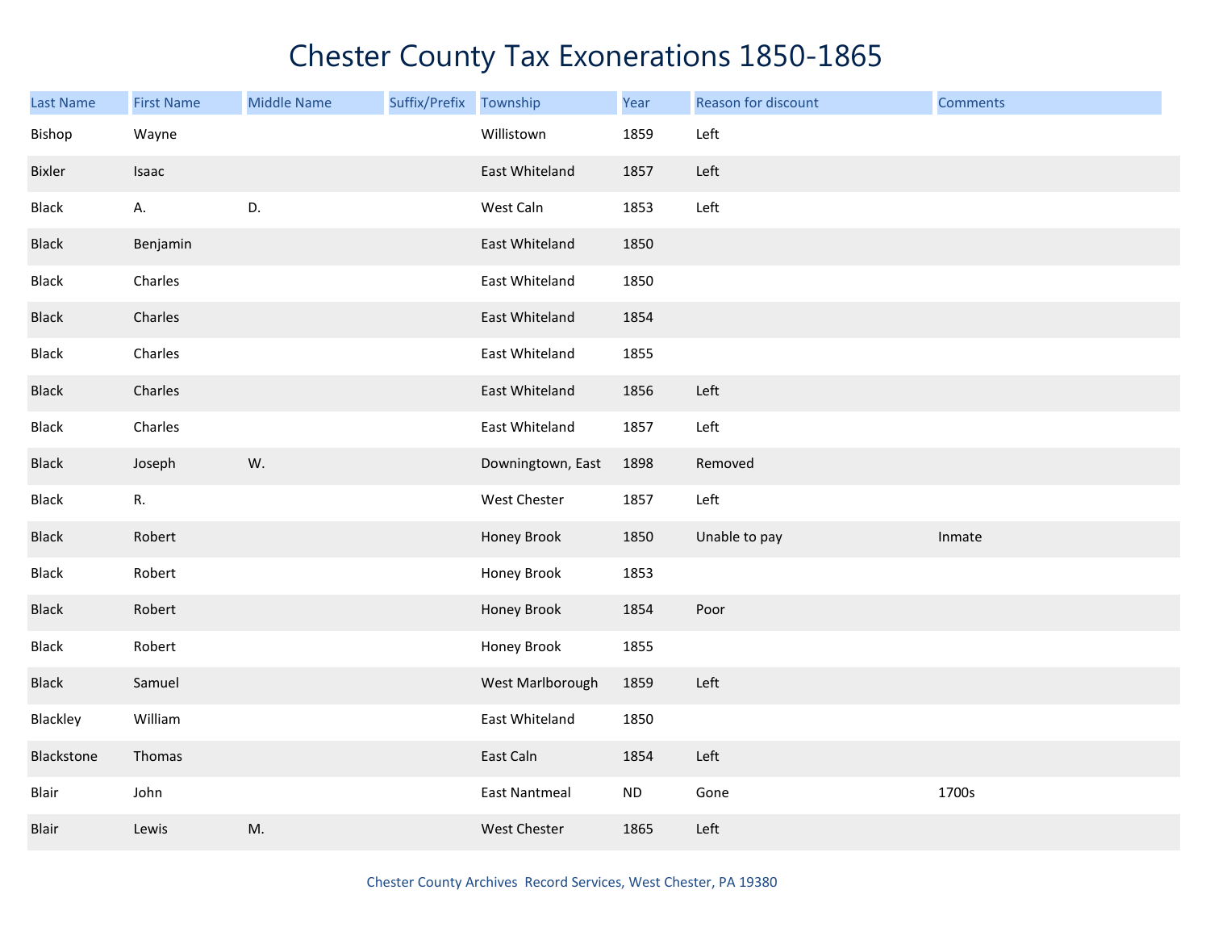# Chester County Tax Exonerations 1850-1865

| Last Name | First Name | Middle Name | Suffix/Prefix | Township | Year | Reason for discount | Comments |
|---|---|---|---|---|---|---|---|
| Bishop | Wayne | | | Willistown | 1859 | Left | |
| Bixler | Isaac | | | East Whiteland | 1857 | Left | |
| Black | A. | D. | | West Caln | 1853 | Left | |
| Black | Benjamin | | | East Whiteland | 1850 | | |
| Black | Charles | | | East Whiteland | 1850 | | |
| Black | Charles | | | East Whiteland | 1854 | | |
| Black | Charles | | | East Whiteland | 1855 | | |
| Black | Charles | | | East Whiteland | 1856 | Left | |
| Black | Charles | | | East Whiteland | 1857 | Left | |
| Black | Joseph | W. | | Downingtown, East | 1898 | Removed | |
| Black | R. | | | West Chester | 1857 | Left | |
| Black | Robert | | | Honey Brook | 1850 | Unable to pay | Inmate |
| Black | Robert | | | Honey Brook | 1853 | | |
| Black | Robert | | | Honey Brook | 1854 | Poor | |
| Black | Robert | | | Honey Brook | 1855 | | |
| Black | Samuel | | | West Marlborough | 1859 | Left | |
| Blackley | William | | | East Whiteland | 1850 | | |
| Blackstone | Thomas | | | East Caln | 1854 | Left | |
| Blair | John | | | East Nantmeal | ND | Gone | 1700s |
| Blair | Lewis | M. | | West Chester | 1865 | Left | |

Chester County Archives Record Services, West Chester, PA 19380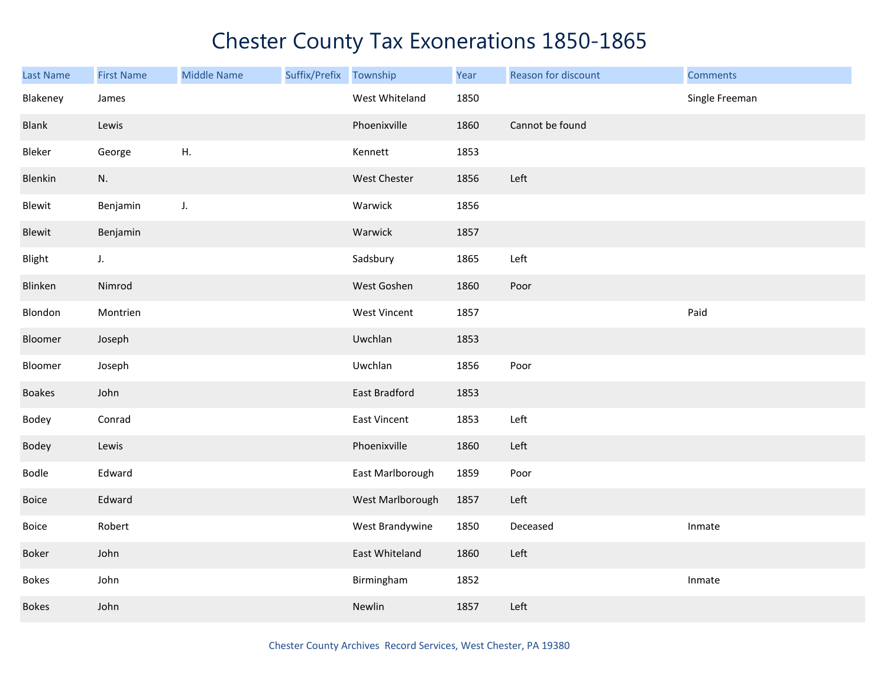# Chester County Tax Exonerations 1850-1865

| Last Name | First Name | Middle Name | Suffix/Prefix | Township | Year | Reason for discount | Comments |
|---|---|---|---|---|---|---|---|
| Blakeney | James | | | West Whiteland | 1850 | | Single Freeman |
| Blank | Lewis | | | Phoenixville | 1860 | Cannot be found | |
| Bleker | George | H. | | Kennett | 1853 | | |
| Blenkin | N. | | | West Chester | 1856 | Left | |
| Blewit | Benjamin | J. | | Warwick | 1856 | | |
| Blewit | Benjamin | | | Warwick | 1857 | | |
| Blight | J. | | | Sadsbury | 1865 | Left | |
| Blinken | Nimrod | | | West Goshen | 1860 | Poor | |
| Blondon | Montrien | | | West Vincent | 1857 | | Paid |
| Bloomer | Joseph | | | Uwchlan | 1853 | | |
| Bloomer | Joseph | | | Uwchlan | 1856 | Poor | |
| Boakes | John | | | East Bradford | 1853 | | |
| Bodey | Conrad | | | East Vincent | 1853 | Left | |
| Bodey | Lewis | | | Phoenixville | 1860 | Left | |
| Bodle | Edward | | | East Marlborough | 1859 | Poor | |
| Boice | Edward | | | West Marlborough | 1857 | Left | |
| Boice | Robert | | | West Brandywine | 1850 | Deceased | Inmate |
| Boker | John | | | East Whiteland | 1860 | Left | |
| Bokes | John | | | Birmingham | 1852 | | Inmate |
| Bokes | John | | | Newlin | 1857 | Left | |

Chester County Archives Record Services, West Chester, PA 19380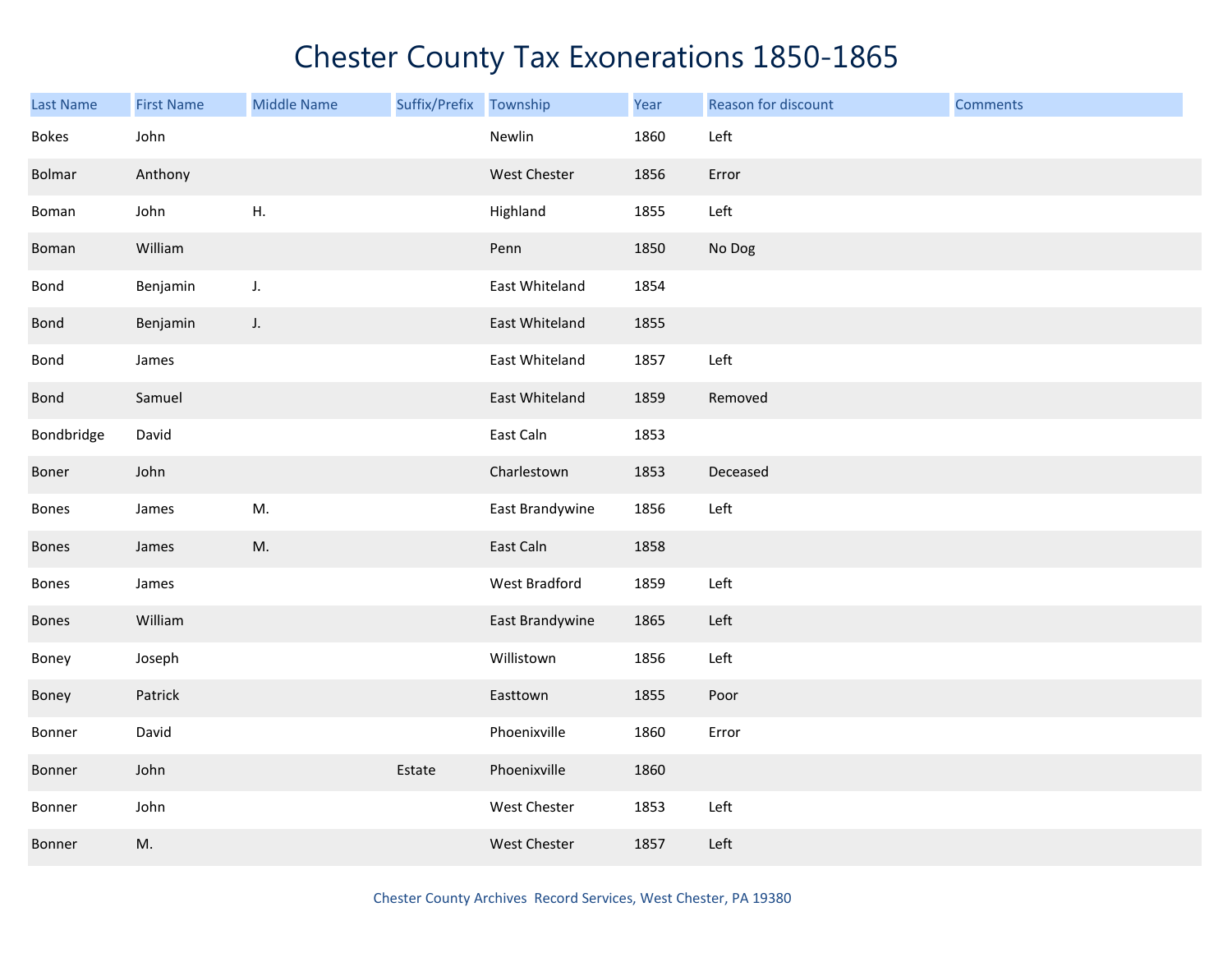# Chester County Tax Exonerations 1850-1865

| Last Name | First Name | Middle Name | Suffix/Prefix | Township | Year | Reason for discount | Comments |
|---|---|---|---|---|---|---|---|
| Bokes | John | | | Newlin | 1860 | Left | |
| Bolmar | Anthony | | | West Chester | 1856 | Error | |
| Boman | John | H. | | Highland | 1855 | Left | |
| Boman | William | | | Penn | 1850 | No Dog | |
| Bond | Benjamin | J. | | East Whiteland | 1854 | | |
| Bond | Benjamin | J. | | East Whiteland | 1855 | | |
| Bond | James | | | East Whiteland | 1857 | Left | |
| Bond | Samuel | | | East Whiteland | 1859 | Removed | |
| Bondbridge | David | | | East Caln | 1853 | | |
| Boner | John | | | Charlestown | 1853 | Deceased | |
| Bones | James | M. | | East Brandywine | 1856 | Left | |
| Bones | James | M. | | East Caln | 1858 | | |
| Bones | James | | | West Bradford | 1859 | Left | |
| Bones | William | | | East Brandywine | 1865 | Left | |
| Boney | Joseph | | | Willistown | 1856 | Left | |
| Boney | Patrick | | | Easttown | 1855 | Poor | |
| Bonner | David | | | Phoenixville | 1860 | Error | |
| Bonner | John | | Estate | Phoenixville | 1860 | | |
| Bonner | John | | | West Chester | 1853 | Left | |
| Bonner | M. | | | West Chester | 1857 | Left | |

Chester County Archives Record Services, West Chester, PA 19380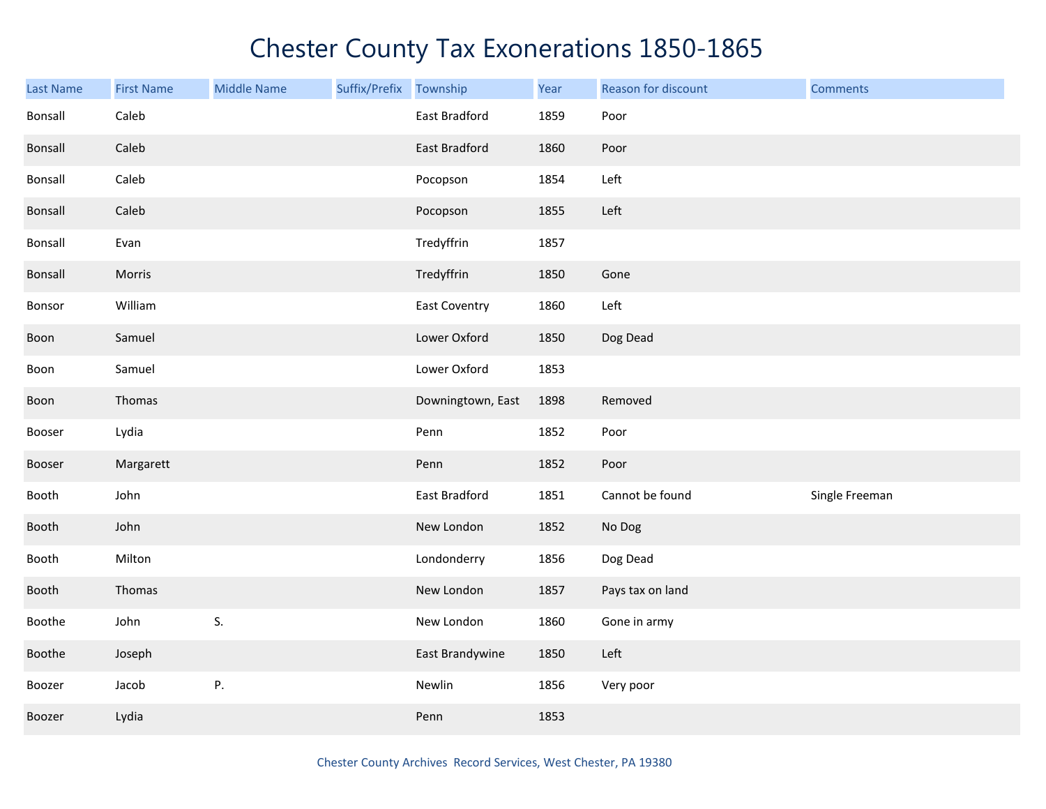# Chester County Tax Exonerations 1850-1865

| Last Name | First Name | Middle Name | Suffix/Prefix | Township | Year | Reason for discount | Comments |
|---|---|---|---|---|---|---|---|
| Bonsall | Caleb | | | East Bradford | 1859 | Poor | |
| Bonsall | Caleb | | | East Bradford | 1860 | Poor | |
| Bonsall | Caleb | | | Pocopson | 1854 | Left | |
| Bonsall | Caleb | | | Pocopson | 1855 | Left | |
| Bonsall | Evan | | | Tredyffrin | 1857 | | |
| Bonsall | Morris | | | Tredyffrin | 1850 | Gone | |
| Bonsor | William | | | East Coventry | 1860 | Left | |
| Boon | Samuel | | | Lower Oxford | 1850 | Dog Dead | |
| Boon | Samuel | | | Lower Oxford | 1853 | | |
| Boon | Thomas | | | Downingtown, East | 1898 | Removed | |
| Booser | Lydia | | | Penn | 1852 | Poor | |
| Booser | Margarett | | | Penn | 1852 | Poor | |
| Booth | John | | | East Bradford | 1851 | Cannot be found | Single Freeman |
| Booth | John | | | New London | 1852 | No Dog | |
| Booth | Milton | | | Londonderry | 1856 | Dog Dead | |
| Booth | Thomas | | | New London | 1857 | Pays tax on land | |
| Boothe | John | S. | | New London | 1860 | Gone in army | |
| Boothe | Joseph | | | East Brandywine | 1850 | Left | |
| Boozer | Jacob | P. | | Newlin | 1856 | Very poor | |
| Boozer | Lydia | | | Penn | 1853 | | |

Chester County Archives Record Services, West Chester, PA 19380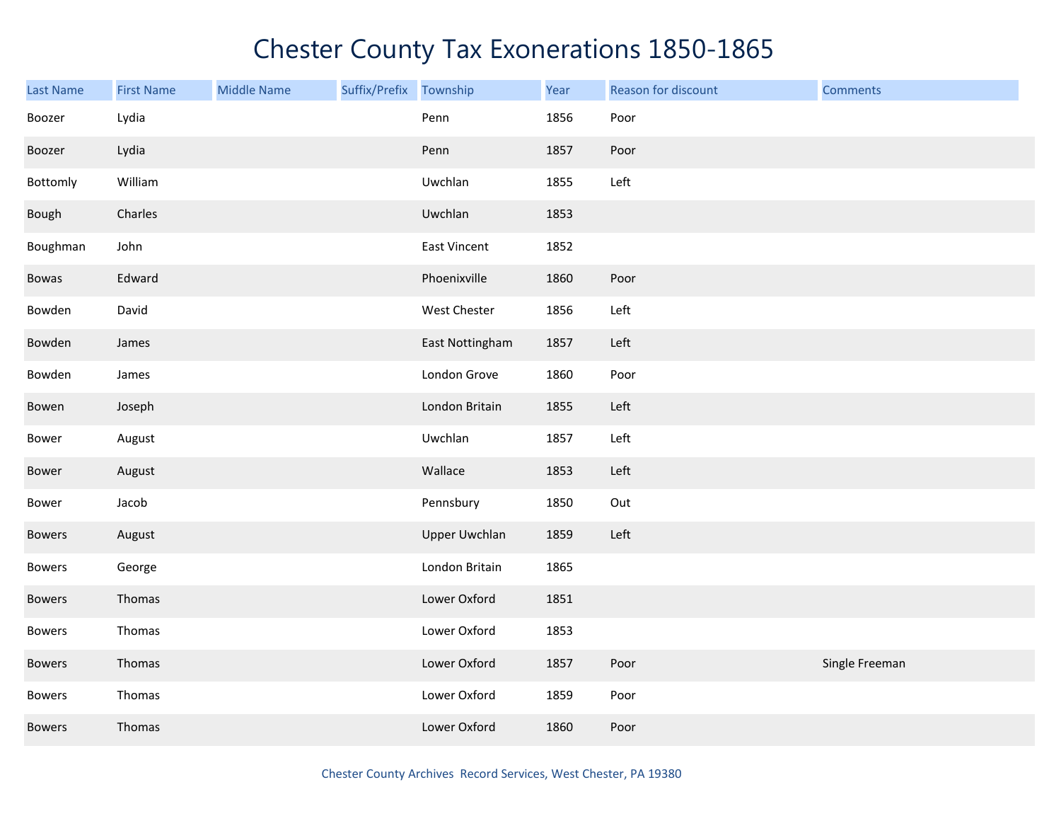# Chester County Tax Exonerations 1850-1865

| Last Name | First Name | Middle Name | Suffix/Prefix | Township | Year | Reason for discount | Comments |
|---|---|---|---|---|---|---|---|
| Boozer | Lydia | | | Penn | 1856 | Poor | |
| Boozer | Lydia | | | Penn | 1857 | Poor | |
| Bottomly | William | | | Uwchlan | 1855 | Left | |
| Bough | Charles | | | Uwchlan | 1853 | | |
| Boughman | John | | | East Vincent | 1852 | | |
| Bowas | Edward | | | Phoenixville | 1860 | Poor | |
| Bowden | David | | | West Chester | 1856 | Left | |
| Bowden | James | | | East Nottingham | 1857 | Left | |
| Bowden | James | | | London Grove | 1860 | Poor | |
| Bowen | Joseph | | | London Britain | 1855 | Left | |
| Bower | August | | | Uwchlan | 1857 | Left | |
| Bower | August | | | Wallace | 1853 | Left | |
| Bower | Jacob | | | Pennsbury | 1850 | Out | |
| Bowers | August | | | Upper Uwchlan | 1859 | Left | |
| Bowers | George | | | London Britain | 1865 | | |
| Bowers | Thomas | | | Lower Oxford | 1851 | | |
| Bowers | Thomas | | | Lower Oxford | 1853 | | |
| Bowers | Thomas | | | Lower Oxford | 1857 | Poor | Single Freeman |
| Bowers | Thomas | | | Lower Oxford | 1859 | Poor | |
| Bowers | Thomas | | | Lower Oxford | 1860 | Poor | |

Chester County Archives Record Services, West Chester, PA 19380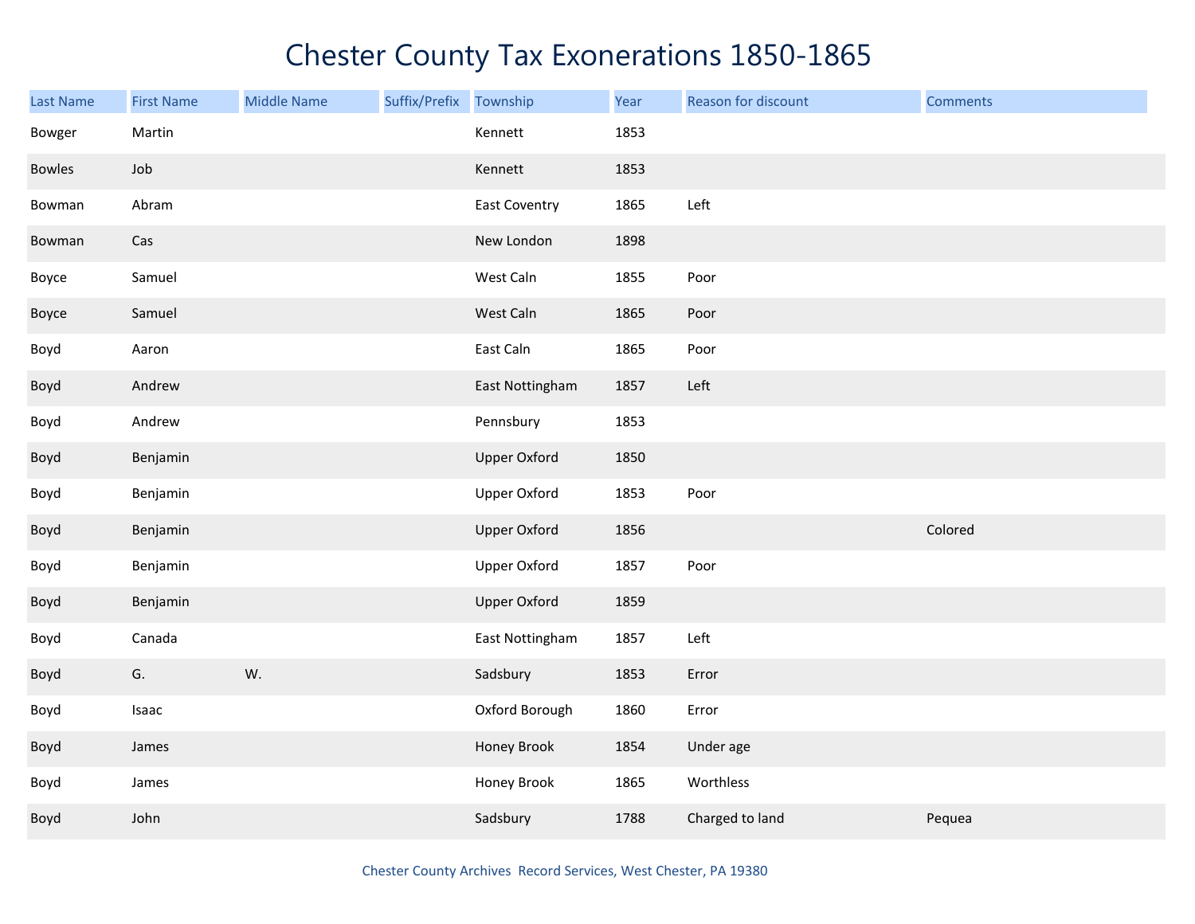# Chester County Tax Exonerations 1850-1865

| Last Name | First Name | Middle Name | Suffix/Prefix | Township | Year | Reason for discount | Comments |
|---|---|---|---|---|---|---|---|
| Bowger | Martin | | | Kennett | 1853 | | |
| Bowles | Job | | | Kennett | 1853 | | |
| Bowman | Abram | | | East Coventry | 1865 | Left | |
| Bowman | Cas | | | New London | 1898 | | |
| Boyce | Samuel | | | West Caln | 1855 | Poor | |
| Boyce | Samuel | | | West Caln | 1865 | Poor | |
| Boyd | Aaron | | | East Caln | 1865 | Poor | |
| Boyd | Andrew | | | East Nottingham | 1857 | Left | |
| Boyd | Andrew | | | Pennsbury | 1853 | | |
| Boyd | Benjamin | | | Upper Oxford | 1850 | | |
| Boyd | Benjamin | | | Upper Oxford | 1853 | Poor | |
| Boyd | Benjamin | | | Upper Oxford | 1856 | | Colored |
| Boyd | Benjamin | | | Upper Oxford | 1857 | Poor | |
| Boyd | Benjamin | | | Upper Oxford | 1859 | | |
| Boyd | Canada | | | East Nottingham | 1857 | Left | |
| Boyd | G. | W. | | Sadsbury | 1853 | Error | |
| Boyd | Isaac | | | Oxford Borough | 1860 | Error | |
| Boyd | James | | | Honey Brook | 1854 | Under age | |
| Boyd | James | | | Honey Brook | 1865 | Worthless | |
| Boyd | John | | | Sadsbury | 1788 | Charged to land | Pequea |

Chester County Archives Record Services, West Chester, PA 19380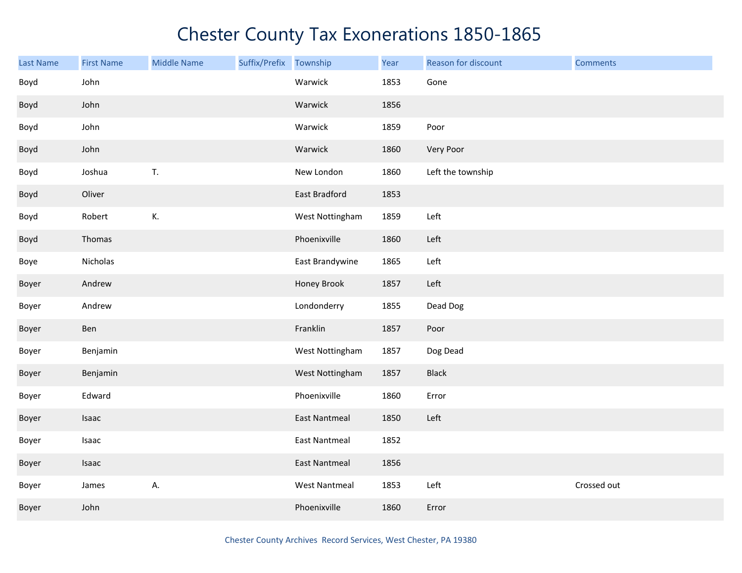# Chester County Tax Exonerations 1850-1865

| Last Name | First Name | Middle Name | Suffix/Prefix | Township | Year | Reason for discount | Comments |
|---|---|---|---|---|---|---|---|
| Boyd | John | | | Warwick | 1853 | Gone | |
| Boyd | John | | | Warwick | 1856 | | |
| Boyd | John | | | Warwick | 1859 | Poor | |
| Boyd | John | | | Warwick | 1860 | Very Poor | |
| Boyd | Joshua | T. | | New London | 1860 | Left the township | |
| Boyd | Oliver | | | East Bradford | 1853 | | |
| Boyd | Robert | K. | | West Nottingham | 1859 | Left | |
| Boyd | Thomas | | | Phoenixville | 1860 | Left | |
| Boye | Nicholas | | | East Brandywine | 1865 | Left | |
| Boyer | Andrew | | | Honey Brook | 1857 | Left | |
| Boyer | Andrew | | | Londonderry | 1855 | Dead Dog | |
| Boyer | Ben | | | Franklin | 1857 | Poor | |
| Boyer | Benjamin | | | West Nottingham | 1857 | Dog Dead | |
| Boyer | Benjamin | | | West Nottingham | 1857 | Black | |
| Boyer | Edward | | | Phoenixville | 1860 | Error | |
| Boyer | Isaac | | | East Nantmeal | 1850 | Left | |
| Boyer | Isaac | | | East Nantmeal | 1852 | | |
| Boyer | Isaac | | | East Nantmeal | 1856 | | |
| Boyer | James | A. | | West Nantmeal | 1853 | Left | Crossed out |
| Boyer | John | | | Phoenixville | 1860 | Error | |

Chester County Archives Record Services, West Chester, PA 19380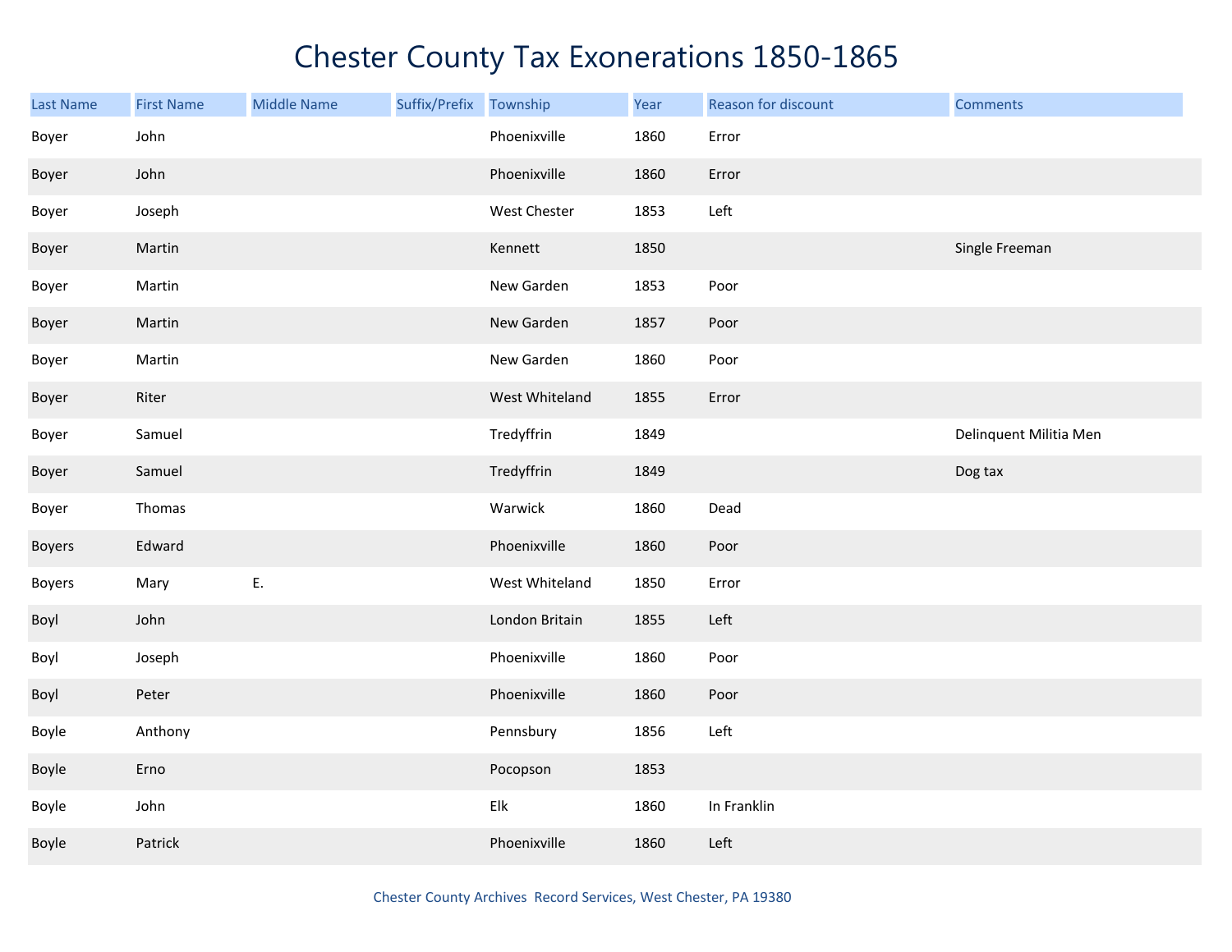# Chester County Tax Exonerations 1850-1865

| Last Name | First Name | Middle Name | Suffix/Prefix | Township | Year | Reason for discount | Comments |
|---|---|---|---|---|---|---|---|
| Boyer | John | | | Phoenixville | 1860 | Error | |
| Boyer | John | | | Phoenixville | 1860 | Error | |
| Boyer | Joseph | | | West Chester | 1853 | Left | |
| Boyer | Martin | | | Kennett | 1850 | | Single Freeman |
| Boyer | Martin | | | New Garden | 1853 | Poor | |
| Boyer | Martin | | | New Garden | 1857 | Poor | |
| Boyer | Martin | | | New Garden | 1860 | Poor | |
| Boyer | Riter | | | West Whiteland | 1855 | Error | |
| Boyer | Samuel | | | Tredyffrin | 1849 | | Delinquent Militia Men |
| Boyer | Samuel | | | Tredyffrin | 1849 | | Dog tax |
| Boyer | Thomas | | | Warwick | 1860 | Dead | |
| Boyers | Edward | | | Phoenixville | 1860 | Poor | |
| Boyers | Mary | E. | | West Whiteland | 1850 | Error | |
| Boyl | John | | | London Britain | 1855 | Left | |
| Boyl | Joseph | | | Phoenixville | 1860 | Poor | |
| Boyl | Peter | | | Phoenixville | 1860 | Poor | |
| Boyle | Anthony | | | Pennsbury | 1856 | Left | |
| Boyle | Erno | | | Pocopson | 1853 | | |
| Boyle | John | | | Elk | 1860 | In Franklin | |
| Boyle | Patrick | | | Phoenixville | 1860 | Left | |

Chester County Archives Record Services, West Chester, PA 19380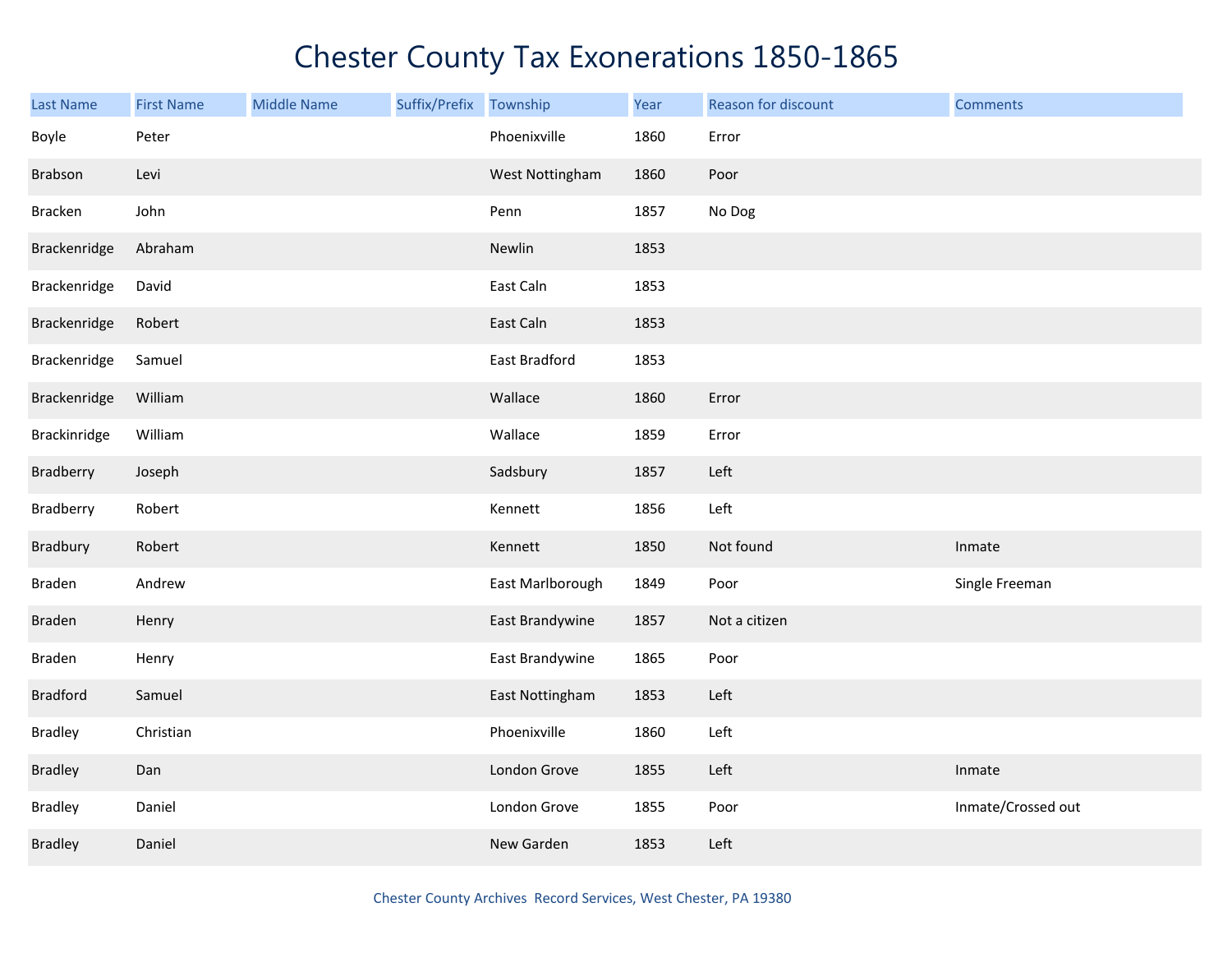# Chester County Tax Exonerations 1850-1865

| Last Name | First Name | Middle Name | Suffix/Prefix | Township | Year | Reason for discount | Comments |
|---|---|---|---|---|---|---|---|
| Boyle | Peter | | | Phoenixville | 1860 | Error | |
| Brabson | Levi | | | West Nottingham | 1860 | Poor | |
| Bracken | John | | | Penn | 1857 | No Dog | |
| Brackenridge | Abraham | | | Newlin | 1853 | | |
| Brackenridge | David | | | East Caln | 1853 | | |
| Brackenridge | Robert | | | East Caln | 1853 | | |
| Brackenridge | Samuel | | | East Bradford | 1853 | | |
| Brackenridge | William | | | Wallace | 1860 | Error | |
| Brackinridge | William | | | Wallace | 1859 | Error | |
| Bradberry | Joseph | | | Sadsbury | 1857 | Left | |
| Bradberry | Robert | | | Kennett | 1856 | Left | |
| Bradbury | Robert | | | Kennett | 1850 | Not found | Inmate |
| Braden | Andrew | | | East Marlborough | 1849 | Poor | Single Freeman |
| Braden | Henry | | | East Brandywine | 1857 | Not a citizen | |
| Braden | Henry | | | East Brandywine | 1865 | Poor | |
| Bradford | Samuel | | | East Nottingham | 1853 | Left | |
| Bradley | Christian | | | Phoenixville | 1860 | Left | |
| Bradley | Dan | | | London Grove | 1855 | Left | Inmate |
| Bradley | Daniel | | | London Grove | 1855 | Poor | Inmate/Crossed out |
| Bradley | Daniel | | | New Garden | 1853 | Left | |

Chester County Archives Record Services, West Chester, PA 19380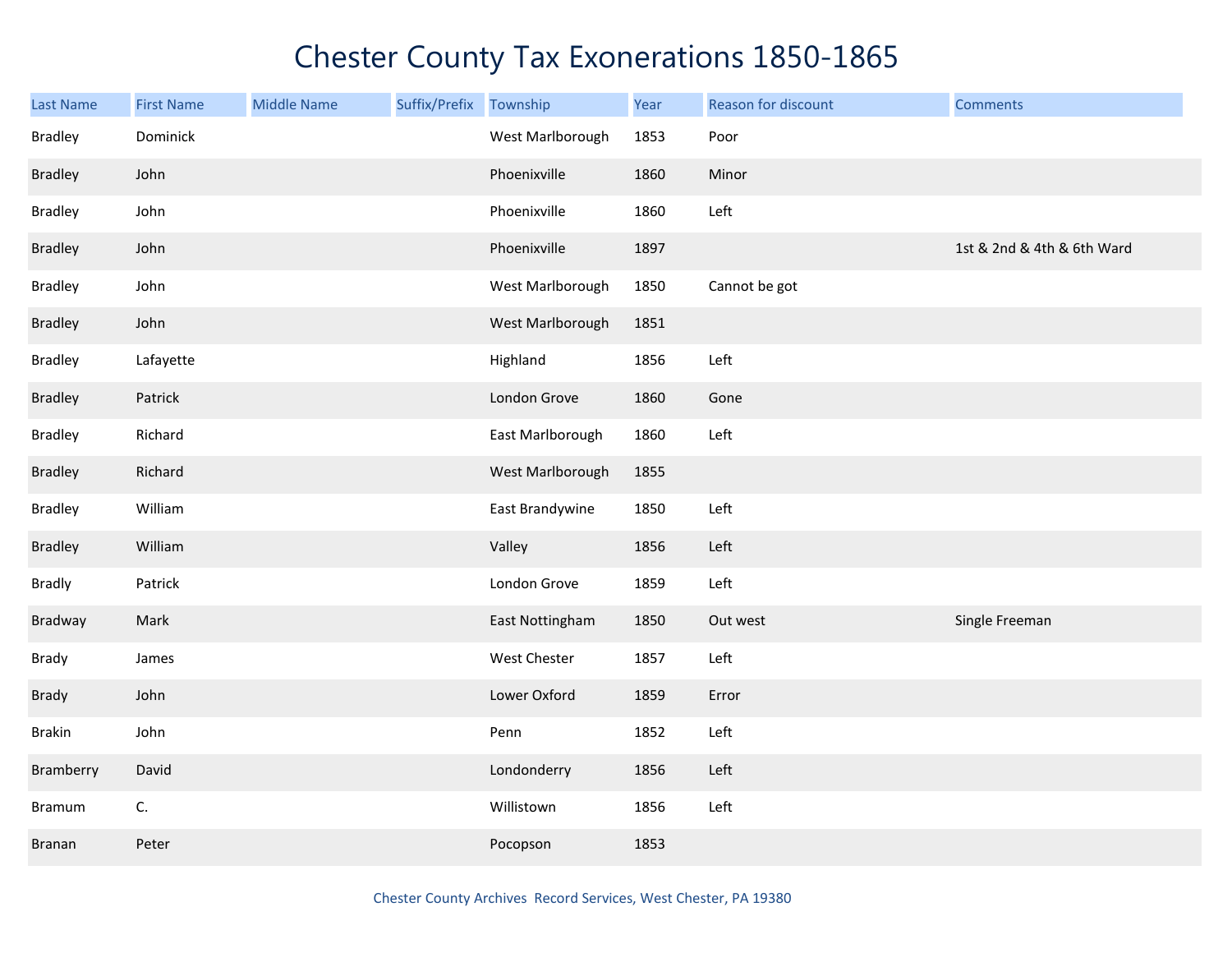# Chester County Tax Exonerations 1850-1865

| Last Name | First Name | Middle Name | Suffix/Prefix | Township | Year | Reason for discount | Comments |
|---|---|---|---|---|---|---|---|
| Bradley | Dominick | | | West Marlborough | 1853 | Poor | |
| Bradley | John | | | Phoenixville | 1860 | Minor | |
| Bradley | John | | | Phoenixville | 1860 | Left | |
| Bradley | John | | | Phoenixville | 1897 | | 1st & 2nd & 4th & 6th Ward |
| Bradley | John | | | West Marlborough | 1850 | Cannot be got | |
| Bradley | John | | | West Marlborough | 1851 | | |
| Bradley | Lafayette | | | Highland | 1856 | Left | |
| Bradley | Patrick | | | London Grove | 1860 | Gone | |
| Bradley | Richard | | | East Marlborough | 1860 | Left | |
| Bradley | Richard | | | West Marlborough | 1855 | | |
| Bradley | William | | | East Brandywine | 1850 | Left | |
| Bradley | William | | | Valley | 1856 | Left | |
| Bradly | Patrick | | | London Grove | 1859 | Left | |
| Bradway | Mark | | | East Nottingham | 1850 | Out west | Single Freeman |
| Brady | James | | | West Chester | 1857 | Left | |
| Brady | John | | | Lower Oxford | 1859 | Error | |
| Brakin | John | | | Penn | 1852 | Left | |
| Bramberry | David | | | Londonderry | 1856 | Left | |
| Bramum | C. | | | Willistown | 1856 | Left | |
| Branan | Peter | | | Pocopson | 1853 | | |

Chester County Archives Record Services, West Chester, PA 19380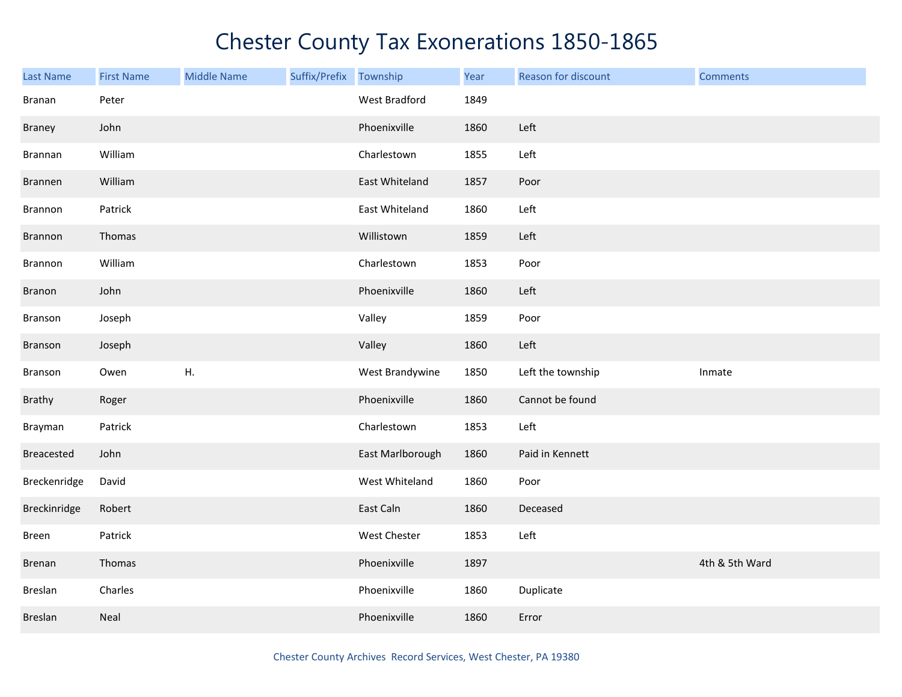# Chester County Tax Exonerations 1850-1865

| Last Name | First Name | Middle Name | Suffix/Prefix | Township | Year | Reason for discount | Comments |
|---|---|---|---|---|---|---|---|
| Branan | Peter | | | West Bradford | 1849 | | |
| Braney | John | | | Phoenixville | 1860 | Left | |
| Brannan | William | | | Charlestown | 1855 | Left | |
| Brannen | William | | | East Whiteland | 1857 | Poor | |
| Brannon | Patrick | | | East Whiteland | 1860 | Left | |
| Brannon | Thomas | | | Willistown | 1859 | Left | |
| Brannon | William | | | Charlestown | 1853 | Poor | |
| Branon | John | | | Phoenixville | 1860 | Left | |
| Branson | Joseph | | | Valley | 1859 | Poor | |
| Branson | Joseph | | | Valley | 1860 | Left | |
| Branson | Owen | H. | | West Brandywine | 1850 | Left the township | Inmate |
| Brathy | Roger | | | Phoenixville | 1860 | Cannot be found | |
| Brayman | Patrick | | | Charlestown | 1853 | Left | |
| Breacested | John | | | East Marlborough | 1860 | Paid in Kennett | |
| Breckenridge | David | | | West Whiteland | 1860 | Poor | |
| Breckinridge | Robert | | | East Caln | 1860 | Deceased | |
| Breen | Patrick | | | West Chester | 1853 | Left | |
| Brenan | Thomas | | | Phoenixville | 1897 | | 4th & 5th Ward |
| Breslan | Charles | | | Phoenixville | 1860 | Duplicate | |
| Breslan | Neal | | | Phoenixville | 1860 | Error | |

Chester County Archives Record Services, West Chester, PA 19380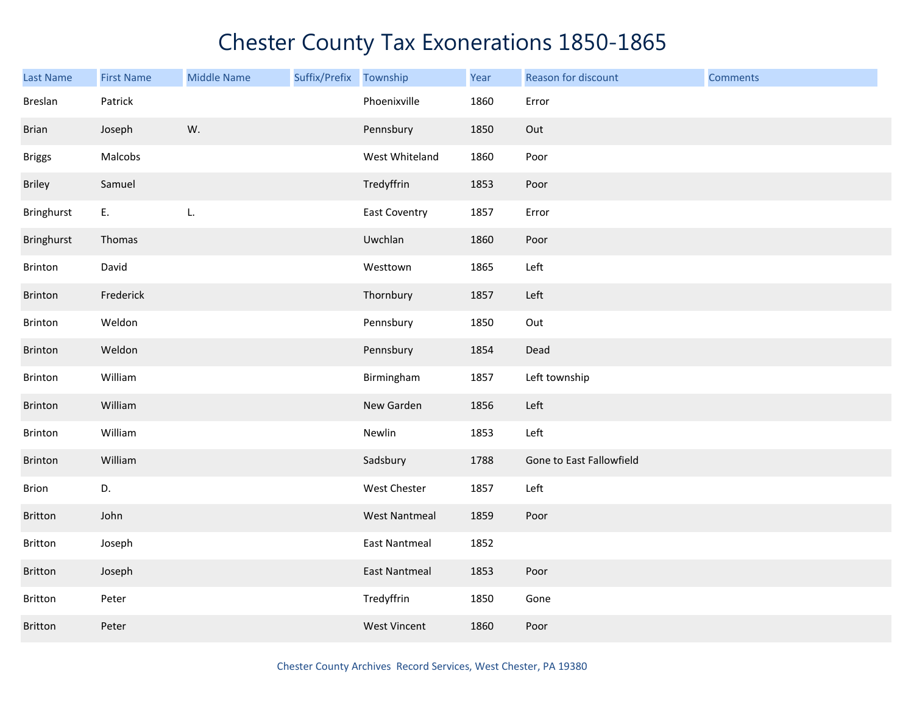# Chester County Tax Exonerations 1850-1865

| Last Name | First Name | Middle Name | Suffix/Prefix | Township | Year | Reason for discount | Comments |
|---|---|---|---|---|---|---|---|
| Breslan | Patrick | | | Phoenixville | 1860 | Error | |
| Brian | Joseph | W. | | Pennsbury | 1850 | Out | |
| Briggs | Malcobs | | | West Whiteland | 1860 | Poor | |
| Briley | Samuel | | | Tredyffrin | 1853 | Poor | |
| Bringhurst | E. | L. | | East Coventry | 1857 | Error | |
| Bringhurst | Thomas | | | Uwchlan | 1860 | Poor | |
| Brinton | David | | | Westtown | 1865 | Left | |
| Brinton | Frederick | | | Thornbury | 1857 | Left | |
| Brinton | Weldon | | | Pennsbury | 1850 | Out | |
| Brinton | Weldon | | | Pennsbury | 1854 | Dead | |
| Brinton | William | | | Birmingham | 1857 | Left township | |
| Brinton | William | | | New Garden | 1856 | Left | |
| Brinton | William | | | Newlin | 1853 | Left | |
| Brinton | William | | | Sadsbury | 1788 | Gone to East Fallowfield | |
| Brion | D. | | | West Chester | 1857 | Left | |
| Britton | John | | | West Nantmeal | 1859 | Poor | |
| Britton | Joseph | | | East Nantmeal | 1852 | | |
| Britton | Joseph | | | East Nantmeal | 1853 | Poor | |
| Britton | Peter | | | Tredyffrin | 1850 | Gone | |
| Britton | Peter | | | West Vincent | 1860 | Poor | |

Chester County Archives Record Services, West Chester, PA 19380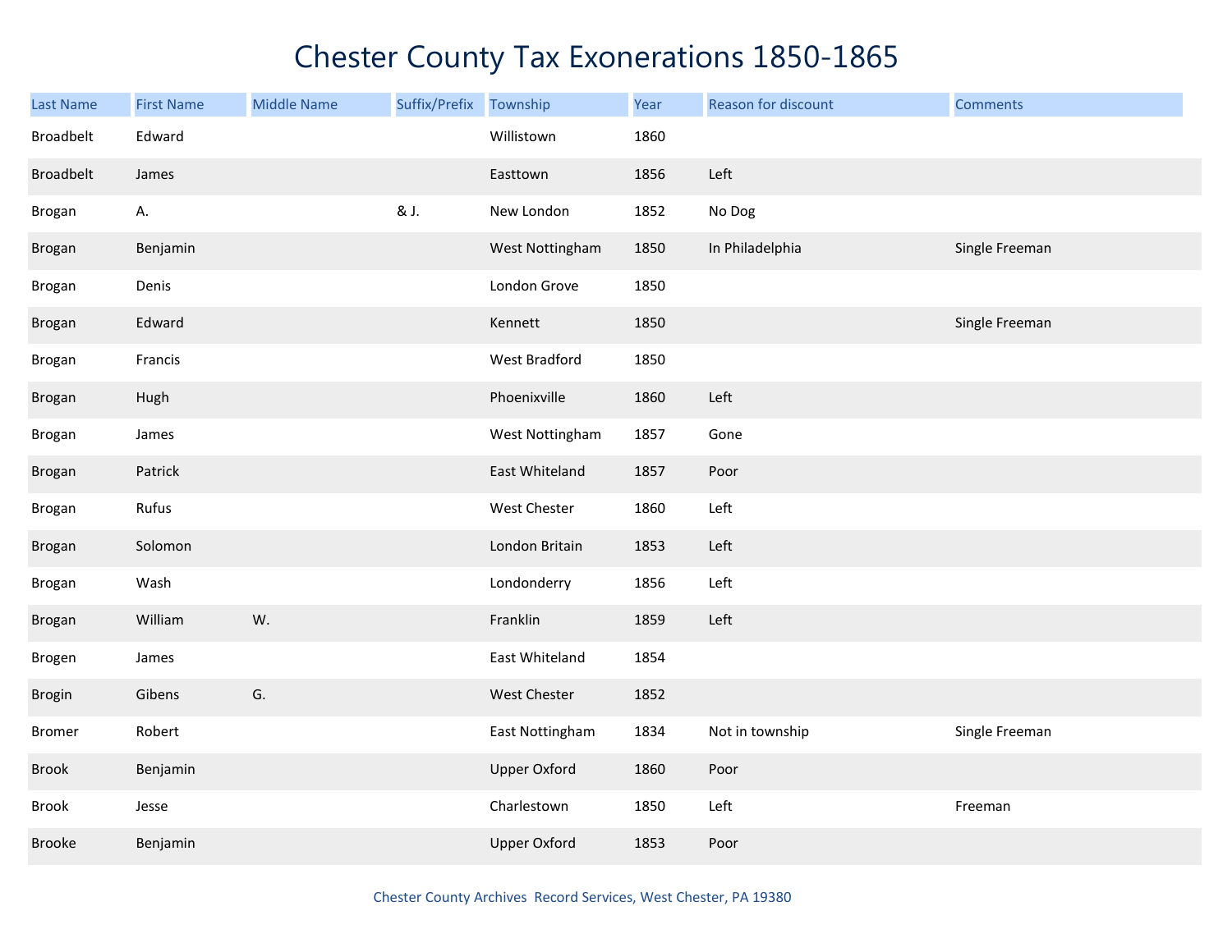# Chester County Tax Exonerations 1850-1865

| Last Name | First Name | Middle Name | Suffix/Prefix | Township | Year | Reason for discount | Comments |
|---|---|---|---|---|---|---|---|
| Broadbelt | Edward | | | Willistown | 1860 | | |
| Broadbelt | James | | | Easttown | 1856 | Left | |
| Brogan | A. | | & J. | New London | 1852 | No Dog | |
| Brogan | Benjamin | | | West Nottingham | 1850 | In Philadelphia | Single Freeman |
| Brogan | Denis | | | London Grove | 1850 | | |
| Brogan | Edward | | | Kennett | 1850 | | Single Freeman |
| Brogan | Francis | | | West Bradford | 1850 | | |
| Brogan | Hugh | | | Phoenixville | 1860 | Left | |
| Brogan | James | | | West Nottingham | 1857 | Gone | |
| Brogan | Patrick | | | East Whiteland | 1857 | Poor | |
| Brogan | Rufus | | | West Chester | 1860 | Left | |
| Brogan | Solomon | | | London Britain | 1853 | Left | |
| Brogan | Wash | | | Londonderry | 1856 | Left | |
| Brogan | William | W. | | Franklin | 1859 | Left | |
| Brogen | James | | | East Whiteland | 1854 | | |
| Brogin | Gibens | G. | | West Chester | 1852 | | |
| Bromer | Robert | | | East Nottingham | 1834 | Not in township | Single Freeman |
| Brook | Benjamin | | | Upper Oxford | 1860 | Poor | |
| Brook | Jesse | | | Charlestown | 1850 | Left | Freeman |
| Brooke | Benjamin | | | Upper Oxford | 1853 | Poor | |

Chester County Archives Record Services, West Chester, PA 19380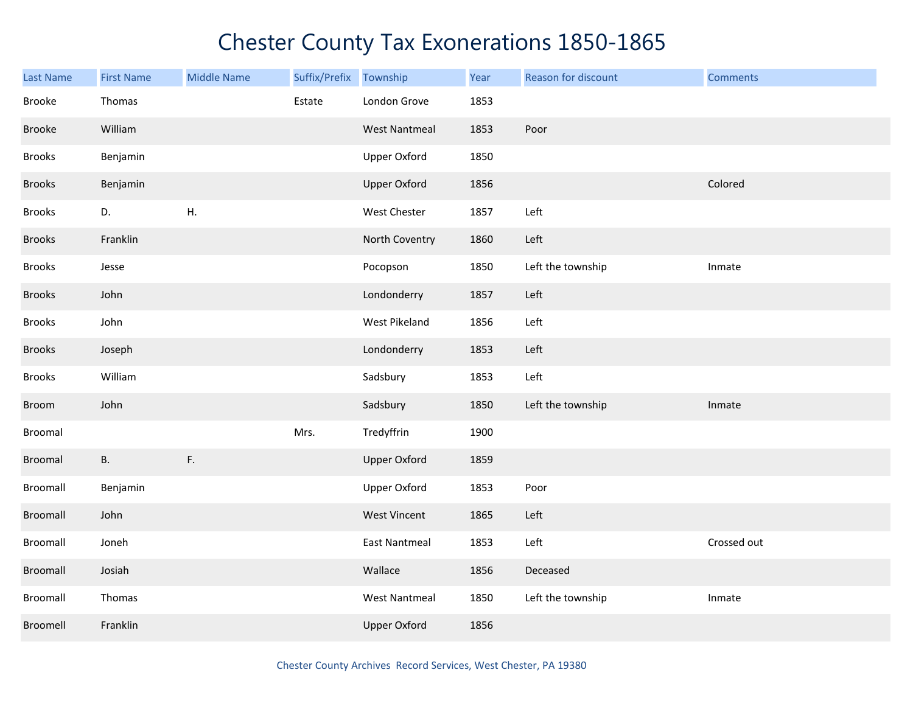# Chester County Tax Exonerations 1850-1865

| Last Name | First Name | Middle Name | Suffix/Prefix | Township | Year | Reason for discount | Comments |
|---|---|---|---|---|---|---|---|
| Brooke | Thomas | | Estate | London Grove | 1853 | | |
| Brooke | William | | | West Nantmeal | 1853 | Poor | |
| Brooks | Benjamin | | | Upper Oxford | 1850 | | |
| Brooks | Benjamin | | | Upper Oxford | 1856 | | Colored |
| Brooks | D. | H. | | West Chester | 1857 | Left | |
| Brooks | Franklin | | | North Coventry | 1860 | Left | |
| Brooks | Jesse | | | Pocopson | 1850 | Left the township | Inmate |
| Brooks | John | | | Londonderry | 1857 | Left | |
| Brooks | John | | | West Pikeland | 1856 | Left | |
| Brooks | Joseph | | | Londonderry | 1853 | Left | |
| Brooks | William | | | Sadsbury | 1853 | Left | |
| Broom | John | | | Sadsbury | 1850 | Left the township | Inmate |
| Broomal | | | Mrs. | Tredyffrin | 1900 | | |
| Broomal | B. | F. | | Upper Oxford | 1859 | | |
| Broomall | Benjamin | | | Upper Oxford | 1853 | Poor | |
| Broomall | John | | | West Vincent | 1865 | Left | |
| Broomall | Joneh | | | East Nantmeal | 1853 | Left | Crossed out |
| Broomall | Josiah | | | Wallace | 1856 | Deceased | |
| Broomall | Thomas | | | West Nantmeal | 1850 | Left the township | Inmate |
| Broomell | Franklin | | | Upper Oxford | 1856 | | |

Chester County Archives Record Services, West Chester, PA 19380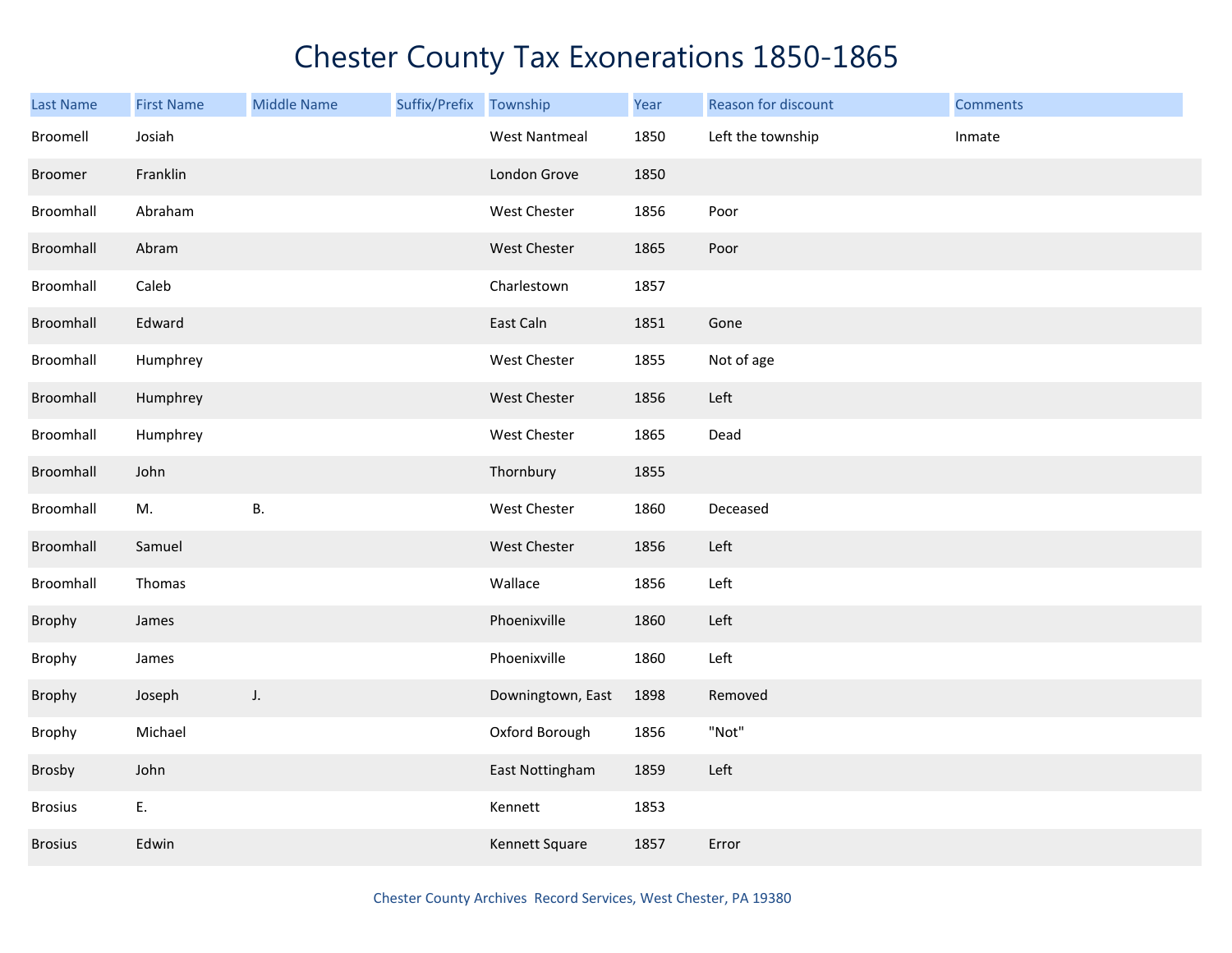# Chester County Tax Exonerations 1850-1865

| Last Name | First Name | Middle Name | Suffix/Prefix | Township | Year | Reason for discount | Comments |
|---|---|---|---|---|---|---|---|
| Broomell | Josiah | | | West Nantmeal | 1850 | Left the township | Inmate |
| Broomer | Franklin | | | London Grove | 1850 | | |
| Broomhall | Abraham | | | West Chester | 1856 | Poor | |
| Broomhall | Abram | | | West Chester | 1865 | Poor | |
| Broomhall | Caleb | | | Charlestown | 1857 | | |
| Broomhall | Edward | | | East Caln | 1851 | Gone | |
| Broomhall | Humphrey | | | West Chester | 1855 | Not of age | |
| Broomhall | Humphrey | | | West Chester | 1856 | Left | |
| Broomhall | Humphrey | | | West Chester | 1865 | Dead | |
| Broomhall | John | | | Thornbury | 1855 | | |
| Broomhall | M. | B. | | West Chester | 1860 | Deceased | |
| Broomhall | Samuel | | | West Chester | 1856 | Left | |
| Broomhall | Thomas | | | Wallace | 1856 | Left | |
| Brophy | James | | | Phoenixville | 1860 | Left | |
| Brophy | James | | | Phoenixville | 1860 | Left | |
| Brophy | Joseph | J. | | Downingtown, East | 1898 | Removed | |
| Brophy | Michael | | | Oxford Borough | 1856 | "Not" | |
| Brosby | John | | | East Nottingham | 1859 | Left | |
| Brosius | E. | | | Kennett | 1853 | | |
| Brosius | Edwin | | | Kennett Square | 1857 | Error | |

Chester County Archives Record Services, West Chester, PA 19380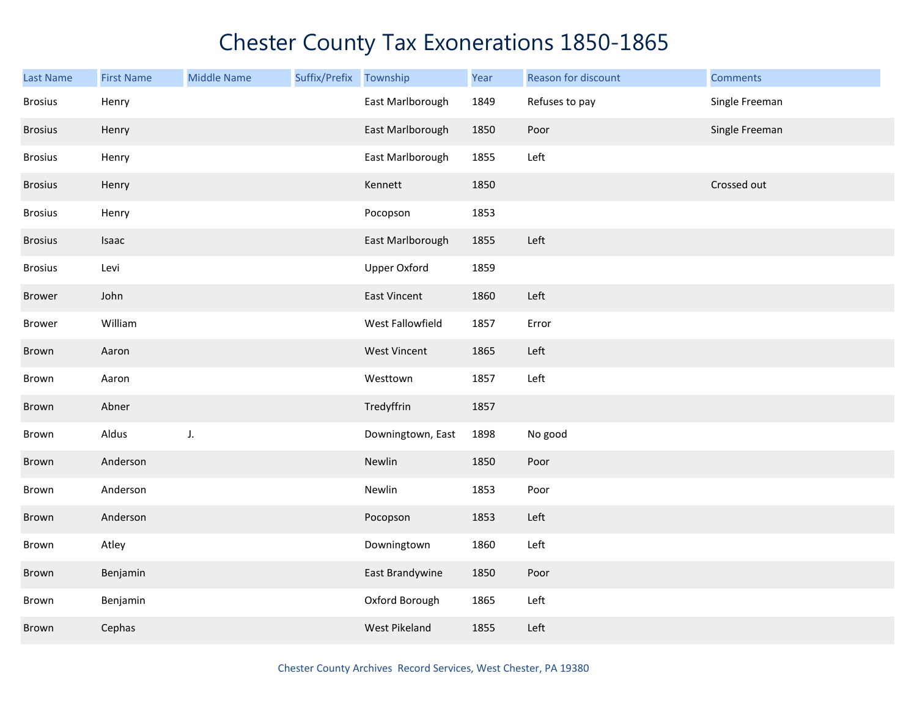# Chester County Tax Exonerations 1850-1865

| Last Name | First Name | Middle Name | Suffix/Prefix | Township | Year | Reason for discount | Comments |
|---|---|---|---|---|---|---|---|
| Brosius | Henry | | | East Marlborough | 1849 | Refuses to pay | Single Freeman |
| Brosius | Henry | | | East Marlborough | 1850 | Poor | Single Freeman |
| Brosius | Henry | | | East Marlborough | 1855 | Left | |
| Brosius | Henry | | | Kennett | 1850 | | Crossed out |
| Brosius | Henry | | | Pocopson | 1853 | | |
| Brosius | Isaac | | | East Marlborough | 1855 | Left | |
| Brosius | Levi | | | Upper Oxford | 1859 | | |
| Brower | John | | | East Vincent | 1860 | Left | |
| Brower | William | | | West Fallowfield | 1857 | Error | |
| Brown | Aaron | | | West Vincent | 1865 | Left | |
| Brown | Aaron | | | Westtown | 1857 | Left | |
| Brown | Abner | | | Tredyffrin | 1857 | | |
| Brown | Aldus | J. | | Downingtown, East | 1898 | No good | |
| Brown | Anderson | | | Newlin | 1850 | Poor | |
| Brown | Anderson | | | Newlin | 1853 | Poor | |
| Brown | Anderson | | | Pocopson | 1853 | Left | |
| Brown | Atley | | | Downingtown | 1860 | Left | |
| Brown | Benjamin | | | East Brandywine | 1850 | Poor | |
| Brown | Benjamin | | | Oxford Borough | 1865 | Left | |
| Brown | Cephas | | | West Pikeland | 1855 | Left | |

Chester County Archives Record Services, West Chester, PA 19380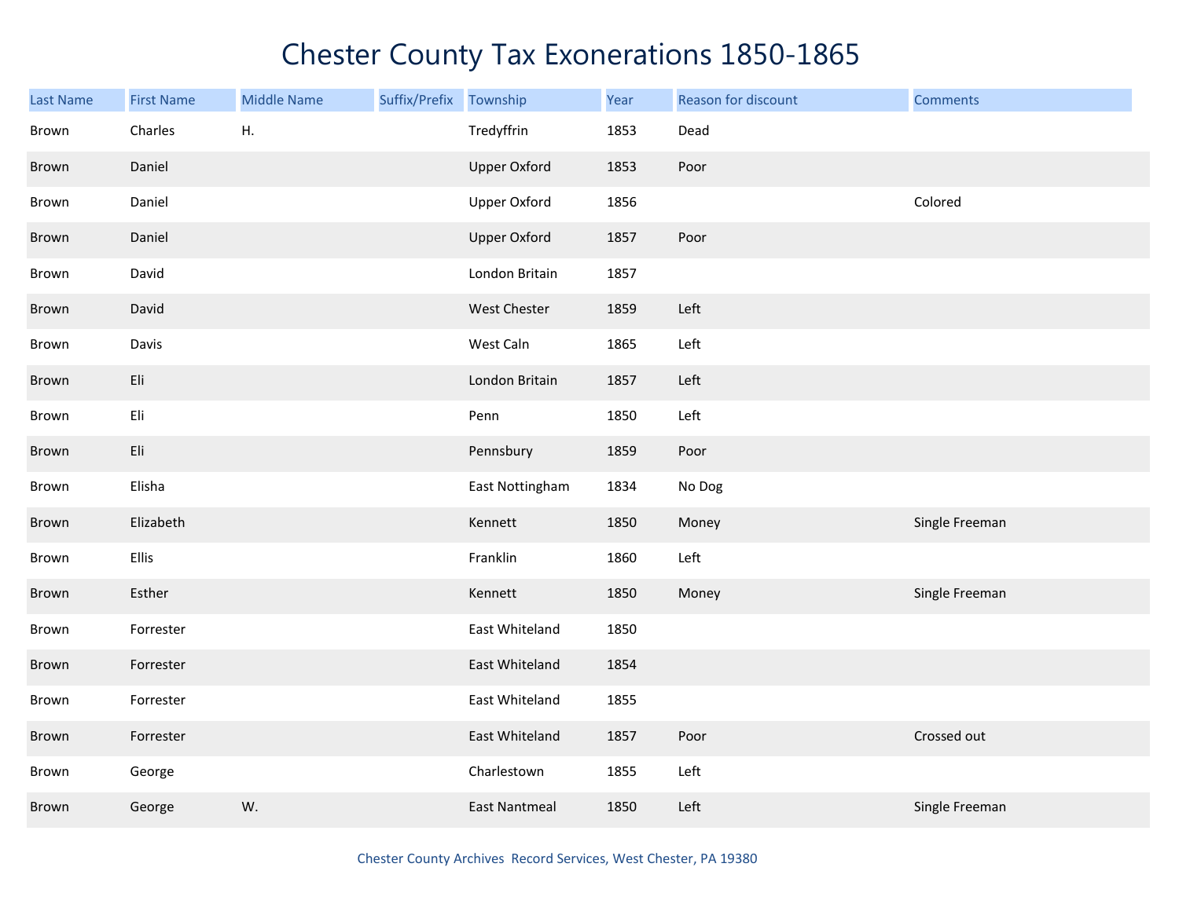# Chester County Tax Exonerations 1850-1865

| Last Name | First Name | Middle Name | Suffix/Prefix | Township | Year | Reason for discount | Comments |
|---|---|---|---|---|---|---|---|
| Brown | Charles | H. | | Tredyffrin | 1853 | Dead | |
| Brown | Daniel | | | Upper Oxford | 1853 | Poor | |
| Brown | Daniel | | | Upper Oxford | 1856 | | Colored |
| Brown | Daniel | | | Upper Oxford | 1857 | Poor | |
| Brown | David | | | London Britain | 1857 | | |
| Brown | David | | | West Chester | 1859 | Left | |
| Brown | Davis | | | West Caln | 1865 | Left | |
| Brown | Eli | | | London Britain | 1857 | Left | |
| Brown | Eli | | | Penn | 1850 | Left | |
| Brown | Eli | | | Pennsbury | 1859 | Poor | |
| Brown | Elisha | | | East Nottingham | 1834 | No Dog | |
| Brown | Elizabeth | | | Kennett | 1850 | Money | Single Freeman |
| Brown | Ellis | | | Franklin | 1860 | Left | |
| Brown | Esther | | | Kennett | 1850 | Money | Single Freeman |
| Brown | Forrester | | | East Whiteland | 1850 | | |
| Brown | Forrester | | | East Whiteland | 1854 | | |
| Brown | Forrester | | | East Whiteland | 1855 | | |
| Brown | Forrester | | | East Whiteland | 1857 | Poor | Crossed out |
| Brown | George | | | Charlestown | 1855 | Left | |
| Brown | George | W. | | East Nantmeal | 1850 | Left | Single Freeman |

Chester County Archives Record Services, West Chester, PA 19380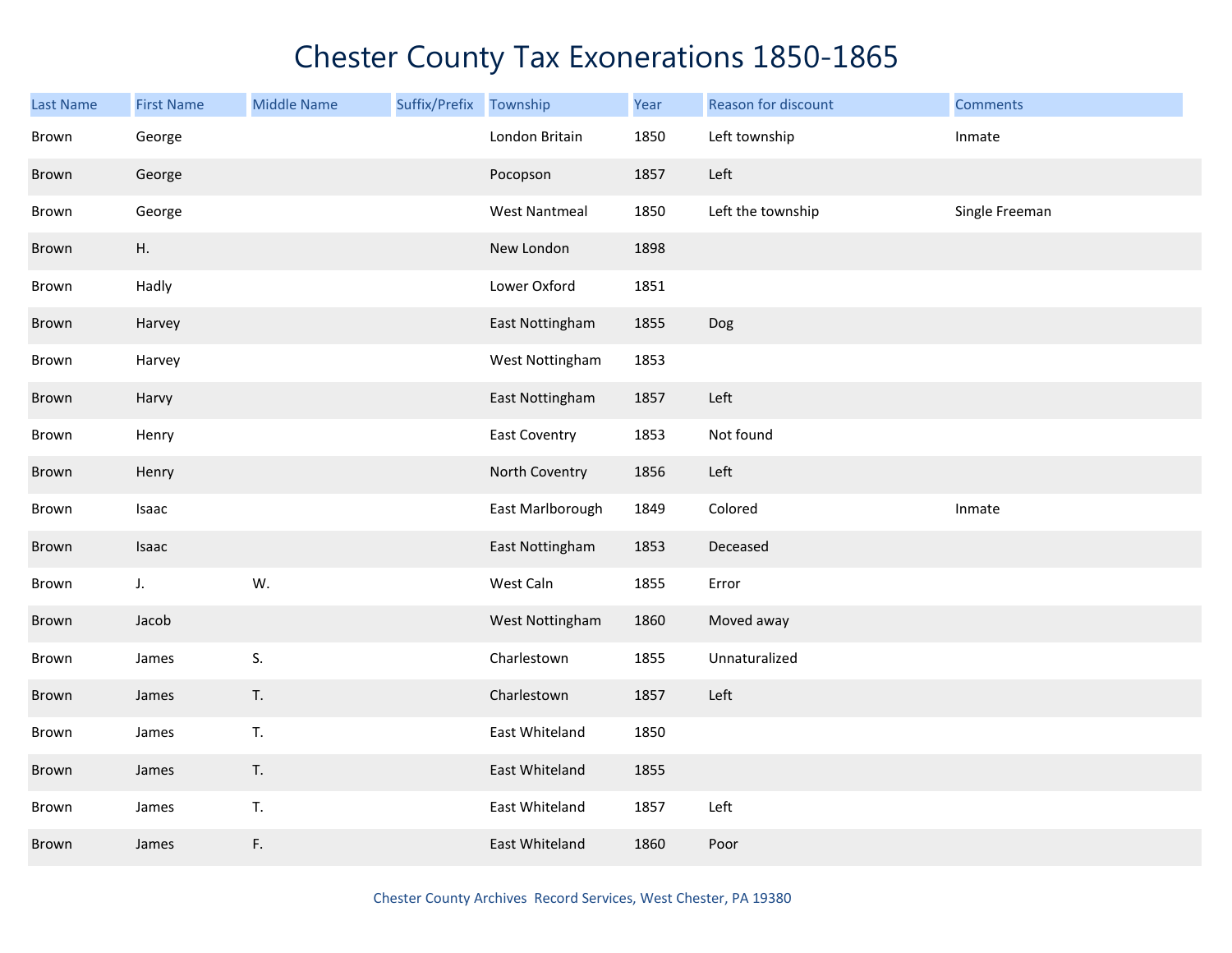# Chester County Tax Exonerations 1850-1865

| Last Name | First Name | Middle Name | Suffix/Prefix | Township | Year | Reason for discount | Comments |
|---|---|---|---|---|---|---|---|
| Brown | George | | | London Britain | 1850 | Left township | Inmate |
| Brown | George | | | Pocopson | 1857 | Left | |
| Brown | George | | | West Nantmeal | 1850 | Left the township | Single Freeman |
| Brown | H. | | | New London | 1898 | | |
| Brown | Hadly | | | Lower Oxford | 1851 | | |
| Brown | Harvey | | | East Nottingham | 1855 | Dog | |
| Brown | Harvey | | | West Nottingham | 1853 | | |
| Brown | Harvy | | | East Nottingham | 1857 | Left | |
| Brown | Henry | | | East Coventry | 1853 | Not found | |
| Brown | Henry | | | North Coventry | 1856 | Left | |
| Brown | Isaac | | | East Marlborough | 1849 | Colored | Inmate |
| Brown | Isaac | | | East Nottingham | 1853 | Deceased | |
| Brown | J. | W. | | West Caln | 1855 | Error | |
| Brown | Jacob | | | West Nottingham | 1860 | Moved away | |
| Brown | James | S. | | Charlestown | 1855 | Unnaturalized | |
| Brown | James | T. | | Charlestown | 1857 | Left | |
| Brown | James | T. | | East Whiteland | 1850 | | |
| Brown | James | T. | | East Whiteland | 1855 | | |
| Brown | James | T. | | East Whiteland | 1857 | Left | |
| Brown | James | F. | | East Whiteland | 1860 | Poor | |

Chester County Archives Record Services, West Chester, PA 19380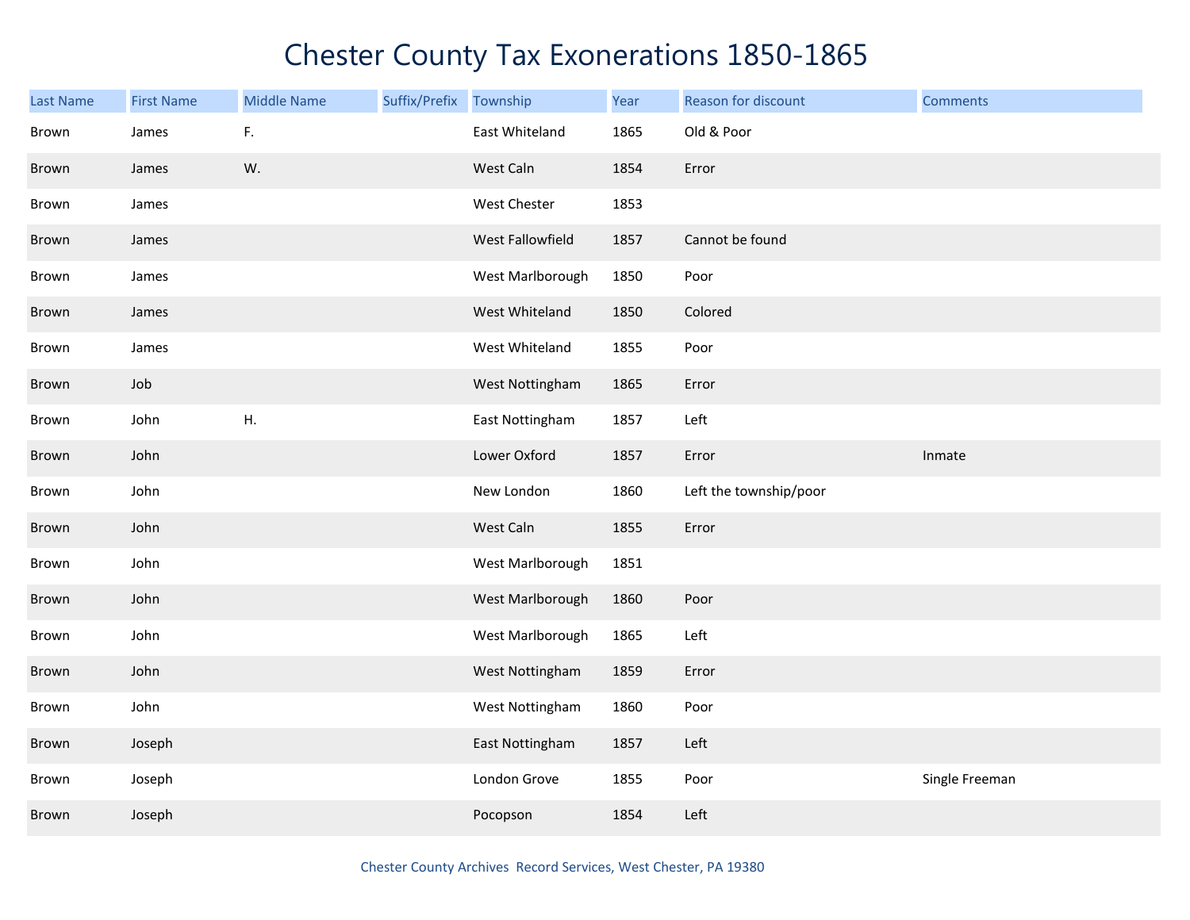# Chester County Tax Exonerations 1850-1865

| Last Name | First Name | Middle Name | Suffix/Prefix | Township | Year | Reason for discount | Comments |
|---|---|---|---|---|---|---|---|
| Brown | James | F. | | East Whiteland | 1865 | Old & Poor | |
| Brown | James | W. | | West Caln | 1854 | Error | |
| Brown | James | | | West Chester | 1853 | | |
| Brown | James | | | West Fallowfield | 1857 | Cannot be found | |
| Brown | James | | | West Marlborough | 1850 | Poor | |
| Brown | James | | | West Whiteland | 1850 | Colored | |
| Brown | James | | | West Whiteland | 1855 | Poor | |
| Brown | Job | | | West Nottingham | 1865 | Error | |
| Brown | John | H. | | East Nottingham | 1857 | Left | |
| Brown | John | | | Lower Oxford | 1857 | Error | Inmate |
| Brown | John | | | New London | 1860 | Left the township/poor | |
| Brown | John | | | West Caln | 1855 | Error | |
| Brown | John | | | West Marlborough | 1851 | | |
| Brown | John | | | West Marlborough | 1860 | Poor | |
| Brown | John | | | West Marlborough | 1865 | Left | |
| Brown | John | | | West Nottingham | 1859 | Error | |
| Brown | John | | | West Nottingham | 1860 | Poor | |
| Brown | Joseph | | | East Nottingham | 1857 | Left | |
| Brown | Joseph | | | London Grove | 1855 | Poor | Single Freeman |
| Brown | Joseph | | | Pocopson | 1854 | Left | |

Chester County Archives Record Services, West Chester, PA 19380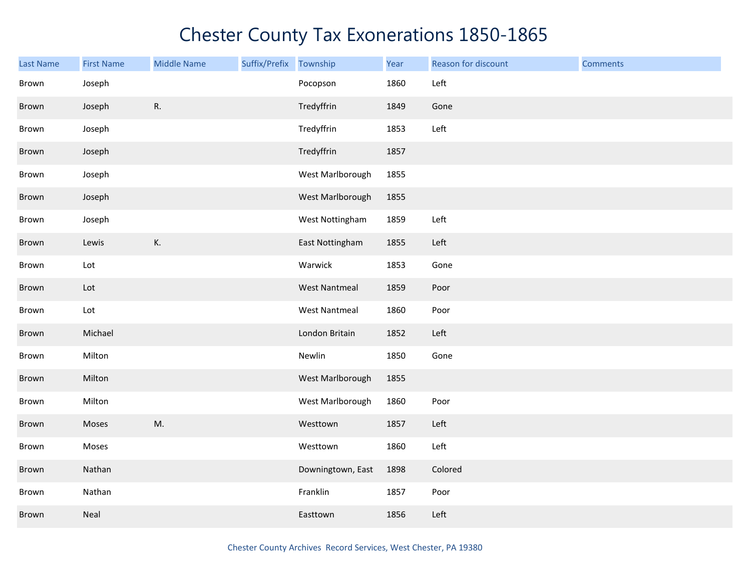# Chester County Tax Exonerations 1850-1865

| Last Name | First Name | Middle Name | Suffix/Prefix | Township | Year | Reason for discount | Comments |
|---|---|---|---|---|---|---|---|
| Brown | Joseph | | | Pocopson | 1860 | Left | |
| Brown | Joseph | R. | | Tredyffrin | 1849 | Gone | |
| Brown | Joseph | | | Tredyffrin | 1853 | Left | |
| Brown | Joseph | | | Tredyffrin | 1857 | | |
| Brown | Joseph | | | West Marlborough | 1855 | | |
| Brown | Joseph | | | West Marlborough | 1855 | | |
| Brown | Joseph | | | West Nottingham | 1859 | Left | |
| Brown | Lewis | K. | | East Nottingham | 1855 | Left | |
| Brown | Lot | | | Warwick | 1853 | Gone | |
| Brown | Lot | | | West Nantmeal | 1859 | Poor | |
| Brown | Lot | | | West Nantmeal | 1860 | Poor | |
| Brown | Michael | | | London Britain | 1852 | Left | |
| Brown | Milton | | | Newlin | 1850 | Gone | |
| Brown | Milton | | | West Marlborough | 1855 | | |
| Brown | Milton | | | West Marlborough | 1860 | Poor | |
| Brown | Moses | M. | | Westtown | 1857 | Left | |
| Brown | Moses | | | Westtown | 1860 | Left | |
| Brown | Nathan | | | Downingtown, East | 1898 | Colored | |
| Brown | Nathan | | | Franklin | 1857 | Poor | |
| Brown | Neal | | | Easttown | 1856 | Left | |

Chester County Archives Record Services, West Chester, PA 19380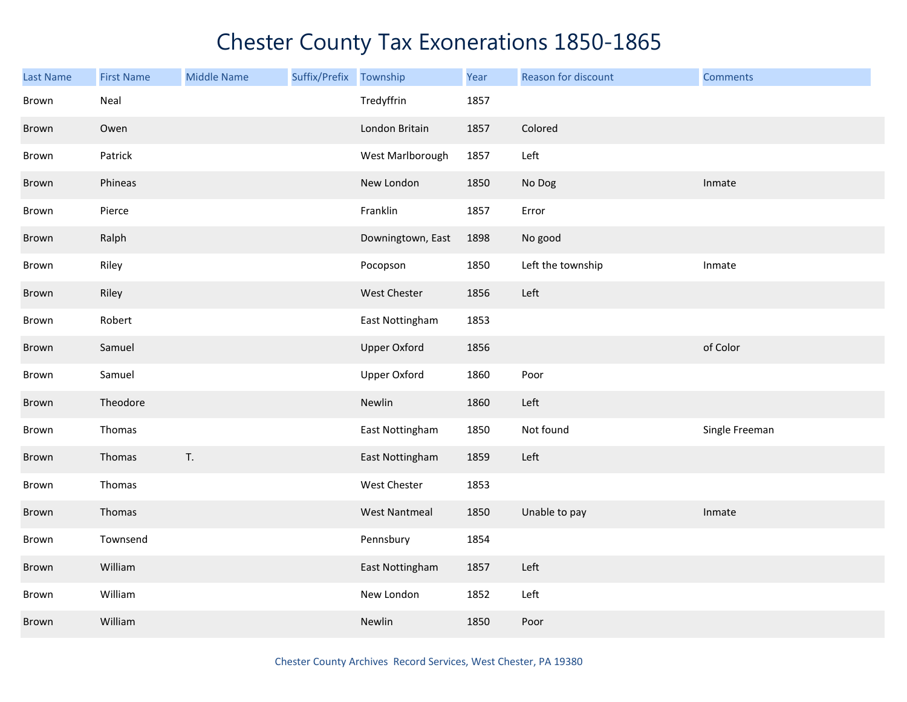# Chester County Tax Exonerations 1850-1865

| Last Name | First Name | Middle Name | Suffix/Prefix | Township | Year | Reason for discount | Comments |
|---|---|---|---|---|---|---|---|
| Brown | Neal | | | Tredyffrin | 1857 | | |
| Brown | Owen | | | London Britain | 1857 | Colored | |
| Brown | Patrick | | | West Marlborough | 1857 | Left | |
| Brown | Phineas | | | New London | 1850 | No Dog | Inmate |
| Brown | Pierce | | | Franklin | 1857 | Error | |
| Brown | Ralph | | | Downingtown, East | 1898 | No good | |
| Brown | Riley | | | Pocopson | 1850 | Left the township | Inmate |
| Brown | Riley | | | West Chester | 1856 | Left | |
| Brown | Robert | | | East Nottingham | 1853 | | |
| Brown | Samuel | | | Upper Oxford | 1856 | | of Color |
| Brown | Samuel | | | Upper Oxford | 1860 | Poor | |
| Brown | Theodore | | | Newlin | 1860 | Left | |
| Brown | Thomas | | | East Nottingham | 1850 | Not found | Single Freeman |
| Brown | Thomas | T. | | East Nottingham | 1859 | Left | |
| Brown | Thomas | | | West Chester | 1853 | | |
| Brown | Thomas | | | West Nantmeal | 1850 | Unable to pay | Inmate |
| Brown | Townsend | | | Pennsbury | 1854 | | |
| Brown | William | | | East Nottingham | 1857 | Left | |
| Brown | William | | | New London | 1852 | Left | |
| Brown | William | | | Newlin | 1850 | Poor | |

Chester County Archives Record Services, West Chester, PA 19380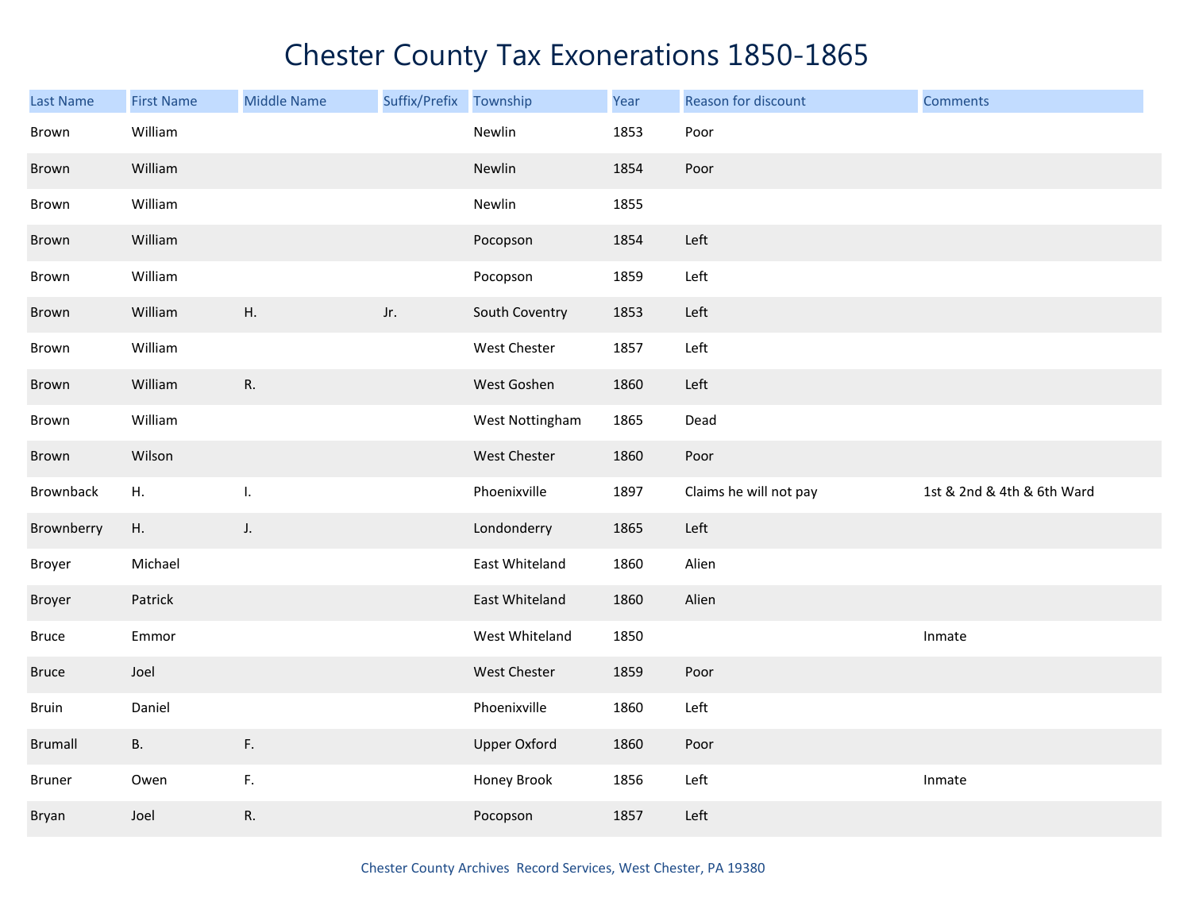# Chester County Tax Exonerations 1850-1865

| Last Name | First Name | Middle Name | Suffix/Prefix | Township | Year | Reason for discount | Comments |
|---|---|---|---|---|---|---|---|
| Brown | William | | | Newlin | 1853 | Poor | |
| Brown | William | | | Newlin | 1854 | Poor | |
| Brown | William | | | Newlin | 1855 | | |
| Brown | William | | | Pocopson | 1854 | Left | |
| Brown | William | | | Pocopson | 1859 | Left | |
| Brown | William | H. | Jr. | South Coventry | 1853 | Left | |
| Brown | William | | | West Chester | 1857 | Left | |
| Brown | William | R. | | West Goshen | 1860 | Left | |
| Brown | William | | | West Nottingham | 1865 | Dead | |
| Brown | Wilson | | | West Chester | 1860 | Poor | |
| Brownback | H. | I. | | Phoenixville | 1897 | Claims he will not pay | 1st & 2nd & 4th & 6th Ward |
| Brownberry | H. | J. | | Londonderry | 1865 | Left | |
| Broyer | Michael | | | East Whiteland | 1860 | Alien | |
| Broyer | Patrick | | | East Whiteland | 1860 | Alien | |
| Bruce | Emmor | | | West Whiteland | 1850 | | Inmate |
| Bruce | Joel | | | West Chester | 1859 | Poor | |
| Bruin | Daniel | | | Phoenixville | 1860 | Left | |
| Brumall | B. | F. | | Upper Oxford | 1860 | Poor | |
| Bruner | Owen | F. | | Honey Brook | 1856 | Left | Inmate |
| Bryan | Joel | R. | | Pocopson | 1857 | Left | |

Chester County Archives Record Services, West Chester, PA 19380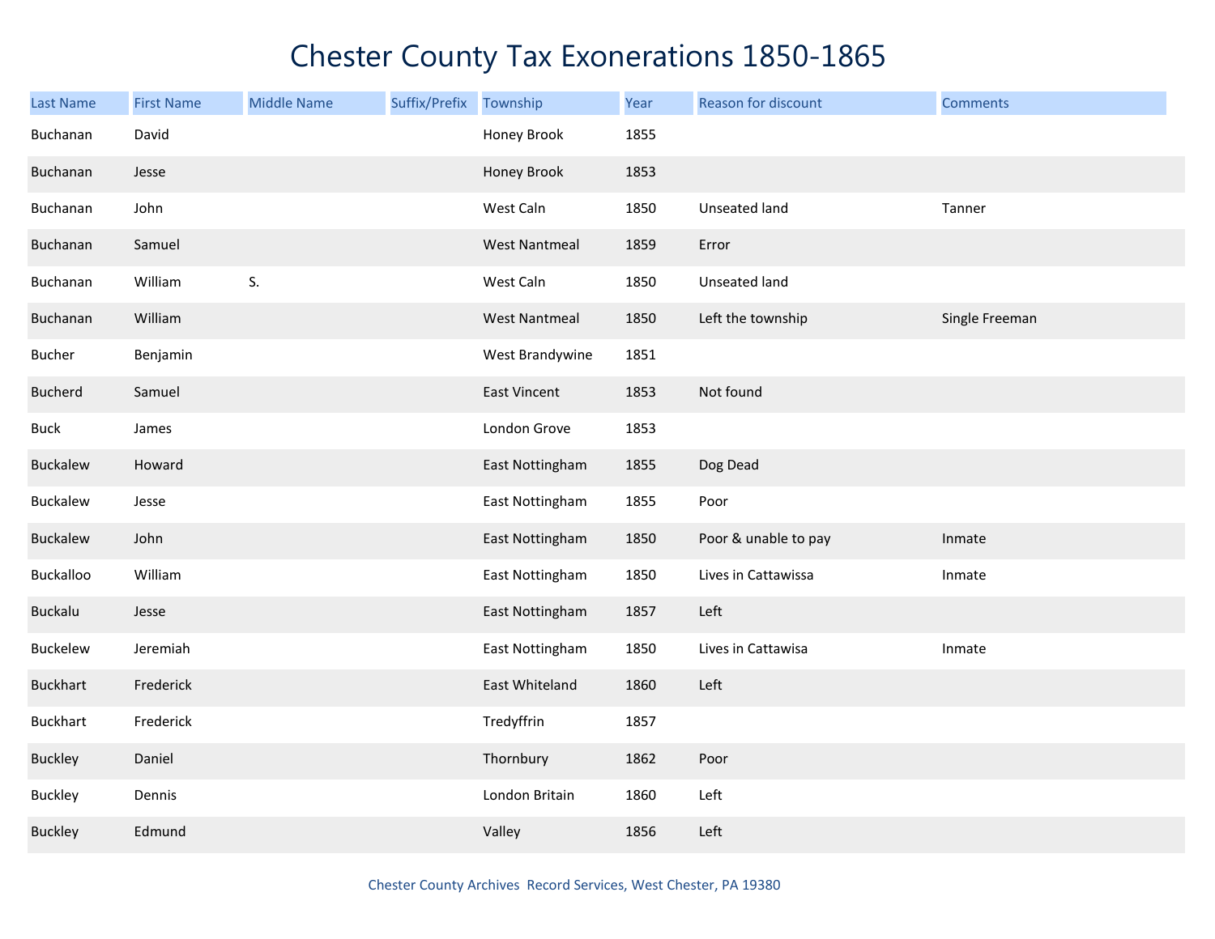# Chester County Tax Exonerations 1850-1865

| Last Name | First Name | Middle Name | Suffix/Prefix | Township | Year | Reason for discount | Comments |
|---|---|---|---|---|---|---|---|
| Buchanan | David | | | Honey Brook | 1855 | | |
| Buchanan | Jesse | | | Honey Brook | 1853 | | |
| Buchanan | John | | | West Caln | 1850 | Unseated land | Tanner |
| Buchanan | Samuel | | | West Nantmeal | 1859 | Error | |
| Buchanan | William | S. | | West Caln | 1850 | Unseated land | |
| Buchanan | William | | | West Nantmeal | 1850 | Left the township | Single Freeman |
| Bucher | Benjamin | | | West Brandywine | 1851 | | |
| Bucherd | Samuel | | | East Vincent | 1853 | Not found | |
| Buck | James | | | London Grove | 1853 | | |
| Buckalew | Howard | | | East Nottingham | 1855 | Dog Dead | |
| Buckalew | Jesse | | | East Nottingham | 1855 | Poor | |
| Buckalew | John | | | East Nottingham | 1850 | Poor & unable to pay | Inmate |
| Buckalloo | William | | | East Nottingham | 1850 | Lives in Cattawissa | Inmate |
| Buckalu | Jesse | | | East Nottingham | 1857 | Left | |
| Buckelew | Jeremiah | | | East Nottingham | 1850 | Lives in Cattawisa | Inmate |
| Buckhart | Frederick | | | East Whiteland | 1860 | Left | |
| Buckhart | Frederick | | | Tredyffrin | 1857 | | |
| Buckley | Daniel | | | Thornbury | 1862 | Poor | |
| Buckley | Dennis | | | London Britain | 1860 | Left | |
| Buckley | Edmund | | | Valley | 1856 | Left | |

Chester County Archives Record Services, West Chester, PA 19380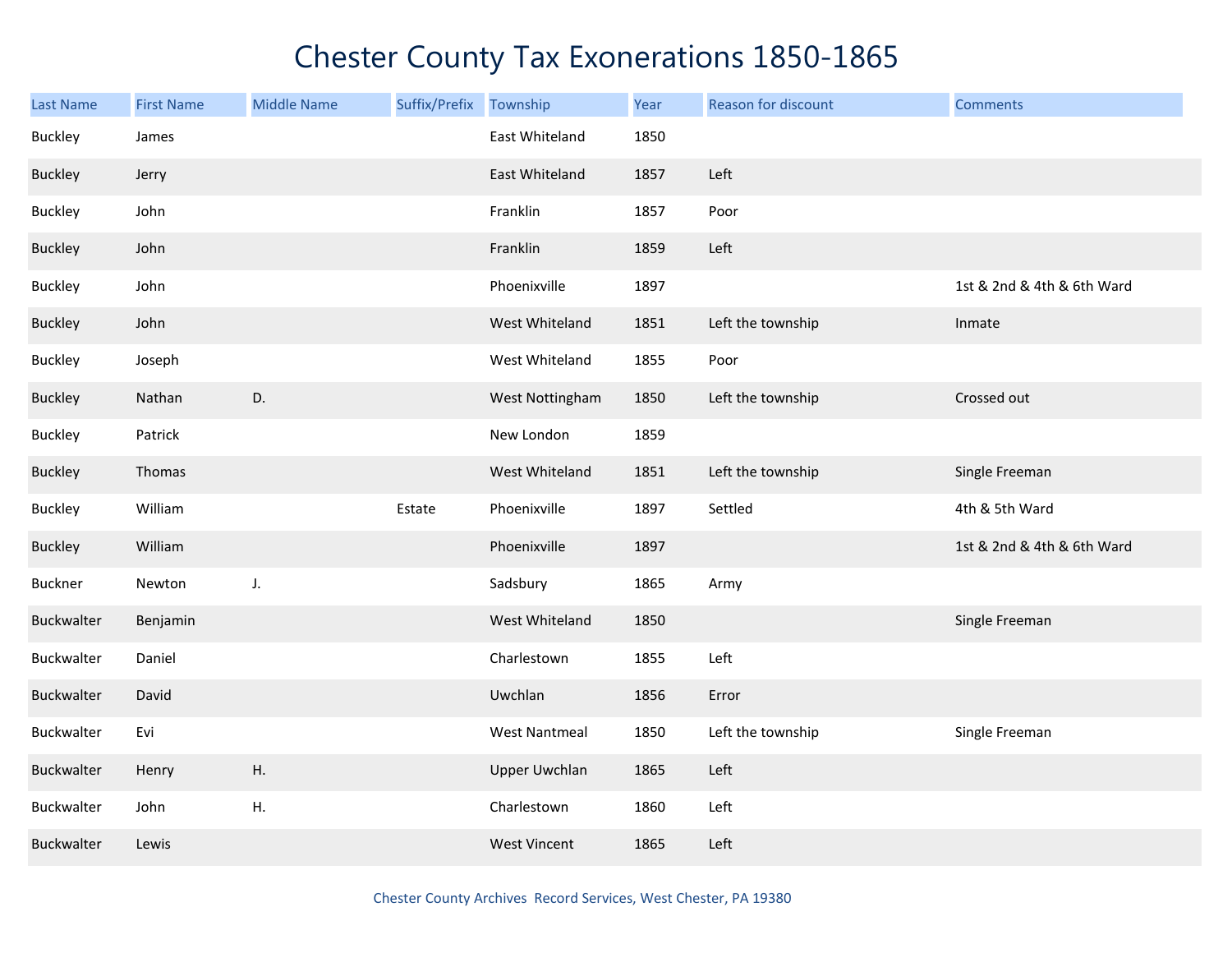# Chester County Tax Exonerations 1850-1865

| Last Name | First Name | Middle Name | Suffix/Prefix | Township | Year | Reason for discount | Comments |
|---|---|---|---|---|---|---|---|
| Buckley | James | | | East Whiteland | 1850 | | |
| Buckley | Jerry | | | East Whiteland | 1857 | Left | |
| Buckley | John | | | Franklin | 1857 | Poor | |
| Buckley | John | | | Franklin | 1859 | Left | |
| Buckley | John | | | Phoenixville | 1897 | | 1st & 2nd & 4th & 6th Ward |
| Buckley | John | | | West Whiteland | 1851 | Left the township | Inmate |
| Buckley | Joseph | | | West Whiteland | 1855 | Poor | |
| Buckley | Nathan | D. | | West Nottingham | 1850 | Left the township | Crossed out |
| Buckley | Patrick | | | New London | 1859 | | |
| Buckley | Thomas | | | West Whiteland | 1851 | Left the township | Single Freeman |
| Buckley | William | | Estate | Phoenixville | 1897 | Settled | 4th & 5th Ward |
| Buckley | William | | | Phoenixville | 1897 | | 1st & 2nd & 4th & 6th Ward |
| Buckner | Newton | J. | | Sadsbury | 1865 | Army | |
| Buckwalter | Benjamin | | | West Whiteland | 1850 | | Single Freeman |
| Buckwalter | Daniel | | | Charlestown | 1855 | Left | |
| Buckwalter | David | | | Uwchlan | 1856 | Error | |
| Buckwalter | Evi | | | West Nantmeal | 1850 | Left the township | Single Freeman |
| Buckwalter | Henry | H. | | Upper Uwchlan | 1865 | Left | |
| Buckwalter | John | H. | | Charlestown | 1860 | Left | |
| Buckwalter | Lewis | | | West Vincent | 1865 | Left | |

Chester County Archives Record Services, West Chester, PA 19380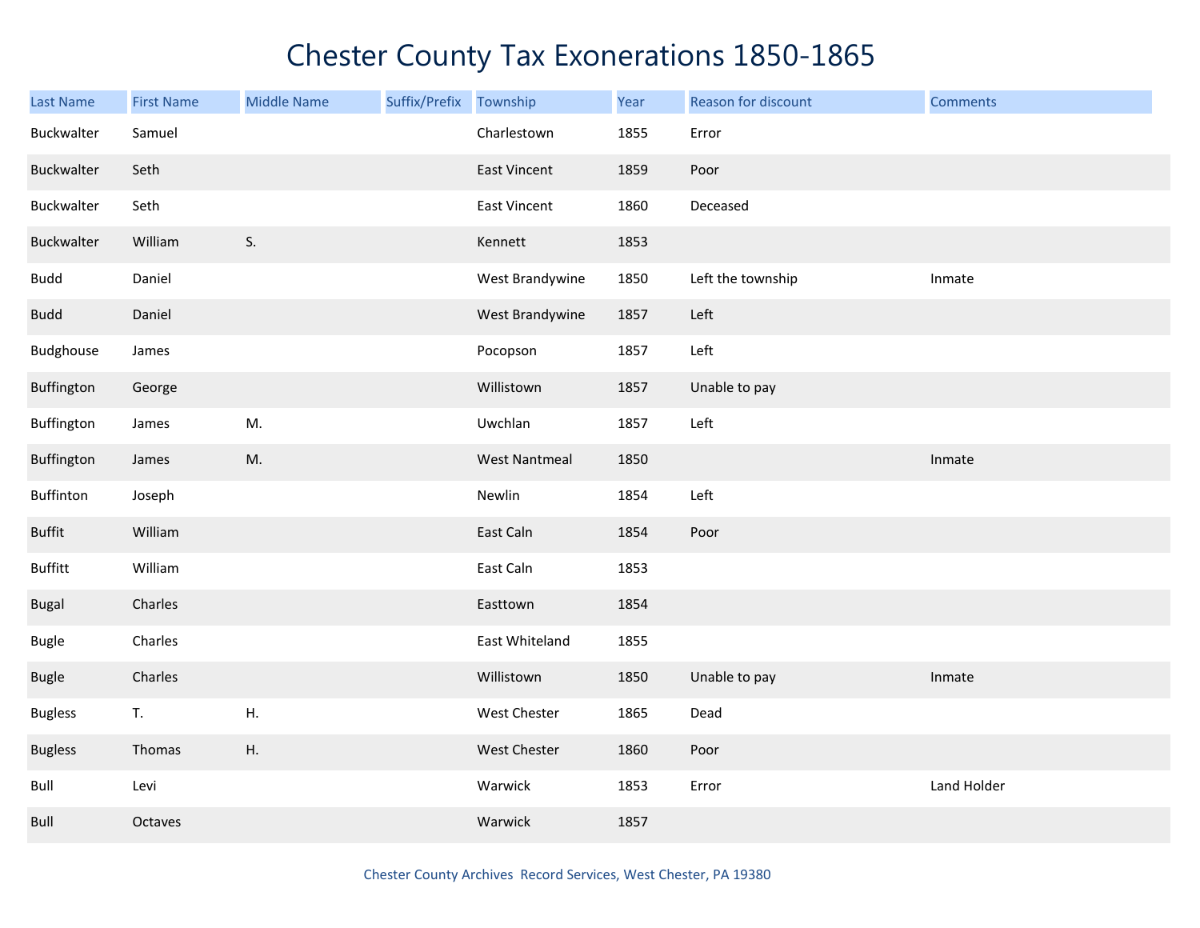# Chester County Tax Exonerations 1850-1865

| Last Name | First Name | Middle Name | Suffix/Prefix | Township | Year | Reason for discount | Comments |
|---|---|---|---|---|---|---|---|
| Buckwalter | Samuel | | | Charlestown | 1855 | Error | |
| Buckwalter | Seth | | | East Vincent | 1859 | Poor | |
| Buckwalter | Seth | | | East Vincent | 1860 | Deceased | |
| Buckwalter | William | S. | | Kennett | 1853 | | |
| Budd | Daniel | | | West Brandywine | 1850 | Left the township | Inmate |
| Budd | Daniel | | | West Brandywine | 1857 | Left | |
| Budghouse | James | | | Pocopson | 1857 | Left | |
| Buffington | George | | | Willistown | 1857 | Unable to pay | |
| Buffington | James | M. | | Uwchlan | 1857 | Left | |
| Buffington | James | M. | | West Nantmeal | 1850 | | Inmate |
| Buffinton | Joseph | | | Newlin | 1854 | Left | |
| Buffit | William | | | East Caln | 1854 | Poor | |
| Buffitt | William | | | East Caln | 1853 | | |
| Bugal | Charles | | | Easttown | 1854 | | |
| Bugle | Charles | | | East Whiteland | 1855 | | |
| Bugle | Charles | | | Willistown | 1850 | Unable to pay | Inmate |
| Bugless | T. | H. | | West Chester | 1865 | Dead | |
| Bugless | Thomas | H. | | West Chester | 1860 | Poor | |
| Bull | Levi | | | Warwick | 1853 | Error | Land Holder |
| Bull | Octaves | | | Warwick | 1857 | | |

Chester County Archives Record Services, West Chester, PA 19380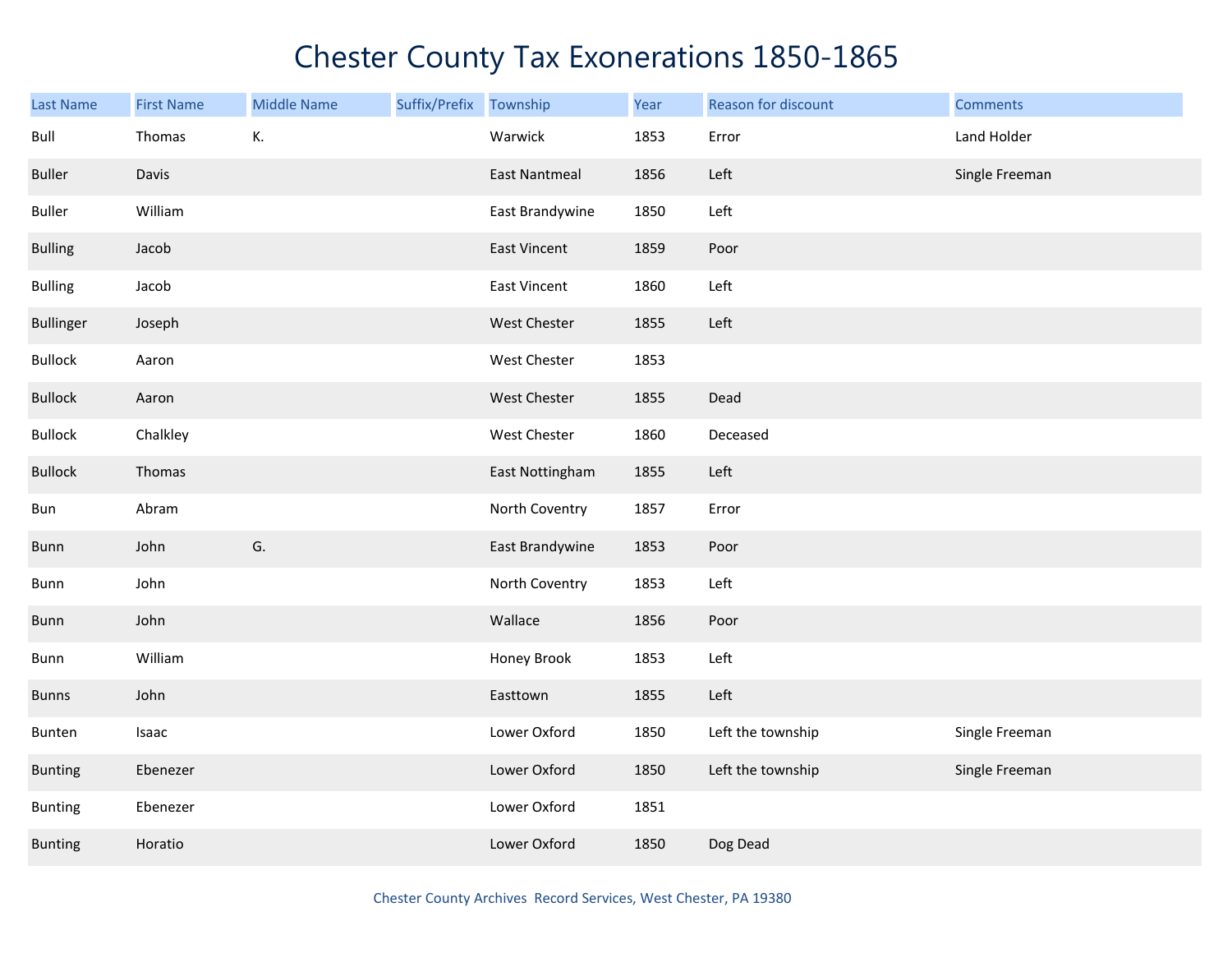# Chester County Tax Exonerations 1850-1865

| Last Name | First Name | Middle Name | Suffix/Prefix | Township | Year | Reason for discount | Comments |
|---|---|---|---|---|---|---|---|
| Bull | Thomas | K. | | Warwick | 1853 | Error | Land Holder |
| Buller | Davis | | | East Nantmeal | 1856 | Left | Single Freeman |
| Buller | William | | | East Brandywine | 1850 | Left | |
| Bulling | Jacob | | | East Vincent | 1859 | Poor | |
| Bulling | Jacob | | | East Vincent | 1860 | Left | |
| Bullinger | Joseph | | | West Chester | 1855 | Left | |
| Bullock | Aaron | | | West Chester | 1853 | | |
| Bullock | Aaron | | | West Chester | 1855 | Dead | |
| Bullock | Chalkley | | | West Chester | 1860 | Deceased | |
| Bullock | Thomas | | | East Nottingham | 1855 | Left | |
| Bun | Abram | | | North Coventry | 1857 | Error | |
| Bunn | John | G. | | East Brandywine | 1853 | Poor | |
| Bunn | John | | | North Coventry | 1853 | Left | |
| Bunn | John | | | Wallace | 1856 | Poor | |
| Bunn | William | | | Honey Brook | 1853 | Left | |
| Bunns | John | | | Easttown | 1855 | Left | |
| Bunten | Isaac | | | Lower Oxford | 1850 | Left the township | Single Freeman |
| Bunting | Ebenezer | | | Lower Oxford | 1850 | Left the township | Single Freeman |
| Bunting | Ebenezer | | | Lower Oxford | 1851 | | |
| Bunting | Horatio | | | Lower Oxford | 1850 | Dog Dead | |

Chester County Archives Record Services, West Chester, PA 19380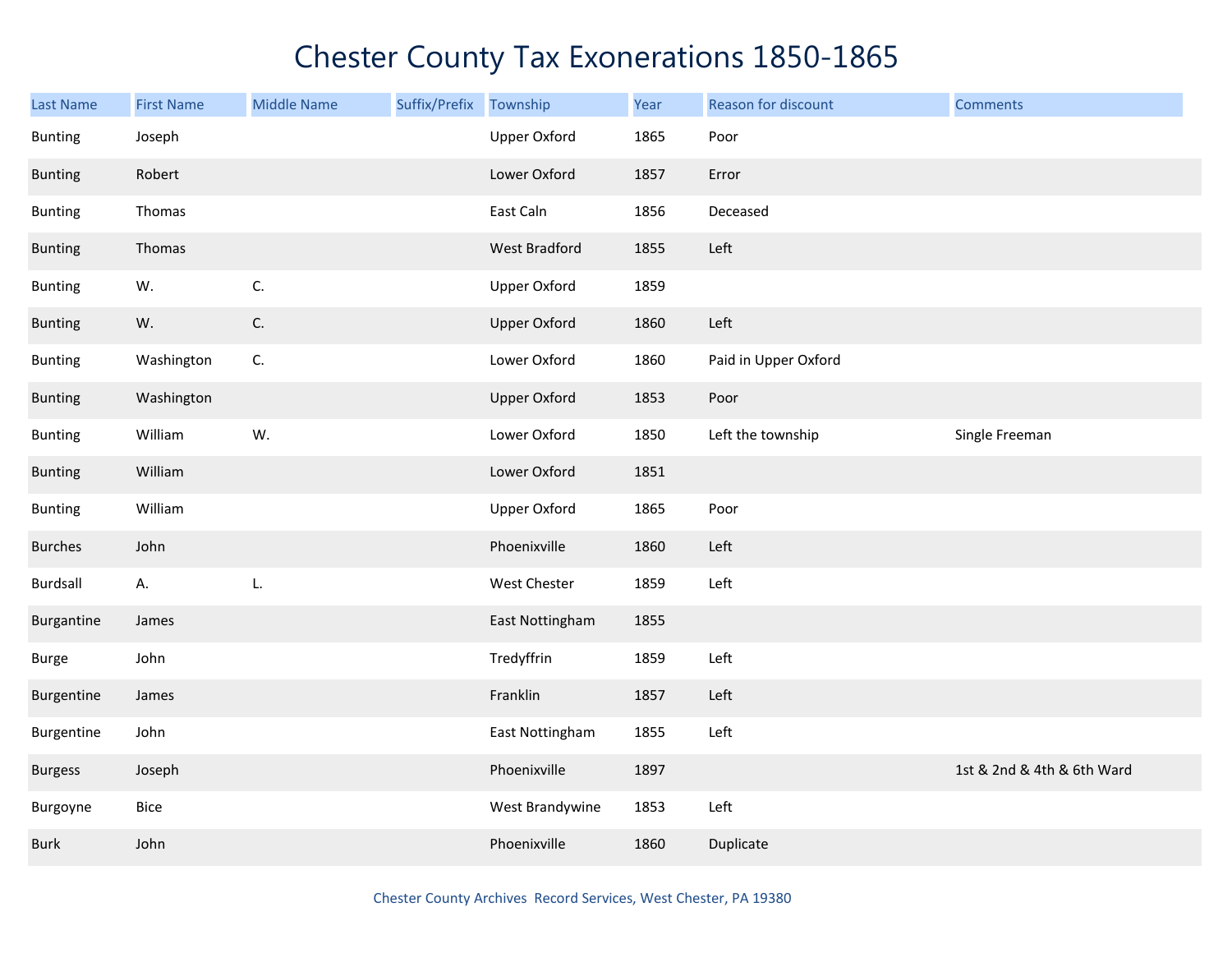# Chester County Tax Exonerations 1850-1865

| Last Name | First Name | Middle Name | Suffix/Prefix | Township | Year | Reason for discount | Comments |
|---|---|---|---|---|---|---|---|
| Bunting | Joseph | | | Upper Oxford | 1865 | Poor | |
| Bunting | Robert | | | Lower Oxford | 1857 | Error | |
| Bunting | Thomas | | | East Caln | 1856 | Deceased | |
| Bunting | Thomas | | | West Bradford | 1855 | Left | |
| Bunting | W. | C. | | Upper Oxford | 1859 | | |
| Bunting | W. | C. | | Upper Oxford | 1860 | Left | |
| Bunting | Washington | C. | | Lower Oxford | 1860 | Paid in Upper Oxford | |
| Bunting | Washington | | | Upper Oxford | 1853 | Poor | |
| Bunting | William | W. | | Lower Oxford | 1850 | Left the township | Single Freeman |
| Bunting | William | | | Lower Oxford | 1851 | | |
| Bunting | William | | | Upper Oxford | 1865 | Poor | |
| Burches | John | | | Phoenixville | 1860 | Left | |
| Burdsall | A. | L. | | West Chester | 1859 | Left | |
| Burgantine | James | | | East Nottingham | 1855 | | |
| Burge | John | | | Tredyffrin | 1859 | Left | |
| Burgentine | James | | | Franklin | 1857 | Left | |
| Burgentine | John | | | East Nottingham | 1855 | Left | |
| Burgess | Joseph | | | Phoenixville | 1897 | | 1st & 2nd & 4th & 6th Ward |
| Burgoyne | Bice | | | West Brandywine | 1853 | Left | |
| Burk | John | | | Phoenixville | 1860 | Duplicate | |

Chester County Archives Record Services, West Chester, PA 19380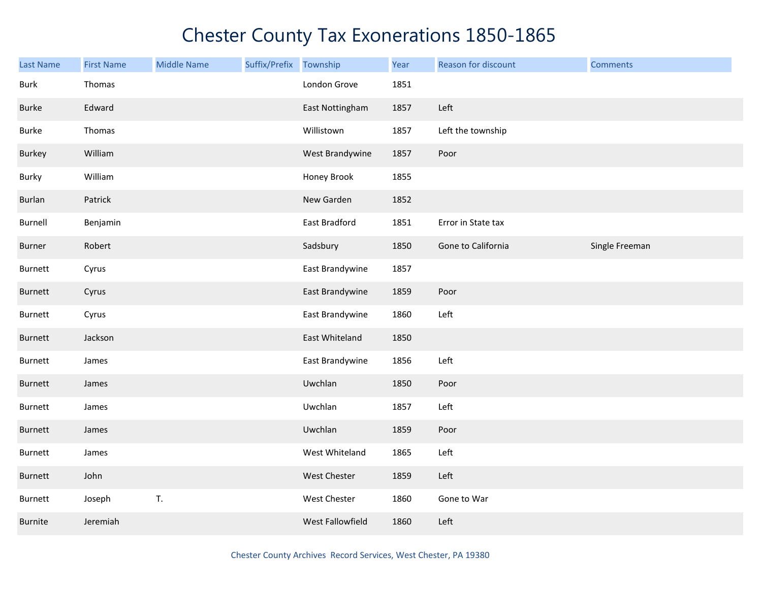# Chester County Tax Exonerations 1850-1865

| Last Name | First Name | Middle Name | Suffix/Prefix | Township | Year | Reason for discount | Comments |
|---|---|---|---|---|---|---|---|
| Burk | Thomas | | | London Grove | 1851 | | |
| Burke | Edward | | | East Nottingham | 1857 | Left | |
| Burke | Thomas | | | Willistown | 1857 | Left the township | |
| Burkey | William | | | West Brandywine | 1857 | Poor | |
| Burky | William | | | Honey Brook | 1855 | | |
| Burlan | Patrick | | | New Garden | 1852 | | |
| Burnell | Benjamin | | | East Bradford | 1851 | Error in State tax | |
| Burner | Robert | | | Sadsbury | 1850 | Gone to California | Single Freeman |
| Burnett | Cyrus | | | East Brandywine | 1857 | | |
| Burnett | Cyrus | | | East Brandywine | 1859 | Poor | |
| Burnett | Cyrus | | | East Brandywine | 1860 | Left | |
| Burnett | Jackson | | | East Whiteland | 1850 | | |
| Burnett | James | | | East Brandywine | 1856 | Left | |
| Burnett | James | | | Uwchlan | 1850 | Poor | |
| Burnett | James | | | Uwchlan | 1857 | Left | |
| Burnett | James | | | Uwchlan | 1859 | Poor | |
| Burnett | James | | | West Whiteland | 1865 | Left | |
| Burnett | John | | | West Chester | 1859 | Left | |
| Burnett | Joseph | T. | | West Chester | 1860 | Gone to War | |
| Burnite | Jeremiah | | | West Fallowfield | 1860 | Left | |

Chester County Archives Record Services, West Chester, PA 19380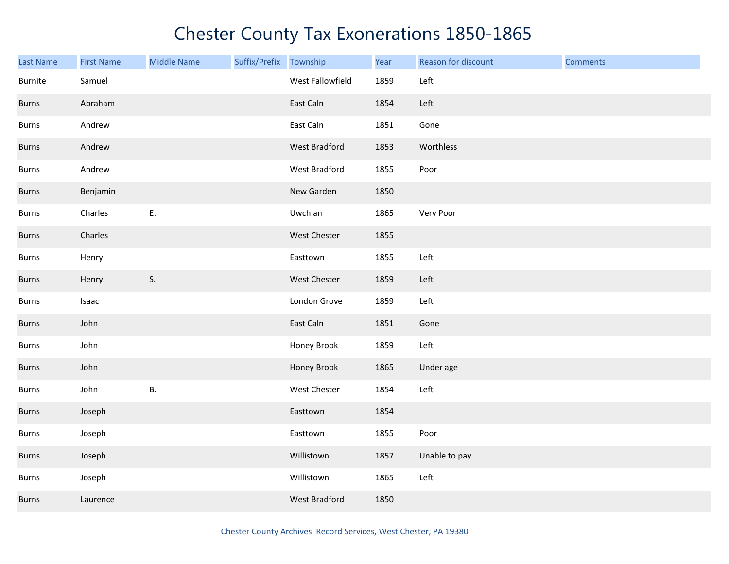# Chester County Tax Exonerations 1850-1865

| Last Name | First Name | Middle Name | Suffix/Prefix | Township | Year | Reason for discount | Comments |
|---|---|---|---|---|---|---|---|
| Burnite | Samuel | | | West Fallowfield | 1859 | Left | |
| Burns | Abraham | | | East Caln | 1854 | Left | |
| Burns | Andrew | | | East Caln | 1851 | Gone | |
| Burns | Andrew | | | West Bradford | 1853 | Worthless | |
| Burns | Andrew | | | West Bradford | 1855 | Poor | |
| Burns | Benjamin | | | New Garden | 1850 | | |
| Burns | Charles | E. | | Uwchlan | 1865 | Very Poor | |
| Burns | Charles | | | West Chester | 1855 | | |
| Burns | Henry | | | Easttown | 1855 | Left | |
| Burns | Henry | S. | | West Chester | 1859 | Left | |
| Burns | Isaac | | | London Grove | 1859 | Left | |
| Burns | John | | | East Caln | 1851 | Gone | |
| Burns | John | | | Honey Brook | 1859 | Left | |
| Burns | John | | | Honey Brook | 1865 | Under age | |
| Burns | John | B. | | West Chester | 1854 | Left | |
| Burns | Joseph | | | Easttown | 1854 | | |
| Burns | Joseph | | | Easttown | 1855 | Poor | |
| Burns | Joseph | | | Willistown | 1857 | Unable to pay | |
| Burns | Joseph | | | Willistown | 1865 | Left | |
| Burns | Laurence | | | West Bradford | 1850 | | |

Chester County Archives Record Services, West Chester, PA 19380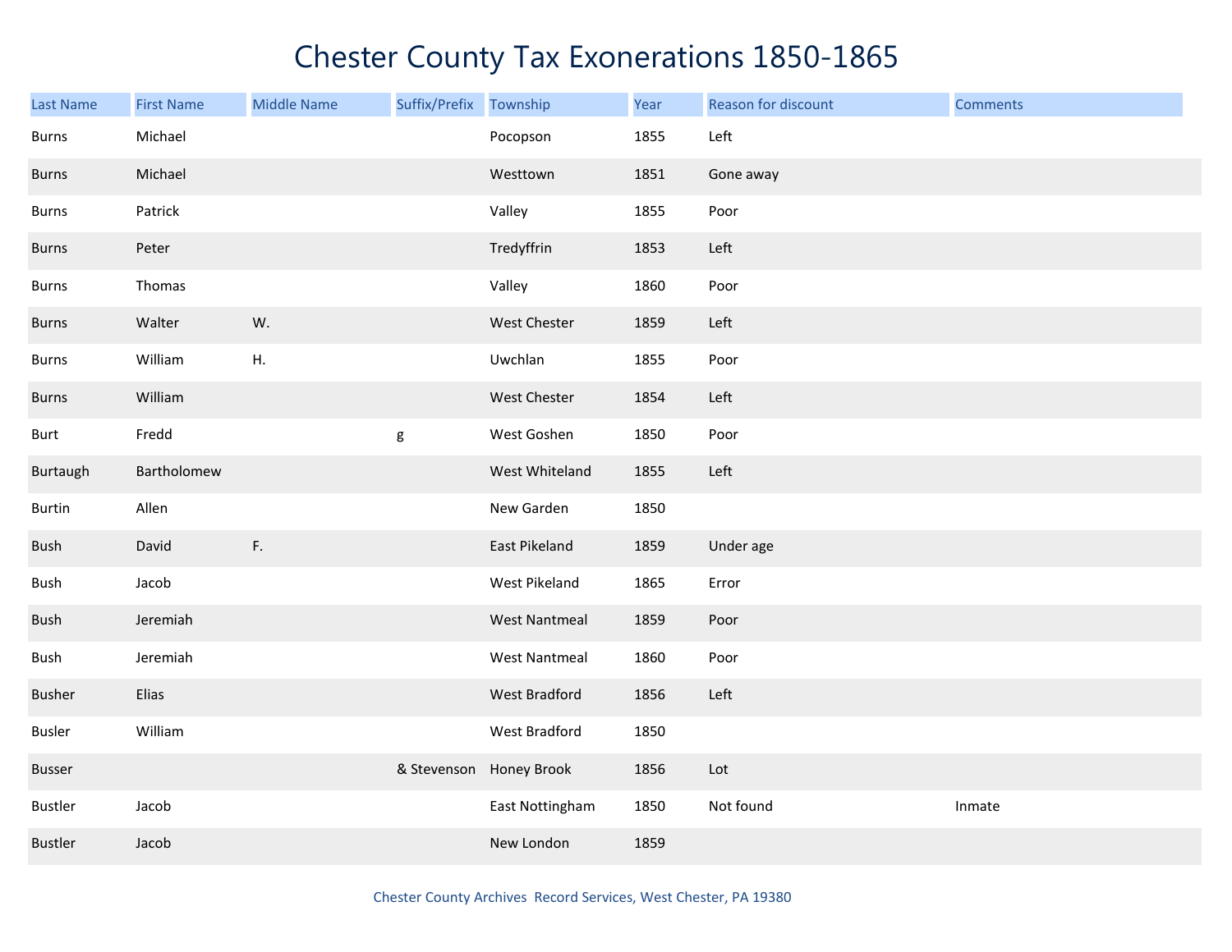# Chester County Tax Exonerations 1850-1865

| Last Name | First Name | Middle Name | Suffix/Prefix | Township | Year | Reason for discount | Comments |
|---|---|---|---|---|---|---|---|
| Burns | Michael | | | Pocopson | 1855 | Left | |
| Burns | Michael | | | Westtown | 1851 | Gone away | |
| Burns | Patrick | | | Valley | 1855 | Poor | |
| Burns | Peter | | | Tredyffrin | 1853 | Left | |
| Burns | Thomas | | | Valley | 1860 | Poor | |
| Burns | Walter | W. | | West Chester | 1859 | Left | |
| Burns | William | H. | | Uwchlan | 1855 | Poor | |
| Burns | William | | | West Chester | 1854 | Left | |
| Burt | Fredd | | g | West Goshen | 1850 | Poor | |
| Burtaugh | Bartholomew | | | West Whiteland | 1855 | Left | |
| Burtin | Allen | | | New Garden | 1850 | | |
| Bush | David | F. | | East Pikeland | 1859 | Under age | |
| Bush | Jacob | | | West Pikeland | 1865 | Error | |
| Bush | Jeremiah | | | West Nantmeal | 1859 | Poor | |
| Bush | Jeremiah | | | West Nantmeal | 1860 | Poor | |
| Busher | Elias | | | West Bradford | 1856 | Left | |
| Busler | William | | | West Bradford | 1850 | | |
| Busser | | | & Stevenson | Honey Brook | 1856 | Lot | |
| Bustler | Jacob | | | East Nottingham | 1850 | Not found | Inmate |
| Bustler | Jacob | | | New London | 1859 | | |

Chester County Archives Record Services, West Chester, PA 19380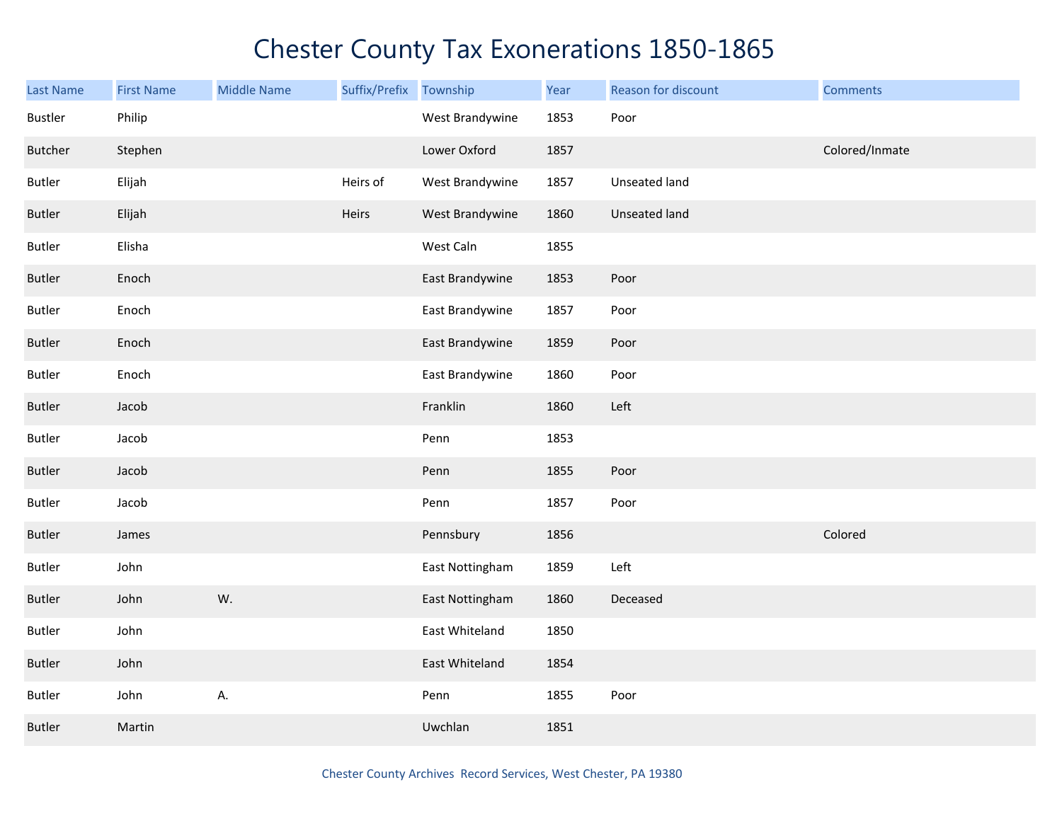# Chester County Tax Exonerations 1850-1865

| Last Name | First Name | Middle Name | Suffix/Prefix | Township | Year | Reason for discount | Comments |
|---|---|---|---|---|---|---|---|
| Bustler | Philip | | | West Brandywine | 1853 | Poor | |
| Butcher | Stephen | | | Lower Oxford | 1857 | | Colored/Inmate |
| Butler | Elijah | | Heirs of | West Brandywine | 1857 | Unseated land | |
| Butler | Elijah | | Heirs | West Brandywine | 1860 | Unseated land | |
| Butler | Elisha | | | West Caln | 1855 | | |
| Butler | Enoch | | | East Brandywine | 1853 | Poor | |
| Butler | Enoch | | | East Brandywine | 1857 | Poor | |
| Butler | Enoch | | | East Brandywine | 1859 | Poor | |
| Butler | Enoch | | | East Brandywine | 1860 | Poor | |
| Butler | Jacob | | | Franklin | 1860 | Left | |
| Butler | Jacob | | | Penn | 1853 | | |
| Butler | Jacob | | | Penn | 1855 | Poor | |
| Butler | Jacob | | | Penn | 1857 | Poor | |
| Butler | James | | | Pennsbury | 1856 | | Colored |
| Butler | John | | | East Nottingham | 1859 | Left | |
| Butler | John | W. | | East Nottingham | 1860 | Deceased | |
| Butler | John | | | East Whiteland | 1850 | | |
| Butler | John | | | East Whiteland | 1854 | | |
| Butler | John | A. | | Penn | 1855 | Poor | |
| Butler | Martin | | | Uwchlan | 1851 | | |

Chester County Archives Record Services, West Chester, PA 19380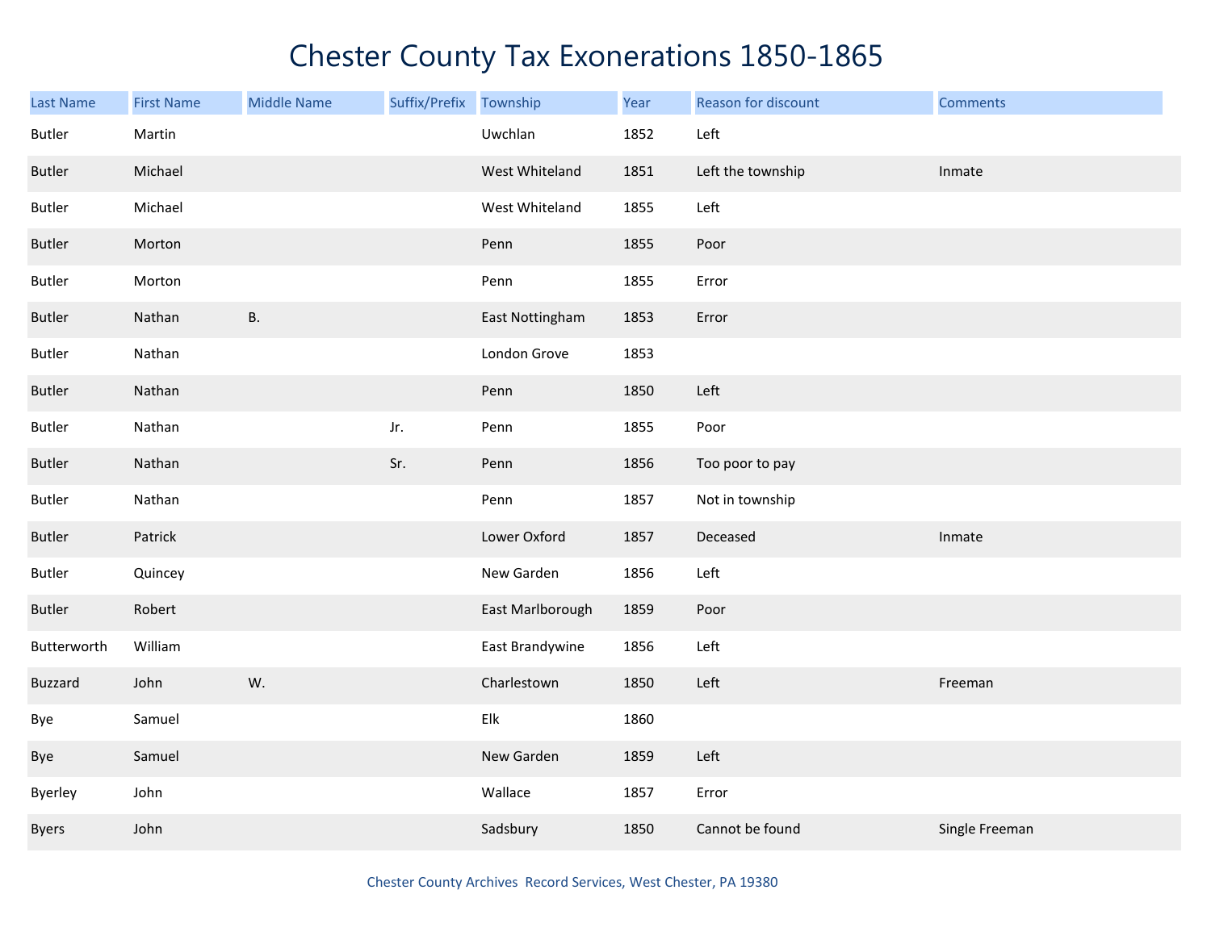# Chester County Tax Exonerations 1850-1865

| Last Name | First Name | Middle Name | Suffix/Prefix | Township | Year | Reason for discount | Comments |
|---|---|---|---|---|---|---|---|
| Butler | Martin | | | Uwchlan | 1852 | Left | |
| Butler | Michael | | | West Whiteland | 1851 | Left the township | Inmate |
| Butler | Michael | | | West Whiteland | 1855 | Left | |
| Butler | Morton | | | Penn | 1855 | Poor | |
| Butler | Morton | | | Penn | 1855 | Error | |
| Butler | Nathan | B. | | East Nottingham | 1853 | Error | |
| Butler | Nathan | | | London Grove | 1853 | | |
| Butler | Nathan | | | Penn | 1850 | Left | |
| Butler | Nathan | | Jr. | Penn | 1855 | Poor | |
| Butler | Nathan | | Sr. | Penn | 1856 | Too poor to pay | |
| Butler | Nathan | | | Penn | 1857 | Not in township | |
| Butler | Patrick | | | Lower Oxford | 1857 | Deceased | Inmate |
| Butler | Quincey | | | New Garden | 1856 | Left | |
| Butler | Robert | | | East Marlborough | 1859 | Poor | |
| Butterworth | William | | | East Brandywine | 1856 | Left | |
| Buzzard | John | W. | | Charlestown | 1850 | Left | Freeman |
| Bye | Samuel | | | Elk | 1860 | | |
| Bye | Samuel | | | New Garden | 1859 | Left | |
| Byerley | John | | | Wallace | 1857 | Error | |
| Byers | John | | | Sadsbury | 1850 | Cannot be found | Single Freeman |

Chester County Archives Record Services, West Chester, PA 19380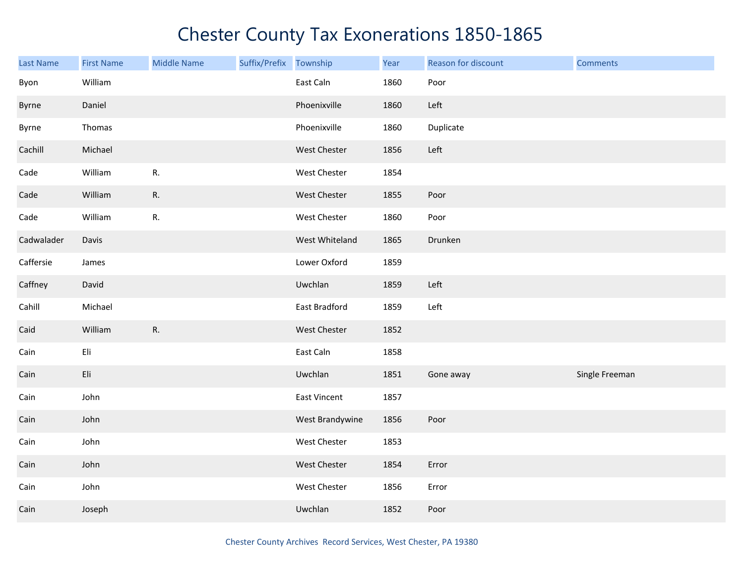# Chester County Tax Exonerations 1850-1865

| Last Name | First Name | Middle Name | Suffix/Prefix | Township | Year | Reason for discount | Comments |
|---|---|---|---|---|---|---|---|
| Byon | William | | | East Caln | 1860 | Poor | |
| Byrne | Daniel | | | Phoenixville | 1860 | Left | |
| Byrne | Thomas | | | Phoenixville | 1860 | Duplicate | |
| Cachill | Michael | | | West Chester | 1856 | Left | |
| Cade | William | R. | | West Chester | 1854 | | |
| Cade | William | R. | | West Chester | 1855 | Poor | |
| Cade | William | R. | | West Chester | 1860 | Poor | |
| Cadwalader | Davis | | | West Whiteland | 1865 | Drunken | |
| Caffersie | James | | | Lower Oxford | 1859 | | |
| Caffney | David | | | Uwchlan | 1859 | Left | |
| Cahill | Michael | | | East Bradford | 1859 | Left | |
| Caid | William | R. | | West Chester | 1852 | | |
| Cain | Eli | | | East Caln | 1858 | | |
| Cain | Eli | | | Uwchlan | 1851 | Gone away | Single Freeman |
| Cain | John | | | East Vincent | 1857 | | |
| Cain | John | | | West Brandywine | 1856 | Poor | |
| Cain | John | | | West Chester | 1853 | | |
| Cain | John | | | West Chester | 1854 | Error | |
| Cain | John | | | West Chester | 1856 | Error | |
| Cain | Joseph | | | Uwchlan | 1852 | Poor | |

Chester County Archives Record Services, West Chester, PA 19380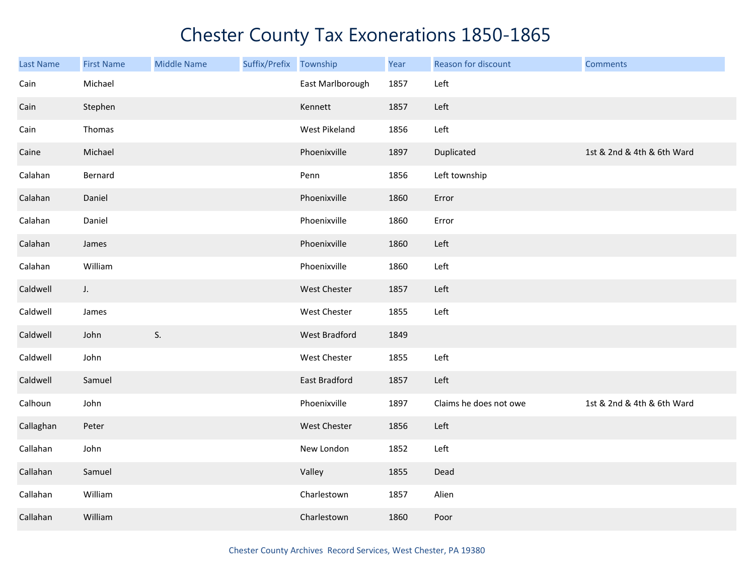# Chester County Tax Exonerations 1850-1865

| Last Name | First Name | Middle Name | Suffix/Prefix | Township | Year | Reason for discount | Comments |
|---|---|---|---|---|---|---|---|
| Cain | Michael | | | East Marlborough | 1857 | Left | |
| Cain | Stephen | | | Kennett | 1857 | Left | |
| Cain | Thomas | | | West Pikeland | 1856 | Left | |
| Caine | Michael | | | Phoenixville | 1897 | Duplicated | 1st & 2nd & 4th & 6th Ward |
| Calahan | Bernard | | | Penn | 1856 | Left township | |
| Calahan | Daniel | | | Phoenixville | 1860 | Error | |
| Calahan | Daniel | | | Phoenixville | 1860 | Error | |
| Calahan | James | | | Phoenixville | 1860 | Left | |
| Calahan | William | | | Phoenixville | 1860 | Left | |
| Caldwell | J. | | | West Chester | 1857 | Left | |
| Caldwell | James | | | West Chester | 1855 | Left | |
| Caldwell | John | S. | | West Bradford | 1849 | | |
| Caldwell | John | | | West Chester | 1855 | Left | |
| Caldwell | Samuel | | | East Bradford | 1857 | Left | |
| Calhoun | John | | | Phoenixville | 1897 | Claims he does not owe | 1st & 2nd & 4th & 6th Ward |
| Callaghan | Peter | | | West Chester | 1856 | Left | |
| Callahan | John | | | New London | 1852 | Left | |
| Callahan | Samuel | | | Valley | 1855 | Dead | |
| Callahan | William | | | Charlestown | 1857 | Alien | |
| Callahan | William | | | Charlestown | 1860 | Poor | |

Chester County Archives Record Services, West Chester, PA 19380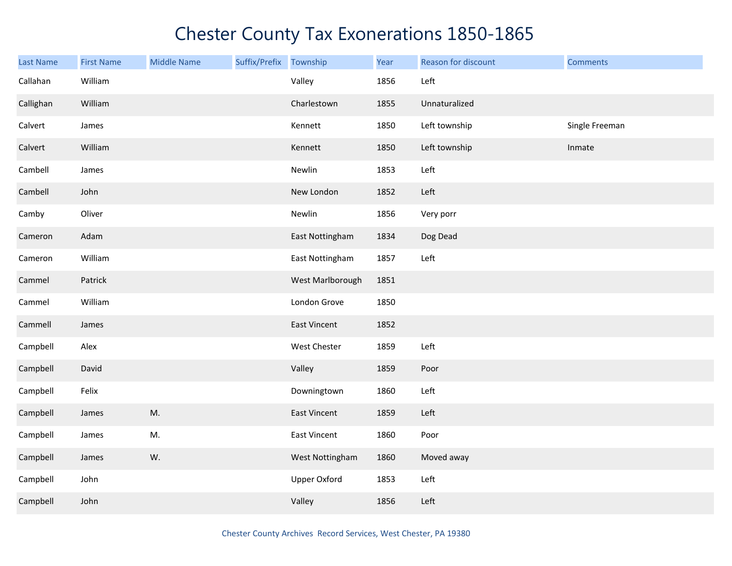# Chester County Tax Exonerations 1850-1865

| Last Name | First Name | Middle Name | Suffix/Prefix | Township | Year | Reason for discount | Comments |
|---|---|---|---|---|---|---|---|
| Callahan | William | | | Valley | 1856 | Left | |
| Callighan | William | | | Charlestown | 1855 | Unnaturalized | |
| Calvert | James | | | Kennett | 1850 | Left township | Single Freeman |
| Calvert | William | | | Kennett | 1850 | Left township | Inmate |
| Cambell | James | | | Newlin | 1853 | Left | |
| Cambell | John | | | New London | 1852 | Left | |
| Camby | Oliver | | | Newlin | 1856 | Very porr | |
| Cameron | Adam | | | East Nottingham | 1834 | Dog Dead | |
| Cameron | William | | | East Nottingham | 1857 | Left | |
| Cammel | Patrick | | | West Marlborough | 1851 | | |
| Cammel | William | | | London Grove | 1850 | | |
| Cammell | James | | | East Vincent | 1852 | | |
| Campbell | Alex | | | West Chester | 1859 | Left | |
| Campbell | David | | | Valley | 1859 | Poor | |
| Campbell | Felix | | | Downingtown | 1860 | Left | |
| Campbell | James | M. | | East Vincent | 1859 | Left | |
| Campbell | James | M. | | East Vincent | 1860 | Poor | |
| Campbell | James | W. | | West Nottingham | 1860 | Moved away | |
| Campbell | John | | | Upper Oxford | 1853 | Left | |
| Campbell | John | | | Valley | 1856 | Left | |

Chester County Archives Record Services, West Chester, PA 19380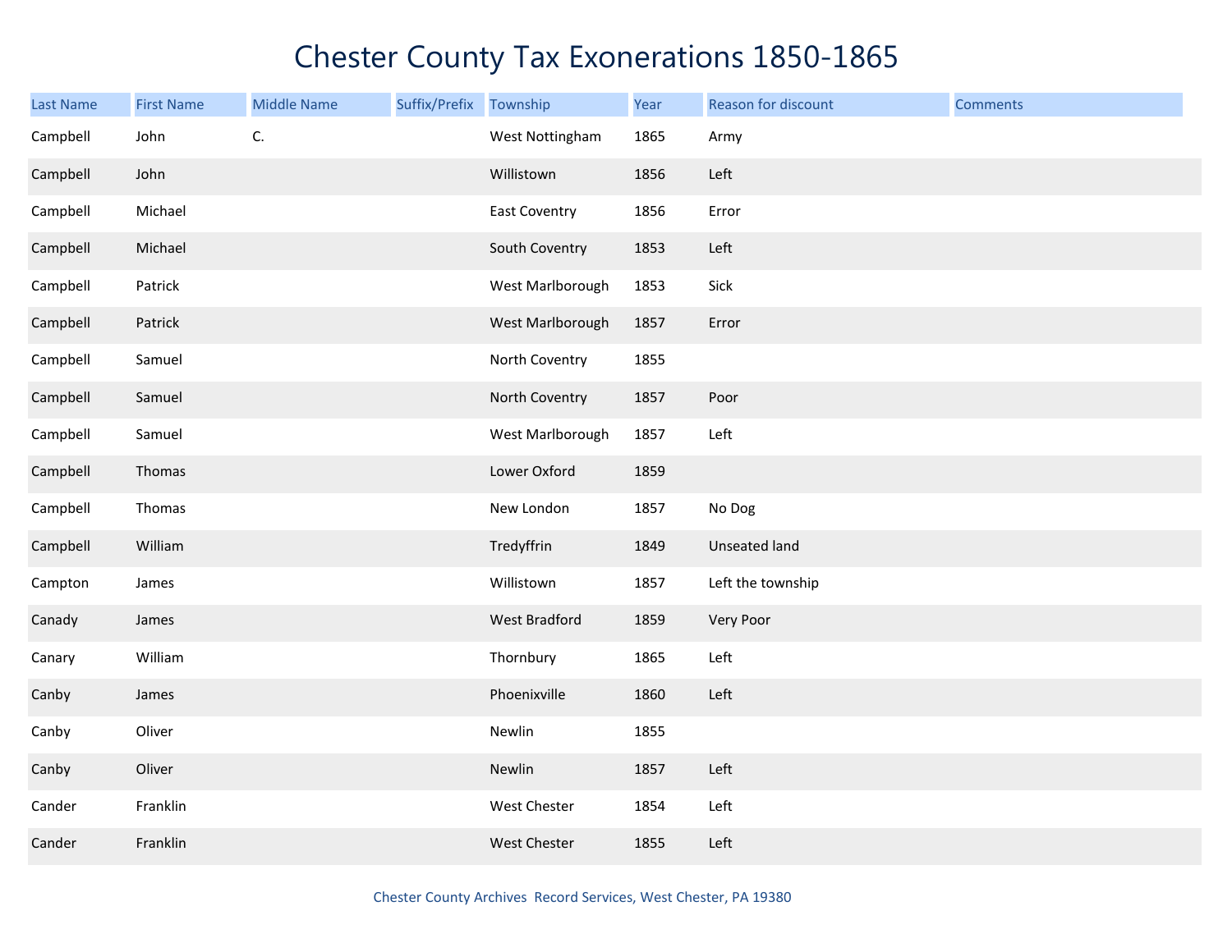# Chester County Tax Exonerations 1850-1865

| Last Name | First Name | Middle Name | Suffix/Prefix | Township | Year | Reason for discount | Comments |
|---|---|---|---|---|---|---|---|
| Campbell | John | C. | | West Nottingham | 1865 | Army | |
| Campbell | John | | | Willistown | 1856 | Left | |
| Campbell | Michael | | | East Coventry | 1856 | Error | |
| Campbell | Michael | | | South Coventry | 1853 | Left | |
| Campbell | Patrick | | | West Marlborough | 1853 | Sick | |
| Campbell | Patrick | | | West Marlborough | 1857 | Error | |
| Campbell | Samuel | | | North Coventry | 1855 | | |
| Campbell | Samuel | | | North Coventry | 1857 | Poor | |
| Campbell | Samuel | | | West Marlborough | 1857 | Left | |
| Campbell | Thomas | | | Lower Oxford | 1859 | | |
| Campbell | Thomas | | | New London | 1857 | No Dog | |
| Campbell | William | | | Tredyffrin | 1849 | Unseated land | |
| Campton | James | | | Willistown | 1857 | Left the township | |
| Canady | James | | | West Bradford | 1859 | Very Poor | |
| Canary | William | | | Thornbury | 1865 | Left | |
| Canby | James | | | Phoenixville | 1860 | Left | |
| Canby | Oliver | | | Newlin | 1855 | | |
| Canby | Oliver | | | Newlin | 1857 | Left | |
| Cander | Franklin | | | West Chester | 1854 | Left | |
| Cander | Franklin | | | West Chester | 1855 | Left | |

Chester County Archives Record Services, West Chester, PA 19380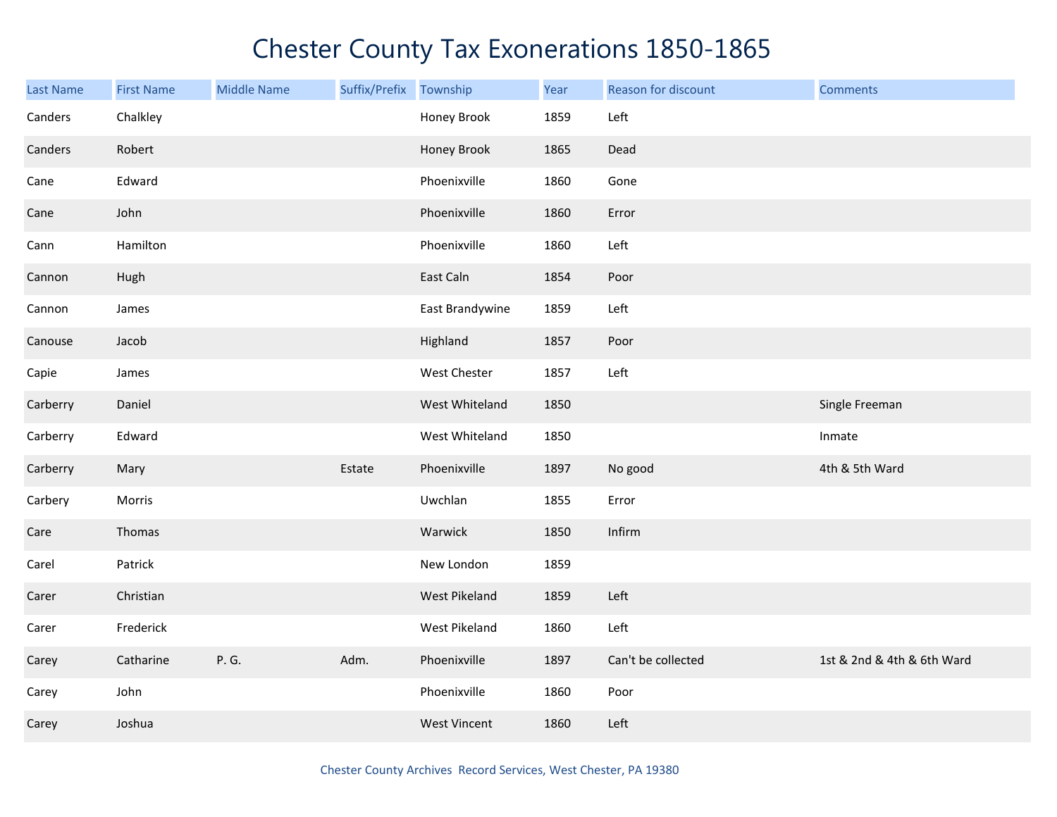# Chester County Tax Exonerations 1850-1865

| Last Name | First Name | Middle Name | Suffix/Prefix | Township | Year | Reason for discount | Comments |
|---|---|---|---|---|---|---|---|
| Canders | Chalkley | | | Honey Brook | 1859 | Left | |
| Canders | Robert | | | Honey Brook | 1865 | Dead | |
| Cane | Edward | | | Phoenixville | 1860 | Gone | |
| Cane | John | | | Phoenixville | 1860 | Error | |
| Cann | Hamilton | | | Phoenixville | 1860 | Left | |
| Cannon | Hugh | | | East Caln | 1854 | Poor | |
| Cannon | James | | | East Brandywine | 1859 | Left | |
| Canouse | Jacob | | | Highland | 1857 | Poor | |
| Capie | James | | | West Chester | 1857 | Left | |
| Carberry | Daniel | | | West Whiteland | 1850 | | Single Freeman |
| Carberry | Edward | | | West Whiteland | 1850 | | Inmate |
| Carberry | Mary | | Estate | Phoenixville | 1897 | No good | 4th & 5th Ward |
| Carbery | Morris | | | Uwchlan | 1855 | Error | |
| Care | Thomas | | | Warwick | 1850 | Infirm | |
| Carel | Patrick | | | New London | 1859 | | |
| Carer | Christian | | | West Pikeland | 1859 | Left | |
| Carer | Frederick | | | West Pikeland | 1860 | Left | |
| Carey | Catharine | P. G. | Adm. | Phoenixville | 1897 | Can't be collected | 1st & 2nd & 4th & 6th Ward |
| Carey | John | | | Phoenixville | 1860 | Poor | |
| Carey | Joshua | | | West Vincent | 1860 | Left | |

Chester County Archives Record Services, West Chester, PA 19380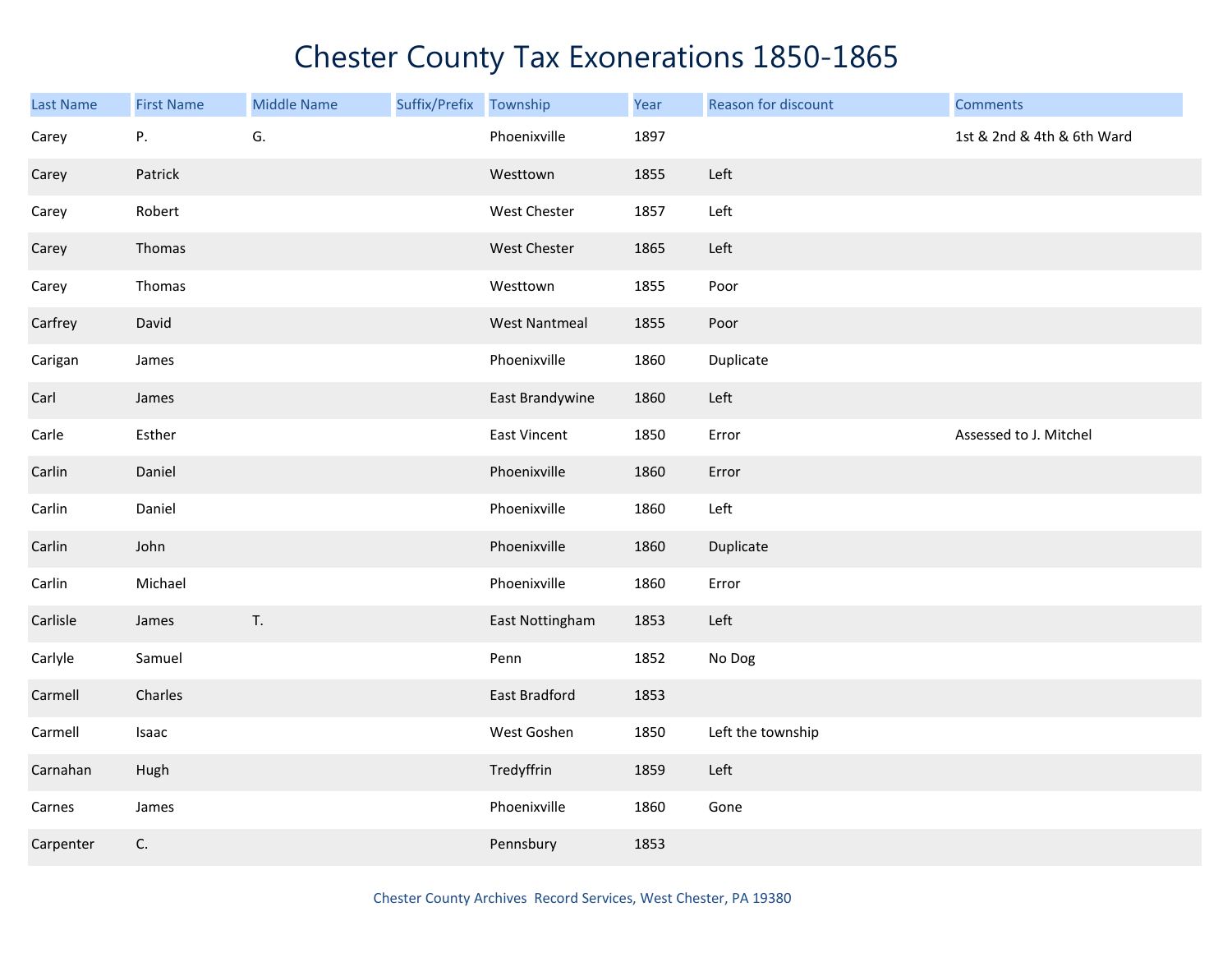# Chester County Tax Exonerations 1850-1865

| Last Name | First Name | Middle Name | Suffix/Prefix | Township | Year | Reason for discount | Comments |
|---|---|---|---|---|---|---|---|
| Carey | P. | G. | | Phoenixville | 1897 | | 1st & 2nd & 4th & 6th Ward |
| Carey | Patrick | | | Westtown | 1855 | Left | |
| Carey | Robert | | | West Chester | 1857 | Left | |
| Carey | Thomas | | | West Chester | 1865 | Left | |
| Carey | Thomas | | | Westtown | 1855 | Poor | |
| Carfrey | David | | | West Nantmeal | 1855 | Poor | |
| Carigan | James | | | Phoenixville | 1860 | Duplicate | |
| Carl | James | | | East Brandywine | 1860 | Left | |
| Carle | Esther | | | East Vincent | 1850 | Error | Assessed to J. Mitchel |
| Carlin | Daniel | | | Phoenixville | 1860 | Error | |
| Carlin | Daniel | | | Phoenixville | 1860 | Left | |
| Carlin | John | | | Phoenixville | 1860 | Duplicate | |
| Carlin | Michael | | | Phoenixville | 1860 | Error | |
| Carlisle | James | T. | | East Nottingham | 1853 | Left | |
| Carlyle | Samuel | | | Penn | 1852 | No Dog | |
| Carmell | Charles | | | East Bradford | 1853 | | |
| Carmell | Isaac | | | West Goshen | 1850 | Left the township | |
| Carnahan | Hugh | | | Tredyffrin | 1859 | Left | |
| Carnes | James | | | Phoenixville | 1860 | Gone | |
| Carpenter | C. | | | Pennsbury | 1853 | | |

Chester County Archives Record Services, West Chester, PA 19380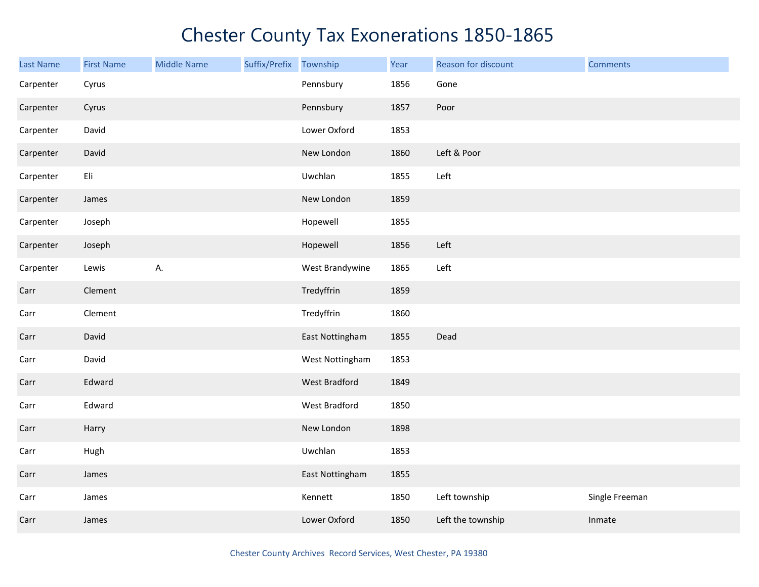# Chester County Tax Exonerations 1850-1865

| Last Name | First Name | Middle Name | Suffix/Prefix | Township | Year | Reason for discount | Comments |
|---|---|---|---|---|---|---|---|
| Carpenter | Cyrus | | | Pennsbury | 1856 | Gone | |
| Carpenter | Cyrus | | | Pennsbury | 1857 | Poor | |
| Carpenter | David | | | Lower Oxford | 1853 | | |
| Carpenter | David | | | New London | 1860 | Left & Poor | |
| Carpenter | Eli | | | Uwchlan | 1855 | Left | |
| Carpenter | James | | | New London | 1859 | | |
| Carpenter | Joseph | | | Hopewell | 1855 | | |
| Carpenter | Joseph | | | Hopewell | 1856 | Left | |
| Carpenter | Lewis | A. | | West Brandywine | 1865 | Left | |
| Carr | Clement | | | Tredyffrin | 1859 | | |
| Carr | Clement | | | Tredyffrin | 1860 | | |
| Carr | David | | | East Nottingham | 1855 | Dead | |
| Carr | David | | | West Nottingham | 1853 | | |
| Carr | Edward | | | West Bradford | 1849 | | |
| Carr | Edward | | | West Bradford | 1850 | | |
| Carr | Harry | | | New London | 1898 | | |
| Carr | Hugh | | | Uwchlan | 1853 | | |
| Carr | James | | | East Nottingham | 1855 | | |
| Carr | James | | | Kennett | 1850 | Left township | Single Freeman |
| Carr | James | | | Lower Oxford | 1850 | Left the township | Inmate |

Chester County Archives Record Services, West Chester, PA 19380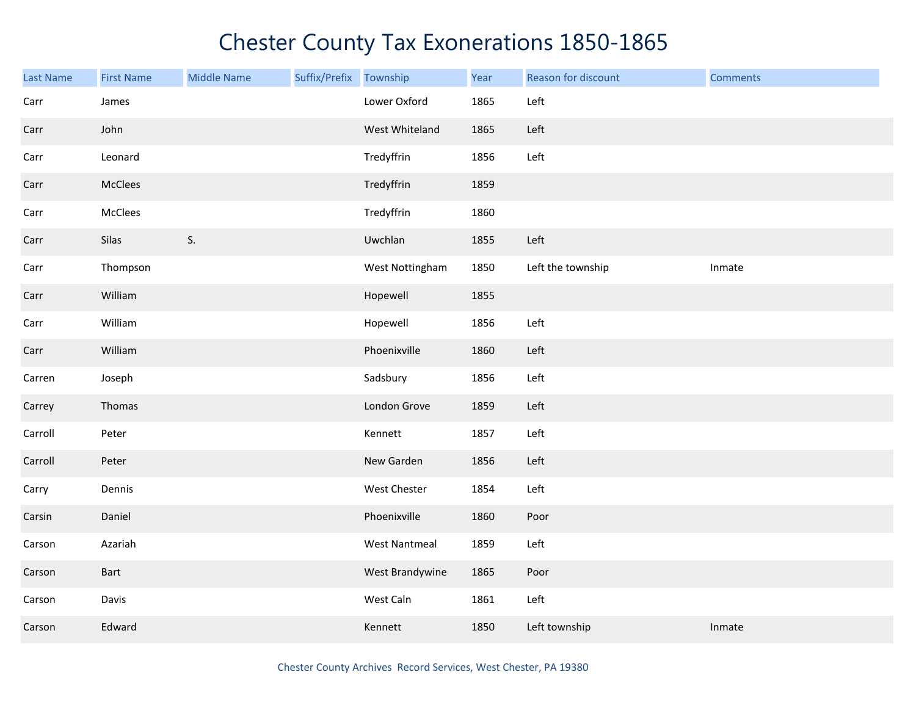# Chester County Tax Exonerations 1850-1865

| Last Name | First Name | Middle Name | Suffix/Prefix | Township | Year | Reason for discount | Comments |
|---|---|---|---|---|---|---|---|
| Carr | James | | | Lower Oxford | 1865 | Left | |
| Carr | John | | | West Whiteland | 1865 | Left | |
| Carr | Leonard | | | Tredyffrin | 1856 | Left | |
| Carr | McClees | | | Tredyffrin | 1859 | | |
| Carr | McClees | | | Tredyffrin | 1860 | | |
| Carr | Silas | S. | | Uwchlan | 1855 | Left | |
| Carr | Thompson | | | West Nottingham | 1850 | Left the township | Inmate |
| Carr | William | | | Hopewell | 1855 | | |
| Carr | William | | | Hopewell | 1856 | Left | |
| Carr | William | | | Phoenixville | 1860 | Left | |
| Carren | Joseph | | | Sadsbury | 1856 | Left | |
| Carrey | Thomas | | | London Grove | 1859 | Left | |
| Carroll | Peter | | | Kennett | 1857 | Left | |
| Carroll | Peter | | | New Garden | 1856 | Left | |
| Carry | Dennis | | | West Chester | 1854 | Left | |
| Carsin | Daniel | | | Phoenixville | 1860 | Poor | |
| Carson | Azariah | | | West Nantmeal | 1859 | Left | |
| Carson | Bart | | | West Brandywine | 1865 | Poor | |
| Carson | Davis | | | West Caln | 1861 | Left | |
| Carson | Edward | | | Kennett | 1850 | Left township | Inmate |

Chester County Archives Record Services, West Chester, PA 19380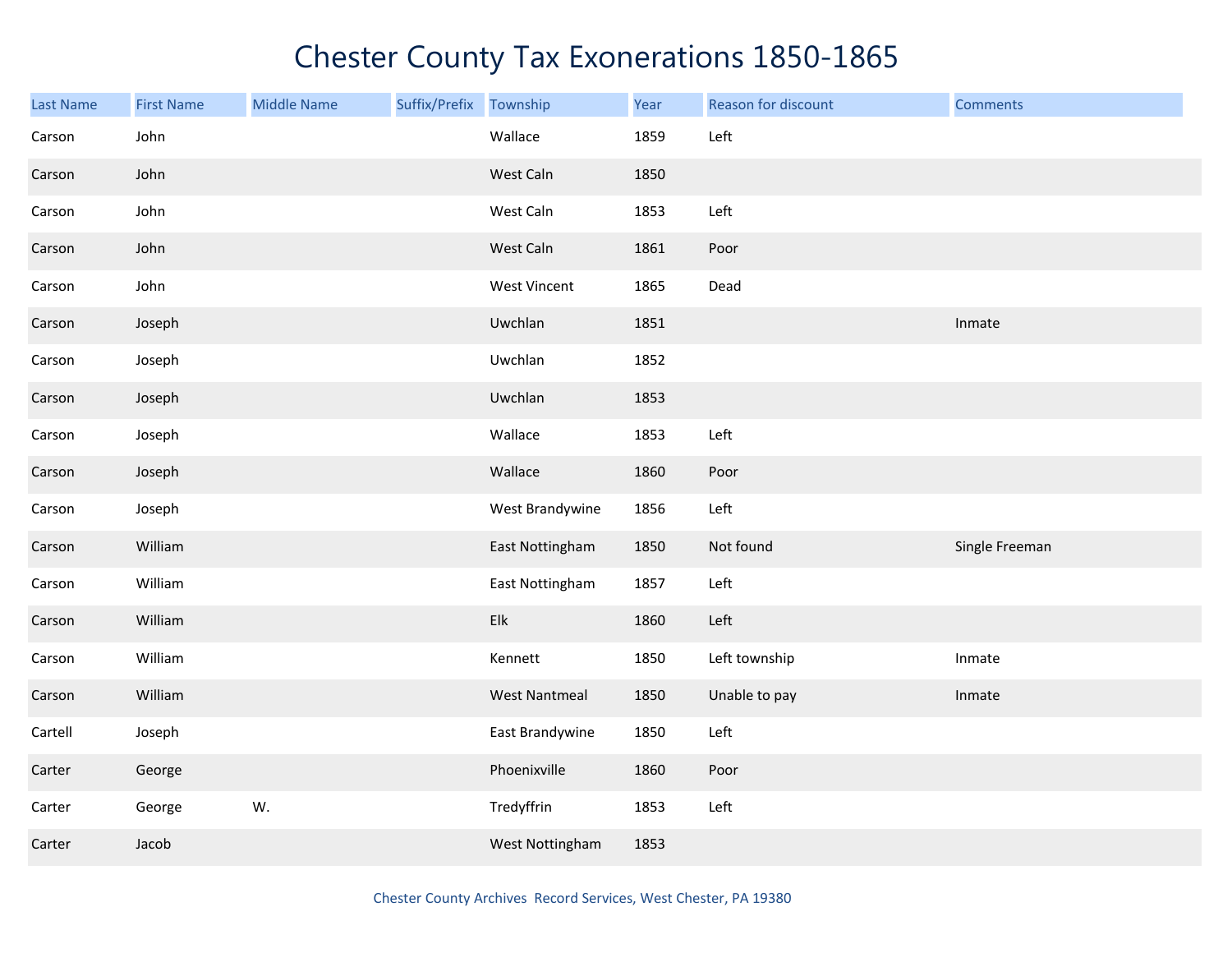# Chester County Tax Exonerations 1850-1865

| Last Name | First Name | Middle Name | Suffix/Prefix | Township | Year | Reason for discount | Comments |
|---|---|---|---|---|---|---|---|
| Carson | John | | | Wallace | 1859 | Left | |
| Carson | John | | | West Caln | 1850 | | |
| Carson | John | | | West Caln | 1853 | Left | |
| Carson | John | | | West Caln | 1861 | Poor | |
| Carson | John | | | West Vincent | 1865 | Dead | |
| Carson | Joseph | | | Uwchlan | 1851 | | Inmate |
| Carson | Joseph | | | Uwchlan | 1852 | | |
| Carson | Joseph | | | Uwchlan | 1853 | | |
| Carson | Joseph | | | Wallace | 1853 | Left | |
| Carson | Joseph | | | Wallace | 1860 | Poor | |
| Carson | Joseph | | | West Brandywine | 1856 | Left | |
| Carson | William | | | East Nottingham | 1850 | Not found | Single Freeman |
| Carson | William | | | East Nottingham | 1857 | Left | |
| Carson | William | | | Elk | 1860 | Left | |
| Carson | William | | | Kennett | 1850 | Left township | Inmate |
| Carson | William | | | West Nantmeal | 1850 | Unable to pay | Inmate |
| Cartell | Joseph | | | East Brandywine | 1850 | Left | |
| Carter | George | | | Phoenixville | 1860 | Poor | |
| Carter | George | W. | | Tredyffrin | 1853 | Left | |
| Carter | Jacob | | | West Nottingham | 1853 | | |

Chester County Archives Record Services, West Chester, PA 19380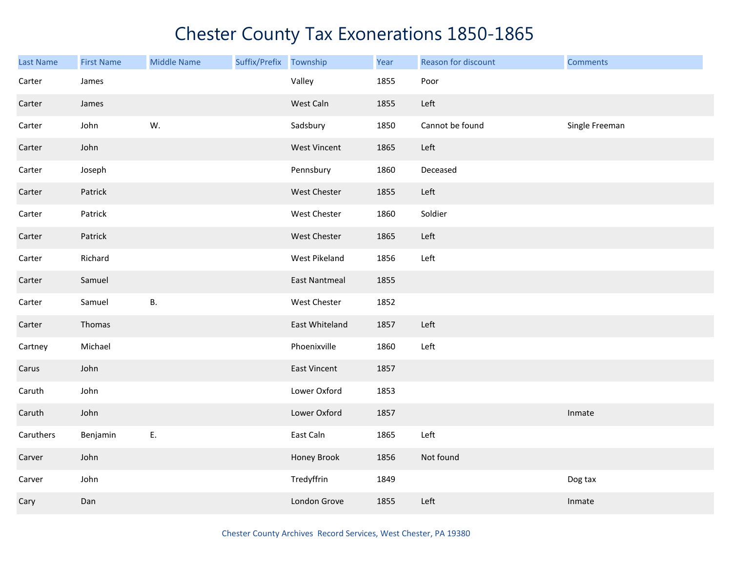# Chester County Tax Exonerations 1850-1865

| Last Name | First Name | Middle Name | Suffix/Prefix | Township | Year | Reason for discount | Comments |
|---|---|---|---|---|---|---|---|
| Carter | James | | | Valley | 1855 | Poor | |
| Carter | James | | | West Caln | 1855 | Left | |
| Carter | John | W. | | Sadsbury | 1850 | Cannot be found | Single Freeman |
| Carter | John | | | West Vincent | 1865 | Left | |
| Carter | Joseph | | | Pennsbury | 1860 | Deceased | |
| Carter | Patrick | | | West Chester | 1855 | Left | |
| Carter | Patrick | | | West Chester | 1860 | Soldier | |
| Carter | Patrick | | | West Chester | 1865 | Left | |
| Carter | Richard | | | West Pikeland | 1856 | Left | |
| Carter | Samuel | | | East Nantmeal | 1855 | | |
| Carter | Samuel | B. | | West Chester | 1852 | | |
| Carter | Thomas | | | East Whiteland | 1857 | Left | |
| Cartney | Michael | | | Phoenixville | 1860 | Left | |
| Carus | John | | | East Vincent | 1857 | | |
| Caruth | John | | | Lower Oxford | 1853 | | |
| Caruth | John | | | Lower Oxford | 1857 | | Inmate |
| Caruthers | Benjamin | E. | | East Caln | 1865 | Left | |
| Carver | John | | | Honey Brook | 1856 | Not found | |
| Carver | John | | | Tredyffrin | 1849 | | Dog tax |
| Cary | Dan | | | London Grove | 1855 | Left | Inmate |

Chester County Archives Record Services, West Chester, PA 19380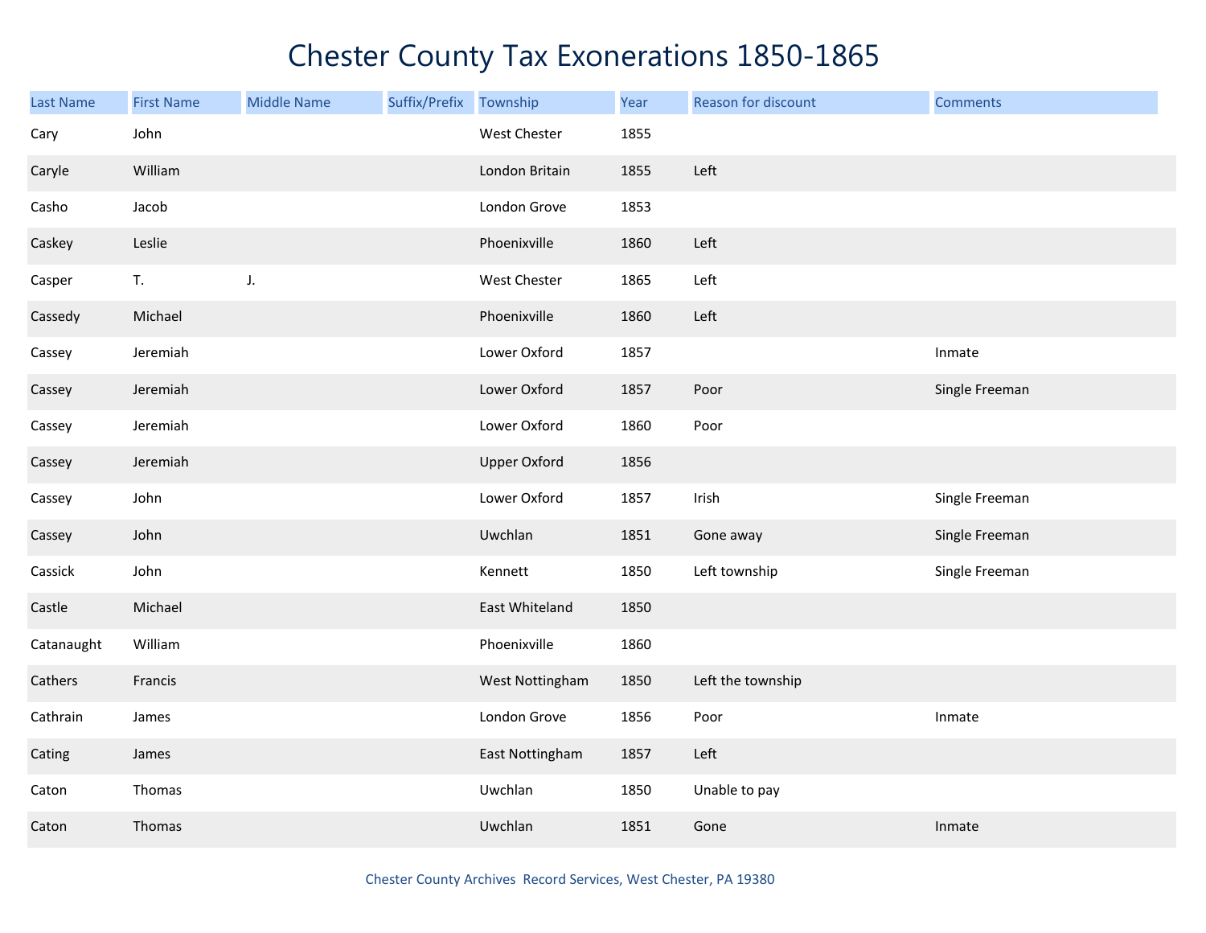# Chester County Tax Exonerations 1850-1865

| Last Name | First Name | Middle Name | Suffix/Prefix | Township | Year | Reason for discount | Comments |
|---|---|---|---|---|---|---|---|
| Cary | John | | | West Chester | 1855 | | |
| Caryle | William | | | London Britain | 1855 | Left | |
| Casho | Jacob | | | London Grove | 1853 | | |
| Caskey | Leslie | | | Phoenixville | 1860 | Left | |
| Casper | T. | J. | | West Chester | 1865 | Left | |
| Cassedy | Michael | | | Phoenixville | 1860 | Left | |
| Cassey | Jeremiah | | | Lower Oxford | 1857 | | Inmate |
| Cassey | Jeremiah | | | Lower Oxford | 1857 | Poor | Single Freeman |
| Cassey | Jeremiah | | | Lower Oxford | 1860 | Poor | |
| Cassey | Jeremiah | | | Upper Oxford | 1856 | | |
| Cassey | John | | | Lower Oxford | 1857 | Irish | Single Freeman |
| Cassey | John | | | Uwchlan | 1851 | Gone away | Single Freeman |
| Cassick | John | | | Kennett | 1850 | Left township | Single Freeman |
| Castle | Michael | | | East Whiteland | 1850 | | |
| Catanaught | William | | | Phoenixville | 1860 | | |
| Cathers | Francis | | | West Nottingham | 1850 | Left the township | |
| Cathrain | James | | | London Grove | 1856 | Poor | Inmate |
| Cating | James | | | East Nottingham | 1857 | Left | |
| Caton | Thomas | | | Uwchlan | 1850 | Unable to pay | |
| Caton | Thomas | | | Uwchlan | 1851 | Gone | Inmate |

Chester County Archives Record Services, West Chester, PA 19380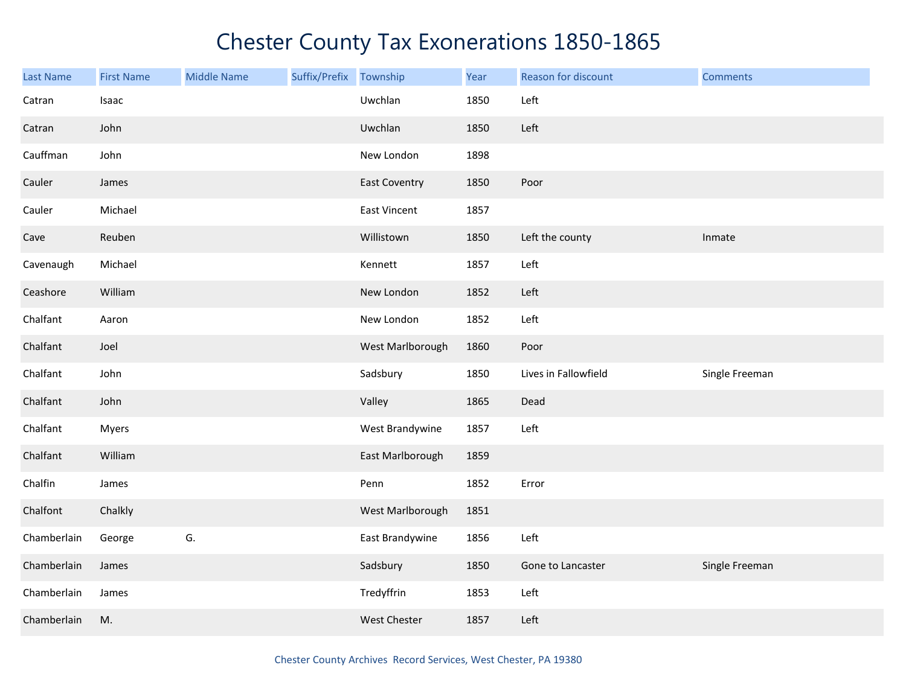# Chester County Tax Exonerations 1850-1865

| Last Name | First Name | Middle Name | Suffix/Prefix | Township | Year | Reason for discount | Comments |
|---|---|---|---|---|---|---|---|
| Catran | Isaac | | | Uwchlan | 1850 | Left | |
| Catran | John | | | Uwchlan | 1850 | Left | |
| Cauffman | John | | | New London | 1898 | | |
| Cauler | James | | | East Coventry | 1850 | Poor | |
| Cauler | Michael | | | East Vincent | 1857 | | |
| Cave | Reuben | | | Willistown | 1850 | Left the county | Inmate |
| Cavenaugh | Michael | | | Kennett | 1857 | Left | |
| Ceashore | William | | | New London | 1852 | Left | |
| Chalfant | Aaron | | | New London | 1852 | Left | |
| Chalfant | Joel | | | West Marlborough | 1860 | Poor | |
| Chalfant | John | | | Sadsbury | 1850 | Lives in Fallowfield | Single Freeman |
| Chalfant | John | | | Valley | 1865 | Dead | |
| Chalfant | Myers | | | West Brandywine | 1857 | Left | |
| Chalfant | William | | | East Marlborough | 1859 | | |
| Chalfin | James | | | Penn | 1852 | Error | |
| Chalfont | Chalkly | | | West Marlborough | 1851 | | |
| Chamberlain | George | G. | | East Brandywine | 1856 | Left | |
| Chamberlain | James | | | Sadsbury | 1850 | Gone to Lancaster | Single Freeman |
| Chamberlain | James | | | Tredyffrin | 1853 | Left | |
| Chamberlain | M. | | | West Chester | 1857 | Left | |

Chester County Archives Record Services, West Chester, PA 19380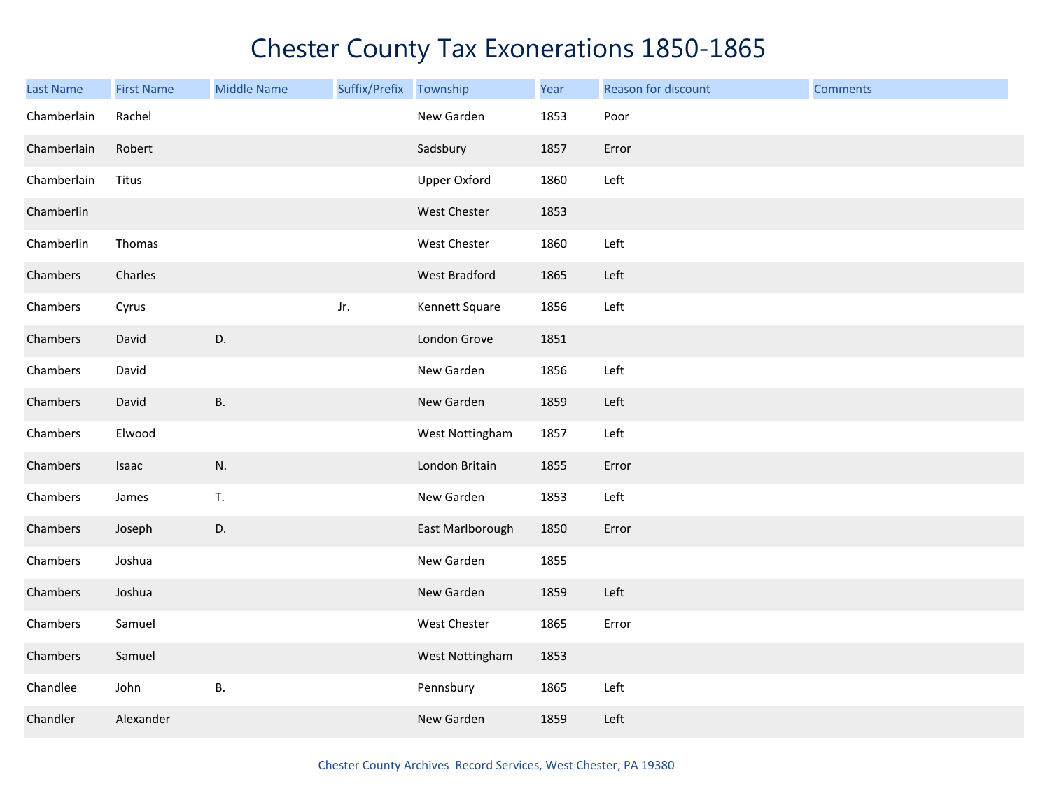# Chester County Tax Exonerations 1850-1865

| Last Name | First Name | Middle Name | Suffix/Prefix | Township | Year | Reason for discount | Comments |
|---|---|---|---|---|---|---|---|
| Chamberlain | Rachel | | | New Garden | 1853 | Poor | |
| Chamberlain | Robert | | | Sadsbury | 1857 | Error | |
| Chamberlain | Titus | | | Upper Oxford | 1860 | Left | |
| Chamberlin | | | | West Chester | 1853 | | |
| Chamberlin | Thomas | | | West Chester | 1860 | Left | |
| Chambers | Charles | | | West Bradford | 1865 | Left | |
| Chambers | Cyrus | | Jr. | Kennett Square | 1856 | Left | |
| Chambers | David | D. | | London Grove | 1851 | | |
| Chambers | David | | | New Garden | 1856 | Left | |
| Chambers | David | B. | | New Garden | 1859 | Left | |
| Chambers | Elwood | | | West Nottingham | 1857 | Left | |
| Chambers | Isaac | N. | | London Britain | 1855 | Error | |
| Chambers | James | T. | | New Garden | 1853 | Left | |
| Chambers | Joseph | D. | | East Marlborough | 1850 | Error | |
| Chambers | Joshua | | | New Garden | 1855 | | |
| Chambers | Joshua | | | New Garden | 1859 | Left | |
| Chambers | Samuel | | | West Chester | 1865 | Error | |
| Chambers | Samuel | | | West Nottingham | 1853 | | |
| Chandlee | John | B. | | Pennsbury | 1865 | Left | |
| Chandler | Alexander | | | New Garden | 1859 | Left | |

Chester County Archives Record Services, West Chester, PA 19380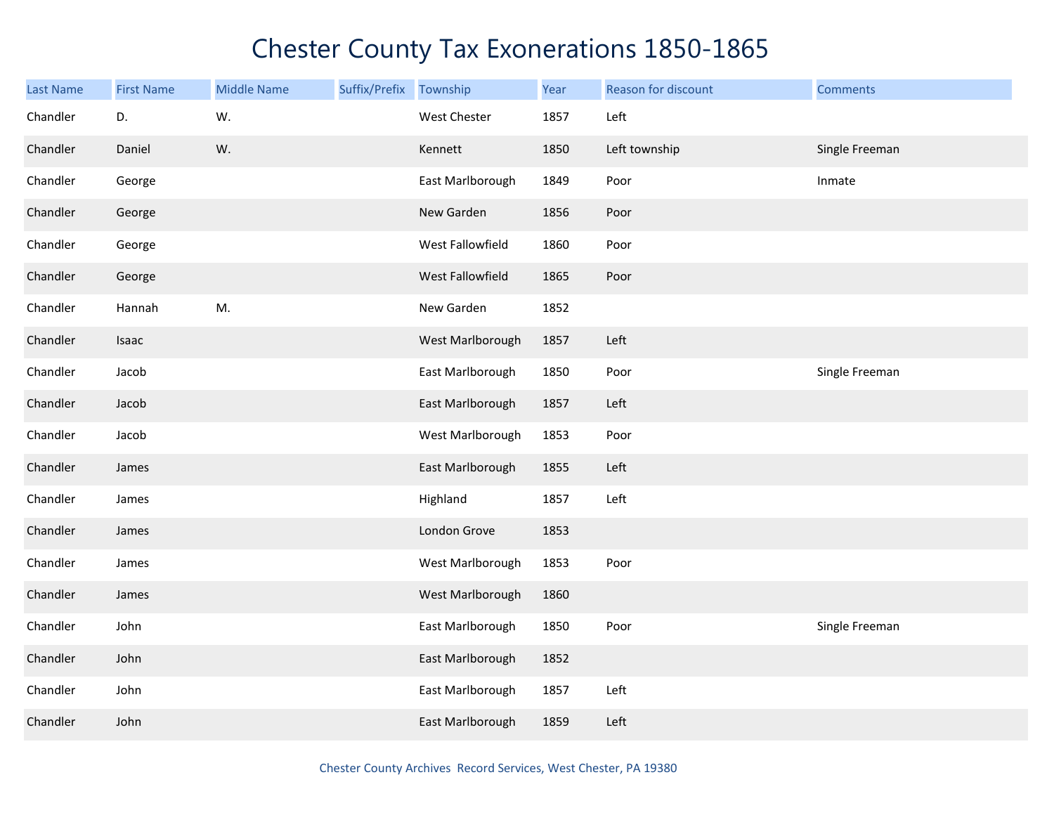# Chester County Tax Exonerations 1850-1865

| Last Name | First Name | Middle Name | Suffix/Prefix | Township | Year | Reason for discount | Comments |
|---|---|---|---|---|---|---|---|
| Chandler | D. | W. | | West Chester | 1857 | Left | |
| Chandler | Daniel | W. | | Kennett | 1850 | Left township | Single Freeman |
| Chandler | George | | | East Marlborough | 1849 | Poor | Inmate |
| Chandler | George | | | New Garden | 1856 | Poor | |
| Chandler | George | | | West Fallowfield | 1860 | Poor | |
| Chandler | George | | | West Fallowfield | 1865 | Poor | |
| Chandler | Hannah | M. | | New Garden | 1852 | | |
| Chandler | Isaac | | | West Marlborough | 1857 | Left | |
| Chandler | Jacob | | | East Marlborough | 1850 | Poor | Single Freeman |
| Chandler | Jacob | | | East Marlborough | 1857 | Left | |
| Chandler | Jacob | | | West Marlborough | 1853 | Poor | |
| Chandler | James | | | East Marlborough | 1855 | Left | |
| Chandler | James | | | Highland | 1857 | Left | |
| Chandler | James | | | London Grove | 1853 | | |
| Chandler | James | | | West Marlborough | 1853 | Poor | |
| Chandler | James | | | West Marlborough | 1860 | | |
| Chandler | John | | | East Marlborough | 1850 | Poor | Single Freeman |
| Chandler | John | | | East Marlborough | 1852 | | |
| Chandler | John | | | East Marlborough | 1857 | Left | |
| Chandler | John | | | East Marlborough | 1859 | Left | |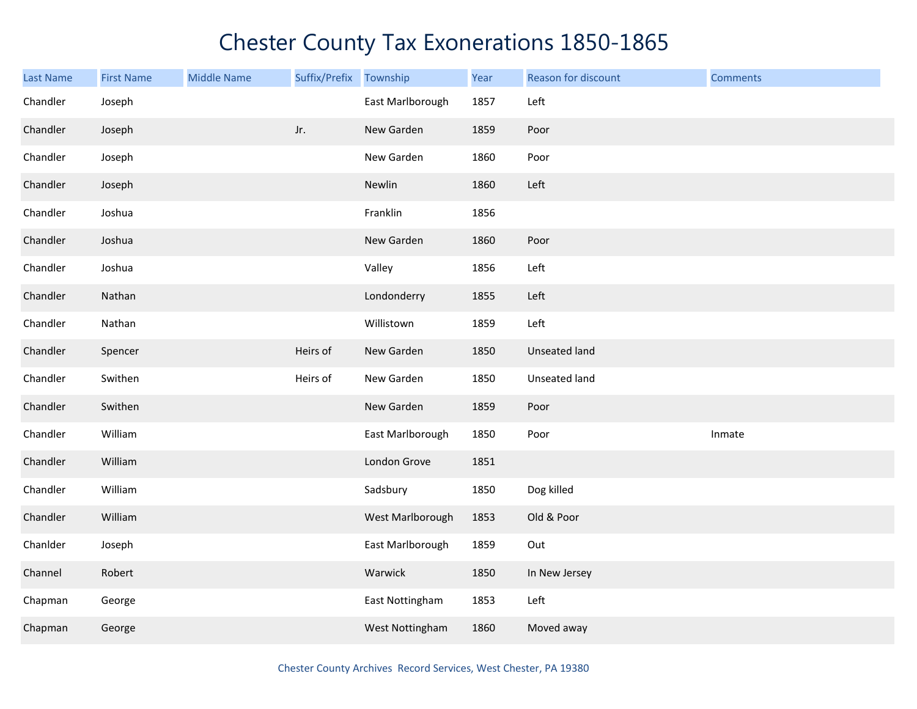# Chester County Tax Exonerations 1850-1865

| Last Name | First Name | Middle Name | Suffix/Prefix | Township | Year | Reason for discount | Comments |
|---|---|---|---|---|---|---|---|
| Chandler | Joseph | | | East Marlborough | 1857 | Left | |
| Chandler | Joseph | | Jr. | New Garden | 1859 | Poor | |
| Chandler | Joseph | | | New Garden | 1860 | Poor | |
| Chandler | Joseph | | | Newlin | 1860 | Left | |
| Chandler | Joshua | | | Franklin | 1856 | | |
| Chandler | Joshua | | | New Garden | 1860 | Poor | |
| Chandler | Joshua | | | Valley | 1856 | Left | |
| Chandler | Nathan | | | Londonderry | 1855 | Left | |
| Chandler | Nathan | | | Willistown | 1859 | Left | |
| Chandler | Spencer | | Heirs of | New Garden | 1850 | Unseated land | |
| Chandler | Swithen | | Heirs of | New Garden | 1850 | Unseated land | |
| Chandler | Swithen | | | New Garden | 1859 | Poor | |
| Chandler | William | | | East Marlborough | 1850 | Poor | Inmate |
| Chandler | William | | | London Grove | 1851 | | |
| Chandler | William | | | Sadsbury | 1850 | Dog killed | |
| Chandler | William | | | West Marlborough | 1853 | Old & Poor | |
| Chanlder | Joseph | | | East Marlborough | 1859 | Out | |
| Channel | Robert | | | Warwick | 1850 | In New Jersey | |
| Chapman | George | | | East Nottingham | 1853 | Left | |
| Chapman | George | | | West Nottingham | 1860 | Moved away | |

Chester County Archives Record Services, West Chester, PA 19380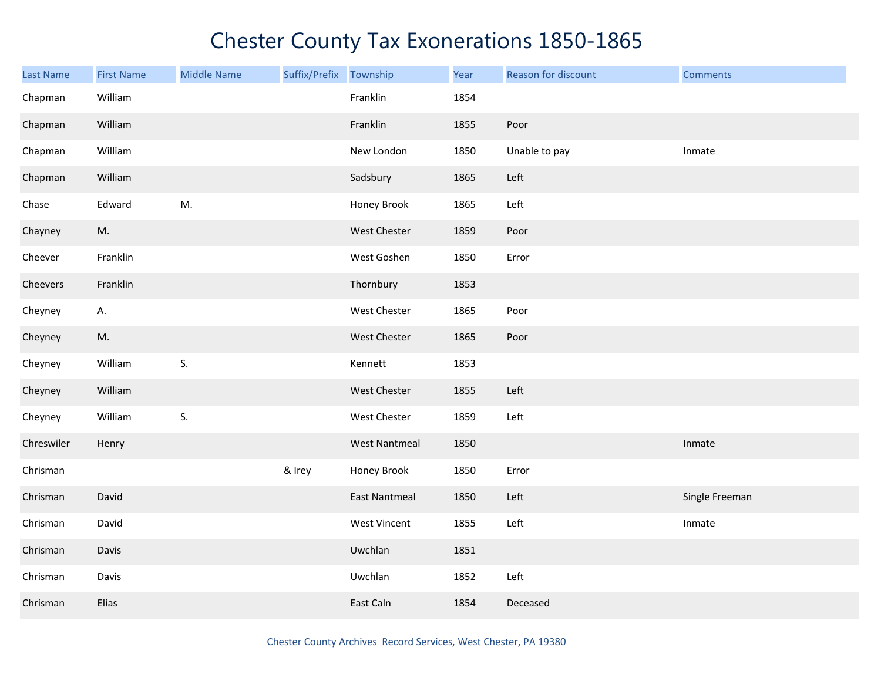# Chester County Tax Exonerations 1850-1865

| Last Name | First Name | Middle Name | Suffix/Prefix | Township | Year | Reason for discount | Comments |
|---|---|---|---|---|---|---|---|
| Chapman | William | | | Franklin | 1854 | | |
| Chapman | William | | | Franklin | 1855 | Poor | |
| Chapman | William | | | New London | 1850 | Unable to pay | Inmate |
| Chapman | William | | | Sadsbury | 1865 | Left | |
| Chase | Edward | M. | | Honey Brook | 1865 | Left | |
| Chayney | M. | | | West Chester | 1859 | Poor | |
| Cheever | Franklin | | | West Goshen | 1850 | Error | |
| Cheevers | Franklin | | | Thornbury | 1853 | | |
| Cheyney | A. | | | West Chester | 1865 | Poor | |
| Cheyney | M. | | | West Chester | 1865 | Poor | |
| Cheyney | William | S. | | Kennett | 1853 | | |
| Cheyney | William | | | West Chester | 1855 | Left | |
| Cheyney | William | S. | | West Chester | 1859 | Left | |
| Chreswiler | Henry | | | West Nantmeal | 1850 | | Inmate |
| Chrisman | | | & Irey | Honey Brook | 1850 | Error | |
| Chrisman | David | | | East Nantmeal | 1850 | Left | Single Freeman |
| Chrisman | David | | | West Vincent | 1855 | Left | Inmate |
| Chrisman | Davis | | | Uwchlan | 1851 | | |
| Chrisman | Davis | | | Uwchlan | 1852 | Left | |
| Chrisman | Elias | | | East Caln | 1854 | Deceased | |

Chester County Archives Record Services, West Chester, PA 19380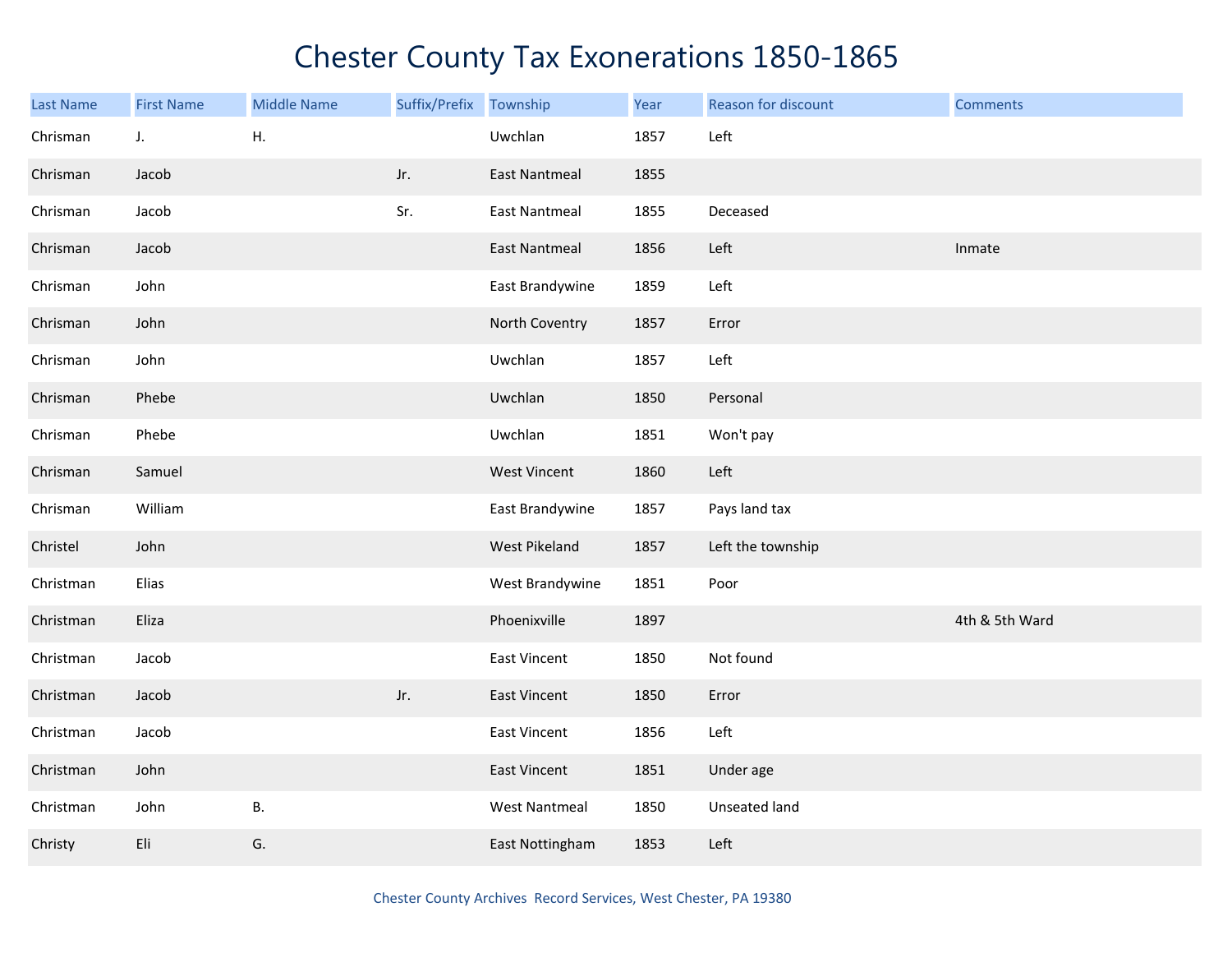# Chester County Tax Exonerations 1850-1865

| Last Name | First Name | Middle Name | Suffix/Prefix | Township | Year | Reason for discount | Comments |
|---|---|---|---|---|---|---|---|
| Chrisman | J. | H. | | Uwchlan | 1857 | Left | |
| Chrisman | Jacob | | Jr. | East Nantmeal | 1855 | | |
| Chrisman | Jacob | | Sr. | East Nantmeal | 1855 | Deceased | |
| Chrisman | Jacob | | | East Nantmeal | 1856 | Left | Inmate |
| Chrisman | John | | | East Brandywine | 1859 | Left | |
| Chrisman | John | | | North Coventry | 1857 | Error | |
| Chrisman | John | | | Uwchlan | 1857 | Left | |
| Chrisman | Phebe | | | Uwchlan | 1850 | Personal | |
| Chrisman | Phebe | | | Uwchlan | 1851 | Won't pay | |
| Chrisman | Samuel | | | West Vincent | 1860 | Left | |
| Chrisman | William | | | East Brandywine | 1857 | Pays land tax | |
| Christel | John | | | West Pikeland | 1857 | Left the township | |
| Christman | Elias | | | West Brandywine | 1851 | Poor | |
| Christman | Eliza | | | Phoenixville | 1897 | | 4th & 5th Ward |
| Christman | Jacob | | | East Vincent | 1850 | Not found | |
| Christman | Jacob | | Jr. | East Vincent | 1850 | Error | |
| Christman | Jacob | | | East Vincent | 1856 | Left | |
| Christman | John | | | East Vincent | 1851 | Under age | |
| Christman | John | B. | | West Nantmeal | 1850 | Unseated land | |
| Christy | Eli | G. | | East Nottingham | 1853 | Left | |

Chester County Archives Record Services, West Chester, PA 19380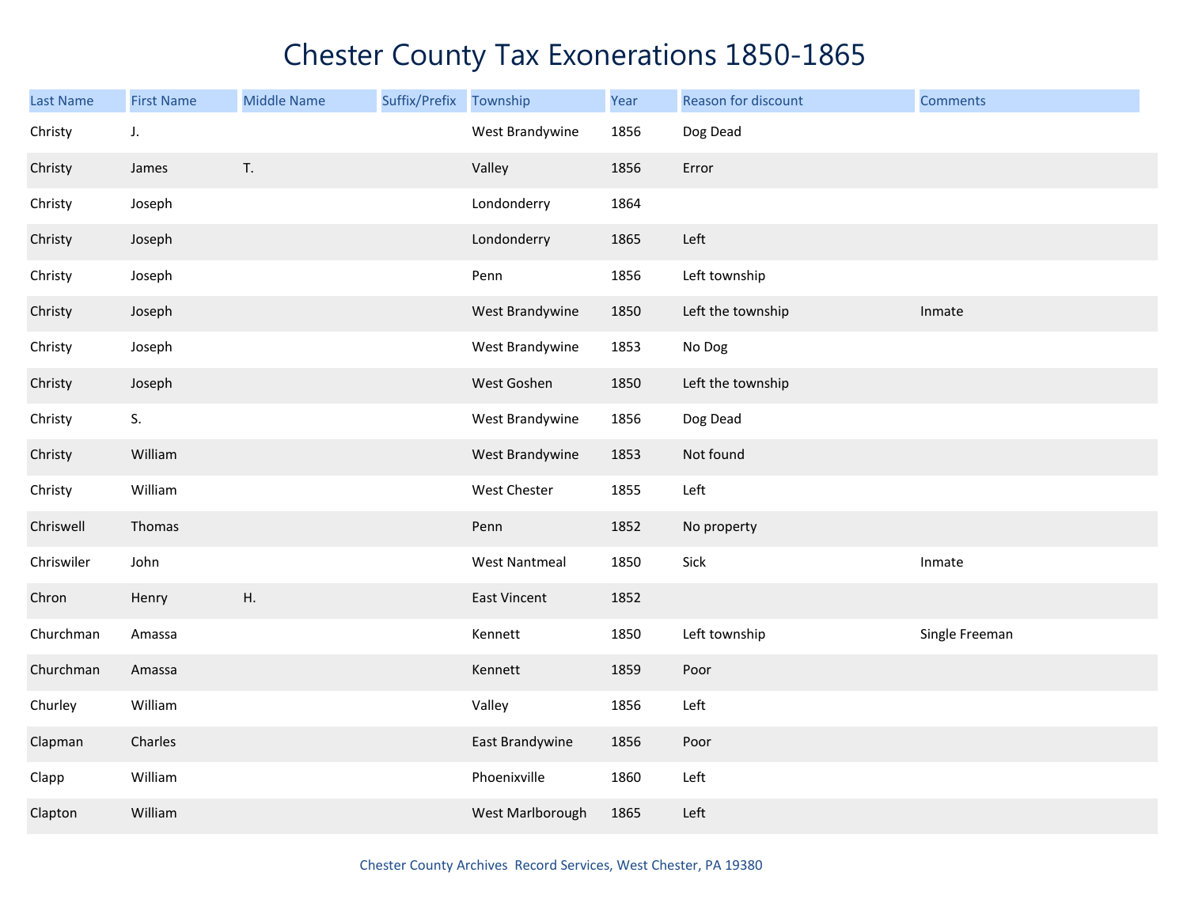# Chester County Tax Exonerations 1850-1865

| Last Name | First Name | Middle Name | Suffix/Prefix | Township | Year | Reason for discount | Comments |
|---|---|---|---|---|---|---|---|
| Christy | J. | | | West Brandywine | 1856 | Dog Dead | |
| Christy | James | T. | | Valley | 1856 | Error | |
| Christy | Joseph | | | Londonderry | 1864 | | |
| Christy | Joseph | | | Londonderry | 1865 | Left | |
| Christy | Joseph | | | Penn | 1856 | Left township | |
| Christy | Joseph | | | West Brandywine | 1850 | Left the township | Inmate |
| Christy | Joseph | | | West Brandywine | 1853 | No Dog | |
| Christy | Joseph | | | West Goshen | 1850 | Left the township | |
| Christy | S. | | | West Brandywine | 1856 | Dog Dead | |
| Christy | William | | | West Brandywine | 1853 | Not found | |
| Christy | William | | | West Chester | 1855 | Left | |
| Chriswell | Thomas | | | Penn | 1852 | No property | |
| Chriswiler | John | | | West Nantmeal | 1850 | Sick | Inmate |
| Chron | Henry | H. | | East Vincent | 1852 | | |
| Churchman | Amassa | | | Kennett | 1850 | Left township | Single Freeman |
| Churchman | Amassa | | | Kennett | 1859 | Poor | |
| Churley | William | | | Valley | 1856 | Left | |
| Clapman | Charles | | | East Brandywine | 1856 | Poor | |
| Clapp | William | | | Phoenixville | 1860 | Left | |
| Clapton | William | | | West Marlborough | 1865 | Left | |

Chester County Archives Record Services, West Chester, PA 19380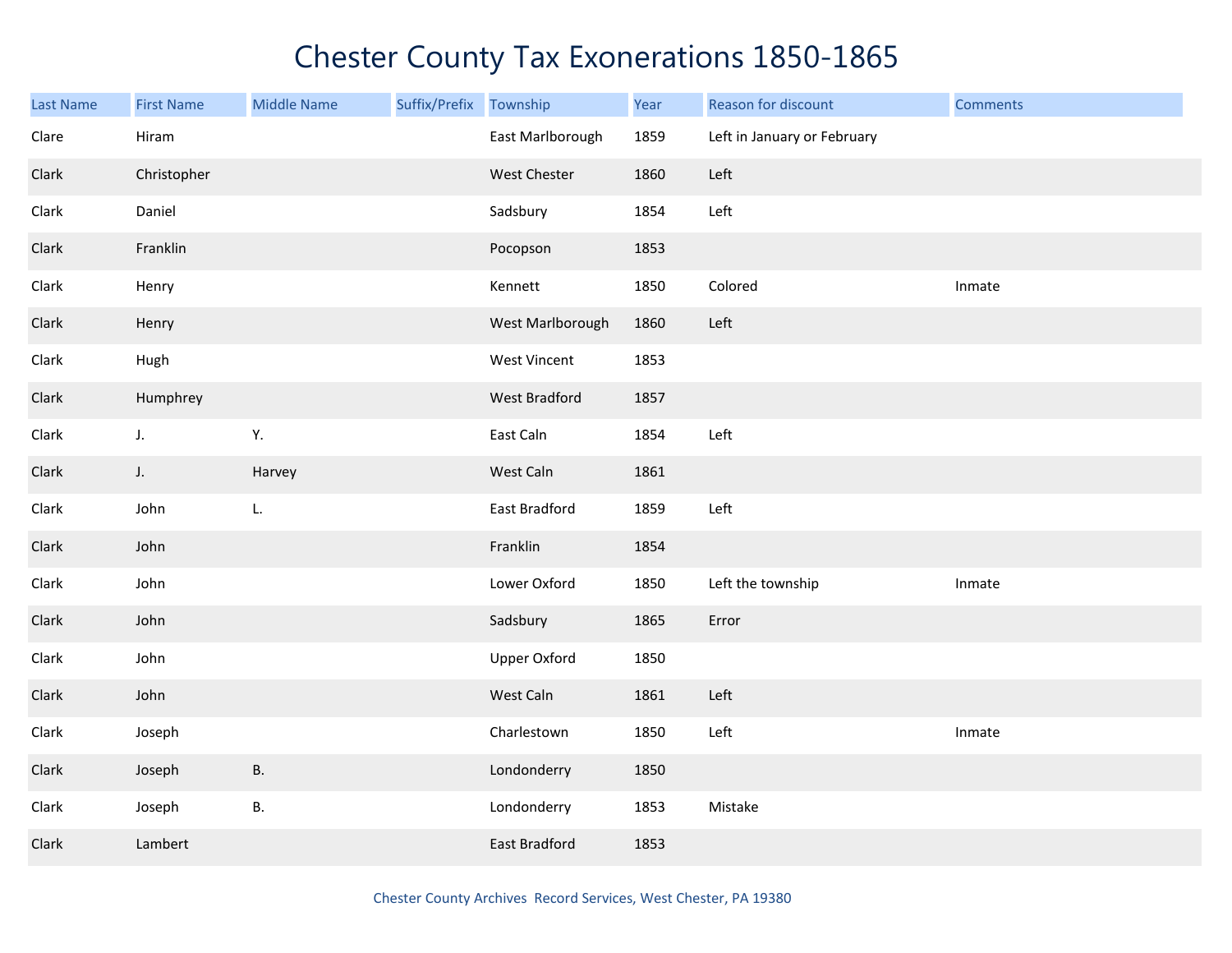# Chester County Tax Exonerations 1850-1865

| Last Name | First Name | Middle Name | Suffix/Prefix | Township | Year | Reason for discount | Comments |
|---|---|---|---|---|---|---|---|
| Clare | Hiram | | | East Marlborough | 1859 | Left in January or February | |
| Clark | Christopher | | | West Chester | 1860 | Left | |
| Clark | Daniel | | | Sadsbury | 1854 | Left | |
| Clark | Franklin | | | Pocopson | 1853 | | |
| Clark | Henry | | | Kennett | 1850 | Colored | Inmate |
| Clark | Henry | | | West Marlborough | 1860 | Left | |
| Clark | Hugh | | | West Vincent | 1853 | | |
| Clark | Humphrey | | | West Bradford | 1857 | | |
| Clark | J. | Y. | | East Caln | 1854 | Left | |
| Clark | J. | Harvey | | West Caln | 1861 | | |
| Clark | John | L. | | East Bradford | 1859 | Left | |
| Clark | John | | | Franklin | 1854 | | |
| Clark | John | | | Lower Oxford | 1850 | Left the township | Inmate |
| Clark | John | | | Sadsbury | 1865 | Error | |
| Clark | John | | | Upper Oxford | 1850 | | |
| Clark | John | | | West Caln | 1861 | Left | |
| Clark | Joseph | | | Charlestown | 1850 | Left | Inmate |
| Clark | Joseph | B. | | Londonderry | 1850 | | |
| Clark | Joseph | B. | | Londonderry | 1853 | Mistake | |
| Clark | Lambert | | | East Bradford | 1853 | | |

Chester County Archives Record Services, West Chester, PA 19380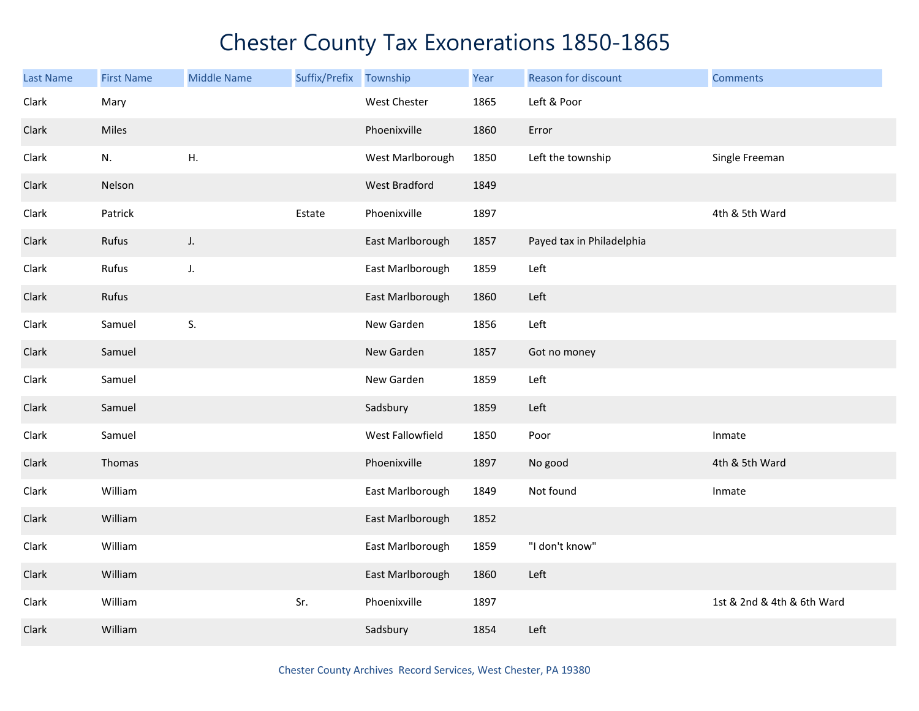# Chester County Tax Exonerations 1850-1865

| Last Name | First Name | Middle Name | Suffix/Prefix | Township | Year | Reason for discount | Comments |
|---|---|---|---|---|---|---|---|
| Clark | Mary | | | West Chester | 1865 | Left & Poor | |
| Clark | Miles | | | Phoenixville | 1860 | Error | |
| Clark | N. | H. | | West Marlborough | 1850 | Left the township | Single Freeman |
| Clark | Nelson | | | West Bradford | 1849 | | |
| Clark | Patrick | | Estate | Phoenixville | 1897 | | 4th & 5th Ward |
| Clark | Rufus | J. | | East Marlborough | 1857 | Payed tax in Philadelphia | |
| Clark | Rufus | J. | | East Marlborough | 1859 | Left | |
| Clark | Rufus | | | East Marlborough | 1860 | Left | |
| Clark | Samuel | S. | | New Garden | 1856 | Left | |
| Clark | Samuel | | | New Garden | 1857 | Got no money | |
| Clark | Samuel | | | New Garden | 1859 | Left | |
| Clark | Samuel | | | Sadsbury | 1859 | Left | |
| Clark | Samuel | | | West Fallowfield | 1850 | Poor | Inmate |
| Clark | Thomas | | | Phoenixville | 1897 | No good | 4th & 5th Ward |
| Clark | William | | | East Marlborough | 1849 | Not found | Inmate |
| Clark | William | | | East Marlborough | 1852 | | |
| Clark | William | | | East Marlborough | 1859 | "I don't know" | |
| Clark | William | | | East Marlborough | 1860 | Left | |
| Clark | William | | Sr. | Phoenixville | 1897 | | 1st & 2nd & 4th & 6th Ward |
| Clark | William | | | Sadsbury | 1854 | Left | |

Chester County Archives Record Services, West Chester, PA 19380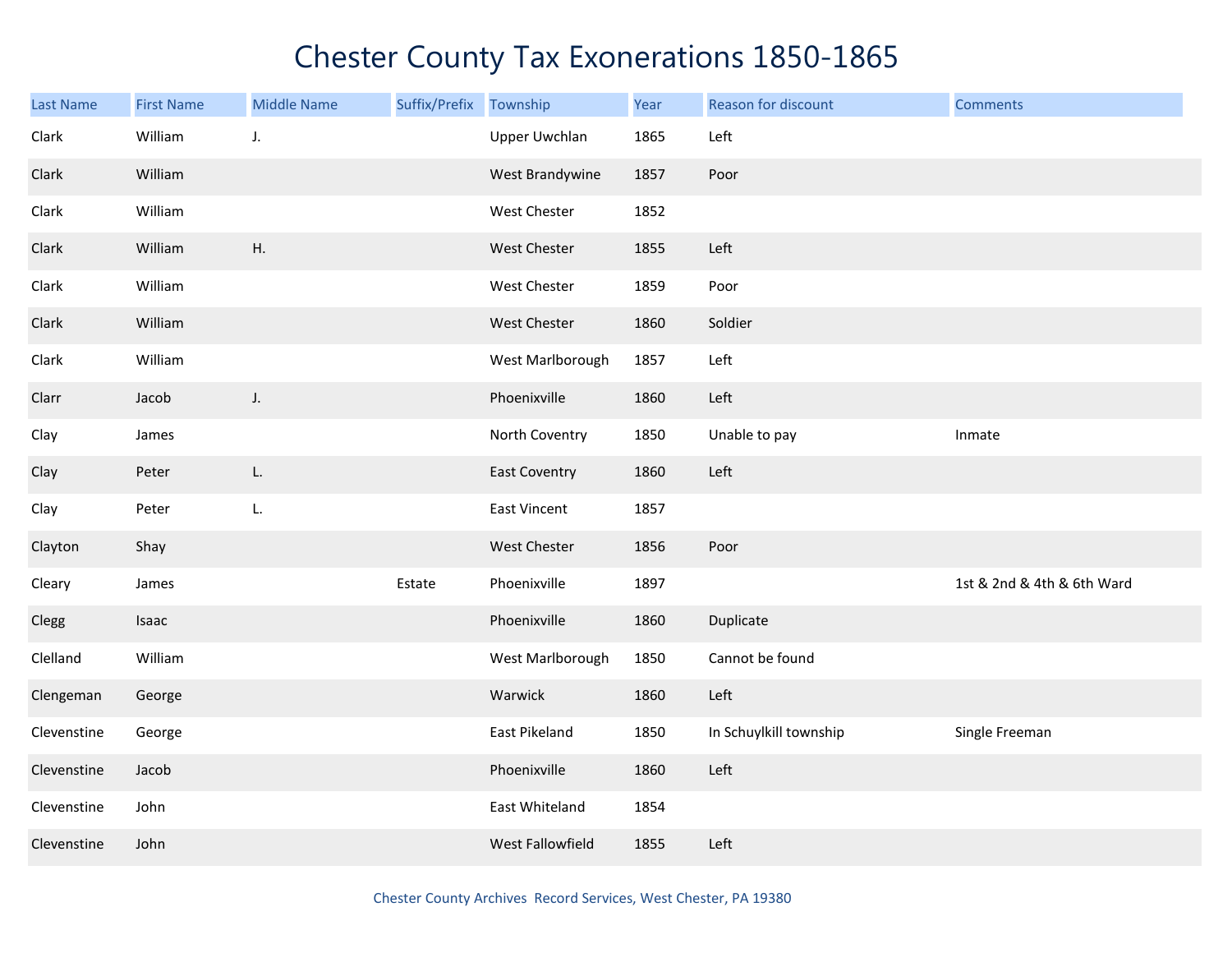# Chester County Tax Exonerations 1850-1865

| Last Name | First Name | Middle Name | Suffix/Prefix | Township | Year | Reason for discount | Comments |
|---|---|---|---|---|---|---|---|
| Clark | William | J. | | Upper Uwchlan | 1865 | Left | |
| Clark | William | | | West Brandywine | 1857 | Poor | |
| Clark | William | | | West Chester | 1852 | | |
| Clark | William | H. | | West Chester | 1855 | Left | |
| Clark | William | | | West Chester | 1859 | Poor | |
| Clark | William | | | West Chester | 1860 | Soldier | |
| Clark | William | | | West Marlborough | 1857 | Left | |
| Clarr | Jacob | J. | | Phoenixville | 1860 | Left | |
| Clay | James | | | North Coventry | 1850 | Unable to pay | Inmate |
| Clay | Peter | L. | | East Coventry | 1860 | Left | |
| Clay | Peter | L. | | East Vincent | 1857 | | |
| Clayton | Shay | | | West Chester | 1856 | Poor | |
| Cleary | James | | Estate | Phoenixville | 1897 | | 1st & 2nd & 4th & 6th Ward |
| Clegg | Isaac | | | Phoenixville | 1860 | Duplicate | |
| Clelland | William | | | West Marlborough | 1850 | Cannot be found | |
| Clengeman | George | | | Warwick | 1860 | Left | |
| Clevenstine | George | | | East Pikeland | 1850 | In Schuylkill township | Single Freeman |
| Clevenstine | Jacob | | | Phoenixville | 1860 | Left | |
| Clevenstine | John | | | East Whiteland | 1854 | | |
| Clevenstine | John | | | West Fallowfield | 1855 | Left | |

Chester County Archives Record Services, West Chester, PA 19380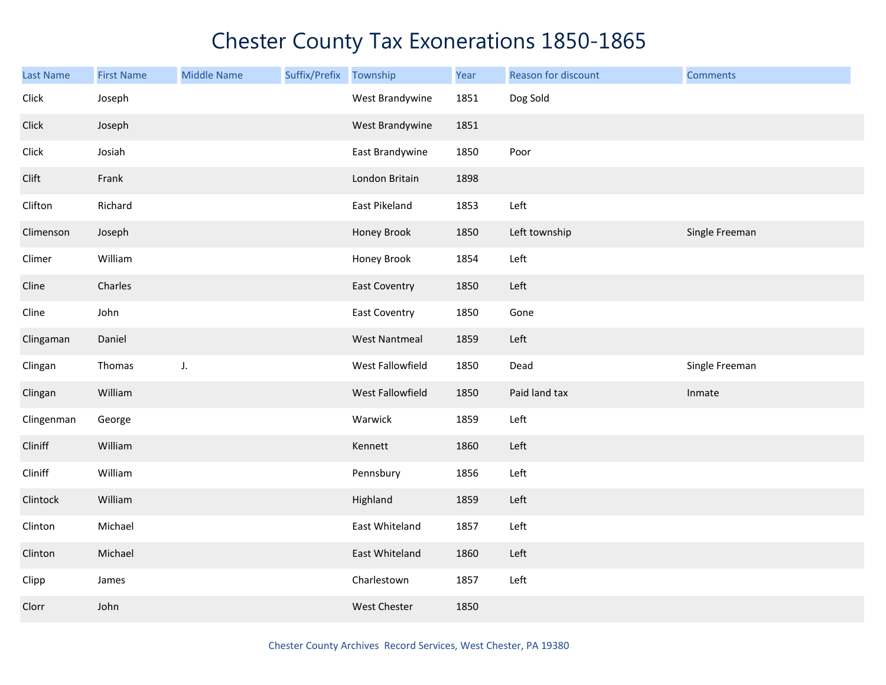# Chester County Tax Exonerations 1850-1865

| Last Name | First Name | Middle Name | Suffix/Prefix | Township | Year | Reason for discount | Comments |
|---|---|---|---|---|---|---|---|
| Click | Joseph | | | West Brandywine | 1851 | Dog Sold | |
| Click | Joseph | | | West Brandywine | 1851 | | |
| Click | Josiah | | | East Brandywine | 1850 | Poor | |
| Clift | Frank | | | London Britain | 1898 | | |
| Clifton | Richard | | | East Pikeland | 1853 | Left | |
| Climenson | Joseph | | | Honey Brook | 1850 | Left township | Single Freeman |
| Climer | William | | | Honey Brook | 1854 | Left | |
| Cline | Charles | | | East Coventry | 1850 | Left | |
| Cline | John | | | East Coventry | 1850 | Gone | |
| Clingaman | Daniel | | | West Nantmeal | 1859 | Left | |
| Clingan | Thomas | J. | | West Fallowfield | 1850 | Dead | Single Freeman |
| Clingan | William | | | West Fallowfield | 1850 | Paid land tax | Inmate |
| Clingenman | George | | | Warwick | 1859 | Left | |
| Cliniff | William | | | Kennett | 1860 | Left | |
| Cliniff | William | | | Pennsbury | 1856 | Left | |
| Clintock | William | | | Highland | 1859 | Left | |
| Clinton | Michael | | | East Whiteland | 1857 | Left | |
| Clinton | Michael | | | East Whiteland | 1860 | Left | |
| Clipp | James | | | Charlestown | 1857 | Left | |
| Clorr | John | | | West Chester | 1850 | | |

Chester County Archives Record Services, West Chester, PA 19380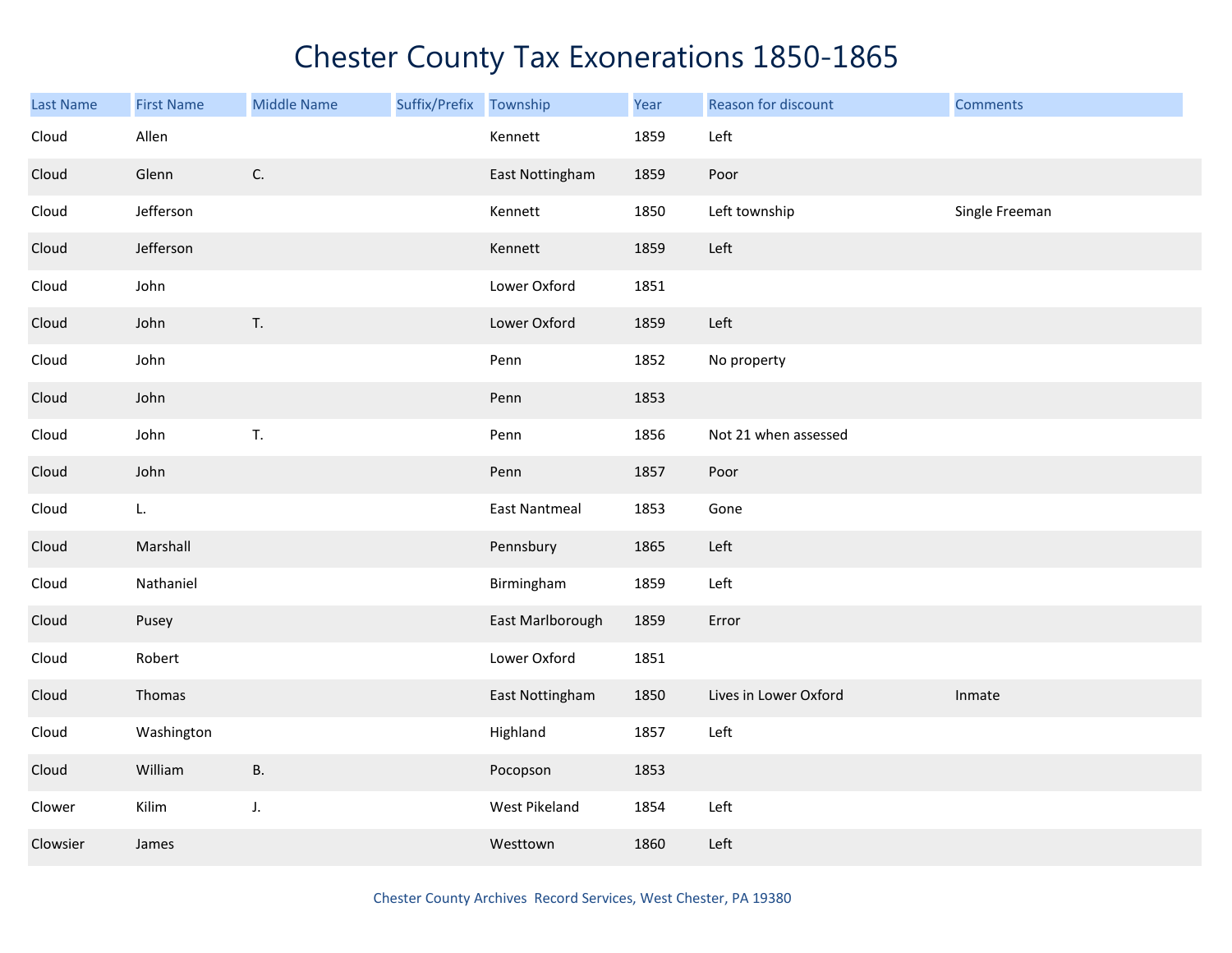# Chester County Tax Exonerations 1850-1865

| Last Name | First Name | Middle Name | Suffix/Prefix | Township | Year | Reason for discount | Comments |
|---|---|---|---|---|---|---|---|
| Cloud | Allen | | | Kennett | 1859 | Left | |
| Cloud | Glenn | C. | | East Nottingham | 1859 | Poor | |
| Cloud | Jefferson | | | Kennett | 1850 | Left township | Single Freeman |
| Cloud | Jefferson | | | Kennett | 1859 | Left | |
| Cloud | John | | | Lower Oxford | 1851 | | |
| Cloud | John | T. | | Lower Oxford | 1859 | Left | |
| Cloud | John | | | Penn | 1852 | No property | |
| Cloud | John | | | Penn | 1853 | | |
| Cloud | John | T. | | Penn | 1856 | Not 21 when assessed | |
| Cloud | John | | | Penn | 1857 | Poor | |
| Cloud | L. | | | East Nantmeal | 1853 | Gone | |
| Cloud | Marshall | | | Pennsbury | 1865 | Left | |
| Cloud | Nathaniel | | | Birmingham | 1859 | Left | |
| Cloud | Pusey | | | East Marlborough | 1859 | Error | |
| Cloud | Robert | | | Lower Oxford | 1851 | | |
| Cloud | Thomas | | | East Nottingham | 1850 | Lives in Lower Oxford | Inmate |
| Cloud | Washington | | | Highland | 1857 | Left | |
| Cloud | William | B. | | Pocopson | 1853 | | |
| Clower | Kilim | J. | | West Pikeland | 1854 | Left | |
| Clowsier | James | | | Westtown | 1860 | Left | |

Chester County Archives Record Services, West Chester, PA 19380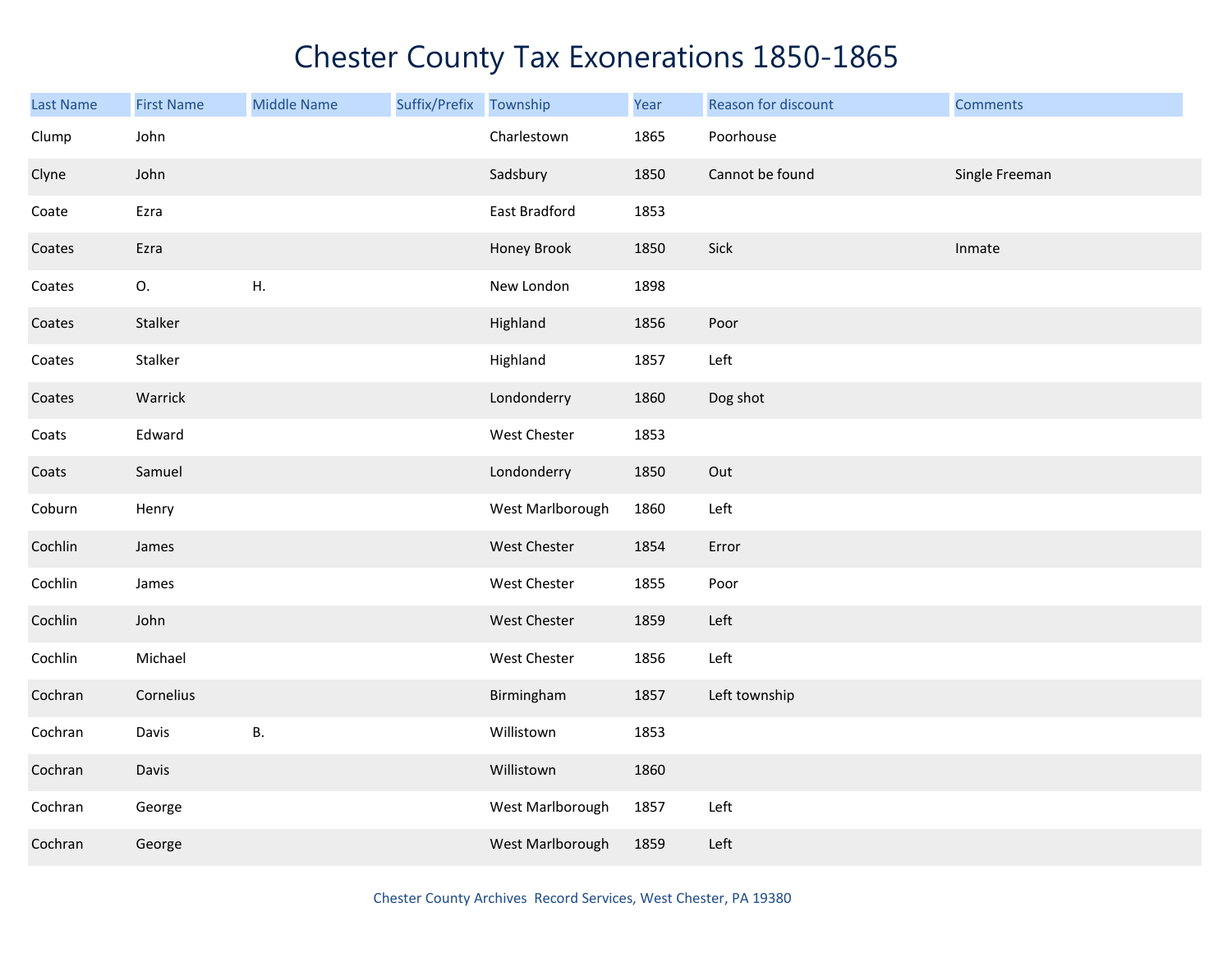# Chester County Tax Exonerations 1850-1865

| Last Name | First Name | Middle Name | Suffix/Prefix | Township | Year | Reason for discount | Comments |
|---|---|---|---|---|---|---|---|
| Clump | John | | | Charlestown | 1865 | Poorhouse | |
| Clyne | John | | | Sadsbury | 1850 | Cannot be found | Single Freeman |
| Coate | Ezra | | | East Bradford | 1853 | | |
| Coates | Ezra | | | Honey Brook | 1850 | Sick | Inmate |
| Coates | O. | H. | | New London | 1898 | | |
| Coates | Stalker | | | Highland | 1856 | Poor | |
| Coates | Stalker | | | Highland | 1857 | Left | |
| Coates | Warrick | | | Londonderry | 1860 | Dog shot | |
| Coats | Edward | | | West Chester | 1853 | | |
| Coats | Samuel | | | Londonderry | 1850 | Out | |
| Coburn | Henry | | | West Marlborough | 1860 | Left | |
| Cochlin | James | | | West Chester | 1854 | Error | |
| Cochlin | James | | | West Chester | 1855 | Poor | |
| Cochlin | John | | | West Chester | 1859 | Left | |
| Cochlin | Michael | | | West Chester | 1856 | Left | |
| Cochran | Cornelius | | | Birmingham | 1857 | Left township | |
| Cochran | Davis | B. | | Willistown | 1853 | | |
| Cochran | Davis | | | Willistown | 1860 | | |
| Cochran | George | | | West Marlborough | 1857 | Left | |
| Cochran | George | | | West Marlborough | 1859 | Left | |

Chester County Archives Record Services, West Chester, PA 19380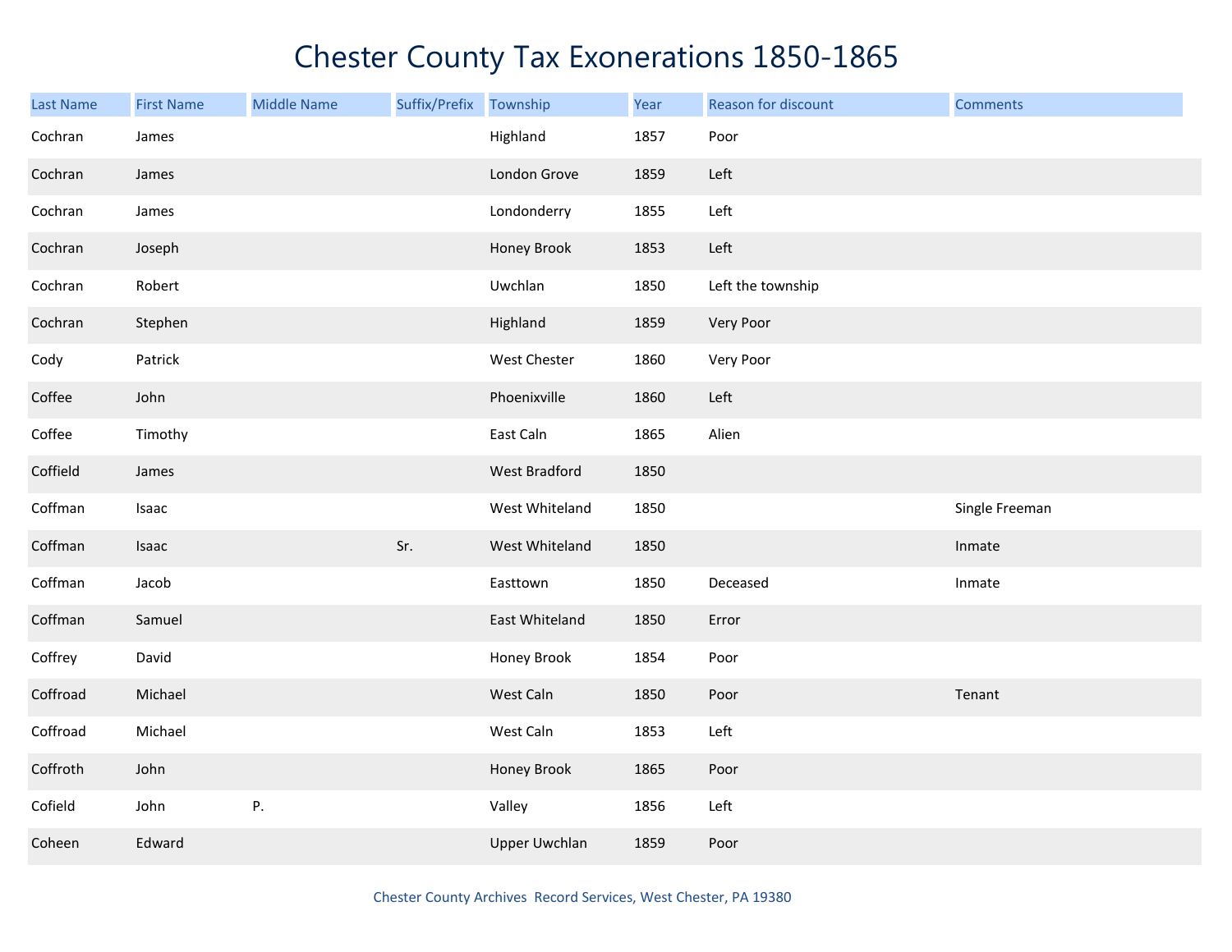# Chester County Tax Exonerations 1850-1865

| Last Name | First Name | Middle Name | Suffix/Prefix | Township | Year | Reason for discount | Comments |
|---|---|---|---|---|---|---|---|
| Cochran | James | | | Highland | 1857 | Poor | |
| Cochran | James | | | London Grove | 1859 | Left | |
| Cochran | James | | | Londonderry | 1855 | Left | |
| Cochran | Joseph | | | Honey Brook | 1853 | Left | |
| Cochran | Robert | | | Uwchlan | 1850 | Left the township | |
| Cochran | Stephen | | | Highland | 1859 | Very Poor | |
| Cody | Patrick | | | West Chester | 1860 | Very Poor | |
| Coffee | John | | | Phoenixville | 1860 | Left | |
| Coffee | Timothy | | | East Caln | 1865 | Alien | |
| Coffield | James | | | West Bradford | 1850 | | |
| Coffman | Isaac | | | West Whiteland | 1850 | | Single Freeman |
| Coffman | Isaac | | Sr. | West Whiteland | 1850 | | Inmate |
| Coffman | Jacob | | | Easttown | 1850 | Deceased | Inmate |
| Coffman | Samuel | | | East Whiteland | 1850 | Error | |
| Coffrey | David | | | Honey Brook | 1854 | Poor | |
| Coffroad | Michael | | | West Caln | 1850 | Poor | Tenant |
| Coffroad | Michael | | | West Caln | 1853 | Left | |
| Coffroth | John | | | Honey Brook | 1865 | Poor | |
| Cofield | John | P. | | Valley | 1856 | Left | |
| Coheen | Edward | | | Upper Uwchlan | 1859 | Poor | |

Chester County Archives Record Services, West Chester, PA 19380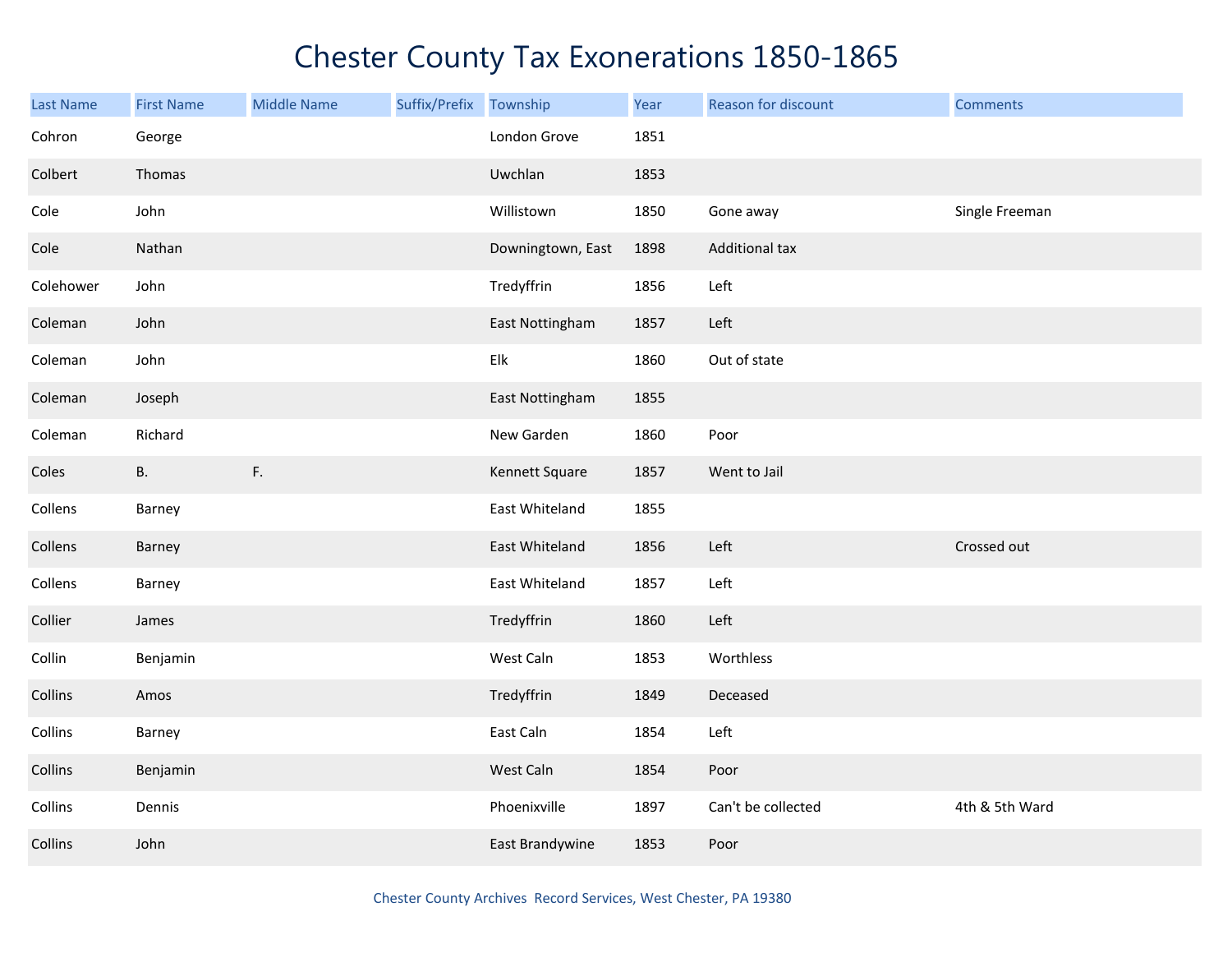# Chester County Tax Exonerations 1850-1865

| Last Name | First Name | Middle Name | Suffix/Prefix | Township | Year | Reason for discount | Comments |
|---|---|---|---|---|---|---|---|
| Cohron | George | | | London Grove | 1851 | | |
| Colbert | Thomas | | | Uwchlan | 1853 | | |
| Cole | John | | | Willistown | 1850 | Gone away | Single Freeman |
| Cole | Nathan | | | Downingtown, East | 1898 | Additional tax | |
| Colehower | John | | | Tredyffrin | 1856 | Left | |
| Coleman | John | | | East Nottingham | 1857 | Left | |
| Coleman | John | | | Elk | 1860 | Out of state | |
| Coleman | Joseph | | | East Nottingham | 1855 | | |
| Coleman | Richard | | | New Garden | 1860 | Poor | |
| Coles | B. | F. | | Kennett Square | 1857 | Went to Jail | |
| Collens | Barney | | | East Whiteland | 1855 | | |
| Collens | Barney | | | East Whiteland | 1856 | Left | Crossed out |
| Collens | Barney | | | East Whiteland | 1857 | Left | |
| Collier | James | | | Tredyffrin | 1860 | Left | |
| Collin | Benjamin | | | West Caln | 1853 | Worthless | |
| Collins | Amos | | | Tredyffrin | 1849 | Deceased | |
| Collins | Barney | | | East Caln | 1854 | Left | |
| Collins | Benjamin | | | West Caln | 1854 | Poor | |
| Collins | Dennis | | | Phoenixville | 1897 | Can't be collected | 4th & 5th Ward |
| Collins | John | | | East Brandywine | 1853 | Poor | |

Chester County Archives Record Services, West Chester, PA 19380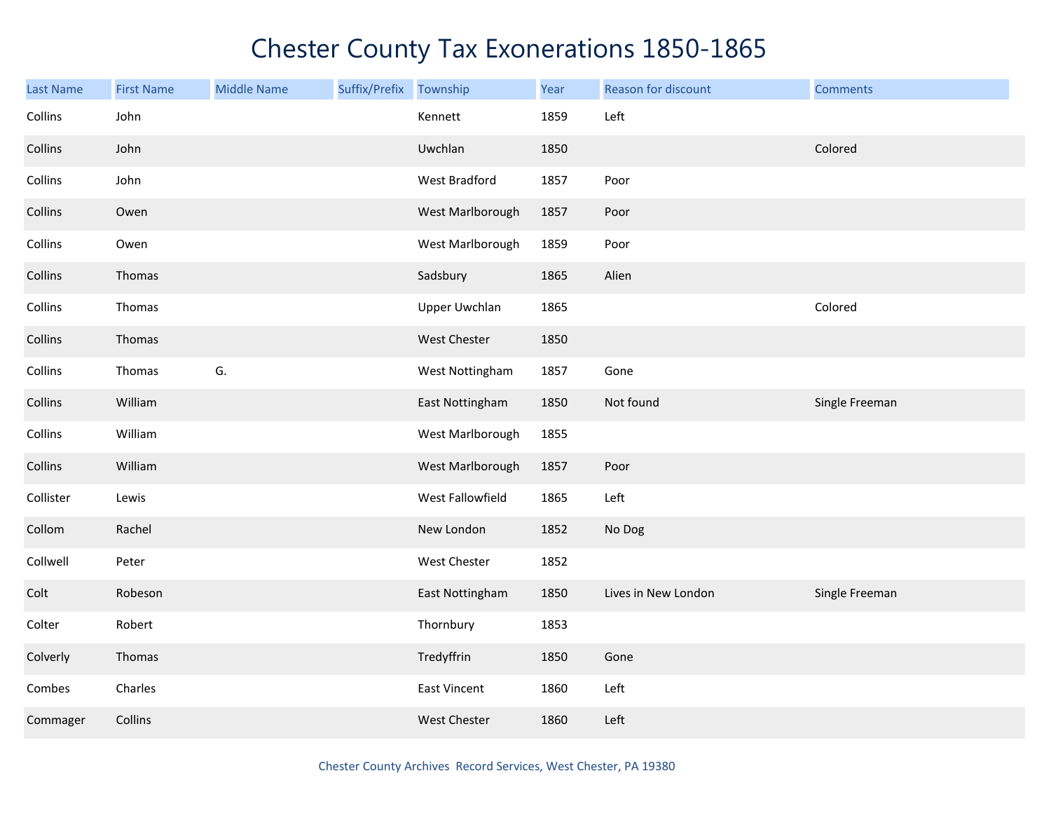# Chester County Tax Exonerations 1850-1865

| Last Name | First Name | Middle Name | Suffix/Prefix | Township | Year | Reason for discount | Comments |
|---|---|---|---|---|---|---|---|
| Collins | John | | | Kennett | 1859 | Left | |
| Collins | John | | | Uwchlan | 1850 | | Colored |
| Collins | John | | | West Bradford | 1857 | Poor | |
| Collins | Owen | | | West Marlborough | 1857 | Poor | |
| Collins | Owen | | | West Marlborough | 1859 | Poor | |
| Collins | Thomas | | | Sadsbury | 1865 | Alien | |
| Collins | Thomas | | | Upper Uwchlan | 1865 | | Colored |
| Collins | Thomas | | | West Chester | 1850 | | |
| Collins | Thomas | G. | | West Nottingham | 1857 | Gone | |
| Collins | William | | | East Nottingham | 1850 | Not found | Single Freeman |
| Collins | William | | | West Marlborough | 1855 | | |
| Collins | William | | | West Marlborough | 1857 | Poor | |
| Collister | Lewis | | | West Fallowfield | 1865 | Left | |
| Collom | Rachel | | | New London | 1852 | No Dog | |
| Collwell | Peter | | | West Chester | 1852 | | |
| Colt | Robeson | | | East Nottingham | 1850 | Lives in New London | Single Freeman |
| Colter | Robert | | | Thornbury | 1853 | | |
| Colverly | Thomas | | | Tredyffrin | 1850 | Gone | |
| Combes | Charles | | | East Vincent | 1860 | Left | |
| Commager | Collins | | | West Chester | 1860 | Left | |

Chester County Archives Record Services, West Chester, PA 19380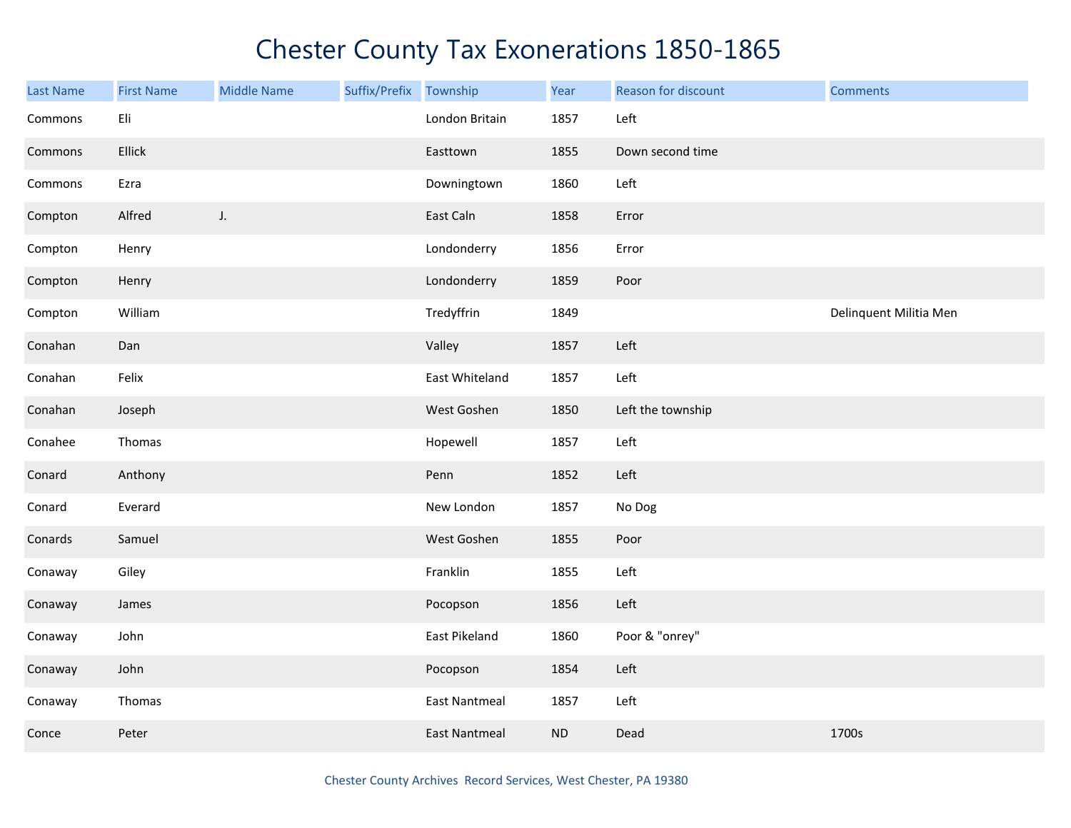# Chester County Tax Exonerations 1850-1865

| Last Name | First Name | Middle Name | Suffix/Prefix | Township | Year | Reason for discount | Comments |
|---|---|---|---|---|---|---|---|
| Commons | Eli | | | London Britain | 1857 | Left | |
| Commons | Ellick | | | Easttown | 1855 | Down second time | |
| Commons | Ezra | | | Downingtown | 1860 | Left | |
| Compton | Alfred | J. | | East Caln | 1858 | Error | |
| Compton | Henry | | | Londonderry | 1856 | Error | |
| Compton | Henry | | | Londonderry | 1859 | Poor | |
| Compton | William | | | Tredyffrin | 1849 | | Delinquent Militia Men |
| Conahan | Dan | | | Valley | 1857 | Left | |
| Conahan | Felix | | | East Whiteland | 1857 | Left | |
| Conahan | Joseph | | | West Goshen | 1850 | Left the township | |
| Conahee | Thomas | | | Hopewell | 1857 | Left | |
| Conard | Anthony | | | Penn | 1852 | Left | |
| Conard | Everard | | | New London | 1857 | No Dog | |
| Conards | Samuel | | | West Goshen | 1855 | Poor | |
| Conaway | Giley | | | Franklin | 1855 | Left | |
| Conaway | James | | | Pocopson | 1856 | Left | |
| Conaway | John | | | East Pikeland | 1860 | Poor & "onrey" | |
| Conaway | John | | | Pocopson | 1854 | Left | |
| Conaway | Thomas | | | East Nantmeal | 1857 | Left | |
| Conce | Peter | | | East Nantmeal | ND | Dead | 1700s |

Chester County Archives Record Services, West Chester, PA 19380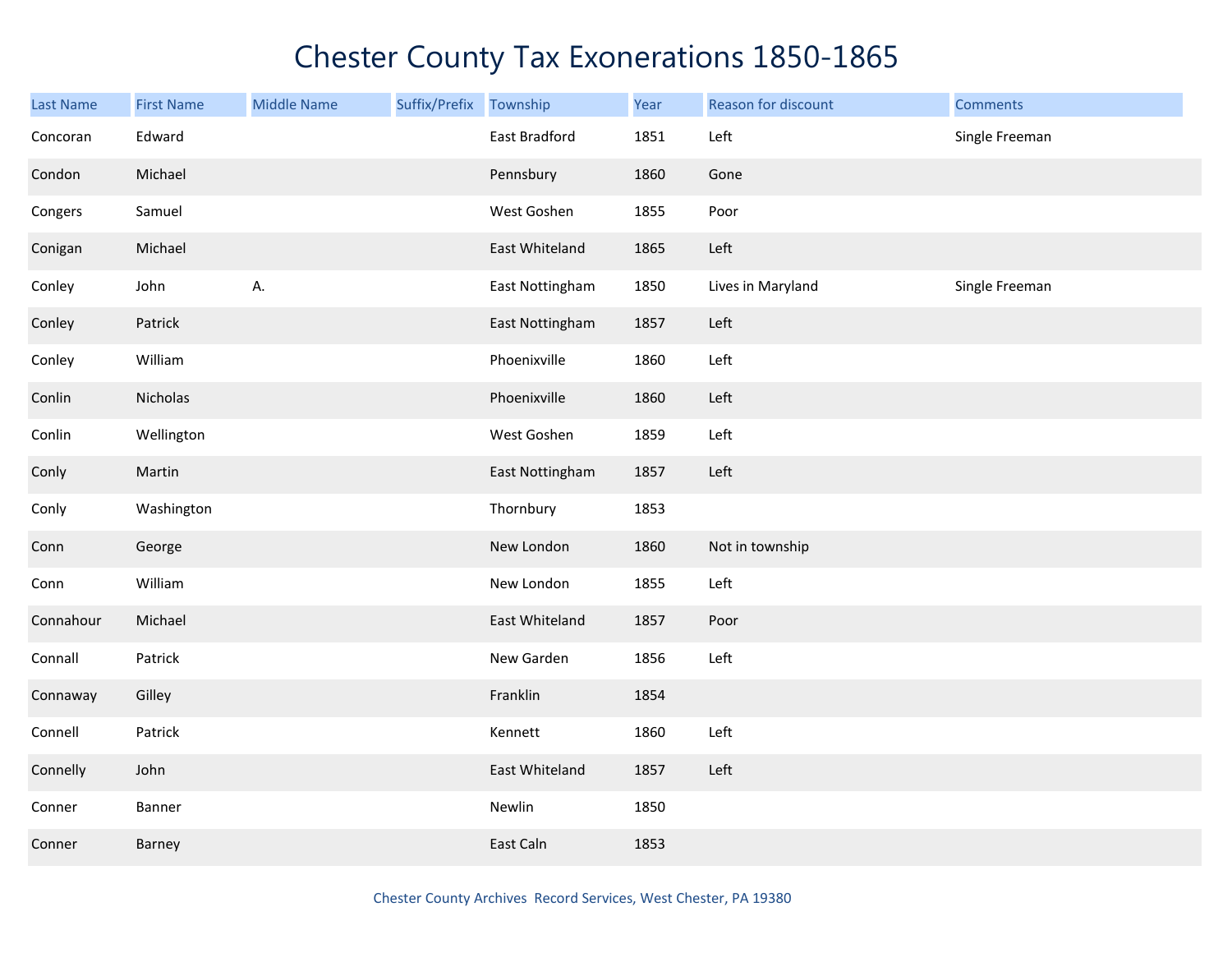# Chester County Tax Exonerations 1850-1865

| Last Name | First Name | Middle Name | Suffix/Prefix | Township | Year | Reason for discount | Comments |
|---|---|---|---|---|---|---|---|
| Concoran | Edward | | | East Bradford | 1851 | Left | Single Freeman |
| Condon | Michael | | | Pennsbury | 1860 | Gone | |
| Congers | Samuel | | | West Goshen | 1855 | Poor | |
| Conigan | Michael | | | East Whiteland | 1865 | Left | |
| Conley | John | A. | | East Nottingham | 1850 | Lives in Maryland | Single Freeman |
| Conley | Patrick | | | East Nottingham | 1857 | Left | |
| Conley | William | | | Phoenixville | 1860 | Left | |
| Conlin | Nicholas | | | Phoenixville | 1860 | Left | |
| Conlin | Wellington | | | West Goshen | 1859 | Left | |
| Conly | Martin | | | East Nottingham | 1857 | Left | |
| Conly | Washington | | | Thornbury | 1853 | | |
| Conn | George | | | New London | 1860 | Not in township | |
| Conn | William | | | New London | 1855 | Left | |
| Connahour | Michael | | | East Whiteland | 1857 | Poor | |
| Connall | Patrick | | | New Garden | 1856 | Left | |
| Connaway | Gilley | | | Franklin | 1854 | | |
| Connell | Patrick | | | Kennett | 1860 | Left | |
| Connelly | John | | | East Whiteland | 1857 | Left | |
| Conner | Banner | | | Newlin | 1850 | | |
| Conner | Barney | | | East Caln | 1853 | | |

Chester County Archives Record Services, West Chester, PA 19380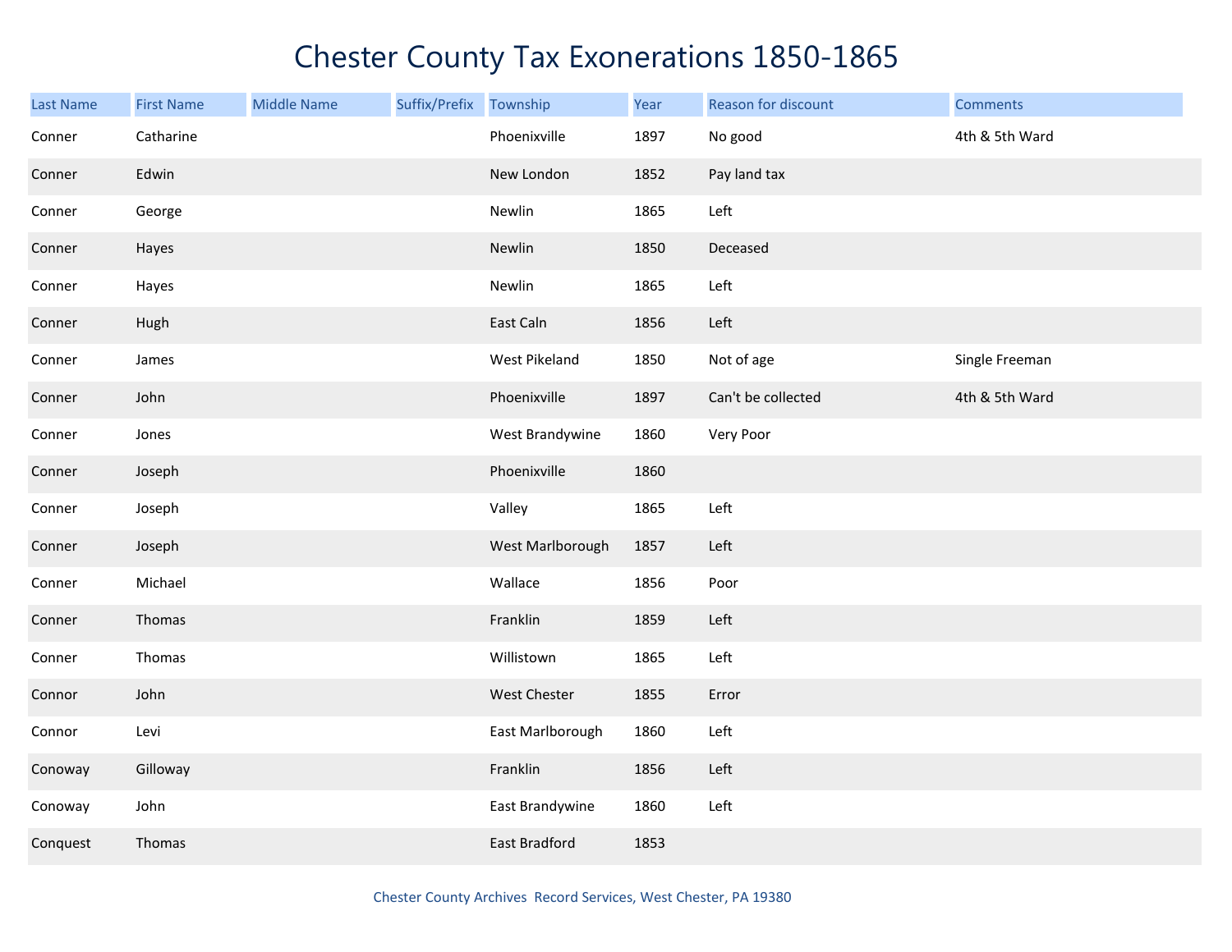# Chester County Tax Exonerations 1850-1865

| Last Name | First Name | Middle Name | Suffix/Prefix | Township | Year | Reason for discount | Comments |
|---|---|---|---|---|---|---|---|
| Conner | Catharine | | | Phoenixville | 1897 | No good | 4th & 5th Ward |
| Conner | Edwin | | | New London | 1852 | Pay land tax | |
| Conner | George | | | Newlin | 1865 | Left | |
| Conner | Hayes | | | Newlin | 1850 | Deceased | |
| Conner | Hayes | | | Newlin | 1865 | Left | |
| Conner | Hugh | | | East Caln | 1856 | Left | |
| Conner | James | | | West Pikeland | 1850 | Not of age | Single Freeman |
| Conner | John | | | Phoenixville | 1897 | Can't be collected | 4th & 5th Ward |
| Conner | Jones | | | West Brandywine | 1860 | Very Poor | |
| Conner | Joseph | | | Phoenixville | 1860 | | |
| Conner | Joseph | | | Valley | 1865 | Left | |
| Conner | Joseph | | | West Marlborough | 1857 | Left | |
| Conner | Michael | | | Wallace | 1856 | Poor | |
| Conner | Thomas | | | Franklin | 1859 | Left | |
| Conner | Thomas | | | Willistown | 1865 | Left | |
| Connor | John | | | West Chester | 1855 | Error | |
| Connor | Levi | | | East Marlborough | 1860 | Left | |
| Conoway | Gilloway | | | Franklin | 1856 | Left | |
| Conoway | John | | | East Brandywine | 1860 | Left | |
| Conquest | Thomas | | | East Bradford | 1853 | | |

Chester County Archives Record Services, West Chester, PA 19380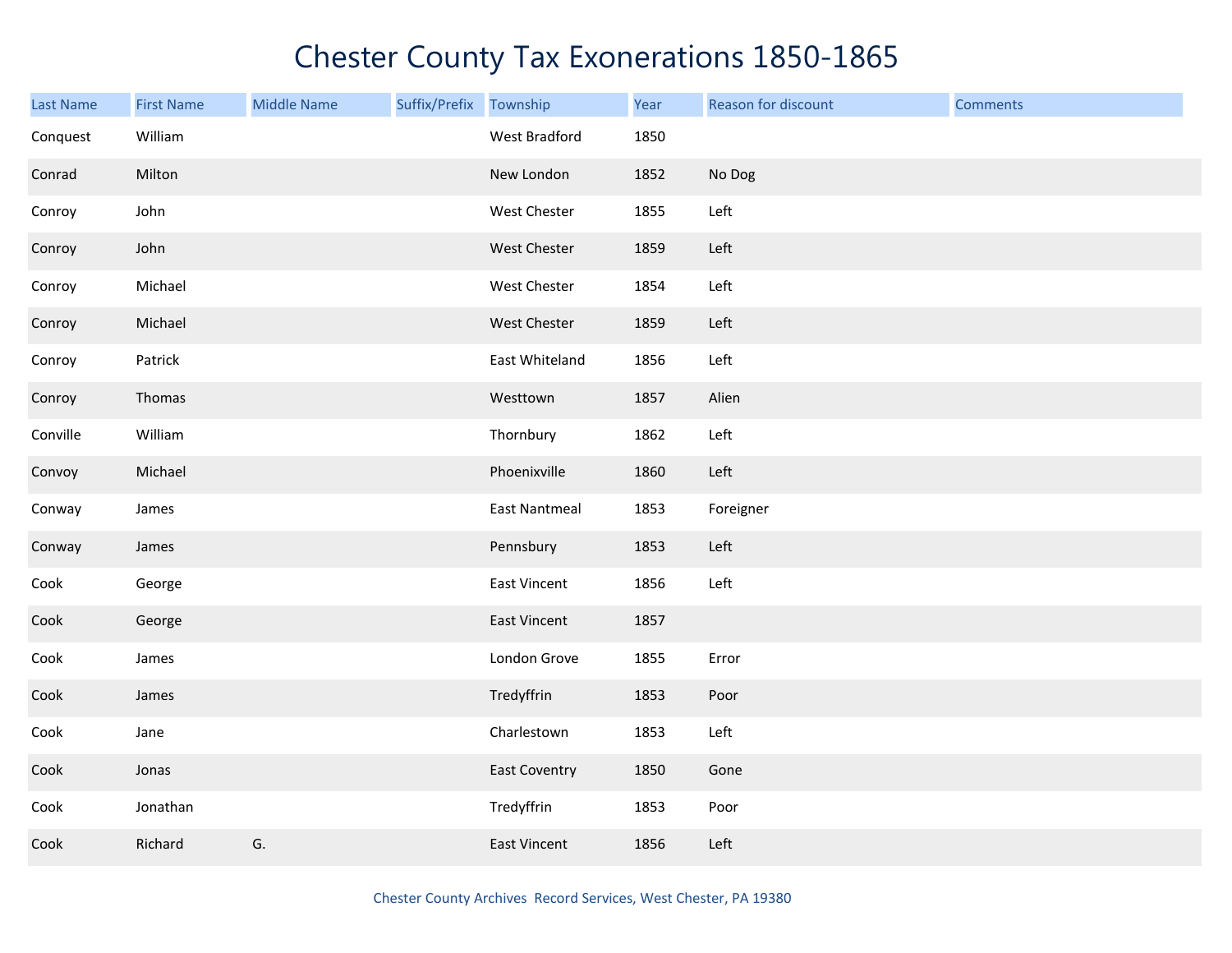# Chester County Tax Exonerations 1850-1865

| Last Name | First Name | Middle Name | Suffix/Prefix | Township | Year | Reason for discount | Comments |
|---|---|---|---|---|---|---|---|
| Conquest | William | | | West Bradford | 1850 | | |
| Conrad | Milton | | | New London | 1852 | No Dog | |
| Conroy | John | | | West Chester | 1855 | Left | |
| Conroy | John | | | West Chester | 1859 | Left | |
| Conroy | Michael | | | West Chester | 1854 | Left | |
| Conroy | Michael | | | West Chester | 1859 | Left | |
| Conroy | Patrick | | | East Whiteland | 1856 | Left | |
| Conroy | Thomas | | | Westtown | 1857 | Alien | |
| Conville | William | | | Thornbury | 1862 | Left | |
| Convoy | Michael | | | Phoenixville | 1860 | Left | |
| Conway | James | | | East Nantmeal | 1853 | Foreigner | |
| Conway | James | | | Pennsbury | 1853 | Left | |
| Cook | George | | | East Vincent | 1856 | Left | |
| Cook | George | | | East Vincent | 1857 | | |
| Cook | James | | | London Grove | 1855 | Error | |
| Cook | James | | | Tredyffrin | 1853 | Poor | |
| Cook | Jane | | | Charlestown | 1853 | Left | |
| Cook | Jonas | | | East Coventry | 1850 | Gone | |
| Cook | Jonathan | | | Tredyffrin | 1853 | Poor | |
| Cook | Richard | G. | | East Vincent | 1856 | Left | |

Chester County Archives Record Services, West Chester, PA 19380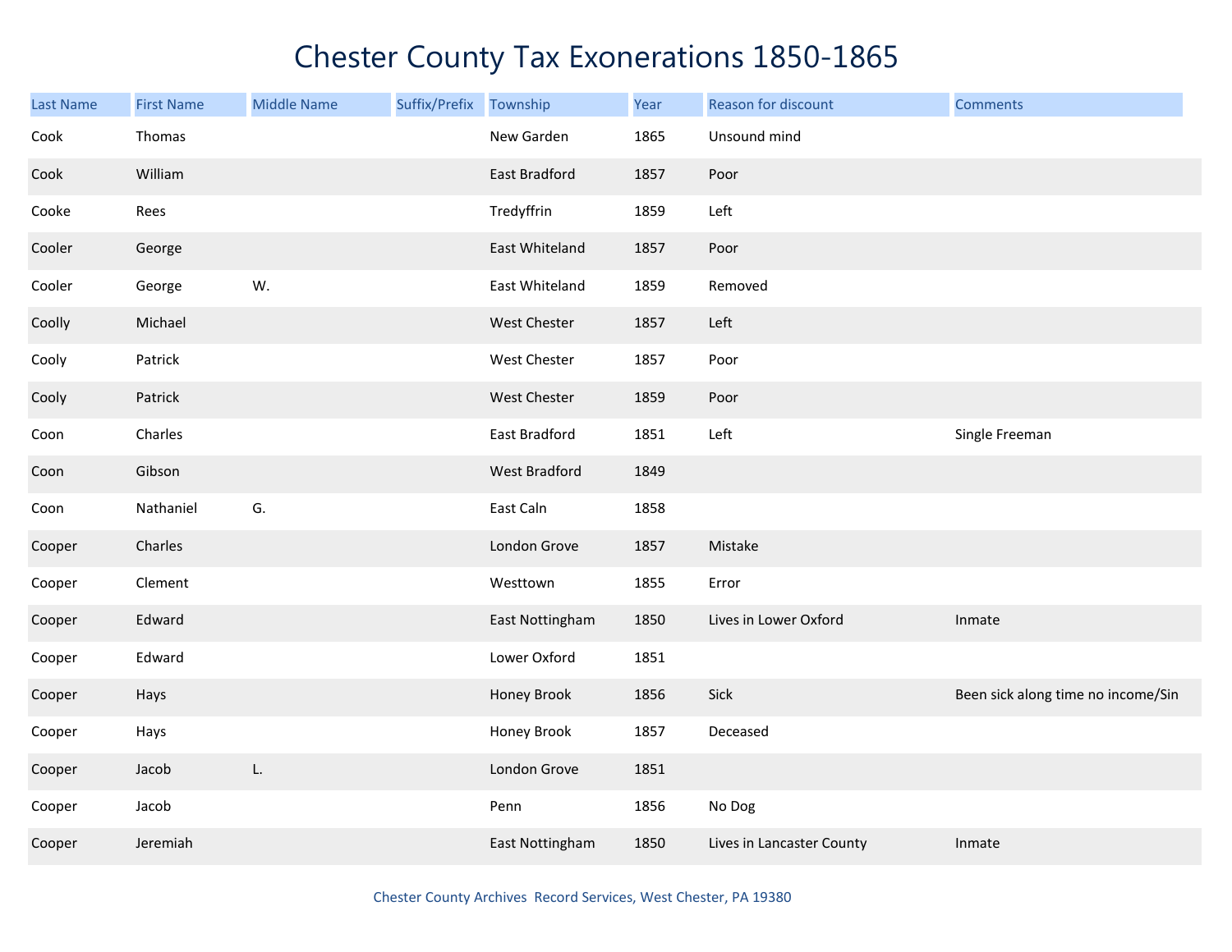# Chester County Tax Exonerations 1850-1865

| Last Name | First Name | Middle Name | Suffix/Prefix | Township | Year | Reason for discount | Comments |
|---|---|---|---|---|---|---|---|
| Cook | Thomas | | | New Garden | 1865 | Unsound mind | |
| Cook | William | | | East Bradford | 1857 | Poor | |
| Cooke | Rees | | | Tredyffrin | 1859 | Left | |
| Cooler | George | | | East Whiteland | 1857 | Poor | |
| Cooler | George | W. | | East Whiteland | 1859 | Removed | |
| Coolly | Michael | | | West Chester | 1857 | Left | |
| Cooly | Patrick | | | West Chester | 1857 | Poor | |
| Cooly | Patrick | | | West Chester | 1859 | Poor | |
| Coon | Charles | | | East Bradford | 1851 | Left | Single Freeman |
| Coon | Gibson | | | West Bradford | 1849 | | |
| Coon | Nathaniel | G. | | East Caln | 1858 | | |
| Cooper | Charles | | | London Grove | 1857 | Mistake | |
| Cooper | Clement | | | Westtown | 1855 | Error | |
| Cooper | Edward | | | East Nottingham | 1850 | Lives in Lower Oxford | Inmate |
| Cooper | Edward | | | Lower Oxford | 1851 | | |
| Cooper | Hays | | | Honey Brook | 1856 | Sick | Been sick along time no income/Sin |
| Cooper | Hays | | | Honey Brook | 1857 | Deceased | |
| Cooper | Jacob | L. | | London Grove | 1851 | | |
| Cooper | Jacob | | | Penn | 1856 | No Dog | |
| Cooper | Jeremiah | | | East Nottingham | 1850 | Lives in Lancaster County | Inmate |

Chester County Archives Record Services, West Chester, PA 19380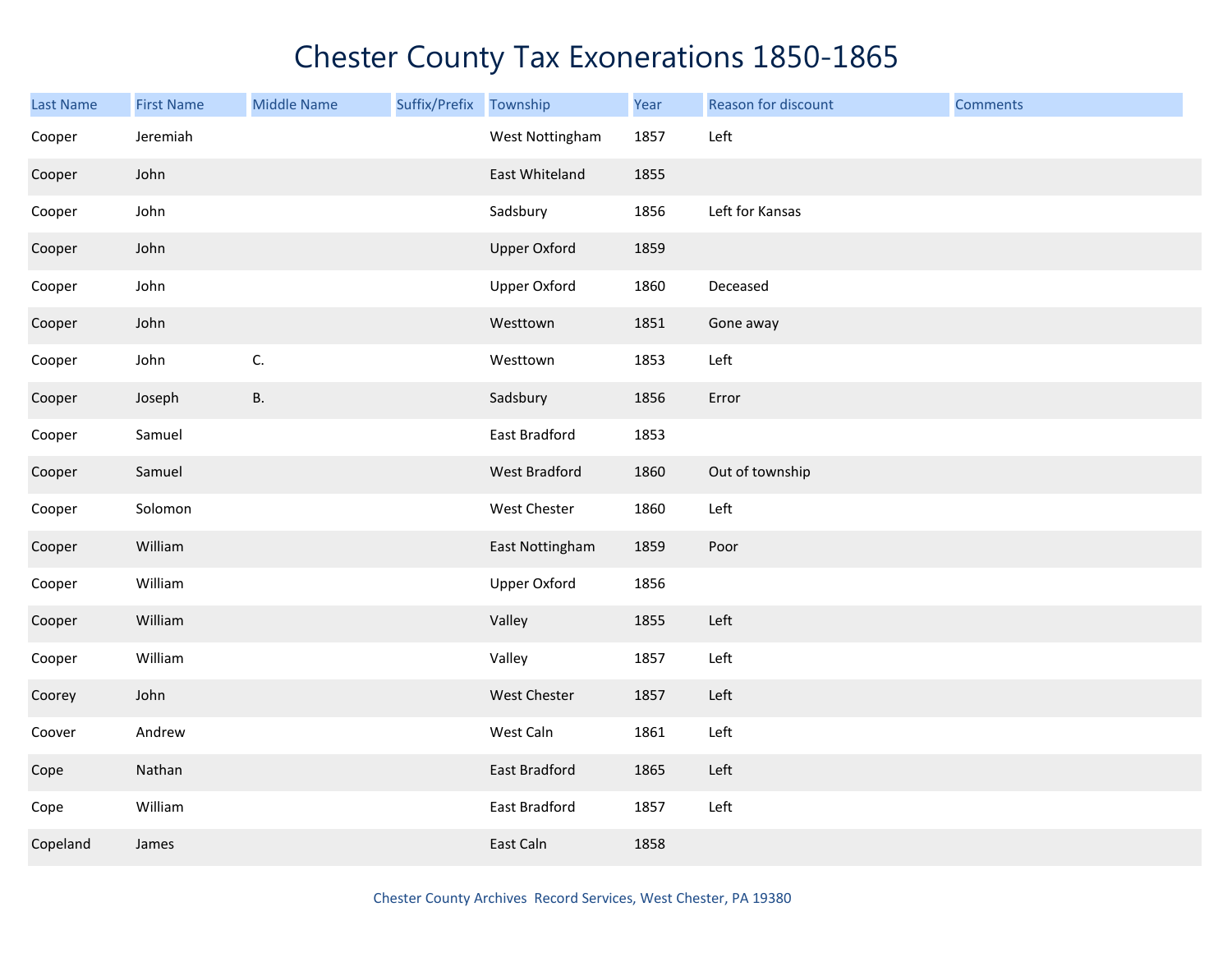# Chester County Tax Exonerations 1850-1865

| Last Name | First Name | Middle Name | Suffix/Prefix | Township | Year | Reason for discount | Comments |
|---|---|---|---|---|---|---|---|
| Cooper | Jeremiah | | | West Nottingham | 1857 | Left | |
| Cooper | John | | | East Whiteland | 1855 | | |
| Cooper | John | | | Sadsbury | 1856 | Left for Kansas | |
| Cooper | John | | | Upper Oxford | 1859 | | |
| Cooper | John | | | Upper Oxford | 1860 | Deceased | |
| Cooper | John | | | Westtown | 1851 | Gone away | |
| Cooper | John | C. | | Westtown | 1853 | Left | |
| Cooper | Joseph | B. | | Sadsbury | 1856 | Error | |
| Cooper | Samuel | | | East Bradford | 1853 | | |
| Cooper | Samuel | | | West Bradford | 1860 | Out of township | |
| Cooper | Solomon | | | West Chester | 1860 | Left | |
| Cooper | William | | | East Nottingham | 1859 | Poor | |
| Cooper | William | | | Upper Oxford | 1856 | | |
| Cooper | William | | | Valley | 1855 | Left | |
| Cooper | William | | | Valley | 1857 | Left | |
| Coorey | John | | | West Chester | 1857 | Left | |
| Coover | Andrew | | | West Caln | 1861 | Left | |
| Cope | Nathan | | | East Bradford | 1865 | Left | |
| Cope | William | | | East Bradford | 1857 | Left | |
| Copeland | James | | | East Caln | 1858 | | |

Chester County Archives Record Services, West Chester, PA 19380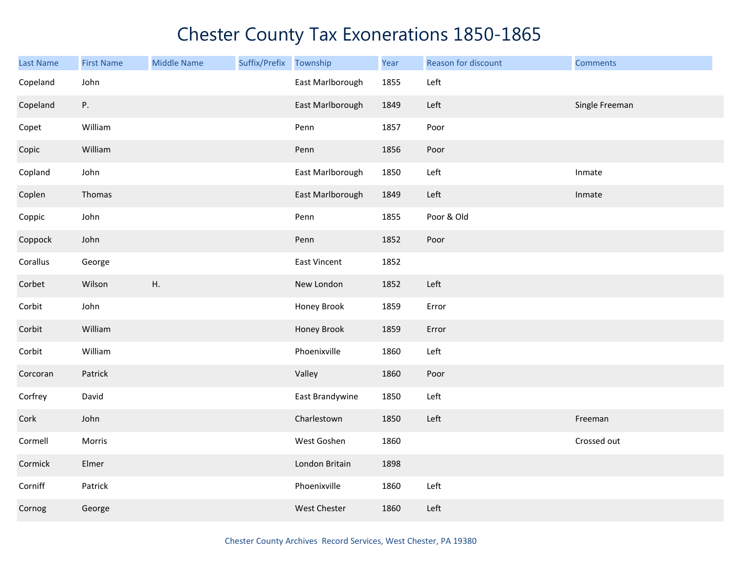# Chester County Tax Exonerations 1850-1865

| Last Name | First Name | Middle Name | Suffix/Prefix | Township | Year | Reason for discount | Comments |
|---|---|---|---|---|---|---|---|
| Copeland | John | | | East Marlborough | 1855 | Left | |
| Copeland | P. | | | East Marlborough | 1849 | Left | Single Freeman |
| Copet | William | | | Penn | 1857 | Poor | |
| Copic | William | | | Penn | 1856 | Poor | |
| Copland | John | | | East Marlborough | 1850 | Left | Inmate |
| Coplen | Thomas | | | East Marlborough | 1849 | Left | Inmate |
| Coppic | John | | | Penn | 1855 | Poor & Old | |
| Coppock | John | | | Penn | 1852 | Poor | |
| Corallus | George | | | East Vincent | 1852 | | |
| Corbet | Wilson | H. | | New London | 1852 | Left | |
| Corbit | John | | | Honey Brook | 1859 | Error | |
| Corbit | William | | | Honey Brook | 1859 | Error | |
| Corbit | William | | | Phoenixville | 1860 | Left | |
| Corcoran | Patrick | | | Valley | 1860 | Poor | |
| Corfrey | David | | | East Brandywine | 1850 | Left | |
| Cork | John | | | Charlestown | 1850 | Left | Freeman |
| Cormell | Morris | | | West Goshen | 1860 | | Crossed out |
| Cormick | Elmer | | | London Britain | 1898 | | |
| Corniff | Patrick | | | Phoenixville | 1860 | Left | |
| Cornog | George | | | West Chester | 1860 | Left | |

Chester County Archives Record Services, West Chester, PA 19380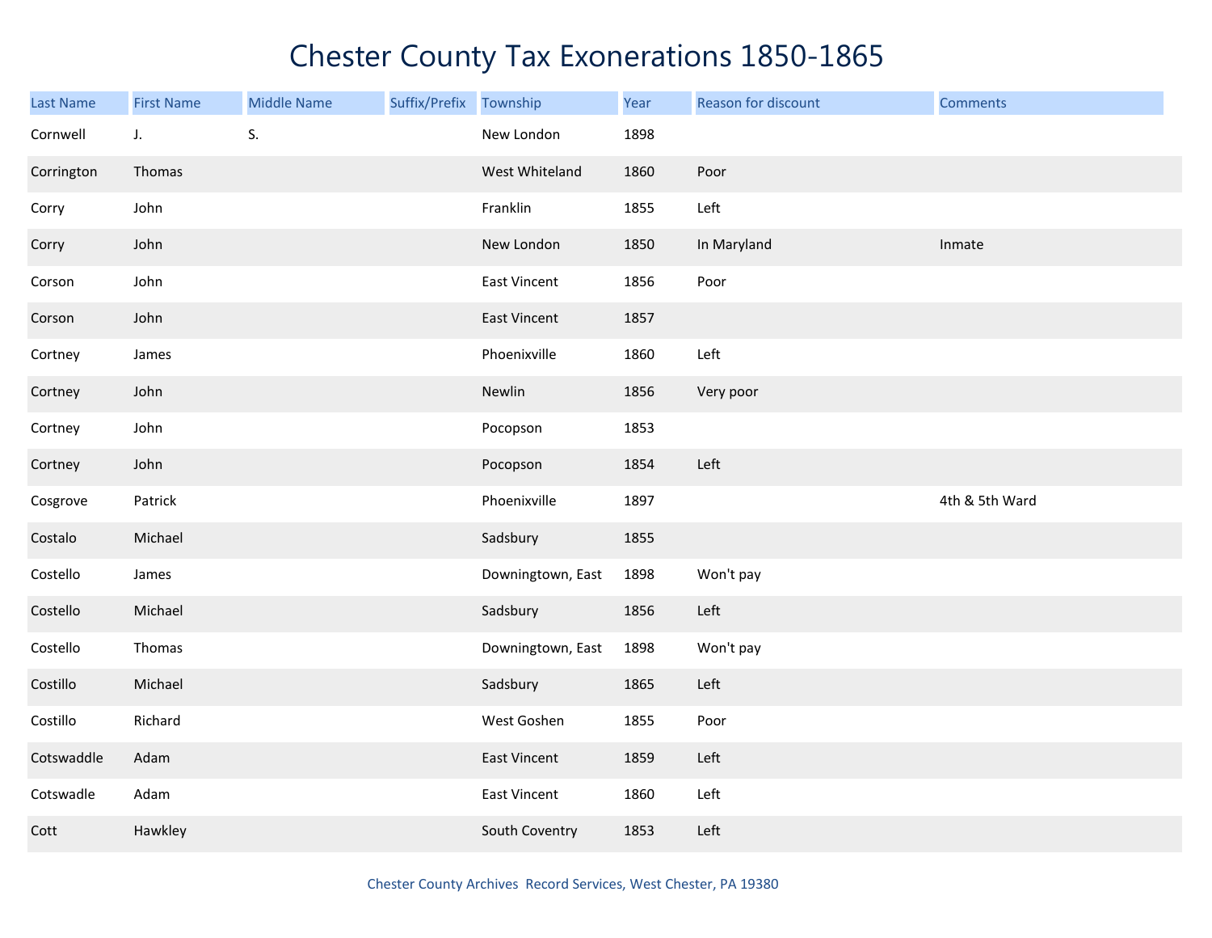# Chester County Tax Exonerations 1850-1865

| Last Name | First Name | Middle Name | Suffix/Prefix | Township | Year | Reason for discount | Comments |
|---|---|---|---|---|---|---|---|
| Cornwell | J. | S. | | New London | 1898 | | |
| Corrington | Thomas | | | West Whiteland | 1860 | Poor | |
| Corry | John | | | Franklin | 1855 | Left | |
| Corry | John | | | New London | 1850 | In Maryland | Inmate |
| Corson | John | | | East Vincent | 1856 | Poor | |
| Corson | John | | | East Vincent | 1857 | | |
| Cortney | James | | | Phoenixville | 1860 | Left | |
| Cortney | John | | | Newlin | 1856 | Very poor | |
| Cortney | John | | | Pocopson | 1853 | | |
| Cortney | John | | | Pocopson | 1854 | Left | |
| Cosgrove | Patrick | | | Phoenixville | 1897 | | 4th & 5th Ward |
| Costalo | Michael | | | Sadsbury | 1855 | | |
| Costello | James | | | Downingtown, East | 1898 | Won't pay | |
| Costello | Michael | | | Sadsbury | 1856 | Left | |
| Costello | Thomas | | | Downingtown, East | 1898 | Won't pay | |
| Costillo | Michael | | | Sadsbury | 1865 | Left | |
| Costillo | Richard | | | West Goshen | 1855 | Poor | |
| Cotswaddle | Adam | | | East Vincent | 1859 | Left | |
| Cotswadle | Adam | | | East Vincent | 1860 | Left | |
| Cott | Hawkley | | | South Coventry | 1853 | Left | |

Chester County Archives Record Services, West Chester, PA 19380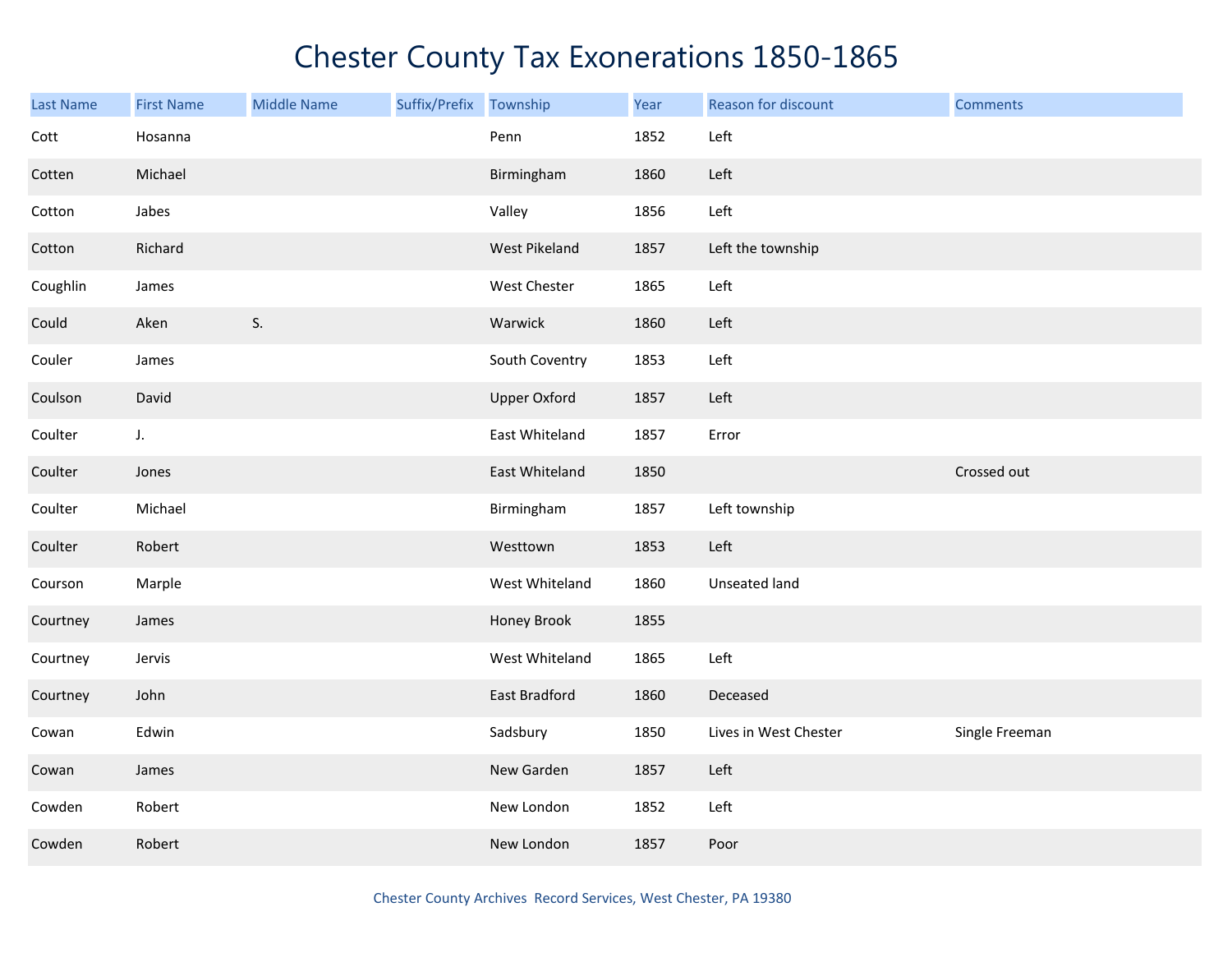# Chester County Tax Exonerations 1850-1865

| Last Name | First Name | Middle Name | Suffix/Prefix | Township | Year | Reason for discount | Comments |
|---|---|---|---|---|---|---|---|
| Cott | Hosanna | | | Penn | 1852 | Left | |
| Cotten | Michael | | | Birmingham | 1860 | Left | |
| Cotton | Jabes | | | Valley | 1856 | Left | |
| Cotton | Richard | | | West Pikeland | 1857 | Left the township | |
| Coughlin | James | | | West Chester | 1865 | Left | |
| Could | Aken | S. | | Warwick | 1860 | Left | |
| Couler | James | | | South Coventry | 1853 | Left | |
| Coulson | David | | | Upper Oxford | 1857 | Left | |
| Coulter | J. | | | East Whiteland | 1857 | Error | |
| Coulter | Jones | | | East Whiteland | 1850 | | Crossed out |
| Coulter | Michael | | | Birmingham | 1857 | Left township | |
| Coulter | Robert | | | Westtown | 1853 | Left | |
| Courson | Marple | | | West Whiteland | 1860 | Unseated land | |
| Courtney | James | | | Honey Brook | 1855 | | |
| Courtney | Jervis | | | West Whiteland | 1865 | Left | |
| Courtney | John | | | East Bradford | 1860 | Deceased | |
| Cowan | Edwin | | | Sadsbury | 1850 | Lives in West Chester | Single Freeman |
| Cowan | James | | | New Garden | 1857 | Left | |
| Cowden | Robert | | | New London | 1852 | Left | |
| Cowden | Robert | | | New London | 1857 | Poor | |

Chester County Archives Record Services, West Chester, PA 19380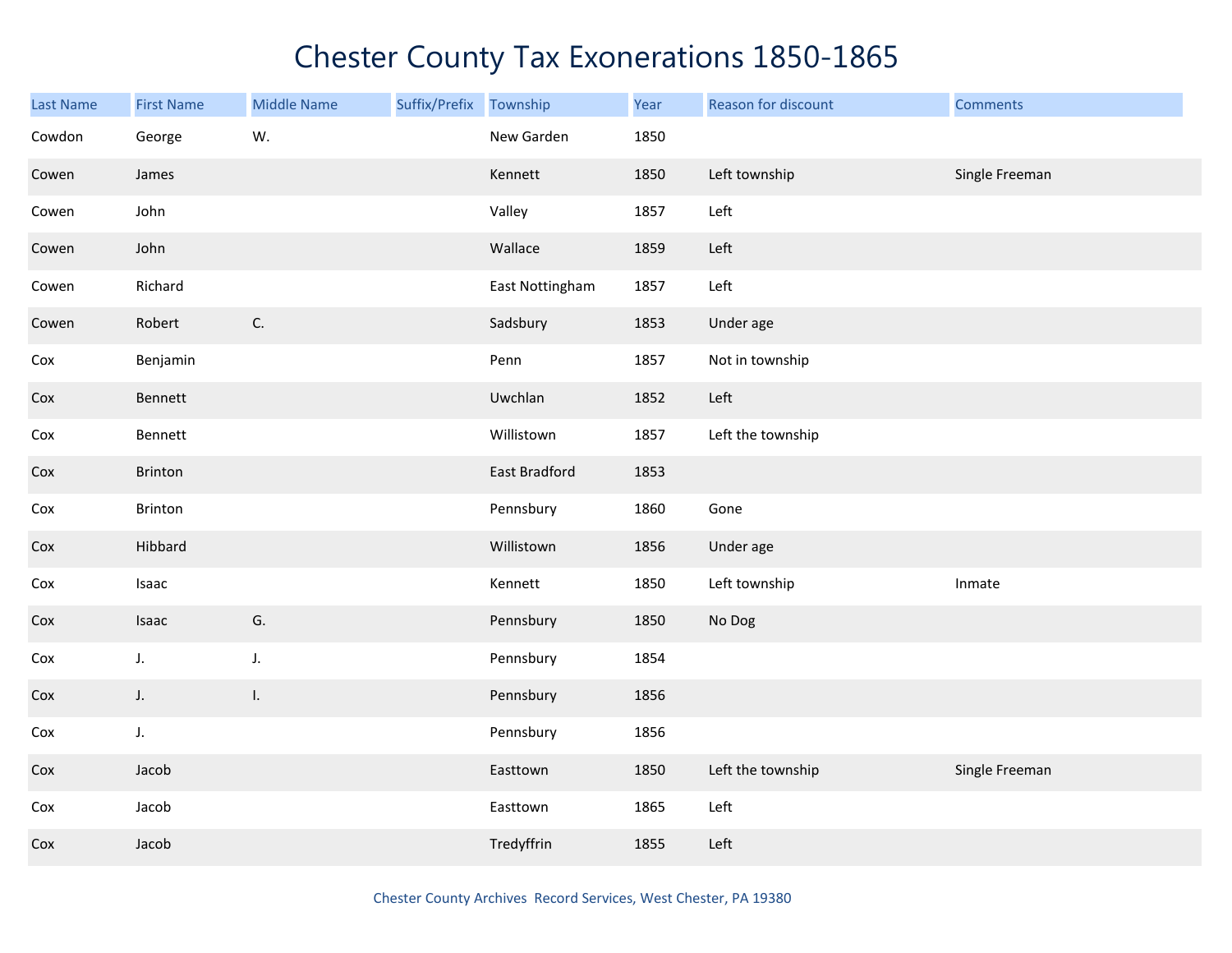# Chester County Tax Exonerations 1850-1865

| Last Name | First Name | Middle Name | Suffix/Prefix | Township | Year | Reason for discount | Comments |
|---|---|---|---|---|---|---|---|
| Cowdon | George | W. | | New Garden | 1850 | | |
| Cowen | James | | | Kennett | 1850 | Left township | Single Freeman |
| Cowen | John | | | Valley | 1857 | Left | |
| Cowen | John | | | Wallace | 1859 | Left | |
| Cowen | Richard | | | East Nottingham | 1857 | Left | |
| Cowen | Robert | C. | | Sadsbury | 1853 | Under age | |
| Cox | Benjamin | | | Penn | 1857 | Not in township | |
| Cox | Bennett | | | Uwchlan | 1852 | Left | |
| Cox | Bennett | | | Willistown | 1857 | Left the township | |
| Cox | Brinton | | | East Bradford | 1853 | | |
| Cox | Brinton | | | Pennsbury | 1860 | Gone | |
| Cox | Hibbard | | | Willistown | 1856 | Under age | |
| Cox | Isaac | | | Kennett | 1850 | Left township | Inmate |
| Cox | Isaac | G. | | Pennsbury | 1850 | No Dog | |
| Cox | J. | J. | | Pennsbury | 1854 | | |
| Cox | J. | I. | | Pennsbury | 1856 | | |
| Cox | J. | | | Pennsbury | 1856 | | |
| Cox | Jacob | | | Easttown | 1850 | Left the township | Single Freeman |
| Cox | Jacob | | | Easttown | 1865 | Left | |
| Cox | Jacob | | | Tredyffrin | 1855 | Left | |

Chester County Archives Record Services, West Chester, PA 19380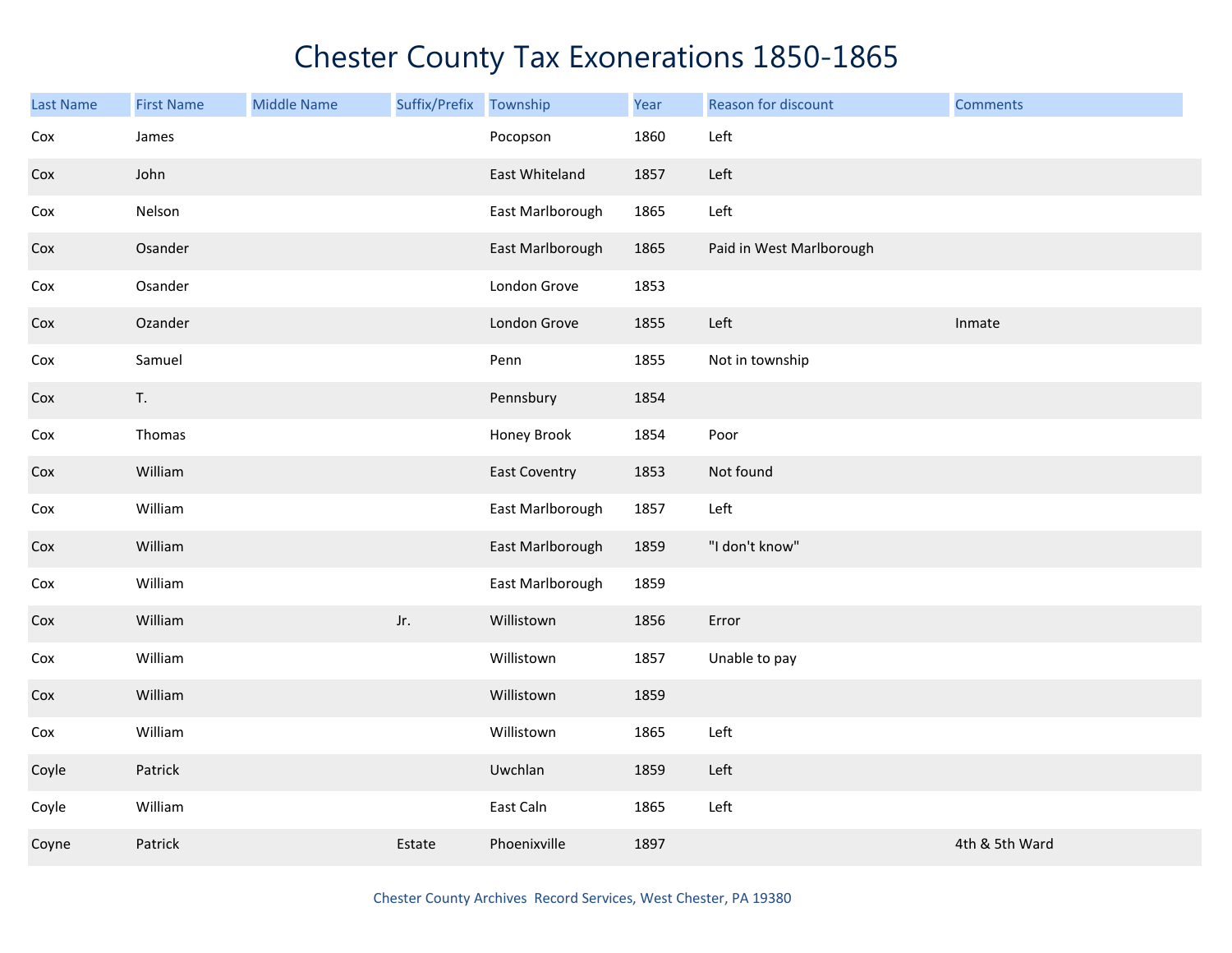# Chester County Tax Exonerations 1850-1865

| Last Name | First Name | Middle Name | Suffix/Prefix | Township | Year | Reason for discount | Comments |
|---|---|---|---|---|---|---|---|
| Cox | James | | | Pocopson | 1860 | Left | |
| Cox | John | | | East Whiteland | 1857 | Left | |
| Cox | Nelson | | | East Marlborough | 1865 | Left | |
| Cox | Osander | | | East Marlborough | 1865 | Paid in West Marlborough | |
| Cox | Osander | | | London Grove | 1853 | | |
| Cox | Ozander | | | London Grove | 1855 | Left | Inmate |
| Cox | Samuel | | | Penn | 1855 | Not in township | |
| Cox | T. | | | Pennsbury | 1854 | | |
| Cox | Thomas | | | Honey Brook | 1854 | Poor | |
| Cox | William | | | East Coventry | 1853 | Not found | |
| Cox | William | | | East Marlborough | 1857 | Left | |
| Cox | William | | | East Marlborough | 1859 | "I don't know" | |
| Cox | William | | | East Marlborough | 1859 | | |
| Cox | William | | Jr. | Willistown | 1856 | Error | |
| Cox | William | | | Willistown | 1857 | Unable to pay | |
| Cox | William | | | Willistown | 1859 | | |
| Cox | William | | | Willistown | 1865 | Left | |
| Coyle | Patrick | | | Uwchlan | 1859 | Left | |
| Coyle | William | | | East Caln | 1865 | Left | |
| Coyne | Patrick | | Estate | Phoenixville | 1897 | | 4th & 5th Ward |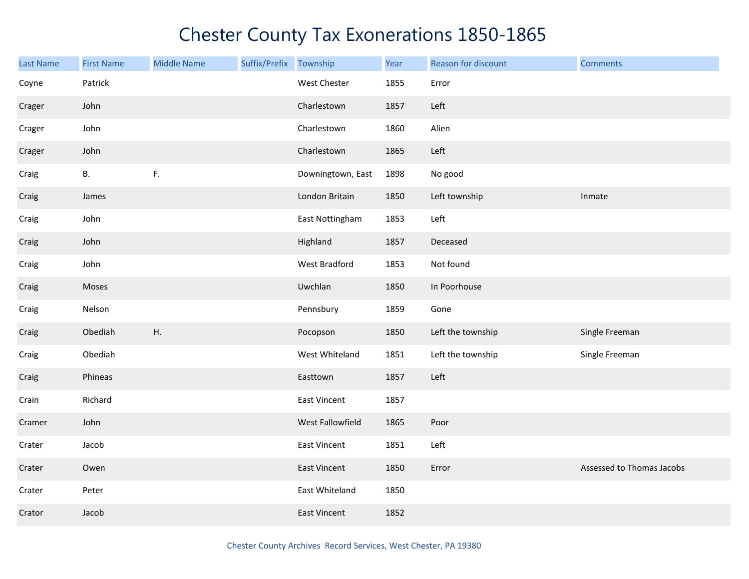# Chester County Tax Exonerations 1850-1865

| Last Name | First Name | Middle Name | Suffix/Prefix | Township | Year | Reason for discount | Comments |
|---|---|---|---|---|---|---|---|
| Coyne | Patrick | | | West Chester | 1855 | Error | |
| Crager | John | | | Charlestown | 1857 | Left | |
| Crager | John | | | Charlestown | 1860 | Alien | |
| Crager | John | | | Charlestown | 1865 | Left | |
| Craig | B. | F. | | Downingtown, East | 1898 | No good | |
| Craig | James | | | London Britain | 1850 | Left township | Inmate |
| Craig | John | | | East Nottingham | 1853 | Left | |
| Craig | John | | | Highland | 1857 | Deceased | |
| Craig | John | | | West Bradford | 1853 | Not found | |
| Craig | Moses | | | Uwchlan | 1850 | In Poorhouse | |
| Craig | Nelson | | | Pennsbury | 1859 | Gone | |
| Craig | Obediah | H. | | Pocopson | 1850 | Left the township | Single Freeman |
| Craig | Obediah | | | West Whiteland | 1851 | Left the township | Single Freeman |
| Craig | Phineas | | | Easttown | 1857 | Left | |
| Crain | Richard | | | East Vincent | 1857 | | |
| Cramer | John | | | West Fallowfield | 1865 | Poor | |
| Crater | Jacob | | | East Vincent | 1851 | Left | |
| Crater | Owen | | | East Vincent | 1850 | Error | Assessed to Thomas Jacobs |
| Crater | Peter | | | East Whiteland | 1850 | | |
| Crator | Jacob | | | East Vincent | 1852 | | |

Chester County Archives Record Services, West Chester, PA 19380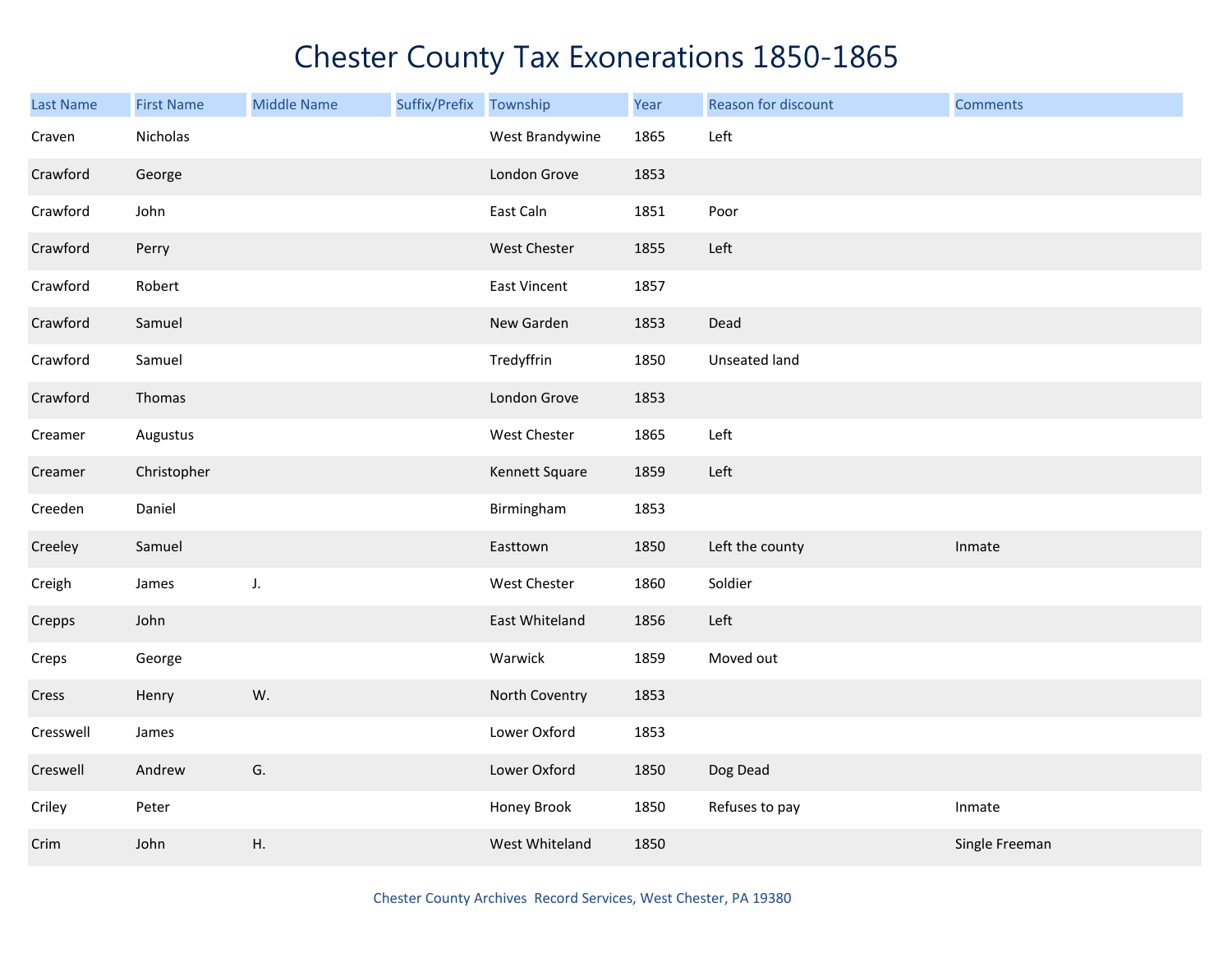# Chester County Tax Exonerations 1850-1865

| Last Name | First Name | Middle Name | Suffix/Prefix | Township | Year | Reason for discount | Comments |
|---|---|---|---|---|---|---|---|
| Craven | Nicholas | | | West Brandywine | 1865 | Left | |
| Crawford | George | | | London Grove | 1853 | | |
| Crawford | John | | | East Caln | 1851 | Poor | |
| Crawford | Perry | | | West Chester | 1855 | Left | |
| Crawford | Robert | | | East Vincent | 1857 | | |
| Crawford | Samuel | | | New Garden | 1853 | Dead | |
| Crawford | Samuel | | | Tredyffrin | 1850 | Unseated land | |
| Crawford | Thomas | | | London Grove | 1853 | | |
| Creamer | Augustus | | | West Chester | 1865 | Left | |
| Creamer | Christopher | | | Kennett Square | 1859 | Left | |
| Creeden | Daniel | | | Birmingham | 1853 | | |
| Creeley | Samuel | | | Easttown | 1850 | Left the county | Inmate |
| Creigh | James | J. | | West Chester | 1860 | Soldier | |
| Crepps | John | | | East Whiteland | 1856 | Left | |
| Creps | George | | | Warwick | 1859 | Moved out | |
| Cress | Henry | W. | | North Coventry | 1853 | | |
| Cresswell | James | | | Lower Oxford | 1853 | | |
| Creswell | Andrew | G. | | Lower Oxford | 1850 | Dog Dead | |
| Criley | Peter | | | Honey Brook | 1850 | Refuses to pay | Inmate |
| Crim | John | H. | | West Whiteland | 1850 | | Single Freeman |

Chester County Archives Record Services, West Chester, PA 19380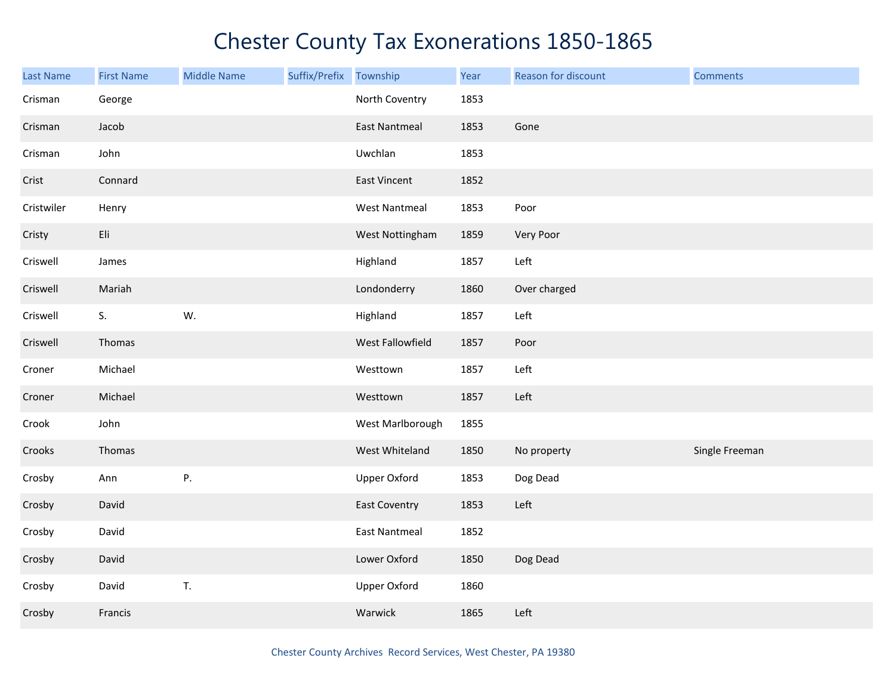# Chester County Tax Exonerations 1850-1865

| Last Name | First Name | Middle Name | Suffix/Prefix | Township | Year | Reason for discount | Comments |
|---|---|---|---|---|---|---|---|
| Crisman | George | | | North Coventry | 1853 | | |
| Crisman | Jacob | | | East Nantmeal | 1853 | Gone | |
| Crisman | John | | | Uwchlan | 1853 | | |
| Crist | Connard | | | East Vincent | 1852 | | |
| Cristwiler | Henry | | | West Nantmeal | 1853 | Poor | |
| Cristy | Eli | | | West Nottingham | 1859 | Very Poor | |
| Criswell | James | | | Highland | 1857 | Left | |
| Criswell | Mariah | | | Londonderry | 1860 | Over charged | |
| Criswell | S. | W. | | Highland | 1857 | Left | |
| Criswell | Thomas | | | West Fallowfield | 1857 | Poor | |
| Croner | Michael | | | Westtown | 1857 | Left | |
| Croner | Michael | | | Westtown | 1857 | Left | |
| Crook | John | | | West Marlborough | 1855 | | |
| Crooks | Thomas | | | West Whiteland | 1850 | No property | Single Freeman |
| Crosby | Ann | P. | | Upper Oxford | 1853 | Dog Dead | |
| Crosby | David | | | East Coventry | 1853 | Left | |
| Crosby | David | | | East Nantmeal | 1852 | | |
| Crosby | David | | | Lower Oxford | 1850 | Dog Dead | |
| Crosby | David | T. | | Upper Oxford | 1860 | | |
| Crosby | Francis | | | Warwick | 1865 | Left | |

Chester County Archives Record Services, West Chester, PA 19380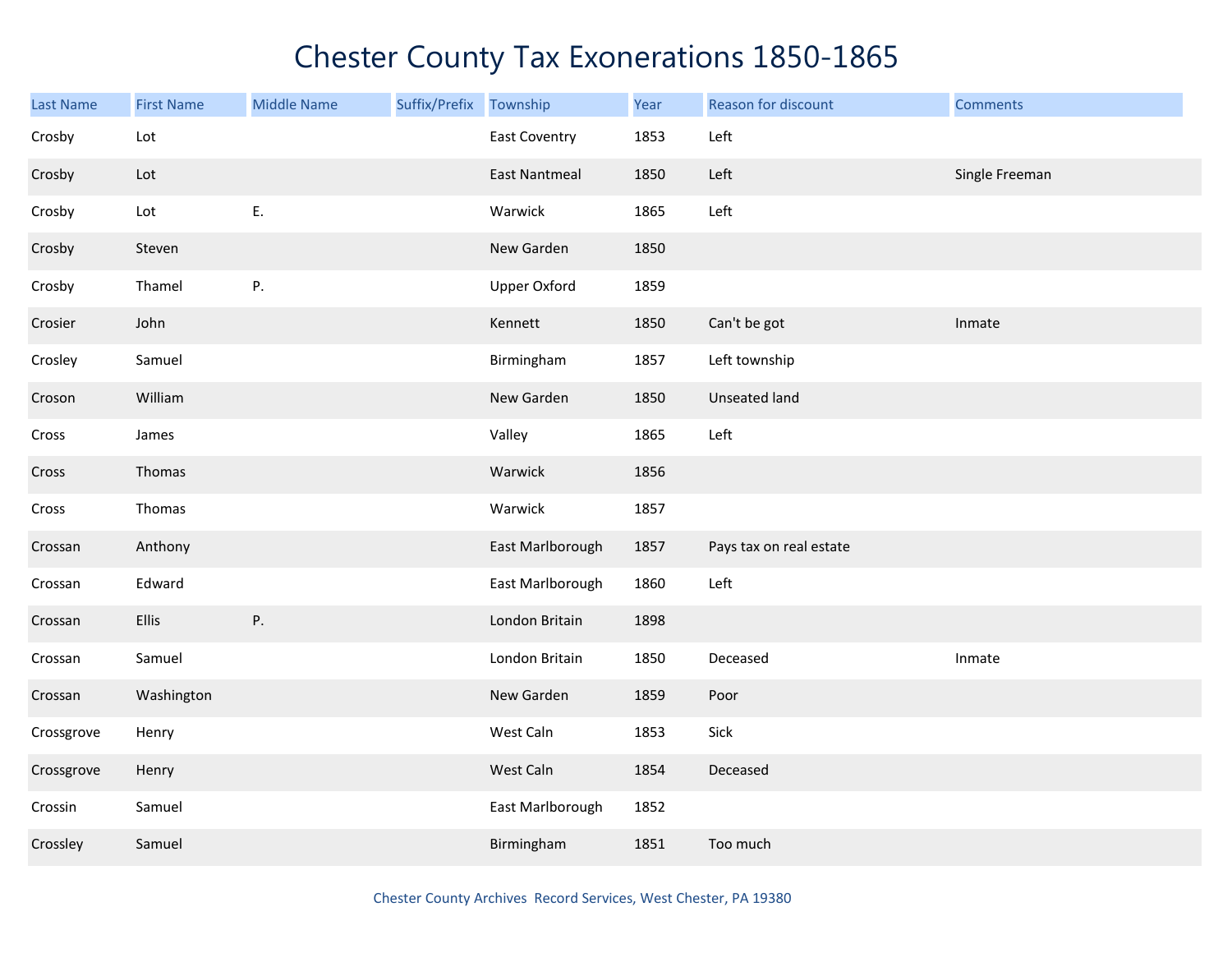# Chester County Tax Exonerations 1850-1865

| Last Name | First Name | Middle Name | Suffix/Prefix | Township | Year | Reason for discount | Comments |
|---|---|---|---|---|---|---|---|
| Crosby | Lot | | | East Coventry | 1853 | Left | |
| Crosby | Lot | | | East Nantmeal | 1850 | Left | Single Freeman |
| Crosby | Lot | E. | | Warwick | 1865 | Left | |
| Crosby | Steven | | | New Garden | 1850 | | |
| Crosby | Thamel | P. | | Upper Oxford | 1859 | | |
| Crosier | John | | | Kennett | 1850 | Can't be got | Inmate |
| Crosley | Samuel | | | Birmingham | 1857 | Left township | |
| Croson | William | | | New Garden | 1850 | Unseated land | |
| Cross | James | | | Valley | 1865 | Left | |
| Cross | Thomas | | | Warwick | 1856 | | |
| Cross | Thomas | | | Warwick | 1857 | | |
| Crossan | Anthony | | | East Marlborough | 1857 | Pays tax on real estate | |
| Crossan | Edward | | | East Marlborough | 1860 | Left | |
| Crossan | Ellis | P. | | London Britain | 1898 | | |
| Crossan | Samuel | | | London Britain | 1850 | Deceased | Inmate |
| Crossan | Washington | | | New Garden | 1859 | Poor | |
| Crossgrove | Henry | | | West Caln | 1853 | Sick | |
| Crossgrove | Henry | | | West Caln | 1854 | Deceased | |
| Crossin | Samuel | | | East Marlborough | 1852 | | |
| Crossley | Samuel | | | Birmingham | 1851 | Too much | |

Chester County Archives Record Services, West Chester, PA 19380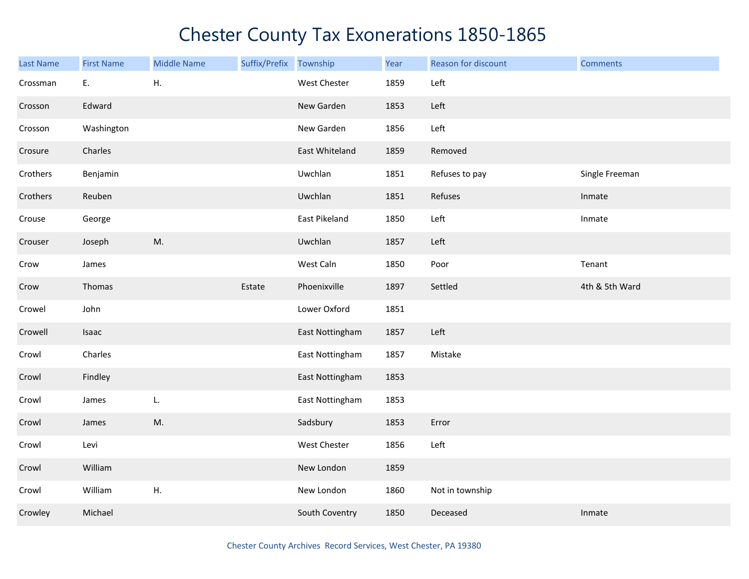# Chester County Tax Exonerations 1850-1865

| Last Name | First Name | Middle Name | Suffix/Prefix | Township | Year | Reason for discount | Comments |
|---|---|---|---|---|---|---|---|
| Crossman | E. | H. | | West Chester | 1859 | Left | |
| Crosson | Edward | | | New Garden | 1853 | Left | |
| Crosson | Washington | | | New Garden | 1856 | Left | |
| Crosure | Charles | | | East Whiteland | 1859 | Removed | |
| Crothers | Benjamin | | | Uwchlan | 1851 | Refuses to pay | Single Freeman |
| Crothers | Reuben | | | Uwchlan | 1851 | Refuses | Inmate |
| Crouse | George | | | East Pikeland | 1850 | Left | Inmate |
| Crouser | Joseph | M. | | Uwchlan | 1857 | Left | |
| Crow | James | | | West Caln | 1850 | Poor | Tenant |
| Crow | Thomas | | Estate | Phoenixville | 1897 | Settled | 4th & 5th Ward |
| Crowel | John | | | Lower Oxford | 1851 | | |
| Crowell | Isaac | | | East Nottingham | 1857 | Left | |
| Crowl | Charles | | | East Nottingham | 1857 | Mistake | |
| Crowl | Findley | | | East Nottingham | 1853 | | |
| Crowl | James | L. | | East Nottingham | 1853 | | |
| Crowl | James | M. | | Sadsbury | 1853 | Error | |
| Crowl | Levi | | | West Chester | 1856 | Left | |
| Crowl | William | | | New London | 1859 | | |
| Crowl | William | H. | | New London | 1860 | Not in township | |
| Crowley | Michael | | | South Coventry | 1850 | Deceased | Inmate |

Chester County Archives Record Services, West Chester, PA 19380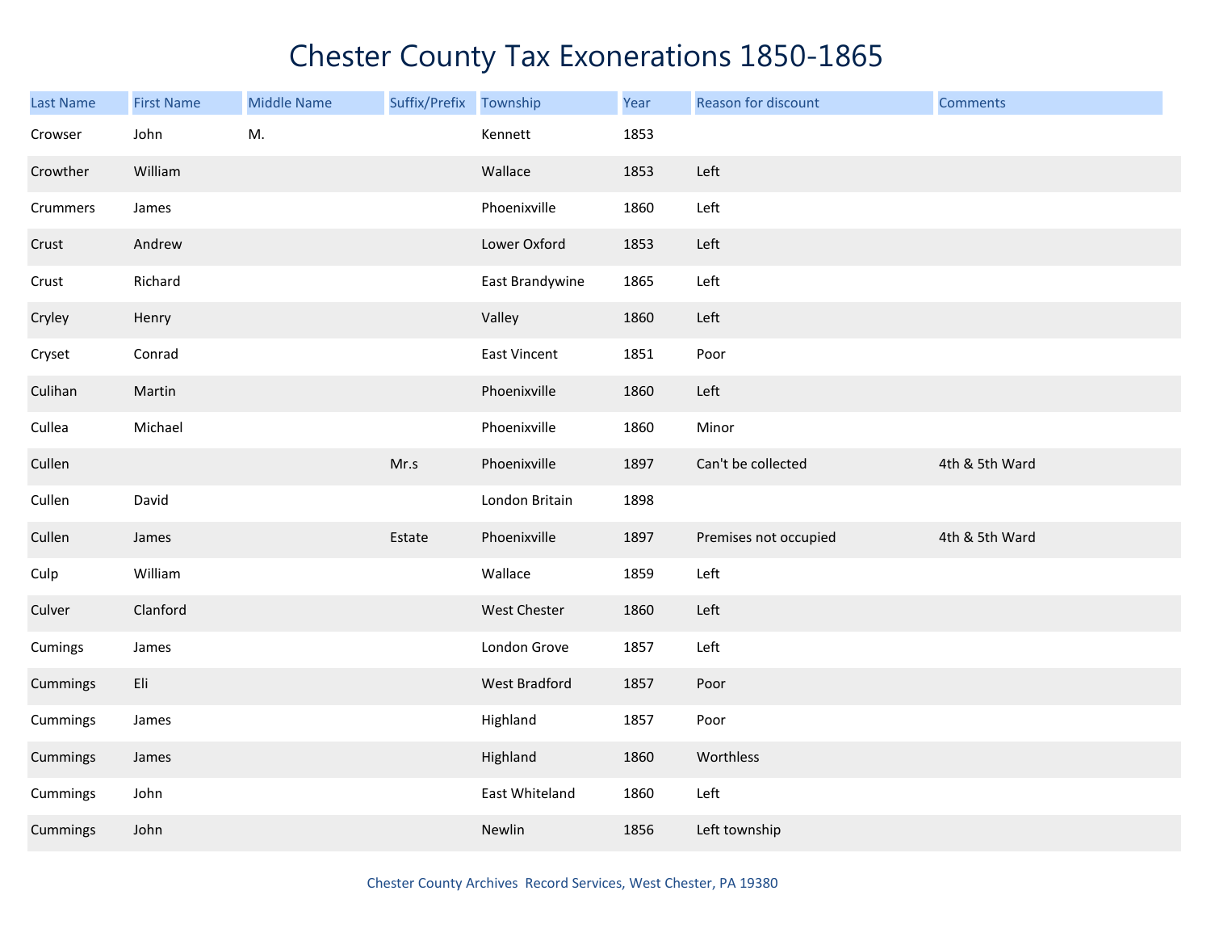# Chester County Tax Exonerations 1850-1865

| Last Name | First Name | Middle Name | Suffix/Prefix | Township | Year | Reason for discount | Comments |
|---|---|---|---|---|---|---|---|
| Crowser | John | M. | | Kennett | 1853 | | |
| Crowther | William | | | Wallace | 1853 | Left | |
| Crummers | James | | | Phoenixville | 1860 | Left | |
| Crust | Andrew | | | Lower Oxford | 1853 | Left | |
| Crust | Richard | | | East Brandywine | 1865 | Left | |
| Cryley | Henry | | | Valley | 1860 | Left | |
| Cryset | Conrad | | | East Vincent | 1851 | Poor | |
| Culihan | Martin | | | Phoenixville | 1860 | Left | |
| Cullea | Michael | | | Phoenixville | 1860 | Minor | |
| Cullen | | | Mr.s | Phoenixville | 1897 | Can't be collected | 4th & 5th Ward |
| Cullen | David | | | London Britain | 1898 | | |
| Cullen | James | | Estate | Phoenixville | 1897 | Premises not occupied | 4th & 5th Ward |
| Culp | William | | | Wallace | 1859 | Left | |
| Culver | Clanford | | | West Chester | 1860 | Left | |
| Cumings | James | | | London Grove | 1857 | Left | |
| Cummings | Eli | | | West Bradford | 1857 | Poor | |
| Cummings | James | | | Highland | 1857 | Poor | |
| Cummings | James | | | Highland | 1860 | Worthless | |
| Cummings | John | | | East Whiteland | 1860 | Left | |
| Cummings | John | | | Newlin | 1856 | Left township | |

Chester County Archives Record Services, West Chester, PA 19380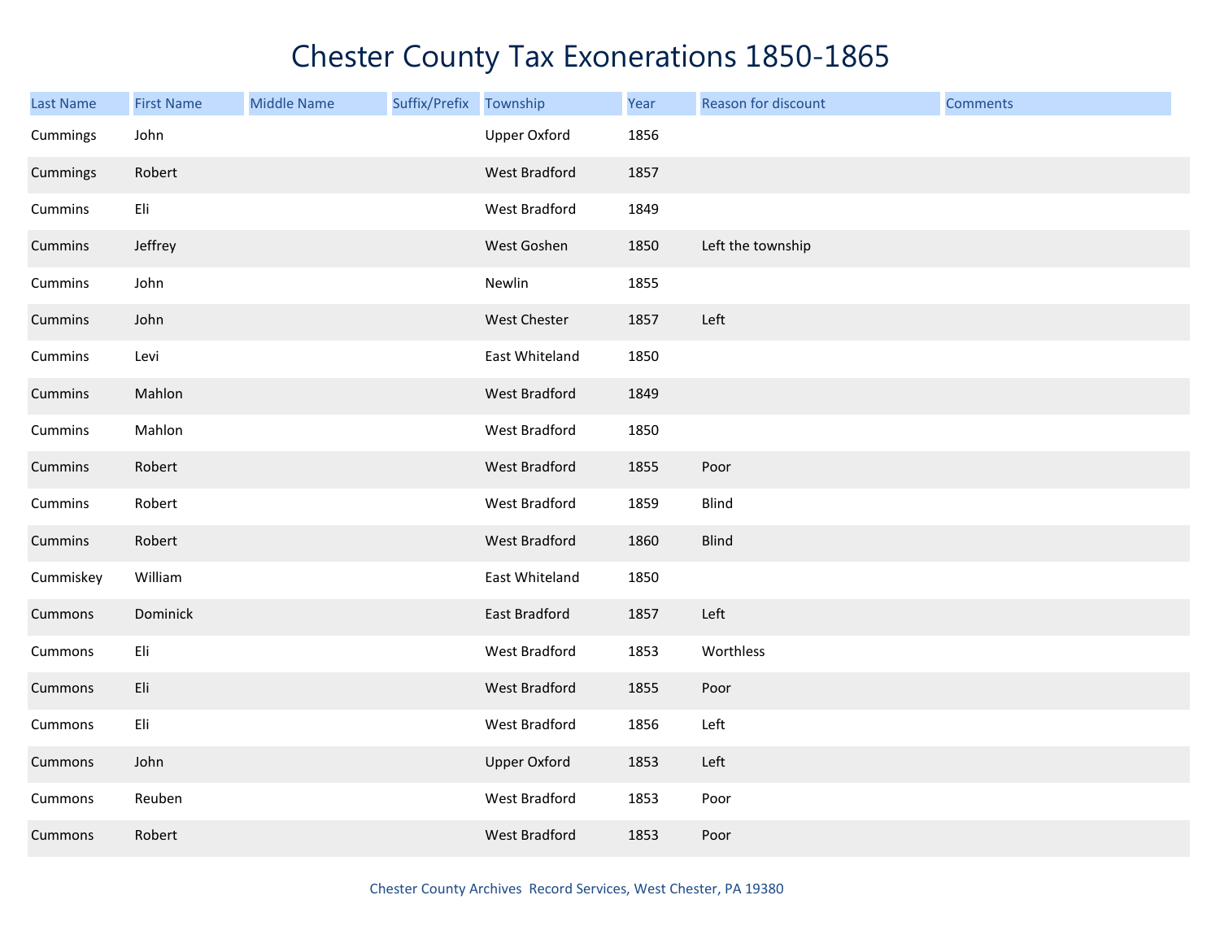# Chester County Tax Exonerations 1850-1865

| Last Name | First Name | Middle Name | Suffix/Prefix | Township | Year | Reason for discount | Comments |
|---|---|---|---|---|---|---|---|
| Cummings | John | | | Upper Oxford | 1856 | | |
| Cummings | Robert | | | West Bradford | 1857 | | |
| Cummins | Eli | | | West Bradford | 1849 | | |
| Cummins | Jeffrey | | | West Goshen | 1850 | Left the township | |
| Cummins | John | | | Newlin | 1855 | | |
| Cummins | John | | | West Chester | 1857 | Left | |
| Cummins | Levi | | | East Whiteland | 1850 | | |
| Cummins | Mahlon | | | West Bradford | 1849 | | |
| Cummins | Mahlon | | | West Bradford | 1850 | | |
| Cummins | Robert | | | West Bradford | 1855 | Poor | |
| Cummins | Robert | | | West Bradford | 1859 | Blind | |
| Cummins | Robert | | | West Bradford | 1860 | Blind | |
| Cummiskey | William | | | East Whiteland | 1850 | | |
| Cummons | Dominick | | | East Bradford | 1857 | Left | |
| Cummons | Eli | | | West Bradford | 1853 | Worthless | |
| Cummons | Eli | | | West Bradford | 1855 | Poor | |
| Cummons | Eli | | | West Bradford | 1856 | Left | |
| Cummons | John | | | Upper Oxford | 1853 | Left | |
| Cummons | Reuben | | | West Bradford | 1853 | Poor | |
| Cummons | Robert | | | West Bradford | 1853 | Poor | |

Chester County Archives Record Services, West Chester, PA 19380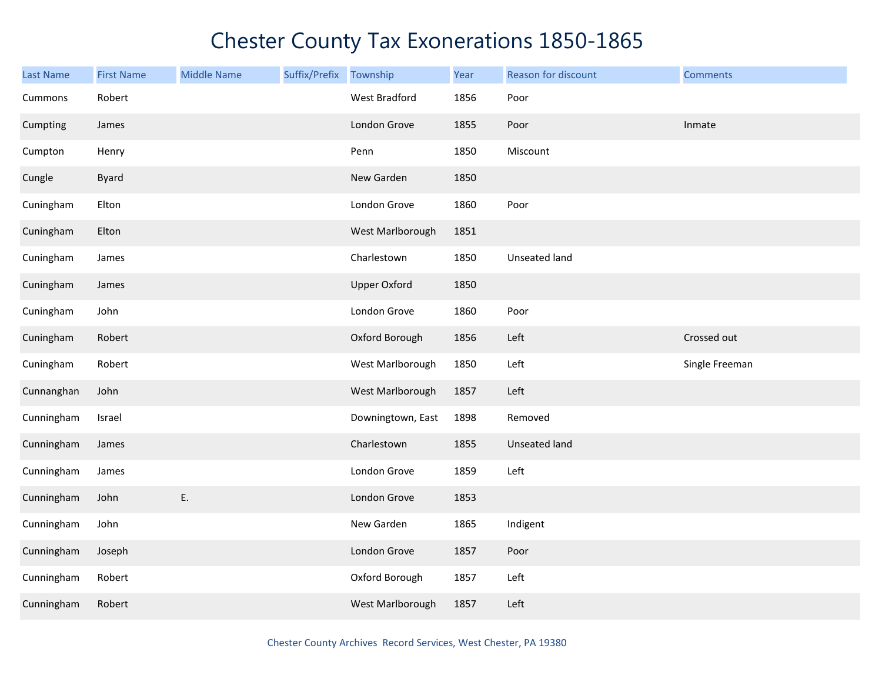# Chester County Tax Exonerations 1850-1865

| Last Name | First Name | Middle Name | Suffix/Prefix | Township | Year | Reason for discount | Comments |
|---|---|---|---|---|---|---|---|
| Cummons | Robert | | | West Bradford | 1856 | Poor | |
| Cumpting | James | | | London Grove | 1855 | Poor | Inmate |
| Cumpton | Henry | | | Penn | 1850 | Miscount | |
| Cungle | Byard | | | New Garden | 1850 | | |
| Cuningham | Elton | | | London Grove | 1860 | Poor | |
| Cuningham | Elton | | | West Marlborough | 1851 | | |
| Cuningham | James | | | Charlestown | 1850 | Unseated land | |
| Cuningham | James | | | Upper Oxford | 1850 | | |
| Cuningham | John | | | London Grove | 1860 | Poor | |
| Cuningham | Robert | | | Oxford Borough | 1856 | Left | Crossed out |
| Cuningham | Robert | | | West Marlborough | 1850 | Left | Single Freeman |
| Cunnanghan | John | | | West Marlborough | 1857 | Left | |
| Cunningham | Israel | | | Downingtown, East | 1898 | Removed | |
| Cunningham | James | | | Charlestown | 1855 | Unseated land | |
| Cunningham | James | | | London Grove | 1859 | Left | |
| Cunningham | John | E. | | London Grove | 1853 | | |
| Cunningham | John | | | New Garden | 1865 | Indigent | |
| Cunningham | Joseph | | | London Grove | 1857 | Poor | |
| Cunningham | Robert | | | Oxford Borough | 1857 | Left | |
| Cunningham | Robert | | | West Marlborough | 1857 | Left | |

Chester County Archives Record Services, West Chester, PA 19380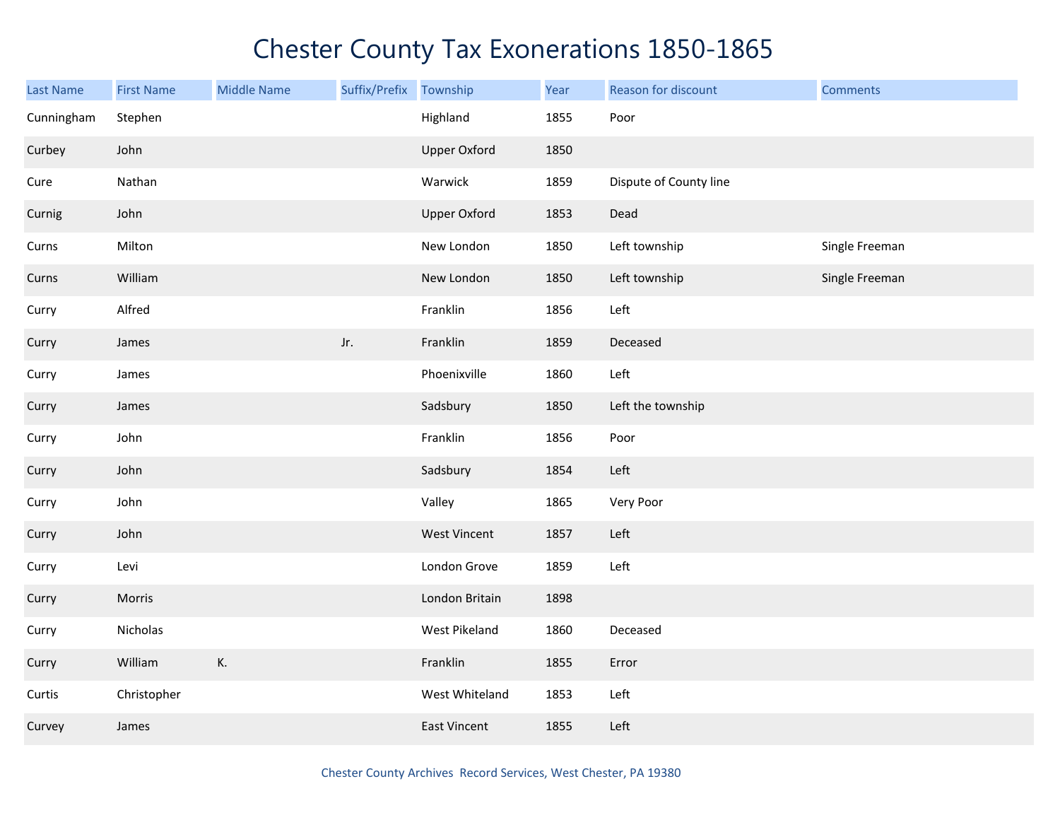# Chester County Tax Exonerations 1850-1865

| Last Name | First Name | Middle Name | Suffix/Prefix | Township | Year | Reason for discount | Comments |
|---|---|---|---|---|---|---|---|
| Cunningham | Stephen | | | Highland | 1855 | Poor | |
| Curbey | John | | | Upper Oxford | 1850 | | |
| Cure | Nathan | | | Warwick | 1859 | Dispute of County line | |
| Curnig | John | | | Upper Oxford | 1853 | Dead | |
| Curns | Milton | | | New London | 1850 | Left township | Single Freeman |
| Curns | William | | | New London | 1850 | Left township | Single Freeman |
| Curry | Alfred | | | Franklin | 1856 | Left | |
| Curry | James | | Jr. | Franklin | 1859 | Deceased | |
| Curry | James | | | Phoenixville | 1860 | Left | |
| Curry | James | | | Sadsbury | 1850 | Left the township | |
| Curry | John | | | Franklin | 1856 | Poor | |
| Curry | John | | | Sadsbury | 1854 | Left | |
| Curry | John | | | Valley | 1865 | Very Poor | |
| Curry | John | | | West Vincent | 1857 | Left | |
| Curry | Levi | | | London Grove | 1859 | Left | |
| Curry | Morris | | | London Britain | 1898 | | |
| Curry | Nicholas | | | West Pikeland | 1860 | Deceased | |
| Curry | William | K. | | Franklin | 1855 | Error | |
| Curtis | Christopher | | | West Whiteland | 1853 | Left | |
| Curvey | James | | | East Vincent | 1855 | Left | |

Chester County Archives Record Services, West Chester, PA 19380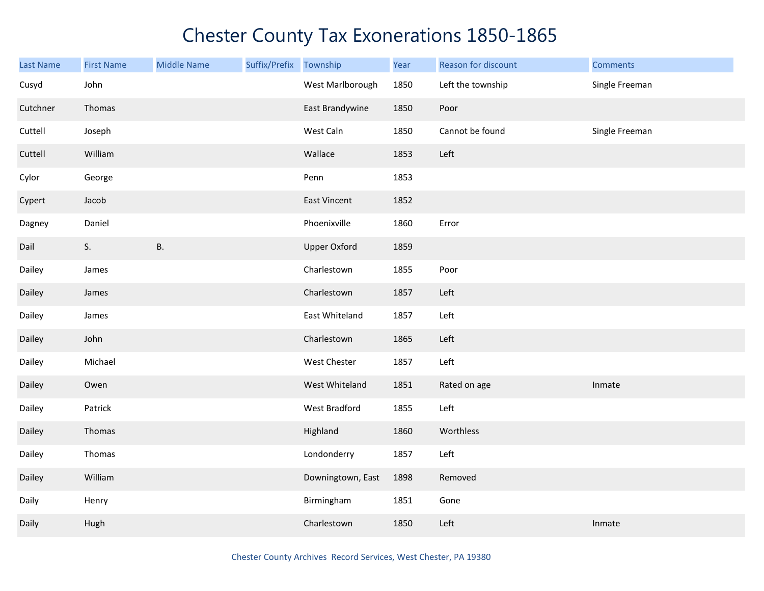# Chester County Tax Exonerations 1850-1865

| Last Name | First Name | Middle Name | Suffix/Prefix | Township | Year | Reason for discount | Comments |
|---|---|---|---|---|---|---|---|
| Cusyd | John | | | West Marlborough | 1850 | Left the township | Single Freeman |
| Cutchner | Thomas | | | East Brandywine | 1850 | Poor | |
| Cuttell | Joseph | | | West Caln | 1850 | Cannot be found | Single Freeman |
| Cuttell | William | | | Wallace | 1853 | Left | |
| Cylor | George | | | Penn | 1853 | | |
| Cypert | Jacob | | | East Vincent | 1852 | | |
| Dagney | Daniel | | | Phoenixville | 1860 | Error | |
| Dail | S. | B. | | Upper Oxford | 1859 | | |
| Dailey | James | | | Charlestown | 1855 | Poor | |
| Dailey | James | | | Charlestown | 1857 | Left | |
| Dailey | James | | | East Whiteland | 1857 | Left | |
| Dailey | John | | | Charlestown | 1865 | Left | |
| Dailey | Michael | | | West Chester | 1857 | Left | |
| Dailey | Owen | | | West Whiteland | 1851 | Rated on age | Inmate |
| Dailey | Patrick | | | West Bradford | 1855 | Left | |
| Dailey | Thomas | | | Highland | 1860 | Worthless | |
| Dailey | Thomas | | | Londonderry | 1857 | Left | |
| Dailey | William | | | Downingtown, East | 1898 | Removed | |
| Daily | Henry | | | Birmingham | 1851 | Gone | |
| Daily | Hugh | | | Charlestown | 1850 | Left | Inmate |

Chester County Archives Record Services, West Chester, PA 19380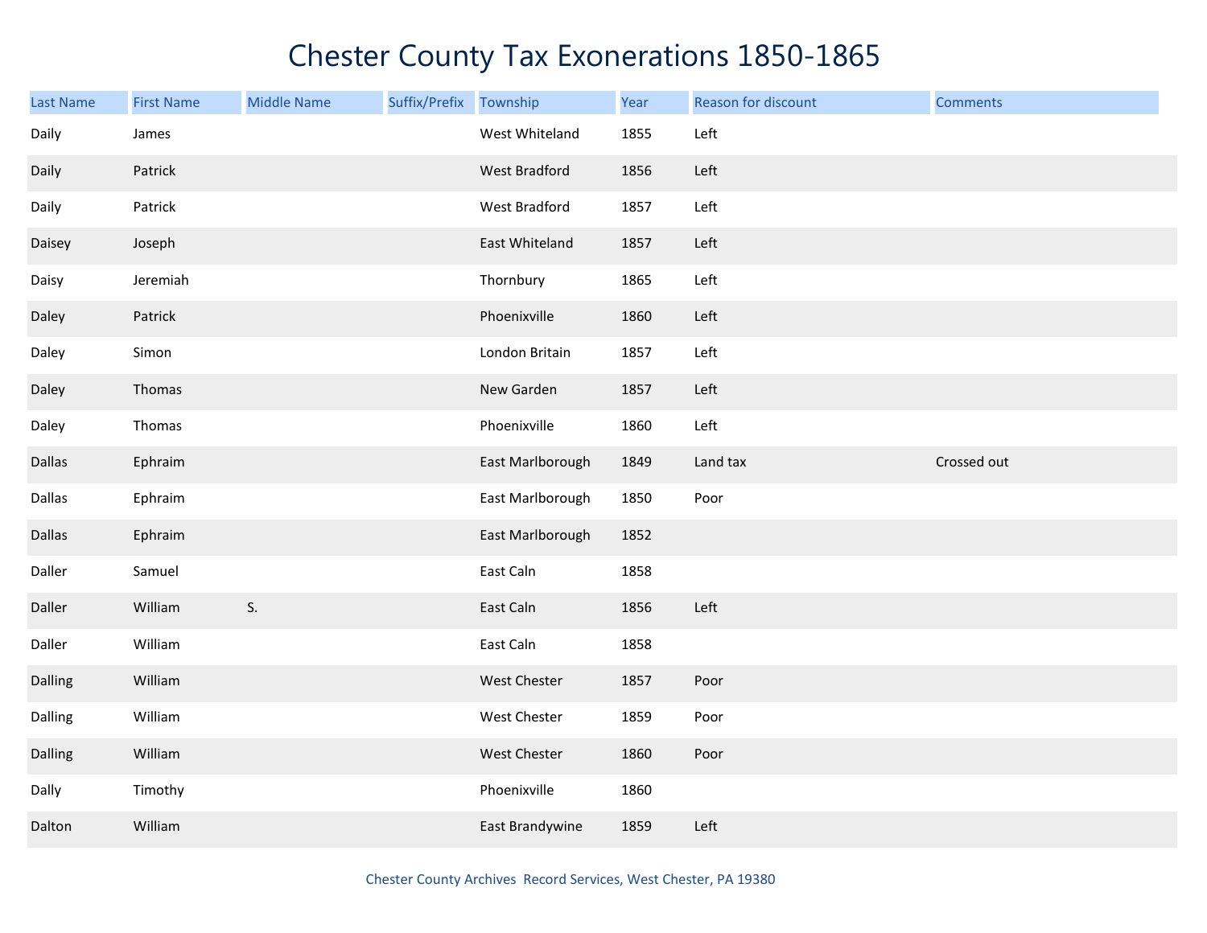# Chester County Tax Exonerations 1850-1865

| Last Name | First Name | Middle Name | Suffix/Prefix | Township | Year | Reason for discount | Comments |
|---|---|---|---|---|---|---|---|
| Daily | James | | | West Whiteland | 1855 | Left | |
| Daily | Patrick | | | West Bradford | 1856 | Left | |
| Daily | Patrick | | | West Bradford | 1857 | Left | |
| Daisey | Joseph | | | East Whiteland | 1857 | Left | |
| Daisy | Jeremiah | | | Thornbury | 1865 | Left | |
| Daley | Patrick | | | Phoenixville | 1860 | Left | |
| Daley | Simon | | | London Britain | 1857 | Left | |
| Daley | Thomas | | | New Garden | 1857 | Left | |
| Daley | Thomas | | | Phoenixville | 1860 | Left | |
| Dallas | Ephraim | | | East Marlborough | 1849 | Land tax | Crossed out |
| Dallas | Ephraim | | | East Marlborough | 1850 | Poor | |
| Dallas | Ephraim | | | East Marlborough | 1852 | | |
| Daller | Samuel | | | East Caln | 1858 | | |
| Daller | William | S. | | East Caln | 1856 | Left | |
| Daller | William | | | East Caln | 1858 | | |
| Dalling | William | | | West Chester | 1857 | Poor | |
| Dalling | William | | | West Chester | 1859 | Poor | |
| Dalling | William | | | West Chester | 1860 | Poor | |
| Dally | Timothy | | | Phoenixville | 1860 | | |
| Dalton | William | | | East Brandywine | 1859 | Left | |

Chester County Archives Record Services, West Chester, PA 19380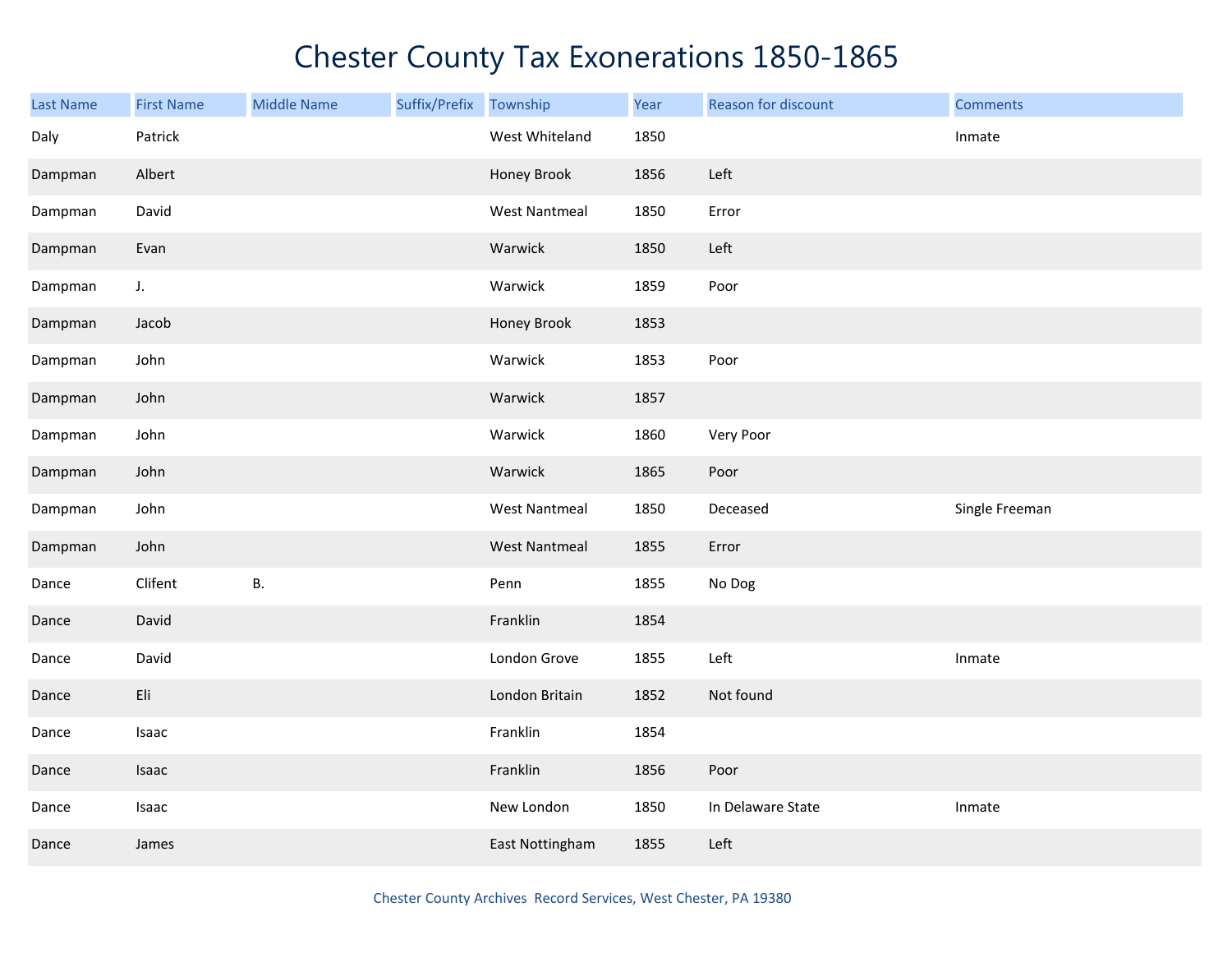# Chester County Tax Exonerations 1850-1865

| Last Name | First Name | Middle Name | Suffix/Prefix | Township | Year | Reason for discount | Comments |
|---|---|---|---|---|---|---|---|
| Daly | Patrick | | | West Whiteland | 1850 | | Inmate |
| Dampman | Albert | | | Honey Brook | 1856 | Left | |
| Dampman | David | | | West Nantmeal | 1850 | Error | |
| Dampman | Evan | | | Warwick | 1850 | Left | |
| Dampman | J. | | | Warwick | 1859 | Poor | |
| Dampman | Jacob | | | Honey Brook | 1853 | | |
| Dampman | John | | | Warwick | 1853 | Poor | |
| Dampman | John | | | Warwick | 1857 | | |
| Dampman | John | | | Warwick | 1860 | Very Poor | |
| Dampman | John | | | Warwick | 1865 | Poor | |
| Dampman | John | | | West Nantmeal | 1850 | Deceased | Single Freeman |
| Dampman | John | | | West Nantmeal | 1855 | Error | |
| Dance | Clifent | B. | | Penn | 1855 | No Dog | |
| Dance | David | | | Franklin | 1854 | | |
| Dance | David | | | London Grove | 1855 | Left | Inmate |
| Dance | Eli | | | London Britain | 1852 | Not found | |
| Dance | Isaac | | | Franklin | 1854 | | |
| Dance | Isaac | | | Franklin | 1856 | Poor | |
| Dance | Isaac | | | New London | 1850 | In Delaware State | Inmate |
| Dance | James | | | East Nottingham | 1855 | Left | |

Chester County Archives Record Services, West Chester, PA 19380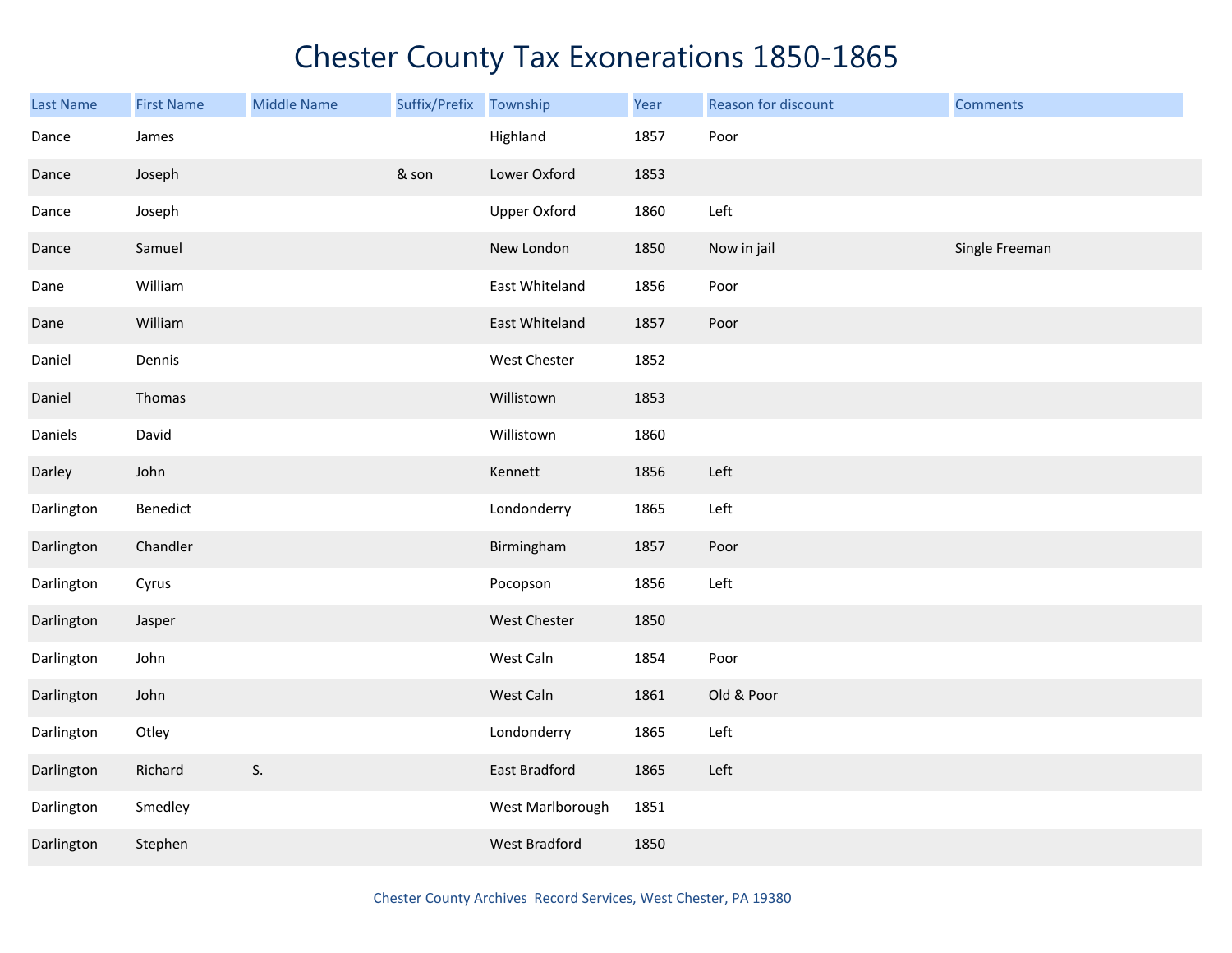# Chester County Tax Exonerations 1850-1865

| Last Name | First Name | Middle Name | Suffix/Prefix | Township | Year | Reason for discount | Comments |
|---|---|---|---|---|---|---|---|
| Dance | James | | | Highland | 1857 | Poor | |
| Dance | Joseph | | & son | Lower Oxford | 1853 | | |
| Dance | Joseph | | | Upper Oxford | 1860 | Left | |
| Dance | Samuel | | | New London | 1850 | Now in jail | Single Freeman |
| Dane | William | | | East Whiteland | 1856 | Poor | |
| Dane | William | | | East Whiteland | 1857 | Poor | |
| Daniel | Dennis | | | West Chester | 1852 | | |
| Daniel | Thomas | | | Willistown | 1853 | | |
| Daniels | David | | | Willistown | 1860 | | |
| Darley | John | | | Kennett | 1856 | Left | |
| Darlington | Benedict | | | Londonderry | 1865 | Left | |
| Darlington | Chandler | | | Birmingham | 1857 | Poor | |
| Darlington | Cyrus | | | Pocopson | 1856 | Left | |
| Darlington | Jasper | | | West Chester | 1850 | | |
| Darlington | John | | | West Caln | 1854 | Poor | |
| Darlington | John | | | West Caln | 1861 | Old & Poor | |
| Darlington | Otley | | | Londonderry | 1865 | Left | |
| Darlington | Richard | S. | | East Bradford | 1865 | Left | |
| Darlington | Smedley | | | West Marlborough | 1851 | | |
| Darlington | Stephen | | | West Bradford | 1850 | | |

Chester County Archives Record Services, West Chester, PA 19380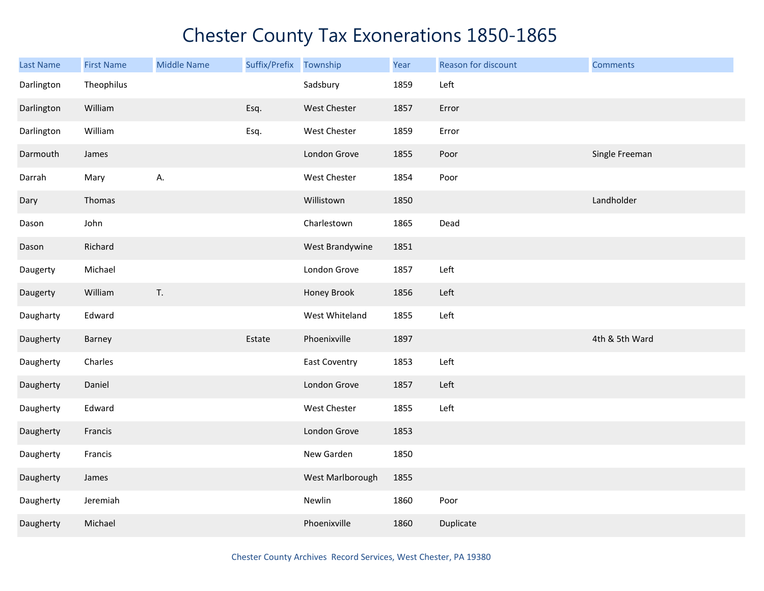# Chester County Tax Exonerations 1850-1865

| Last Name | First Name | Middle Name | Suffix/Prefix | Township | Year | Reason for discount | Comments |
|---|---|---|---|---|---|---|---|
| Darlington | Theophilus | | | Sadsbury | 1859 | Left | |
| Darlington | William | | Esq. | West Chester | 1857 | Error | |
| Darlington | William | | Esq. | West Chester | 1859 | Error | |
| Darmouth | James | | | London Grove | 1855 | Poor | Single Freeman |
| Darrah | Mary | A. | | West Chester | 1854 | Poor | |
| Dary | Thomas | | | Willistown | 1850 | | Landholder |
| Dason | John | | | Charlestown | 1865 | Dead | |
| Dason | Richard | | | West Brandywine | 1851 | | |
| Daugerty | Michael | | | London Grove | 1857 | Left | |
| Daugerty | William | T. | | Honey Brook | 1856 | Left | |
| Daugharty | Edward | | | West Whiteland | 1855 | Left | |
| Daugherty | Barney | | Estate | Phoenixville | 1897 | | 4th & 5th Ward |
| Daugherty | Charles | | | East Coventry | 1853 | Left | |
| Daugherty | Daniel | | | London Grove | 1857 | Left | |
| Daugherty | Edward | | | West Chester | 1855 | Left | |
| Daugherty | Francis | | | London Grove | 1853 | | |
| Daugherty | Francis | | | New Garden | 1850 | | |
| Daugherty | James | | | West Marlborough | 1855 | | |
| Daugherty | Jeremiah | | | Newlin | 1860 | Poor | |
| Daugherty | Michael | | | Phoenixville | 1860 | Duplicate | |

Chester County Archives Record Services, West Chester, PA 19380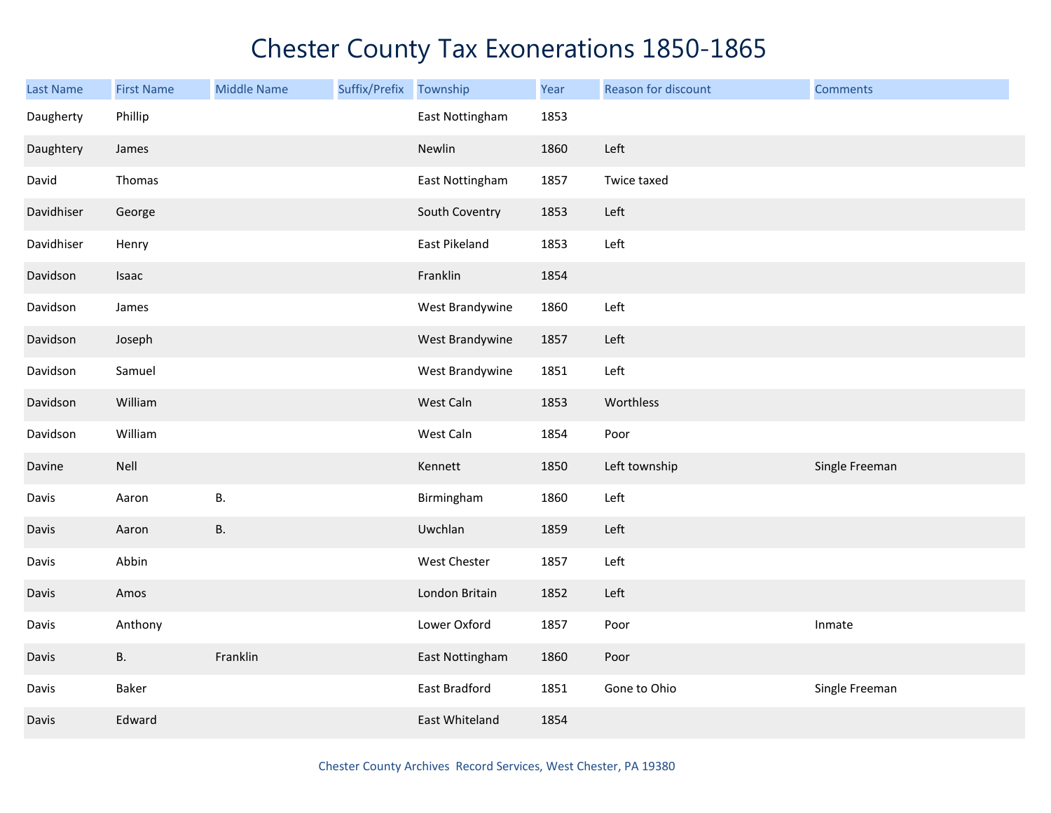# Chester County Tax Exonerations 1850-1865

| Last Name | First Name | Middle Name | Suffix/Prefix | Township | Year | Reason for discount | Comments |
|---|---|---|---|---|---|---|---|
| Daugherty | Phillip | | | East Nottingham | 1853 | | |
| Daughtery | James | | | Newlin | 1860 | Left | |
| David | Thomas | | | East Nottingham | 1857 | Twice taxed | |
| Davidhiser | George | | | South Coventry | 1853 | Left | |
| Davidhiser | Henry | | | East Pikeland | 1853 | Left | |
| Davidson | Isaac | | | Franklin | 1854 | | |
| Davidson | James | | | West Brandywine | 1860 | Left | |
| Davidson | Joseph | | | West Brandywine | 1857 | Left | |
| Davidson | Samuel | | | West Brandywine | 1851 | Left | |
| Davidson | William | | | West Caln | 1853 | Worthless | |
| Davidson | William | | | West Caln | 1854 | Poor | |
| Davine | Nell | | | Kennett | 1850 | Left township | Single Freeman |
| Davis | Aaron | B. | | Birmingham | 1860 | Left | |
| Davis | Aaron | B. | | Uwchlan | 1859 | Left | |
| Davis | Abbin | | | West Chester | 1857 | Left | |
| Davis | Amos | | | London Britain | 1852 | Left | |
| Davis | Anthony | | | Lower Oxford | 1857 | Poor | Inmate |
| Davis | B. | Franklin | | East Nottingham | 1860 | Poor | |
| Davis | Baker | | | East Bradford | 1851 | Gone to Ohio | Single Freeman |
| Davis | Edward | | | East Whiteland | 1854 | | |

Chester County Archives Record Services, West Chester, PA 19380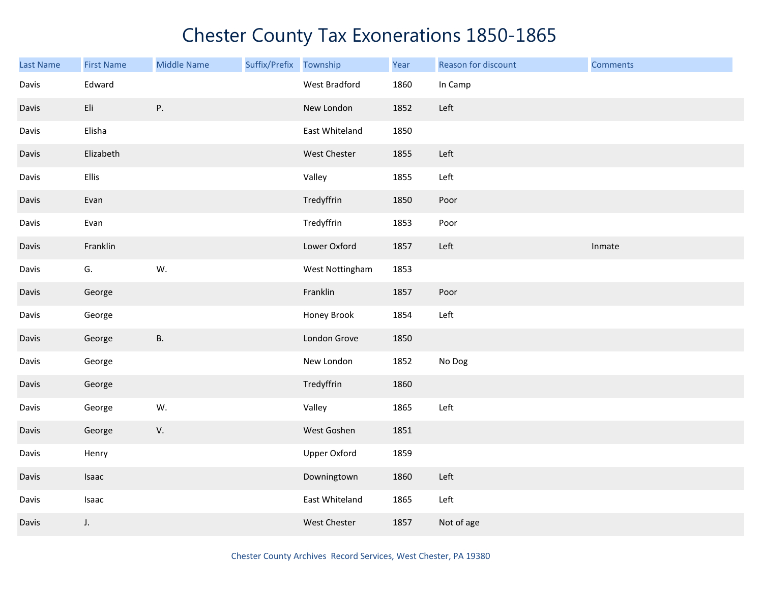# Chester County Tax Exonerations 1850-1865

| Last Name | First Name | Middle Name | Suffix/Prefix | Township | Year | Reason for discount | Comments |
|---|---|---|---|---|---|---|---|
| Davis | Edward | | | West Bradford | 1860 | In Camp | |
| Davis | Eli | P. | | New London | 1852 | Left | |
| Davis | Elisha | | | East Whiteland | 1850 | | |
| Davis | Elizabeth | | | West Chester | 1855 | Left | |
| Davis | Ellis | | | Valley | 1855 | Left | |
| Davis | Evan | | | Tredyffrin | 1850 | Poor | |
| Davis | Evan | | | Tredyffrin | 1853 | Poor | |
| Davis | Franklin | | | Lower Oxford | 1857 | Left | Inmate |
| Davis | G. | W. | | West Nottingham | 1853 | | |
| Davis | George | | | Franklin | 1857 | Poor | |
| Davis | George | | | Honey Brook | 1854 | Left | |
| Davis | George | B. | | London Grove | 1850 | | |
| Davis | George | | | New London | 1852 | No Dog | |
| Davis | George | | | Tredyffrin | 1860 | | |
| Davis | George | W. | | Valley | 1865 | Left | |
| Davis | George | V. | | West Goshen | 1851 | | |
| Davis | Henry | | | Upper Oxford | 1859 | | |
| Davis | Isaac | | | Downingtown | 1860 | Left | |
| Davis | Isaac | | | East Whiteland | 1865 | Left | |
| Davis | J. | | | West Chester | 1857 | Not of age | |

Chester County Archives Record Services, West Chester, PA 19380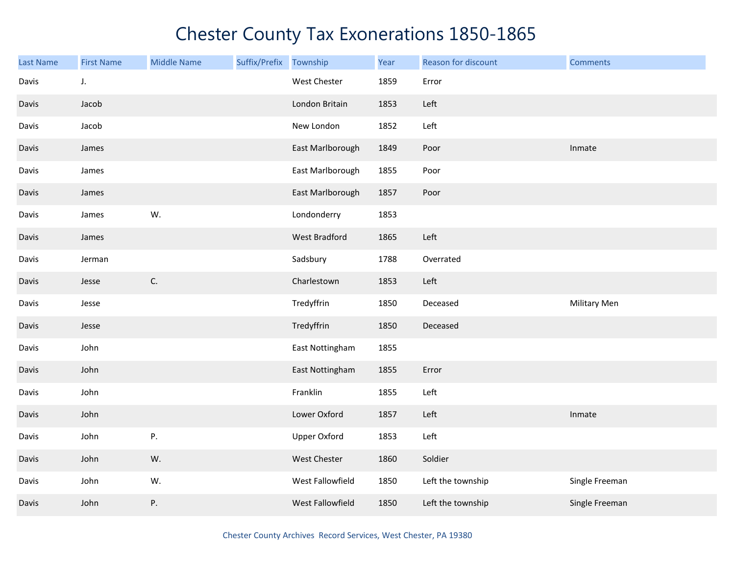# Chester County Tax Exonerations 1850-1865

| Last Name | First Name | Middle Name | Suffix/Prefix | Township | Year | Reason for discount | Comments |
|---|---|---|---|---|---|---|---|
| Davis | J. | | | West Chester | 1859 | Error | |
| Davis | Jacob | | | London Britain | 1853 | Left | |
| Davis | Jacob | | | New London | 1852 | Left | |
| Davis | James | | | East Marlborough | 1849 | Poor | Inmate |
| Davis | James | | | East Marlborough | 1855 | Poor | |
| Davis | James | | | East Marlborough | 1857 | Poor | |
| Davis | James | W. | | Londonderry | 1853 | | |
| Davis | James | | | West Bradford | 1865 | Left | |
| Davis | Jerman | | | Sadsbury | 1788 | Overrated | |
| Davis | Jesse | C. | | Charlestown | 1853 | Left | |
| Davis | Jesse | | | Tredyffrin | 1850 | Deceased | Military Men |
| Davis | Jesse | | | Tredyffrin | 1850 | Deceased | |
| Davis | John | | | East Nottingham | 1855 | | |
| Davis | John | | | East Nottingham | 1855 | Error | |
| Davis | John | | | Franklin | 1855 | Left | |
| Davis | John | | | Lower Oxford | 1857 | Left | Inmate |
| Davis | John | P. | | Upper Oxford | 1853 | Left | |
| Davis | John | W. | | West Chester | 1860 | Soldier | |
| Davis | John | W. | | West Fallowfield | 1850 | Left the township | Single Freeman |
| Davis | John | P. | | West Fallowfield | 1850 | Left the township | Single Freeman |

Chester County Archives Record Services, West Chester, PA 19380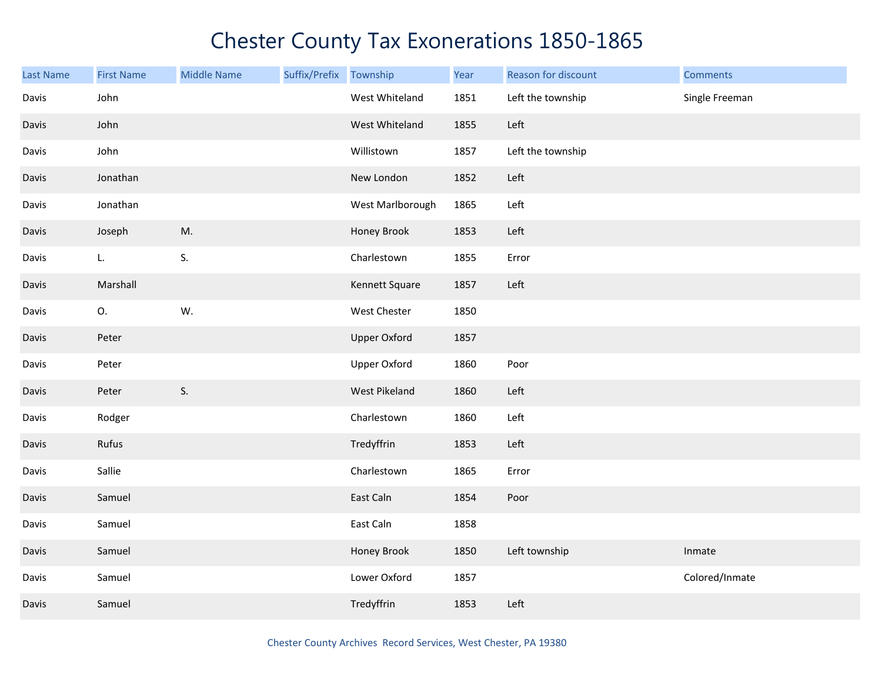# Chester County Tax Exonerations 1850-1865

| Last Name | First Name | Middle Name | Suffix/Prefix | Township | Year | Reason for discount | Comments |
|---|---|---|---|---|---|---|---|
| Davis | John | | | West Whiteland | 1851 | Left the township | Single Freeman |
| Davis | John | | | West Whiteland | 1855 | Left | |
| Davis | John | | | Willistown | 1857 | Left the township | |
| Davis | Jonathan | | | New London | 1852 | Left | |
| Davis | Jonathan | | | West Marlborough | 1865 | Left | |
| Davis | Joseph | M. | | Honey Brook | 1853 | Left | |
| Davis | L. | S. | | Charlestown | 1855 | Error | |
| Davis | Marshall | | | Kennett Square | 1857 | Left | |
| Davis | O. | W. | | West Chester | 1850 | | |
| Davis | Peter | | | Upper Oxford | 1857 | | |
| Davis | Peter | | | Upper Oxford | 1860 | Poor | |
| Davis | Peter | S. | | West Pikeland | 1860 | Left | |
| Davis | Rodger | | | Charlestown | 1860 | Left | |
| Davis | Rufus | | | Tredyffrin | 1853 | Left | |
| Davis | Sallie | | | Charlestown | 1865 | Error | |
| Davis | Samuel | | | East Caln | 1854 | Poor | |
| Davis | Samuel | | | East Caln | 1858 | | |
| Davis | Samuel | | | Honey Brook | 1850 | Left township | Inmate |
| Davis | Samuel | | | Lower Oxford | 1857 | | Colored/Inmate |
| Davis | Samuel | | | Tredyffrin | 1853 | Left | |

Chester County Archives Record Services, West Chester, PA 19380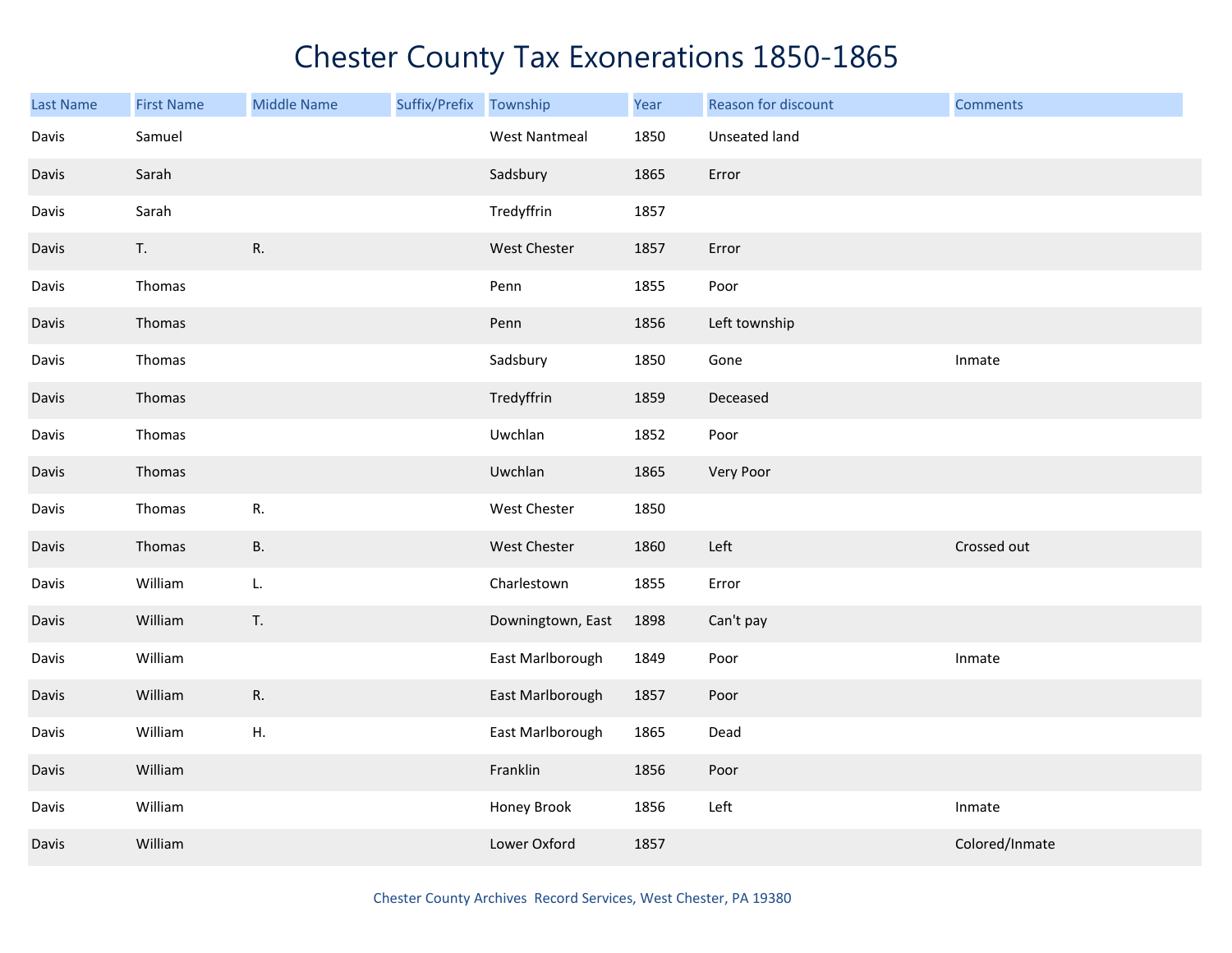# Chester County Tax Exonerations 1850-1865

| Last Name | First Name | Middle Name | Suffix/Prefix | Township | Year | Reason for discount | Comments |
|---|---|---|---|---|---|---|---|
| Davis | Samuel | | | West Nantmeal | 1850 | Unseated land | |
| Davis | Sarah | | | Sadsbury | 1865 | Error | |
| Davis | Sarah | | | Tredyffrin | 1857 | | |
| Davis | T. | R. | | West Chester | 1857 | Error | |
| Davis | Thomas | | | Penn | 1855 | Poor | |
| Davis | Thomas | | | Penn | 1856 | Left township | |
| Davis | Thomas | | | Sadsbury | 1850 | Gone | Inmate |
| Davis | Thomas | | | Tredyffrin | 1859 | Deceased | |
| Davis | Thomas | | | Uwchlan | 1852 | Poor | |
| Davis | Thomas | | | Uwchlan | 1865 | Very Poor | |
| Davis | Thomas | R. | | West Chester | 1850 | | |
| Davis | Thomas | B. | | West Chester | 1860 | Left | Crossed out |
| Davis | William | L. | | Charlestown | 1855 | Error | |
| Davis | William | T. | | Downingtown, East | 1898 | Can't pay | |
| Davis | William | | | East Marlborough | 1849 | Poor | Inmate |
| Davis | William | R. | | East Marlborough | 1857 | Poor | |
| Davis | William | H. | | East Marlborough | 1865 | Dead | |
| Davis | William | | | Franklin | 1856 | Poor | |
| Davis | William | | | Honey Brook | 1856 | Left | Inmate |
| Davis | William | | | Lower Oxford | 1857 | | Colored/Inmate |

Chester County Archives Record Services, West Chester, PA 19380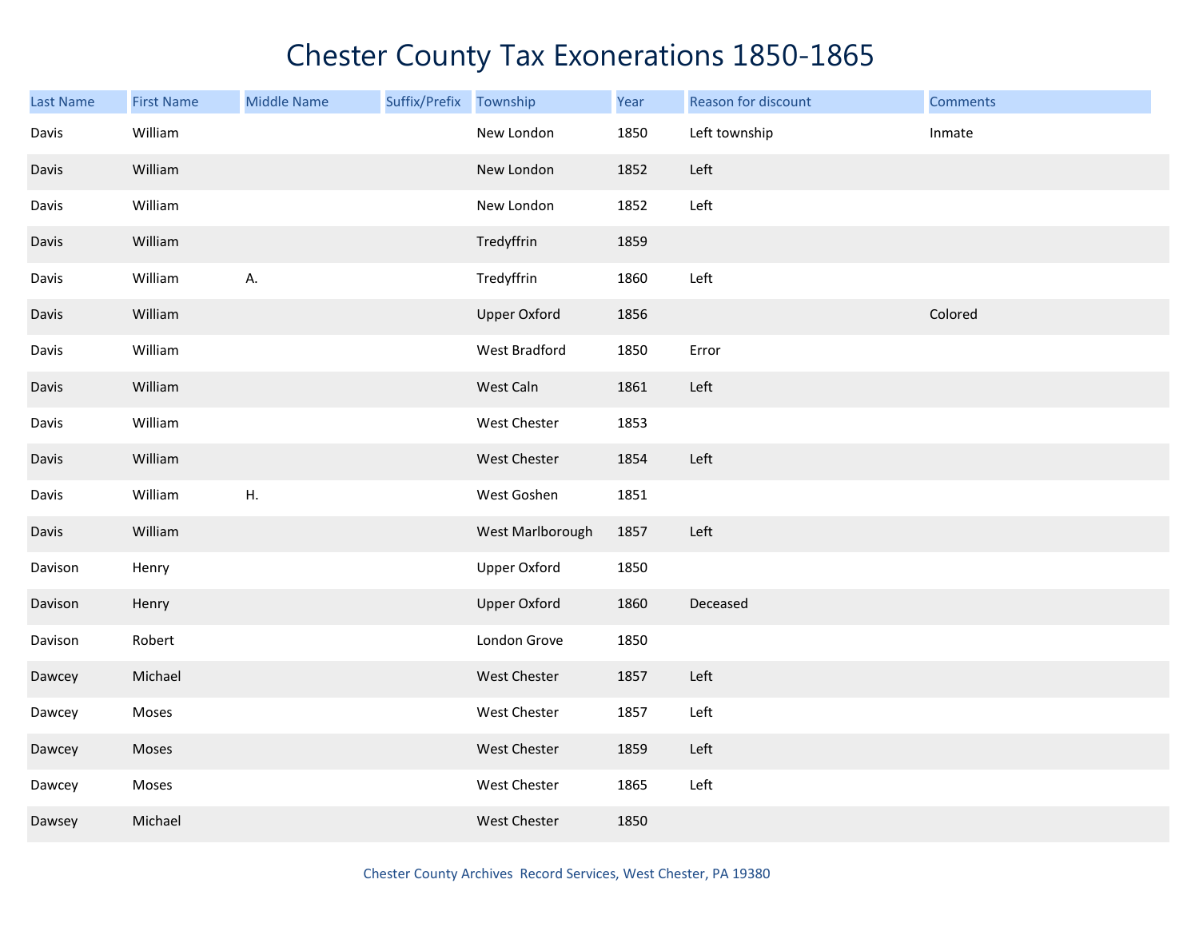# Chester County Tax Exonerations 1850-1865

| Last Name | First Name | Middle Name | Suffix/Prefix | Township | Year | Reason for discount | Comments |
|---|---|---|---|---|---|---|---|
| Davis | William | | | New London | 1850 | Left township | Inmate |
| Davis | William | | | New London | 1852 | Left | |
| Davis | William | | | New London | 1852 | Left | |
| Davis | William | | | Tredyffrin | 1859 | | |
| Davis | William | A. | | Tredyffrin | 1860 | Left | |
| Davis | William | | | Upper Oxford | 1856 | | Colored |
| Davis | William | | | West Bradford | 1850 | Error | |
| Davis | William | | | West Caln | 1861 | Left | |
| Davis | William | | | West Chester | 1853 | | |
| Davis | William | | | West Chester | 1854 | Left | |
| Davis | William | H. | | West Goshen | 1851 | | |
| Davis | William | | | West Marlborough | 1857 | Left | |
| Davison | Henry | | | Upper Oxford | 1850 | | |
| Davison | Henry | | | Upper Oxford | 1860 | Deceased | |
| Davison | Robert | | | London Grove | 1850 | | |
| Dawcey | Michael | | | West Chester | 1857 | Left | |
| Dawcey | Moses | | | West Chester | 1857 | Left | |
| Dawcey | Moses | | | West Chester | 1859 | Left | |
| Dawcey | Moses | | | West Chester | 1865 | Left | |
| Dawsey | Michael | | | West Chester | 1850 | | |

Chester County Archives Record Services, West Chester, PA 19380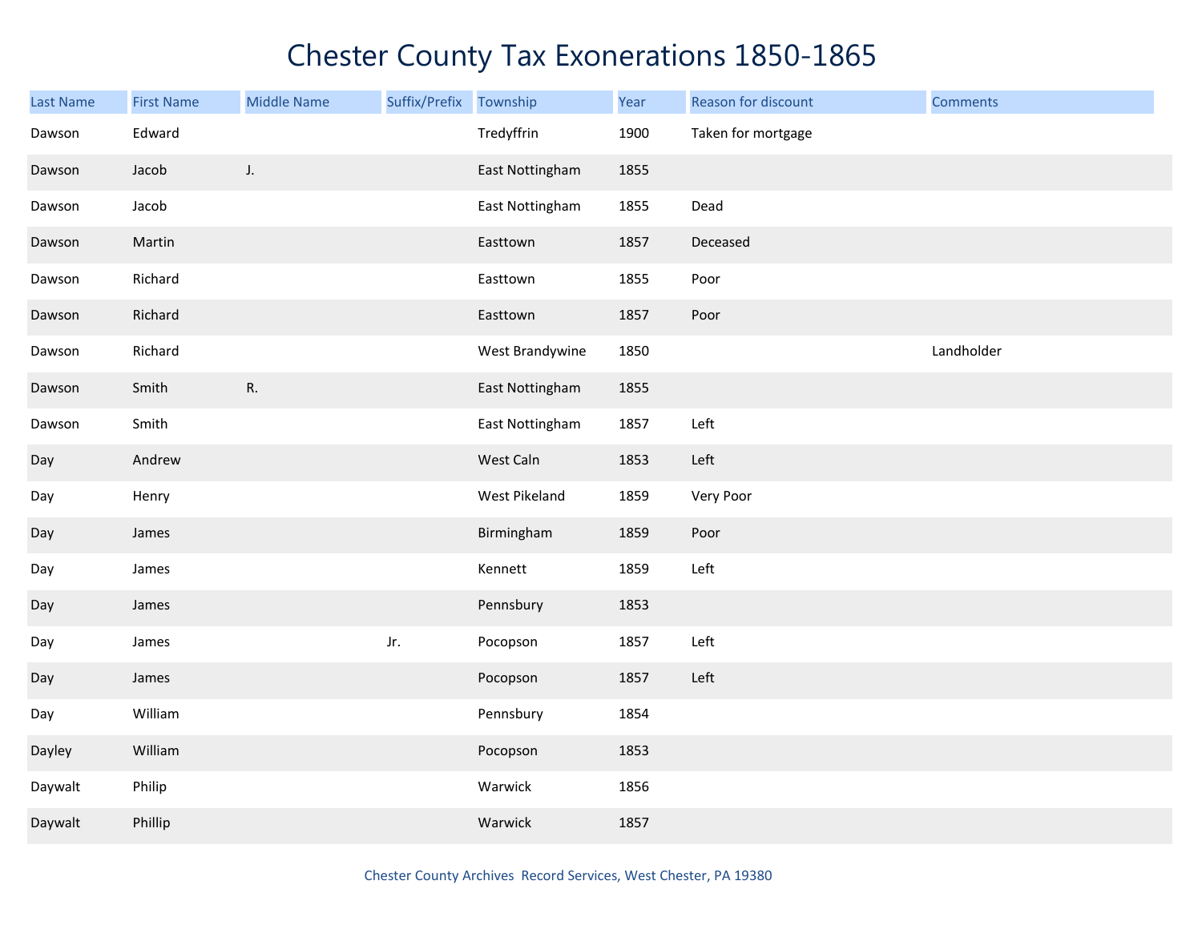# Chester County Tax Exonerations 1850-1865

| Last Name | First Name | Middle Name | Suffix/Prefix | Township | Year | Reason for discount | Comments |
|---|---|---|---|---|---|---|---|
| Dawson | Edward | | | Tredyffrin | 1900 | Taken for mortgage | |
| Dawson | Jacob | J. | | East Nottingham | 1855 | | |
| Dawson | Jacob | | | East Nottingham | 1855 | Dead | |
| Dawson | Martin | | | Easttown | 1857 | Deceased | |
| Dawson | Richard | | | Easttown | 1855 | Poor | |
| Dawson | Richard | | | Easttown | 1857 | Poor | |
| Dawson | Richard | | | West Brandywine | 1850 | | Landholder |
| Dawson | Smith | R. | | East Nottingham | 1855 | | |
| Dawson | Smith | | | East Nottingham | 1857 | Left | |
| Day | Andrew | | | West Caln | 1853 | Left | |
| Day | Henry | | | West Pikeland | 1859 | Very Poor | |
| Day | James | | | Birmingham | 1859 | Poor | |
| Day | James | | | Kennett | 1859 | Left | |
| Day | James | | | Pennsbury | 1853 | | |
| Day | James | | Jr. | Pocopson | 1857 | Left | |
| Day | James | | | Pocopson | 1857 | Left | |
| Day | William | | | Pennsbury | 1854 | | |
| Dayley | William | | | Pocopson | 1853 | | |
| Daywalt | Philip | | | Warwick | 1856 | | |
| Daywalt | Phillip | | | Warwick | 1857 | | |

Chester County Archives Record Services, West Chester, PA 19380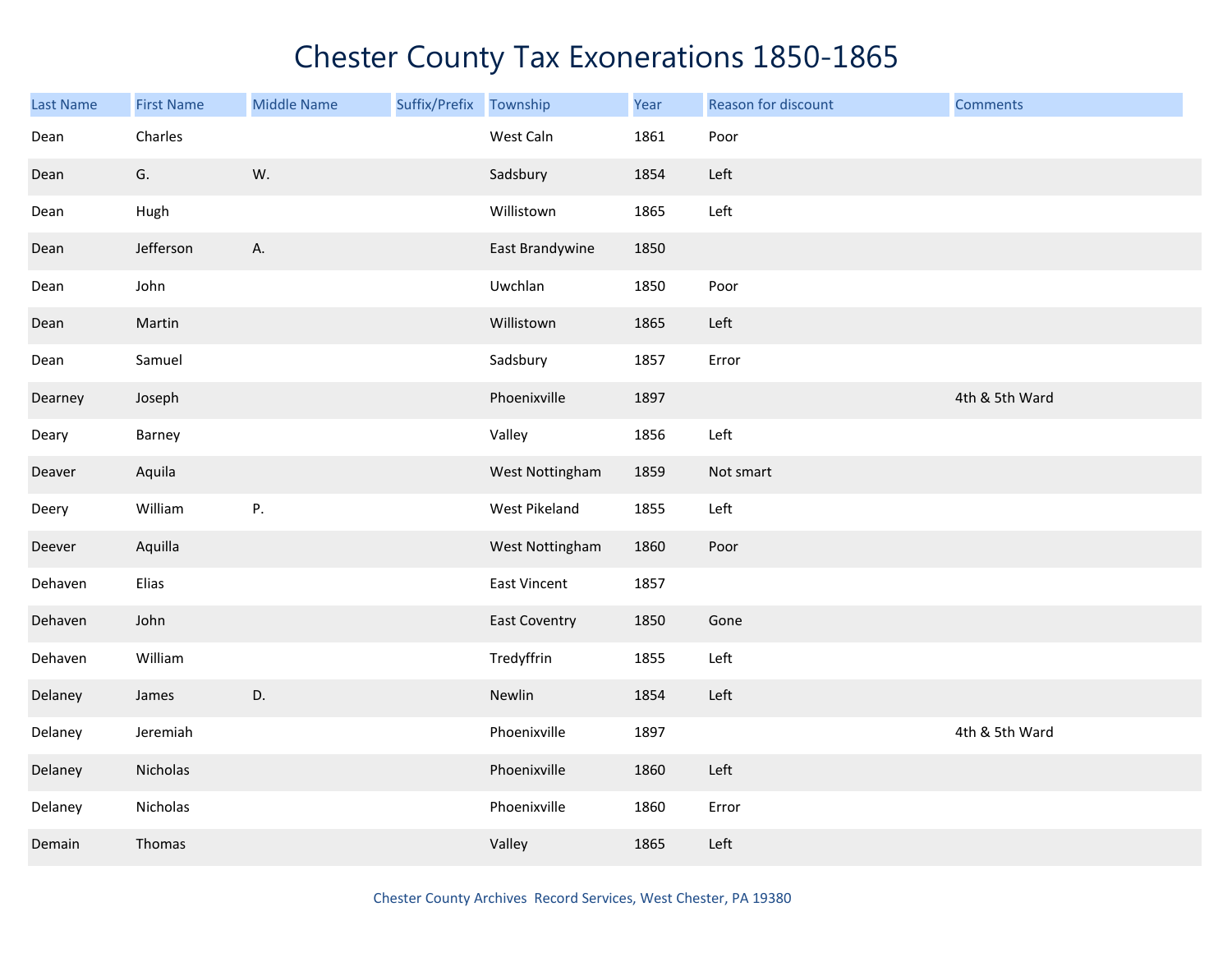# Chester County Tax Exonerations 1850-1865

| Last Name | First Name | Middle Name | Suffix/Prefix | Township | Year | Reason for discount | Comments |
|---|---|---|---|---|---|---|---|
| Dean | Charles | | | West Caln | 1861 | Poor | |
| Dean | G. | W. | | Sadsbury | 1854 | Left | |
| Dean | Hugh | | | Willistown | 1865 | Left | |
| Dean | Jefferson | A. | | East Brandywine | 1850 | | |
| Dean | John | | | Uwchlan | 1850 | Poor | |
| Dean | Martin | | | Willistown | 1865 | Left | |
| Dean | Samuel | | | Sadsbury | 1857 | Error | |
| Dearney | Joseph | | | Phoenixville | 1897 | | 4th & 5th Ward |
| Deary | Barney | | | Valley | 1856 | Left | |
| Deaver | Aquila | | | West Nottingham | 1859 | Not smart | |
| Deery | William | P. | | West Pikeland | 1855 | Left | |
| Deever | Aquilla | | | West Nottingham | 1860 | Poor | |
| Dehaven | Elias | | | East Vincent | 1857 | | |
| Dehaven | John | | | East Coventry | 1850 | Gone | |
| Dehaven | William | | | Tredyffrin | 1855 | Left | |
| Delaney | James | D. | | Newlin | 1854 | Left | |
| Delaney | Jeremiah | | | Phoenixville | 1897 | | 4th & 5th Ward |
| Delaney | Nicholas | | | Phoenixville | 1860 | Left | |
| Delaney | Nicholas | | | Phoenixville | 1860 | Error | |
| Demain | Thomas | | | Valley | 1865 | Left | |

Chester County Archives Record Services, West Chester, PA 19380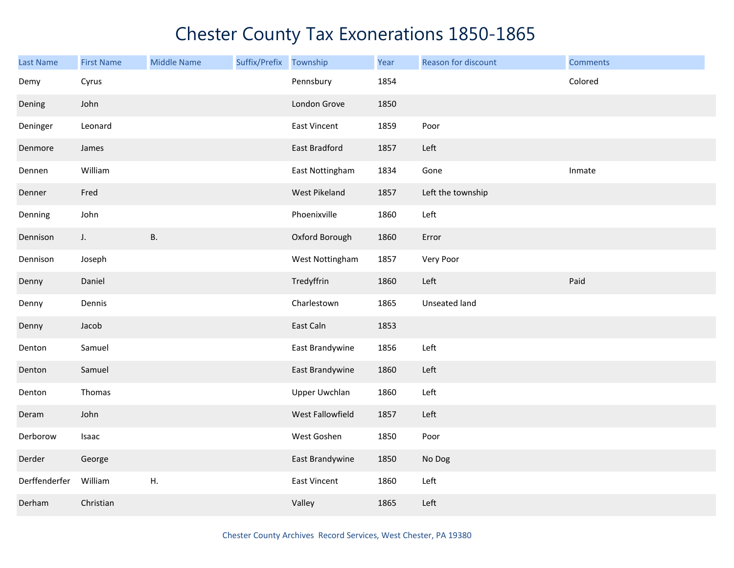# Chester County Tax Exonerations 1850-1865

| Last Name | First Name | Middle Name | Suffix/Prefix | Township | Year | Reason for discount | Comments |
|---|---|---|---|---|---|---|---|
| Demy | Cyrus | | | Pennsbury | 1854 | | Colored |
| Dening | John | | | London Grove | 1850 | | |
| Deninger | Leonard | | | East Vincent | 1859 | Poor | |
| Denmore | James | | | East Bradford | 1857 | Left | |
| Dennen | William | | | East Nottingham | 1834 | Gone | Inmate |
| Denner | Fred | | | West Pikeland | 1857 | Left the township | |
| Denning | John | | | Phoenixville | 1860 | Left | |
| Dennison | J. | B. | | Oxford Borough | 1860 | Error | |
| Dennison | Joseph | | | West Nottingham | 1857 | Very Poor | |
| Denny | Daniel | | | Tredyffrin | 1860 | Left | Paid |
| Denny | Dennis | | | Charlestown | 1865 | Unseated land | |
| Denny | Jacob | | | East Caln | 1853 | | |
| Denton | Samuel | | | East Brandywine | 1856 | Left | |
| Denton | Samuel | | | East Brandywine | 1860 | Left | |
| Denton | Thomas | | | Upper Uwchlan | 1860 | Left | |
| Deram | John | | | West Fallowfield | 1857 | Left | |
| Derborow | Isaac | | | West Goshen | 1850 | Poor | |
| Derder | George | | | East Brandywine | 1850 | No Dog | |
| Derffenderfer | William | H. | | East Vincent | 1860 | Left | |
| Derham | Christian | | | Valley | 1865 | Left | |

Chester County Archives Record Services, West Chester, PA 19380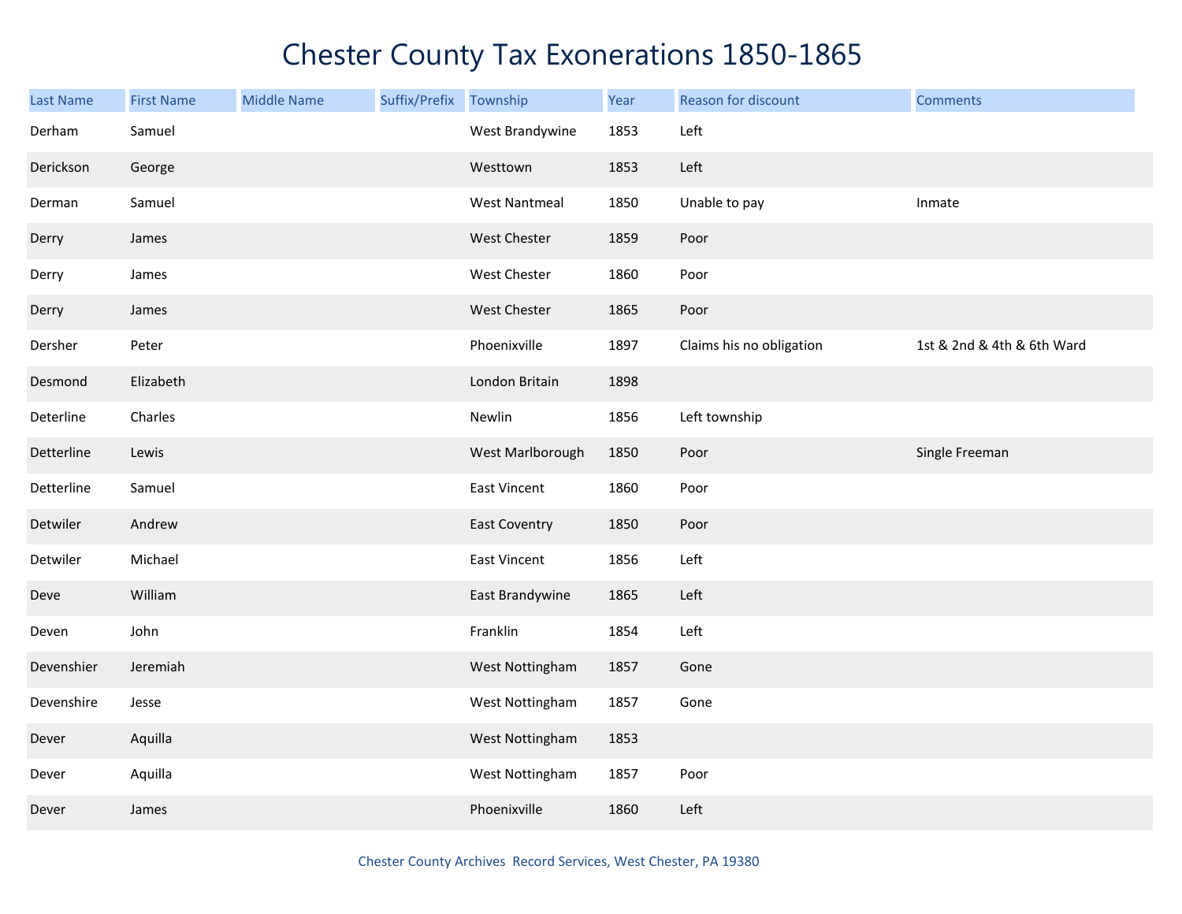# Chester County Tax Exonerations 1850-1865

| Last Name | First Name | Middle Name | Suffix/Prefix | Township | Year | Reason for discount | Comments |
|---|---|---|---|---|---|---|---|
| Derham | Samuel | | | West Brandywine | 1853 | Left | |
| Derickson | George | | | Westtown | 1853 | Left | |
| Derman | Samuel | | | West Nantmeal | 1850 | Unable to pay | Inmate |
| Derry | James | | | West Chester | 1859 | Poor | |
| Derry | James | | | West Chester | 1860 | Poor | |
| Derry | James | | | West Chester | 1865 | Poor | |
| Dersher | Peter | | | Phoenixville | 1897 | Claims his no obligation | 1st & 2nd & 4th & 6th Ward |
| Desmond | Elizabeth | | | London Britain | 1898 | | |
| Deterline | Charles | | | Newlin | 1856 | Left township | |
| Detterline | Lewis | | | West Marlborough | 1850 | Poor | Single Freeman |
| Detterline | Samuel | | | East Vincent | 1860 | Poor | |
| Detwiler | Andrew | | | East Coventry | 1850 | Poor | |
| Detwiler | Michael | | | East Vincent | 1856 | Left | |
| Deve | William | | | East Brandywine | 1865 | Left | |
| Deven | John | | | Franklin | 1854 | Left | |
| Devenshier | Jeremiah | | | West Nottingham | 1857 | Gone | |
| Devenshire | Jesse | | | West Nottingham | 1857 | Gone | |
| Dever | Aquilla | | | West Nottingham | 1853 | | |
| Dever | Aquilla | | | West Nottingham | 1857 | Poor | |
| Dever | James | | | Phoenixville | 1860 | Left | |

Chester County Archives Record Services, West Chester, PA 19380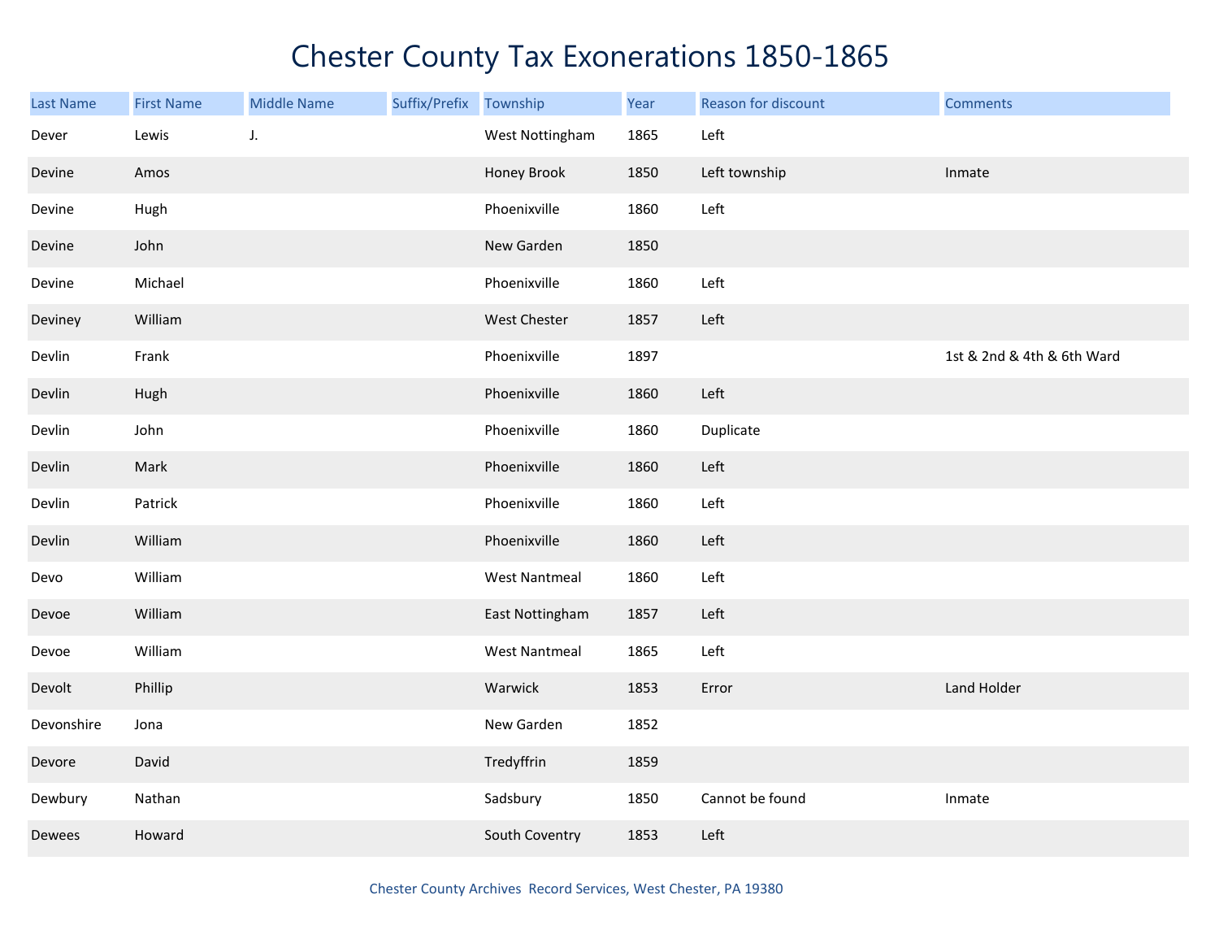# Chester County Tax Exonerations 1850-1865

| Last Name | First Name | Middle Name | Suffix/Prefix | Township | Year | Reason for discount | Comments |
|---|---|---|---|---|---|---|---|
| Dever | Lewis | J. | | West Nottingham | 1865 | Left | |
| Devine | Amos | | | Honey Brook | 1850 | Left township | Inmate |
| Devine | Hugh | | | Phoenixville | 1860 | Left | |
| Devine | John | | | New Garden | 1850 | | |
| Devine | Michael | | | Phoenixville | 1860 | Left | |
| Deviney | William | | | West Chester | 1857 | Left | |
| Devlin | Frank | | | Phoenixville | 1897 | | 1st & 2nd & 4th & 6th Ward |
| Devlin | Hugh | | | Phoenixville | 1860 | Left | |
| Devlin | John | | | Phoenixville | 1860 | Duplicate | |
| Devlin | Mark | | | Phoenixville | 1860 | Left | |
| Devlin | Patrick | | | Phoenixville | 1860 | Left | |
| Devlin | William | | | Phoenixville | 1860 | Left | |
| Devo | William | | | West Nantmeal | 1860 | Left | |
| Devoe | William | | | East Nottingham | 1857 | Left | |
| Devoe | William | | | West Nantmeal | 1865 | Left | |
| Devolt | Phillip | | | Warwick | 1853 | Error | Land Holder |
| Devonshire | Jona | | | New Garden | 1852 | | |
| Devore | David | | | Tredyffrin | 1859 | | |
| Dewbury | Nathan | | | Sadsbury | 1850 | Cannot be found | Inmate |
| Dewees | Howard | | | South Coventry | 1853 | Left | |

Chester County Archives Record Services, West Chester, PA 19380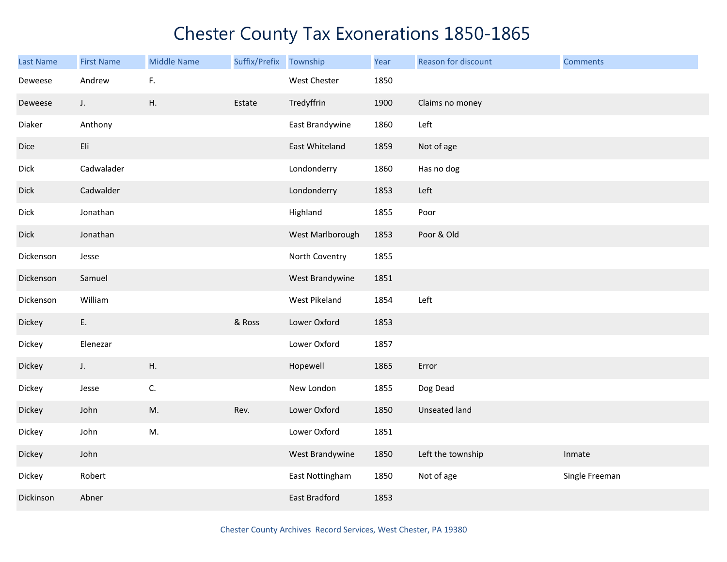# Chester County Tax Exonerations 1850-1865

| Last Name | First Name | Middle Name | Suffix/Prefix | Township | Year | Reason for discount | Comments |
|---|---|---|---|---|---|---|---|
| Deweese | Andrew | F. | | West Chester | 1850 | | |
| Deweese | J. | H. | Estate | Tredyffrin | 1900 | Claims no money | |
| Diaker | Anthony | | | East Brandywine | 1860 | Left | |
| Dice | Eli | | | East Whiteland | 1859 | Not of age | |
| Dick | Cadwalader | | | Londonderry | 1860 | Has no dog | |
| Dick | Cadwalder | | | Londonderry | 1853 | Left | |
| Dick | Jonathan | | | Highland | 1855 | Poor | |
| Dick | Jonathan | | | West Marlborough | 1853 | Poor & Old | |
| Dickenson | Jesse | | | North Coventry | 1855 | | |
| Dickenson | Samuel | | | West Brandywine | 1851 | | |
| Dickenson | William | | | West Pikeland | 1854 | Left | |
| Dickey | E. | | & Ross | Lower Oxford | 1853 | | |
| Dickey | Elenezar | | | Lower Oxford | 1857 | | |
| Dickey | J. | H. | | Hopewell | 1865 | Error | |
| Dickey | Jesse | C. | | New London | 1855 | Dog Dead | |
| Dickey | John | M. | Rev. | Lower Oxford | 1850 | Unseated land | |
| Dickey | John | M. | | Lower Oxford | 1851 | | |
| Dickey | John | | | West Brandywine | 1850 | Left the township | Inmate |
| Dickey | Robert | | | East Nottingham | 1850 | Not of age | Single Freeman |
| Dickinson | Abner | | | East Bradford | 1853 | | |

Chester County Archives Record Services, West Chester, PA 19380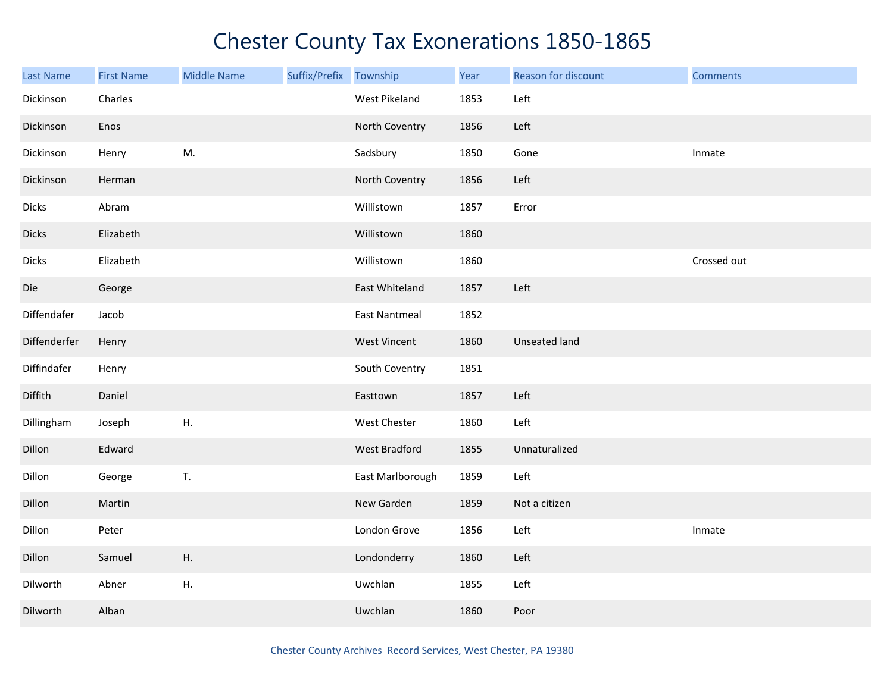# Chester County Tax Exonerations 1850-1865

| Last Name | First Name | Middle Name | Suffix/Prefix | Township | Year | Reason for discount | Comments |
|---|---|---|---|---|---|---|---|
| Dickinson | Charles | | | West Pikeland | 1853 | Left | |
| Dickinson | Enos | | | North Coventry | 1856 | Left | |
| Dickinson | Henry | M. | | Sadsbury | 1850 | Gone | Inmate |
| Dickinson | Herman | | | North Coventry | 1856 | Left | |
| Dicks | Abram | | | Willistown | 1857 | Error | |
| Dicks | Elizabeth | | | Willistown | 1860 | | |
| Dicks | Elizabeth | | | Willistown | 1860 | | Crossed out |
| Die | George | | | East Whiteland | 1857 | Left | |
| Diffendafer | Jacob | | | East Nantmeal | 1852 | | |
| Diffenderfer | Henry | | | West Vincent | 1860 | Unseated land | |
| Diffindafer | Henry | | | South Coventry | 1851 | | |
| Diffith | Daniel | | | Easttown | 1857 | Left | |
| Dillingham | Joseph | H. | | West Chester | 1860 | Left | |
| Dillon | Edward | | | West Bradford | 1855 | Unnaturalized | |
| Dillon | George | T. | | East Marlborough | 1859 | Left | |
| Dillon | Martin | | | New Garden | 1859 | Not a citizen | |
| Dillon | Peter | | | London Grove | 1856 | Left | Inmate |
| Dillon | Samuel | H. | | Londonderry | 1860 | Left | |
| Dilworth | Abner | H. | | Uwchlan | 1855 | Left | |
| Dilworth | Alban | | | Uwchlan | 1860 | Poor | |

Chester County Archives Record Services, West Chester, PA 19380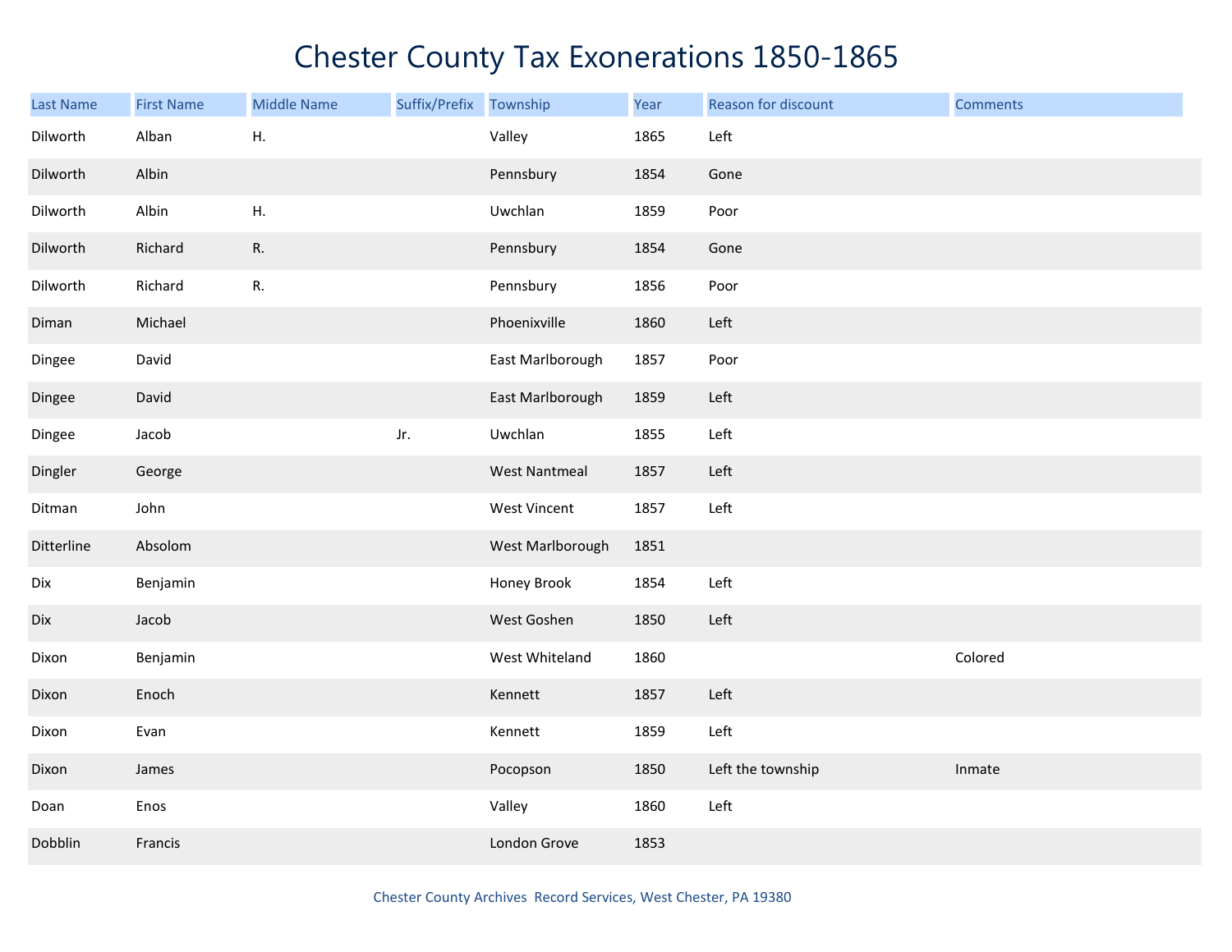# Chester County Tax Exonerations 1850-1865

| Last Name | First Name | Middle Name | Suffix/Prefix | Township | Year | Reason for discount | Comments |
|---|---|---|---|---|---|---|---|
| Dilworth | Alban | H. | | Valley | 1865 | Left | |
| Dilworth | Albin | | | Pennsbury | 1854 | Gone | |
| Dilworth | Albin | H. | | Uwchlan | 1859 | Poor | |
| Dilworth | Richard | R. | | Pennsbury | 1854 | Gone | |
| Dilworth | Richard | R. | | Pennsbury | 1856 | Poor | |
| Diman | Michael | | | Phoenixville | 1860 | Left | |
| Dingee | David | | | East Marlborough | 1857 | Poor | |
| Dingee | David | | | East Marlborough | 1859 | Left | |
| Dingee | Jacob | | Jr. | Uwchlan | 1855 | Left | |
| Dingler | George | | | West Nantmeal | 1857 | Left | |
| Ditman | John | | | West Vincent | 1857 | Left | |
| Ditterline | Absolom | | | West Marlborough | 1851 | | |
| Dix | Benjamin | | | Honey Brook | 1854 | Left | |
| Dix | Jacob | | | West Goshen | 1850 | Left | |
| Dixon | Benjamin | | | West Whiteland | 1860 | | Colored |
| Dixon | Enoch | | | Kennett | 1857 | Left | |
| Dixon | Evan | | | Kennett | 1859 | Left | |
| Dixon | James | | | Pocopson | 1850 | Left the township | Inmate |
| Doan | Enos | | | Valley | 1860 | Left | |
| Dobblin | Francis | | | London Grove | 1853 | | |

Chester County Archives Record Services, West Chester, PA 19380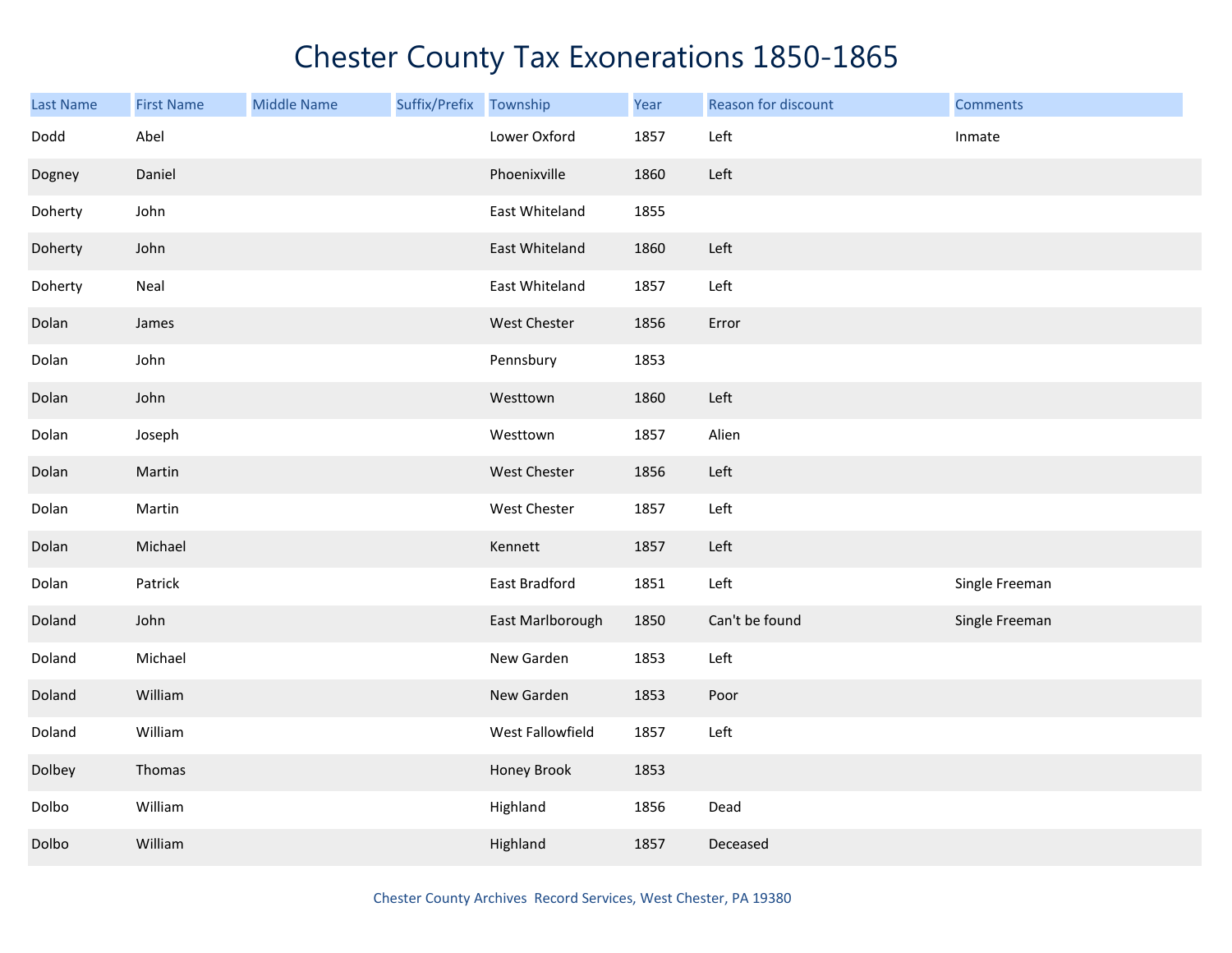# Chester County Tax Exonerations 1850-1865

| Last Name | First Name | Middle Name | Suffix/Prefix | Township | Year | Reason for discount | Comments |
|---|---|---|---|---|---|---|---|
| Dodd | Abel | | | Lower Oxford | 1857 | Left | Inmate |
| Dogney | Daniel | | | Phoenixville | 1860 | Left | |
| Doherty | John | | | East Whiteland | 1855 | | |
| Doherty | John | | | East Whiteland | 1860 | Left | |
| Doherty | Neal | | | East Whiteland | 1857 | Left | |
| Dolan | James | | | West Chester | 1856 | Error | |
| Dolan | John | | | Pennsbury | 1853 | | |
| Dolan | John | | | Westtown | 1860 | Left | |
| Dolan | Joseph | | | Westtown | 1857 | Alien | |
| Dolan | Martin | | | West Chester | 1856 | Left | |
| Dolan | Martin | | | West Chester | 1857 | Left | |
| Dolan | Michael | | | Kennett | 1857 | Left | |
| Dolan | Patrick | | | East Bradford | 1851 | Left | Single Freeman |
| Doland | John | | | East Marlborough | 1850 | Can't be found | Single Freeman |
| Doland | Michael | | | New Garden | 1853 | Left | |
| Doland | William | | | New Garden | 1853 | Poor | |
| Doland | William | | | West Fallowfield | 1857 | Left | |
| Dolbey | Thomas | | | Honey Brook | 1853 | | |
| Dolbo | William | | | Highland | 1856 | Dead | |
| Dolbo | William | | | Highland | 1857 | Deceased | |

Chester County Archives  Record Services, West Chester, PA 19380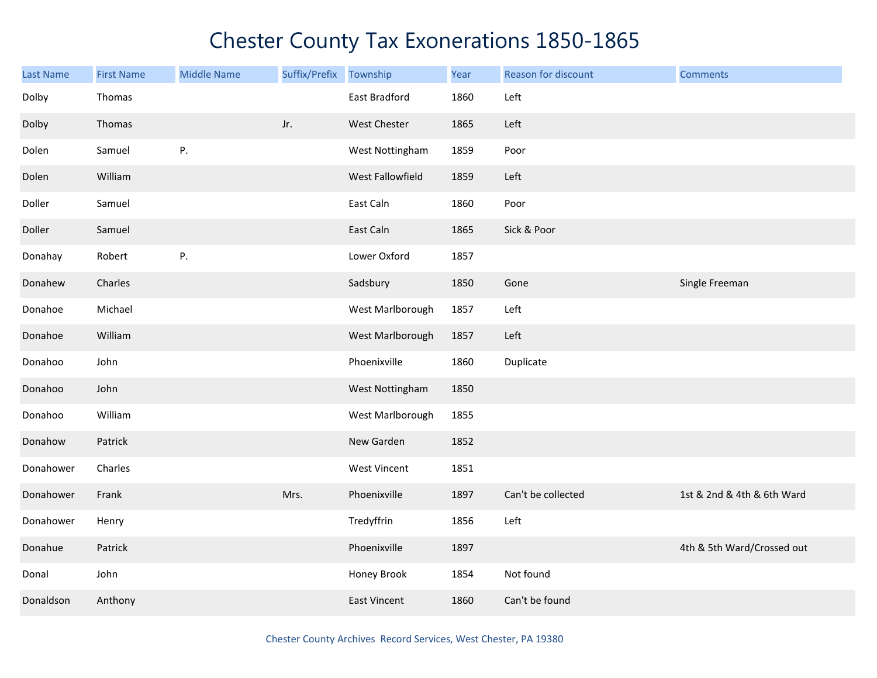# Chester County Tax Exonerations 1850-1865

| Last Name | First Name | Middle Name | Suffix/Prefix | Township | Year | Reason for discount | Comments |
|---|---|---|---|---|---|---|---|
| Dolby | Thomas | | | East Bradford | 1860 | Left | |
| Dolby | Thomas | | Jr. | West Chester | 1865 | Left | |
| Dolen | Samuel | P. | | West Nottingham | 1859 | Poor | |
| Dolen | William | | | West Fallowfield | 1859 | Left | |
| Doller | Samuel | | | East Caln | 1860 | Poor | |
| Doller | Samuel | | | East Caln | 1865 | Sick & Poor | |
| Donahay | Robert | P. | | Lower Oxford | 1857 | | |
| Donahew | Charles | | | Sadsbury | 1850 | Gone | Single Freeman |
| Donahoe | Michael | | | West Marlborough | 1857 | Left | |
| Donahoe | William | | | West Marlborough | 1857 | Left | |
| Donahoo | John | | | Phoenixville | 1860 | Duplicate | |
| Donahoo | John | | | West Nottingham | 1850 | | |
| Donahoo | William | | | West Marlborough | 1855 | | |
| Donahow | Patrick | | | New Garden | 1852 | | |
| Donahower | Charles | | | West Vincent | 1851 | | |
| Donahower | Frank | | Mrs. | Phoenixville | 1897 | Can't be collected | 1st & 2nd & 4th & 6th Ward |
| Donahower | Henry | | | Tredyffrin | 1856 | Left | |
| Donahue | Patrick | | | Phoenixville | 1897 | | 4th & 5th Ward/Crossed out |
| Donal | John | | | Honey Brook | 1854 | Not found | |
| Donaldson | Anthony | | | East Vincent | 1860 | Can't be found | |

Chester County Archives Record Services, West Chester, PA 19380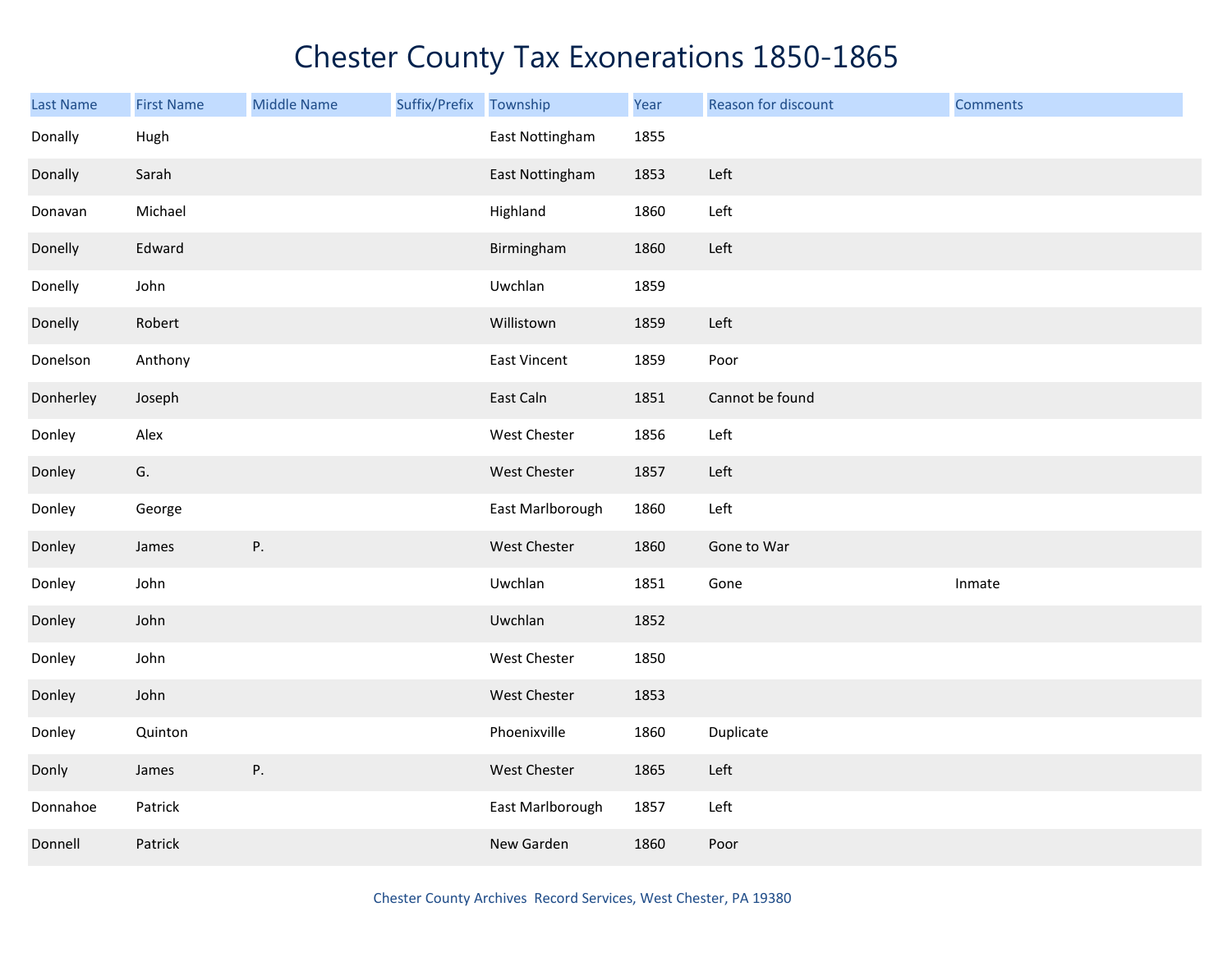# Chester County Tax Exonerations 1850-1865

| Last Name | First Name | Middle Name | Suffix/Prefix | Township | Year | Reason for discount | Comments |
|---|---|---|---|---|---|---|---|
| Donally | Hugh | | | East Nottingham | 1855 | | |
| Donally | Sarah | | | East Nottingham | 1853 | Left | |
| Donavan | Michael | | | Highland | 1860 | Left | |
| Donelly | Edward | | | Birmingham | 1860 | Left | |
| Donelly | John | | | Uwchlan | 1859 | | |
| Donelly | Robert | | | Willistown | 1859 | Left | |
| Donelson | Anthony | | | East Vincent | 1859 | Poor | |
| Donherley | Joseph | | | East Caln | 1851 | Cannot be found | |
| Donley | Alex | | | West Chester | 1856 | Left | |
| Donley | G. | | | West Chester | 1857 | Left | |
| Donley | George | | | East Marlborough | 1860 | Left | |
| Donley | James | P. | | West Chester | 1860 | Gone to War | |
| Donley | John | | | Uwchlan | 1851 | Gone | Inmate |
| Donley | John | | | Uwchlan | 1852 | | |
| Donley | John | | | West Chester | 1850 | | |
| Donley | John | | | West Chester | 1853 | | |
| Donley | Quinton | | | Phoenixville | 1860 | Duplicate | |
| Donly | James | P. | | West Chester | 1865 | Left | |
| Donnahoe | Patrick | | | East Marlborough | 1857 | Left | |
| Donnell | Patrick | | | New Garden | 1860 | Poor | |

Chester County Archives Record Services, West Chester, PA 19380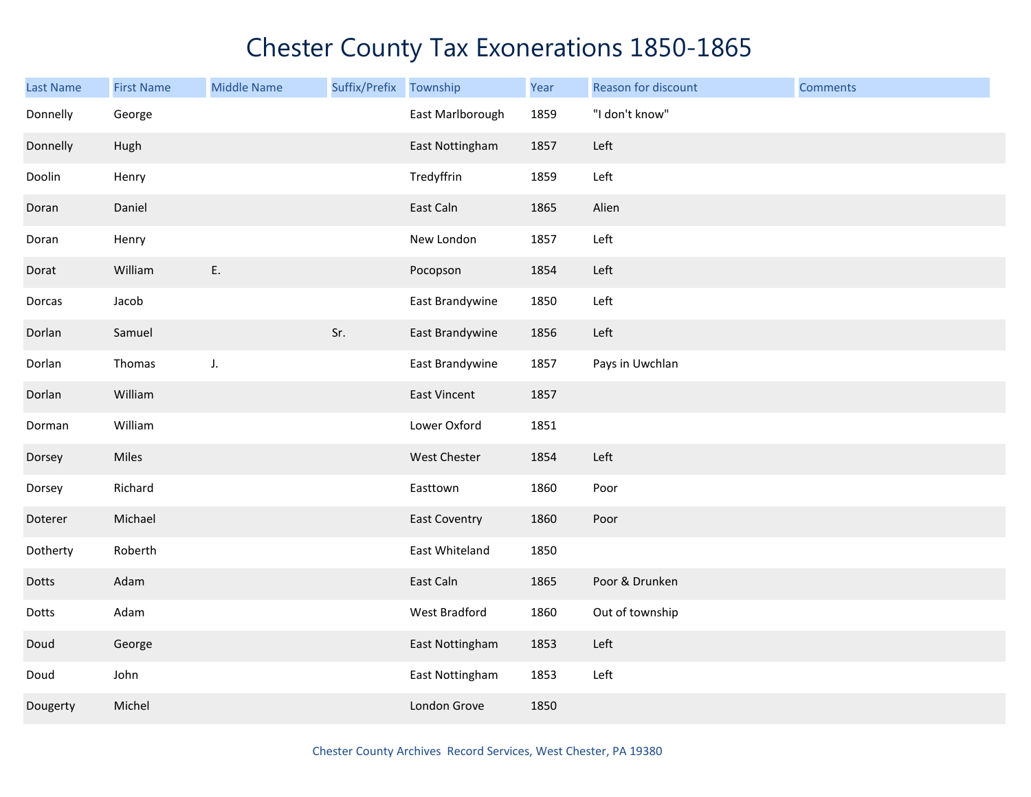# Chester County Tax Exonerations 1850-1865

| Last Name | First Name | Middle Name | Suffix/Prefix | Township | Year | Reason for discount | Comments |
|---|---|---|---|---|---|---|---|
| Donnelly | George | | | East Marlborough | 1859 | "I don't know" | |
| Donnelly | Hugh | | | East Nottingham | 1857 | Left | |
| Doolin | Henry | | | Tredyffrin | 1859 | Left | |
| Doran | Daniel | | | East Caln | 1865 | Alien | |
| Doran | Henry | | | New London | 1857 | Left | |
| Dorat | William | E. | | Pocopson | 1854 | Left | |
| Dorcas | Jacob | | | East Brandywine | 1850 | Left | |
| Dorlan | Samuel | | Sr. | East Brandywine | 1856 | Left | |
| Dorlan | Thomas | J. | | East Brandywine | 1857 | Pays in Uwchlan | |
| Dorlan | William | | | East Vincent | 1857 | | |
| Dorman | William | | | Lower Oxford | 1851 | | |
| Dorsey | Miles | | | West Chester | 1854 | Left | |
| Dorsey | Richard | | | Easttown | 1860 | Poor | |
| Doterer | Michael | | | East Coventry | 1860 | Poor | |
| Dotherty | Roberth | | | East Whiteland | 1850 | | |
| Dotts | Adam | | | East Caln | 1865 | Poor & Drunken | |
| Dotts | Adam | | | West Bradford | 1860 | Out of township | |
| Doud | George | | | East Nottingham | 1853 | Left | |
| Doud | John | | | East Nottingham | 1853 | Left | |
| Dougerty | Michel | | | London Grove | 1850 | | |

Chester County Archives Record Services, West Chester, PA 19380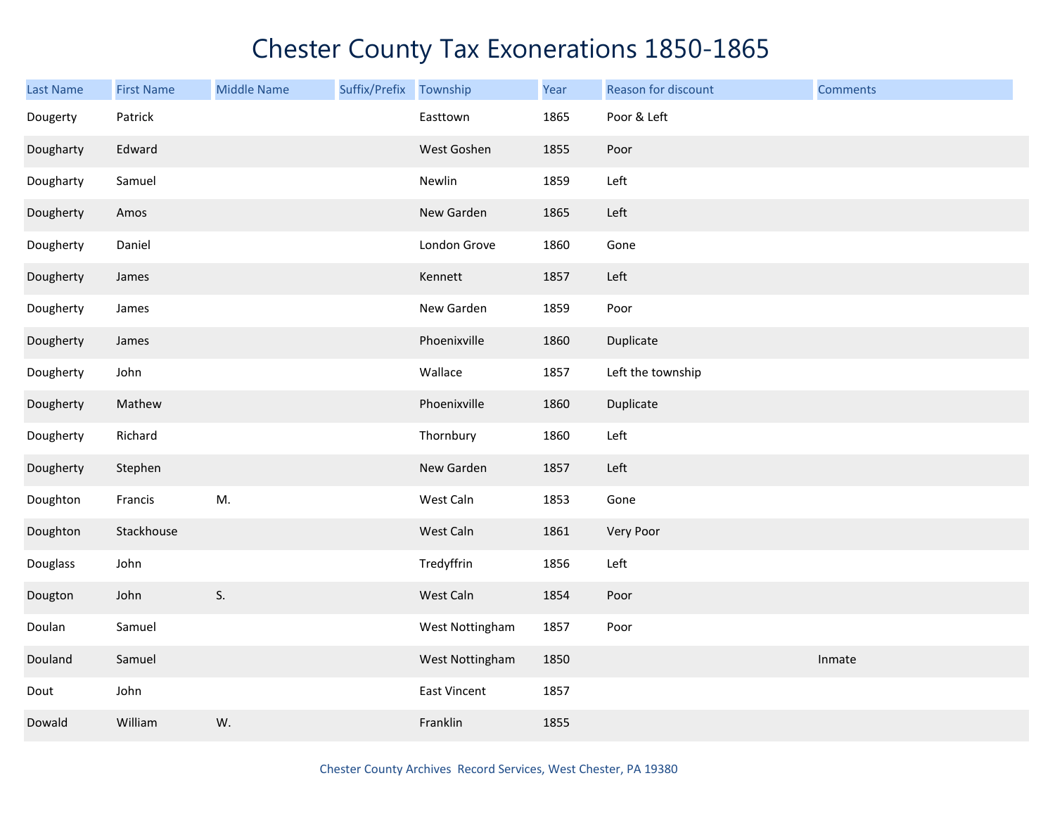# Chester County Tax Exonerations 1850-1865

| Last Name | First Name | Middle Name | Suffix/Prefix | Township | Year | Reason for discount | Comments |
|---|---|---|---|---|---|---|---|
| Dougerty | Patrick | | | Easttown | 1865 | Poor & Left | |
| Dougharty | Edward | | | West Goshen | 1855 | Poor | |
| Dougharty | Samuel | | | Newlin | 1859 | Left | |
| Dougherty | Amos | | | New Garden | 1865 | Left | |
| Dougherty | Daniel | | | London Grove | 1860 | Gone | |
| Dougherty | James | | | Kennett | 1857 | Left | |
| Dougherty | James | | | New Garden | 1859 | Poor | |
| Dougherty | James | | | Phoenixville | 1860 | Duplicate | |
| Dougherty | John | | | Wallace | 1857 | Left the township | |
| Dougherty | Mathew | | | Phoenixville | 1860 | Duplicate | |
| Dougherty | Richard | | | Thornbury | 1860 | Left | |
| Dougherty | Stephen | | | New Garden | 1857 | Left | |
| Doughton | Francis | M. | | West Caln | 1853 | Gone | |
| Doughton | Stackhouse | | | West Caln | 1861 | Very Poor | |
| Douglass | John | | | Tredyffrin | 1856 | Left | |
| Dougton | John | S. | | West Caln | 1854 | Poor | |
| Doulan | Samuel | | | West Nottingham | 1857 | Poor | |
| Douland | Samuel | | | West Nottingham | 1850 | | Inmate |
| Dout | John | | | East Vincent | 1857 | | |
| Dowald | William | W. | | Franklin | 1855 | | |

Chester County Archives Record Services, West Chester, PA 19380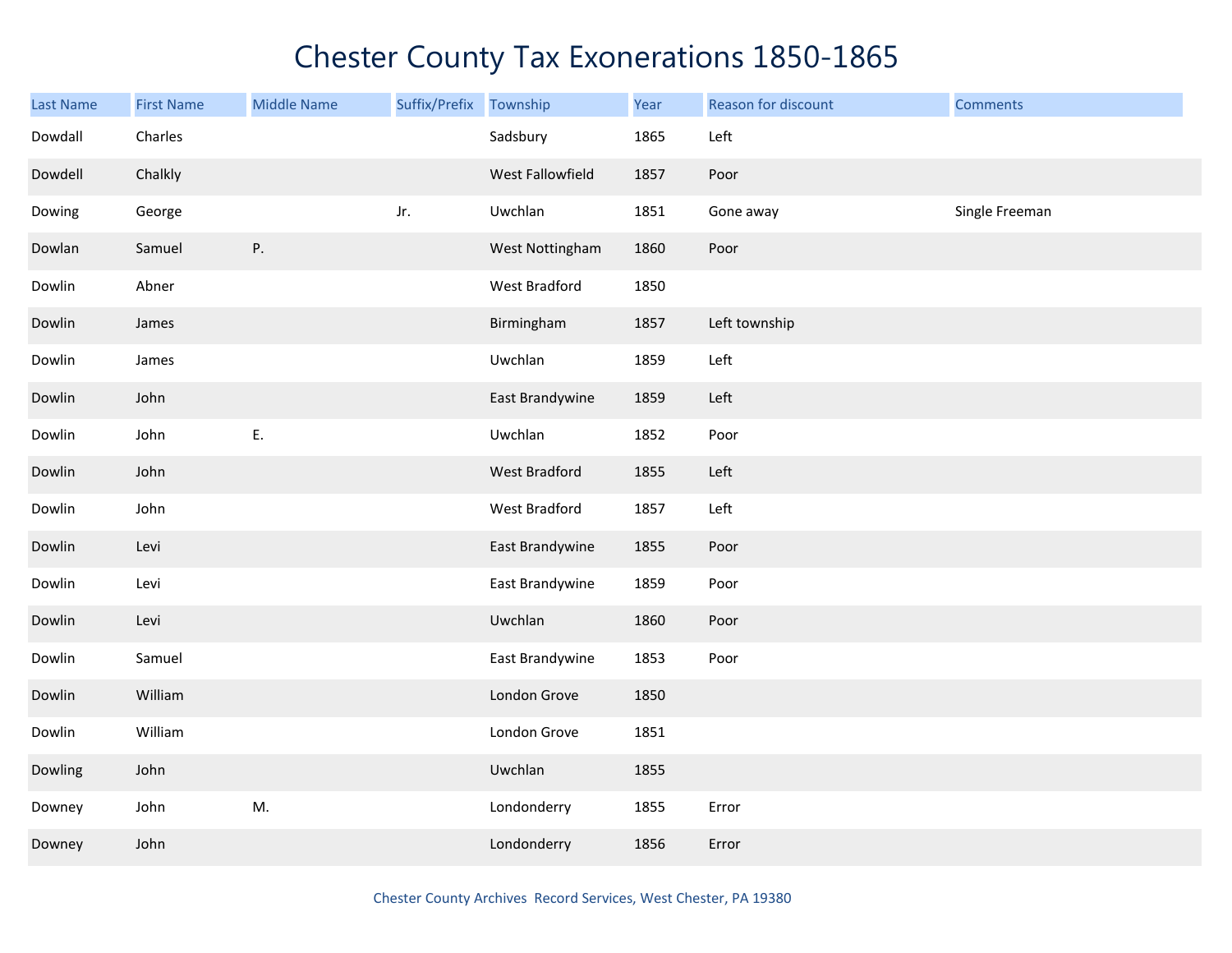# Chester County Tax Exonerations 1850-1865

| Last Name | First Name | Middle Name | Suffix/Prefix | Township | Year | Reason for discount | Comments |
|---|---|---|---|---|---|---|---|
| Dowdall | Charles | | | Sadsbury | 1865 | Left | |
| Dowdell | Chalkly | | | West Fallowfield | 1857 | Poor | |
| Dowing | George | | Jr. | Uwchlan | 1851 | Gone away | Single Freeman |
| Dowlan | Samuel | P. | | West Nottingham | 1860 | Poor | |
| Dowlin | Abner | | | West Bradford | 1850 | | |
| Dowlin | James | | | Birmingham | 1857 | Left township | |
| Dowlin | James | | | Uwchlan | 1859 | Left | |
| Dowlin | John | | | East Brandywine | 1859 | Left | |
| Dowlin | John | E. | | Uwchlan | 1852 | Poor | |
| Dowlin | John | | | West Bradford | 1855 | Left | |
| Dowlin | John | | | West Bradford | 1857 | Left | |
| Dowlin | Levi | | | East Brandywine | 1855 | Poor | |
| Dowlin | Levi | | | East Brandywine | 1859 | Poor | |
| Dowlin | Levi | | | Uwchlan | 1860 | Poor | |
| Dowlin | Samuel | | | East Brandywine | 1853 | Poor | |
| Dowlin | William | | | London Grove | 1850 | | |
| Dowlin | William | | | London Grove | 1851 | | |
| Dowling | John | | | Uwchlan | 1855 | | |
| Downey | John | M. | | Londonderry | 1855 | Error | |
| Downey | John | | | Londonderry | 1856 | Error | |

Chester County Archives Record Services, West Chester, PA 19380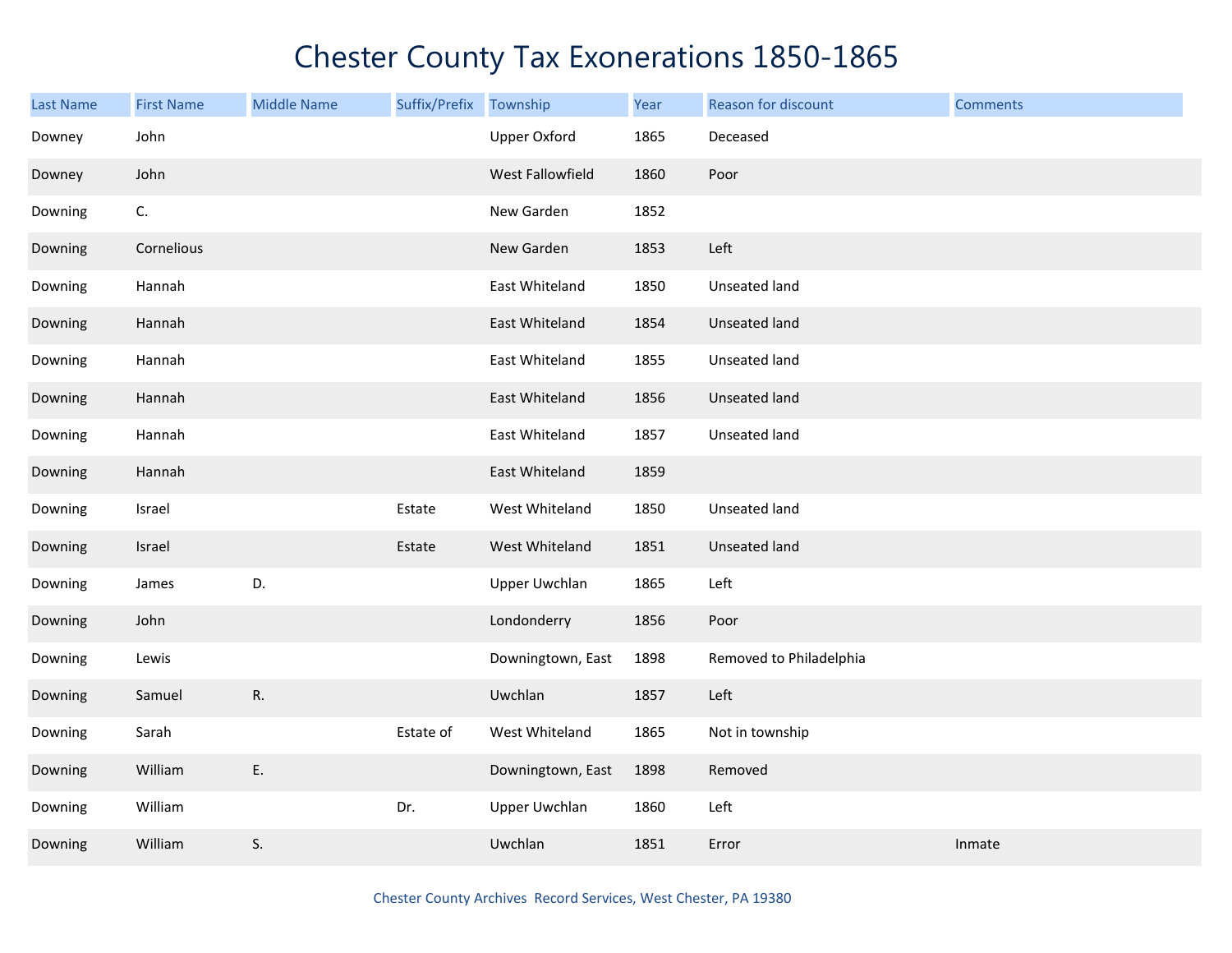# Chester County Tax Exonerations 1850-1865

| Last Name | First Name | Middle Name | Suffix/Prefix | Township | Year | Reason for discount | Comments |
|---|---|---|---|---|---|---|---|
| Downey | John | | | Upper Oxford | 1865 | Deceased | |
| Downey | John | | | West Fallowfield | 1860 | Poor | |
| Downing | C. | | | New Garden | 1852 | | |
| Downing | Cornelious | | | New Garden | 1853 | Left | |
| Downing | Hannah | | | East Whiteland | 1850 | Unseated land | |
| Downing | Hannah | | | East Whiteland | 1854 | Unseated land | |
| Downing | Hannah | | | East Whiteland | 1855 | Unseated land | |
| Downing | Hannah | | | East Whiteland | 1856 | Unseated land | |
| Downing | Hannah | | | East Whiteland | 1857 | Unseated land | |
| Downing | Hannah | | | East Whiteland | 1859 | | |
| Downing | Israel | | Estate | West Whiteland | 1850 | Unseated land | |
| Downing | Israel | | Estate | West Whiteland | 1851 | Unseated land | |
| Downing | James | D. | | Upper Uwchlan | 1865 | Left | |
| Downing | John | | | Londonderry | 1856 | Poor | |
| Downing | Lewis | | | Downingtown, East | 1898 | Removed to Philadelphia | |
| Downing | Samuel | R. | | Uwchlan | 1857 | Left | |
| Downing | Sarah | | Estate of | West Whiteland | 1865 | Not in township | |
| Downing | William | E. | | Downingtown, East | 1898 | Removed | |
| Downing | William | | Dr. | Upper Uwchlan | 1860 | Left | |
| Downing | William | S. | | Uwchlan | 1851 | Error | Inmate |

Chester County Archives Record Services, West Chester, PA 19380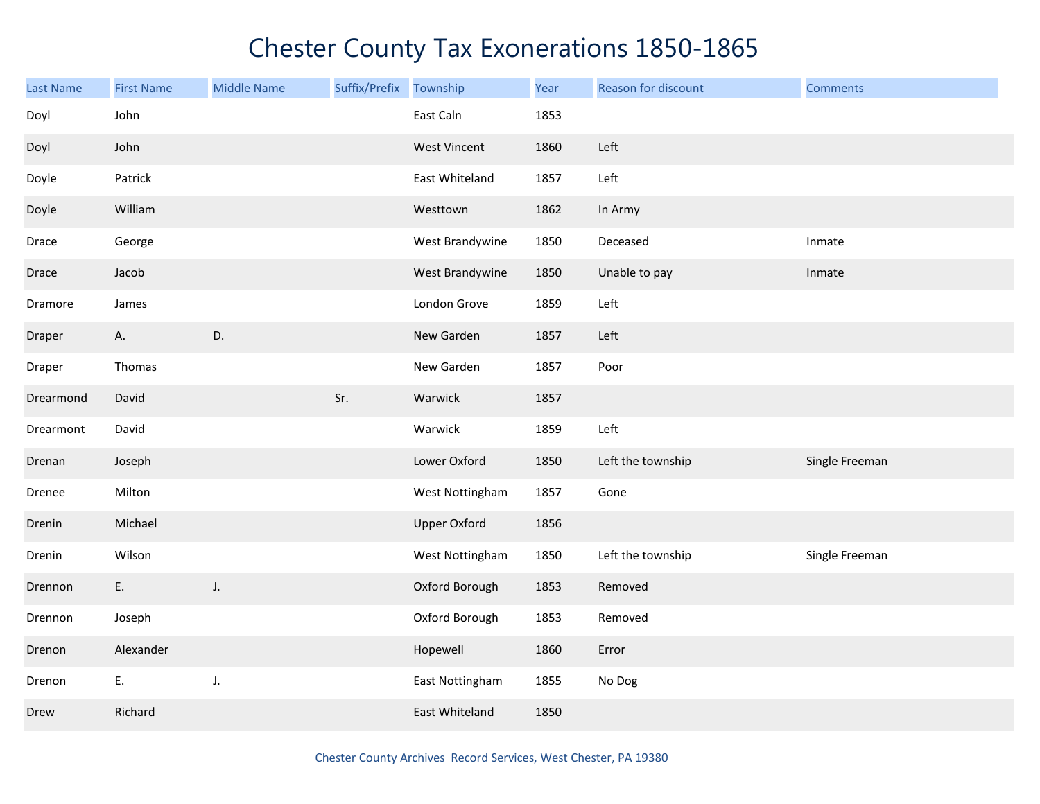# Chester County Tax Exonerations 1850-1865

| Last Name | First Name | Middle Name | Suffix/Prefix | Township | Year | Reason for discount | Comments |
|---|---|---|---|---|---|---|---|
| Doyl | John | | | East Caln | 1853 | | |
| Doyl | John | | | West Vincent | 1860 | Left | |
| Doyle | Patrick | | | East Whiteland | 1857 | Left | |
| Doyle | William | | | Westtown | 1862 | In Army | |
| Drace | George | | | West Brandywine | 1850 | Deceased | Inmate |
| Drace | Jacob | | | West Brandywine | 1850 | Unable to pay | Inmate |
| Dramore | James | | | London Grove | 1859 | Left | |
| Draper | A. | D. | | New Garden | 1857 | Left | |
| Draper | Thomas | | | New Garden | 1857 | Poor | |
| Drearmond | David | | Sr. | Warwick | 1857 | | |
| Drearmont | David | | | Warwick | 1859 | Left | |
| Drenan | Joseph | | | Lower Oxford | 1850 | Left the township | Single Freeman |
| Drenee | Milton | | | West Nottingham | 1857 | Gone | |
| Drenin | Michael | | | Upper Oxford | 1856 | | |
| Drenin | Wilson | | | West Nottingham | 1850 | Left the township | Single Freeman |
| Drennon | E. | J. | | Oxford Borough | 1853 | Removed | |
| Drennon | Joseph | | | Oxford Borough | 1853 | Removed | |
| Drenon | Alexander | | | Hopewell | 1860 | Error | |
| Drenon | E. | J. | | East Nottingham | 1855 | No Dog | |
| Drew | Richard | | | East Whiteland | 1850 | | |

Chester County Archives Record Services, West Chester, PA 19380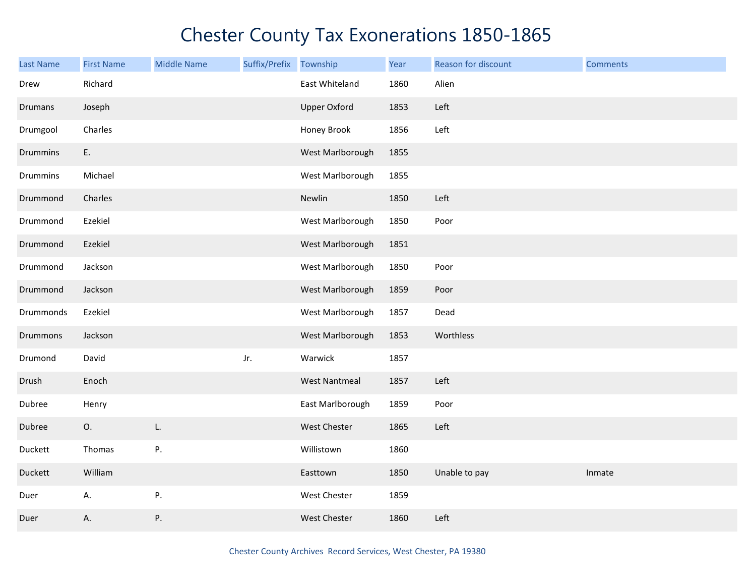# Chester County Tax Exonerations 1850-1865

| Last Name | First Name | Middle Name | Suffix/Prefix | Township | Year | Reason for discount | Comments |
|---|---|---|---|---|---|---|---|
| Drew | Richard | | | East Whiteland | 1860 | Alien | |
| Drumans | Joseph | | | Upper Oxford | 1853 | Left | |
| Drumgool | Charles | | | Honey Brook | 1856 | Left | |
| Drummins | E. | | | West Marlborough | 1855 | | |
| Drummins | Michael | | | West Marlborough | 1855 | | |
| Drummond | Charles | | | Newlin | 1850 | Left | |
| Drummond | Ezekiel | | | West Marlborough | 1850 | Poor | |
| Drummond | Ezekiel | | | West Marlborough | 1851 | | |
| Drummond | Jackson | | | West Marlborough | 1850 | Poor | |
| Drummond | Jackson | | | West Marlborough | 1859 | Poor | |
| Drummonds | Ezekiel | | | West Marlborough | 1857 | Dead | |
| Drummons | Jackson | | | West Marlborough | 1853 | Worthless | |
| Drumond | David | | Jr. | Warwick | 1857 | | |
| Drush | Enoch | | | West Nantmeal | 1857 | Left | |
| Dubree | Henry | | | East Marlborough | 1859 | Poor | |
| Dubree | O. | L. | | West Chester | 1865 | Left | |
| Duckett | Thomas | P. | | Willistown | 1860 | | |
| Duckett | William | | | Easttown | 1850 | Unable to pay | Inmate |
| Duer | A. | P. | | West Chester | 1859 | | |
| Duer | A. | P. | | West Chester | 1860 | Left | |

Chester County Archives Record Services, West Chester, PA 19380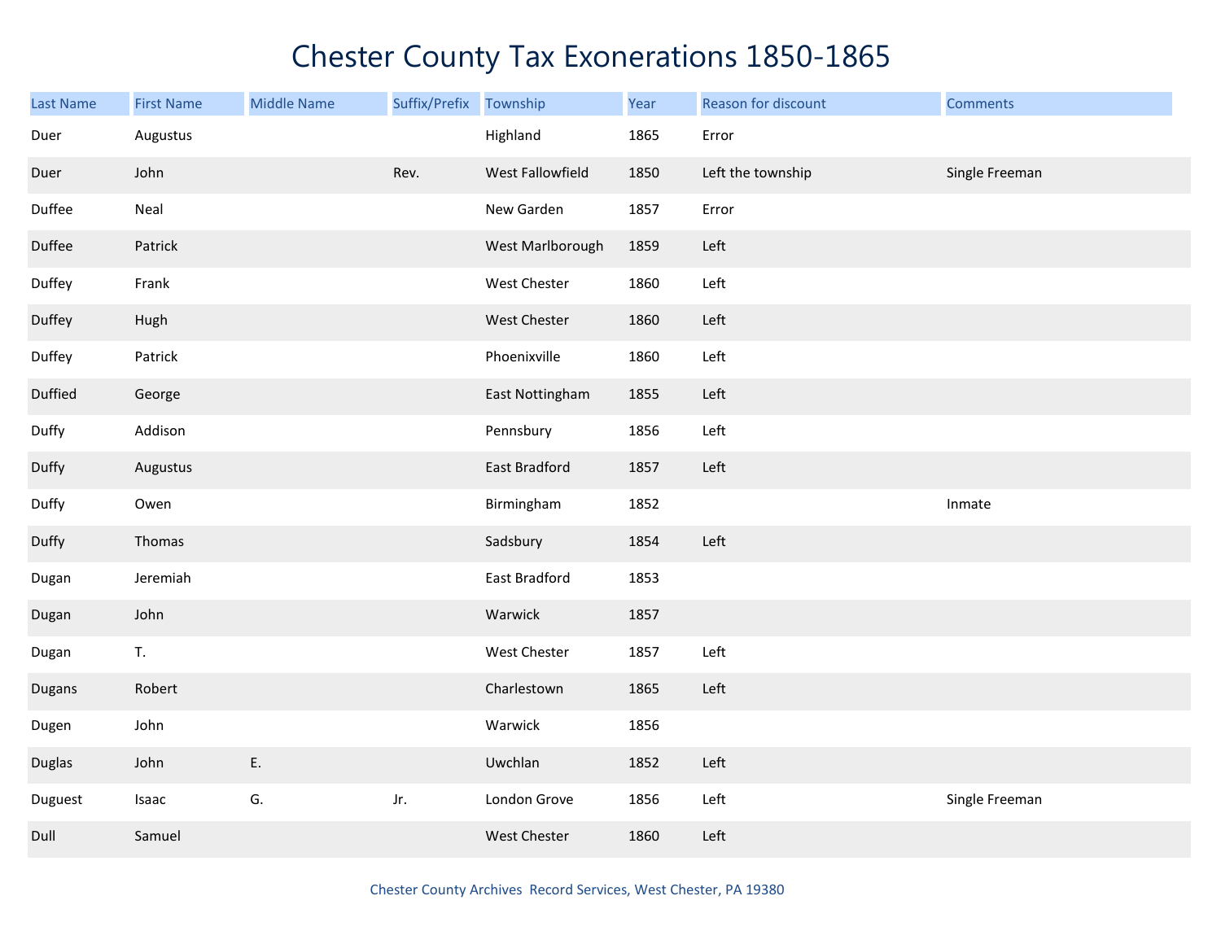# Chester County Tax Exonerations 1850-1865

| Last Name | First Name | Middle Name | Suffix/Prefix | Township | Year | Reason for discount | Comments |
|---|---|---|---|---|---|---|---|
| Duer | Augustus | | | Highland | 1865 | Error | |
| Duer | John | | Rev. | West Fallowfield | 1850 | Left the township | Single Freeman |
| Duffee | Neal | | | New Garden | 1857 | Error | |
| Duffee | Patrick | | | West Marlborough | 1859 | Left | |
| Duffey | Frank | | | West Chester | 1860 | Left | |
| Duffey | Hugh | | | West Chester | 1860 | Left | |
| Duffey | Patrick | | | Phoenixville | 1860 | Left | |
| Duffied | George | | | East Nottingham | 1855 | Left | |
| Duffy | Addison | | | Pennsbury | 1856 | Left | |
| Duffy | Augustus | | | East Bradford | 1857 | Left | |
| Duffy | Owen | | | Birmingham | 1852 | | Inmate |
| Duffy | Thomas | | | Sadsbury | 1854 | Left | |
| Dugan | Jeremiah | | | East Bradford | 1853 | | |
| Dugan | John | | | Warwick | 1857 | | |
| Dugan | T. | | | West Chester | 1857 | Left | |
| Dugans | Robert | | | Charlestown | 1865 | Left | |
| Dugen | John | | | Warwick | 1856 | | |
| Duglas | John | E. | | Uwchlan | 1852 | Left | |
| Duguest | Isaac | G. | Jr. | London Grove | 1856 | Left | Single Freeman |
| Dull | Samuel | | | West Chester | 1860 | Left | |

Chester County Archives Record Services, West Chester, PA 19380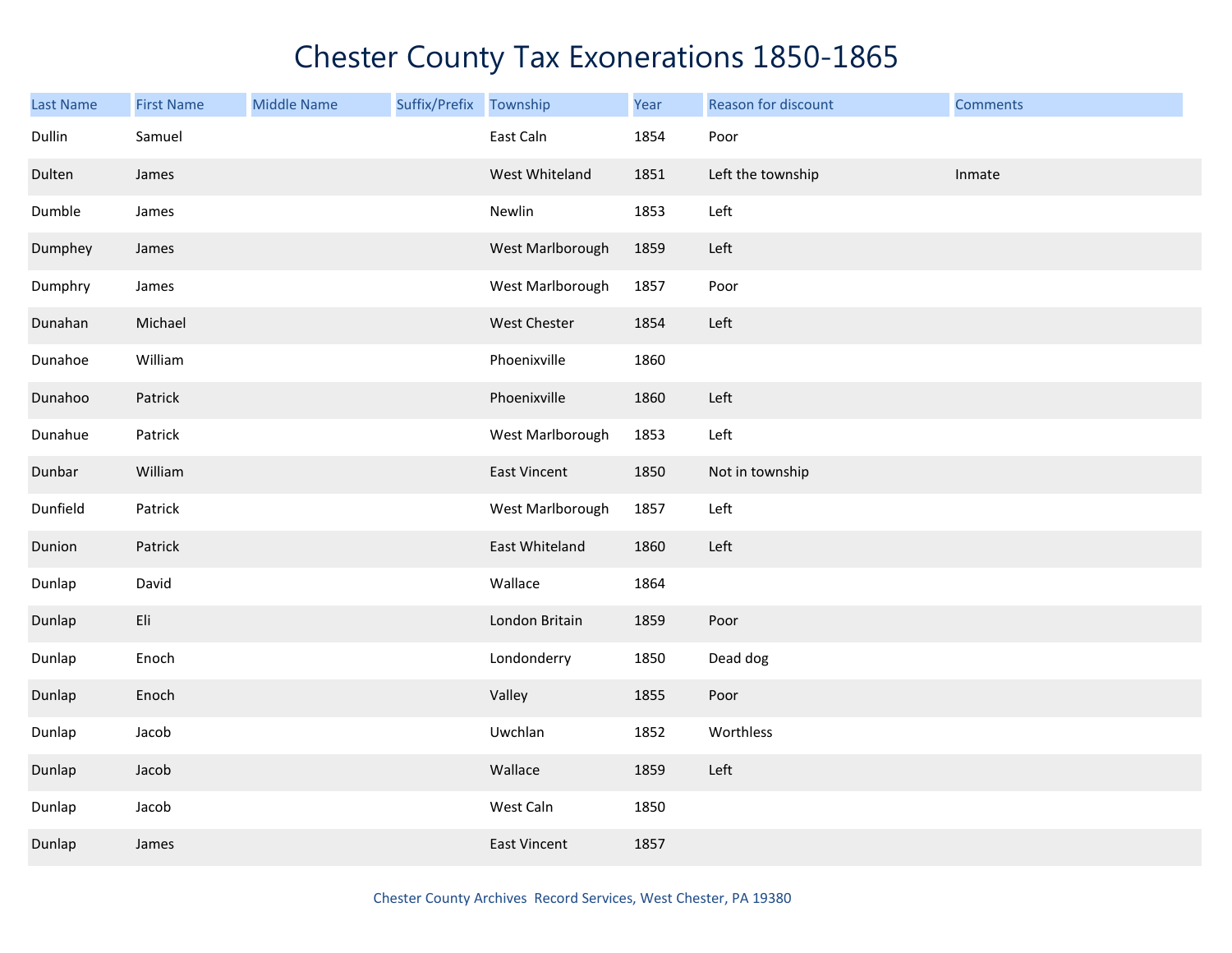# Chester County Tax Exonerations 1850-1865

| Last Name | First Name | Middle Name | Suffix/Prefix | Township | Year | Reason for discount | Comments |
|---|---|---|---|---|---|---|---|
| Dullin | Samuel | | | East Caln | 1854 | Poor | |
| Dulten | James | | | West Whiteland | 1851 | Left the township | Inmate |
| Dumble | James | | | Newlin | 1853 | Left | |
| Dumphey | James | | | West Marlborough | 1859 | Left | |
| Dumphry | James | | | West Marlborough | 1857 | Poor | |
| Dunahan | Michael | | | West Chester | 1854 | Left | |
| Dunahoe | William | | | Phoenixville | 1860 | | |
| Dunahoo | Patrick | | | Phoenixville | 1860 | Left | |
| Dunahue | Patrick | | | West Marlborough | 1853 | Left | |
| Dunbar | William | | | East Vincent | 1850 | Not in township | |
| Dunfield | Patrick | | | West Marlborough | 1857 | Left | |
| Dunion | Patrick | | | East Whiteland | 1860 | Left | |
| Dunlap | David | | | Wallace | 1864 | | |
| Dunlap | Eli | | | London Britain | 1859 | Poor | |
| Dunlap | Enoch | | | Londonderry | 1850 | Dead dog | |
| Dunlap | Enoch | | | Valley | 1855 | Poor | |
| Dunlap | Jacob | | | Uwchlan | 1852 | Worthless | |
| Dunlap | Jacob | | | Wallace | 1859 | Left | |
| Dunlap | Jacob | | | West Caln | 1850 | | |
| Dunlap | James | | | East Vincent | 1857 | | |

Chester County Archives Record Services, West Chester, PA 19380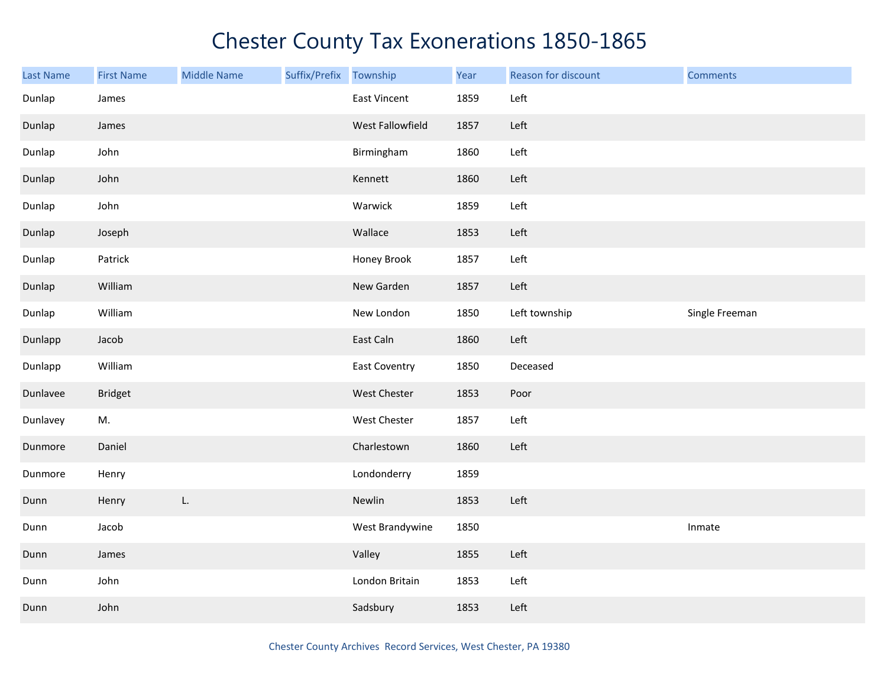# Chester County Tax Exonerations 1850-1865

| Last Name | First Name | Middle Name | Suffix/Prefix | Township | Year | Reason for discount | Comments |
|---|---|---|---|---|---|---|---|
| Dunlap | James | | | East Vincent | 1859 | Left | |
| Dunlap | James | | | West Fallowfield | 1857 | Left | |
| Dunlap | John | | | Birmingham | 1860 | Left | |
| Dunlap | John | | | Kennett | 1860 | Left | |
| Dunlap | John | | | Warwick | 1859 | Left | |
| Dunlap | Joseph | | | Wallace | 1853 | Left | |
| Dunlap | Patrick | | | Honey Brook | 1857 | Left | |
| Dunlap | William | | | New Garden | 1857 | Left | |
| Dunlap | William | | | New London | 1850 | Left township | Single Freeman |
| Dunlapp | Jacob | | | East Caln | 1860 | Left | |
| Dunlapp | William | | | East Coventry | 1850 | Deceased | |
| Dunlavee | Bridget | | | West Chester | 1853 | Poor | |
| Dunlavey | M. | | | West Chester | 1857 | Left | |
| Dunmore | Daniel | | | Charlestown | 1860 | Left | |
| Dunmore | Henry | | | Londonderry | 1859 | | |
| Dunn | Henry | L. | | Newlin | 1853 | Left | |
| Dunn | Jacob | | | West Brandywine | 1850 | | Inmate |
| Dunn | James | | | Valley | 1855 | Left | |
| Dunn | John | | | London Britain | 1853 | Left | |
| Dunn | John | | | Sadsbury | 1853 | Left | |

Chester County Archives Record Services, West Chester, PA 19380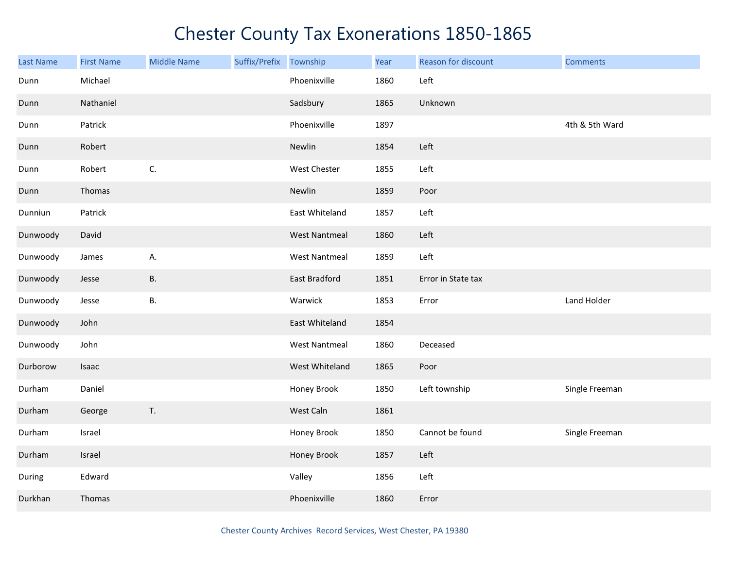# Chester County Tax Exonerations 1850-1865

| Last Name | First Name | Middle Name | Suffix/Prefix | Township | Year | Reason for discount | Comments |
|---|---|---|---|---|---|---|---|
| Dunn | Michael | | | Phoenixville | 1860 | Left | |
| Dunn | Nathaniel | | | Sadsbury | 1865 | Unknown | |
| Dunn | Patrick | | | Phoenixville | 1897 | | 4th & 5th Ward |
| Dunn | Robert | | | Newlin | 1854 | Left | |
| Dunn | Robert | C. | | West Chester | 1855 | Left | |
| Dunn | Thomas | | | Newlin | 1859 | Poor | |
| Dunniun | Patrick | | | East Whiteland | 1857 | Left | |
| Dunwoody | David | | | West Nantmeal | 1860 | Left | |
| Dunwoody | James | A. | | West Nantmeal | 1859 | Left | |
| Dunwoody | Jesse | B. | | East Bradford | 1851 | Error in State tax | |
| Dunwoody | Jesse | B. | | Warwick | 1853 | Error | Land Holder |
| Dunwoody | John | | | East Whiteland | 1854 | | |
| Dunwoody | John | | | West Nantmeal | 1860 | Deceased | |
| Durborow | Isaac | | | West Whiteland | 1865 | Poor | |
| Durham | Daniel | | | Honey Brook | 1850 | Left township | Single Freeman |
| Durham | George | T. | | West Caln | 1861 | | |
| Durham | Israel | | | Honey Brook | 1850 | Cannot be found | Single Freeman |
| Durham | Israel | | | Honey Brook | 1857 | Left | |
| During | Edward | | | Valley | 1856 | Left | |
| Durkhan | Thomas | | | Phoenixville | 1860 | Error | |

Chester County Archives Record Services, West Chester, PA 19380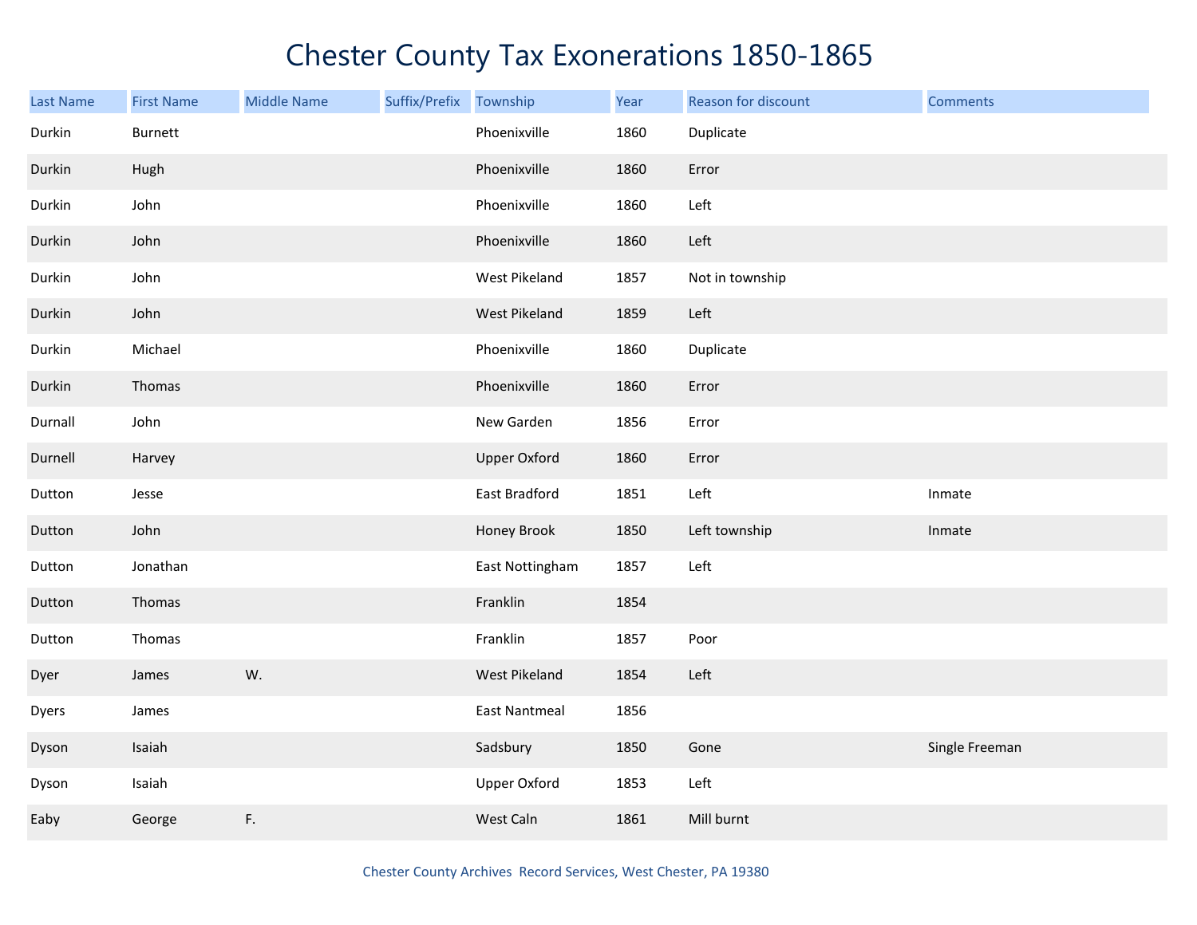# Chester County Tax Exonerations 1850-1865

| Last Name | First Name | Middle Name | Suffix/Prefix | Township | Year | Reason for discount | Comments |
|---|---|---|---|---|---|---|---|
| Durkin | Burnett | | | Phoenixville | 1860 | Duplicate | |
| Durkin | Hugh | | | Phoenixville | 1860 | Error | |
| Durkin | John | | | Phoenixville | 1860 | Left | |
| Durkin | John | | | Phoenixville | 1860 | Left | |
| Durkin | John | | | West Pikeland | 1857 | Not in township | |
| Durkin | John | | | West Pikeland | 1859 | Left | |
| Durkin | Michael | | | Phoenixville | 1860 | Duplicate | |
| Durkin | Thomas | | | Phoenixville | 1860 | Error | |
| Durnall | John | | | New Garden | 1856 | Error | |
| Durnell | Harvey | | | Upper Oxford | 1860 | Error | |
| Dutton | Jesse | | | East Bradford | 1851 | Left | Inmate |
| Dutton | John | | | Honey Brook | 1850 | Left township | Inmate |
| Dutton | Jonathan | | | East Nottingham | 1857 | Left | |
| Dutton | Thomas | | | Franklin | 1854 | | |
| Dutton | Thomas | | | Franklin | 1857 | Poor | |
| Dyer | James | W. | | West Pikeland | 1854 | Left | |
| Dyers | James | | | East Nantmeal | 1856 | | |
| Dyson | Isaiah | | | Sadsbury | 1850 | Gone | Single Freeman |
| Dyson | Isaiah | | | Upper Oxford | 1853 | Left | |
| Eaby | George | F. | | West Caln | 1861 | Mill burnt | |

Chester County Archives Record Services, West Chester, PA 19380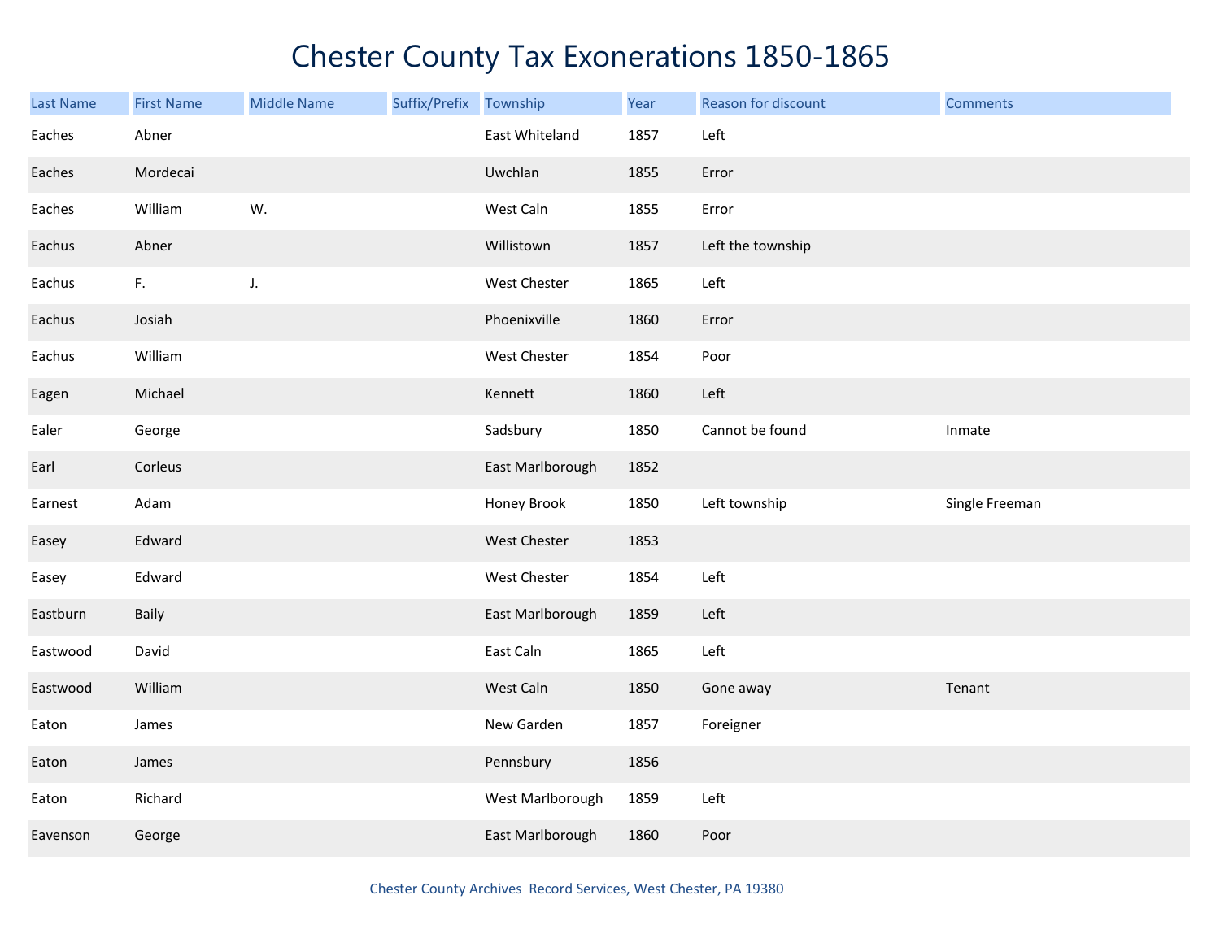# Chester County Tax Exonerations 1850-1865

| Last Name | First Name | Middle Name | Suffix/Prefix | Township | Year | Reason for discount | Comments |
|---|---|---|---|---|---|---|---|
| Eaches | Abner | | | East Whiteland | 1857 | Left | |
| Eaches | Mordecai | | | Uwchlan | 1855 | Error | |
| Eaches | William | W. | | West Caln | 1855 | Error | |
| Eachus | Abner | | | Willistown | 1857 | Left the township | |
| Eachus | F. | J. | | West Chester | 1865 | Left | |
| Eachus | Josiah | | | Phoenixville | 1860 | Error | |
| Eachus | William | | | West Chester | 1854 | Poor | |
| Eagen | Michael | | | Kennett | 1860 | Left | |
| Ealer | George | | | Sadsbury | 1850 | Cannot be found | Inmate |
| Earl | Corleus | | | East Marlborough | 1852 | | |
| Earnest | Adam | | | Honey Brook | 1850 | Left township | Single Freeman |
| Easey | Edward | | | West Chester | 1853 | | |
| Easey | Edward | | | West Chester | 1854 | Left | |
| Eastburn | Baily | | | East Marlborough | 1859 | Left | |
| Eastwood | David | | | East Caln | 1865 | Left | |
| Eastwood | William | | | West Caln | 1850 | Gone away | Tenant |
| Eaton | James | | | New Garden | 1857 | Foreigner | |
| Eaton | James | | | Pennsbury | 1856 | | |
| Eaton | Richard | | | West Marlborough | 1859 | Left | |
| Eavenson | George | | | East Marlborough | 1860 | Poor | |

Chester County Archives Record Services, West Chester, PA 19380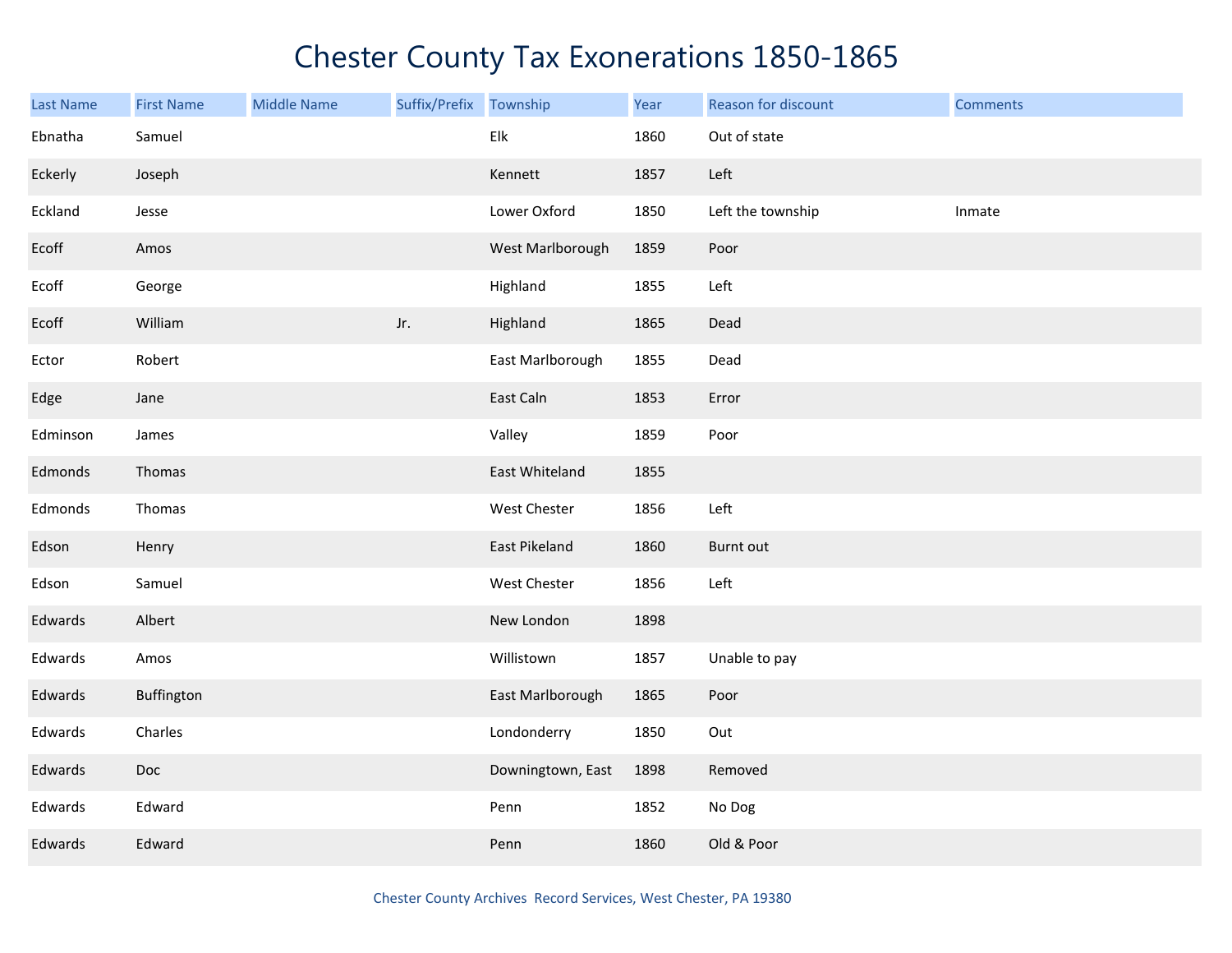# Chester County Tax Exonerations 1850-1865

| Last Name | First Name | Middle Name | Suffix/Prefix | Township | Year | Reason for discount | Comments |
|---|---|---|---|---|---|---|---|
| Ebnatha | Samuel | | | Elk | 1860 | Out of state | |
| Eckerly | Joseph | | | Kennett | 1857 | Left | |
| Eckland | Jesse | | | Lower Oxford | 1850 | Left the township | Inmate |
| Ecoff | Amos | | | West Marlborough | 1859 | Poor | |
| Ecoff | George | | | Highland | 1855 | Left | |
| Ecoff | William | | Jr. | Highland | 1865 | Dead | |
| Ector | Robert | | | East Marlborough | 1855 | Dead | |
| Edge | Jane | | | East Caln | 1853 | Error | |
| Edminson | James | | | Valley | 1859 | Poor | |
| Edmonds | Thomas | | | East Whiteland | 1855 | | |
| Edmonds | Thomas | | | West Chester | 1856 | Left | |
| Edson | Henry | | | East Pikeland | 1860 | Burnt out | |
| Edson | Samuel | | | West Chester | 1856 | Left | |
| Edwards | Albert | | | New London | 1898 | | |
| Edwards | Amos | | | Willistown | 1857 | Unable to pay | |
| Edwards | Buffington | | | East Marlborough | 1865 | Poor | |
| Edwards | Charles | | | Londonderry | 1850 | Out | |
| Edwards | Doc | | | Downingtown, East | 1898 | Removed | |
| Edwards | Edward | | | Penn | 1852 | No Dog | |
| Edwards | Edward | | | Penn | 1860 | Old & Poor | |

Chester County Archives Record Services, West Chester, PA 19380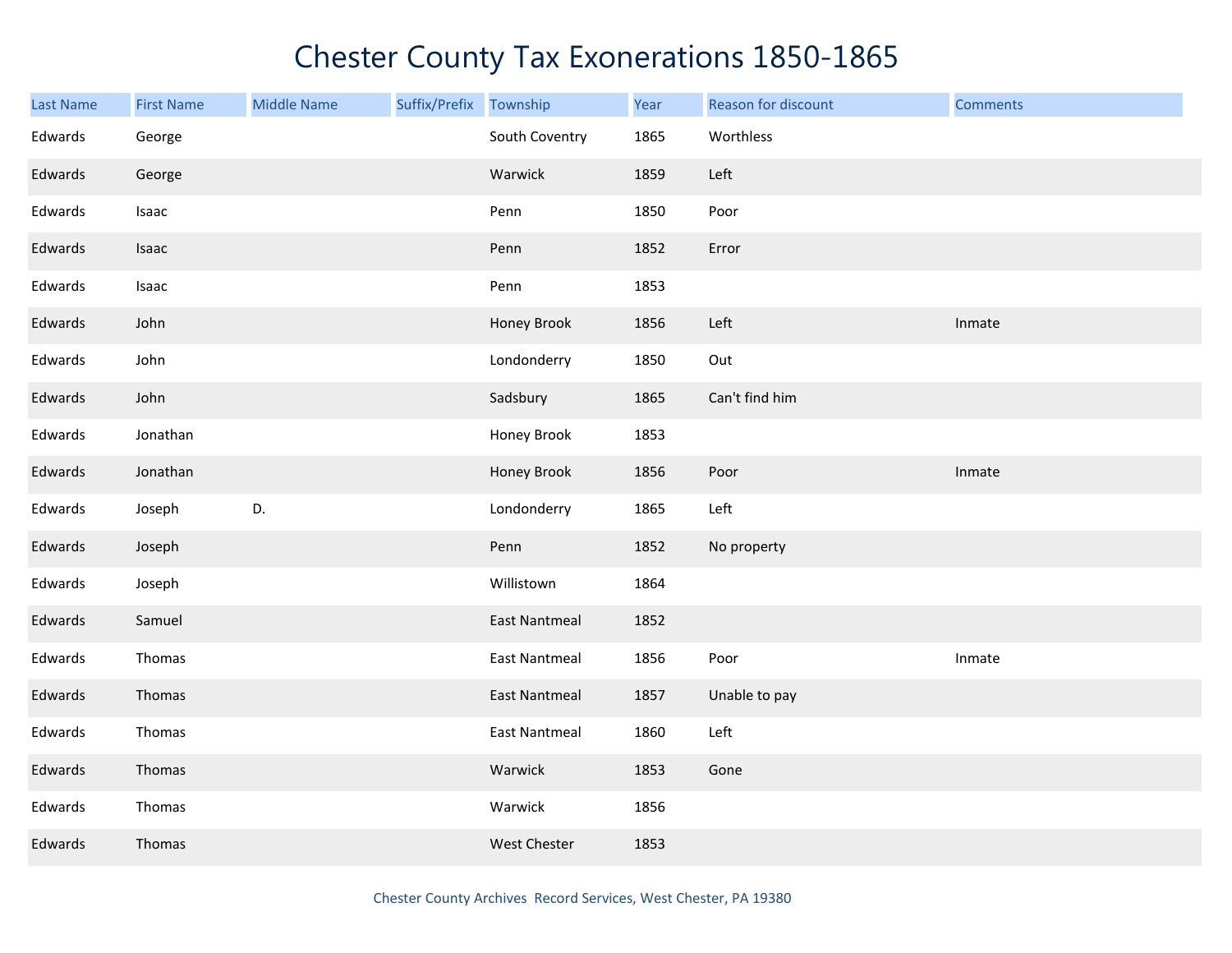# Chester County Tax Exonerations 1850-1865

| Last Name | First Name | Middle Name | Suffix/Prefix | Township | Year | Reason for discount | Comments |
|---|---|---|---|---|---|---|---|
| Edwards | George | | | South Coventry | 1865 | Worthless | |
| Edwards | George | | | Warwick | 1859 | Left | |
| Edwards | Isaac | | | Penn | 1850 | Poor | |
| Edwards | Isaac | | | Penn | 1852 | Error | |
| Edwards | Isaac | | | Penn | 1853 | | |
| Edwards | John | | | Honey Brook | 1856 | Left | Inmate |
| Edwards | John | | | Londonderry | 1850 | Out | |
| Edwards | John | | | Sadsbury | 1865 | Can't find him | |
| Edwards | Jonathan | | | Honey Brook | 1853 | | |
| Edwards | Jonathan | | | Honey Brook | 1856 | Poor | Inmate |
| Edwards | Joseph | D. | | Londonderry | 1865 | Left | |
| Edwards | Joseph | | | Penn | 1852 | No property | |
| Edwards | Joseph | | | Willistown | 1864 | | |
| Edwards | Samuel | | | East Nantmeal | 1852 | | |
| Edwards | Thomas | | | East Nantmeal | 1856 | Poor | Inmate |
| Edwards | Thomas | | | East Nantmeal | 1857 | Unable to pay | |
| Edwards | Thomas | | | East Nantmeal | 1860 | Left | |
| Edwards | Thomas | | | Warwick | 1853 | Gone | |
| Edwards | Thomas | | | Warwick | 1856 | | |
| Edwards | Thomas | | | West Chester | 1853 | | |

Chester County Archives Record Services, West Chester, PA 19380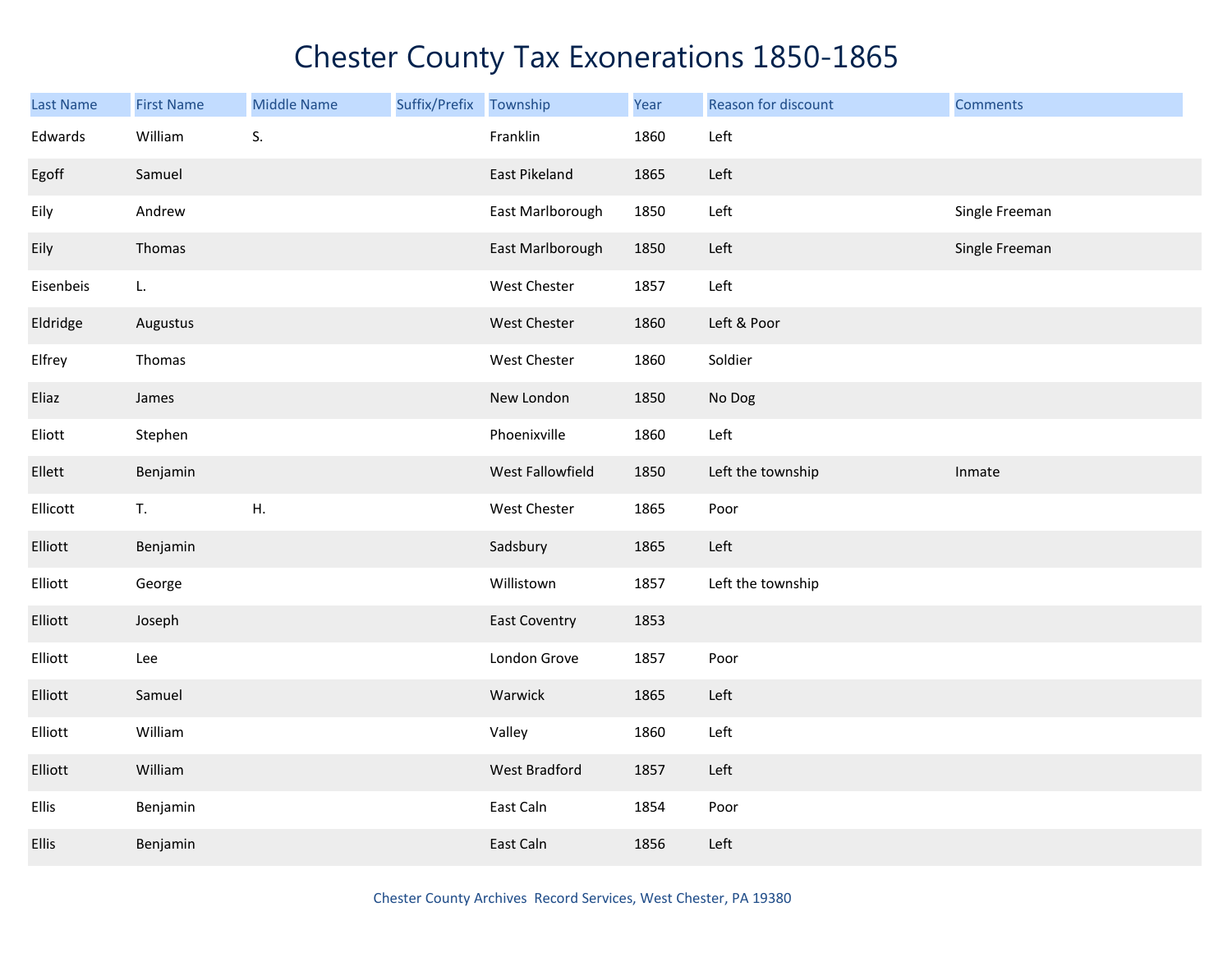# Chester County Tax Exonerations 1850-1865

| Last Name | First Name | Middle Name | Suffix/Prefix | Township | Year | Reason for discount | Comments |
|---|---|---|---|---|---|---|---|
| Edwards | William | S. | | Franklin | 1860 | Left | |
| Egoff | Samuel | | | East Pikeland | 1865 | Left | |
| Eily | Andrew | | | East Marlborough | 1850 | Left | Single Freeman |
| Eily | Thomas | | | East Marlborough | 1850 | Left | Single Freeman |
| Eisenbeis | L. | | | West Chester | 1857 | Left | |
| Eldridge | Augustus | | | West Chester | 1860 | Left & Poor | |
| Elfrey | Thomas | | | West Chester | 1860 | Soldier | |
| Eliaz | James | | | New London | 1850 | No Dog | |
| Eliott | Stephen | | | Phoenixville | 1860 | Left | |
| Ellett | Benjamin | | | West Fallowfield | 1850 | Left the township | Inmate |
| Ellicott | T. | H. | | West Chester | 1865 | Poor | |
| Elliott | Benjamin | | | Sadsbury | 1865 | Left | |
| Elliott | George | | | Willistown | 1857 | Left the township | |
| Elliott | Joseph | | | East Coventry | 1853 | | |
| Elliott | Lee | | | London Grove | 1857 | Poor | |
| Elliott | Samuel | | | Warwick | 1865 | Left | |
| Elliott | William | | | Valley | 1860 | Left | |
| Elliott | William | | | West Bradford | 1857 | Left | |
| Ellis | Benjamin | | | East Caln | 1854 | Poor | |
| Ellis | Benjamin | | | East Caln | 1856 | Left | |

Chester County Archives Record Services, West Chester, PA 19380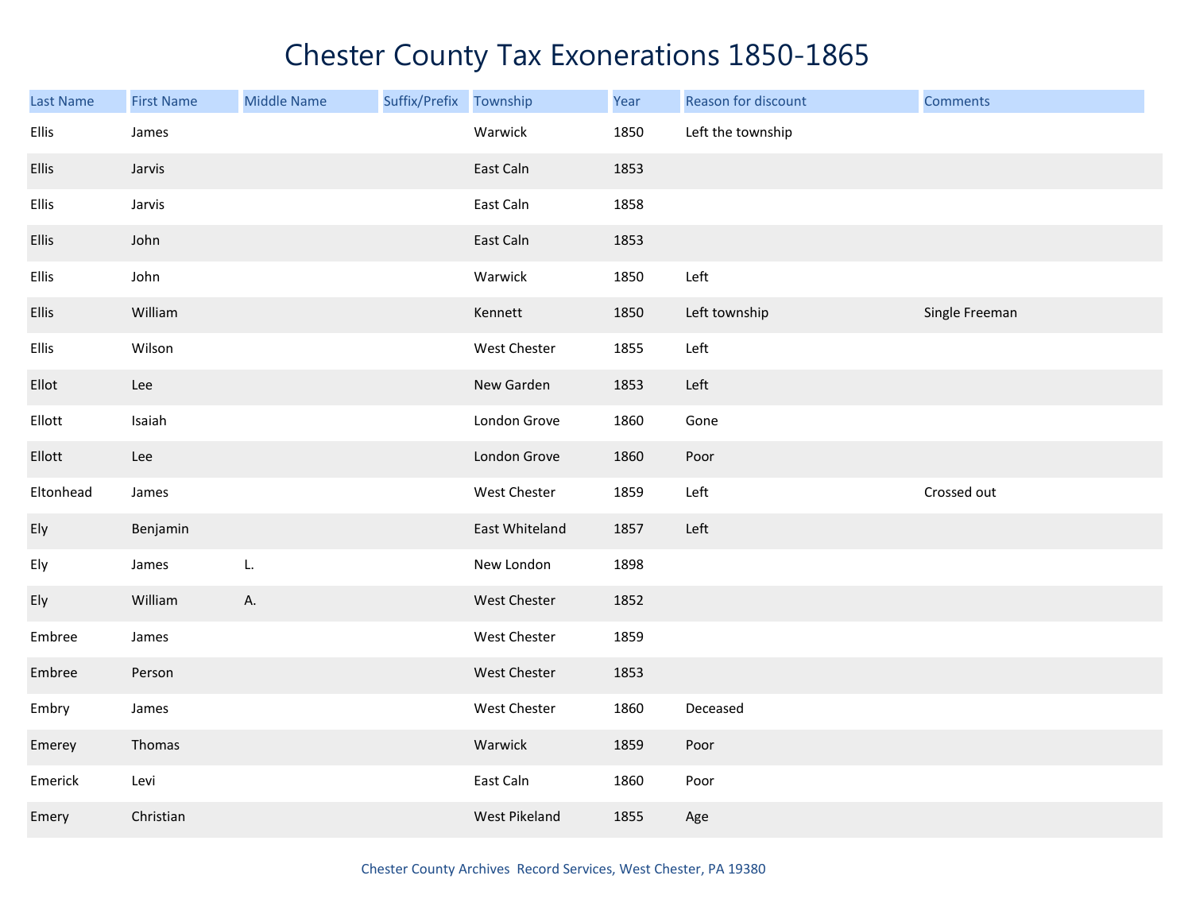# Chester County Tax Exonerations 1850-1865

| Last Name | First Name | Middle Name | Suffix/Prefix | Township | Year | Reason for discount | Comments |
|---|---|---|---|---|---|---|---|
| Ellis | James | | | Warwick | 1850 | Left the township | |
| Ellis | Jarvis | | | East Caln | 1853 | | |
| Ellis | Jarvis | | | East Caln | 1858 | | |
| Ellis | John | | | East Caln | 1853 | | |
| Ellis | John | | | Warwick | 1850 | Left | |
| Ellis | William | | | Kennett | 1850 | Left township | Single Freeman |
| Ellis | Wilson | | | West Chester | 1855 | Left | |
| Ellot | Lee | | | New Garden | 1853 | Left | |
| Ellott | Isaiah | | | London Grove | 1860 | Gone | |
| Ellott | Lee | | | London Grove | 1860 | Poor | |
| Eltonhead | James | | | West Chester | 1859 | Left | Crossed out |
| Ely | Benjamin | | | East Whiteland | 1857 | Left | |
| Ely | James | L. | | New London | 1898 | | |
| Ely | William | A. | | West Chester | 1852 | | |
| Embree | James | | | West Chester | 1859 | | |
| Embree | Person | | | West Chester | 1853 | | |
| Embry | James | | | West Chester | 1860 | Deceased | |
| Emerey | Thomas | | | Warwick | 1859 | Poor | |
| Emerick | Levi | | | East Caln | 1860 | Poor | |
| Emery | Christian | | | West Pikeland | 1855 | Age | |

Chester County Archives Record Services, West Chester, PA 19380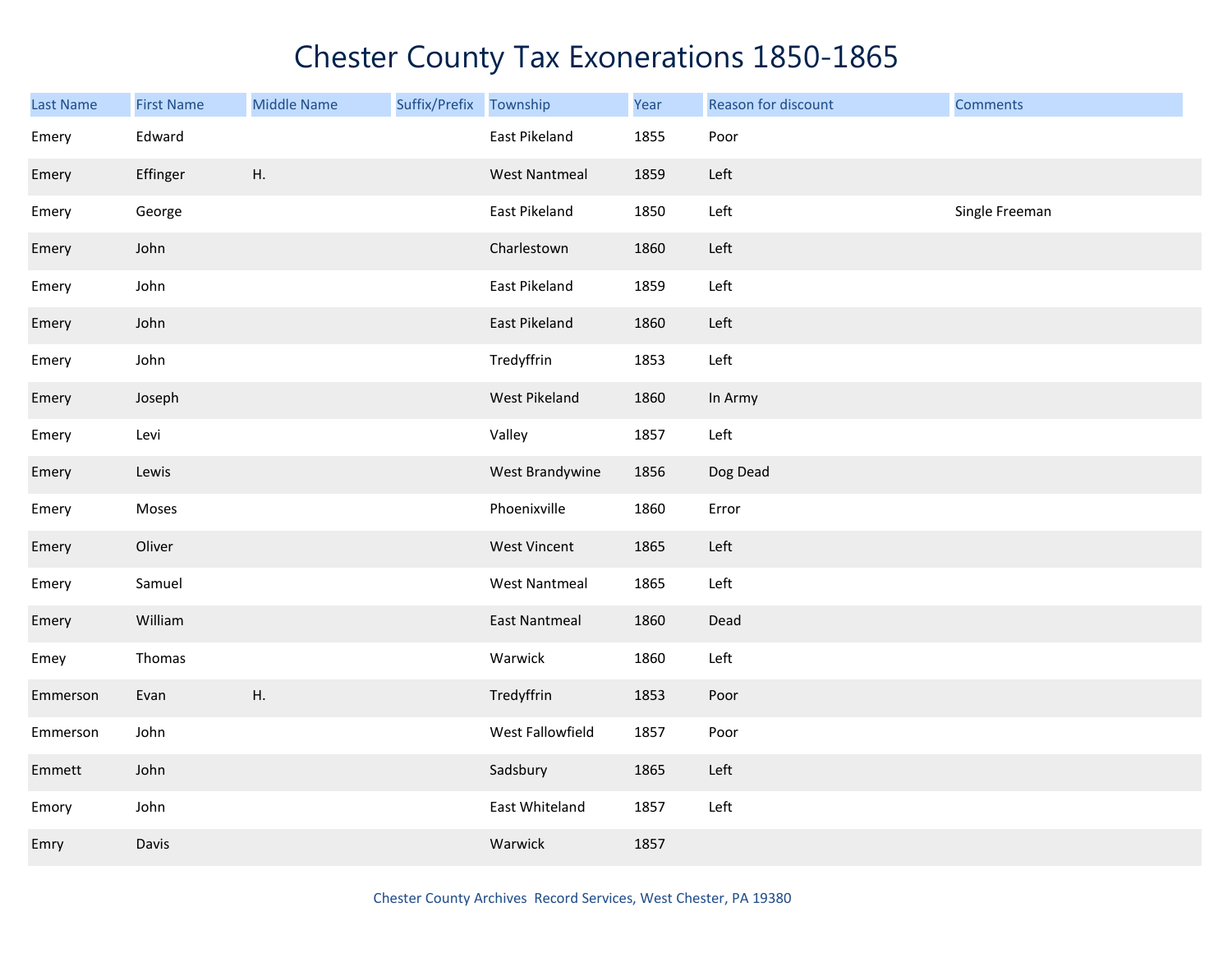# Chester County Tax Exonerations 1850-1865

| Last Name | First Name | Middle Name | Suffix/Prefix | Township | Year | Reason for discount | Comments |
|---|---|---|---|---|---|---|---|
| Emery | Edward | | | East Pikeland | 1855 | Poor | |
| Emery | Effinger | H. | | West Nantmeal | 1859 | Left | |
| Emery | George | | | East Pikeland | 1850 | Left | Single Freeman |
| Emery | John | | | Charlestown | 1860 | Left | |
| Emery | John | | | East Pikeland | 1859 | Left | |
| Emery | John | | | East Pikeland | 1860 | Left | |
| Emery | John | | | Tredyffrin | 1853 | Left | |
| Emery | Joseph | | | West Pikeland | 1860 | In Army | |
| Emery | Levi | | | Valley | 1857 | Left | |
| Emery | Lewis | | | West Brandywine | 1856 | Dog Dead | |
| Emery | Moses | | | Phoenixville | 1860 | Error | |
| Emery | Oliver | | | West Vincent | 1865 | Left | |
| Emery | Samuel | | | West Nantmeal | 1865 | Left | |
| Emery | William | | | East Nantmeal | 1860 | Dead | |
| Emey | Thomas | | | Warwick | 1860 | Left | |
| Emmerson | Evan | H. | | Tredyffrin | 1853 | Poor | |
| Emmerson | John | | | West Fallowfield | 1857 | Poor | |
| Emmett | John | | | Sadsbury | 1865 | Left | |
| Emory | John | | | East Whiteland | 1857 | Left | |
| Emry | Davis | | | Warwick | 1857 | | |

Chester County Archives Record Services, West Chester, PA 19380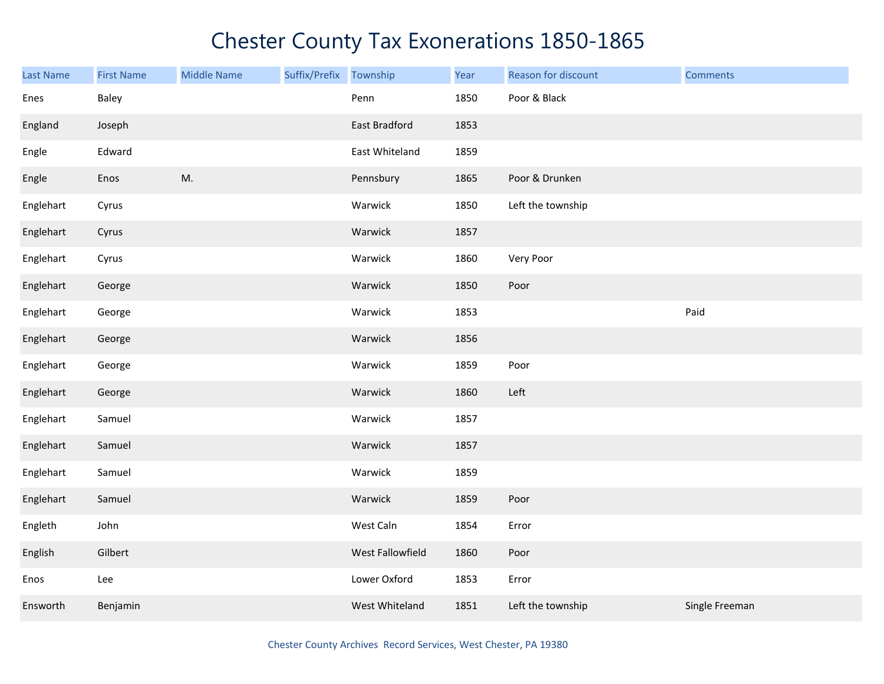# Chester County Tax Exonerations 1850-1865

| Last Name | First Name | Middle Name | Suffix/Prefix | Township | Year | Reason for discount | Comments |
|---|---|---|---|---|---|---|---|
| Enes | Baley | | | Penn | 1850 | Poor & Black | |
| England | Joseph | | | East Bradford | 1853 | | |
| Engle | Edward | | | East Whiteland | 1859 | | |
| Engle | Enos | M. | | Pennsbury | 1865 | Poor & Drunken | |
| Englehart | Cyrus | | | Warwick | 1850 | Left the township | |
| Englehart | Cyrus | | | Warwick | 1857 | | |
| Englehart | Cyrus | | | Warwick | 1860 | Very Poor | |
| Englehart | George | | | Warwick | 1850 | Poor | |
| Englehart | George | | | Warwick | 1853 | | Paid |
| Englehart | George | | | Warwick | 1856 | | |
| Englehart | George | | | Warwick | 1859 | Poor | |
| Englehart | George | | | Warwick | 1860 | Left | |
| Englehart | Samuel | | | Warwick | 1857 | | |
| Englehart | Samuel | | | Warwick | 1857 | | |
| Englehart | Samuel | | | Warwick | 1859 | | |
| Englehart | Samuel | | | Warwick | 1859 | Poor | |
| Engleth | John | | | West Caln | 1854 | Error | |
| English | Gilbert | | | West Fallowfield | 1860 | Poor | |
| Enos | Lee | | | Lower Oxford | 1853 | Error | |
| Ensworth | Benjamin | | | West Whiteland | 1851 | Left the township | Single Freeman |

Chester County Archives Record Services, West Chester, PA 19380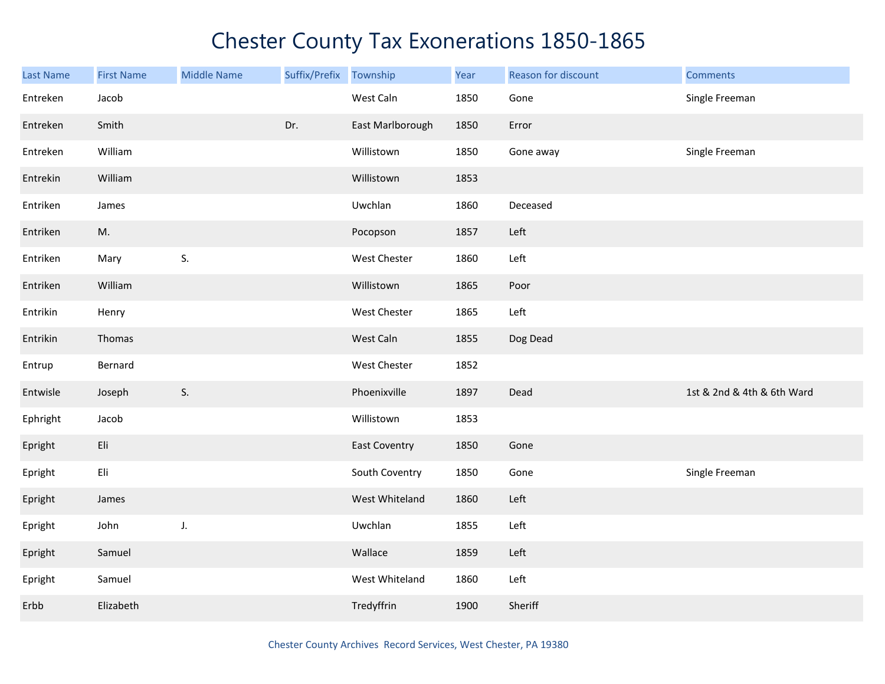# Chester County Tax Exonerations 1850-1865

| Last Name | First Name | Middle Name | Suffix/Prefix | Township | Year | Reason for discount | Comments |
|---|---|---|---|---|---|---|---|
| Entreken | Jacob | | | West Caln | 1850 | Gone | Single Freeman |
| Entreken | Smith | | Dr. | East Marlborough | 1850 | Error | |
| Entreken | William | | | Willistown | 1850 | Gone away | Single Freeman |
| Entrekin | William | | | Willistown | 1853 | | |
| Entriken | James | | | Uwchlan | 1860 | Deceased | |
| Entriken | M. | | | Pocopson | 1857 | Left | |
| Entriken | Mary | S. | | West Chester | 1860 | Left | |
| Entriken | William | | | Willistown | 1865 | Poor | |
| Entrikin | Henry | | | West Chester | 1865 | Left | |
| Entrikin | Thomas | | | West Caln | 1855 | Dog Dead | |
| Entrup | Bernard | | | West Chester | 1852 | | |
| Entwisle | Joseph | S. | | Phoenixville | 1897 | Dead | 1st & 2nd & 4th & 6th Ward |
| Ephright | Jacob | | | Willistown | 1853 | | |
| Epright | Eli | | | East Coventry | 1850 | Gone | |
| Epright | Eli | | | South Coventry | 1850 | Gone | Single Freeman |
| Epright | James | | | West Whiteland | 1860 | Left | |
| Epright | John | J. | | Uwchlan | 1855 | Left | |
| Epright | Samuel | | | Wallace | 1859 | Left | |
| Epright | Samuel | | | West Whiteland | 1860 | Left | |
| Erbb | Elizabeth | | | Tredyffrin | 1900 | Sheriff | |

Chester County Archives Record Services, West Chester, PA 19380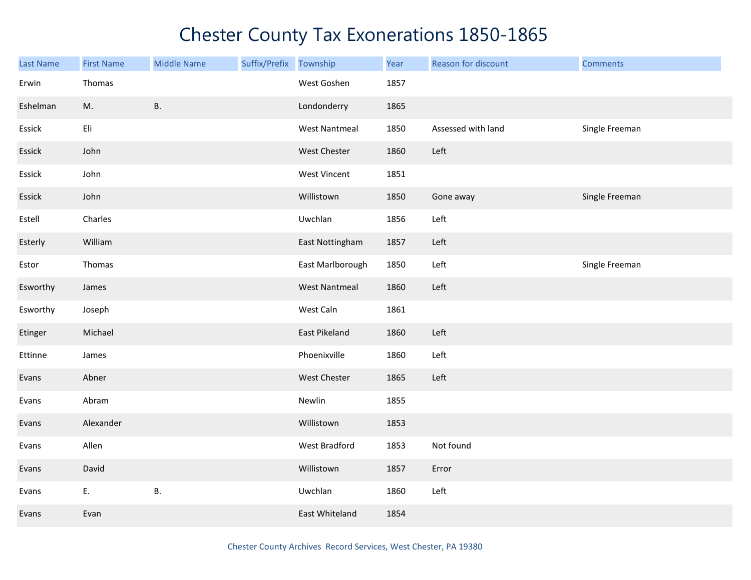# Chester County Tax Exonerations 1850-1865

| Last Name | First Name | Middle Name | Suffix/Prefix | Township | Year | Reason for discount | Comments |
|---|---|---|---|---|---|---|---|
| Erwin | Thomas | | | West Goshen | 1857 | | |
| Eshelman | M. | B. | | Londonderry | 1865 | | |
| Essick | Eli | | | West Nantmeal | 1850 | Assessed with land | Single Freeman |
| Essick | John | | | West Chester | 1860 | Left | |
| Essick | John | | | West Vincent | 1851 | | |
| Essick | John | | | Willistown | 1850 | Gone away | Single Freeman |
| Estell | Charles | | | Uwchlan | 1856 | Left | |
| Esterly | William | | | East Nottingham | 1857 | Left | |
| Estor | Thomas | | | East Marlborough | 1850 | Left | Single Freeman |
| Esworthy | James | | | West Nantmeal | 1860 | Left | |
| Esworthy | Joseph | | | West Caln | 1861 | | |
| Etinger | Michael | | | East Pikeland | 1860 | Left | |
| Ettinne | James | | | Phoenixville | 1860 | Left | |
| Evans | Abner | | | West Chester | 1865 | Left | |
| Evans | Abram | | | Newlin | 1855 | | |
| Evans | Alexander | | | Willistown | 1853 | | |
| Evans | Allen | | | West Bradford | 1853 | Not found | |
| Evans | David | | | Willistown | 1857 | Error | |
| Evans | E. | B. | | Uwchlan | 1860 | Left | |
| Evans | Evan | | | East Whiteland | 1854 | | |

Chester County Archives Record Services, West Chester, PA 19380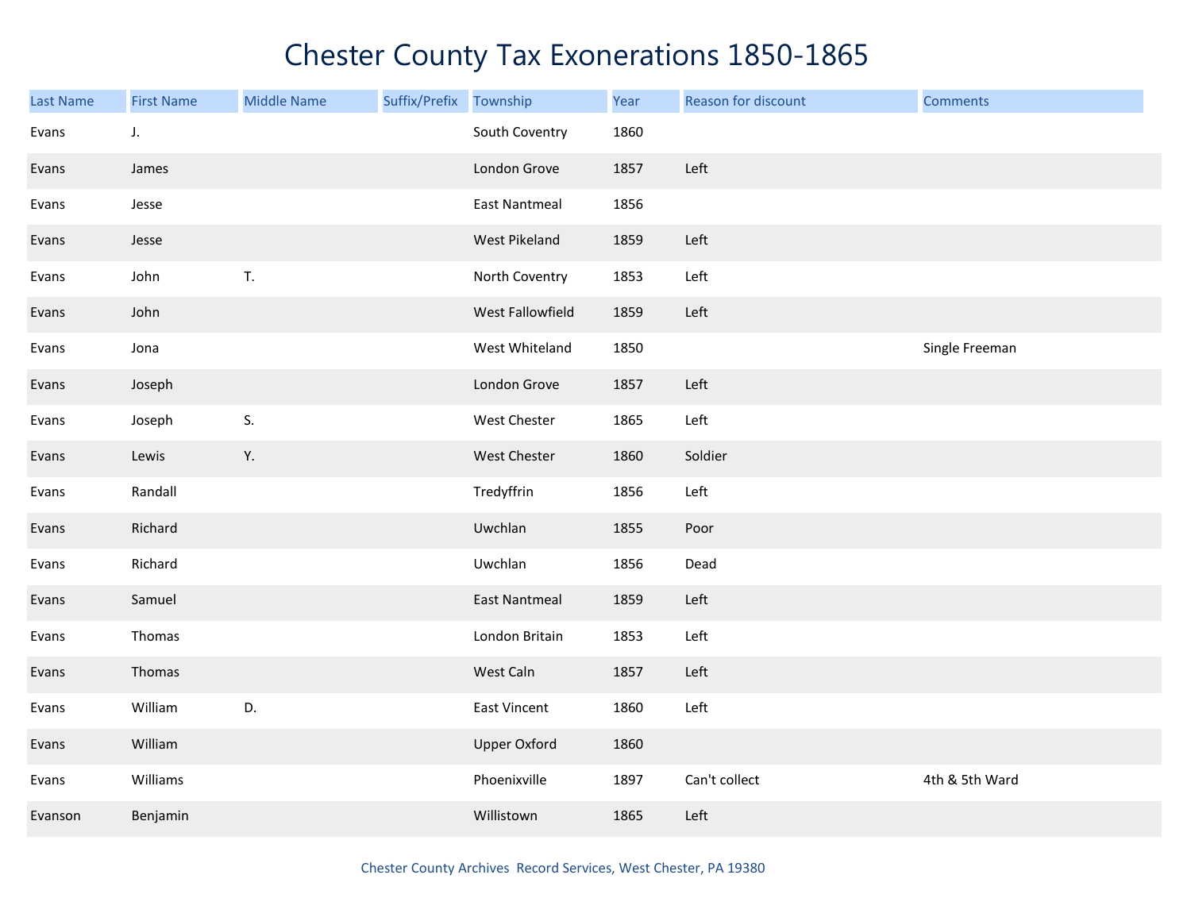# Chester County Tax Exonerations 1850-1865

| Last Name | First Name | Middle Name | Suffix/Prefix | Township | Year | Reason for discount | Comments |
|---|---|---|---|---|---|---|---|
| Evans | J. | | | South Coventry | 1860 | | |
| Evans | James | | | London Grove | 1857 | Left | |
| Evans | Jesse | | | East Nantmeal | 1856 | | |
| Evans | Jesse | | | West Pikeland | 1859 | Left | |
| Evans | John | T. | | North Coventry | 1853 | Left | |
| Evans | John | | | West Fallowfield | 1859 | Left | |
| Evans | Jona | | | West Whiteland | 1850 | | Single Freeman |
| Evans | Joseph | | | London Grove | 1857 | Left | |
| Evans | Joseph | S. | | West Chester | 1865 | Left | |
| Evans | Lewis | Y. | | West Chester | 1860 | Soldier | |
| Evans | Randall | | | Tredyffrin | 1856 | Left | |
| Evans | Richard | | | Uwchlan | 1855 | Poor | |
| Evans | Richard | | | Uwchlan | 1856 | Dead | |
| Evans | Samuel | | | East Nantmeal | 1859 | Left | |
| Evans | Thomas | | | London Britain | 1853 | Left | |
| Evans | Thomas | | | West Caln | 1857 | Left | |
| Evans | William | D. | | East Vincent | 1860 | Left | |
| Evans | William | | | Upper Oxford | 1860 | | |
| Evans | Williams | | | Phoenixville | 1897 | Can't collect | 4th & 5th Ward |
| Evanson | Benjamin | | | Willistown | 1865 | Left | |

Chester County Archives Record Services, West Chester, PA 19380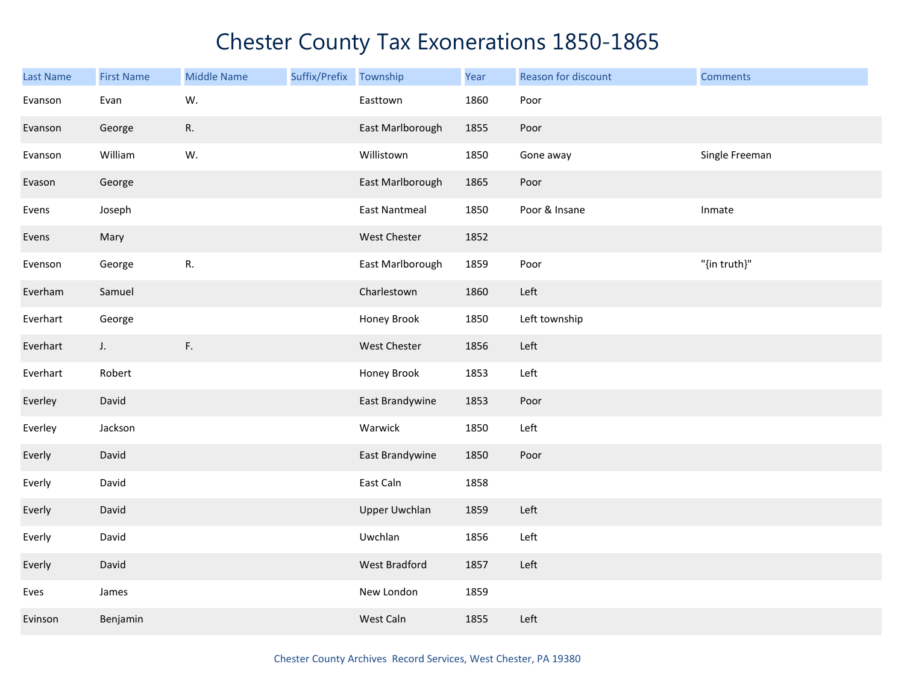# Chester County Tax Exonerations 1850-1865

| Last Name | First Name | Middle Name | Suffix/Prefix | Township | Year | Reason for discount | Comments |
|---|---|---|---|---|---|---|---|
| Evanson | Evan | W. | | Easttown | 1860 | Poor | |
| Evanson | George | R. | | East Marlborough | 1855 | Poor | |
| Evanson | William | W. | | Willistown | 1850 | Gone away | Single Freeman |
| Evason | George | | | East Marlborough | 1865 | Poor | |
| Evens | Joseph | | | East Nantmeal | 1850 | Poor & Insane | Inmate |
| Evens | Mary | | | West Chester | 1852 | | |
| Evenson | George | R. | | East Marlborough | 1859 | Poor | "{in truth}" |
| Everham | Samuel | | | Charlestown | 1860 | Left | |
| Everhart | George | | | Honey Brook | 1850 | Left township | |
| Everhart | J. | F. | | West Chester | 1856 | Left | |
| Everhart | Robert | | | Honey Brook | 1853 | Left | |
| Everley | David | | | East Brandywine | 1853 | Poor | |
| Everley | Jackson | | | Warwick | 1850 | Left | |
| Everly | David | | | East Brandywine | 1850 | Poor | |
| Everly | David | | | East Caln | 1858 | | |
| Everly | David | | | Upper Uwchlan | 1859 | Left | |
| Everly | David | | | Uwchlan | 1856 | Left | |
| Everly | David | | | West Bradford | 1857 | Left | |
| Eves | James | | | New London | 1859 | | |
| Evinson | Benjamin | | | West Caln | 1855 | Left | |

Chester County Archives Record Services, West Chester, PA 19380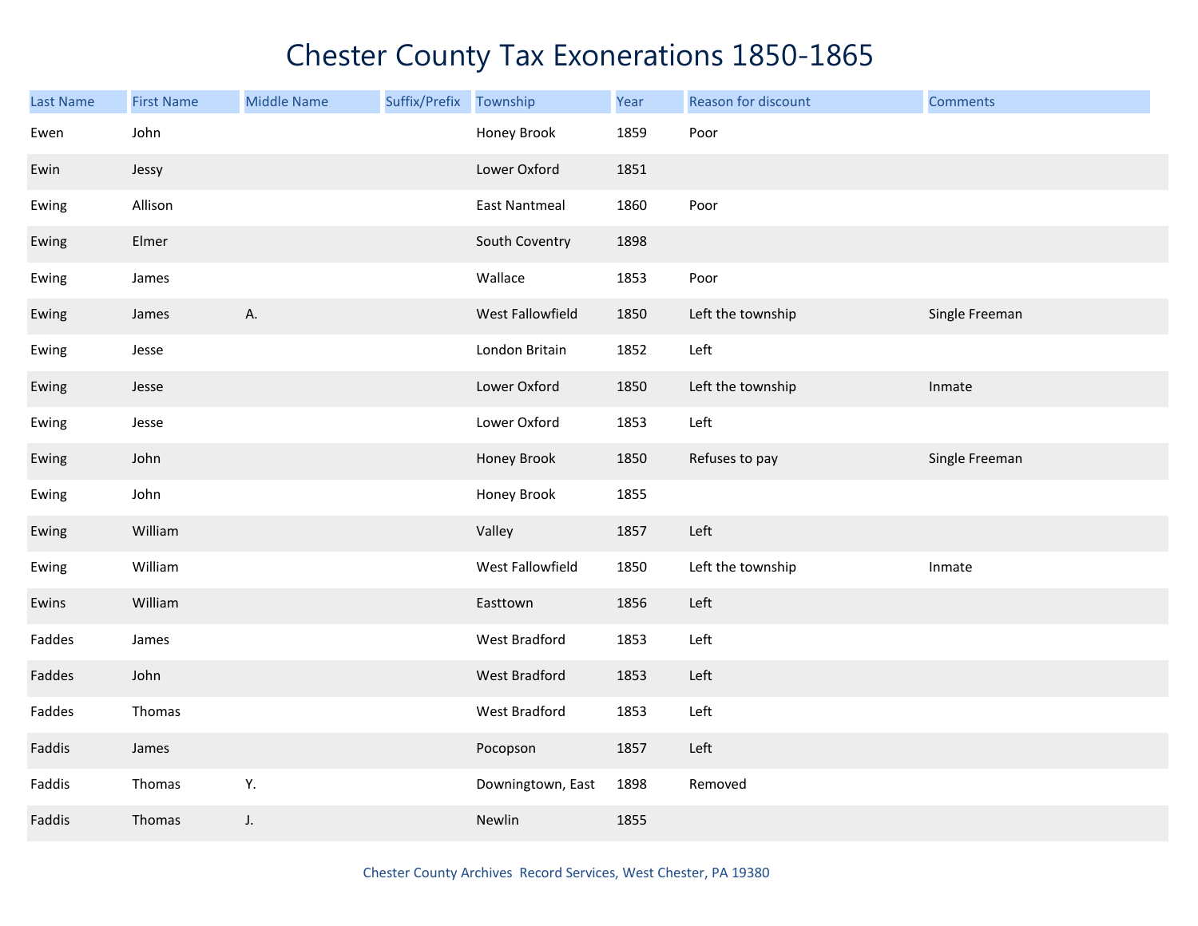# Chester County Tax Exonerations 1850-1865

| Last Name | First Name | Middle Name | Suffix/Prefix | Township | Year | Reason for discount | Comments |
|---|---|---|---|---|---|---|---|
| Ewen | John | | | Honey Brook | 1859 | Poor | |
| Ewin | Jessy | | | Lower Oxford | 1851 | | |
| Ewing | Allison | | | East Nantmeal | 1860 | Poor | |
| Ewing | Elmer | | | South Coventry | 1898 | | |
| Ewing | James | | | Wallace | 1853 | Poor | |
| Ewing | James | A. | | West Fallowfield | 1850 | Left the township | Single Freeman |
| Ewing | Jesse | | | London Britain | 1852 | Left | |
| Ewing | Jesse | | | Lower Oxford | 1850 | Left the township | Inmate |
| Ewing | Jesse | | | Lower Oxford | 1853 | Left | |
| Ewing | John | | | Honey Brook | 1850 | Refuses to pay | Single Freeman |
| Ewing | John | | | Honey Brook | 1855 | | |
| Ewing | William | | | Valley | 1857 | Left | |
| Ewing | William | | | West Fallowfield | 1850 | Left the township | Inmate |
| Ewins | William | | | Easttown | 1856 | Left | |
| Faddes | James | | | West Bradford | 1853 | Left | |
| Faddes | John | | | West Bradford | 1853 | Left | |
| Faddes | Thomas | | | West Bradford | 1853 | Left | |
| Faddis | James | | | Pocopson | 1857 | Left | |
| Faddis | Thomas | Y. | | Downingtown, East | 1898 | Removed | |
| Faddis | Thomas | J. | | Newlin | 1855 | | |

Chester County Archives Record Services, West Chester, PA 19380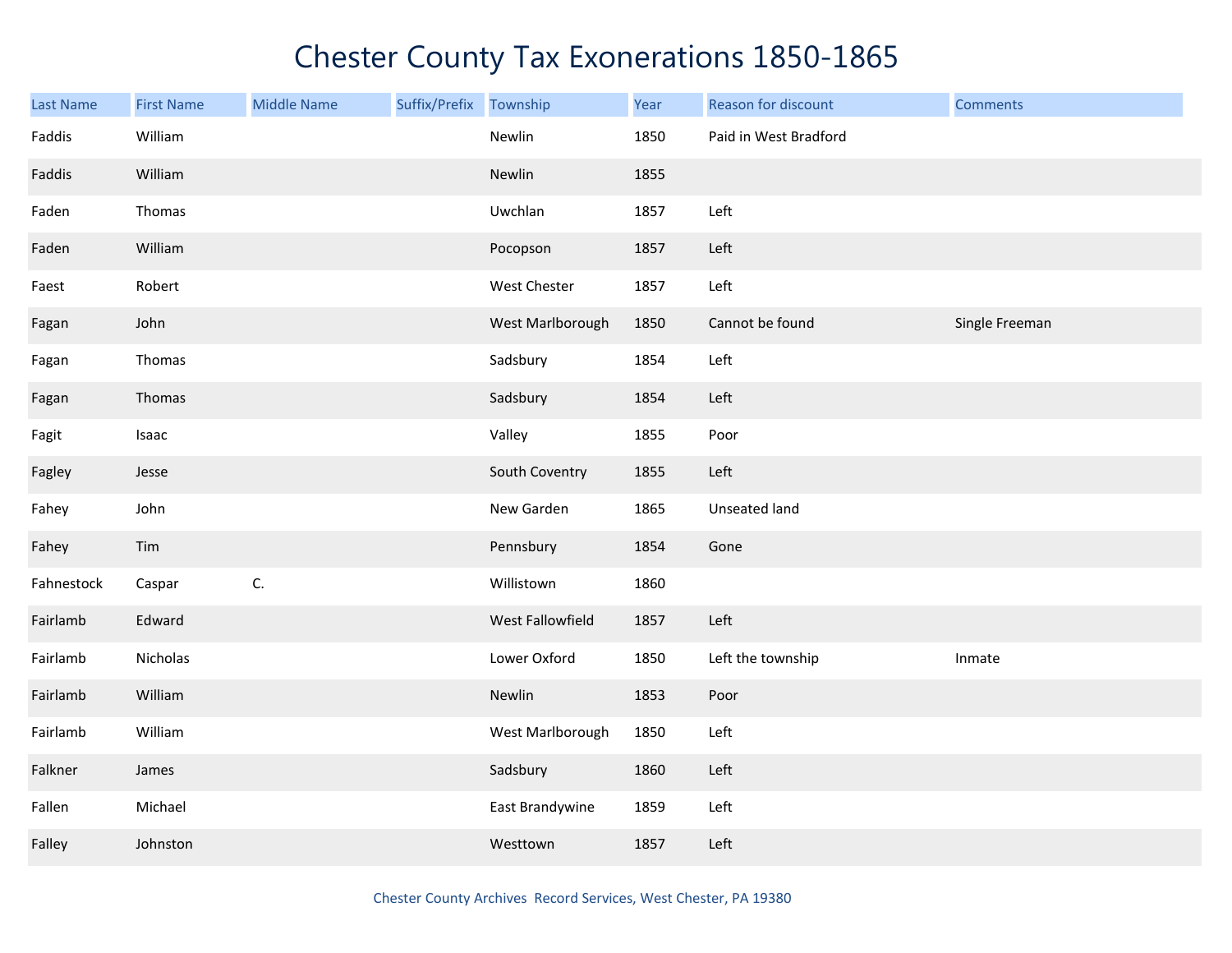# Chester County Tax Exonerations 1850-1865

| Last Name | First Name | Middle Name | Suffix/Prefix | Township | Year | Reason for discount | Comments |
|---|---|---|---|---|---|---|---|
| Faddis | William | | | Newlin | 1850 | Paid in West Bradford | |
| Faddis | William | | | Newlin | 1855 | | |
| Faden | Thomas | | | Uwchlan | 1857 | Left | |
| Faden | William | | | Pocopson | 1857 | Left | |
| Faest | Robert | | | West Chester | 1857 | Left | |
| Fagan | John | | | West Marlborough | 1850 | Cannot be found | Single Freeman |
| Fagan | Thomas | | | Sadsbury | 1854 | Left | |
| Fagan | Thomas | | | Sadsbury | 1854 | Left | |
| Fagit | Isaac | | | Valley | 1855 | Poor | |
| Fagley | Jesse | | | South Coventry | 1855 | Left | |
| Fahey | John | | | New Garden | 1865 | Unseated land | |
| Fahey | Tim | | | Pennsbury | 1854 | Gone | |
| Fahnestock | Caspar | C. | | Willistown | 1860 | | |
| Fairlamb | Edward | | | West Fallowfield | 1857 | Left | |
| Fairlamb | Nicholas | | | Lower Oxford | 1850 | Left the township | Inmate |
| Fairlamb | William | | | Newlin | 1853 | Poor | |
| Fairlamb | William | | | West Marlborough | 1850 | Left | |
| Falkner | James | | | Sadsbury | 1860 | Left | |
| Fallen | Michael | | | East Brandywine | 1859 | Left | |
| Falley | Johnston | | | Westtown | 1857 | Left | |

Chester County Archives Record Services, West Chester, PA 19380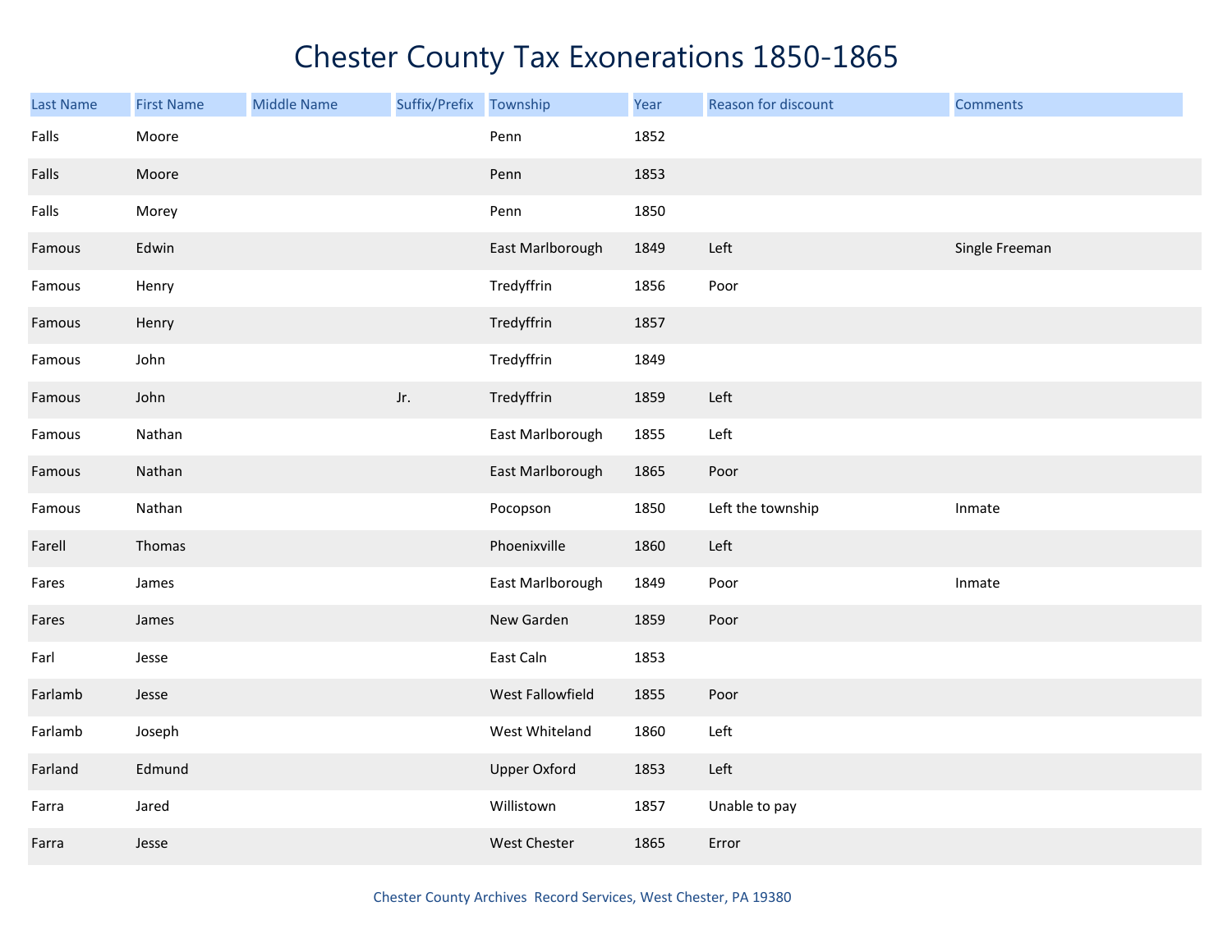# Chester County Tax Exonerations 1850-1865

| Last Name | First Name | Middle Name | Suffix/Prefix | Township | Year | Reason for discount | Comments |
|---|---|---|---|---|---|---|---|
| Falls | Moore | | | Penn | 1852 | | |
| Falls | Moore | | | Penn | 1853 | | |
| Falls | Morey | | | Penn | 1850 | | |
| Famous | Edwin | | | East Marlborough | 1849 | Left | Single Freeman |
| Famous | Henry | | | Tredyffrin | 1856 | Poor | |
| Famous | Henry | | | Tredyffrin | 1857 | | |
| Famous | John | | | Tredyffrin | 1849 | | |
| Famous | John | | Jr. | Tredyffrin | 1859 | Left | |
| Famous | Nathan | | | East Marlborough | 1855 | Left | |
| Famous | Nathan | | | East Marlborough | 1865 | Poor | |
| Famous | Nathan | | | Pocopson | 1850 | Left the township | Inmate |
| Farell | Thomas | | | Phoenixville | 1860 | Left | |
| Fares | James | | | East Marlborough | 1849 | Poor | Inmate |
| Fares | James | | | New Garden | 1859 | Poor | |
| Farl | Jesse | | | East Caln | 1853 | | |
| Farlamb | Jesse | | | West Fallowfield | 1855 | Poor | |
| Farlamb | Joseph | | | West Whiteland | 1860 | Left | |
| Farland | Edmund | | | Upper Oxford | 1853 | Left | |
| Farra | Jared | | | Willistown | 1857 | Unable to pay | |
| Farra | Jesse | | | West Chester | 1865 | Error | |

Chester County Archives Record Services, West Chester, PA 19380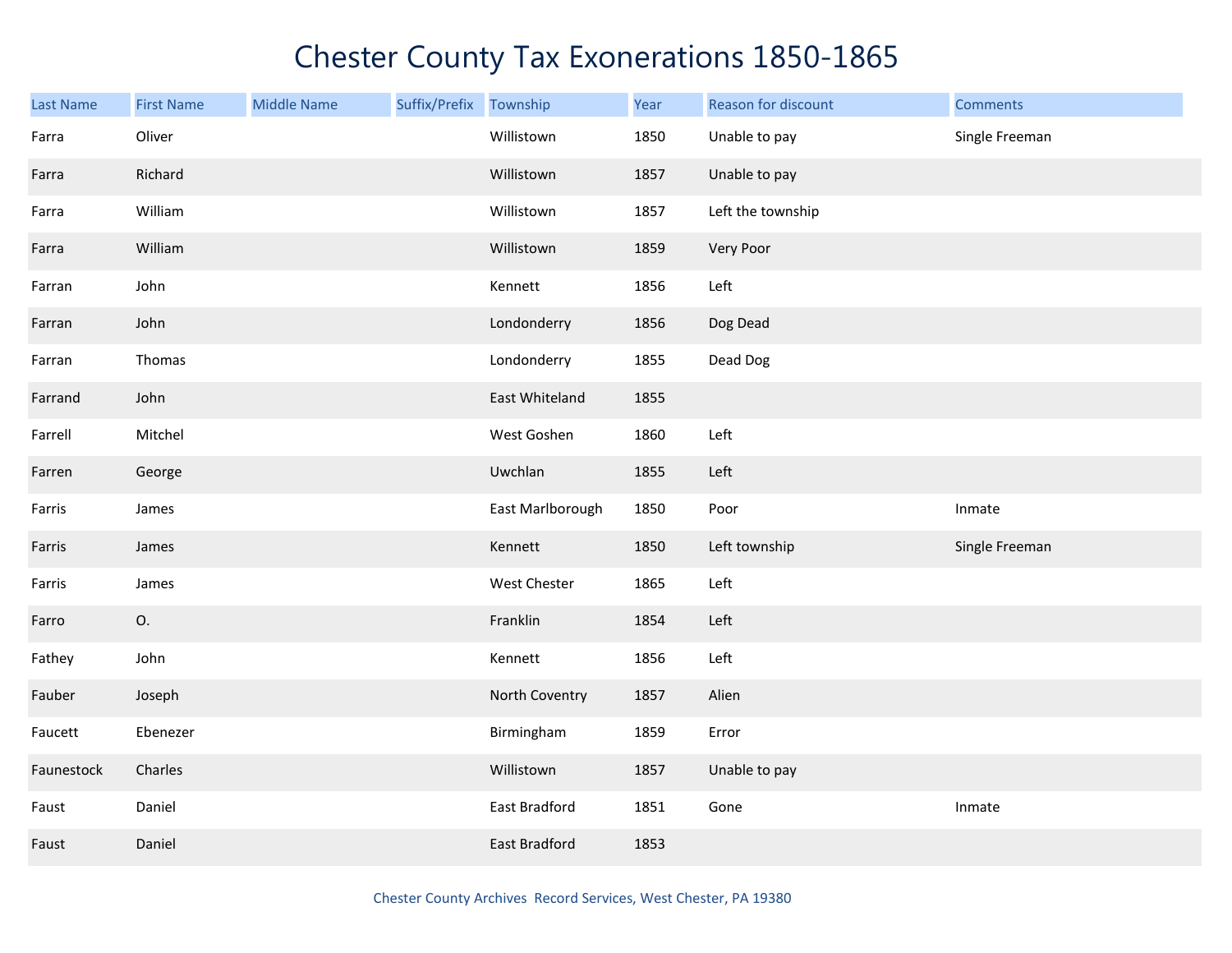# Chester County Tax Exonerations 1850-1865

| Last Name | First Name | Middle Name | Suffix/Prefix | Township | Year | Reason for discount | Comments |
|---|---|---|---|---|---|---|---|
| Farra | Oliver | | | Willistown | 1850 | Unable to pay | Single Freeman |
| Farra | Richard | | | Willistown | 1857 | Unable to pay | |
| Farra | William | | | Willistown | 1857 | Left the township | |
| Farra | William | | | Willistown | 1859 | Very Poor | |
| Farran | John | | | Kennett | 1856 | Left | |
| Farran | John | | | Londonderry | 1856 | Dog Dead | |
| Farran | Thomas | | | Londonderry | 1855 | Dead Dog | |
| Farrand | John | | | East Whiteland | 1855 | | |
| Farrell | Mitchel | | | West Goshen | 1860 | Left | |
| Farren | George | | | Uwchlan | 1855 | Left | |
| Farris | James | | | East Marlborough | 1850 | Poor | Inmate |
| Farris | James | | | Kennett | 1850 | Left township | Single Freeman |
| Farris | James | | | West Chester | 1865 | Left | |
| Farro | O. | | | Franklin | 1854 | Left | |
| Fathey | John | | | Kennett | 1856 | Left | |
| Fauber | Joseph | | | North Coventry | 1857 | Alien | |
| Faucett | Ebenezer | | | Birmingham | 1859 | Error | |
| Faunestock | Charles | | | Willistown | 1857 | Unable to pay | |
| Faust | Daniel | | | East Bradford | 1851 | Gone | Inmate |
| Faust | Daniel | | | East Bradford | 1853 | | |

Chester County Archives Record Services, West Chester, PA 19380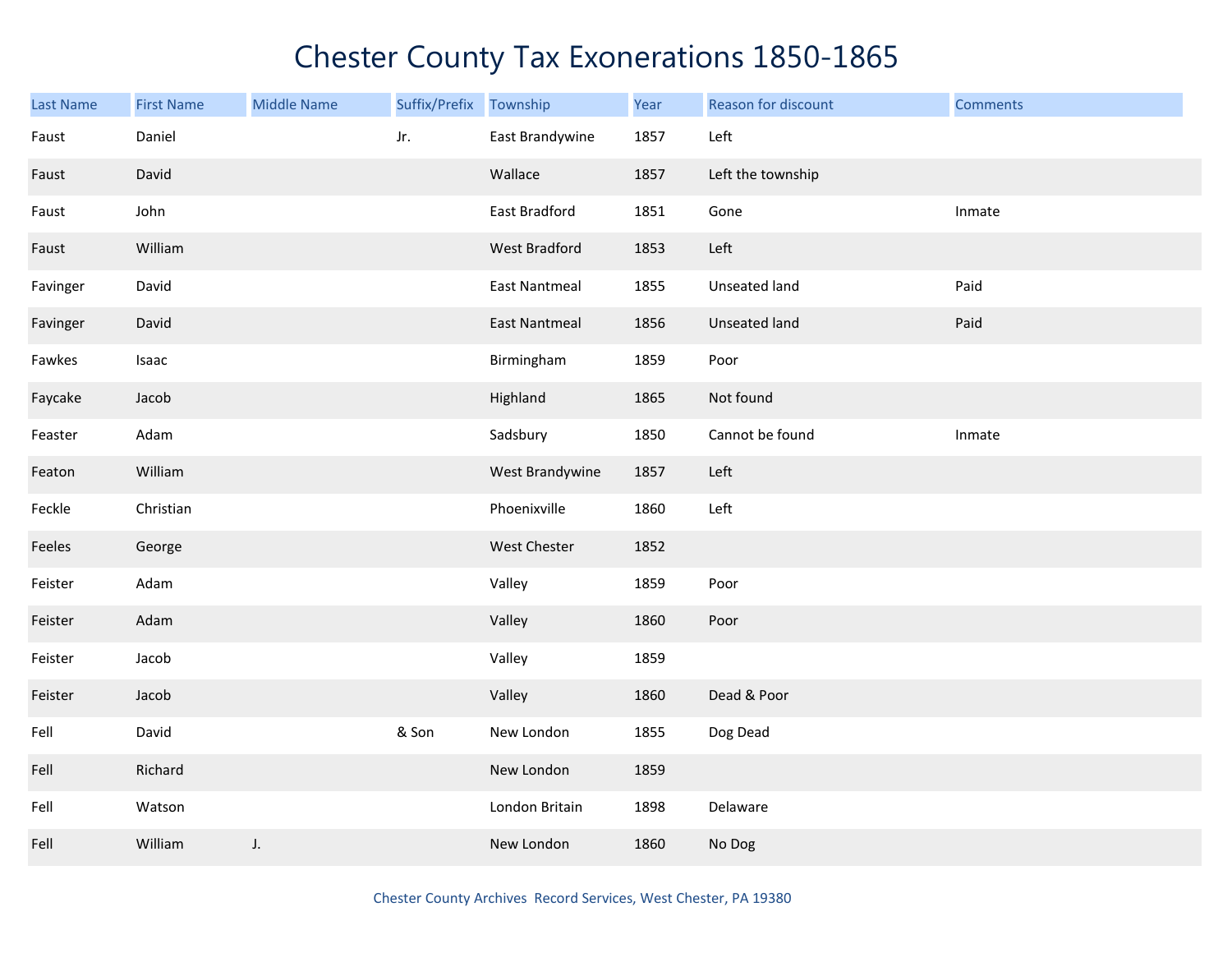# Chester County Tax Exonerations 1850-1865

| Last Name | First Name | Middle Name | Suffix/Prefix | Township | Year | Reason for discount | Comments |
|---|---|---|---|---|---|---|---|
| Faust | Daniel | | Jr. | East Brandywine | 1857 | Left | |
| Faust | David | | | Wallace | 1857 | Left the township | |
| Faust | John | | | East Bradford | 1851 | Gone | Inmate |
| Faust | William | | | West Bradford | 1853 | Left | |
| Favinger | David | | | East Nantmeal | 1855 | Unseated land | Paid |
| Favinger | David | | | East Nantmeal | 1856 | Unseated land | Paid |
| Fawkes | Isaac | | | Birmingham | 1859 | Poor | |
| Faycake | Jacob | | | Highland | 1865 | Not found | |
| Feaster | Adam | | | Sadsbury | 1850 | Cannot be found | Inmate |
| Featon | William | | | West Brandywine | 1857 | Left | |
| Feckle | Christian | | | Phoenixville | 1860 | Left | |
| Feeles | George | | | West Chester | 1852 | | |
| Feister | Adam | | | Valley | 1859 | Poor | |
| Feister | Adam | | | Valley | 1860 | Poor | |
| Feister | Jacob | | | Valley | 1859 | | |
| Feister | Jacob | | | Valley | 1860 | Dead & Poor | |
| Fell | David | | & Son | New London | 1855 | Dog Dead | |
| Fell | Richard | | | New London | 1859 | | |
| Fell | Watson | | | London Britain | 1898 | Delaware | |
| Fell | William | J. | | New London | 1860 | No Dog | |

Chester County Archives Record Services, West Chester, PA 19380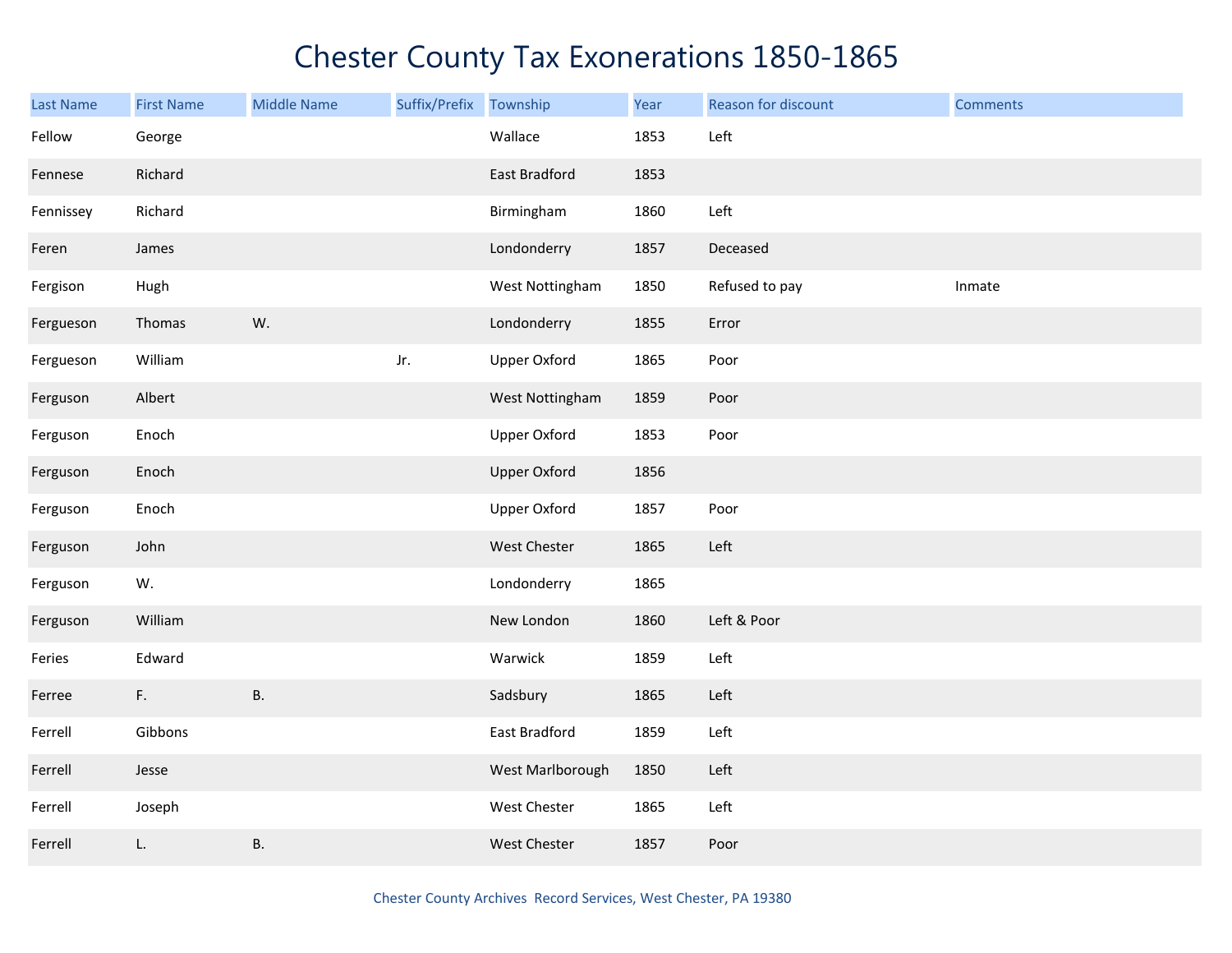# Chester County Tax Exonerations 1850-1865

| Last Name | First Name | Middle Name | Suffix/Prefix | Township | Year | Reason for discount | Comments |
|---|---|---|---|---|---|---|---|
| Fellow | George | | | Wallace | 1853 | Left | |
| Fennese | Richard | | | East Bradford | 1853 | | |
| Fennissey | Richard | | | Birmingham | 1860 | Left | |
| Feren | James | | | Londonderry | 1857 | Deceased | |
| Fergison | Hugh | | | West Nottingham | 1850 | Refused to pay | Inmate |
| Fergueson | Thomas | W. | | Londonderry | 1855 | Error | |
| Fergueson | William | | Jr. | Upper Oxford | 1865 | Poor | |
| Ferguson | Albert | | | West Nottingham | 1859 | Poor | |
| Ferguson | Enoch | | | Upper Oxford | 1853 | Poor | |
| Ferguson | Enoch | | | Upper Oxford | 1856 | | |
| Ferguson | Enoch | | | Upper Oxford | 1857 | Poor | |
| Ferguson | John | | | West Chester | 1865 | Left | |
| Ferguson | W. | | | Londonderry | 1865 | | |
| Ferguson | William | | | New London | 1860 | Left & Poor | |
| Feries | Edward | | | Warwick | 1859 | Left | |
| Ferree | F. | B. | | Sadsbury | 1865 | Left | |
| Ferrell | Gibbons | | | East Bradford | 1859 | Left | |
| Ferrell | Jesse | | | West Marlborough | 1850 | Left | |
| Ferrell | Joseph | | | West Chester | 1865 | Left | |
| Ferrell | L. | B. | | West Chester | 1857 | Poor | |

Chester County Archives Record Services, West Chester, PA 19380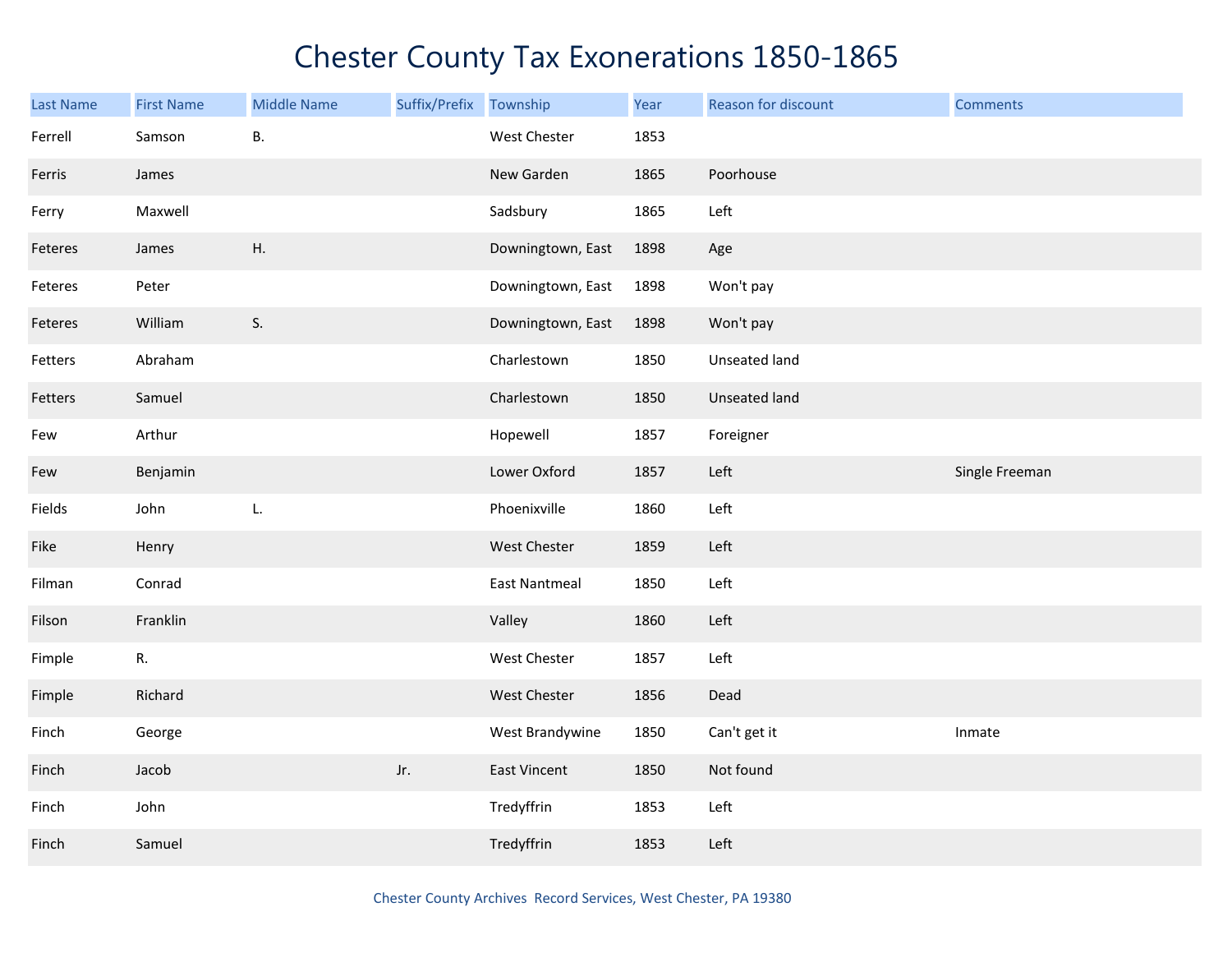# Chester County Tax Exonerations 1850-1865

| Last Name | First Name | Middle Name | Suffix/Prefix | Township | Year | Reason for discount | Comments |
|---|---|---|---|---|---|---|---|
| Ferrell | Samson | B. | | West Chester | 1853 | | |
| Ferris | James | | | New Garden | 1865 | Poorhouse | |
| Ferry | Maxwell | | | Sadsbury | 1865 | Left | |
| Feteres | James | H. | | Downingtown, East | 1898 | Age | |
| Feteres | Peter | | | Downingtown, East | 1898 | Won't pay | |
| Feteres | William | S. | | Downingtown, East | 1898 | Won't pay | |
| Fetters | Abraham | | | Charlestown | 1850 | Unseated land | |
| Fetters | Samuel | | | Charlestown | 1850 | Unseated land | |
| Few | Arthur | | | Hopewell | 1857 | Foreigner | |
| Few | Benjamin | | | Lower Oxford | 1857 | Left | Single Freeman |
| Fields | John | L. | | Phoenixville | 1860 | Left | |
| Fike | Henry | | | West Chester | 1859 | Left | |
| Filman | Conrad | | | East Nantmeal | 1850 | Left | |
| Filson | Franklin | | | Valley | 1860 | Left | |
| Fimple | R. | | | West Chester | 1857 | Left | |
| Fimple | Richard | | | West Chester | 1856 | Dead | |
| Finch | George | | | West Brandywine | 1850 | Can't get it | Inmate |
| Finch | Jacob | | Jr. | East Vincent | 1850 | Not found | |
| Finch | John | | | Tredyffrin | 1853 | Left | |
| Finch | Samuel | | | Tredyffrin | 1853 | Left | |

Chester County Archives Record Services, West Chester, PA 19380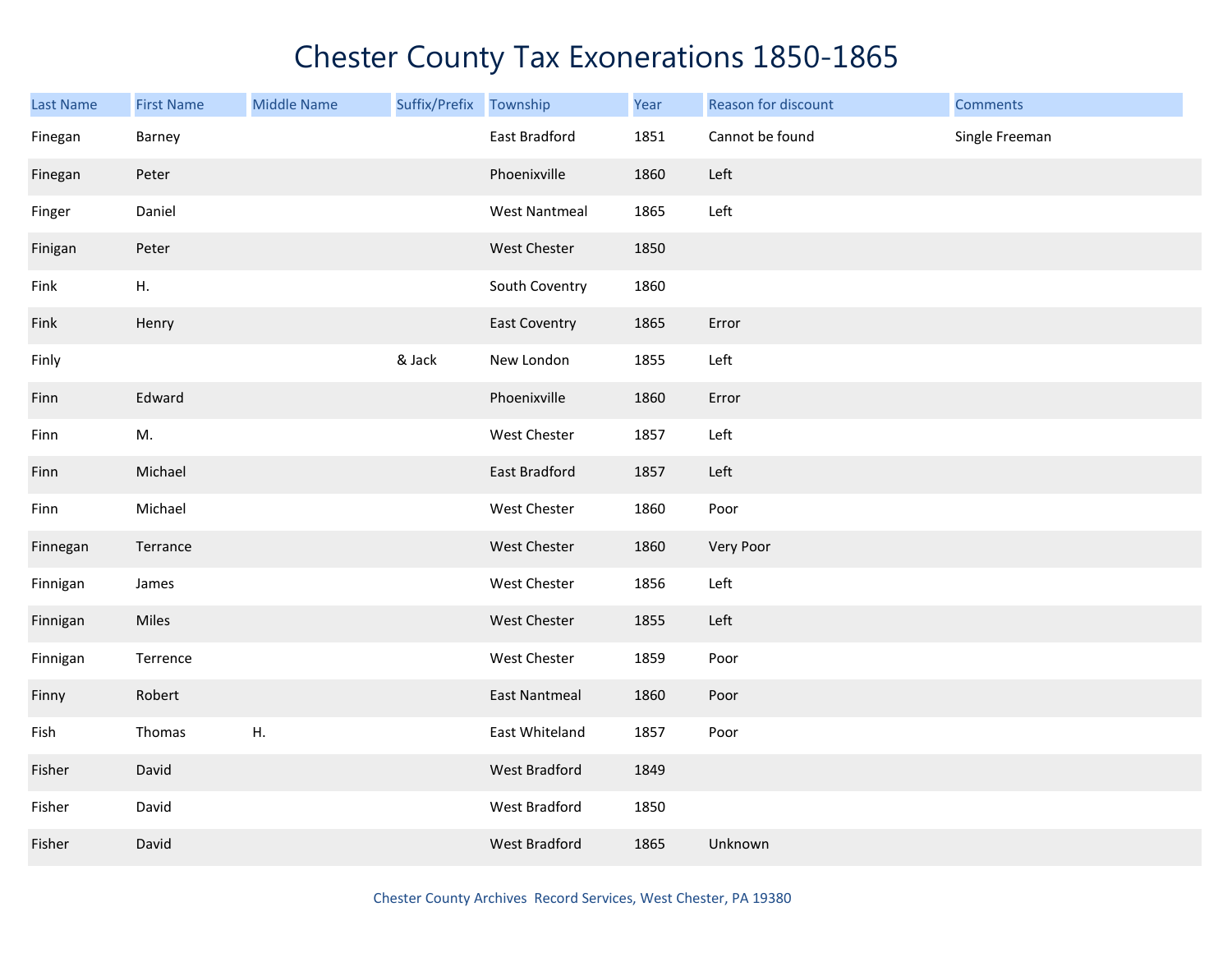# Chester County Tax Exonerations 1850-1865

| Last Name | First Name | Middle Name | Suffix/Prefix | Township | Year | Reason for discount | Comments |
|---|---|---|---|---|---|---|---|
| Finegan | Barney | | | East Bradford | 1851 | Cannot be found | Single Freeman |
| Finegan | Peter | | | Phoenixville | 1860 | Left | |
| Finger | Daniel | | | West Nantmeal | 1865 | Left | |
| Finigan | Peter | | | West Chester | 1850 | | |
| Fink | H. | | | South Coventry | 1860 | | |
| Fink | Henry | | | East Coventry | 1865 | Error | |
| Finly | | | & Jack | New London | 1855 | Left | |
| Finn | Edward | | | Phoenixville | 1860 | Error | |
| Finn | M. | | | West Chester | 1857 | Left | |
| Finn | Michael | | | East Bradford | 1857 | Left | |
| Finn | Michael | | | West Chester | 1860 | Poor | |
| Finnegan | Terrance | | | West Chester | 1860 | Very Poor | |
| Finnigan | James | | | West Chester | 1856 | Left | |
| Finnigan | Miles | | | West Chester | 1855 | Left | |
| Finnigan | Terrence | | | West Chester | 1859 | Poor | |
| Finny | Robert | | | East Nantmeal | 1860 | Poor | |
| Fish | Thomas | H. | | East Whiteland | 1857 | Poor | |
| Fisher | David | | | West Bradford | 1849 | | |
| Fisher | David | | | West Bradford | 1850 | | |
| Fisher | David | | | West Bradford | 1865 | Unknown | |

Chester County Archives Record Services, West Chester, PA 19380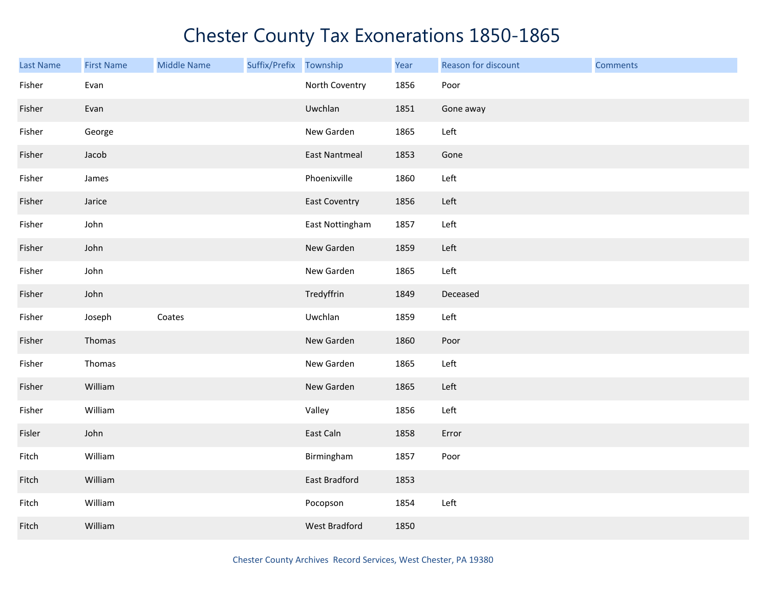# Chester County Tax Exonerations 1850-1865

| Last Name | First Name | Middle Name | Suffix/Prefix | Township | Year | Reason for discount | Comments |
|---|---|---|---|---|---|---|---|
| Fisher | Evan | | | North Coventry | 1856 | Poor | |
| Fisher | Evan | | | Uwchlan | 1851 | Gone away | |
| Fisher | George | | | New Garden | 1865 | Left | |
| Fisher | Jacob | | | East Nantmeal | 1853 | Gone | |
| Fisher | James | | | Phoenixville | 1860 | Left | |
| Fisher | Jarice | | | East Coventry | 1856 | Left | |
| Fisher | John | | | East Nottingham | 1857 | Left | |
| Fisher | John | | | New Garden | 1859 | Left | |
| Fisher | John | | | New Garden | 1865 | Left | |
| Fisher | John | | | Tredyffrin | 1849 | Deceased | |
| Fisher | Joseph | Coates | | Uwchlan | 1859 | Left | |
| Fisher | Thomas | | | New Garden | 1860 | Poor | |
| Fisher | Thomas | | | New Garden | 1865 | Left | |
| Fisher | William | | | New Garden | 1865 | Left | |
| Fisher | William | | | Valley | 1856 | Left | |
| Fisler | John | | | East Caln | 1858 | Error | |
| Fitch | William | | | Birmingham | 1857 | Poor | |
| Fitch | William | | | East Bradford | 1853 | | |
| Fitch | William | | | Pocopson | 1854 | Left | |
| Fitch | William | | | West Bradford | 1850 | | |

Chester County Archives Record Services, West Chester, PA 19380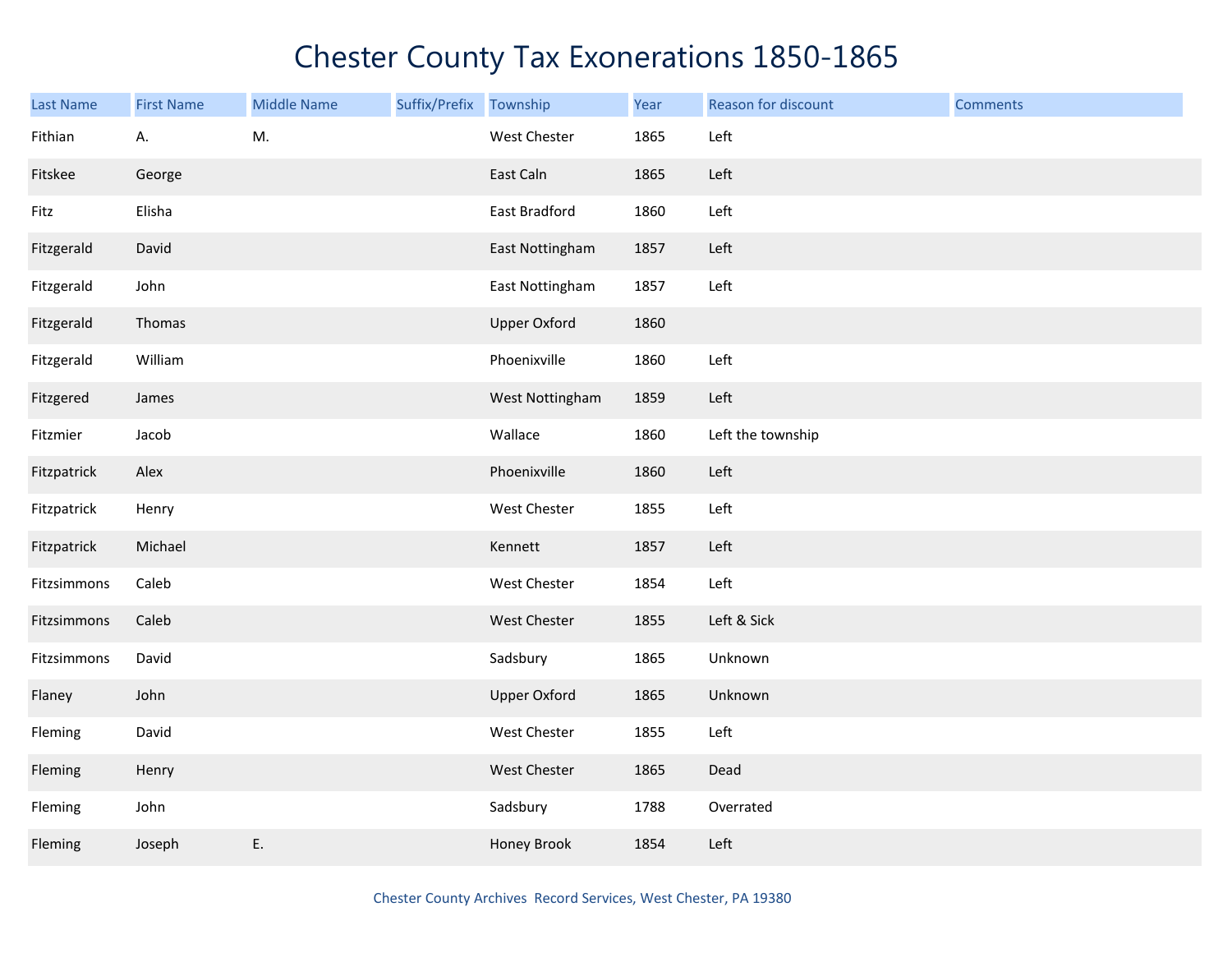# Chester County Tax Exonerations 1850-1865

| Last Name | First Name | Middle Name | Suffix/Prefix | Township | Year | Reason for discount | Comments |
|---|---|---|---|---|---|---|---|
| Fithian | A. | M. | | West Chester | 1865 | Left | |
| Fitskee | George | | | East Caln | 1865 | Left | |
| Fitz | Elisha | | | East Bradford | 1860 | Left | |
| Fitzgerald | David | | | East Nottingham | 1857 | Left | |
| Fitzgerald | John | | | East Nottingham | 1857 | Left | |
| Fitzgerald | Thomas | | | Upper Oxford | 1860 | | |
| Fitzgerald | William | | | Phoenixville | 1860 | Left | |
| Fitzgered | James | | | West Nottingham | 1859 | Left | |
| Fitzmier | Jacob | | | Wallace | 1860 | Left the township | |
| Fitzpatrick | Alex | | | Phoenixville | 1860 | Left | |
| Fitzpatrick | Henry | | | West Chester | 1855 | Left | |
| Fitzpatrick | Michael | | | Kennett | 1857 | Left | |
| Fitzsimmons | Caleb | | | West Chester | 1854 | Left | |
| Fitzsimmons | Caleb | | | West Chester | 1855 | Left & Sick | |
| Fitzsimmons | David | | | Sadsbury | 1865 | Unknown | |
| Flaney | John | | | Upper Oxford | 1865 | Unknown | |
| Fleming | David | | | West Chester | 1855 | Left | |
| Fleming | Henry | | | West Chester | 1865 | Dead | |
| Fleming | John | | | Sadsbury | 1788 | Overrated | |
| Fleming | Joseph | E. | | Honey Brook | 1854 | Left | |

Chester County Archives Record Services, West Chester, PA 19380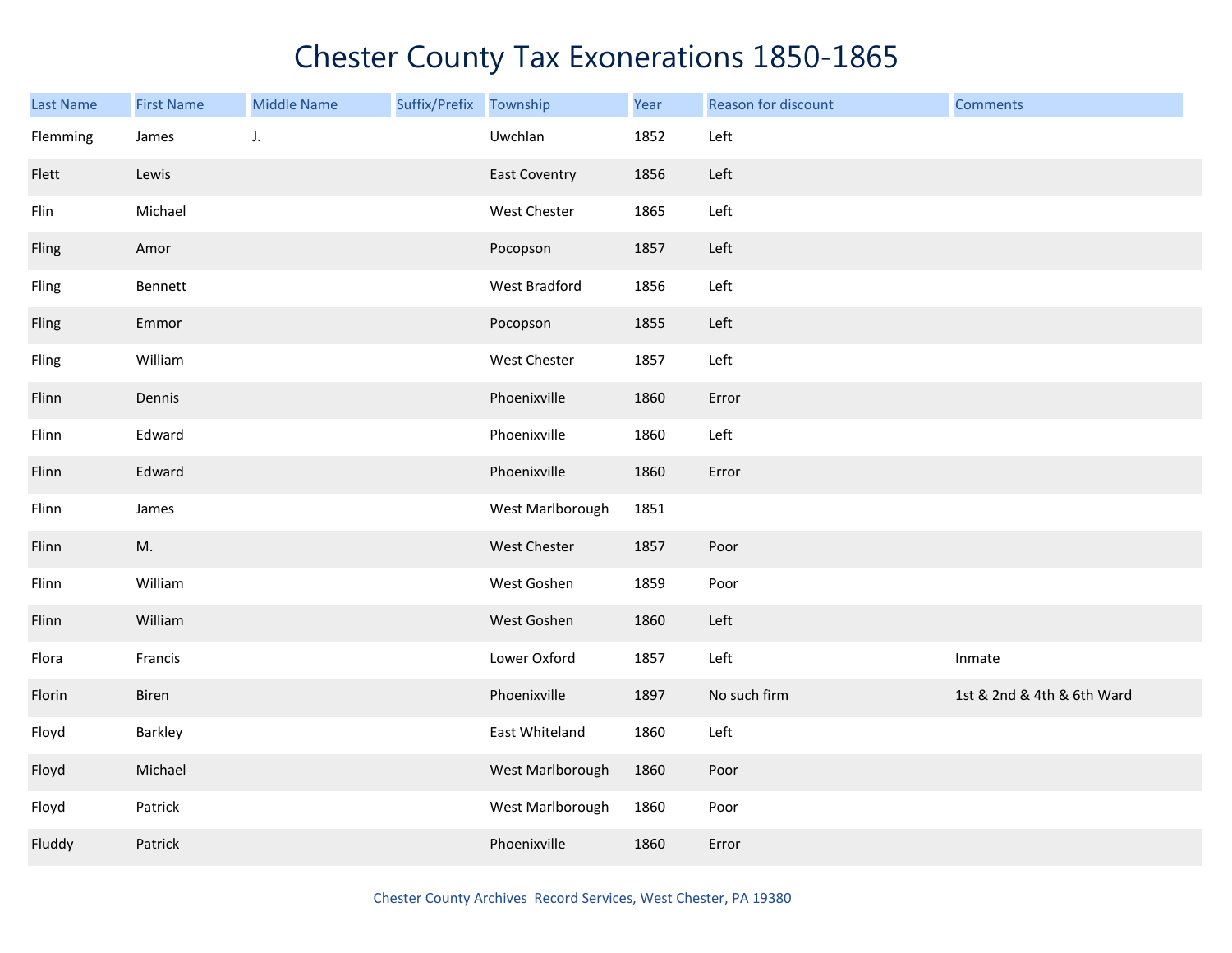# Chester County Tax Exonerations 1850-1865

| Last Name | First Name | Middle Name | Suffix/Prefix | Township | Year | Reason for discount | Comments |
|---|---|---|---|---|---|---|---|
| Flemming | James | J. | | Uwchlan | 1852 | Left | |
| Flett | Lewis | | | East Coventry | 1856 | Left | |
| Flin | Michael | | | West Chester | 1865 | Left | |
| Fling | Amor | | | Pocopson | 1857 | Left | |
| Fling | Bennett | | | West Bradford | 1856 | Left | |
| Fling | Emmor | | | Pocopson | 1855 | Left | |
| Fling | William | | | West Chester | 1857 | Left | |
| Flinn | Dennis | | | Phoenixville | 1860 | Error | |
| Flinn | Edward | | | Phoenixville | 1860 | Left | |
| Flinn | Edward | | | Phoenixville | 1860 | Error | |
| Flinn | James | | | West Marlborough | 1851 | | |
| Flinn | M. | | | West Chester | 1857 | Poor | |
| Flinn | William | | | West Goshen | 1859 | Poor | |
| Flinn | William | | | West Goshen | 1860 | Left | |
| Flora | Francis | | | Lower Oxford | 1857 | Left | Inmate |
| Florin | Biren | | | Phoenixville | 1897 | No such firm | 1st & 2nd & 4th & 6th Ward |
| Floyd | Barkley | | | East Whiteland | 1860 | Left | |
| Floyd | Michael | | | West Marlborough | 1860 | Poor | |
| Floyd | Patrick | | | West Marlborough | 1860 | Poor | |
| Fluddy | Patrick | | | Phoenixville | 1860 | Error | |

Chester County Archives Record Services, West Chester, PA 19380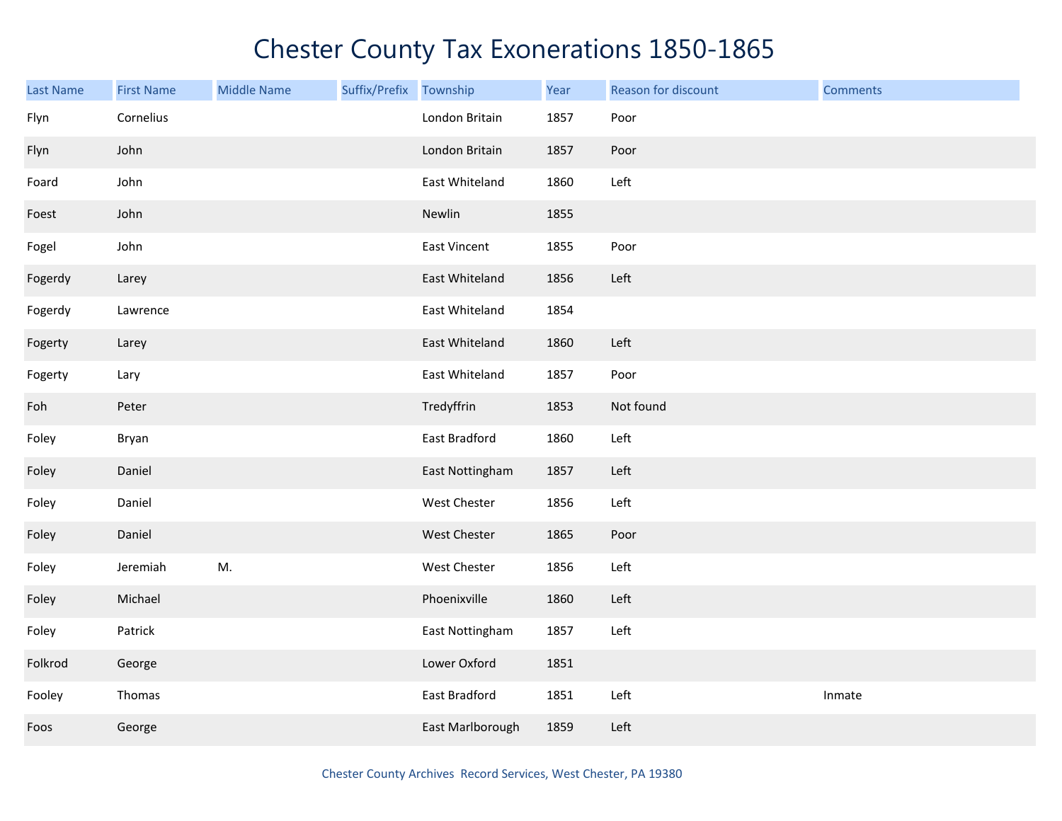# Chester County Tax Exonerations 1850-1865

| Last Name | First Name | Middle Name | Suffix/Prefix | Township | Year | Reason for discount | Comments |
|---|---|---|---|---|---|---|---|
| Flyn | Cornelius | | | London Britain | 1857 | Poor | |
| Flyn | John | | | London Britain | 1857 | Poor | |
| Foard | John | | | East Whiteland | 1860 | Left | |
| Foest | John | | | Newlin | 1855 | | |
| Fogel | John | | | East Vincent | 1855 | Poor | |
| Fogerdy | Larey | | | East Whiteland | 1856 | Left | |
| Fogerdy | Lawrence | | | East Whiteland | 1854 | | |
| Fogerty | Larey | | | East Whiteland | 1860 | Left | |
| Fogerty | Lary | | | East Whiteland | 1857 | Poor | |
| Foh | Peter | | | Tredyffrin | 1853 | Not found | |
| Foley | Bryan | | | East Bradford | 1860 | Left | |
| Foley | Daniel | | | East Nottingham | 1857 | Left | |
| Foley | Daniel | | | West Chester | 1856 | Left | |
| Foley | Daniel | | | West Chester | 1865 | Poor | |
| Foley | Jeremiah | M. | | West Chester | 1856 | Left | |
| Foley | Michael | | | Phoenixville | 1860 | Left | |
| Foley | Patrick | | | East Nottingham | 1857 | Left | |
| Folkrod | George | | | Lower Oxford | 1851 | | |
| Fooley | Thomas | | | East Bradford | 1851 | Left | Inmate |
| Foos | George | | | East Marlborough | 1859 | Left | |

Chester County Archives Record Services, West Chester, PA 19380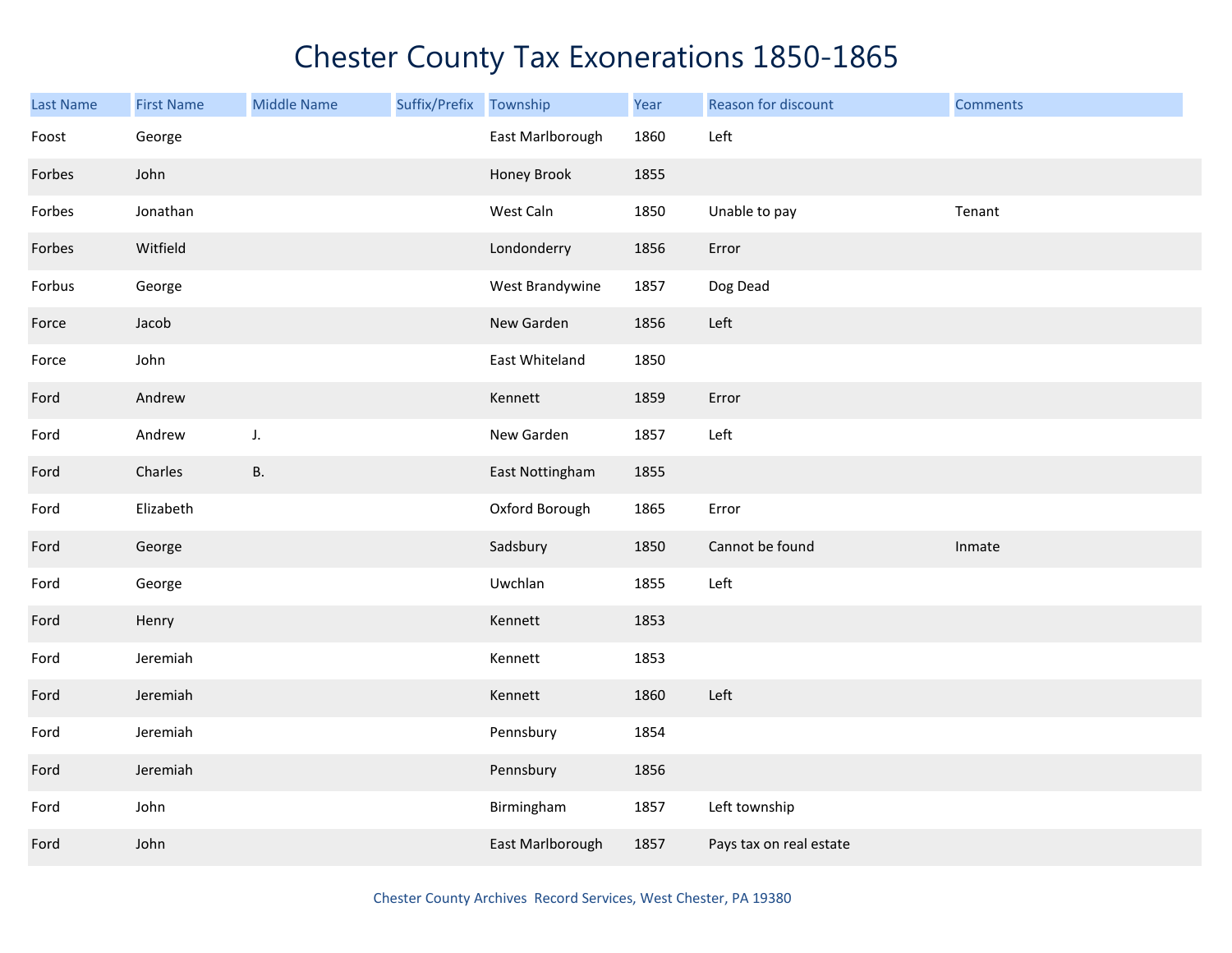# Chester County Tax Exonerations 1850-1865

| Last Name | First Name | Middle Name | Suffix/Prefix | Township | Year | Reason for discount | Comments |
|---|---|---|---|---|---|---|---|
| Foost | George | | | East Marlborough | 1860 | Left | |
| Forbes | John | | | Honey Brook | 1855 | | |
| Forbes | Jonathan | | | West Caln | 1850 | Unable to pay | Tenant |
| Forbes | Witfield | | | Londonderry | 1856 | Error | |
| Forbus | George | | | West Brandywine | 1857 | Dog Dead | |
| Force | Jacob | | | New Garden | 1856 | Left | |
| Force | John | | | East Whiteland | 1850 | | |
| Ford | Andrew | | | Kennett | 1859 | Error | |
| Ford | Andrew | J. | | New Garden | 1857 | Left | |
| Ford | Charles | B. | | East Nottingham | 1855 | | |
| Ford | Elizabeth | | | Oxford Borough | 1865 | Error | |
| Ford | George | | | Sadsbury | 1850 | Cannot be found | Inmate |
| Ford | George | | | Uwchlan | 1855 | Left | |
| Ford | Henry | | | Kennett | 1853 | | |
| Ford | Jeremiah | | | Kennett | 1853 | | |
| Ford | Jeremiah | | | Kennett | 1860 | Left | |
| Ford | Jeremiah | | | Pennsbury | 1854 | | |
| Ford | Jeremiah | | | Pennsbury | 1856 | | |
| Ford | John | | | Birmingham | 1857 | Left township | |
| Ford | John | | | East Marlborough | 1857 | Pays tax on real estate | |

Chester County Archives Record Services, West Chester, PA 19380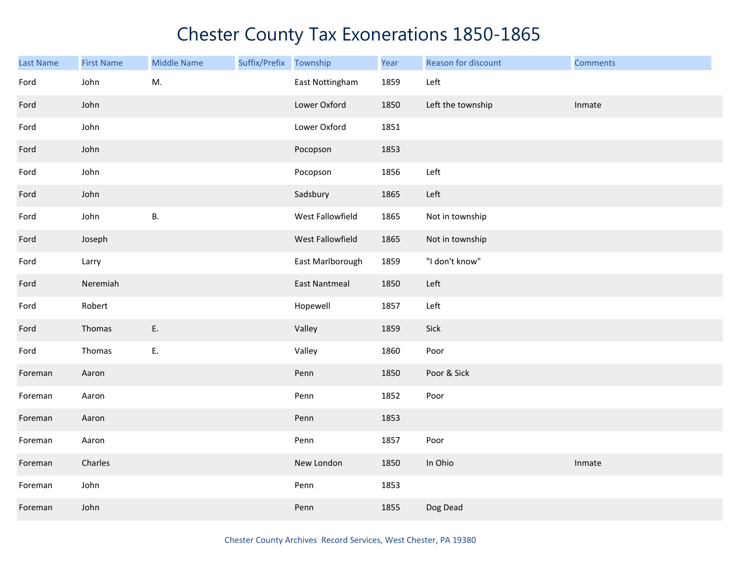# Chester County Tax Exonerations 1850-1865

| Last Name | First Name | Middle Name | Suffix/Prefix | Township | Year | Reason for discount | Comments |
|---|---|---|---|---|---|---|---|
| Ford | John | M. | | East Nottingham | 1859 | Left | |
| Ford | John | | | Lower Oxford | 1850 | Left the township | Inmate |
| Ford | John | | | Lower Oxford | 1851 | | |
| Ford | John | | | Pocopson | 1853 | | |
| Ford | John | | | Pocopson | 1856 | Left | |
| Ford | John | | | Sadsbury | 1865 | Left | |
| Ford | John | B. | | West Fallowfield | 1865 | Not in township | |
| Ford | Joseph | | | West Fallowfield | 1865 | Not in township | |
| Ford | Larry | | | East Marlborough | 1859 | "I don't know" | |
| Ford | Neremiah | | | East Nantmeal | 1850 | Left | |
| Ford | Robert | | | Hopewell | 1857 | Left | |
| Ford | Thomas | E. | | Valley | 1859 | Sick | |
| Ford | Thomas | E. | | Valley | 1860 | Poor | |
| Foreman | Aaron | | | Penn | 1850 | Poor & Sick | |
| Foreman | Aaron | | | Penn | 1852 | Poor | |
| Foreman | Aaron | | | Penn | 1853 | | |
| Foreman | Aaron | | | Penn | 1857 | Poor | |
| Foreman | Charles | | | New London | 1850 | In Ohio | Inmate |
| Foreman | John | | | Penn | 1853 | | |
| Foreman | John | | | Penn | 1855 | Dog Dead | |

Chester County Archives Record Services, West Chester, PA 19380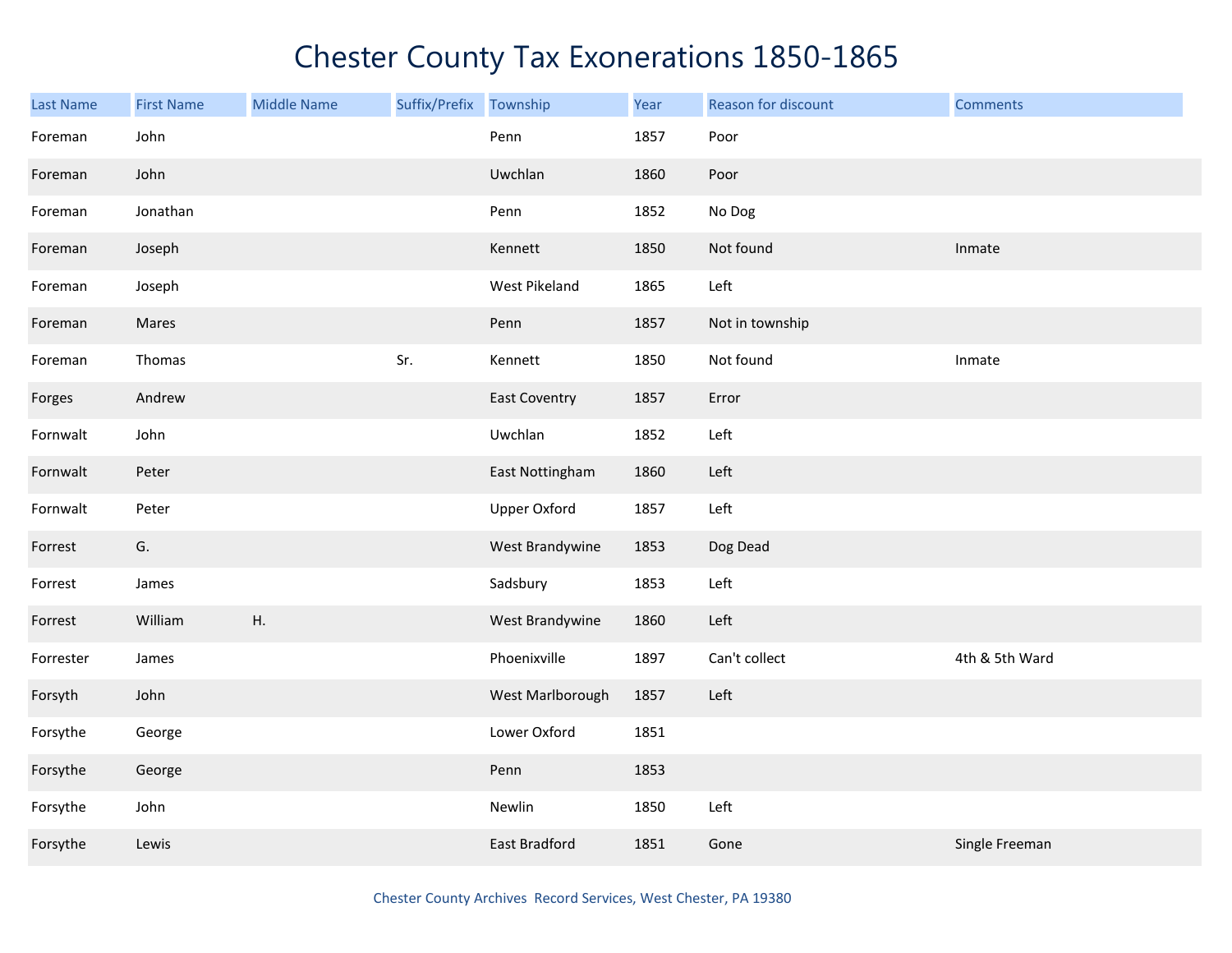# Chester County Tax Exonerations 1850-1865

| Last Name | First Name | Middle Name | Suffix/Prefix | Township | Year | Reason for discount | Comments |
|---|---|---|---|---|---|---|---|
| Foreman | John | | | Penn | 1857 | Poor | |
| Foreman | John | | | Uwchlan | 1860 | Poor | |
| Foreman | Jonathan | | | Penn | 1852 | No Dog | |
| Foreman | Joseph | | | Kennett | 1850 | Not found | Inmate |
| Foreman | Joseph | | | West Pikeland | 1865 | Left | |
| Foreman | Mares | | | Penn | 1857 | Not in township | |
| Foreman | Thomas | | Sr. | Kennett | 1850 | Not found | Inmate |
| Forges | Andrew | | | East Coventry | 1857 | Error | |
| Fornwalt | John | | | Uwchlan | 1852 | Left | |
| Fornwalt | Peter | | | East Nottingham | 1860 | Left | |
| Fornwalt | Peter | | | Upper Oxford | 1857 | Left | |
| Forrest | G. | | | West Brandywine | 1853 | Dog Dead | |
| Forrest | James | | | Sadsbury | 1853 | Left | |
| Forrest | William | H. | | West Brandywine | 1860 | Left | |
| Forrester | James | | | Phoenixville | 1897 | Can't collect | 4th & 5th Ward |
| Forsyth | John | | | West Marlborough | 1857 | Left | |
| Forsythe | George | | | Lower Oxford | 1851 | | |
| Forsythe | George | | | Penn | 1853 | | |
| Forsythe | John | | | Newlin | 1850 | Left | |
| Forsythe | Lewis | | | East Bradford | 1851 | Gone | Single Freeman |

Chester County Archives Record Services, West Chester, PA 19380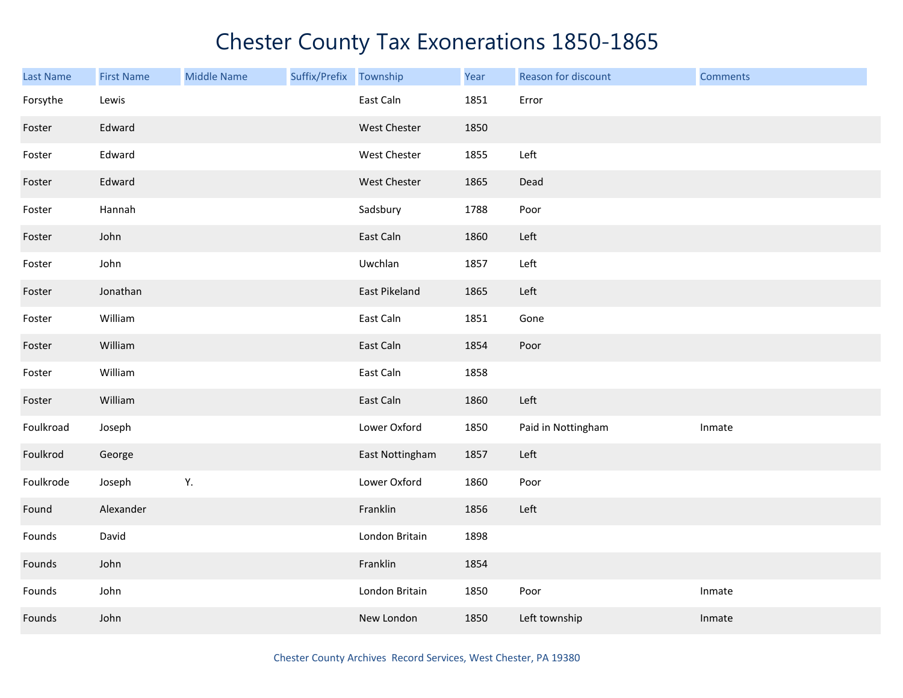# Chester County Tax Exonerations 1850-1865

| Last Name | First Name | Middle Name | Suffix/Prefix | Township | Year | Reason for discount | Comments |
|---|---|---|---|---|---|---|---|
| Forsythe | Lewis | | | East Caln | 1851 | Error | |
| Foster | Edward | | | West Chester | 1850 | | |
| Foster | Edward | | | West Chester | 1855 | Left | |
| Foster | Edward | | | West Chester | 1865 | Dead | |
| Foster | Hannah | | | Sadsbury | 1788 | Poor | |
| Foster | John | | | East Caln | 1860 | Left | |
| Foster | John | | | Uwchlan | 1857 | Left | |
| Foster | Jonathan | | | East Pikeland | 1865 | Left | |
| Foster | William | | | East Caln | 1851 | Gone | |
| Foster | William | | | East Caln | 1854 | Poor | |
| Foster | William | | | East Caln | 1858 | | |
| Foster | William | | | East Caln | 1860 | Left | |
| Foulkroad | Joseph | | | Lower Oxford | 1850 | Paid in Nottingham | Inmate |
| Foulkrod | George | | | East Nottingham | 1857 | Left | |
| Foulkrode | Joseph | Y. | | Lower Oxford | 1860 | Poor | |
| Found | Alexander | | | Franklin | 1856 | Left | |
| Founds | David | | | London Britain | 1898 | | |
| Founds | John | | | Franklin | 1854 | | |
| Founds | John | | | London Britain | 1850 | Poor | Inmate |
| Founds | John | | | New London | 1850 | Left township | Inmate |

Chester County Archives Record Services, West Chester, PA 19380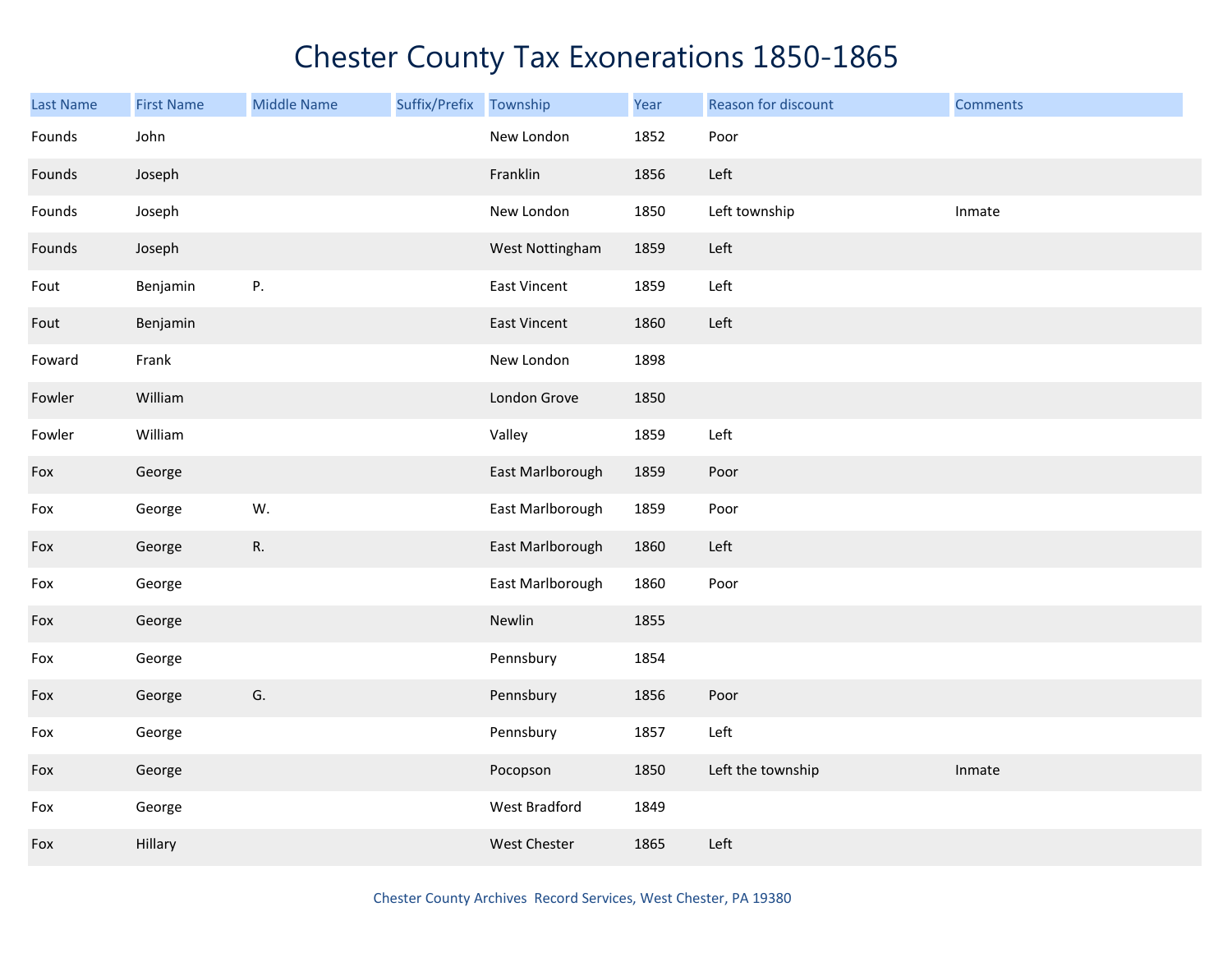# Chester County Tax Exonerations 1850-1865

| Last Name | First Name | Middle Name | Suffix/Prefix | Township | Year | Reason for discount | Comments |
|---|---|---|---|---|---|---|---|
| Founds | John | | | New London | 1852 | Poor | |
| Founds | Joseph | | | Franklin | 1856 | Left | |
| Founds | Joseph | | | New London | 1850 | Left township | Inmate |
| Founds | Joseph | | | West Nottingham | 1859 | Left | |
| Fout | Benjamin | P. | | East Vincent | 1859 | Left | |
| Fout | Benjamin | | | East Vincent | 1860 | Left | |
| Foward | Frank | | | New London | 1898 | | |
| Fowler | William | | | London Grove | 1850 | | |
| Fowler | William | | | Valley | 1859 | Left | |
| Fox | George | | | East Marlborough | 1859 | Poor | |
| Fox | George | W. | | East Marlborough | 1859 | Poor | |
| Fox | George | R. | | East Marlborough | 1860 | Left | |
| Fox | George | | | East Marlborough | 1860 | Poor | |
| Fox | George | | | Newlin | 1855 | | |
| Fox | George | | | Pennsbury | 1854 | | |
| Fox | George | G. | | Pennsbury | 1856 | Poor | |
| Fox | George | | | Pennsbury | 1857 | Left | |
| Fox | George | | | Pocopson | 1850 | Left the township | Inmate |
| Fox | George | | | West Bradford | 1849 | | |
| Fox | Hillary | | | West Chester | 1865 | Left | |

Chester County Archives Record Services, West Chester, PA 19380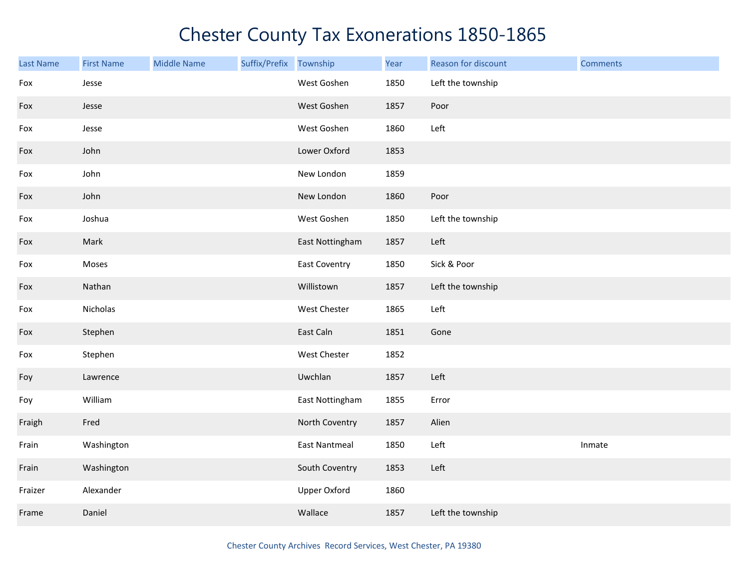# Chester County Tax Exonerations 1850-1865

| Last Name | First Name | Middle Name | Suffix/Prefix | Township | Year | Reason for discount | Comments |
|---|---|---|---|---|---|---|---|
| Fox | Jesse | | | West Goshen | 1850 | Left the township | |
| Fox | Jesse | | | West Goshen | 1857 | Poor | |
| Fox | Jesse | | | West Goshen | 1860 | Left | |
| Fox | John | | | Lower Oxford | 1853 | | |
| Fox | John | | | New London | 1859 | | |
| Fox | John | | | New London | 1860 | Poor | |
| Fox | Joshua | | | West Goshen | 1850 | Left the township | |
| Fox | Mark | | | East Nottingham | 1857 | Left | |
| Fox | Moses | | | East Coventry | 1850 | Sick & Poor | |
| Fox | Nathan | | | Willistown | 1857 | Left the township | |
| Fox | Nicholas | | | West Chester | 1865 | Left | |
| Fox | Stephen | | | East Caln | 1851 | Gone | |
| Fox | Stephen | | | West Chester | 1852 | | |
| Foy | Lawrence | | | Uwchlan | 1857 | Left | |
| Foy | William | | | East Nottingham | 1855 | Error | |
| Fraigh | Fred | | | North Coventry | 1857 | Alien | |
| Frain | Washington | | | East Nantmeal | 1850 | Left | Inmate |
| Frain | Washington | | | South Coventry | 1853 | Left | |
| Fraizer | Alexander | | | Upper Oxford | 1860 | | |
| Frame | Daniel | | | Wallace | 1857 | Left the township | |

Chester County Archives Record Services, West Chester, PA 19380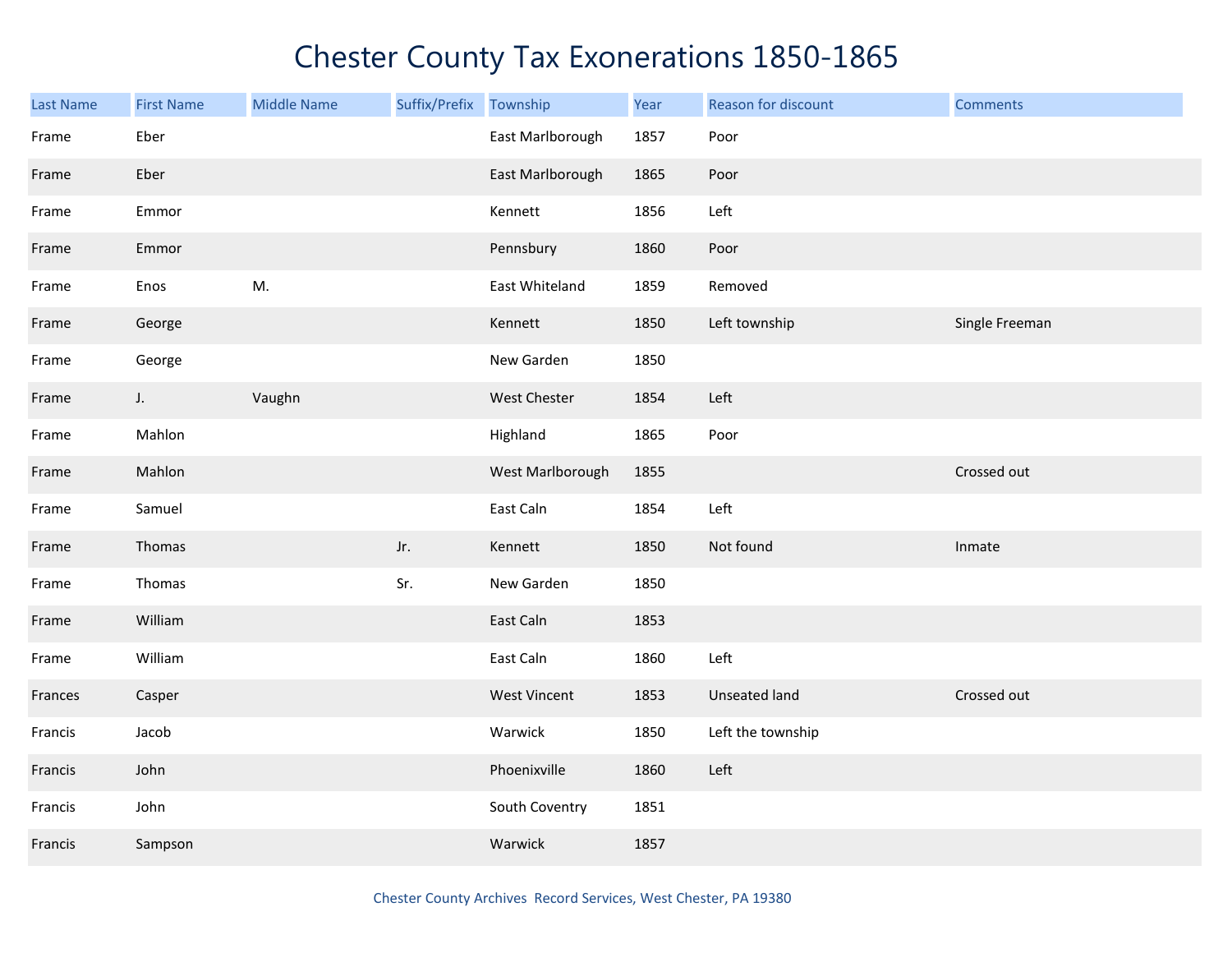# Chester County Tax Exonerations 1850-1865

| Last Name | First Name | Middle Name | Suffix/Prefix | Township | Year | Reason for discount | Comments |
|---|---|---|---|---|---|---|---|
| Frame | Eber | | | East Marlborough | 1857 | Poor | |
| Frame | Eber | | | East Marlborough | 1865 | Poor | |
| Frame | Emmor | | | Kennett | 1856 | Left | |
| Frame | Emmor | | | Pennsbury | 1860 | Poor | |
| Frame | Enos | M. | | East Whiteland | 1859 | Removed | |
| Frame | George | | | Kennett | 1850 | Left township | Single Freeman |
| Frame | George | | | New Garden | 1850 | | |
| Frame | J. | Vaughn | | West Chester | 1854 | Left | |
| Frame | Mahlon | | | Highland | 1865 | Poor | |
| Frame | Mahlon | | | West Marlborough | 1855 | | Crossed out |
| Frame | Samuel | | | East Caln | 1854 | Left | |
| Frame | Thomas | | Jr. | Kennett | 1850 | Not found | Inmate |
| Frame | Thomas | | Sr. | New Garden | 1850 | | |
| Frame | William | | | East Caln | 1853 | | |
| Frame | William | | | East Caln | 1860 | Left | |
| Frances | Casper | | | West Vincent | 1853 | Unseated land | Crossed out |
| Francis | Jacob | | | Warwick | 1850 | Left the township | |
| Francis | John | | | Phoenixville | 1860 | Left | |
| Francis | John | | | South Coventry | 1851 | | |
| Francis | Sampson | | | Warwick | 1857 | | |

Chester County Archives Record Services, West Chester, PA 19380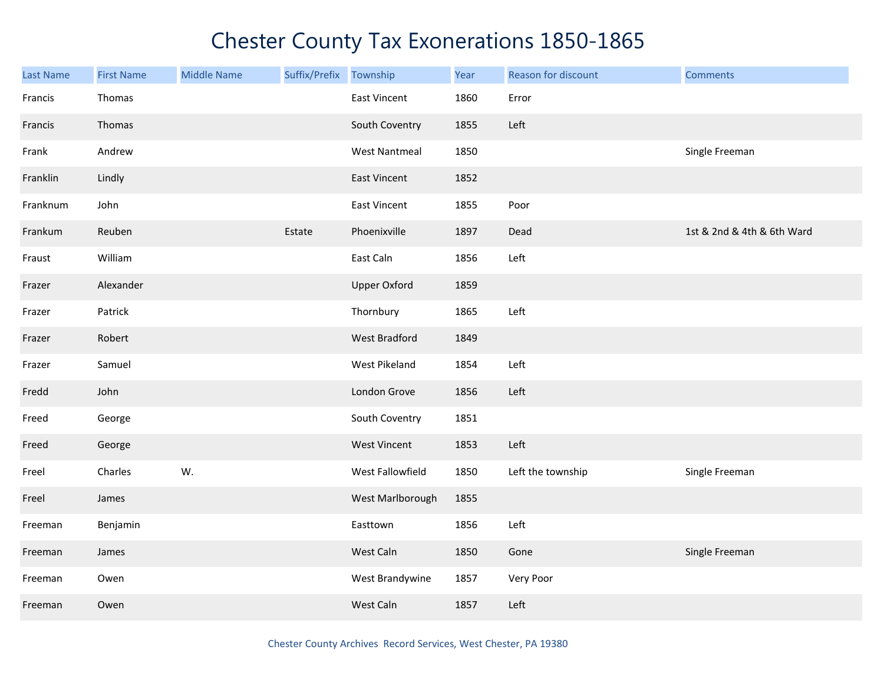# Chester County Tax Exonerations 1850-1865

| Last Name | First Name | Middle Name | Suffix/Prefix | Township | Year | Reason for discount | Comments |
|---|---|---|---|---|---|---|---|
| Francis | Thomas | | | East Vincent | 1860 | Error | |
| Francis | Thomas | | | South Coventry | 1855 | Left | |
| Frank | Andrew | | | West Nantmeal | 1850 | | Single Freeman |
| Franklin | Lindly | | | East Vincent | 1852 | | |
| Franknum | John | | | East Vincent | 1855 | Poor | |
| Frankum | Reuben | | Estate | Phoenixville | 1897 | Dead | 1st & 2nd & 4th & 6th Ward |
| Fraust | William | | | East Caln | 1856 | Left | |
| Frazer | Alexander | | | Upper Oxford | 1859 | | |
| Frazer | Patrick | | | Thornbury | 1865 | Left | |
| Frazer | Robert | | | West Bradford | 1849 | | |
| Frazer | Samuel | | | West Pikeland | 1854 | Left | |
| Fredd | John | | | London Grove | 1856 | Left | |
| Freed | George | | | South Coventry | 1851 | | |
| Freed | George | | | West Vincent | 1853 | Left | |
| Freel | Charles | W. | | West Fallowfield | 1850 | Left the township | Single Freeman |
| Freel | James | | | West Marlborough | 1855 | | |
| Freeman | Benjamin | | | Easttown | 1856 | Left | |
| Freeman | James | | | West Caln | 1850 | Gone | Single Freeman |
| Freeman | Owen | | | West Brandywine | 1857 | Very Poor | |
| Freeman | Owen | | | West Caln | 1857 | Left | |

Chester County Archives Record Services, West Chester, PA 19380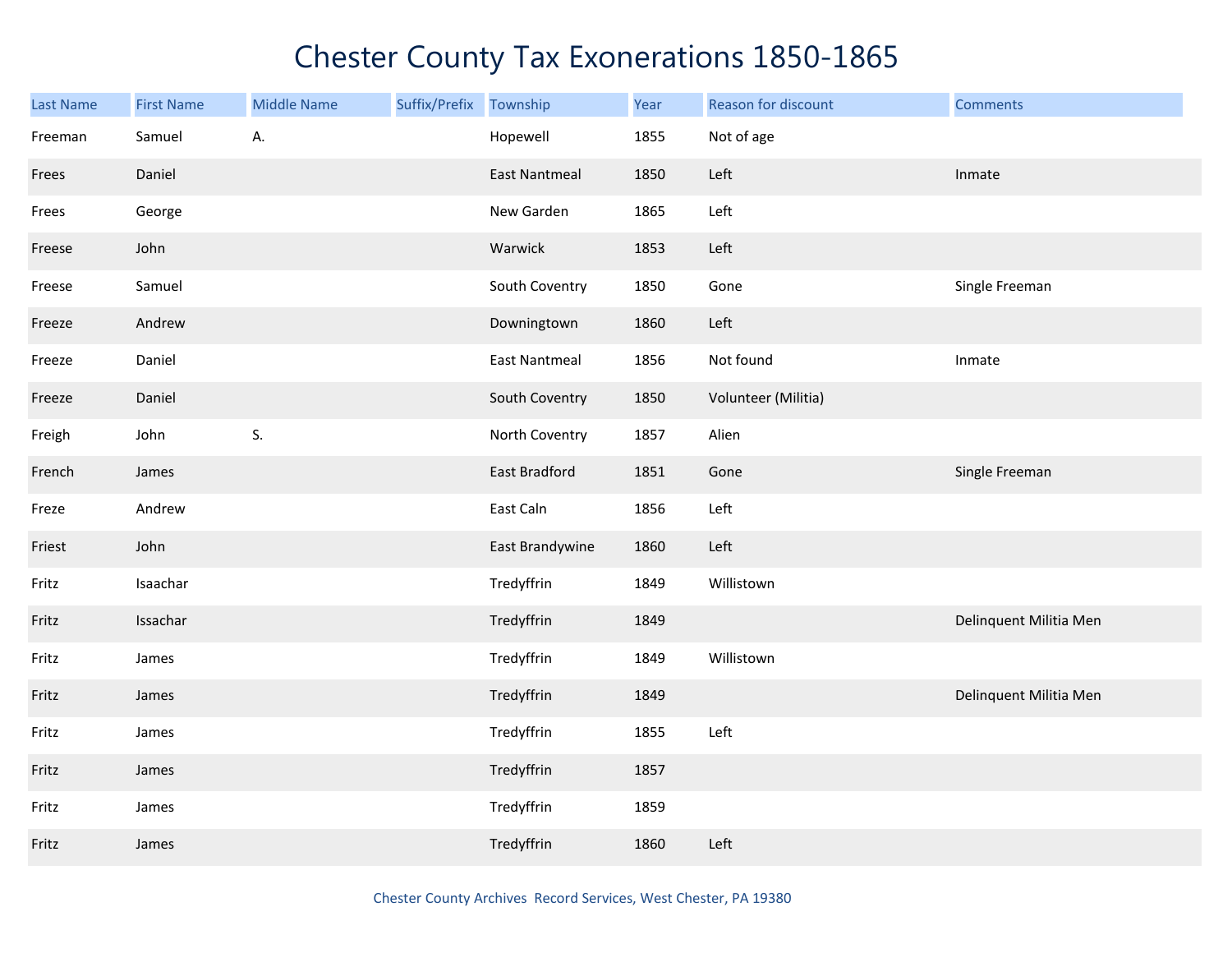# Chester County Tax Exonerations 1850-1865

| Last Name | First Name | Middle Name | Suffix/Prefix | Township | Year | Reason for discount | Comments |
|---|---|---|---|---|---|---|---|
| Freeman | Samuel | A. | | Hopewell | 1855 | Not of age | |
| Frees | Daniel | | | East Nantmeal | 1850 | Left | Inmate |
| Frees | George | | | New Garden | 1865 | Left | |
| Freese | John | | | Warwick | 1853 | Left | |
| Freese | Samuel | | | South Coventry | 1850 | Gone | Single Freeman |
| Freeze | Andrew | | | Downingtown | 1860 | Left | |
| Freeze | Daniel | | | East Nantmeal | 1856 | Not found | Inmate |
| Freeze | Daniel | | | South Coventry | 1850 | Volunteer (Militia) | |
| Freigh | John | S. | | North Coventry | 1857 | Alien | |
| French | James | | | East Bradford | 1851 | Gone | Single Freeman |
| Freze | Andrew | | | East Caln | 1856 | Left | |
| Friest | John | | | East Brandywine | 1860 | Left | |
| Fritz | Isaachar | | | Tredyffrin | 1849 | Willistown | |
| Fritz | Issachar | | | Tredyffrin | 1849 | | Delinquent Militia Men |
| Fritz | James | | | Tredyffrin | 1849 | Willistown | |
| Fritz | James | | | Tredyffrin | 1849 | | Delinquent Militia Men |
| Fritz | James | | | Tredyffrin | 1855 | Left | |
| Fritz | James | | | Tredyffrin | 1857 | | |
| Fritz | James | | | Tredyffrin | 1859 | | |
| Fritz | James | | | Tredyffrin | 1860 | Left | |

Chester County Archives Record Services, West Chester, PA 19380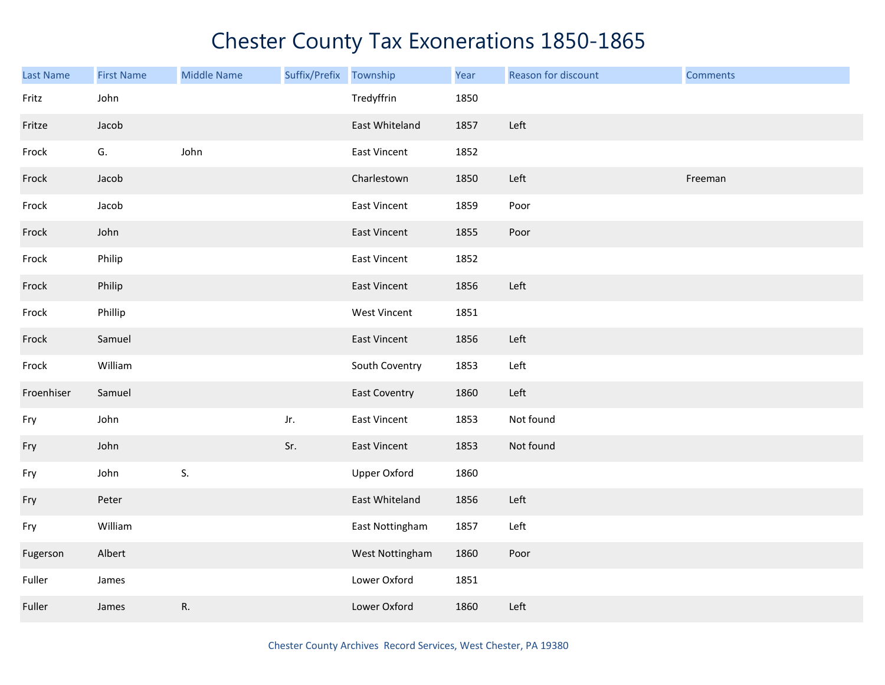# Chester County Tax Exonerations 1850-1865

| Last Name | First Name | Middle Name | Suffix/Prefix | Township | Year | Reason for discount | Comments |
|---|---|---|---|---|---|---|---|
| Fritz | John | | | Tredyffrin | 1850 | | |
| Fritze | Jacob | | | East Whiteland | 1857 | Left | |
| Frock | G. | John | | East Vincent | 1852 | | |
| Frock | Jacob | | | Charlestown | 1850 | Left | Freeman |
| Frock | Jacob | | | East Vincent | 1859 | Poor | |
| Frock | John | | | East Vincent | 1855 | Poor | |
| Frock | Philip | | | East Vincent | 1852 | | |
| Frock | Philip | | | East Vincent | 1856 | Left | |
| Frock | Phillip | | | West Vincent | 1851 | | |
| Frock | Samuel | | | East Vincent | 1856 | Left | |
| Frock | William | | | South Coventry | 1853 | Left | |
| Froenhiser | Samuel | | | East Coventry | 1860 | Left | |
| Fry | John | | Jr. | East Vincent | 1853 | Not found | |
| Fry | John | | Sr. | East Vincent | 1853 | Not found | |
| Fry | John | S. | | Upper Oxford | 1860 | | |
| Fry | Peter | | | East Whiteland | 1856 | Left | |
| Fry | William | | | East Nottingham | 1857 | Left | |
| Fugerson | Albert | | | West Nottingham | 1860 | Poor | |
| Fuller | James | | | Lower Oxford | 1851 | | |
| Fuller | James | R. | | Lower Oxford | 1860 | Left | |

Chester County Archives Record Services, West Chester, PA 19380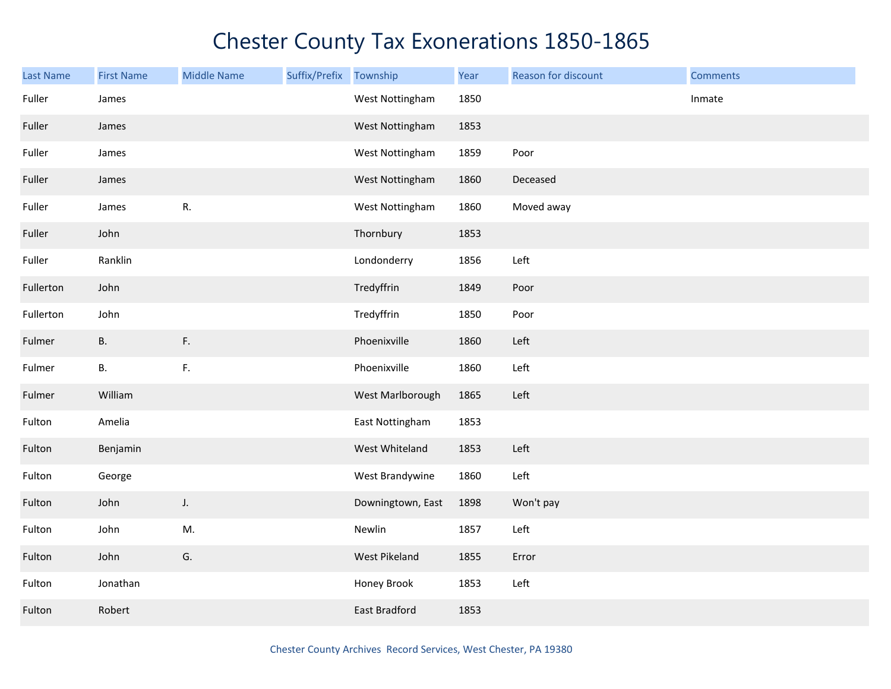# Chester County Tax Exonerations 1850-1865

| Last Name | First Name | Middle Name | Suffix/Prefix | Township | Year | Reason for discount | Comments |
|---|---|---|---|---|---|---|---|
| Fuller | James | | | West Nottingham | 1850 | | Inmate |
| Fuller | James | | | West Nottingham | 1853 | | |
| Fuller | James | | | West Nottingham | 1859 | Poor | |
| Fuller | James | | | West Nottingham | 1860 | Deceased | |
| Fuller | James | R. | | West Nottingham | 1860 | Moved away | |
| Fuller | John | | | Thornbury | 1853 | | |
| Fuller | Ranklin | | | Londonderry | 1856 | Left | |
| Fullerton | John | | | Tredyffrin | 1849 | Poor | |
| Fullerton | John | | | Tredyffrin | 1850 | Poor | |
| Fulmer | B. | F. | | Phoenixville | 1860 | Left | |
| Fulmer | B. | F. | | Phoenixville | 1860 | Left | |
| Fulmer | William | | | West Marlborough | 1865 | Left | |
| Fulton | Amelia | | | East Nottingham | 1853 | | |
| Fulton | Benjamin | | | West Whiteland | 1853 | Left | |
| Fulton | George | | | West Brandywine | 1860 | Left | |
| Fulton | John | J. | | Downingtown, East | 1898 | Won't pay | |
| Fulton | John | M. | | Newlin | 1857 | Left | |
| Fulton | John | G. | | West Pikeland | 1855 | Error | |
| Fulton | Jonathan | | | Honey Brook | 1853 | Left | |
| Fulton | Robert | | | East Bradford | 1853 | | |

Chester County Archives Record Services, West Chester, PA 19380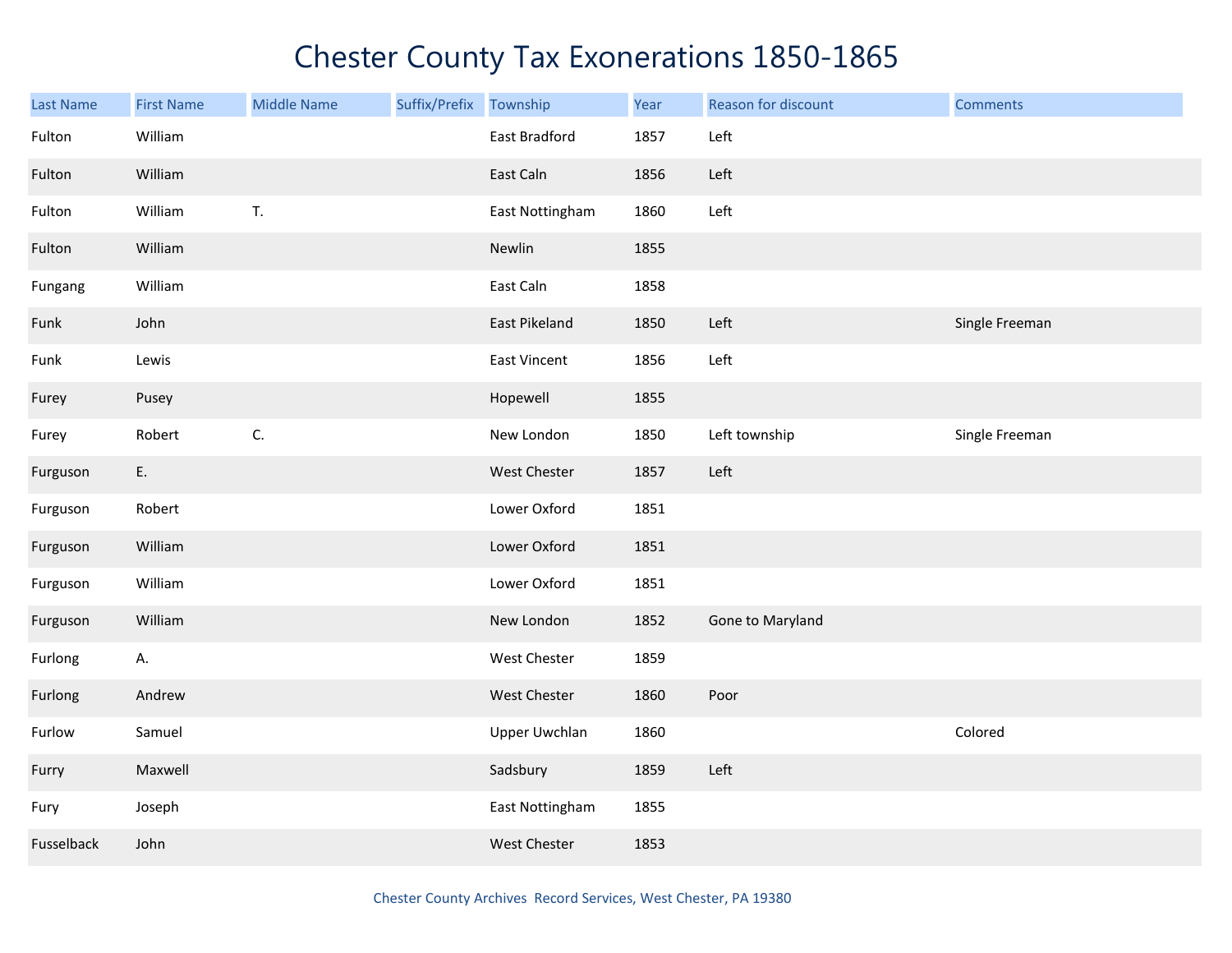# Chester County Tax Exonerations 1850-1865

| Last Name | First Name | Middle Name | Suffix/Prefix | Township | Year | Reason for discount | Comments |
|---|---|---|---|---|---|---|---|
| Fulton | William | | | East Bradford | 1857 | Left | |
| Fulton | William | | | East Caln | 1856 | Left | |
| Fulton | William | T. | | East Nottingham | 1860 | Left | |
| Fulton | William | | | Newlin | 1855 | | |
| Fungang | William | | | East Caln | 1858 | | |
| Funk | John | | | East Pikeland | 1850 | Left | Single Freeman |
| Funk | Lewis | | | East Vincent | 1856 | Left | |
| Furey | Pusey | | | Hopewell | 1855 | | |
| Furey | Robert | C. | | New London | 1850 | Left township | Single Freeman |
| Furguson | E. | | | West Chester | 1857 | Left | |
| Furguson | Robert | | | Lower Oxford | 1851 | | |
| Furguson | William | | | Lower Oxford | 1851 | | |
| Furguson | William | | | Lower Oxford | 1851 | | |
| Furguson | William | | | New London | 1852 | Gone to Maryland | |
| Furlong | A. | | | West Chester | 1859 | | |
| Furlong | Andrew | | | West Chester | 1860 | Poor | |
| Furlow | Samuel | | | Upper Uwchlan | 1860 | | Colored |
| Furry | Maxwell | | | Sadsbury | 1859 | Left | |
| Fury | Joseph | | | East Nottingham | 1855 | | |
| Fusselback | John | | | West Chester | 1853 | | |

Chester County Archives Record Services, West Chester, PA 19380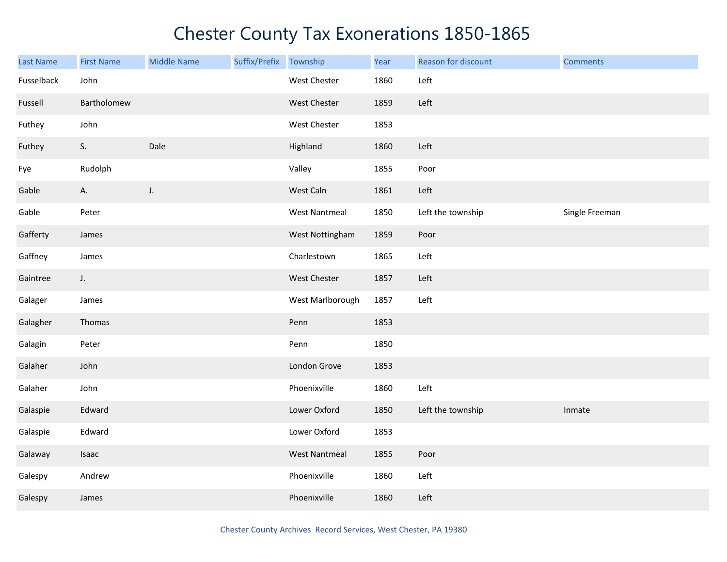# Chester County Tax Exonerations 1850-1865

| Last Name | First Name | Middle Name | Suffix/Prefix | Township | Year | Reason for discount | Comments |
|---|---|---|---|---|---|---|---|
| Fusselback | John | | | West Chester | 1860 | Left | |
| Fussell | Bartholomew | | | West Chester | 1859 | Left | |
| Futhey | John | | | West Chester | 1853 | | |
| Futhey | S. | Dale | | Highland | 1860 | Left | |
| Fye | Rudolph | | | Valley | 1855 | Poor | |
| Gable | A. | J. | | West Caln | 1861 | Left | |
| Gable | Peter | | | West Nantmeal | 1850 | Left the township | Single Freeman |
| Gafferty | James | | | West Nottingham | 1859 | Poor | |
| Gaffney | James | | | Charlestown | 1865 | Left | |
| Gaintree | J. | | | West Chester | 1857 | Left | |
| Galager | James | | | West Marlborough | 1857 | Left | |
| Galagher | Thomas | | | Penn | 1853 | | |
| Galagin | Peter | | | Penn | 1850 | | |
| Galaher | John | | | London Grove | 1853 | | |
| Galaher | John | | | Phoenixville | 1860 | Left | |
| Galaspie | Edward | | | Lower Oxford | 1850 | Left the township | Inmate |
| Galaspie | Edward | | | Lower Oxford | 1853 | | |
| Galaway | Isaac | | | West Nantmeal | 1855 | Poor | |
| Galespy | Andrew | | | Phoenixville | 1860 | Left | |
| Galespy | James | | | Phoenixville | 1860 | Left | |

Chester County Archives Record Services, West Chester, PA 19380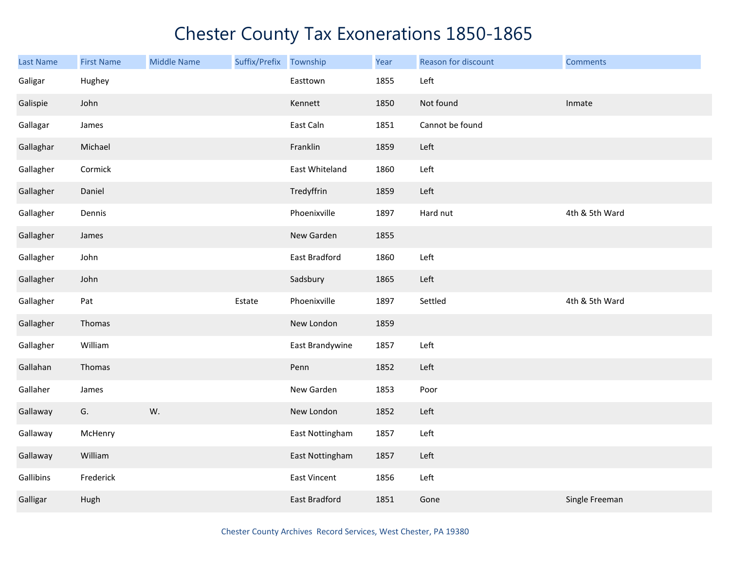# Chester County Tax Exonerations 1850-1865

| Last Name | First Name | Middle Name | Suffix/Prefix | Township | Year | Reason for discount | Comments |
|---|---|---|---|---|---|---|---|
| Galigar | Hughey | | | Easttown | 1855 | Left | |
| Galispie | John | | | Kennett | 1850 | Not found | Inmate |
| Gallagar | James | | | East Caln | 1851 | Cannot be found | |
| Gallaghar | Michael | | | Franklin | 1859 | Left | |
| Gallagher | Cormick | | | East Whiteland | 1860 | Left | |
| Gallagher | Daniel | | | Tredyffrin | 1859 | Left | |
| Gallagher | Dennis | | | Phoenixville | 1897 | Hard nut | 4th & 5th Ward |
| Gallagher | James | | | New Garden | 1855 | | |
| Gallagher | John | | | East Bradford | 1860 | Left | |
| Gallagher | John | | | Sadsbury | 1865 | Left | |
| Gallagher | Pat | | Estate | Phoenixville | 1897 | Settled | 4th & 5th Ward |
| Gallagher | Thomas | | | New London | 1859 | | |
| Gallagher | William | | | East Brandywine | 1857 | Left | |
| Gallahan | Thomas | | | Penn | 1852 | Left | |
| Gallaher | James | | | New Garden | 1853 | Poor | |
| Gallaway | G. | W. | | New London | 1852 | Left | |
| Gallaway | McHenry | | | East Nottingham | 1857 | Left | |
| Gallaway | William | | | East Nottingham | 1857 | Left | |
| Gallibins | Frederick | | | East Vincent | 1856 | Left | |
| Galligar | Hugh | | | East Bradford | 1851 | Gone | Single Freeman |

Chester County Archives Record Services, West Chester, PA 19380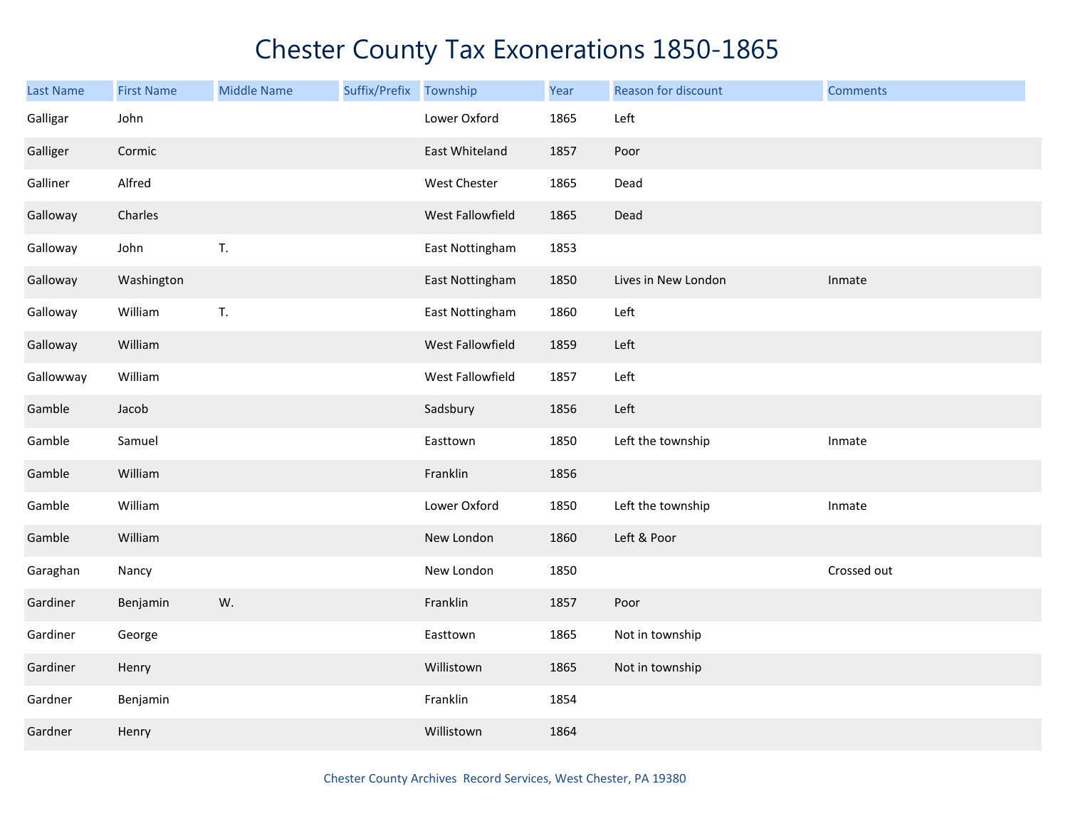# Chester County Tax Exonerations 1850-1865

| Last Name | First Name | Middle Name | Suffix/Prefix | Township | Year | Reason for discount | Comments |
|---|---|---|---|---|---|---|---|
| Galligar | John | | | Lower Oxford | 1865 | Left | |
| Galliger | Cormic | | | East Whiteland | 1857 | Poor | |
| Galliner | Alfred | | | West Chester | 1865 | Dead | |
| Galloway | Charles | | | West Fallowfield | 1865 | Dead | |
| Galloway | John | T. | | East Nottingham | 1853 | | |
| Galloway | Washington | | | East Nottingham | 1850 | Lives in New London | Inmate |
| Galloway | William | T. | | East Nottingham | 1860 | Left | |
| Galloway | William | | | West Fallowfield | 1859 | Left | |
| Gallowway | William | | | West Fallowfield | 1857 | Left | |
| Gamble | Jacob | | | Sadsbury | 1856 | Left | |
| Gamble | Samuel | | | Easttown | 1850 | Left the township | Inmate |
| Gamble | William | | | Franklin | 1856 | | |
| Gamble | William | | | Lower Oxford | 1850 | Left the township | Inmate |
| Gamble | William | | | New London | 1860 | Left & Poor | |
| Garaghan | Nancy | | | New London | 1850 | | Crossed out |
| Gardiner | Benjamin | W. | | Franklin | 1857 | Poor | |
| Gardiner | George | | | Easttown | 1865 | Not in township | |
| Gardiner | Henry | | | Willistown | 1865 | Not in township | |
| Gardner | Benjamin | | | Franklin | 1854 | | |
| Gardner | Henry | | | Willistown | 1864 | | |

Chester County Archives Record Services, West Chester, PA 19380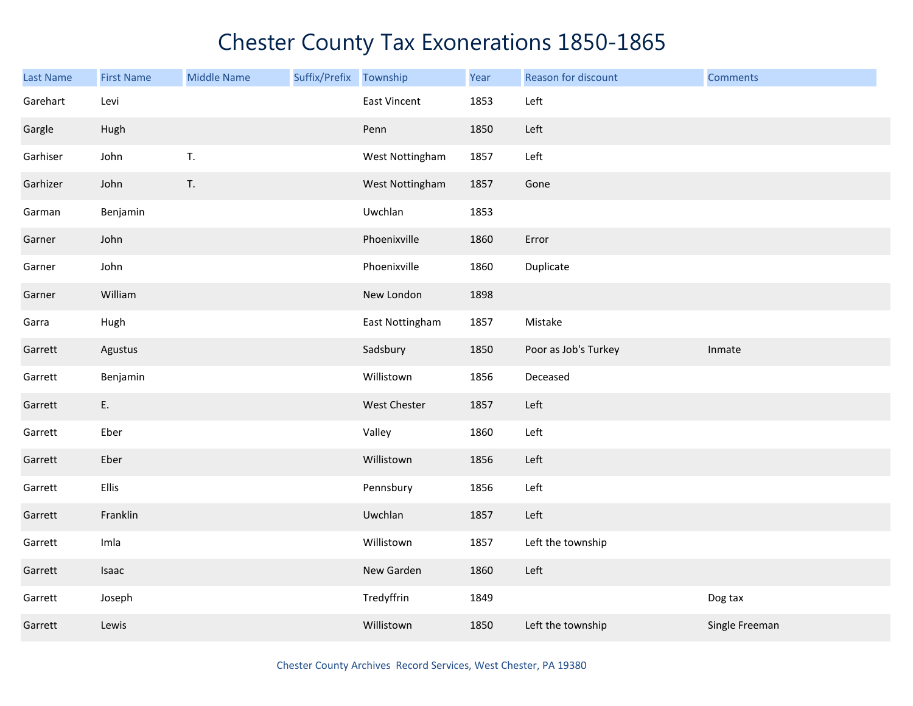# Chester County Tax Exonerations 1850-1865

| Last Name | First Name | Middle Name | Suffix/Prefix | Township | Year | Reason for discount | Comments |
|---|---|---|---|---|---|---|---|
| Garehart | Levi | | | East Vincent | 1853 | Left | |
| Gargle | Hugh | | | Penn | 1850 | Left | |
| Garhiser | John | T. | | West Nottingham | 1857 | Left | |
| Garhizer | John | T. | | West Nottingham | 1857 | Gone | |
| Garman | Benjamin | | | Uwchlan | 1853 | | |
| Garner | John | | | Phoenixville | 1860 | Error | |
| Garner | John | | | Phoenixville | 1860 | Duplicate | |
| Garner | William | | | New London | 1898 | | |
| Garra | Hugh | | | East Nottingham | 1857 | Mistake | |
| Garrett | Agustus | | | Sadsbury | 1850 | Poor as Job's Turkey | Inmate |
| Garrett | Benjamin | | | Willistown | 1856 | Deceased | |
| Garrett | E. | | | West Chester | 1857 | Left | |
| Garrett | Eber | | | Valley | 1860 | Left | |
| Garrett | Eber | | | Willistown | 1856 | Left | |
| Garrett | Ellis | | | Pennsbury | 1856 | Left | |
| Garrett | Franklin | | | Uwchlan | 1857 | Left | |
| Garrett | Imla | | | Willistown | 1857 | Left the township | |
| Garrett | Isaac | | | New Garden | 1860 | Left | |
| Garrett | Joseph | | | Tredyffrin | 1849 | | Dog tax |
| Garrett | Lewis | | | Willistown | 1850 | Left the township | Single Freeman |

Chester County Archives Record Services, West Chester, PA 19380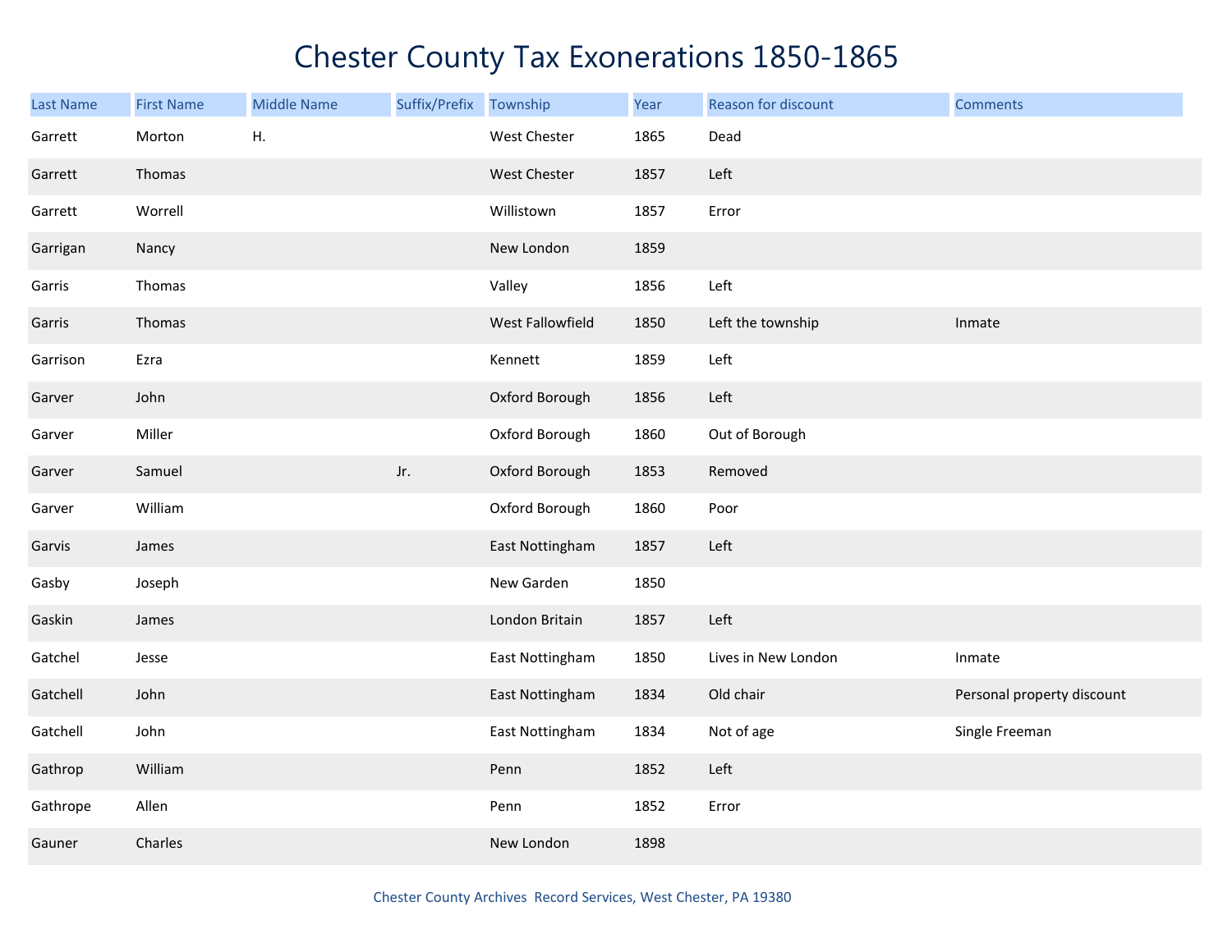# Chester County Tax Exonerations 1850-1865

| Last Name | First Name | Middle Name | Suffix/Prefix | Township | Year | Reason for discount | Comments |
|---|---|---|---|---|---|---|---|
| Garrett | Morton | H. | | West Chester | 1865 | Dead | |
| Garrett | Thomas | | | West Chester | 1857 | Left | |
| Garrett | Worrell | | | Willistown | 1857 | Error | |
| Garrigan | Nancy | | | New London | 1859 | | |
| Garris | Thomas | | | Valley | 1856 | Left | |
| Garris | Thomas | | | West Fallowfield | 1850 | Left the township | Inmate |
| Garrison | Ezra | | | Kennett | 1859 | Left | |
| Garver | John | | | Oxford Borough | 1856 | Left | |
| Garver | Miller | | | Oxford Borough | 1860 | Out of Borough | |
| Garver | Samuel | | Jr. | Oxford Borough | 1853 | Removed | |
| Garver | William | | | Oxford Borough | 1860 | Poor | |
| Garvis | James | | | East Nottingham | 1857 | Left | |
| Gasby | Joseph | | | New Garden | 1850 | | |
| Gaskin | James | | | London Britain | 1857 | Left | |
| Gatchel | Jesse | | | East Nottingham | 1850 | Lives in New London | Inmate |
| Gatchell | John | | | East Nottingham | 1834 | Old chair | Personal property discount |
| Gatchell | John | | | East Nottingham | 1834 | Not of age | Single Freeman |
| Gathrop | William | | | Penn | 1852 | Left | |
| Gathrope | Allen | | | Penn | 1852 | Error | |
| Gauner | Charles | | | New London | 1898 | | |

Chester County Archives Record Services, West Chester, PA 19380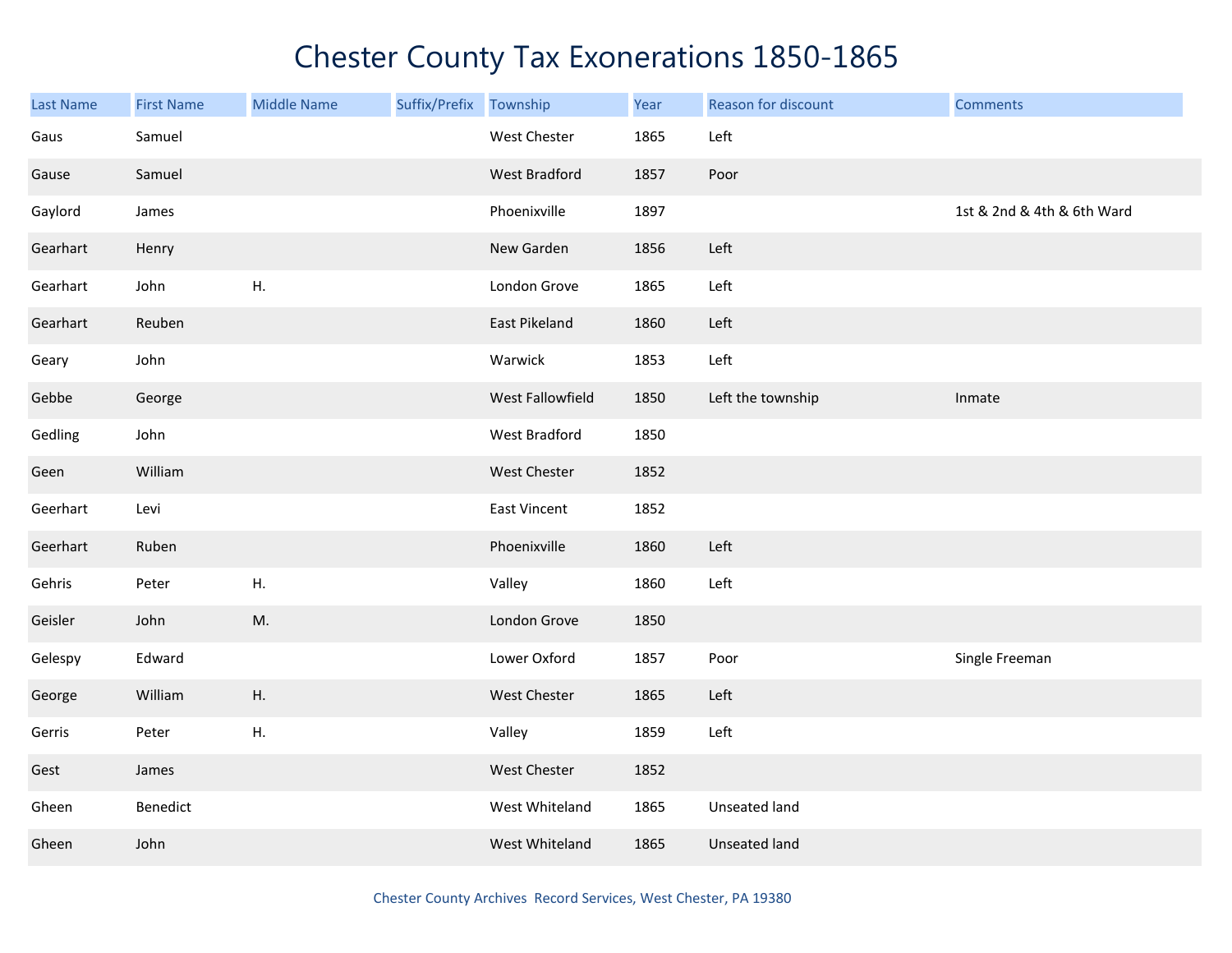# Chester County Tax Exonerations 1850-1865

| Last Name | First Name | Middle Name | Suffix/Prefix | Township | Year | Reason for discount | Comments |
|---|---|---|---|---|---|---|---|
| Gaus | Samuel | | | West Chester | 1865 | Left | |
| Gause | Samuel | | | West Bradford | 1857 | Poor | |
| Gaylord | James | | | Phoenixville | 1897 | | 1st & 2nd & 4th & 6th Ward |
| Gearhart | Henry | | | New Garden | 1856 | Left | |
| Gearhart | John | H. | | London Grove | 1865 | Left | |
| Gearhart | Reuben | | | East Pikeland | 1860 | Left | |
| Geary | John | | | Warwick | 1853 | Left | |
| Gebbe | George | | | West Fallowfield | 1850 | Left the township | Inmate |
| Gedling | John | | | West Bradford | 1850 | | |
| Geen | William | | | West Chester | 1852 | | |
| Geerhart | Levi | | | East Vincent | 1852 | | |
| Geerhart | Ruben | | | Phoenixville | 1860 | Left | |
| Gehris | Peter | H. | | Valley | 1860 | Left | |
| Geisler | John | M. | | London Grove | 1850 | | |
| Gelespy | Edward | | | Lower Oxford | 1857 | Poor | Single Freeman |
| George | William | H. | | West Chester | 1865 | Left | |
| Gerris | Peter | H. | | Valley | 1859 | Left | |
| Gest | James | | | West Chester | 1852 | | |
| Gheen | Benedict | | | West Whiteland | 1865 | Unseated land | |
| Gheen | John | | | West Whiteland | 1865 | Unseated land | |

Chester County Archives Record Services, West Chester, PA 19380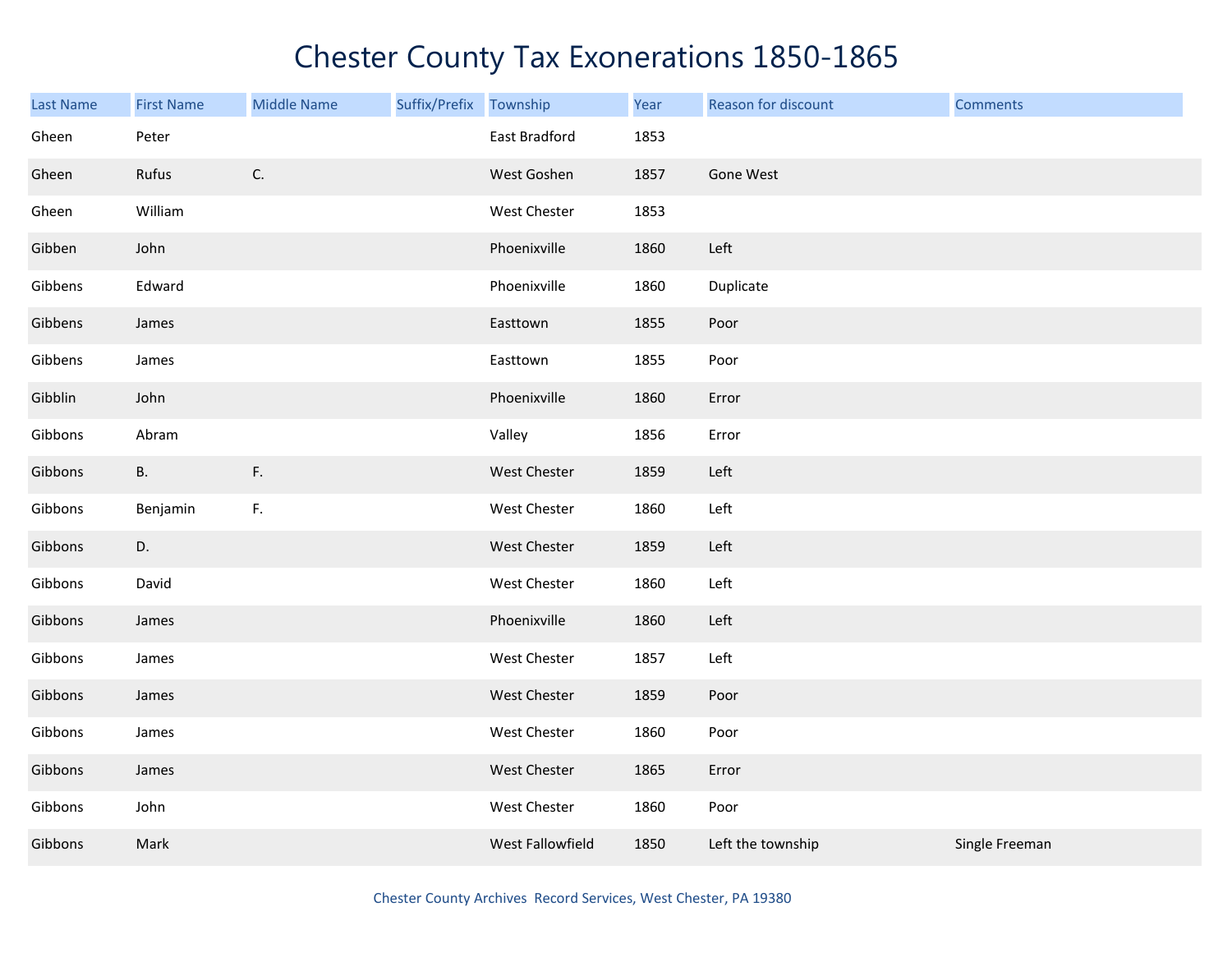# Chester County Tax Exonerations 1850-1865

| Last Name | First Name | Middle Name | Suffix/Prefix | Township | Year | Reason for discount | Comments |
|---|---|---|---|---|---|---|---|
| Gheen | Peter | | | East Bradford | 1853 | | |
| Gheen | Rufus | C. | | West Goshen | 1857 | Gone West | |
| Gheen | William | | | West Chester | 1853 | | |
| Gibben | John | | | Phoenixville | 1860 | Left | |
| Gibbens | Edward | | | Phoenixville | 1860 | Duplicate | |
| Gibbens | James | | | Easttown | 1855 | Poor | |
| Gibbens | James | | | Easttown | 1855 | Poor | |
| Gibblin | John | | | Phoenixville | 1860 | Error | |
| Gibbons | Abram | | | Valley | 1856 | Error | |
| Gibbons | B. | F. | | West Chester | 1859 | Left | |
| Gibbons | Benjamin | F. | | West Chester | 1860 | Left | |
| Gibbons | D. | | | West Chester | 1859 | Left | |
| Gibbons | David | | | West Chester | 1860 | Left | |
| Gibbons | James | | | Phoenixville | 1860 | Left | |
| Gibbons | James | | | West Chester | 1857 | Left | |
| Gibbons | James | | | West Chester | 1859 | Poor | |
| Gibbons | James | | | West Chester | 1860 | Poor | |
| Gibbons | James | | | West Chester | 1865 | Error | |
| Gibbons | John | | | West Chester | 1860 | Poor | |
| Gibbons | Mark | | | West Fallowfield | 1850 | Left the township | Single Freeman |

Chester County Archives Record Services, West Chester, PA 19380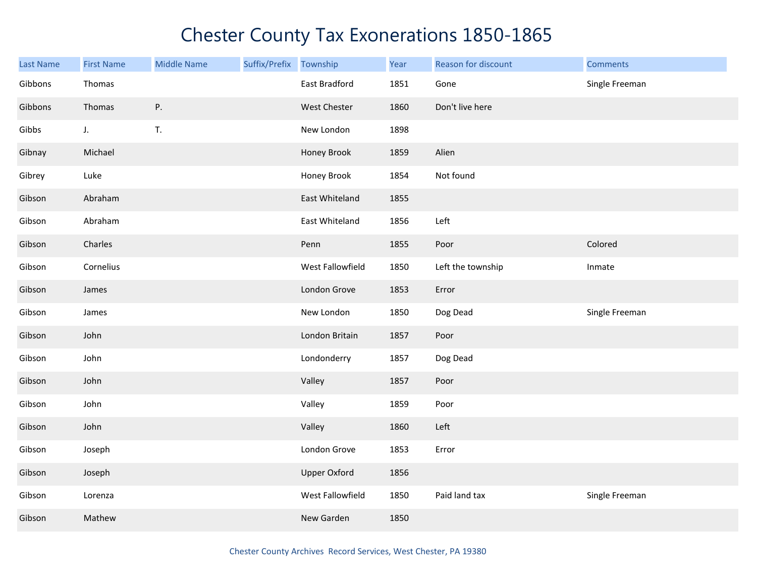# Chester County Tax Exonerations 1850-1865

| Last Name | First Name | Middle Name | Suffix/Prefix | Township | Year | Reason for discount | Comments |
|---|---|---|---|---|---|---|---|
| Gibbons | Thomas | | | East Bradford | 1851 | Gone | Single Freeman |
| Gibbons | Thomas | P. | | West Chester | 1860 | Don't live here | |
| Gibbs | J. | T. | | New London | 1898 | | |
| Gibnay | Michael | | | Honey Brook | 1859 | Alien | |
| Gibrey | Luke | | | Honey Brook | 1854 | Not found | |
| Gibson | Abraham | | | East Whiteland | 1855 | | |
| Gibson | Abraham | | | East Whiteland | 1856 | Left | |
| Gibson | Charles | | | Penn | 1855 | Poor | Colored |
| Gibson | Cornelius | | | West Fallowfield | 1850 | Left the township | Inmate |
| Gibson | James | | | London Grove | 1853 | Error | |
| Gibson | James | | | New London | 1850 | Dog Dead | Single Freeman |
| Gibson | John | | | London Britain | 1857 | Poor | |
| Gibson | John | | | Londonderry | 1857 | Dog Dead | |
| Gibson | John | | | Valley | 1857 | Poor | |
| Gibson | John | | | Valley | 1859 | Poor | |
| Gibson | John | | | Valley | 1860 | Left | |
| Gibson | Joseph | | | London Grove | 1853 | Error | |
| Gibson | Joseph | | | Upper Oxford | 1856 | | |
| Gibson | Lorenza | | | West Fallowfield | 1850 | Paid land tax | Single Freeman |
| Gibson | Mathew | | | New Garden | 1850 | | |

Chester County Archives Record Services, West Chester, PA 19380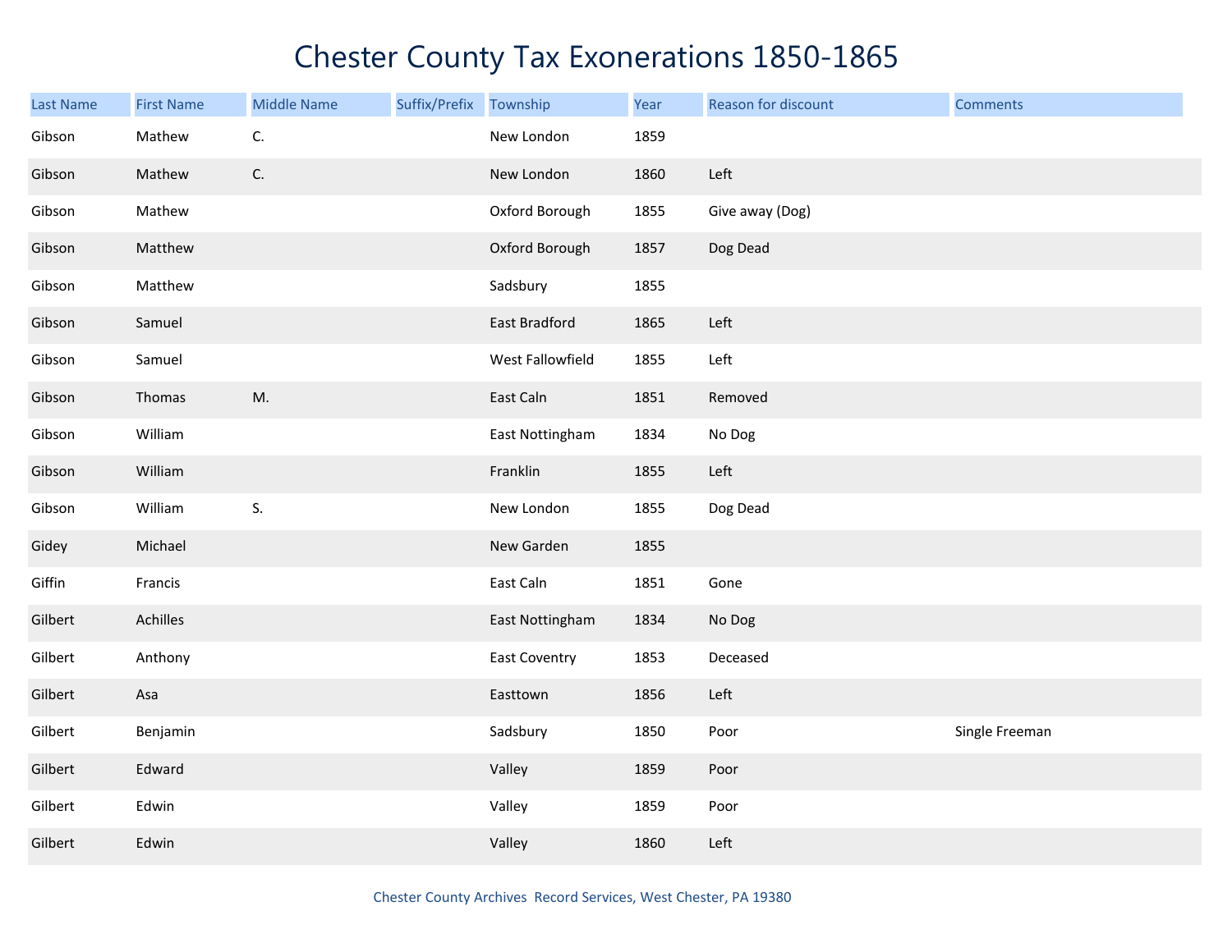# Chester County Tax Exonerations 1850-1865

| Last Name | First Name | Middle Name | Suffix/Prefix | Township | Year | Reason for discount | Comments |
|---|---|---|---|---|---|---|---|
| Gibson | Mathew | C. | | New London | 1859 | | |
| Gibson | Mathew | C. | | New London | 1860 | Left | |
| Gibson | Mathew | | | Oxford Borough | 1855 | Give away (Dog) | |
| Gibson | Matthew | | | Oxford Borough | 1857 | Dog Dead | |
| Gibson | Matthew | | | Sadsbury | 1855 | | |
| Gibson | Samuel | | | East Bradford | 1865 | Left | |
| Gibson | Samuel | | | West Fallowfield | 1855 | Left | |
| Gibson | Thomas | M. | | East Caln | 1851 | Removed | |
| Gibson | William | | | East Nottingham | 1834 | No Dog | |
| Gibson | William | | | Franklin | 1855 | Left | |
| Gibson | William | S. | | New London | 1855 | Dog Dead | |
| Gidey | Michael | | | New Garden | 1855 | | |
| Giffin | Francis | | | East Caln | 1851 | Gone | |
| Gilbert | Achilles | | | East Nottingham | 1834 | No Dog | |
| Gilbert | Anthony | | | East Coventry | 1853 | Deceased | |
| Gilbert | Asa | | | Easttown | 1856 | Left | |
| Gilbert | Benjamin | | | Sadsbury | 1850 | Poor | Single Freeman |
| Gilbert | Edward | | | Valley | 1859 | Poor | |
| Gilbert | Edwin | | | Valley | 1859 | Poor | |
| Gilbert | Edwin | | | Valley | 1860 | Left | |

Chester County Archives Record Services, West Chester, PA 19380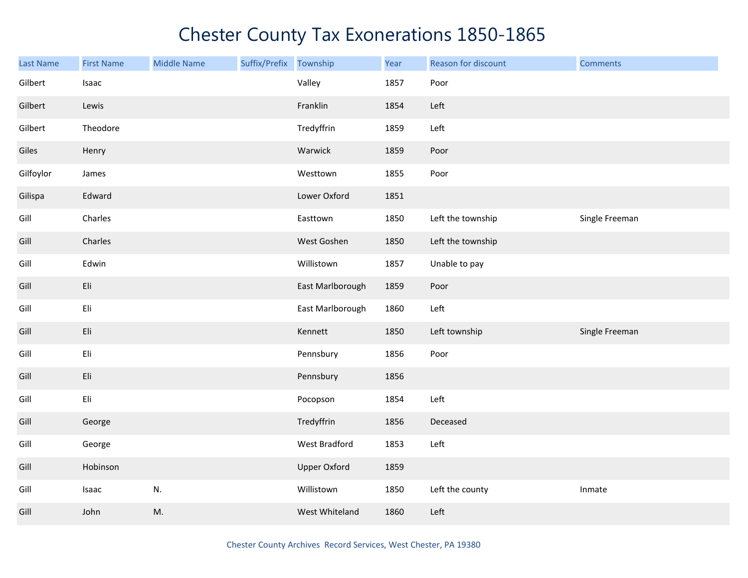# Chester County Tax Exonerations 1850-1865

| Last Name | First Name | Middle Name | Suffix/Prefix | Township | Year | Reason for discount | Comments |
|---|---|---|---|---|---|---|---|
| Gilbert | Isaac | | | Valley | 1857 | Poor | |
| Gilbert | Lewis | | | Franklin | 1854 | Left | |
| Gilbert | Theodore | | | Tredyffrin | 1859 | Left | |
| Giles | Henry | | | Warwick | 1859 | Poor | |
| Gilfoylor | James | | | Westtown | 1855 | Poor | |
| Gilispa | Edward | | | Lower Oxford | 1851 | | |
| Gill | Charles | | | Easttown | 1850 | Left the township | Single Freeman |
| Gill | Charles | | | West Goshen | 1850 | Left the township | |
| Gill | Edwin | | | Willistown | 1857 | Unable to pay | |
| Gill | Eli | | | East Marlborough | 1859 | Poor | |
| Gill | Eli | | | East Marlborough | 1860 | Left | |
| Gill | Eli | | | Kennett | 1850 | Left township | Single Freeman |
| Gill | Eli | | | Pennsbury | 1856 | Poor | |
| Gill | Eli | | | Pennsbury | 1856 | | |
| Gill | Eli | | | Pocopson | 1854 | Left | |
| Gill | George | | | Tredyffrin | 1856 | Deceased | |
| Gill | George | | | West Bradford | 1853 | Left | |
| Gill | Hobinson | | | Upper Oxford | 1859 | | |
| Gill | Isaac | N. | | Willistown | 1850 | Left the county | Inmate |
| Gill | John | M. | | West Whiteland | 1860 | Left | |

Chester County Archives Record Services, West Chester, PA 19380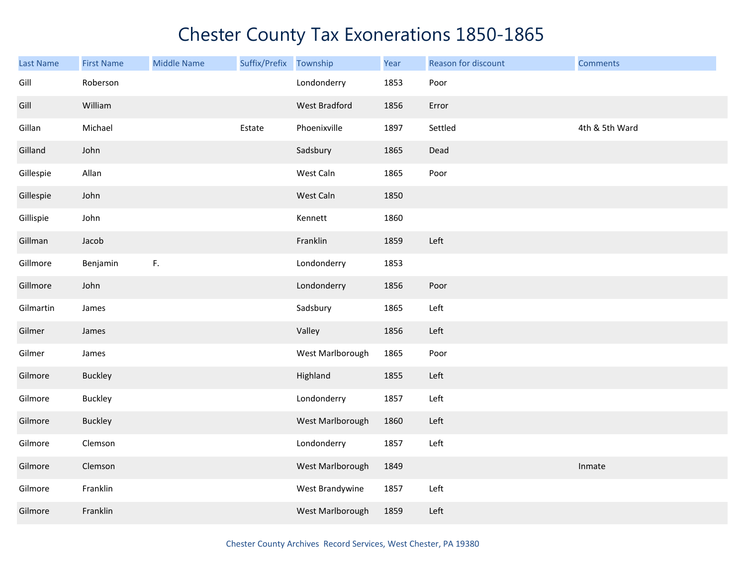# Chester County Tax Exonerations 1850-1865

| Last Name | First Name | Middle Name | Suffix/Prefix | Township | Year | Reason for discount | Comments |
|---|---|---|---|---|---|---|---|
| Gill | Roberson | | | Londonderry | 1853 | Poor | |
| Gill | William | | | West Bradford | 1856 | Error | |
| Gillan | Michael | | Estate | Phoenixville | 1897 | Settled | 4th & 5th Ward |
| Gilland | John | | | Sadsbury | 1865 | Dead | |
| Gillespie | Allan | | | West Caln | 1865 | Poor | |
| Gillespie | John | | | West Caln | 1850 | | |
| Gillispie | John | | | Kennett | 1860 | | |
| Gillman | Jacob | | | Franklin | 1859 | Left | |
| Gillmore | Benjamin | F. | | Londonderry | 1853 | | |
| Gillmore | John | | | Londonderry | 1856 | Poor | |
| Gilmartin | James | | | Sadsbury | 1865 | Left | |
| Gilmer | James | | | Valley | 1856 | Left | |
| Gilmer | James | | | West Marlborough | 1865 | Poor | |
| Gilmore | Buckley | | | Highland | 1855 | Left | |
| Gilmore | Buckley | | | Londonderry | 1857 | Left | |
| Gilmore | Buckley | | | West Marlborough | 1860 | Left | |
| Gilmore | Clemson | | | Londonderry | 1857 | Left | |
| Gilmore | Clemson | | | West Marlborough | 1849 | | Inmate |
| Gilmore | Franklin | | | West Brandywine | 1857 | Left | |
| Gilmore | Franklin | | | West Marlborough | 1859 | Left | |

Chester County Archives Record Services, West Chester, PA 19380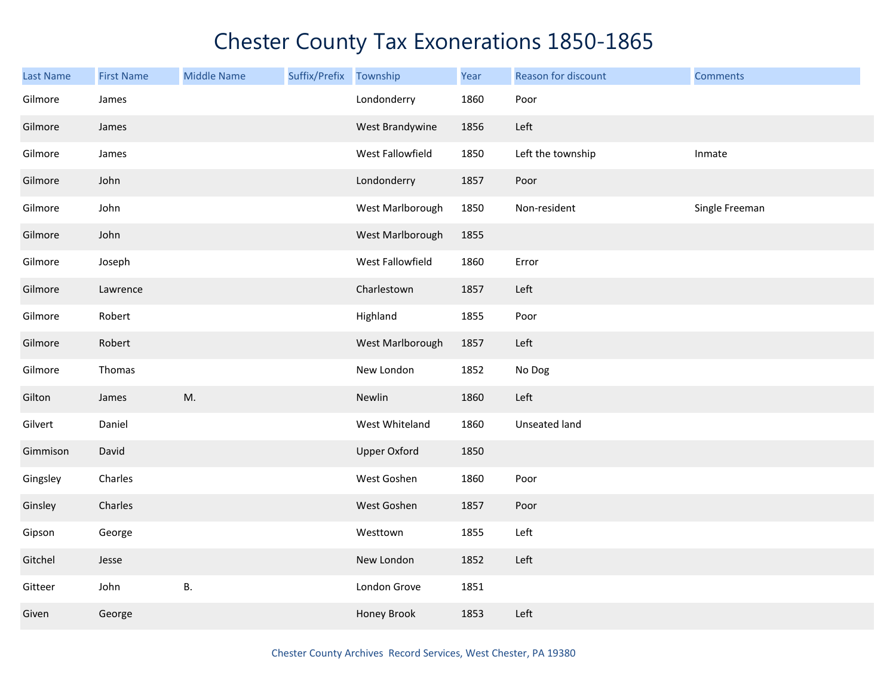# Chester County Tax Exonerations 1850-1865

| Last Name | First Name | Middle Name | Suffix/Prefix | Township | Year | Reason for discount | Comments |
|---|---|---|---|---|---|---|---|
| Gilmore | James | | | Londonderry | 1860 | Poor | |
| Gilmore | James | | | West Brandywine | 1856 | Left | |
| Gilmore | James | | | West Fallowfield | 1850 | Left the township | Inmate |
| Gilmore | John | | | Londonderry | 1857 | Poor | |
| Gilmore | John | | | West Marlborough | 1850 | Non-resident | Single Freeman |
| Gilmore | John | | | West Marlborough | 1855 | | |
| Gilmore | Joseph | | | West Fallowfield | 1860 | Error | |
| Gilmore | Lawrence | | | Charlestown | 1857 | Left | |
| Gilmore | Robert | | | Highland | 1855 | Poor | |
| Gilmore | Robert | | | West Marlborough | 1857 | Left | |
| Gilmore | Thomas | | | New London | 1852 | No Dog | |
| Gilton | James | M. | | Newlin | 1860 | Left | |
| Gilvert | Daniel | | | West Whiteland | 1860 | Unseated land | |
| Gimmison | David | | | Upper Oxford | 1850 | | |
| Gingsley | Charles | | | West Goshen | 1860 | Poor | |
| Ginsley | Charles | | | West Goshen | 1857 | Poor | |
| Gipson | George | | | Westtown | 1855 | Left | |
| Gitchel | Jesse | | | New London | 1852 | Left | |
| Gitteer | John | B. | | London Grove | 1851 | | |
| Given | George | | | Honey Brook | 1853 | Left | |

Chester County Archives Record Services, West Chester, PA 19380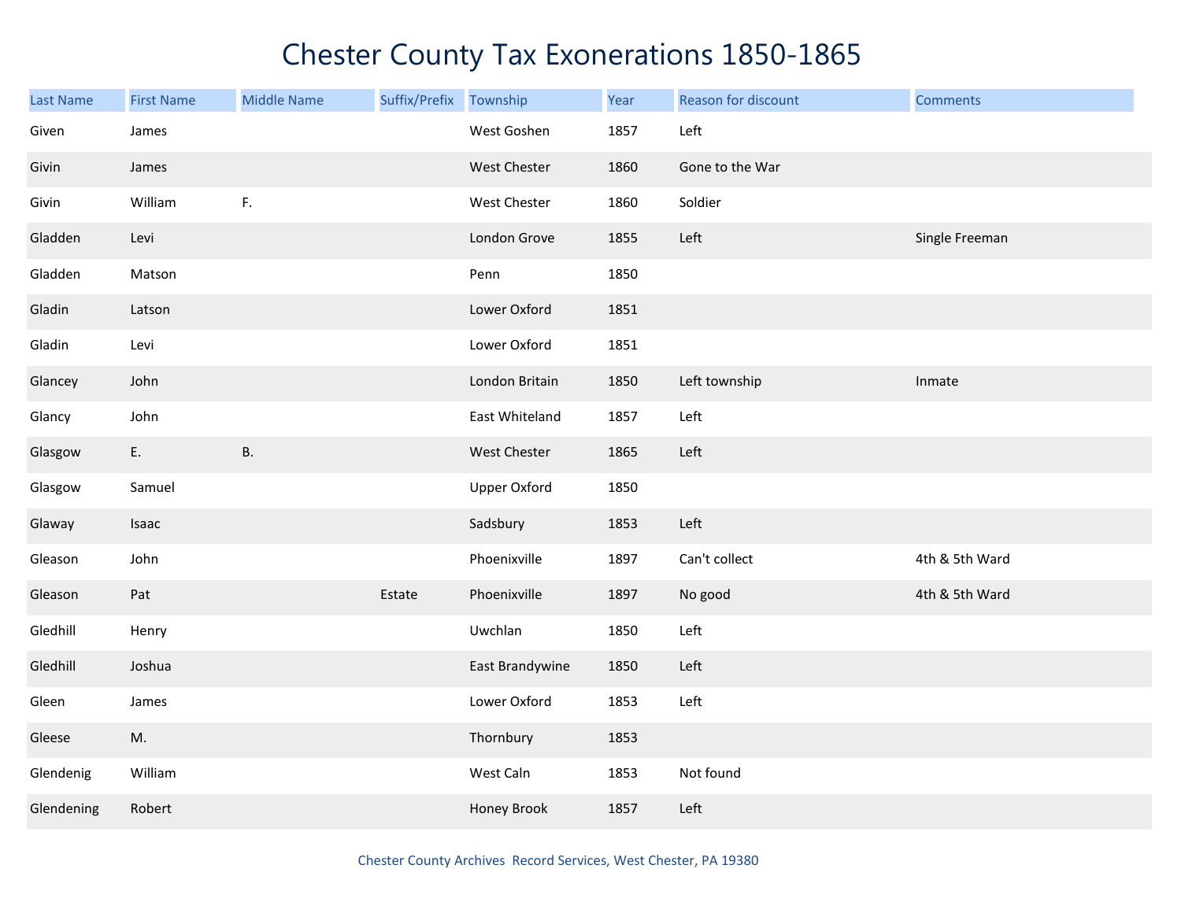# Chester County Tax Exonerations 1850-1865

| Last Name | First Name | Middle Name | Suffix/Prefix | Township | Year | Reason for discount | Comments |
|---|---|---|---|---|---|---|---|
| Given | James | | | West Goshen | 1857 | Left | |
| Givin | James | | | West Chester | 1860 | Gone to the War | |
| Givin | William | F. | | West Chester | 1860 | Soldier | |
| Gladden | Levi | | | London Grove | 1855 | Left | Single Freeman |
| Gladden | Matson | | | Penn | 1850 | | |
| Gladin | Latson | | | Lower Oxford | 1851 | | |
| Gladin | Levi | | | Lower Oxford | 1851 | | |
| Glancey | John | | | London Britain | 1850 | Left township | Inmate |
| Glancy | John | | | East Whiteland | 1857 | Left | |
| Glasgow | E. | B. | | West Chester | 1865 | Left | |
| Glasgow | Samuel | | | Upper Oxford | 1850 | | |
| Glaway | Isaac | | | Sadsbury | 1853 | Left | |
| Gleason | John | | | Phoenixville | 1897 | Can't collect | 4th & 5th Ward |
| Gleason | Pat | | Estate | Phoenixville | 1897 | No good | 4th & 5th Ward |
| Gledhill | Henry | | | Uwchlan | 1850 | Left | |
| Gledhill | Joshua | | | East Brandywine | 1850 | Left | |
| Gleen | James | | | Lower Oxford | 1853 | Left | |
| Gleese | M. | | | Thornbury | 1853 | | |
| Glendenig | William | | | West Caln | 1853 | Not found | |
| Glendening | Robert | | | Honey Brook | 1857 | Left | |

Chester County Archives Record Services, West Chester, PA 19380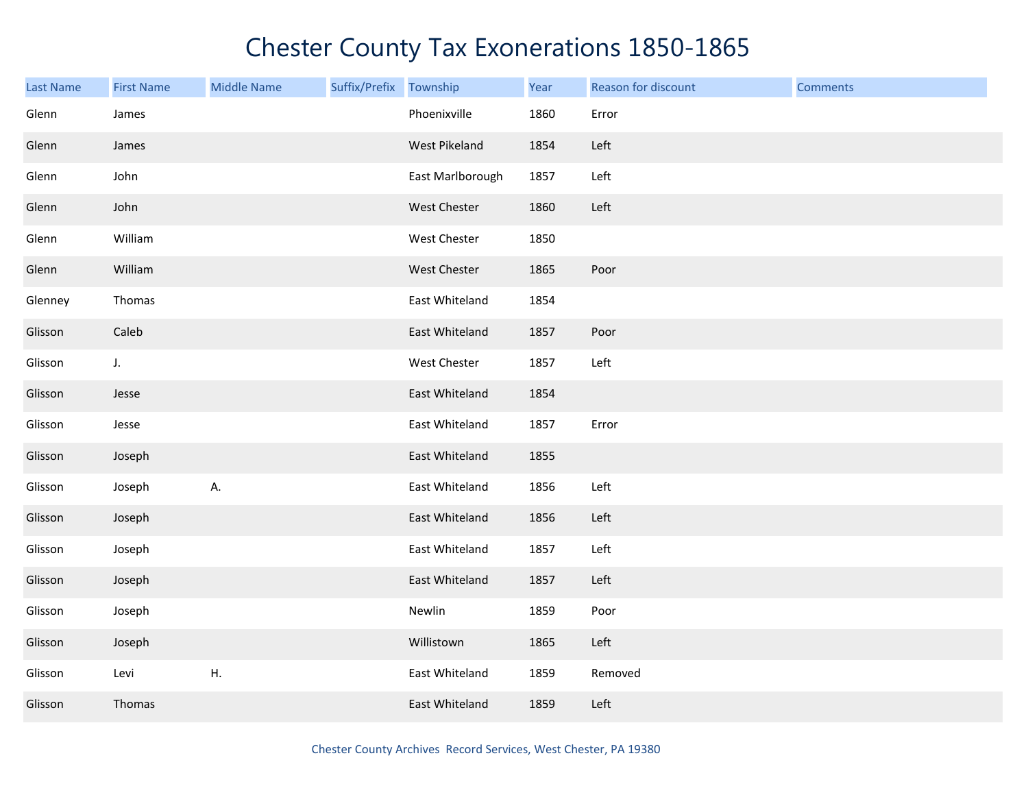# Chester County Tax Exonerations 1850-1865

| Last Name | First Name | Middle Name | Suffix/Prefix | Township | Year | Reason for discount | Comments |
|---|---|---|---|---|---|---|---|
| Glenn | James | | | Phoenixville | 1860 | Error | |
| Glenn | James | | | West Pikeland | 1854 | Left | |
| Glenn | John | | | East Marlborough | 1857 | Left | |
| Glenn | John | | | West Chester | 1860 | Left | |
| Glenn | William | | | West Chester | 1850 | | |
| Glenn | William | | | West Chester | 1865 | Poor | |
| Glenney | Thomas | | | East Whiteland | 1854 | | |
| Glisson | Caleb | | | East Whiteland | 1857 | Poor | |
| Glisson | J. | | | West Chester | 1857 | Left | |
| Glisson | Jesse | | | East Whiteland | 1854 | | |
| Glisson | Jesse | | | East Whiteland | 1857 | Error | |
| Glisson | Joseph | | | East Whiteland | 1855 | | |
| Glisson | Joseph | A. | | East Whiteland | 1856 | Left | |
| Glisson | Joseph | | | East Whiteland | 1856 | Left | |
| Glisson | Joseph | | | East Whiteland | 1857 | Left | |
| Glisson | Joseph | | | East Whiteland | 1857 | Left | |
| Glisson | Joseph | | | Newlin | 1859 | Poor | |
| Glisson | Joseph | | | Willistown | 1865 | Left | |
| Glisson | Levi | H. | | East Whiteland | 1859 | Removed | |
| Glisson | Thomas | | | East Whiteland | 1859 | Left | |

Chester County Archives Record Services, West Chester, PA 19380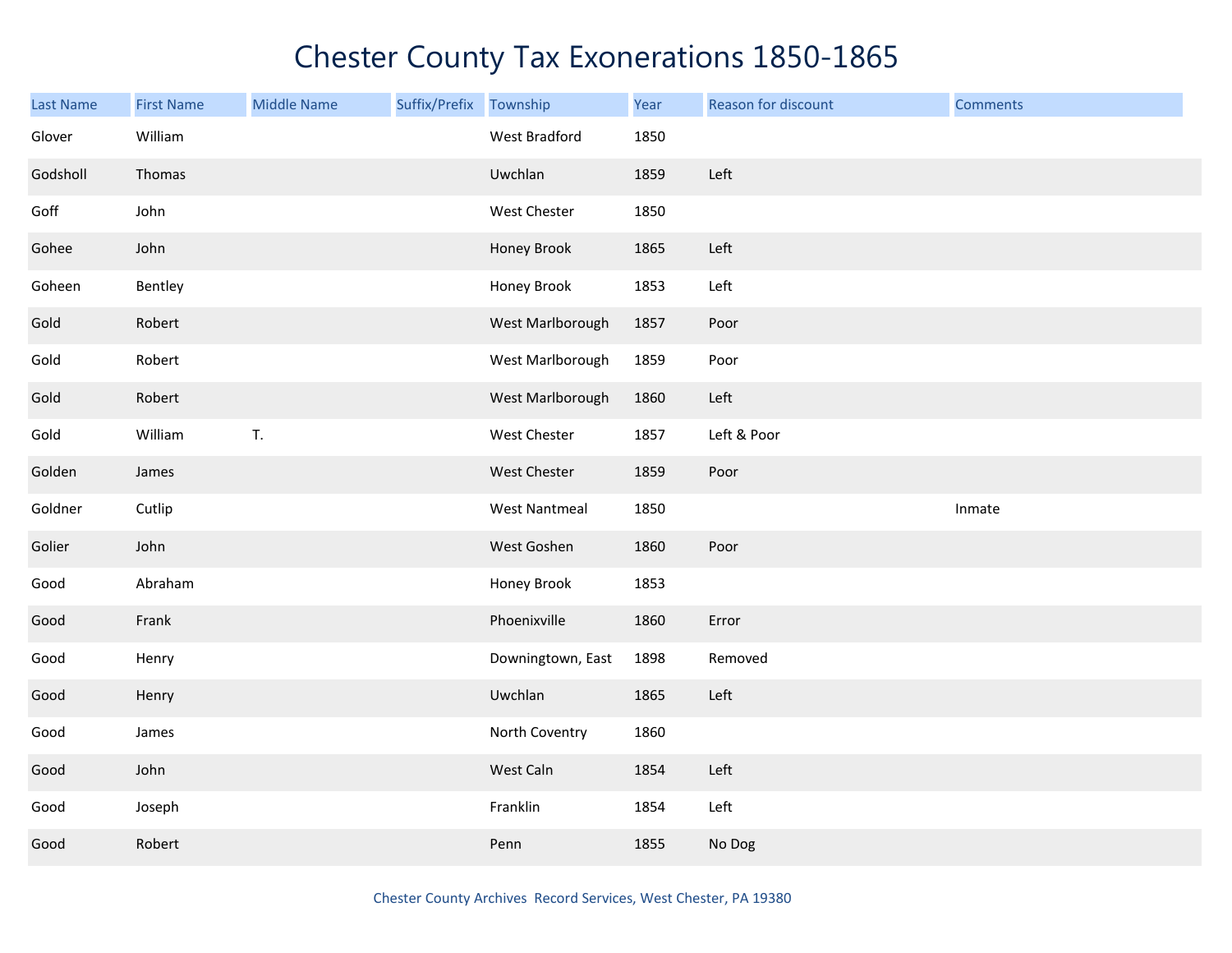# Chester County Tax Exonerations 1850-1865

| Last Name | First Name | Middle Name | Suffix/Prefix | Township | Year | Reason for discount | Comments |
|---|---|---|---|---|---|---|---|
| Glover | William | | | West Bradford | 1850 | | |
| Godsholl | Thomas | | | Uwchlan | 1859 | Left | |
| Goff | John | | | West Chester | 1850 | | |
| Gohee | John | | | Honey Brook | 1865 | Left | |
| Goheen | Bentley | | | Honey Brook | 1853 | Left | |
| Gold | Robert | | | West Marlborough | 1857 | Poor | |
| Gold | Robert | | | West Marlborough | 1859 | Poor | |
| Gold | Robert | | | West Marlborough | 1860 | Left | |
| Gold | William | T. | | West Chester | 1857 | Left & Poor | |
| Golden | James | | | West Chester | 1859 | Poor | |
| Goldner | Cutlip | | | West Nantmeal | 1850 | | Inmate |
| Golier | John | | | West Goshen | 1860 | Poor | |
| Good | Abraham | | | Honey Brook | 1853 | | |
| Good | Frank | | | Phoenixville | 1860 | Error | |
| Good | Henry | | | Downingtown, East | 1898 | Removed | |
| Good | Henry | | | Uwchlan | 1865 | Left | |
| Good | James | | | North Coventry | 1860 | | |
| Good | John | | | West Caln | 1854 | Left | |
| Good | Joseph | | | Franklin | 1854 | Left | |
| Good | Robert | | | Penn | 1855 | No Dog | |

Chester County Archives Record Services, West Chester, PA 19380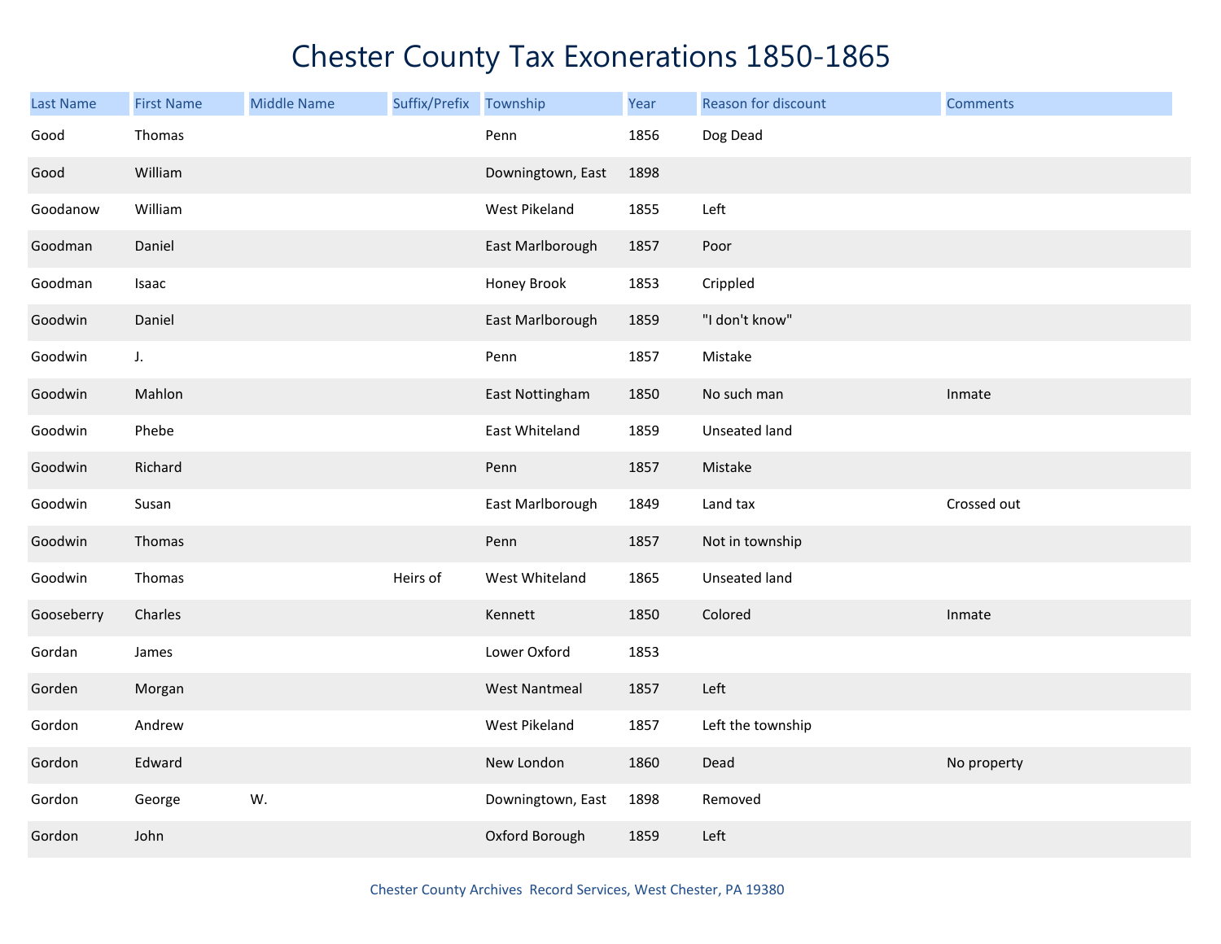# Chester County Tax Exonerations 1850-1865

| Last Name | First Name | Middle Name | Suffix/Prefix | Township | Year | Reason for discount | Comments |
|---|---|---|---|---|---|---|---|
| Good | Thomas | | | Penn | 1856 | Dog Dead | |
| Good | William | | | Downingtown, East | 1898 | | |
| Goodanow | William | | | West Pikeland | 1855 | Left | |
| Goodman | Daniel | | | East Marlborough | 1857 | Poor | |
| Goodman | Isaac | | | Honey Brook | 1853 | Crippled | |
| Goodwin | Daniel | | | East Marlborough | 1859 | "I don't know" | |
| Goodwin | J. | | | Penn | 1857 | Mistake | |
| Goodwin | Mahlon | | | East Nottingham | 1850 | No such man | Inmate |
| Goodwin | Phebe | | | East Whiteland | 1859 | Unseated land | |
| Goodwin | Richard | | | Penn | 1857 | Mistake | |
| Goodwin | Susan | | | East Marlborough | 1849 | Land tax | Crossed out |
| Goodwin | Thomas | | | Penn | 1857 | Not in township | |
| Goodwin | Thomas | | Heirs of | West Whiteland | 1865 | Unseated land | |
| Gooseberry | Charles | | | Kennett | 1850 | Colored | Inmate |
| Gordan | James | | | Lower Oxford | 1853 | | |
| Gorden | Morgan | | | West Nantmeal | 1857 | Left | |
| Gordon | Andrew | | | West Pikeland | 1857 | Left the township | |
| Gordon | Edward | | | New London | 1860 | Dead | No property |
| Gordon | George | W. | | Downingtown, East | 1898 | Removed | |
| Gordon | John | | | Oxford Borough | 1859 | Left | |

Chester County Archives Record Services, West Chester, PA 19380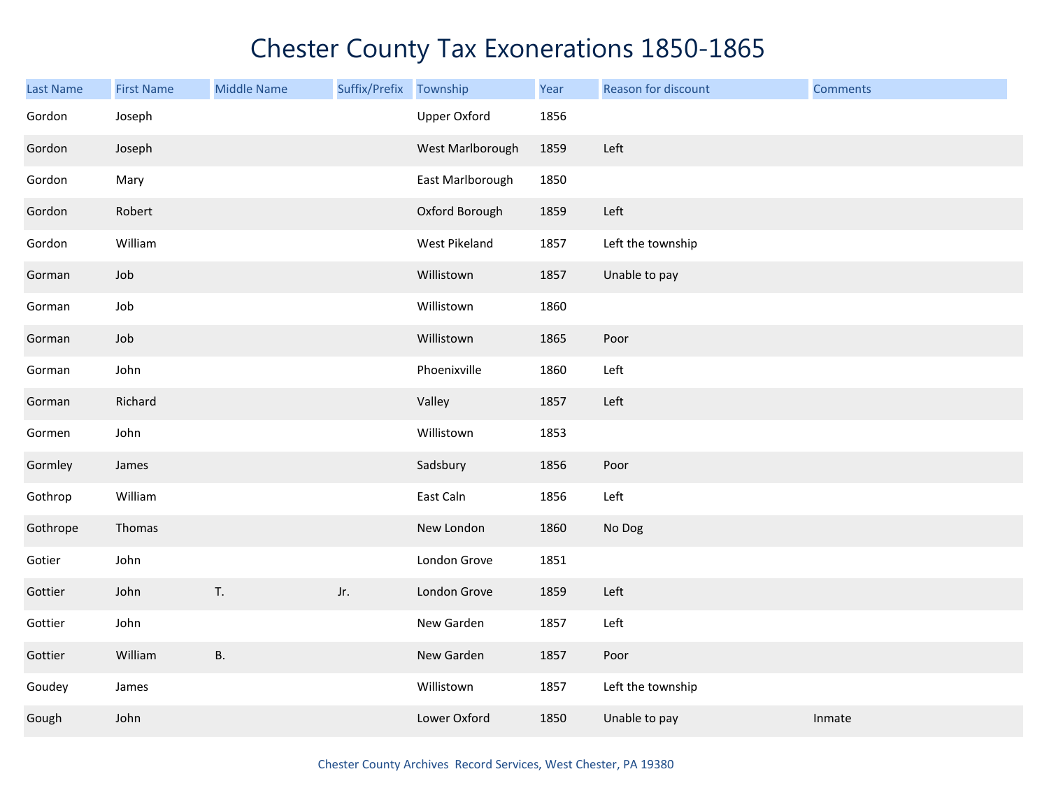# Chester County Tax Exonerations 1850-1865

| Last Name | First Name | Middle Name | Suffix/Prefix | Township | Year | Reason for discount | Comments |
|---|---|---|---|---|---|---|---|
| Gordon | Joseph | | | Upper Oxford | 1856 | | |
| Gordon | Joseph | | | West Marlborough | 1859 | Left | |
| Gordon | Mary | | | East Marlborough | 1850 | | |
| Gordon | Robert | | | Oxford Borough | 1859 | Left | |
| Gordon | William | | | West Pikeland | 1857 | Left the township | |
| Gorman | Job | | | Willistown | 1857 | Unable to pay | |
| Gorman | Job | | | Willistown | 1860 | | |
| Gorman | Job | | | Willistown | 1865 | Poor | |
| Gorman | John | | | Phoenixville | 1860 | Left | |
| Gorman | Richard | | | Valley | 1857 | Left | |
| Gormen | John | | | Willistown | 1853 | | |
| Gormley | James | | | Sadsbury | 1856 | Poor | |
| Gothrop | William | | | East Caln | 1856 | Left | |
| Gothrope | Thomas | | | New London | 1860 | No Dog | |
| Gotier | John | | | London Grove | 1851 | | |
| Gottier | John | T. | Jr. | London Grove | 1859 | Left | |
| Gottier | John | | | New Garden | 1857 | Left | |
| Gottier | William | B. | | New Garden | 1857 | Poor | |
| Goudey | James | | | Willistown | 1857 | Left the township | |
| Gough | John | | | Lower Oxford | 1850 | Unable to pay | Inmate |

Chester County Archives Record Services, West Chester, PA 19380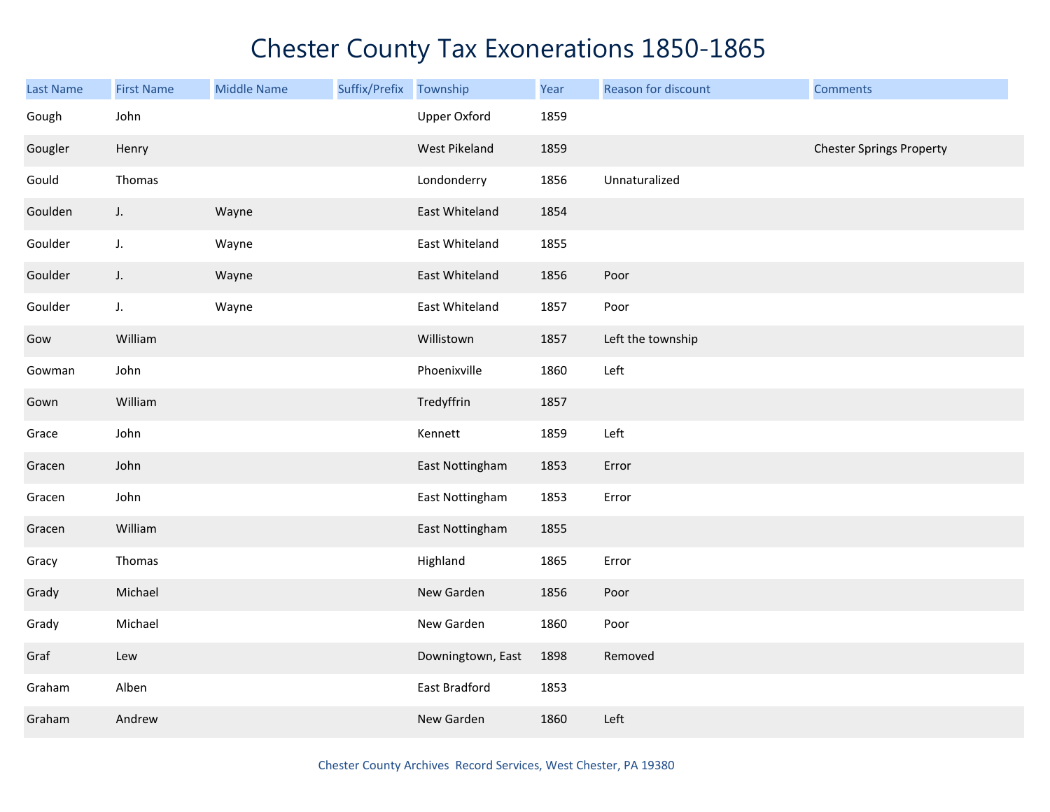# Chester County Tax Exonerations 1850-1865

| Last Name | First Name | Middle Name | Suffix/Prefix | Township | Year | Reason for discount | Comments |
|---|---|---|---|---|---|---|---|
| Gough | John | | | Upper Oxford | 1859 | | |
| Gougler | Henry | | | West Pikeland | 1859 | | Chester Springs Property |
| Gould | Thomas | | | Londonderry | 1856 | Unnaturalized | |
| Goulden | J. | Wayne | | East Whiteland | 1854 | | |
| Goulder | J. | Wayne | | East Whiteland | 1855 | | |
| Goulder | J. | Wayne | | East Whiteland | 1856 | Poor | |
| Goulder | J. | Wayne | | East Whiteland | 1857 | Poor | |
| Gow | William | | | Willistown | 1857 | Left the township | |
| Gowman | John | | | Phoenixville | 1860 | Left | |
| Gown | William | | | Tredyffrin | 1857 | | |
| Grace | John | | | Kennett | 1859 | Left | |
| Gracen | John | | | East Nottingham | 1853 | Error | |
| Gracen | John | | | East Nottingham | 1853 | Error | |
| Gracen | William | | | East Nottingham | 1855 | | |
| Gracy | Thomas | | | Highland | 1865 | Error | |
| Grady | Michael | | | New Garden | 1856 | Poor | |
| Grady | Michael | | | New Garden | 1860 | Poor | |
| Graf | Lew | | | Downingtown, East | 1898 | Removed | |
| Graham | Alben | | | East Bradford | 1853 | | |
| Graham | Andrew | | | New Garden | 1860 | Left | |

Chester County Archives Record Services, West Chester, PA 19380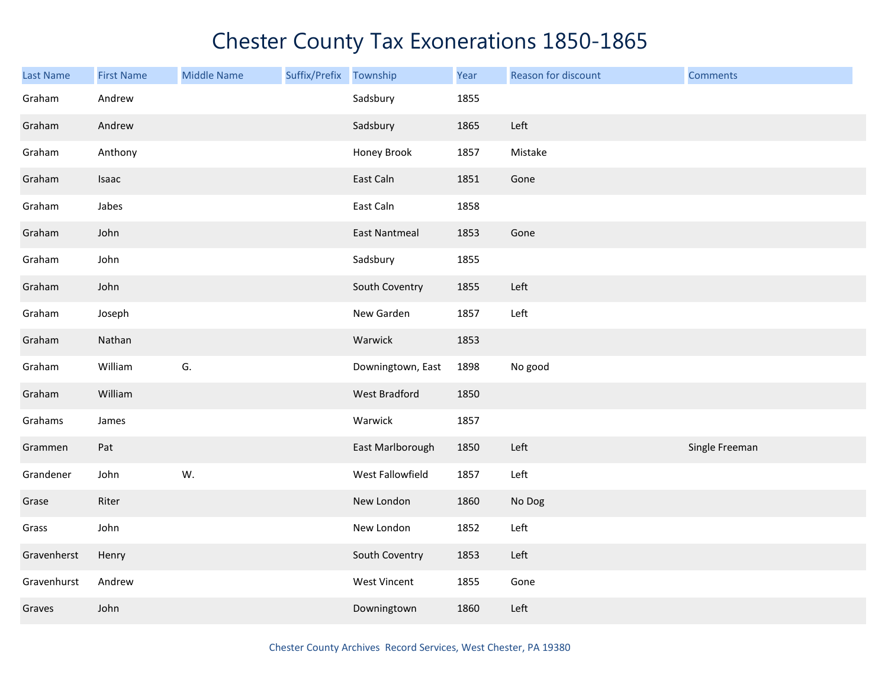# Chester County Tax Exonerations 1850-1865

| Last Name | First Name | Middle Name | Suffix/Prefix | Township | Year | Reason for discount | Comments |
|---|---|---|---|---|---|---|---|
| Graham | Andrew | | | Sadsbury | 1855 | | |
| Graham | Andrew | | | Sadsbury | 1865 | Left | |
| Graham | Anthony | | | Honey Brook | 1857 | Mistake | |
| Graham | Isaac | | | East Caln | 1851 | Gone | |
| Graham | Jabes | | | East Caln | 1858 | | |
| Graham | John | | | East Nantmeal | 1853 | Gone | |
| Graham | John | | | Sadsbury | 1855 | | |
| Graham | John | | | South Coventry | 1855 | Left | |
| Graham | Joseph | | | New Garden | 1857 | Left | |
| Graham | Nathan | | | Warwick | 1853 | | |
| Graham | William | G. | | Downingtown, East | 1898 | No good | |
| Graham | William | | | West Bradford | 1850 | | |
| Grahams | James | | | Warwick | 1857 | | |
| Grammen | Pat | | | East Marlborough | 1850 | Left | Single Freeman |
| Grandener | John | W. | | West Fallowfield | 1857 | Left | |
| Grase | Riter | | | New London | 1860 | No Dog | |
| Grass | John | | | New London | 1852 | Left | |
| Gravenherst | Henry | | | South Coventry | 1853 | Left | |
| Gravenhurst | Andrew | | | West Vincent | 1855 | Gone | |
| Graves | John | | | Downingtown | 1860 | Left | |

Chester County Archives Record Services, West Chester, PA 19380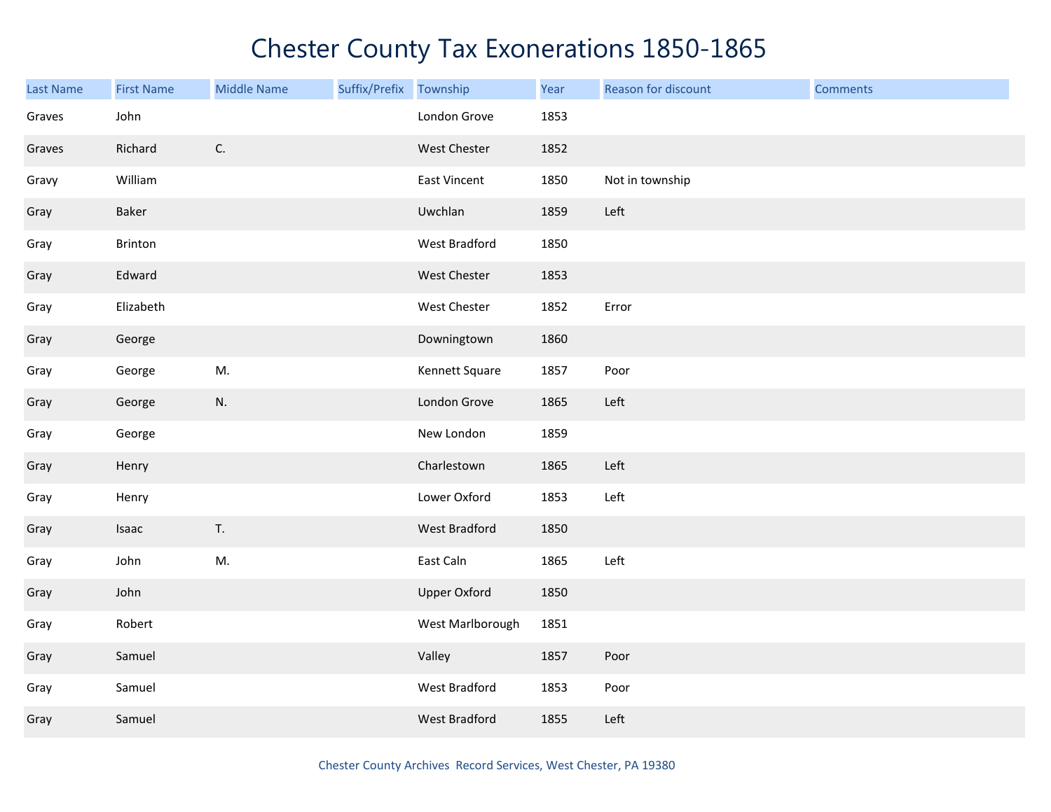# Chester County Tax Exonerations 1850-1865

| Last Name | First Name | Middle Name | Suffix/Prefix | Township | Year | Reason for discount | Comments |
|---|---|---|---|---|---|---|---|
| Graves | John | | | London Grove | 1853 | | |
| Graves | Richard | C. | | West Chester | 1852 | | |
| Gravy | William | | | East Vincent | 1850 | Not in township | |
| Gray | Baker | | | Uwchlan | 1859 | Left | |
| Gray | Brinton | | | West Bradford | 1850 | | |
| Gray | Edward | | | West Chester | 1853 | | |
| Gray | Elizabeth | | | West Chester | 1852 | Error | |
| Gray | George | | | Downingtown | 1860 | | |
| Gray | George | M. | | Kennett Square | 1857 | Poor | |
| Gray | George | N. | | London Grove | 1865 | Left | |
| Gray | George | | | New London | 1859 | | |
| Gray | Henry | | | Charlestown | 1865 | Left | |
| Gray | Henry | | | Lower Oxford | 1853 | Left | |
| Gray | Isaac | T. | | West Bradford | 1850 | | |
| Gray | John | M. | | East Caln | 1865 | Left | |
| Gray | John | | | Upper Oxford | 1850 | | |
| Gray | Robert | | | West Marlborough | 1851 | | |
| Gray | Samuel | | | Valley | 1857 | Poor | |
| Gray | Samuel | | | West Bradford | 1853 | Poor | |
| Gray | Samuel | | | West Bradford | 1855 | Left | |

Chester County Archives Record Services, West Chester, PA 19380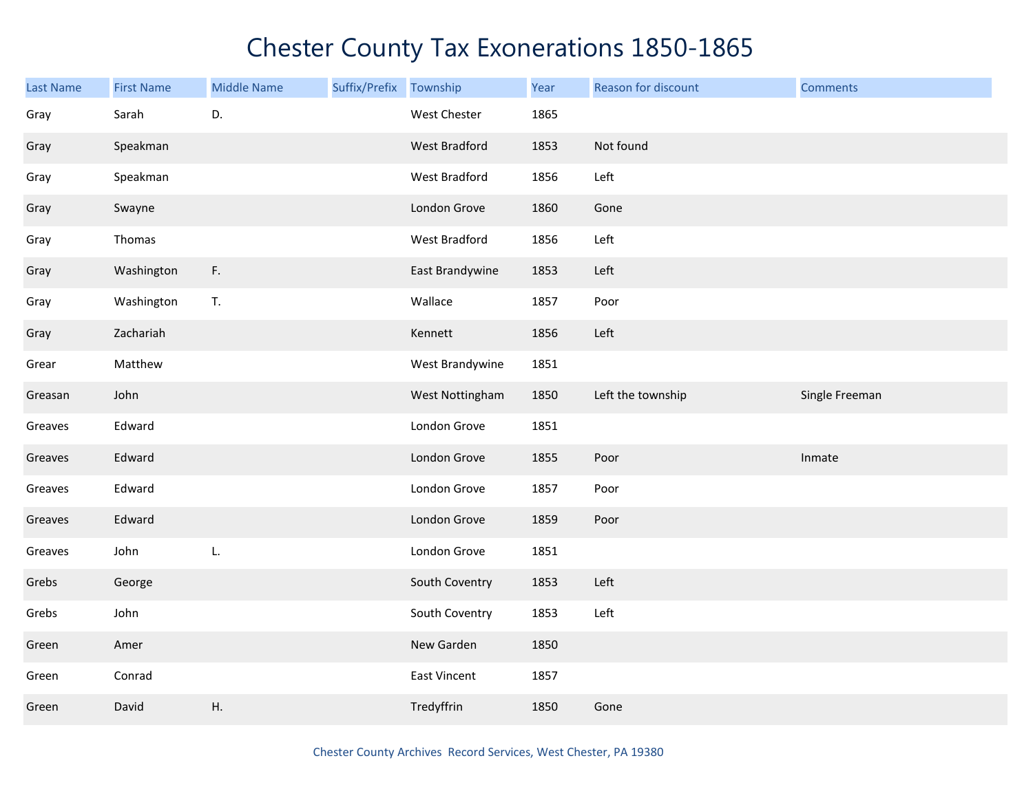# Chester County Tax Exonerations 1850-1865

| Last Name | First Name | Middle Name | Suffix/Prefix | Township | Year | Reason for discount | Comments |
|---|---|---|---|---|---|---|---|
| Gray | Sarah | D. | | West Chester | 1865 | | |
| Gray | Speakman | | | West Bradford | 1853 | Not found | |
| Gray | Speakman | | | West Bradford | 1856 | Left | |
| Gray | Swayne | | | London Grove | 1860 | Gone | |
| Gray | Thomas | | | West Bradford | 1856 | Left | |
| Gray | Washington | F. | | East Brandywine | 1853 | Left | |
| Gray | Washington | T. | | Wallace | 1857 | Poor | |
| Gray | Zachariah | | | Kennett | 1856 | Left | |
| Grear | Matthew | | | West Brandywine | 1851 | | |
| Greasan | John | | | West Nottingham | 1850 | Left the township | Single Freeman |
| Greaves | Edward | | | London Grove | 1851 | | |
| Greaves | Edward | | | London Grove | 1855 | Poor | Inmate |
| Greaves | Edward | | | London Grove | 1857 | Poor | |
| Greaves | Edward | | | London Grove | 1859 | Poor | |
| Greaves | John | L. | | London Grove | 1851 | | |
| Grebs | George | | | South Coventry | 1853 | Left | |
| Grebs | John | | | South Coventry | 1853 | Left | |
| Green | Amer | | | New Garden | 1850 | | |
| Green | Conrad | | | East Vincent | 1857 | | |
| Green | David | H. | | Tredyffrin | 1850 | Gone | |

Chester County Archives Record Services, West Chester, PA 19380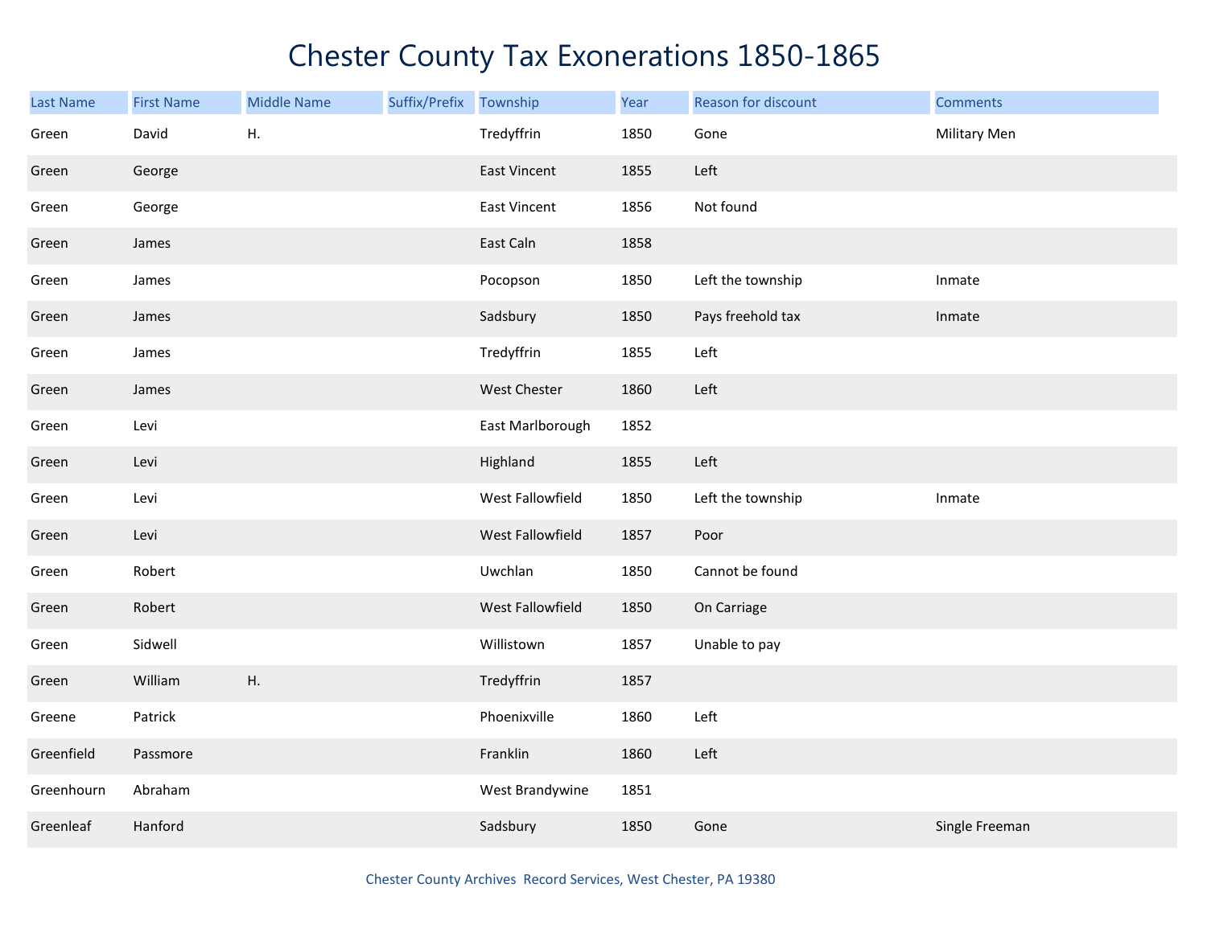# Chester County Tax Exonerations 1850-1865

| Last Name | First Name | Middle Name | Suffix/Prefix | Township | Year | Reason for discount | Comments |
|---|---|---|---|---|---|---|---|
| Green | David | H. | | Tredyffrin | 1850 | Gone | Military Men |
| Green | George | | | East Vincent | 1855 | Left | |
| Green | George | | | East Vincent | 1856 | Not found | |
| Green | James | | | East Caln | 1858 | | |
| Green | James | | | Pocopson | 1850 | Left the township | Inmate |
| Green | James | | | Sadsbury | 1850 | Pays freehold tax | Inmate |
| Green | James | | | Tredyffrin | 1855 | Left | |
| Green | James | | | West Chester | 1860 | Left | |
| Green | Levi | | | East Marlborough | 1852 | | |
| Green | Levi | | | Highland | 1855 | Left | |
| Green | Levi | | | West Fallowfield | 1850 | Left the township | Inmate |
| Green | Levi | | | West Fallowfield | 1857 | Poor | |
| Green | Robert | | | Uwchlan | 1850 | Cannot be found | |
| Green | Robert | | | West Fallowfield | 1850 | On Carriage | |
| Green | Sidwell | | | Willistown | 1857 | Unable to pay | |
| Green | William | H. | | Tredyffrin | 1857 | | |
| Greene | Patrick | | | Phoenixville | 1860 | Left | |
| Greenfield | Passmore | | | Franklin | 1860 | Left | |
| Greenhourn | Abraham | | | West Brandywine | 1851 | | |
| Greenleaf | Hanford | | | Sadsbury | 1850 | Gone | Single Freeman |

Chester County Archives Record Services, West Chester, PA 19380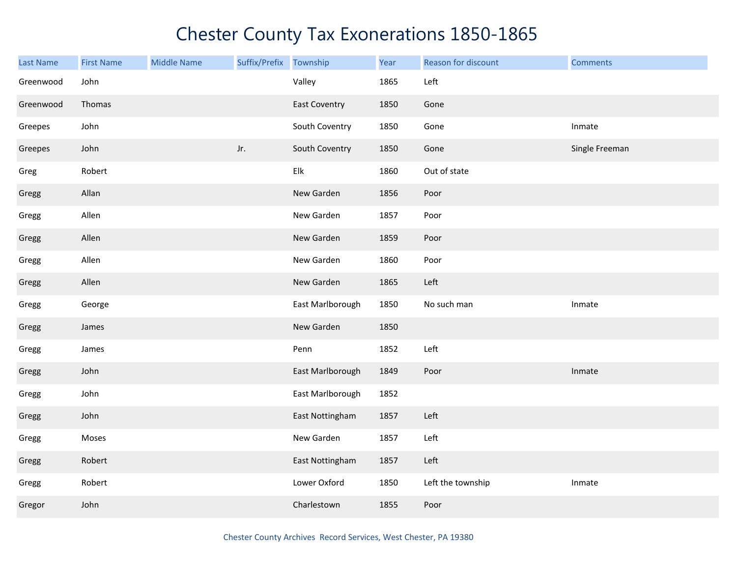# Chester County Tax Exonerations 1850-1865

| Last Name | First Name | Middle Name | Suffix/Prefix | Township | Year | Reason for discount | Comments |
|---|---|---|---|---|---|---|---|
| Greenwood | John | | | Valley | 1865 | Left | |
| Greenwood | Thomas | | | East Coventry | 1850 | Gone | |
| Greepes | John | | | South Coventry | 1850 | Gone | Inmate |
| Greepes | John | | Jr. | South Coventry | 1850 | Gone | Single Freeman |
| Greg | Robert | | | Elk | 1860 | Out of state | |
| Gregg | Allan | | | New Garden | 1856 | Poor | |
| Gregg | Allen | | | New Garden | 1857 | Poor | |
| Gregg | Allen | | | New Garden | 1859 | Poor | |
| Gregg | Allen | | | New Garden | 1860 | Poor | |
| Gregg | Allen | | | New Garden | 1865 | Left | |
| Gregg | George | | | East Marlborough | 1850 | No such man | Inmate |
| Gregg | James | | | New Garden | 1850 | | |
| Gregg | James | | | Penn | 1852 | Left | |
| Gregg | John | | | East Marlborough | 1849 | Poor | Inmate |
| Gregg | John | | | East Marlborough | 1852 | | |
| Gregg | John | | | East Nottingham | 1857 | Left | |
| Gregg | Moses | | | New Garden | 1857 | Left | |
| Gregg | Robert | | | East Nottingham | 1857 | Left | |
| Gregg | Robert | | | Lower Oxford | 1850 | Left the township | Inmate |
| Gregor | John | | | Charlestown | 1855 | Poor | |

Chester County Archives Record Services, West Chester, PA 19380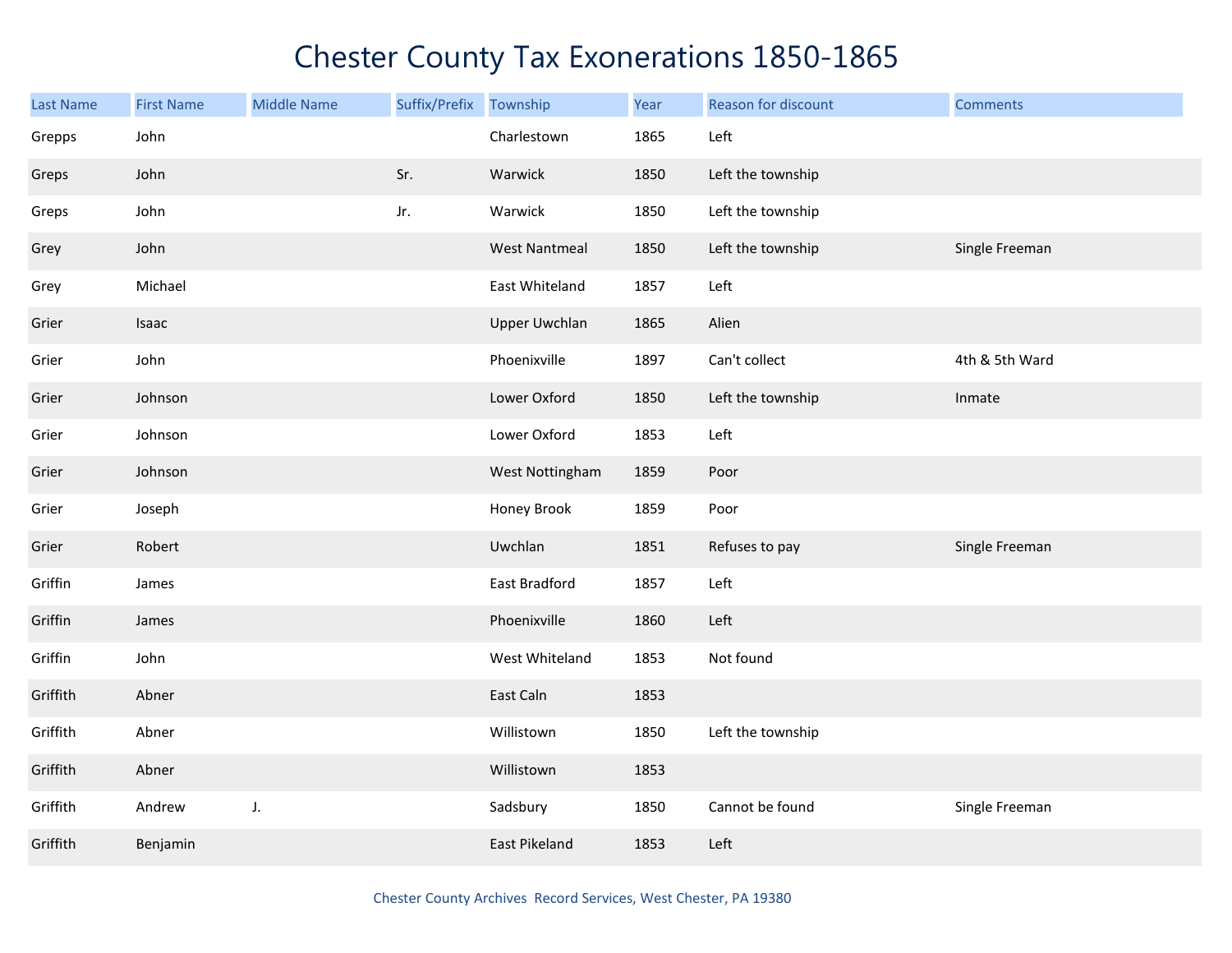# Chester County Tax Exonerations 1850-1865

| Last Name | First Name | Middle Name | Suffix/Prefix | Township | Year | Reason for discount | Comments |
|---|---|---|---|---|---|---|---|
| Grepps | John | | | Charlestown | 1865 | Left | |
| Greps | John | | Sr. | Warwick | 1850 | Left the township | |
| Greps | John | | Jr. | Warwick | 1850 | Left the township | |
| Grey | John | | | West Nantmeal | 1850 | Left the township | Single Freeman |
| Grey | Michael | | | East Whiteland | 1857 | Left | |
| Grier | Isaac | | | Upper Uwchlan | 1865 | Alien | |
| Grier | John | | | Phoenixville | 1897 | Can't collect | 4th & 5th Ward |
| Grier | Johnson | | | Lower Oxford | 1850 | Left the township | Inmate |
| Grier | Johnson | | | Lower Oxford | 1853 | Left | |
| Grier | Johnson | | | West Nottingham | 1859 | Poor | |
| Grier | Joseph | | | Honey Brook | 1859 | Poor | |
| Grier | Robert | | | Uwchlan | 1851 | Refuses to pay | Single Freeman |
| Griffin | James | | | East Bradford | 1857 | Left | |
| Griffin | James | | | Phoenixville | 1860 | Left | |
| Griffin | John | | | West Whiteland | 1853 | Not found | |
| Griffith | Abner | | | East Caln | 1853 | | |
| Griffith | Abner | | | Willistown | 1850 | Left the township | |
| Griffith | Abner | | | Willistown | 1853 | | |
| Griffith | Andrew | J. | | Sadsbury | 1850 | Cannot be found | Single Freeman |
| Griffith | Benjamin | | | East Pikeland | 1853 | Left | |

Chester County Archives Record Services, West Chester, PA 19380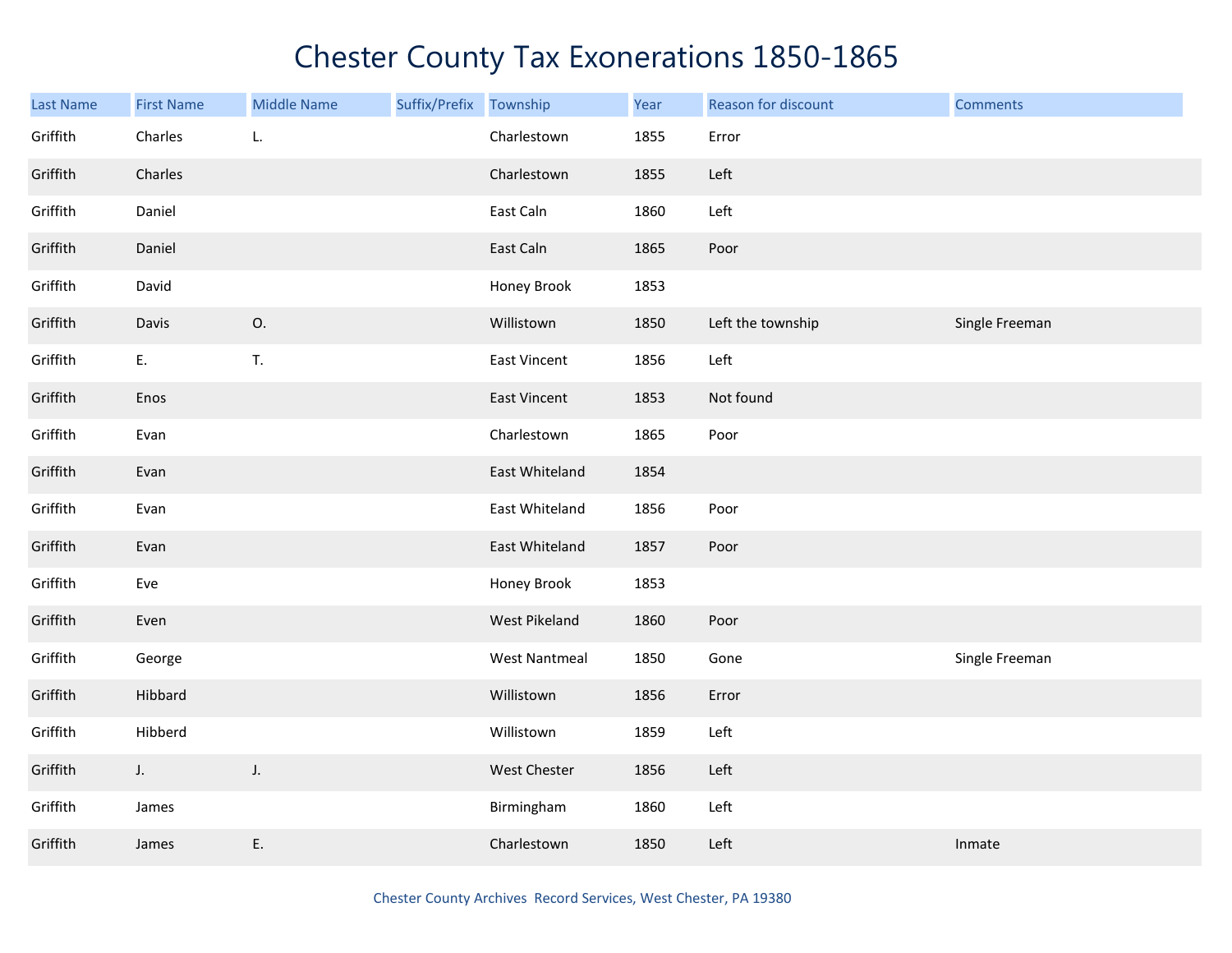# Chester County Tax Exonerations 1850-1865

| Last Name | First Name | Middle Name | Suffix/Prefix | Township | Year | Reason for discount | Comments |
|---|---|---|---|---|---|---|---|
| Griffith | Charles | L. | | Charlestown | 1855 | Error | |
| Griffith | Charles | | | Charlestown | 1855 | Left | |
| Griffith | Daniel | | | East Caln | 1860 | Left | |
| Griffith | Daniel | | | East Caln | 1865 | Poor | |
| Griffith | David | | | Honey Brook | 1853 | | |
| Griffith | Davis | O. | | Willistown | 1850 | Left the township | Single Freeman |
| Griffith | E. | T. | | East Vincent | 1856 | Left | |
| Griffith | Enos | | | East Vincent | 1853 | Not found | |
| Griffith | Evan | | | Charlestown | 1865 | Poor | |
| Griffith | Evan | | | East Whiteland | 1854 | | |
| Griffith | Evan | | | East Whiteland | 1856 | Poor | |
| Griffith | Evan | | | East Whiteland | 1857 | Poor | |
| Griffith | Eve | | | Honey Brook | 1853 | | |
| Griffith | Even | | | West Pikeland | 1860 | Poor | |
| Griffith | George | | | West Nantmeal | 1850 | Gone | Single Freeman |
| Griffith | Hibbard | | | Willistown | 1856 | Error | |
| Griffith | Hibberd | | | Willistown | 1859 | Left | |
| Griffith | J. | J. | | West Chester | 1856 | Left | |
| Griffith | James | | | Birmingham | 1860 | Left | |
| Griffith | James | E. | | Charlestown | 1850 | Left | Inmate |

Chester County Archives Record Services, West Chester, PA 19380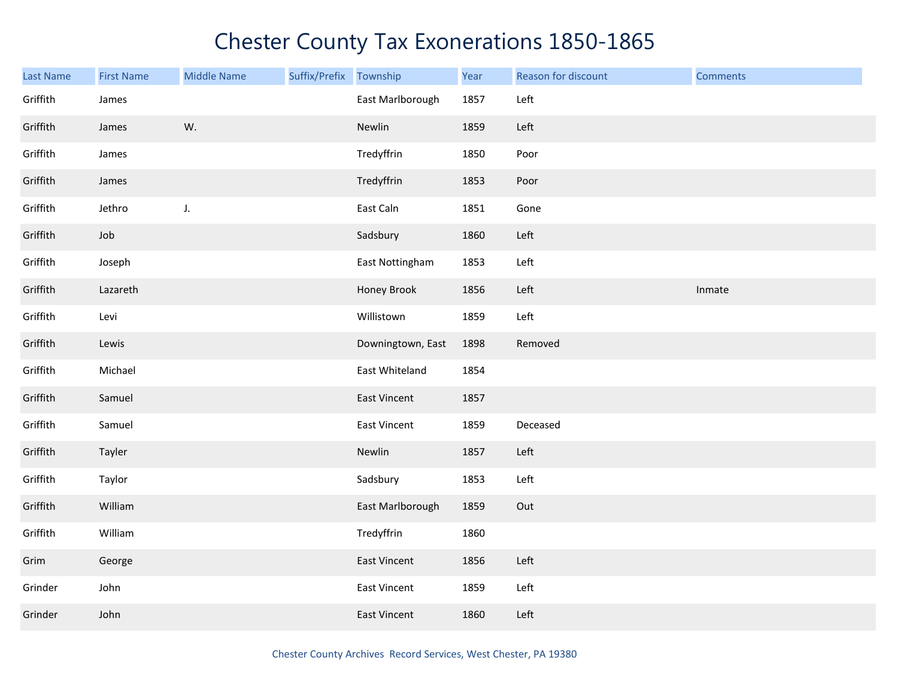# Chester County Tax Exonerations 1850-1865

| Last Name | First Name | Middle Name | Suffix/Prefix | Township | Year | Reason for discount | Comments |
|---|---|---|---|---|---|---|---|
| Griffith | James | | | East Marlborough | 1857 | Left | |
| Griffith | James | W. | | Newlin | 1859 | Left | |
| Griffith | James | | | Tredyffrin | 1850 | Poor | |
| Griffith | James | | | Tredyffrin | 1853 | Poor | |
| Griffith | Jethro | J. | | East Caln | 1851 | Gone | |
| Griffith | Job | | | Sadsbury | 1860 | Left | |
| Griffith | Joseph | | | East Nottingham | 1853 | Left | |
| Griffith | Lazareth | | | Honey Brook | 1856 | Left | Inmate |
| Griffith | Levi | | | Willistown | 1859 | Left | |
| Griffith | Lewis | | | Downingtown, East | 1898 | Removed | |
| Griffith | Michael | | | East Whiteland | 1854 | | |
| Griffith | Samuel | | | East Vincent | 1857 | | |
| Griffith | Samuel | | | East Vincent | 1859 | Deceased | |
| Griffith | Tayler | | | Newlin | 1857 | Left | |
| Griffith | Taylor | | | Sadsbury | 1853 | Left | |
| Griffith | William | | | East Marlborough | 1859 | Out | |
| Griffith | William | | | Tredyffrin | 1860 | | |
| Grim | George | | | East Vincent | 1856 | Left | |
| Grinder | John | | | East Vincent | 1859 | Left | |
| Grinder | John | | | East Vincent | 1860 | Left | |

Chester County Archives Record Services, West Chester, PA 19380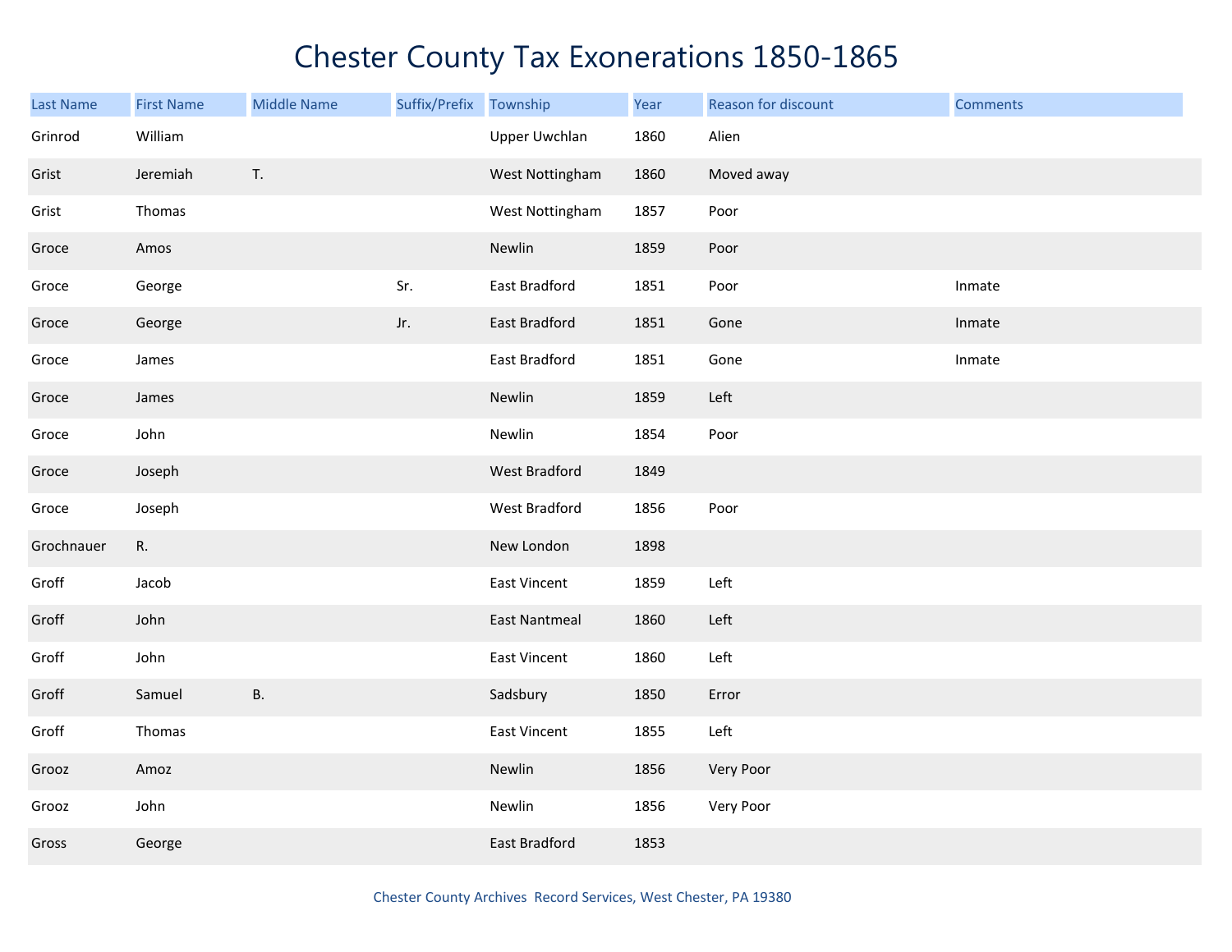# Chester County Tax Exonerations 1850-1865

| Last Name | First Name | Middle Name | Suffix/Prefix | Township | Year | Reason for discount | Comments |
|---|---|---|---|---|---|---|---|
| Grinrod | William | | | Upper Uwchlan | 1860 | Alien | |
| Grist | Jeremiah | T. | | West Nottingham | 1860 | Moved away | |
| Grist | Thomas | | | West Nottingham | 1857 | Poor | |
| Groce | Amos | | | Newlin | 1859 | Poor | |
| Groce | George | | Sr. | East Bradford | 1851 | Poor | Inmate |
| Groce | George | | Jr. | East Bradford | 1851 | Gone | Inmate |
| Groce | James | | | East Bradford | 1851 | Gone | Inmate |
| Groce | James | | | Newlin | 1859 | Left | |
| Groce | John | | | Newlin | 1854 | Poor | |
| Groce | Joseph | | | West Bradford | 1849 | | |
| Groce | Joseph | | | West Bradford | 1856 | Poor | |
| Grochnauer | R. | | | New London | 1898 | | |
| Groff | Jacob | | | East Vincent | 1859 | Left | |
| Groff | John | | | East Nantmeal | 1860 | Left | |
| Groff | John | | | East Vincent | 1860 | Left | |
| Groff | Samuel | B. | | Sadsbury | 1850 | Error | |
| Groff | Thomas | | | East Vincent | 1855 | Left | |
| Grooz | Amoz | | | Newlin | 1856 | Very Poor | |
| Grooz | John | | | Newlin | 1856 | Very Poor | |
| Gross | George | | | East Bradford | 1853 | | |

Chester County Archives Record Services, West Chester, PA 19380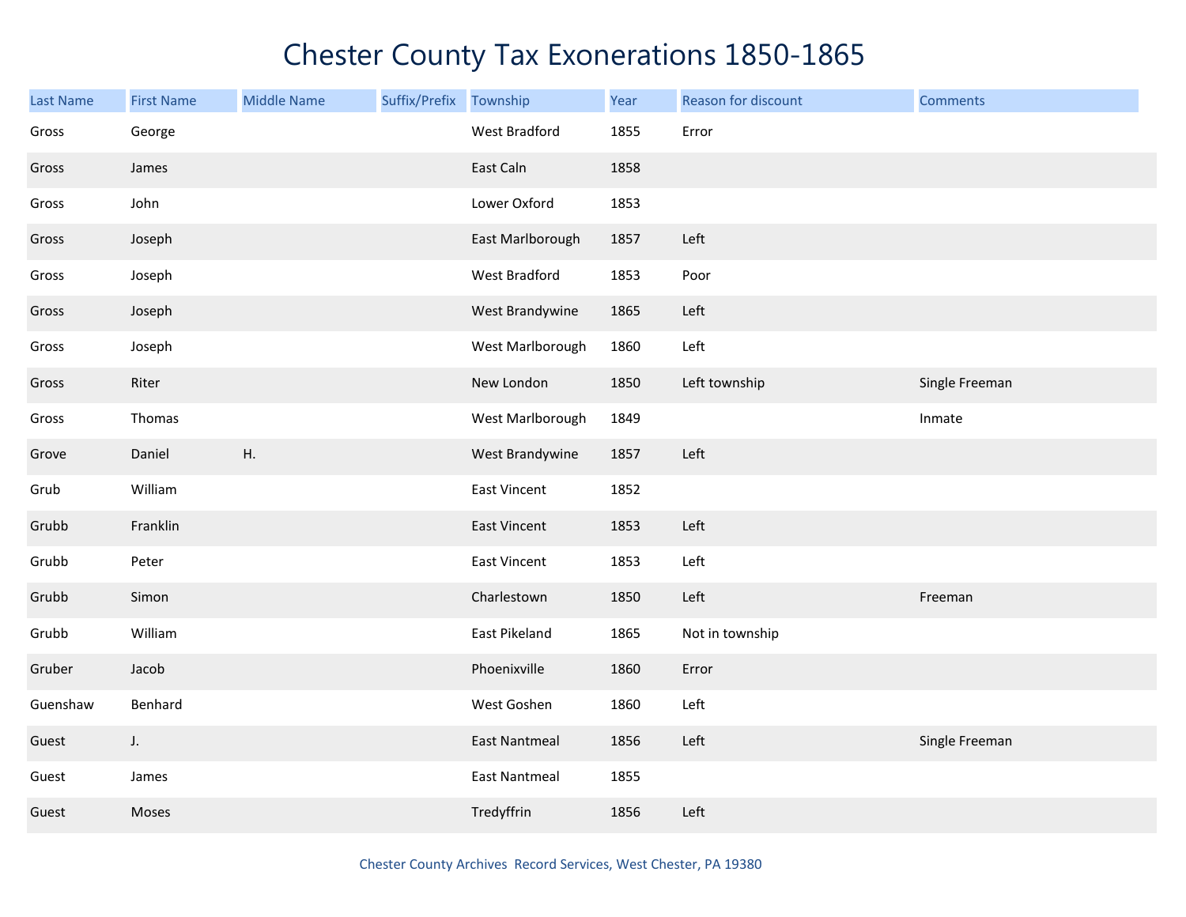# Chester County Tax Exonerations 1850-1865

| Last Name | First Name | Middle Name | Suffix/Prefix | Township | Year | Reason for discount | Comments |
|---|---|---|---|---|---|---|---|
| Gross | George | | | West Bradford | 1855 | Error | |
| Gross | James | | | East Caln | 1858 | | |
| Gross | John | | | Lower Oxford | 1853 | | |
| Gross | Joseph | | | East Marlborough | 1857 | Left | |
| Gross | Joseph | | | West Bradford | 1853 | Poor | |
| Gross | Joseph | | | West Brandywine | 1865 | Left | |
| Gross | Joseph | | | West Marlborough | 1860 | Left | |
| Gross | Riter | | | New London | 1850 | Left township | Single Freeman |
| Gross | Thomas | | | West Marlborough | 1849 | | Inmate |
| Grove | Daniel | H. | | West Brandywine | 1857 | Left | |
| Grub | William | | | East Vincent | 1852 | | |
| Grubb | Franklin | | | East Vincent | 1853 | Left | |
| Grubb | Peter | | | East Vincent | 1853 | Left | |
| Grubb | Simon | | | Charlestown | 1850 | Left | Freeman |
| Grubb | William | | | East Pikeland | 1865 | Not in township | |
| Gruber | Jacob | | | Phoenixville | 1860 | Error | |
| Guenshaw | Benhard | | | West Goshen | 1860 | Left | |
| Guest | J. | | | East Nantmeal | 1856 | Left | Single Freeman |
| Guest | James | | | East Nantmeal | 1855 | | |
| Guest | Moses | | | Tredyffrin | 1856 | Left | |

Chester County Archives Record Services, West Chester, PA 19380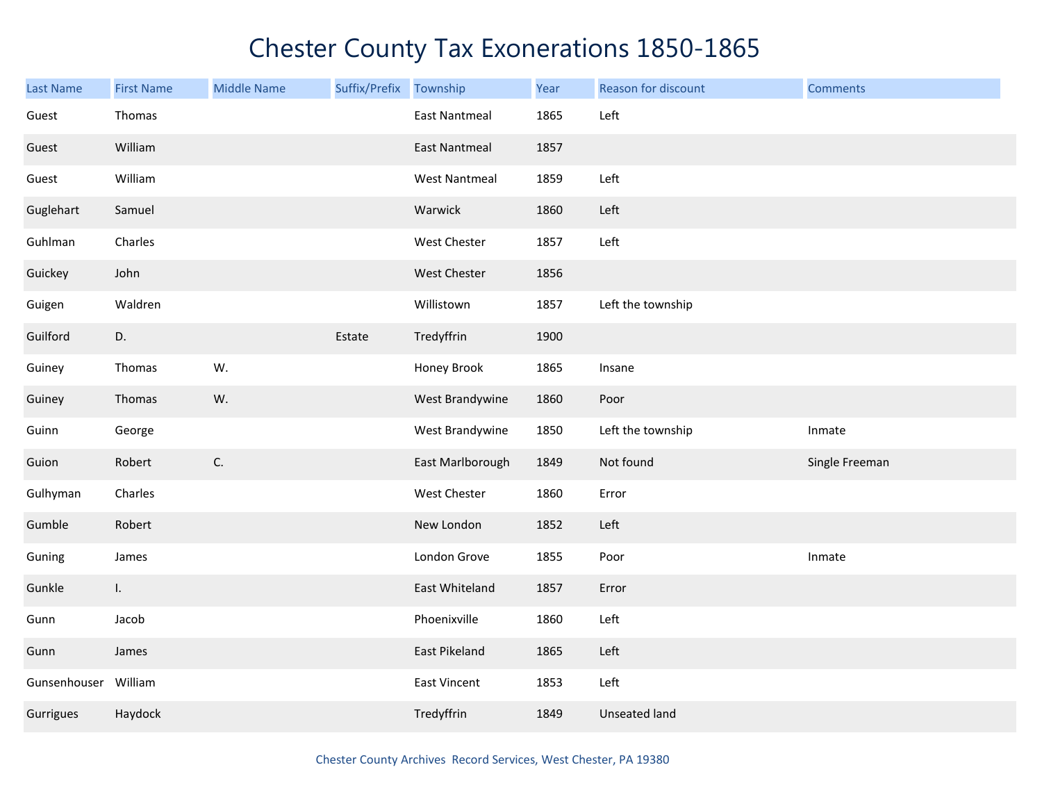# Chester County Tax Exonerations 1850-1865

| Last Name | First Name | Middle Name | Suffix/Prefix | Township | Year | Reason for discount | Comments |
|---|---|---|---|---|---|---|---|
| Guest | Thomas | | | East Nantmeal | 1865 | Left | |
| Guest | William | | | East Nantmeal | 1857 | | |
| Guest | William | | | West Nantmeal | 1859 | Left | |
| Guglehart | Samuel | | | Warwick | 1860 | Left | |
| Guhlman | Charles | | | West Chester | 1857 | Left | |
| Guickey | John | | | West Chester | 1856 | | |
| Guigen | Waldren | | | Willistown | 1857 | Left the township | |
| Guilford | D. | | Estate | Tredyffrin | 1900 | | |
| Guiney | Thomas | W. | | Honey Brook | 1865 | Insane | |
| Guiney | Thomas | W. | | West Brandywine | 1860 | Poor | |
| Guinn | George | | | West Brandywine | 1850 | Left the township | Inmate |
| Guion | Robert | C. | | East Marlborough | 1849 | Not found | Single Freeman |
| Gulhyman | Charles | | | West Chester | 1860 | Error | |
| Gumble | Robert | | | New London | 1852 | Left | |
| Guning | James | | | London Grove | 1855 | Poor | Inmate |
| Gunkle | I. | | | East Whiteland | 1857 | Error | |
| Gunn | Jacob | | | Phoenixville | 1860 | Left | |
| Gunn | James | | | East Pikeland | 1865 | Left | |
| Gunsenhouser | William | | | East Vincent | 1853 | Left | |
| Gurrigues | Haydock | | | Tredyffrin | 1849 | Unseated land | |

Chester County Archives Record Services, West Chester, PA 19380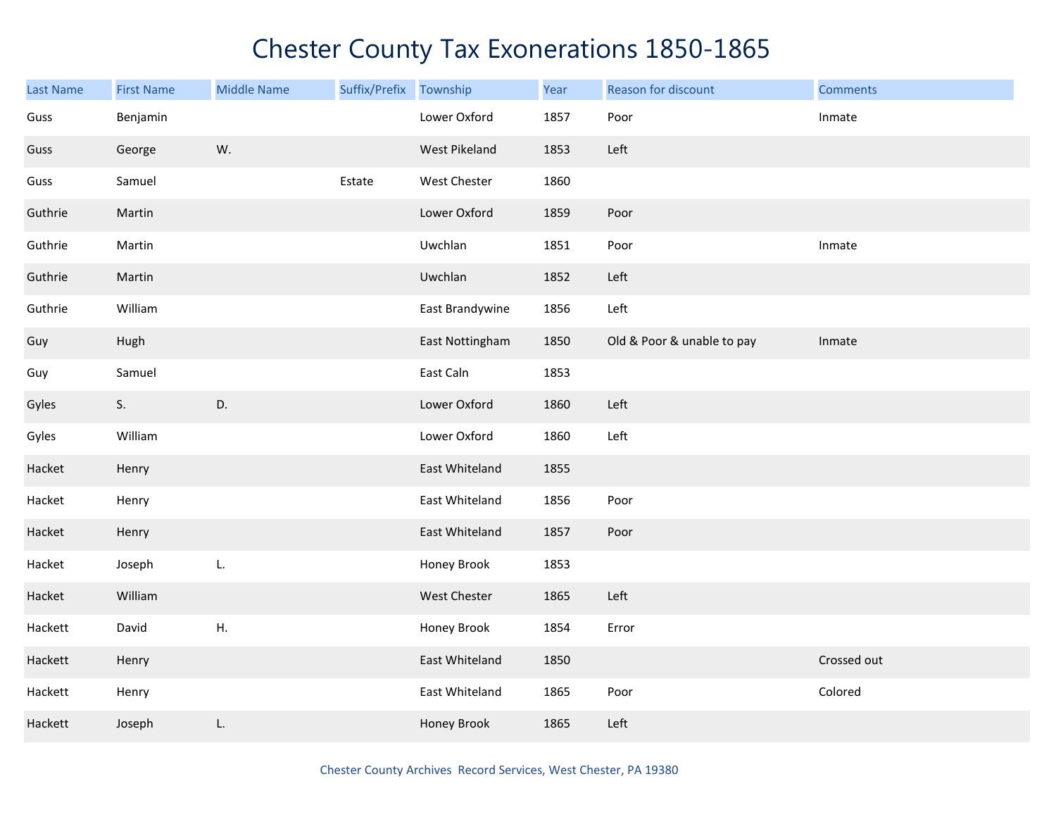# Chester County Tax Exonerations 1850-1865

| Last Name | First Name | Middle Name | Suffix/Prefix | Township | Year | Reason for discount | Comments |
|---|---|---|---|---|---|---|---|
| Guss | Benjamin | | | Lower Oxford | 1857 | Poor | Inmate |
| Guss | George | W. | | West Pikeland | 1853 | Left | |
| Guss | Samuel | | Estate | West Chester | 1860 | | |
| Guthrie | Martin | | | Lower Oxford | 1859 | Poor | |
| Guthrie | Martin | | | Uwchlan | 1851 | Poor | Inmate |
| Guthrie | Martin | | | Uwchlan | 1852 | Left | |
| Guthrie | William | | | East Brandywine | 1856 | Left | |
| Guy | Hugh | | | East Nottingham | 1850 | Old & Poor & unable to pay | Inmate |
| Guy | Samuel | | | East Caln | 1853 | | |
| Gyles | S. | D. | | Lower Oxford | 1860 | Left | |
| Gyles | William | | | Lower Oxford | 1860 | Left | |
| Hacket | Henry | | | East Whiteland | 1855 | | |
| Hacket | Henry | | | East Whiteland | 1856 | Poor | |
| Hacket | Henry | | | East Whiteland | 1857 | Poor | |
| Hacket | Joseph | L. | | Honey Brook | 1853 | | |
| Hacket | William | | | West Chester | 1865 | Left | |
| Hackett | David | H. | | Honey Brook | 1854 | Error | |
| Hackett | Henry | | | East Whiteland | 1850 | | Crossed out |
| Hackett | Henry | | | East Whiteland | 1865 | Poor | Colored |
| Hackett | Joseph | L. | | Honey Brook | 1865 | Left | |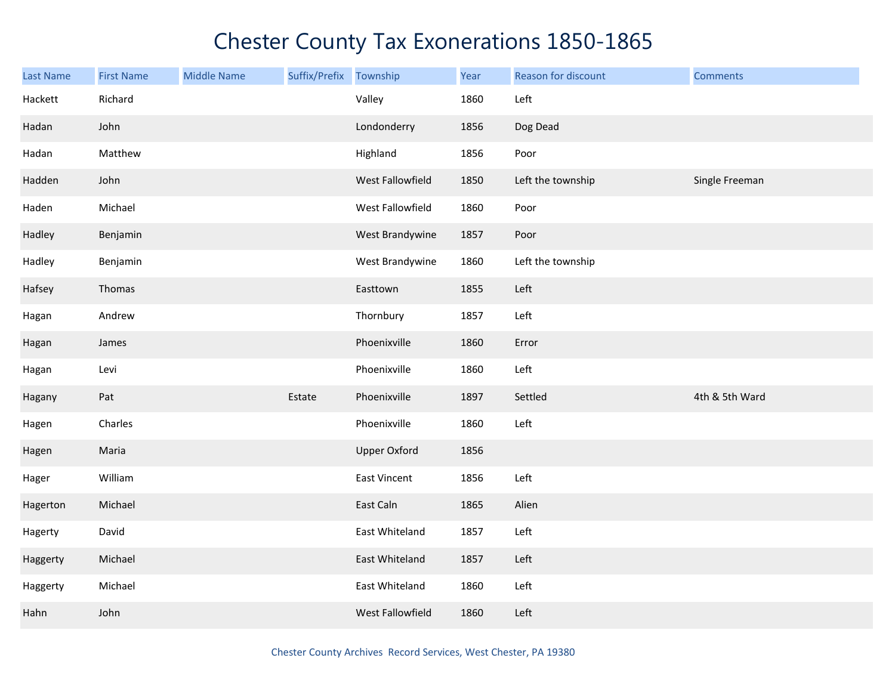# Chester County Tax Exonerations 1850-1865

| Last Name | First Name | Middle Name | Suffix/Prefix | Township | Year | Reason for discount | Comments |
|---|---|---|---|---|---|---|---|
| Hackett | Richard | | | Valley | 1860 | Left | |
| Hadan | John | | | Londonderry | 1856 | Dog Dead | |
| Hadan | Matthew | | | Highland | 1856 | Poor | |
| Hadden | John | | | West Fallowfield | 1850 | Left the township | Single Freeman |
| Haden | Michael | | | West Fallowfield | 1860 | Poor | |
| Hadley | Benjamin | | | West Brandywine | 1857 | Poor | |
| Hadley | Benjamin | | | West Brandywine | 1860 | Left the township | |
| Hafsey | Thomas | | | Easttown | 1855 | Left | |
| Hagan | Andrew | | | Thornbury | 1857 | Left | |
| Hagan | James | | | Phoenixville | 1860 | Error | |
| Hagan | Levi | | | Phoenixville | 1860 | Left | |
| Hagany | Pat | | Estate | Phoenixville | 1897 | Settled | 4th & 5th Ward |
| Hagen | Charles | | | Phoenixville | 1860 | Left | |
| Hagen | Maria | | | Upper Oxford | 1856 | | |
| Hager | William | | | East Vincent | 1856 | Left | |
| Hagerton | Michael | | | East Caln | 1865 | Alien | |
| Hagerty | David | | | East Whiteland | 1857 | Left | |
| Haggerty | Michael | | | East Whiteland | 1857 | Left | |
| Haggerty | Michael | | | East Whiteland | 1860 | Left | |
| Hahn | John | | | West Fallowfield | 1860 | Left | |

Chester County Archives Record Services, West Chester, PA 19380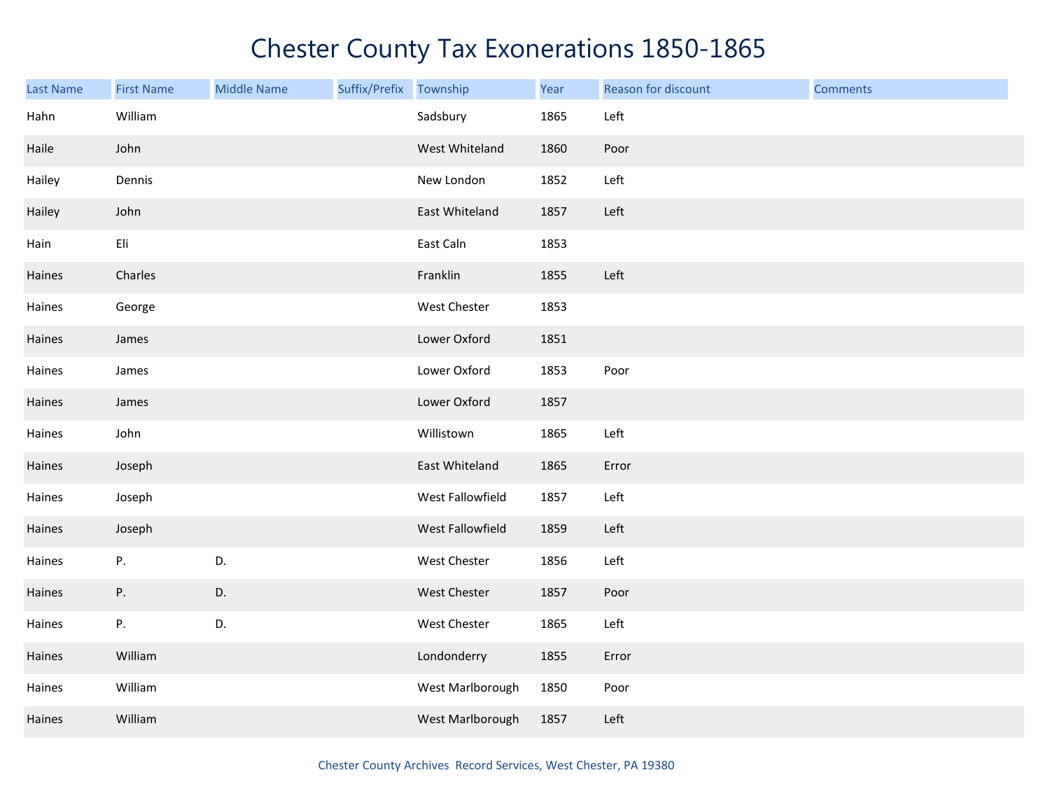# Chester County Tax Exonerations 1850-1865

| Last Name | First Name | Middle Name | Suffix/Prefix | Township | Year | Reason for discount | Comments |
|---|---|---|---|---|---|---|---|
| Hahn | William | | | Sadsbury | 1865 | Left | |
| Haile | John | | | West Whiteland | 1860 | Poor | |
| Hailey | Dennis | | | New London | 1852 | Left | |
| Hailey | John | | | East Whiteland | 1857 | Left | |
| Hain | Eli | | | East Caln | 1853 | | |
| Haines | Charles | | | Franklin | 1855 | Left | |
| Haines | George | | | West Chester | 1853 | | |
| Haines | James | | | Lower Oxford | 1851 | | |
| Haines | James | | | Lower Oxford | 1853 | Poor | |
| Haines | James | | | Lower Oxford | 1857 | | |
| Haines | John | | | Willistown | 1865 | Left | |
| Haines | Joseph | | | East Whiteland | 1865 | Error | |
| Haines | Joseph | | | West Fallowfield | 1857 | Left | |
| Haines | Joseph | | | West Fallowfield | 1859 | Left | |
| Haines | P. | D. | | West Chester | 1856 | Left | |
| Haines | P. | D. | | West Chester | 1857 | Poor | |
| Haines | P. | D. | | West Chester | 1865 | Left | |
| Haines | William | | | Londonderry | 1855 | Error | |
| Haines | William | | | West Marlborough | 1850 | Poor | |
| Haines | William | | | West Marlborough | 1857 | Left | |

Chester County Archives Record Services, West Chester, PA 19380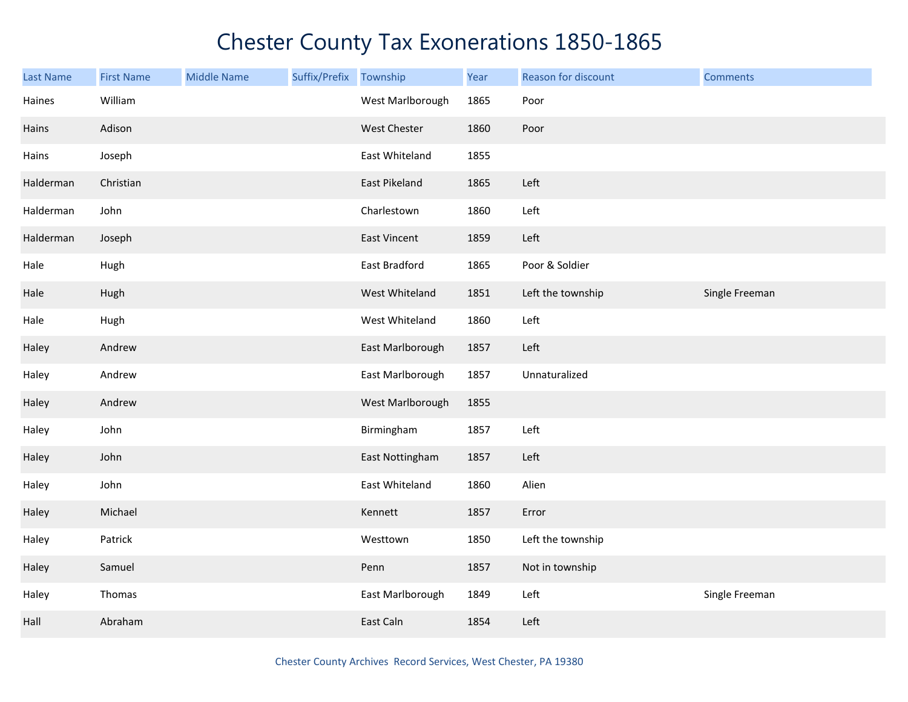# Chester County Tax Exonerations 1850-1865

| Last Name | First Name | Middle Name | Suffix/Prefix | Township | Year | Reason for discount | Comments |
|---|---|---|---|---|---|---|---|
| Haines | William | | | West Marlborough | 1865 | Poor | |
| Hains | Adison | | | West Chester | 1860 | Poor | |
| Hains | Joseph | | | East Whiteland | 1855 | | |
| Halderman | Christian | | | East Pikeland | 1865 | Left | |
| Halderman | John | | | Charlestown | 1860 | Left | |
| Halderman | Joseph | | | East Vincent | 1859 | Left | |
| Hale | Hugh | | | East Bradford | 1865 | Poor & Soldier | |
| Hale | Hugh | | | West Whiteland | 1851 | Left the township | Single Freeman |
| Hale | Hugh | | | West Whiteland | 1860 | Left | |
| Haley | Andrew | | | East Marlborough | 1857 | Left | |
| Haley | Andrew | | | East Marlborough | 1857 | Unnaturalized | |
| Haley | Andrew | | | West Marlborough | 1855 | | |
| Haley | John | | | Birmingham | 1857 | Left | |
| Haley | John | | | East Nottingham | 1857 | Left | |
| Haley | John | | | East Whiteland | 1860 | Alien | |
| Haley | Michael | | | Kennett | 1857 | Error | |
| Haley | Patrick | | | Westtown | 1850 | Left the township | |
| Haley | Samuel | | | Penn | 1857 | Not in township | |
| Haley | Thomas | | | East Marlborough | 1849 | Left | Single Freeman |
| Hall | Abraham | | | East Caln | 1854 | Left | |

Chester County Archives Record Services, West Chester, PA 19380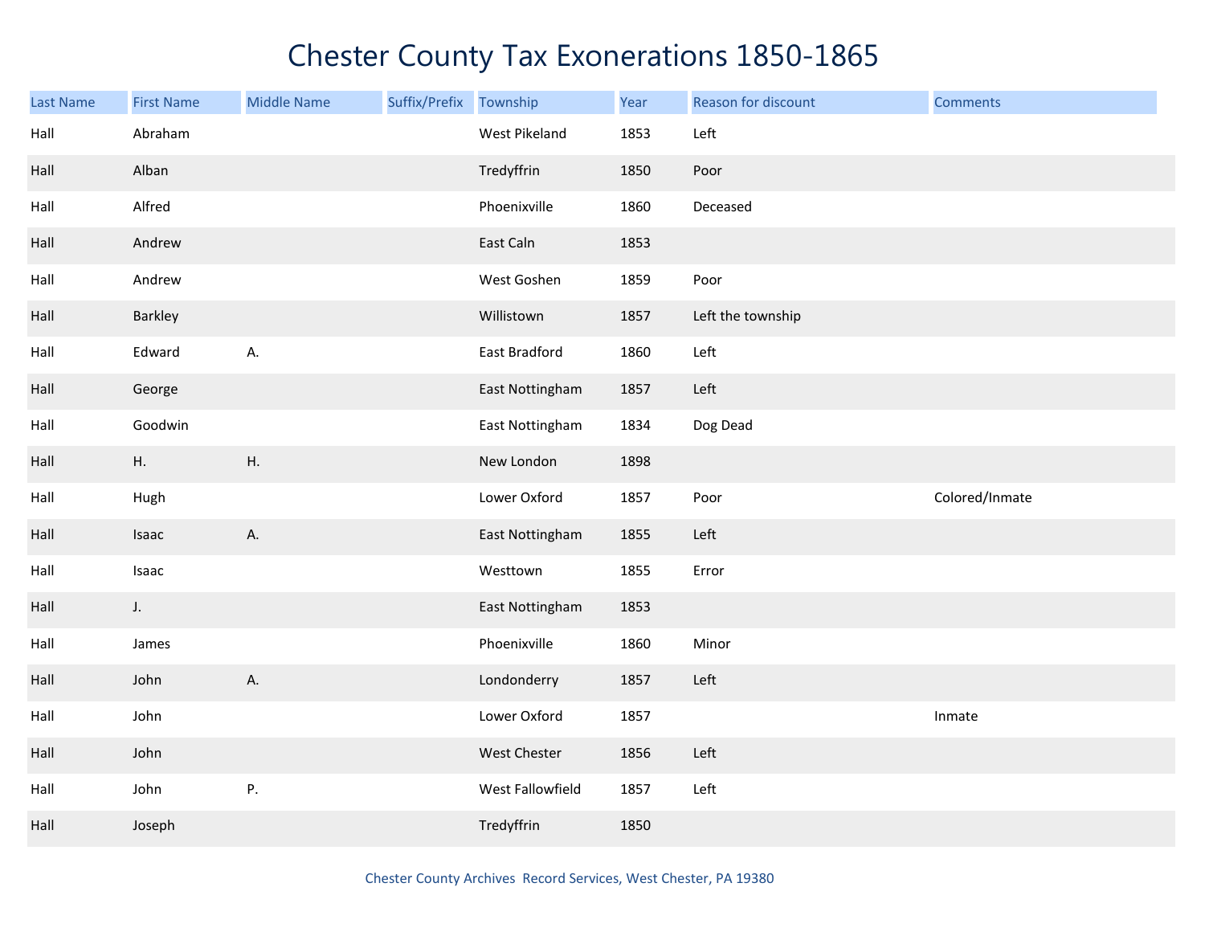# Chester County Tax Exonerations 1850-1865

| Last Name | First Name | Middle Name | Suffix/Prefix | Township | Year | Reason for discount | Comments |
|---|---|---|---|---|---|---|---|
| Hall | Abraham | | | West Pikeland | 1853 | Left | |
| Hall | Alban | | | Tredyffrin | 1850 | Poor | |
| Hall | Alfred | | | Phoenixville | 1860 | Deceased | |
| Hall | Andrew | | | East Caln | 1853 | | |
| Hall | Andrew | | | West Goshen | 1859 | Poor | |
| Hall | Barkley | | | Willistown | 1857 | Left the township | |
| Hall | Edward | A. | | East Bradford | 1860 | Left | |
| Hall | George | | | East Nottingham | 1857 | Left | |
| Hall | Goodwin | | | East Nottingham | 1834 | Dog Dead | |
| Hall | H. | H. | | New London | 1898 | | |
| Hall | Hugh | | | Lower Oxford | 1857 | Poor | Colored/Inmate |
| Hall | Isaac | A. | | East Nottingham | 1855 | Left | |
| Hall | Isaac | | | Westtown | 1855 | Error | |
| Hall | J. | | | East Nottingham | 1853 | | |
| Hall | James | | | Phoenixville | 1860 | Minor | |
| Hall | John | A. | | Londonderry | 1857 | Left | |
| Hall | John | | | Lower Oxford | 1857 | | Inmate |
| Hall | John | | | West Chester | 1856 | Left | |
| Hall | John | P. | | West Fallowfield | 1857 | Left | |
| Hall | Joseph | | | Tredyffrin | 1850 | | |

Chester County Archives Record Services, West Chester, PA 19380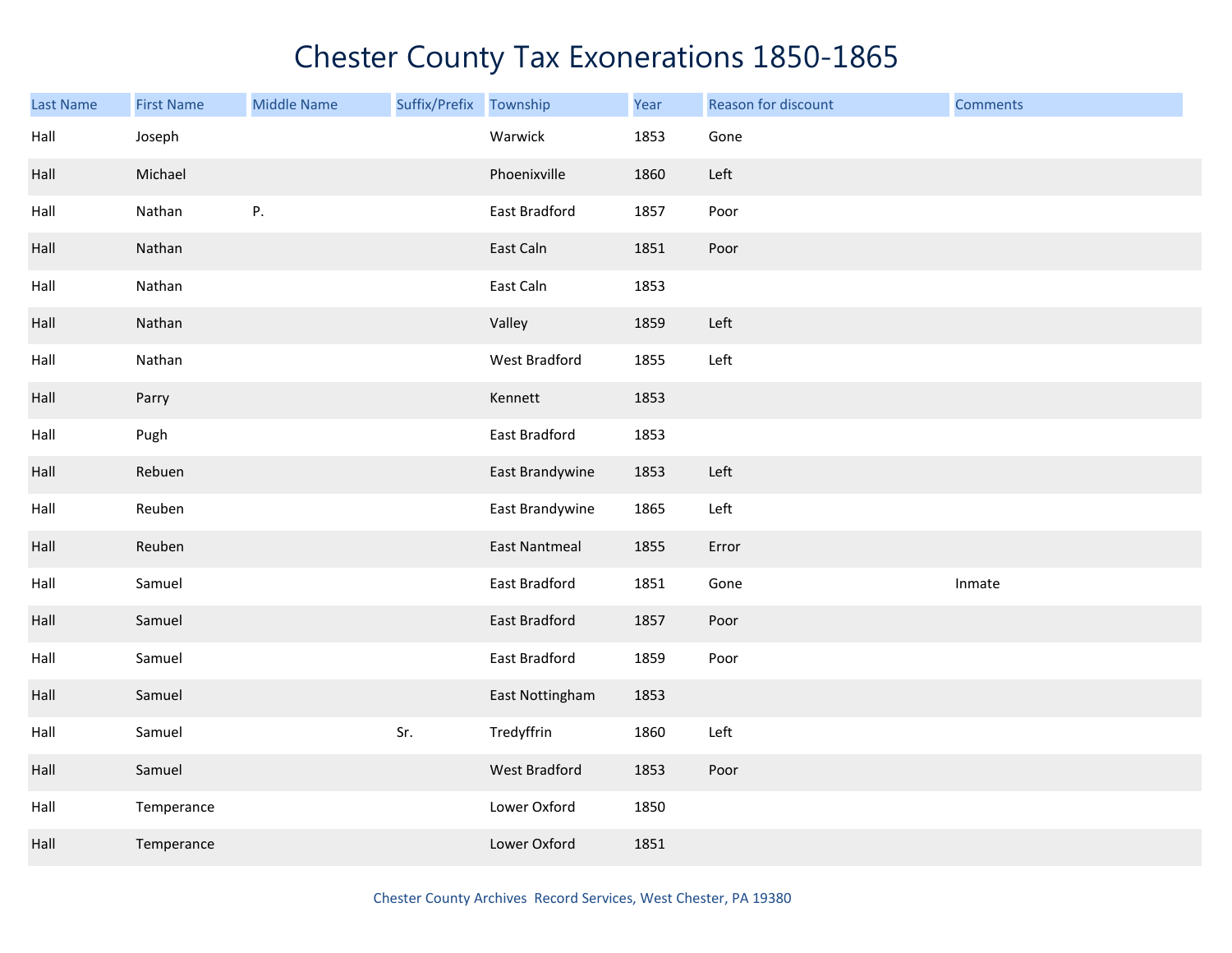# Chester County Tax Exonerations 1850-1865

| Last Name | First Name | Middle Name | Suffix/Prefix | Township | Year | Reason for discount | Comments |
|---|---|---|---|---|---|---|---|
| Hall | Joseph | | | Warwick | 1853 | Gone | |
| Hall | Michael | | | Phoenixville | 1860 | Left | |
| Hall | Nathan | P. | | East Bradford | 1857 | Poor | |
| Hall | Nathan | | | East Caln | 1851 | Poor | |
| Hall | Nathan | | | East Caln | 1853 | | |
| Hall | Nathan | | | Valley | 1859 | Left | |
| Hall | Nathan | | | West Bradford | 1855 | Left | |
| Hall | Parry | | | Kennett | 1853 | | |
| Hall | Pugh | | | East Bradford | 1853 | | |
| Hall | Rebuen | | | East Brandywine | 1853 | Left | |
| Hall | Reuben | | | East Brandywine | 1865 | Left | |
| Hall | Reuben | | | East Nantmeal | 1855 | Error | |
| Hall | Samuel | | | East Bradford | 1851 | Gone | Inmate |
| Hall | Samuel | | | East Bradford | 1857 | Poor | |
| Hall | Samuel | | | East Bradford | 1859 | Poor | |
| Hall | Samuel | | | East Nottingham | 1853 | | |
| Hall | Samuel | | Sr. | Tredyffrin | 1860 | Left | |
| Hall | Samuel | | | West Bradford | 1853 | Poor | |
| Hall | Temperance | | | Lower Oxford | 1850 | | |
| Hall | Temperance | | | Lower Oxford | 1851 | | |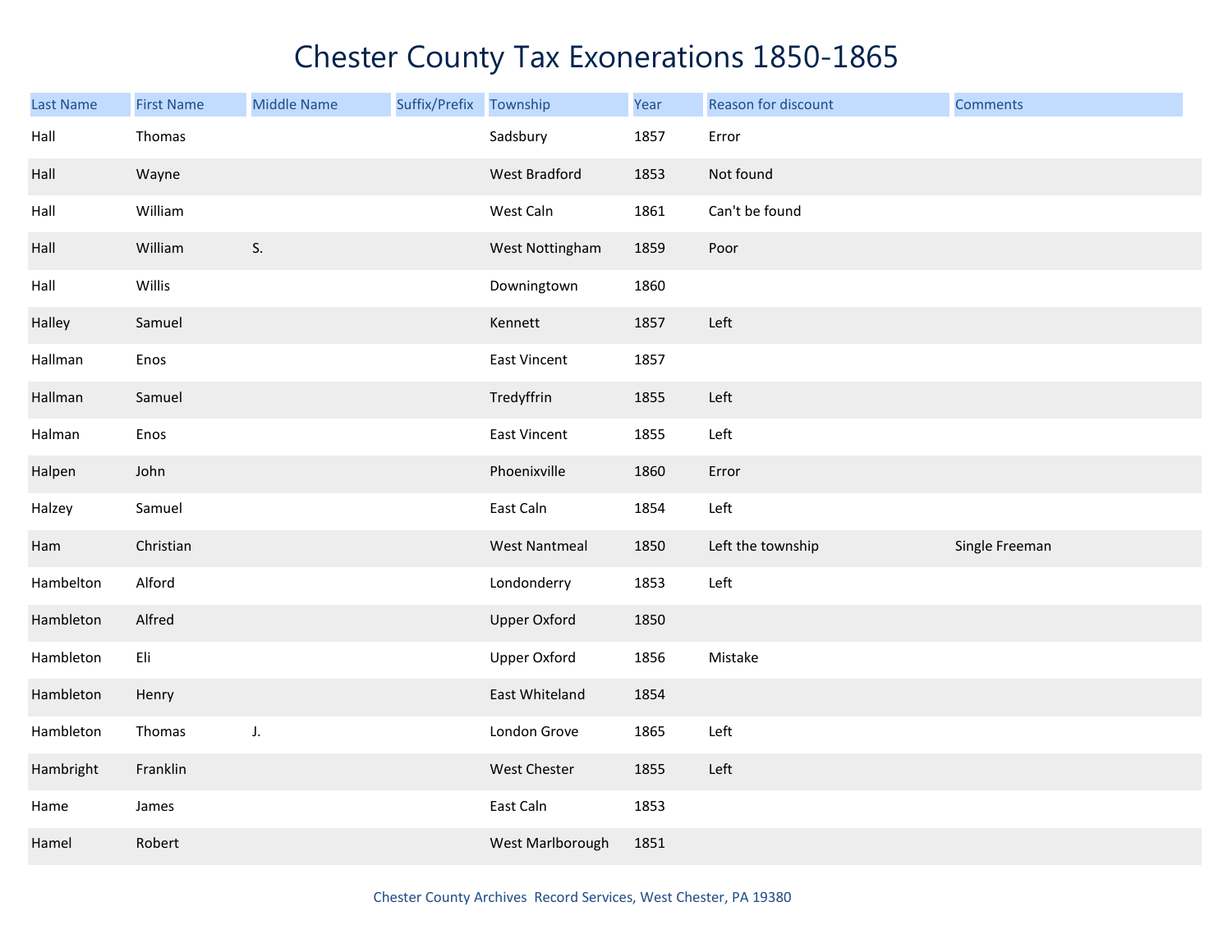# Chester County Tax Exonerations 1850-1865

| Last Name | First Name | Middle Name | Suffix/Prefix | Township | Year | Reason for discount | Comments |
|---|---|---|---|---|---|---|---|
| Hall | Thomas | | | Sadsbury | 1857 | Error | |
| Hall | Wayne | | | West Bradford | 1853 | Not found | |
| Hall | William | | | West Caln | 1861 | Can't be found | |
| Hall | William | S. | | West Nottingham | 1859 | Poor | |
| Hall | Willis | | | Downingtown | 1860 | | |
| Halley | Samuel | | | Kennett | 1857 | Left | |
| Hallman | Enos | | | East Vincent | 1857 | | |
| Hallman | Samuel | | | Tredyffrin | 1855 | Left | |
| Halman | Enos | | | East Vincent | 1855 | Left | |
| Halpen | John | | | Phoenixville | 1860 | Error | |
| Halzey | Samuel | | | East Caln | 1854 | Left | |
| Ham | Christian | | | West Nantmeal | 1850 | Left the township | Single Freeman |
| Hambelton | Alford | | | Londonderry | 1853 | Left | |
| Hambleton | Alfred | | | Upper Oxford | 1850 | | |
| Hambleton | Eli | | | Upper Oxford | 1856 | Mistake | |
| Hambleton | Henry | | | East Whiteland | 1854 | | |
| Hambleton | Thomas | J. | | London Grove | 1865 | Left | |
| Hambright | Franklin | | | West Chester | 1855 | Left | |
| Hame | James | | | East Caln | 1853 | | |
| Hamel | Robert | | | West Marlborough | 1851 | | |

Chester County Archives Record Services, West Chester, PA 19380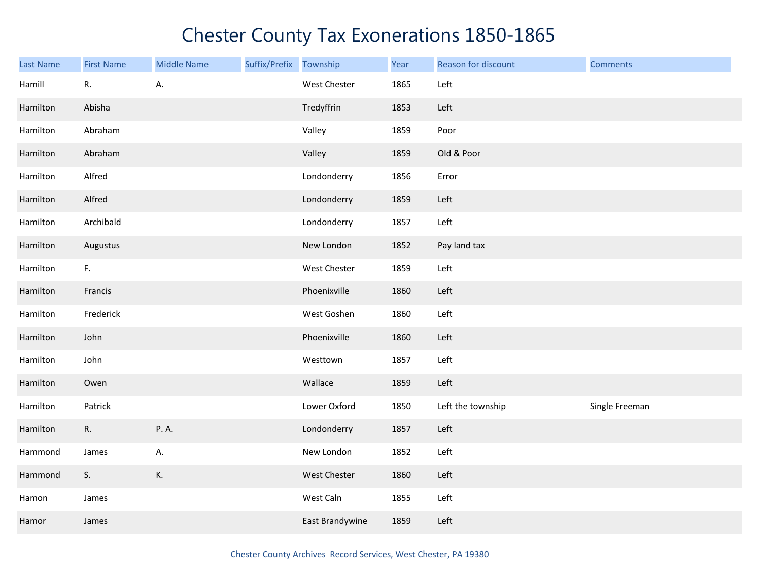# Chester County Tax Exonerations 1850-1865

| Last Name | First Name | Middle Name | Suffix/Prefix | Township | Year | Reason for discount | Comments |
|---|---|---|---|---|---|---|---|
| Hamill | R. | A. | | West Chester | 1865 | Left | |
| Hamilton | Abisha | | | Tredyffrin | 1853 | Left | |
| Hamilton | Abraham | | | Valley | 1859 | Poor | |
| Hamilton | Abraham | | | Valley | 1859 | Old & Poor | |
| Hamilton | Alfred | | | Londonderry | 1856 | Error | |
| Hamilton | Alfred | | | Londonderry | 1859 | Left | |
| Hamilton | Archibald | | | Londonderry | 1857 | Left | |
| Hamilton | Augustus | | | New London | 1852 | Pay land tax | |
| Hamilton | F. | | | West Chester | 1859 | Left | |
| Hamilton | Francis | | | Phoenixville | 1860 | Left | |
| Hamilton | Frederick | | | West Goshen | 1860 | Left | |
| Hamilton | John | | | Phoenixville | 1860 | Left | |
| Hamilton | John | | | Westtown | 1857 | Left | |
| Hamilton | Owen | | | Wallace | 1859 | Left | |
| Hamilton | Patrick | | | Lower Oxford | 1850 | Left the township | Single Freeman |
| Hamilton | R. | P. A. | | Londonderry | 1857 | Left | |
| Hammond | James | A. | | New London | 1852 | Left | |
| Hammond | S. | K. | | West Chester | 1860 | Left | |
| Hamon | James | | | West Caln | 1855 | Left | |
| Hamor | James | | | East Brandywine | 1859 | Left | |

Chester County Archives Record Services, West Chester, PA 19380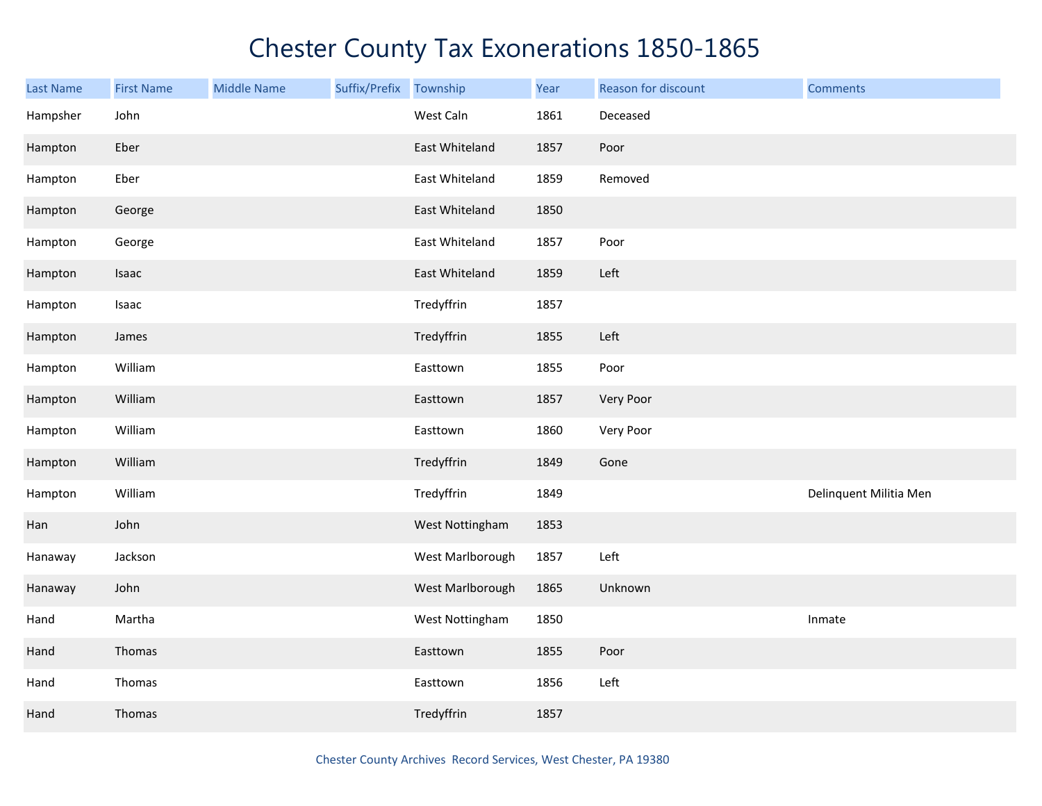# Chester County Tax Exonerations 1850-1865

| Last Name | First Name | Middle Name | Suffix/Prefix | Township | Year | Reason for discount | Comments |
|---|---|---|---|---|---|---|---|
| Hampsher | John | | | West Caln | 1861 | Deceased | |
| Hampton | Eber | | | East Whiteland | 1857 | Poor | |
| Hampton | Eber | | | East Whiteland | 1859 | Removed | |
| Hampton | George | | | East Whiteland | 1850 | | |
| Hampton | George | | | East Whiteland | 1857 | Poor | |
| Hampton | Isaac | | | East Whiteland | 1859 | Left | |
| Hampton | Isaac | | | Tredyffrin | 1857 | | |
| Hampton | James | | | Tredyffrin | 1855 | Left | |
| Hampton | William | | | Easttown | 1855 | Poor | |
| Hampton | William | | | Easttown | 1857 | Very Poor | |
| Hampton | William | | | Easttown | 1860 | Very Poor | |
| Hampton | William | | | Tredyffrin | 1849 | Gone | |
| Hampton | William | | | Tredyffrin | 1849 | | Delinquent Militia Men |
| Han | John | | | West Nottingham | 1853 | | |
| Hanaway | Jackson | | | West Marlborough | 1857 | Left | |
| Hanaway | John | | | West Marlborough | 1865 | Unknown | |
| Hand | Martha | | | West Nottingham | 1850 | | Inmate |
| Hand | Thomas | | | Easttown | 1855 | Poor | |
| Hand | Thomas | | | Easttown | 1856 | Left | |
| Hand | Thomas | | | Tredyffrin | 1857 | | |

Chester County Archives Record Services, West Chester, PA 19380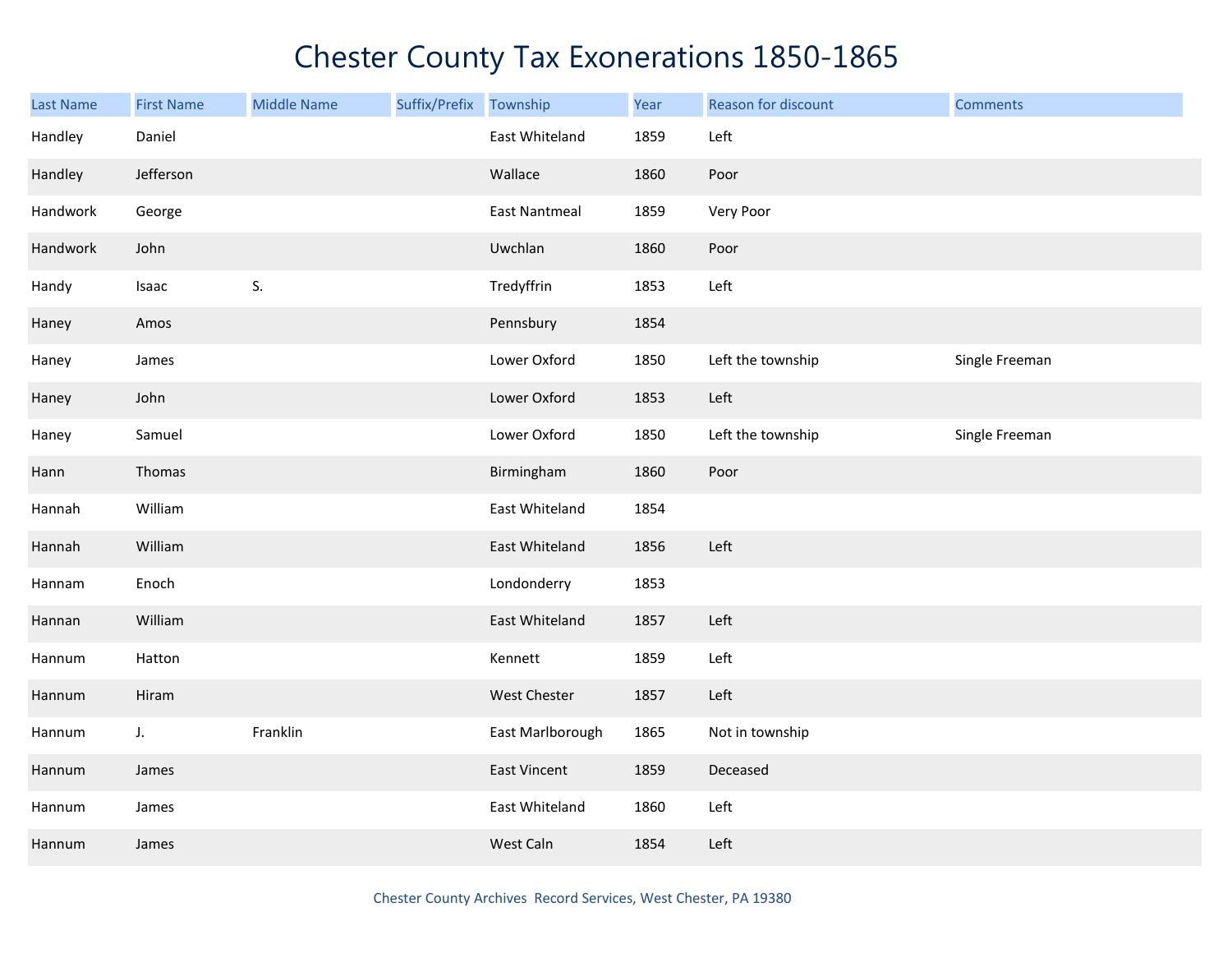# Chester County Tax Exonerations 1850-1865

| Last Name | First Name | Middle Name | Suffix/Prefix | Township | Year | Reason for discount | Comments |
|---|---|---|---|---|---|---|---|
| Handley | Daniel | | | East Whiteland | 1859 | Left | |
| Handley | Jefferson | | | Wallace | 1860 | Poor | |
| Handwork | George | | | East Nantmeal | 1859 | Very Poor | |
| Handwork | John | | | Uwchlan | 1860 | Poor | |
| Handy | Isaac | S. | | Tredyffrin | 1853 | Left | |
| Haney | Amos | | | Pennsbury | 1854 | | |
| Haney | James | | | Lower Oxford | 1850 | Left the township | Single Freeman |
| Haney | John | | | Lower Oxford | 1853 | Left | |
| Haney | Samuel | | | Lower Oxford | 1850 | Left the township | Single Freeman |
| Hann | Thomas | | | Birmingham | 1860 | Poor | |
| Hannah | William | | | East Whiteland | 1854 | | |
| Hannah | William | | | East Whiteland | 1856 | Left | |
| Hannam | Enoch | | | Londonderry | 1853 | | |
| Hannan | William | | | East Whiteland | 1857 | Left | |
| Hannum | Hatton | | | Kennett | 1859 | Left | |
| Hannum | Hiram | | | West Chester | 1857 | Left | |
| Hannum | J. | Franklin | | East Marlborough | 1865 | Not in township | |
| Hannum | James | | | East Vincent | 1859 | Deceased | |
| Hannum | James | | | East Whiteland | 1860 | Left | |
| Hannum | James | | | West Caln | 1854 | Left | |

Chester County Archives Record Services, West Chester, PA 19380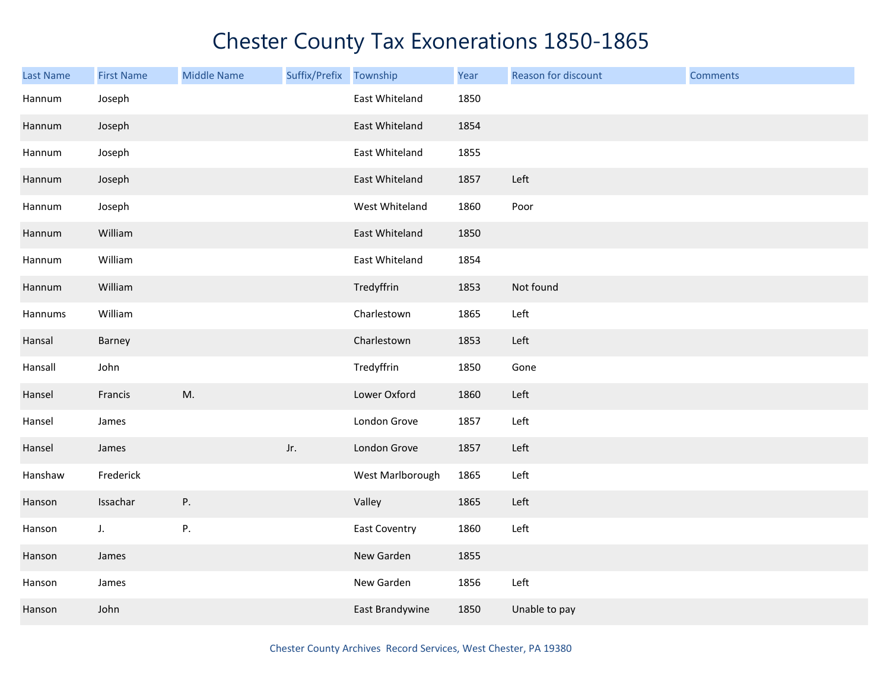# Chester County Tax Exonerations 1850-1865

| Last Name | First Name | Middle Name | Suffix/Prefix | Township | Year | Reason for discount | Comments |
|---|---|---|---|---|---|---|---|
| Hannum | Joseph | | | East Whiteland | 1850 | | |
| Hannum | Joseph | | | East Whiteland | 1854 | | |
| Hannum | Joseph | | | East Whiteland | 1855 | | |
| Hannum | Joseph | | | East Whiteland | 1857 | Left | |
| Hannum | Joseph | | | West Whiteland | 1860 | Poor | |
| Hannum | William | | | East Whiteland | 1850 | | |
| Hannum | William | | | East Whiteland | 1854 | | |
| Hannum | William | | | Tredyffrin | 1853 | Not found | |
| Hannums | William | | | Charlestown | 1865 | Left | |
| Hansal | Barney | | | Charlestown | 1853 | Left | |
| Hansall | John | | | Tredyffrin | 1850 | Gone | |
| Hansel | Francis | M. | | Lower Oxford | 1860 | Left | |
| Hansel | James | | | London Grove | 1857 | Left | |
| Hansel | James | | Jr. | London Grove | 1857 | Left | |
| Hanshaw | Frederick | | | West Marlborough | 1865 | Left | |
| Hanson | Issachar | P. | | Valley | 1865 | Left | |
| Hanson | J. | P. | | East Coventry | 1860 | Left | |
| Hanson | James | | | New Garden | 1855 | | |
| Hanson | James | | | New Garden | 1856 | Left | |
| Hanson | John | | | East Brandywine | 1850 | Unable to pay | |

Chester County Archives Record Services, West Chester, PA 19380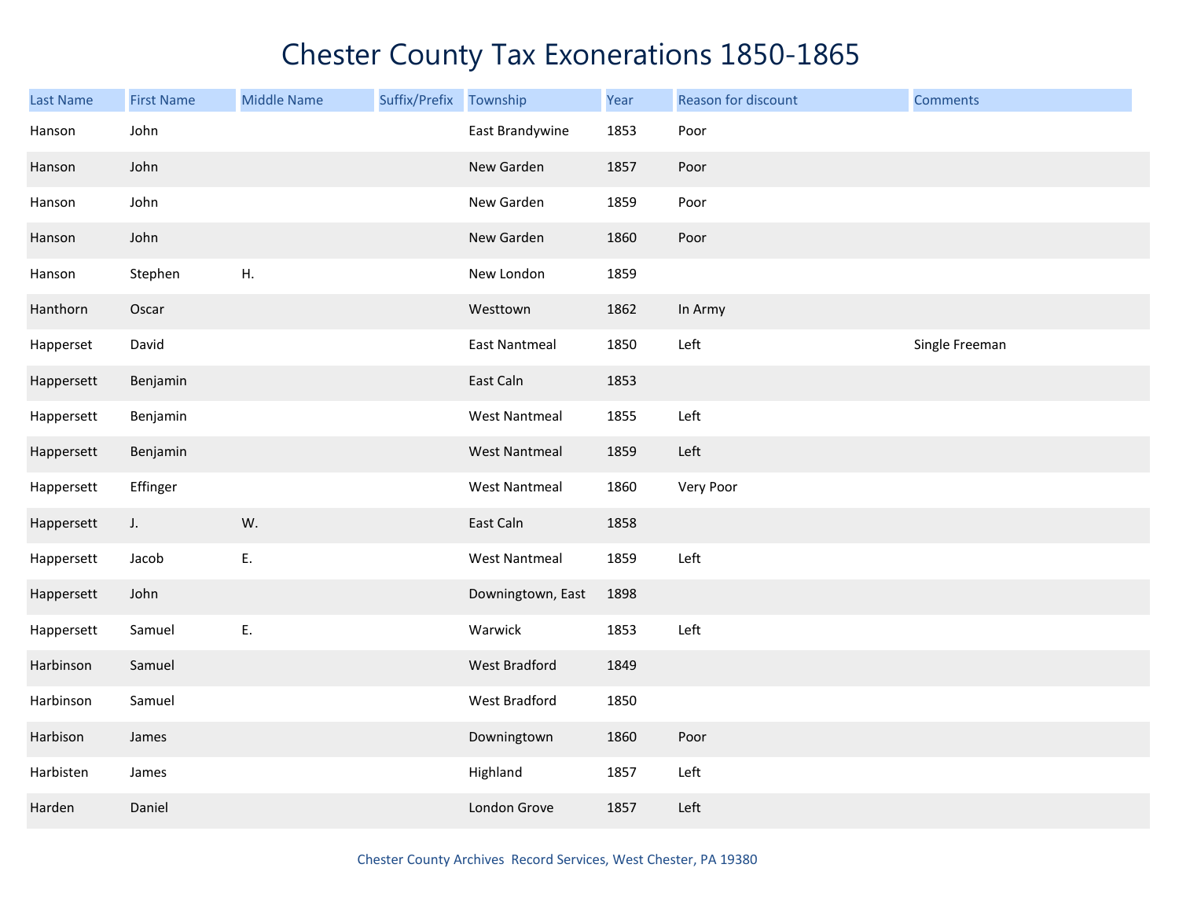# Chester County Tax Exonerations 1850-1865

| Last Name | First Name | Middle Name | Suffix/Prefix | Township | Year | Reason for discount | Comments |
|---|---|---|---|---|---|---|---|
| Hanson | John | | | East Brandywine | 1853 | Poor | |
| Hanson | John | | | New Garden | 1857 | Poor | |
| Hanson | John | | | New Garden | 1859 | Poor | |
| Hanson | John | | | New Garden | 1860 | Poor | |
| Hanson | Stephen | H. | | New London | 1859 | | |
| Hanthorn | Oscar | | | Westtown | 1862 | In Army | |
| Happerset | David | | | East Nantmeal | 1850 | Left | Single Freeman |
| Happersett | Benjamin | | | East Caln | 1853 | | |
| Happersett | Benjamin | | | West Nantmeal | 1855 | Left | |
| Happersett | Benjamin | | | West Nantmeal | 1859 | Left | |
| Happersett | Effinger | | | West Nantmeal | 1860 | Very Poor | |
| Happersett | J. | W. | | East Caln | 1858 | | |
| Happersett | Jacob | E. | | West Nantmeal | 1859 | Left | |
| Happersett | John | | | Downingtown, East | 1898 | | |
| Happersett | Samuel | E. | | Warwick | 1853 | Left | |
| Harbinson | Samuel | | | West Bradford | 1849 | | |
| Harbinson | Samuel | | | West Bradford | 1850 | | |
| Harbison | James | | | Downingtown | 1860 | Poor | |
| Harbisten | James | | | Highland | 1857 | Left | |
| Harden | Daniel | | | London Grove | 1857 | Left | |

Chester County Archives Record Services, West Chester, PA 19380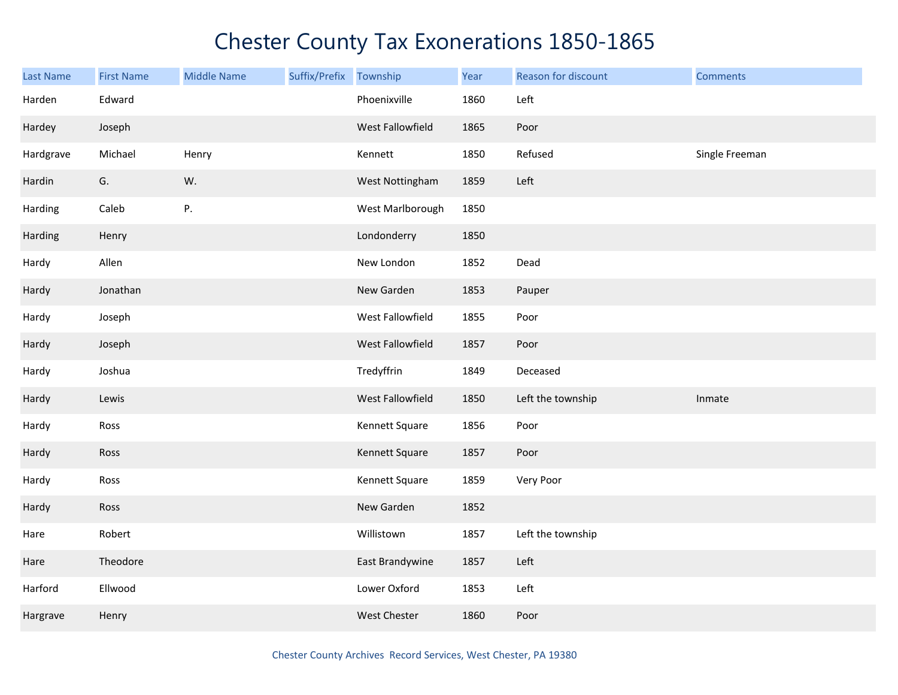# Chester County Tax Exonerations 1850-1865

| Last Name | First Name | Middle Name | Suffix/Prefix | Township | Year | Reason for discount | Comments |
|---|---|---|---|---|---|---|---|
| Harden | Edward | | | Phoenixville | 1860 | Left | |
| Hardey | Joseph | | | West Fallowfield | 1865 | Poor | |
| Hardgrave | Michael | Henry | | Kennett | 1850 | Refused | Single Freeman |
| Hardin | G. | W. | | West Nottingham | 1859 | Left | |
| Harding | Caleb | P. | | West Marlborough | 1850 | | |
| Harding | Henry | | | Londonderry | 1850 | | |
| Hardy | Allen | | | New London | 1852 | Dead | |
| Hardy | Jonathan | | | New Garden | 1853 | Pauper | |
| Hardy | Joseph | | | West Fallowfield | 1855 | Poor | |
| Hardy | Joseph | | | West Fallowfield | 1857 | Poor | |
| Hardy | Joshua | | | Tredyffrin | 1849 | Deceased | |
| Hardy | Lewis | | | West Fallowfield | 1850 | Left the township | Inmate |
| Hardy | Ross | | | Kennett Square | 1856 | Poor | |
| Hardy | Ross | | | Kennett Square | 1857 | Poor | |
| Hardy | Ross | | | Kennett Square | 1859 | Very Poor | |
| Hardy | Ross | | | New Garden | 1852 | | |
| Hare | Robert | | | Willistown | 1857 | Left the township | |
| Hare | Theodore | | | East Brandywine | 1857 | Left | |
| Harford | Ellwood | | | Lower Oxford | 1853 | Left | |
| Hargrave | Henry | | | West Chester | 1860 | Poor | |

Chester County Archives Record Services, West Chester, PA 19380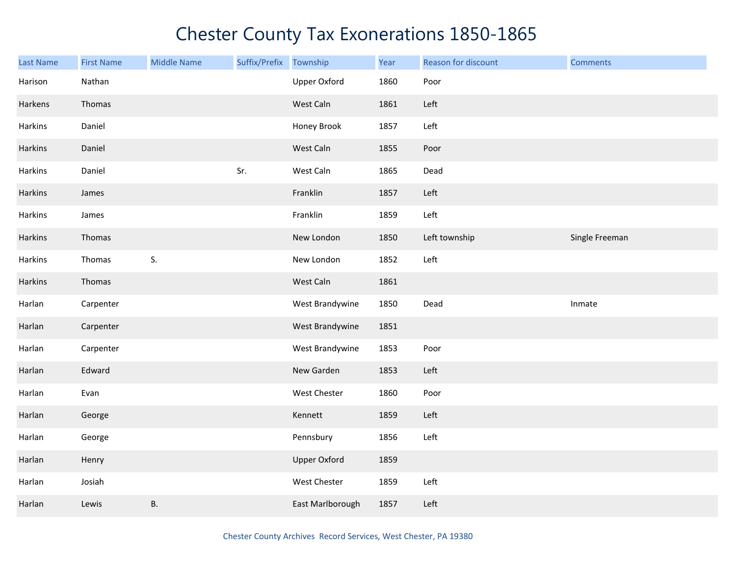# Chester County Tax Exonerations 1850-1865

| Last Name | First Name | Middle Name | Suffix/Prefix | Township | Year | Reason for discount | Comments |
|---|---|---|---|---|---|---|---|
| Harison | Nathan | | | Upper Oxford | 1860 | Poor | |
| Harkens | Thomas | | | West Caln | 1861 | Left | |
| Harkins | Daniel | | | Honey Brook | 1857 | Left | |
| Harkins | Daniel | | | West Caln | 1855 | Poor | |
| Harkins | Daniel | | Sr. | West Caln | 1865 | Dead | |
| Harkins | James | | | Franklin | 1857 | Left | |
| Harkins | James | | | Franklin | 1859 | Left | |
| Harkins | Thomas | | | New London | 1850 | Left township | Single Freeman |
| Harkins | Thomas | S. | | New London | 1852 | Left | |
| Harkins | Thomas | | | West Caln | 1861 | | |
| Harlan | Carpenter | | | West Brandywine | 1850 | Dead | Inmate |
| Harlan | Carpenter | | | West Brandywine | 1851 | | |
| Harlan | Carpenter | | | West Brandywine | 1853 | Poor | |
| Harlan | Edward | | | New Garden | 1853 | Left | |
| Harlan | Evan | | | West Chester | 1860 | Poor | |
| Harlan | George | | | Kennett | 1859 | Left | |
| Harlan | George | | | Pennsbury | 1856 | Left | |
| Harlan | Henry | | | Upper Oxford | 1859 | | |
| Harlan | Josiah | | | West Chester | 1859 | Left | |
| Harlan | Lewis | B. | | East Marlborough | 1857 | Left | |

Chester County Archives Record Services, West Chester, PA 19380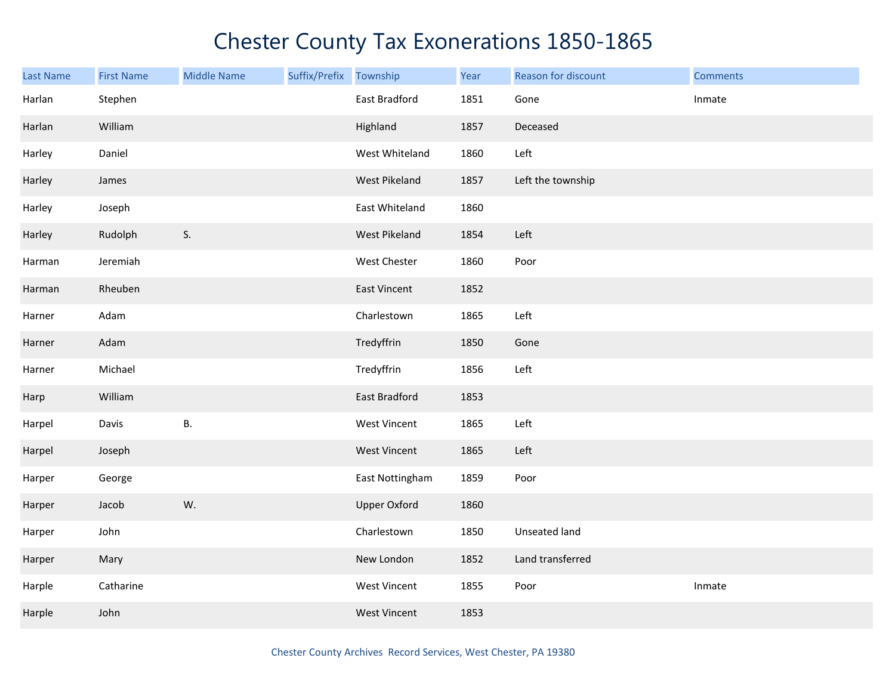# Chester County Tax Exonerations 1850-1865

| Last Name | First Name | Middle Name | Suffix/Prefix | Township | Year | Reason for discount | Comments |
|---|---|---|---|---|---|---|---|
| Harlan | Stephen | | | East Bradford | 1851 | Gone | Inmate |
| Harlan | William | | | Highland | 1857 | Deceased | |
| Harley | Daniel | | | West Whiteland | 1860 | Left | |
| Harley | James | | | West Pikeland | 1857 | Left the township | |
| Harley | Joseph | | | East Whiteland | 1860 | | |
| Harley | Rudolph | S. | | West Pikeland | 1854 | Left | |
| Harman | Jeremiah | | | West Chester | 1860 | Poor | |
| Harman | Rheuben | | | East Vincent | 1852 | | |
| Harner | Adam | | | Charlestown | 1865 | Left | |
| Harner | Adam | | | Tredyffrin | 1850 | Gone | |
| Harner | Michael | | | Tredyffrin | 1856 | Left | |
| Harp | William | | | East Bradford | 1853 | | |
| Harpel | Davis | B. | | West Vincent | 1865 | Left | |
| Harpel | Joseph | | | West Vincent | 1865 | Left | |
| Harper | George | | | East Nottingham | 1859 | Poor | |
| Harper | Jacob | W. | | Upper Oxford | 1860 | | |
| Harper | John | | | Charlestown | 1850 | Unseated land | |
| Harper | Mary | | | New London | 1852 | Land transferred | |
| Harple | Catharine | | | West Vincent | 1855 | Poor | Inmate |
| Harple | John | | | West Vincent | 1853 | | |

Chester County Archives Record Services, West Chester, PA 19380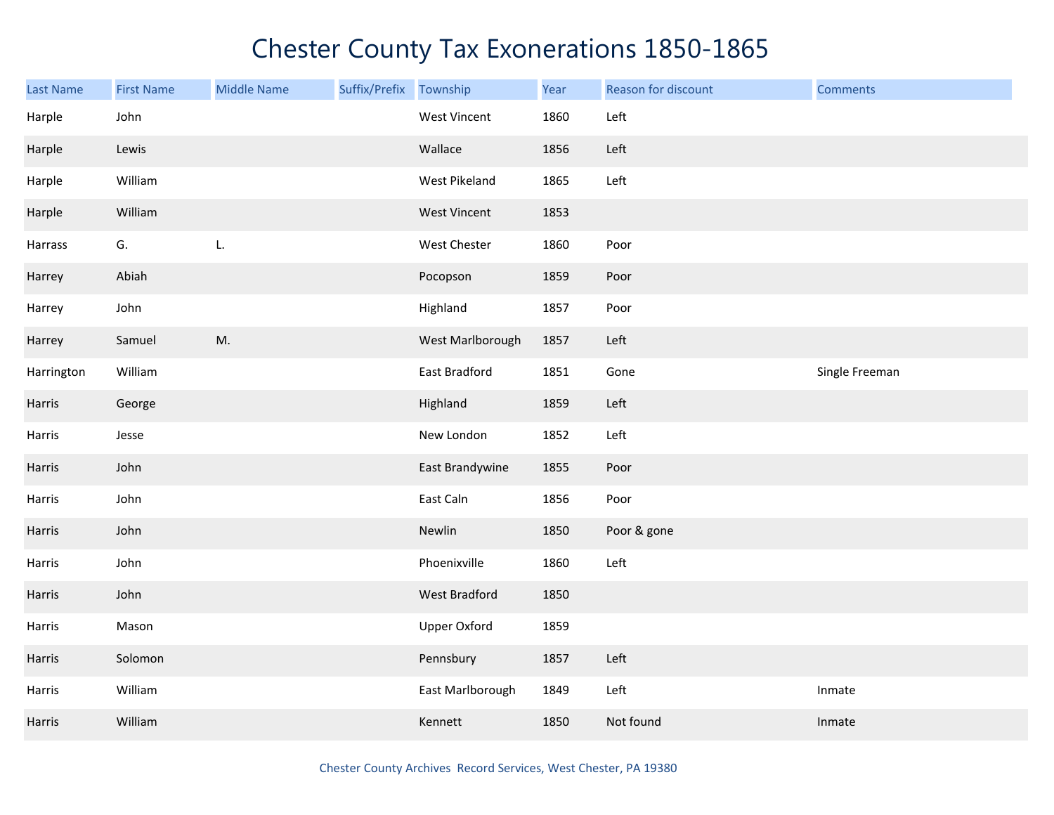# Chester County Tax Exonerations 1850-1865

| Last Name | First Name | Middle Name | Suffix/Prefix | Township | Year | Reason for discount | Comments |
|---|---|---|---|---|---|---|---|
| Harple | John | | | West Vincent | 1860 | Left | |
| Harple | Lewis | | | Wallace | 1856 | Left | |
| Harple | William | | | West Pikeland | 1865 | Left | |
| Harple | William | | | West Vincent | 1853 | | |
| Harrass | G. | L. | | West Chester | 1860 | Poor | |
| Harrey | Abiah | | | Pocopson | 1859 | Poor | |
| Harrey | John | | | Highland | 1857 | Poor | |
| Harrey | Samuel | M. | | West Marlborough | 1857 | Left | |
| Harrington | William | | | East Bradford | 1851 | Gone | Single Freeman |
| Harris | George | | | Highland | 1859 | Left | |
| Harris | Jesse | | | New London | 1852 | Left | |
| Harris | John | | | East Brandywine | 1855 | Poor | |
| Harris | John | | | East Caln | 1856 | Poor | |
| Harris | John | | | Newlin | 1850 | Poor & gone | |
| Harris | John | | | Phoenixville | 1860 | Left | |
| Harris | John | | | West Bradford | 1850 | | |
| Harris | Mason | | | Upper Oxford | 1859 | | |
| Harris | Solomon | | | Pennsbury | 1857 | Left | |
| Harris | William | | | East Marlborough | 1849 | Left | Inmate |
| Harris | William | | | Kennett | 1850 | Not found | Inmate |

Chester County Archives Record Services, West Chester, PA 19380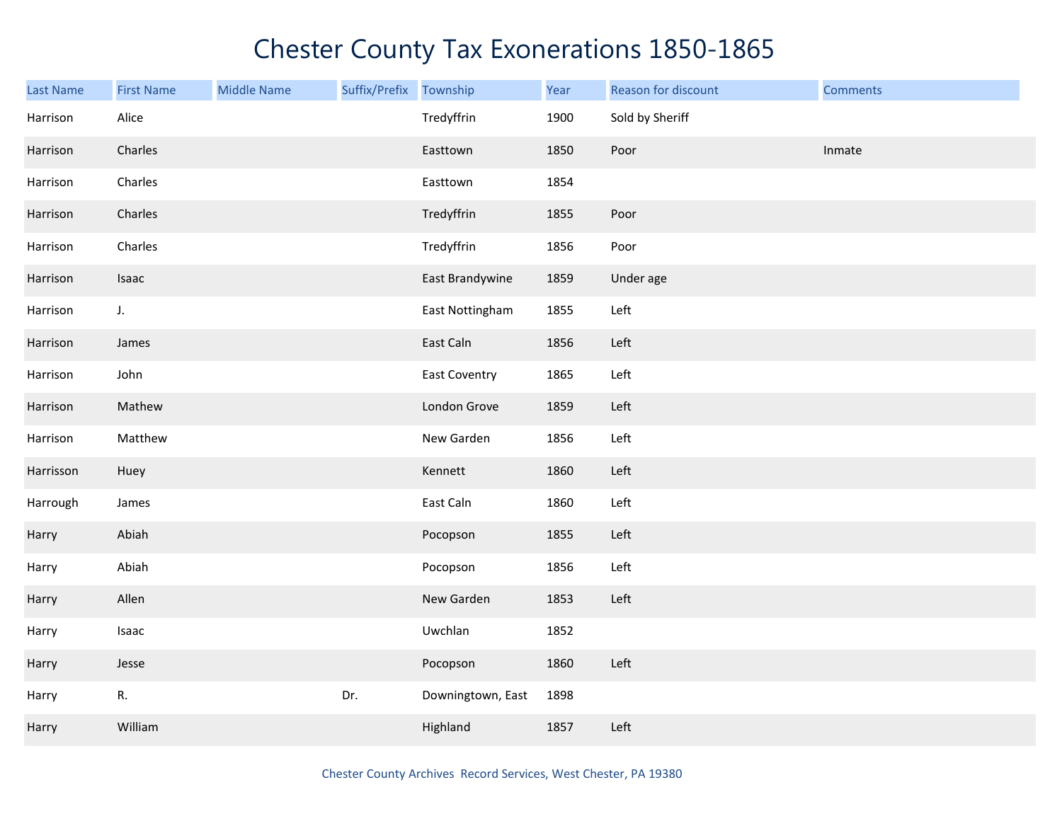# Chester County Tax Exonerations 1850-1865

| Last Name | First Name | Middle Name | Suffix/Prefix | Township | Year | Reason for discount | Comments |
|---|---|---|---|---|---|---|---|
| Harrison | Alice | | | Tredyffrin | 1900 | Sold by Sheriff | |
| Harrison | Charles | | | Easttown | 1850 | Poor | Inmate |
| Harrison | Charles | | | Easttown | 1854 | | |
| Harrison | Charles | | | Tredyffrin | 1855 | Poor | |
| Harrison | Charles | | | Tredyffrin | 1856 | Poor | |
| Harrison | Isaac | | | East Brandywine | 1859 | Under age | |
| Harrison | J. | | | East Nottingham | 1855 | Left | |
| Harrison | James | | | East Caln | 1856 | Left | |
| Harrison | John | | | East Coventry | 1865 | Left | |
| Harrison | Mathew | | | London Grove | 1859 | Left | |
| Harrison | Matthew | | | New Garden | 1856 | Left | |
| Harrisson | Huey | | | Kennett | 1860 | Left | |
| Harrough | James | | | East Caln | 1860 | Left | |
| Harry | Abiah | | | Pocopson | 1855 | Left | |
| Harry | Abiah | | | Pocopson | 1856 | Left | |
| Harry | Allen | | | New Garden | 1853 | Left | |
| Harry | Isaac | | | Uwchlan | 1852 | | |
| Harry | Jesse | | | Pocopson | 1860 | Left | |
| Harry | R. | | Dr. | Downingtown, East | 1898 | | |
| Harry | William | | | Highland | 1857 | Left | |

Chester County Archives Record Services, West Chester, PA 19380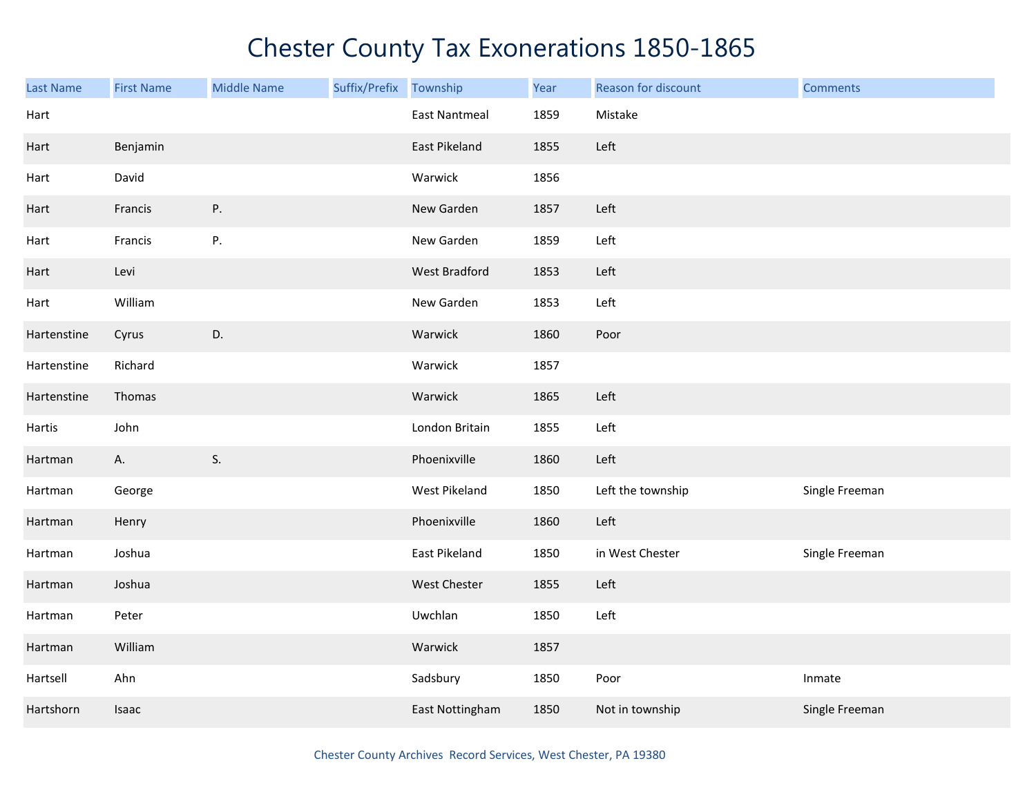# Chester County Tax Exonerations 1850-1865

| Last Name | First Name | Middle Name | Suffix/Prefix | Township | Year | Reason for discount | Comments |
|---|---|---|---|---|---|---|---|
| Hart | | | | East Nantmeal | 1859 | Mistake | |
| Hart | Benjamin | | | East Pikeland | 1855 | Left | |
| Hart | David | | | Warwick | 1856 | | |
| Hart | Francis | P. | | New Garden | 1857 | Left | |
| Hart | Francis | P. | | New Garden | 1859 | Left | |
| Hart | Levi | | | West Bradford | 1853 | Left | |
| Hart | William | | | New Garden | 1853 | Left | |
| Hartenstine | Cyrus | D. | | Warwick | 1860 | Poor | |
| Hartenstine | Richard | | | Warwick | 1857 | | |
| Hartenstine | Thomas | | | Warwick | 1865 | Left | |
| Hartis | John | | | London Britain | 1855 | Left | |
| Hartman | A. | S. | | Phoenixville | 1860 | Left | |
| Hartman | George | | | West Pikeland | 1850 | Left the township | Single Freeman |
| Hartman | Henry | | | Phoenixville | 1860 | Left | |
| Hartman | Joshua | | | East Pikeland | 1850 | in West Chester | Single Freeman |
| Hartman | Joshua | | | West Chester | 1855 | Left | |
| Hartman | Peter | | | Uwchlan | 1850 | Left | |
| Hartman | William | | | Warwick | 1857 | | |
| Hartsell | Ahn | | | Sadsbury | 1850 | Poor | Inmate |
| Hartshorn | Isaac | | | East Nottingham | 1850 | Not in township | Single Freeman |

Chester County Archives Record Services, West Chester, PA 19380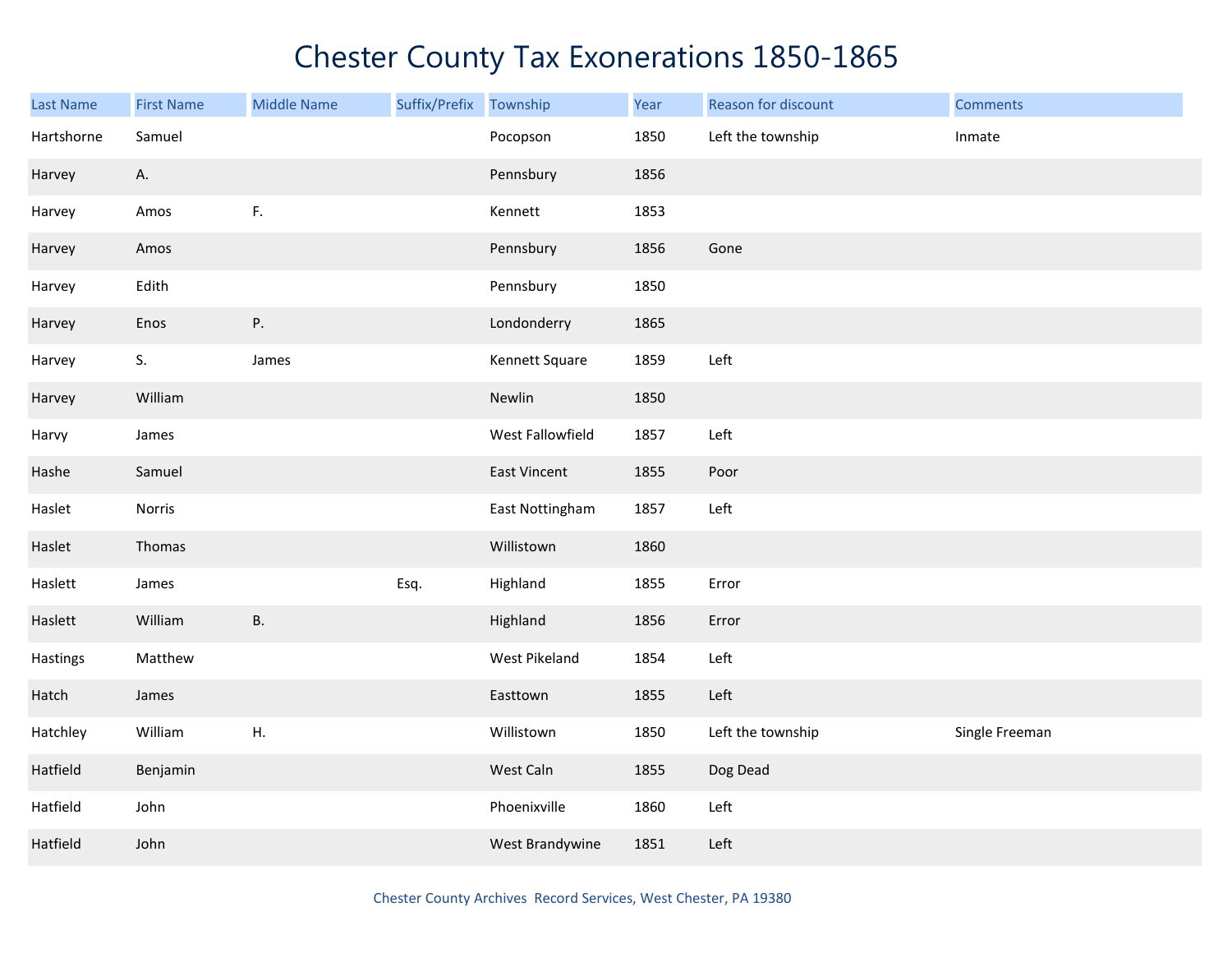# Chester County Tax Exonerations 1850-1865

| Last Name | First Name | Middle Name | Suffix/Prefix | Township | Year | Reason for discount | Comments |
|---|---|---|---|---|---|---|---|
| Hartshorne | Samuel | | | Pocopson | 1850 | Left the township | Inmate |
| Harvey | A. | | | Pennsbury | 1856 | | |
| Harvey | Amos | F. | | Kennett | 1853 | | |
| Harvey | Amos | | | Pennsbury | 1856 | Gone | |
| Harvey | Edith | | | Pennsbury | 1850 | | |
| Harvey | Enos | P. | | Londonderry | 1865 | | |
| Harvey | S. | James | | Kennett Square | 1859 | Left | |
| Harvey | William | | | Newlin | 1850 | | |
| Harvy | James | | | West Fallowfield | 1857 | Left | |
| Hashe | Samuel | | | East Vincent | 1855 | Poor | |
| Haslet | Norris | | | East Nottingham | 1857 | Left | |
| Haslet | Thomas | | | Willistown | 1860 | | |
| Haslett | James | | Esq. | Highland | 1855 | Error | |
| Haslett | William | B. | | Highland | 1856 | Error | |
| Hastings | Matthew | | | West Pikeland | 1854 | Left | |
| Hatch | James | | | Easttown | 1855 | Left | |
| Hatchley | William | H. | | Willistown | 1850 | Left the township | Single Freeman |
| Hatfield | Benjamin | | | West Caln | 1855 | Dog Dead | |
| Hatfield | John | | | Phoenixville | 1860 | Left | |
| Hatfield | John | | | West Brandywine | 1851 | Left | |

Chester County Archives Record Services, West Chester, PA 19380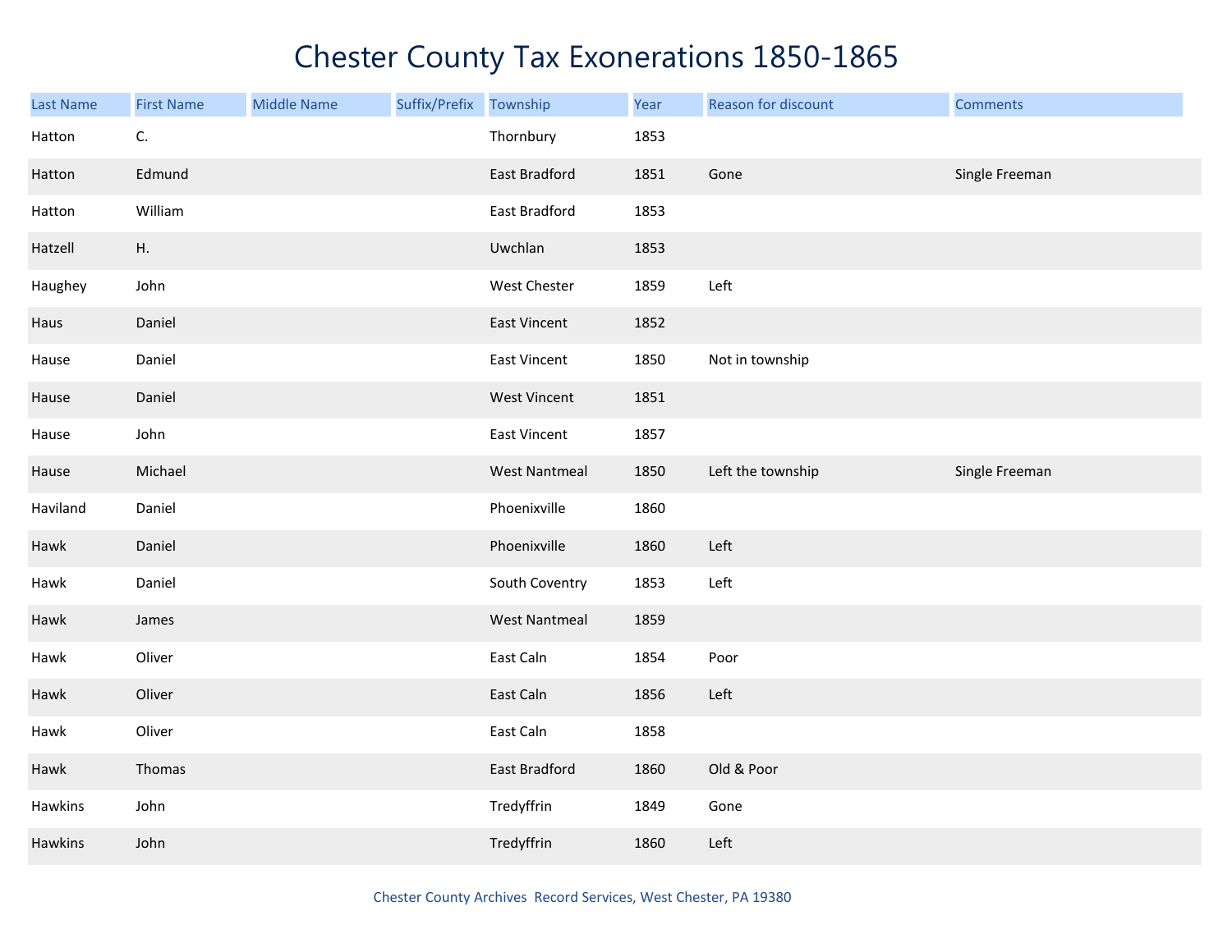# Chester County Tax Exonerations 1850-1865

| Last Name | First Name | Middle Name | Suffix/Prefix | Township | Year | Reason for discount | Comments |
|---|---|---|---|---|---|---|---|
| Hatton | C. | | | Thornbury | 1853 | | |
| Hatton | Edmund | | | East Bradford | 1851 | Gone | Single Freeman |
| Hatton | William | | | East Bradford | 1853 | | |
| Hatzell | H. | | | Uwchlan | 1853 | | |
| Haughey | John | | | West Chester | 1859 | Left | |
| Haus | Daniel | | | East Vincent | 1852 | | |
| Hause | Daniel | | | East Vincent | 1850 | Not in township | |
| Hause | Daniel | | | West Vincent | 1851 | | |
| Hause | John | | | East Vincent | 1857 | | |
| Hause | Michael | | | West Nantmeal | 1850 | Left the township | Single Freeman |
| Haviland | Daniel | | | Phoenixville | 1860 | | |
| Hawk | Daniel | | | Phoenixville | 1860 | Left | |
| Hawk | Daniel | | | South Coventry | 1853 | Left | |
| Hawk | James | | | West Nantmeal | 1859 | | |
| Hawk | Oliver | | | East Caln | 1854 | Poor | |
| Hawk | Oliver | | | East Caln | 1856 | Left | |
| Hawk | Oliver | | | East Caln | 1858 | | |
| Hawk | Thomas | | | East Bradford | 1860 | Old & Poor | |
| Hawkins | John | | | Tredyffrin | 1849 | Gone | |
| Hawkins | John | | | Tredyffrin | 1860 | Left | |

Chester County Archives Record Services, West Chester, PA 19380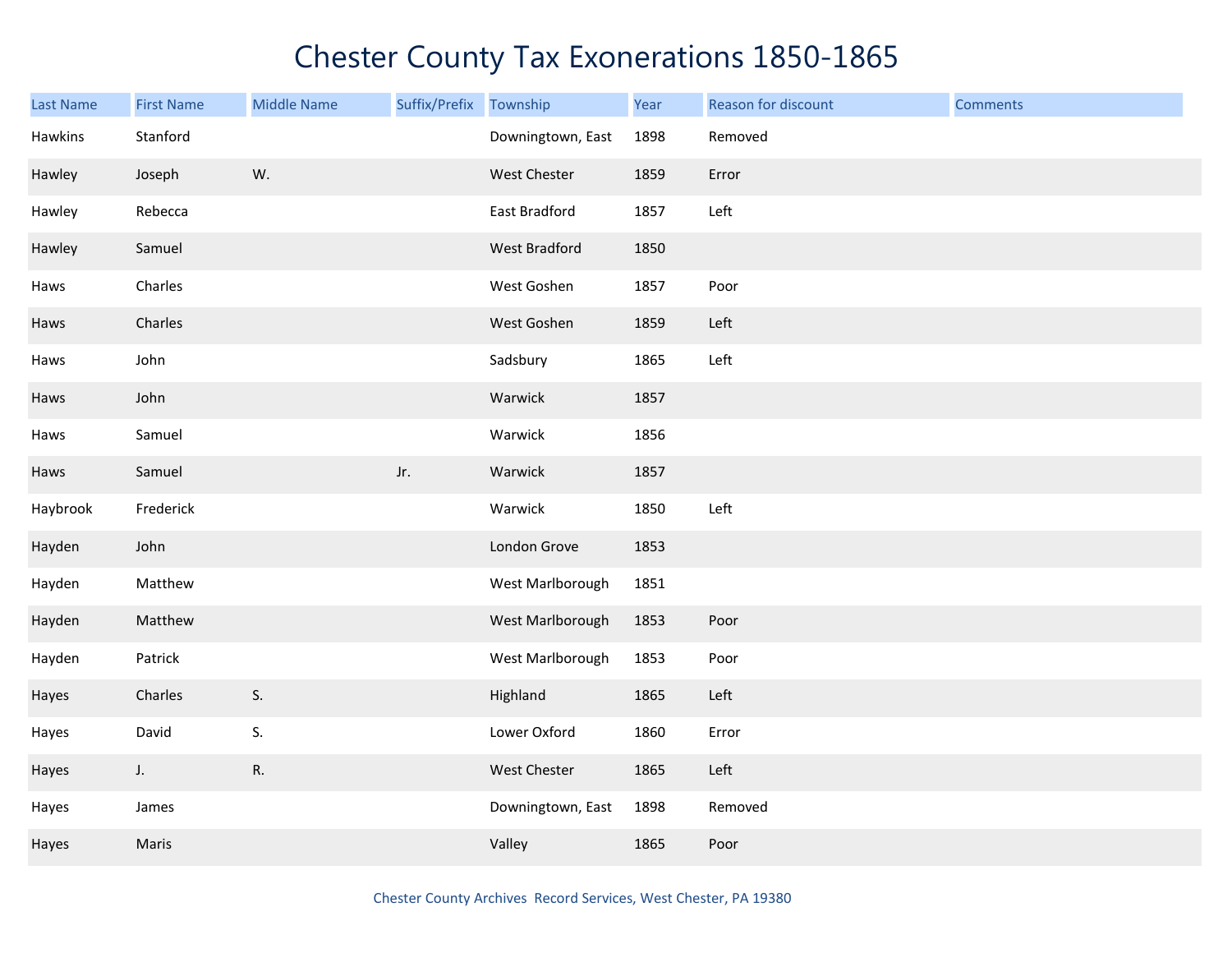# Chester County Tax Exonerations 1850-1865

| Last Name | First Name | Middle Name | Suffix/Prefix | Township | Year | Reason for discount | Comments |
|---|---|---|---|---|---|---|---|
| Hawkins | Stanford | | | Downingtown, East | 1898 | Removed | |
| Hawley | Joseph | W. | | West Chester | 1859 | Error | |
| Hawley | Rebecca | | | East Bradford | 1857 | Left | |
| Hawley | Samuel | | | West Bradford | 1850 | | |
| Haws | Charles | | | West Goshen | 1857 | Poor | |
| Haws | Charles | | | West Goshen | 1859 | Left | |
| Haws | John | | | Sadsbury | 1865 | Left | |
| Haws | John | | | Warwick | 1857 | | |
| Haws | Samuel | | | Warwick | 1856 | | |
| Haws | Samuel | | Jr. | Warwick | 1857 | | |
| Haybrook | Frederick | | | Warwick | 1850 | Left | |
| Hayden | John | | | London Grove | 1853 | | |
| Hayden | Matthew | | | West Marlborough | 1851 | | |
| Hayden | Matthew | | | West Marlborough | 1853 | Poor | |
| Hayden | Patrick | | | West Marlborough | 1853 | Poor | |
| Hayes | Charles | S. | | Highland | 1865 | Left | |
| Hayes | David | S. | | Lower Oxford | 1860 | Error | |
| Hayes | J. | R. | | West Chester | 1865 | Left | |
| Hayes | James | | | Downingtown, East | 1898 | Removed | |
| Hayes | Maris | | | Valley | 1865 | Poor | |

Chester County Archives Record Services, West Chester, PA 19380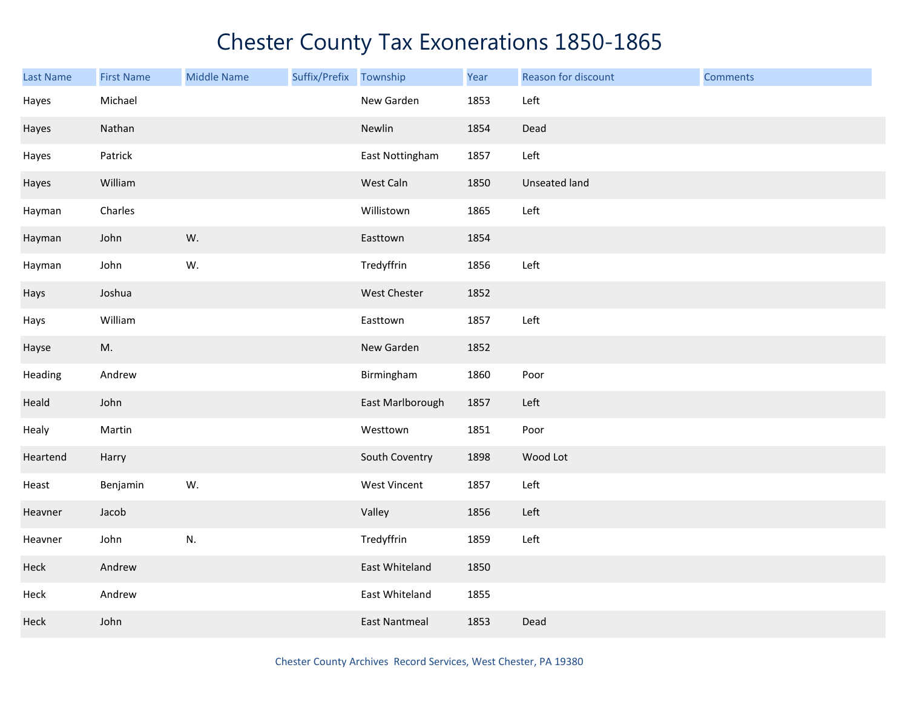# Chester County Tax Exonerations 1850-1865

| Last Name | First Name | Middle Name | Suffix/Prefix | Township | Year | Reason for discount | Comments |
|---|---|---|---|---|---|---|---|
| Hayes | Michael | | | New Garden | 1853 | Left | |
| Hayes | Nathan | | | Newlin | 1854 | Dead | |
| Hayes | Patrick | | | East Nottingham | 1857 | Left | |
| Hayes | William | | | West Caln | 1850 | Unseated land | |
| Hayman | Charles | | | Willistown | 1865 | Left | |
| Hayman | John | W. | | Easttown | 1854 | | |
| Hayman | John | W. | | Tredyffrin | 1856 | Left | |
| Hays | Joshua | | | West Chester | 1852 | | |
| Hays | William | | | Easttown | 1857 | Left | |
| Hayse | M. | | | New Garden | 1852 | | |
| Heading | Andrew | | | Birmingham | 1860 | Poor | |
| Heald | John | | | East Marlborough | 1857 | Left | |
| Healy | Martin | | | Westtown | 1851 | Poor | |
| Heartend | Harry | | | South Coventry | 1898 | Wood Lot | |
| Heast | Benjamin | W. | | West Vincent | 1857 | Left | |
| Heavner | Jacob | | | Valley | 1856 | Left | |
| Heavner | John | N. | | Tredyffrin | 1859 | Left | |
| Heck | Andrew | | | East Whiteland | 1850 | | |
| Heck | Andrew | | | East Whiteland | 1855 | | |
| Heck | John | | | East Nantmeal | 1853 | Dead | |

Chester County Archives Record Services, West Chester, PA 19380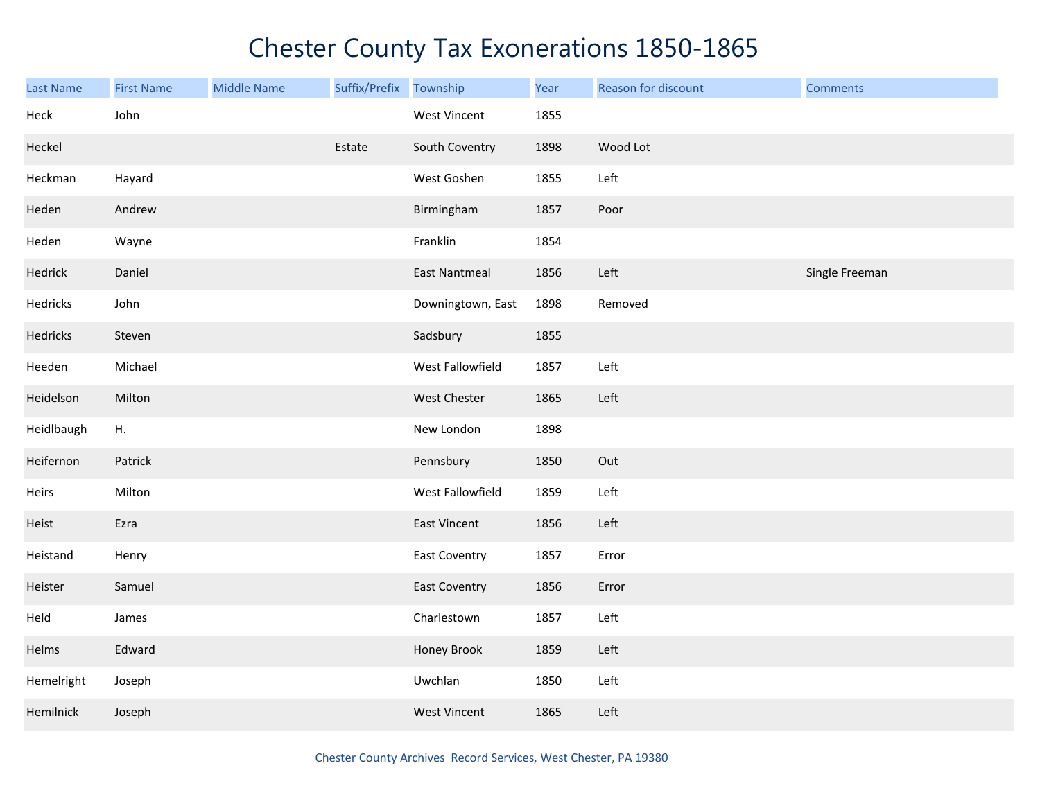# Chester County Tax Exonerations 1850-1865

| Last Name | First Name | Middle Name | Suffix/Prefix | Township | Year | Reason for discount | Comments |
|---|---|---|---|---|---|---|---|
| Heck | John | | | West Vincent | 1855 | | |
| Heckel | | | Estate | South Coventry | 1898 | Wood Lot | |
| Heckman | Hayard | | | West Goshen | 1855 | Left | |
| Heden | Andrew | | | Birmingham | 1857 | Poor | |
| Heden | Wayne | | | Franklin | 1854 | | |
| Hedrick | Daniel | | | East Nantmeal | 1856 | Left | Single Freeman |
| Hedricks | John | | | Downingtown, East | 1898 | Removed | |
| Hedricks | Steven | | | Sadsbury | 1855 | | |
| Heeden | Michael | | | West Fallowfield | 1857 | Left | |
| Heidelson | Milton | | | West Chester | 1865 | Left | |
| Heidlbaugh | H. | | | New London | 1898 | | |
| Heifernon | Patrick | | | Pennsbury | 1850 | Out | |
| Heirs | Milton | | | West Fallowfield | 1859 | Left | |
| Heist | Ezra | | | East Vincent | 1856 | Left | |
| Heistand | Henry | | | East Coventry | 1857 | Error | |
| Heister | Samuel | | | East Coventry | 1856 | Error | |
| Held | James | | | Charlestown | 1857 | Left | |
| Helms | Edward | | | Honey Brook | 1859 | Left | |
| Hemelright | Joseph | | | Uwchlan | 1850 | Left | |
| Hemilnick | Joseph | | | West Vincent | 1865 | Left | |

Chester County Archives Record Services, West Chester, PA 19380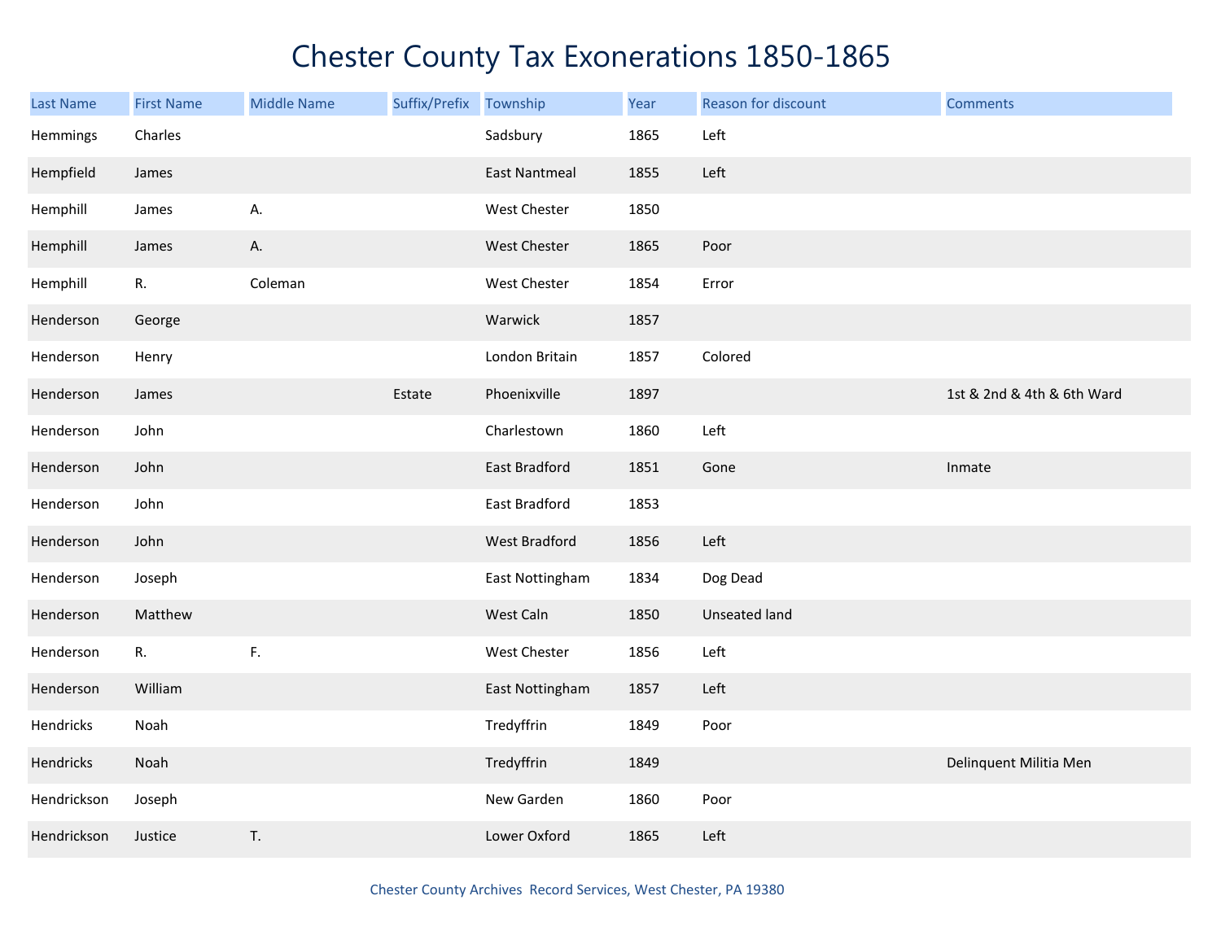# Chester County Tax Exonerations 1850-1865

| Last Name | First Name | Middle Name | Suffix/Prefix | Township | Year | Reason for discount | Comments |
|---|---|---|---|---|---|---|---|
| Hemmings | Charles | | | Sadsbury | 1865 | Left | |
| Hempfield | James | | | East Nantmeal | 1855 | Left | |
| Hemphill | James | A. | | West Chester | 1850 | | |
| Hemphill | James | A. | | West Chester | 1865 | Poor | |
| Hemphill | R. | Coleman | | West Chester | 1854 | Error | |
| Henderson | George | | | Warwick | 1857 | | |
| Henderson | Henry | | | London Britain | 1857 | Colored | |
| Henderson | James | | Estate | Phoenixville | 1897 | | 1st & 2nd & 4th & 6th Ward |
| Henderson | John | | | Charlestown | 1860 | Left | |
| Henderson | John | | | East Bradford | 1851 | Gone | Inmate |
| Henderson | John | | | East Bradford | 1853 | | |
| Henderson | John | | | West Bradford | 1856 | Left | |
| Henderson | Joseph | | | East Nottingham | 1834 | Dog Dead | |
| Henderson | Matthew | | | West Caln | 1850 | Unseated land | |
| Henderson | R. | F. | | West Chester | 1856 | Left | |
| Henderson | William | | | East Nottingham | 1857 | Left | |
| Hendricks | Noah | | | Tredyffrin | 1849 | Poor | |
| Hendricks | Noah | | | Tredyffrin | 1849 | | Delinquent Militia Men |
| Hendrickson | Joseph | | | New Garden | 1860 | Poor | |
| Hendrickson | Justice | T. | | Lower Oxford | 1865 | Left | |

Chester County Archives Record Services, West Chester, PA 19380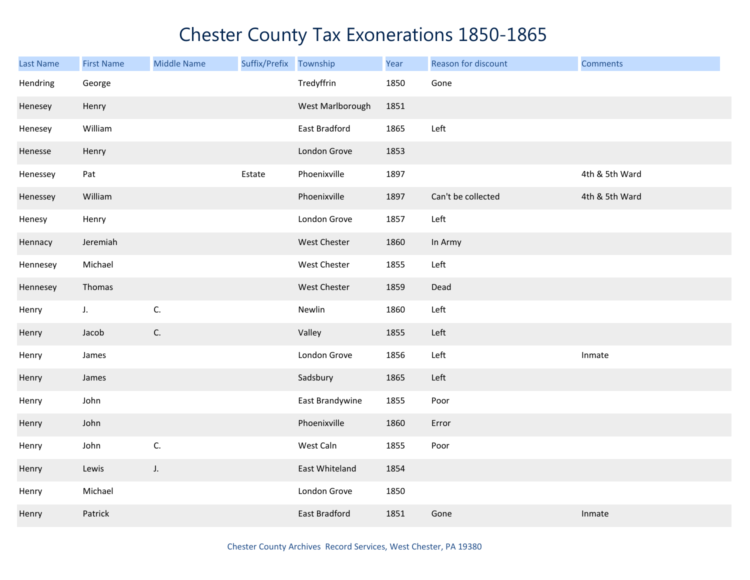# Chester County Tax Exonerations 1850-1865

| Last Name | First Name | Middle Name | Suffix/Prefix | Township | Year | Reason for discount | Comments |
|---|---|---|---|---|---|---|---|
| Hendring | George | | | Tredyffrin | 1850 | Gone | |
| Henesey | Henry | | | West Marlborough | 1851 | | |
| Henesey | William | | | East Bradford | 1865 | Left | |
| Henesse | Henry | | | London Grove | 1853 | | |
| Henessey | Pat | | Estate | Phoenixville | 1897 | | 4th & 5th Ward |
| Henessey | William | | | Phoenixville | 1897 | Can't be collected | 4th & 5th Ward |
| Henesy | Henry | | | London Grove | 1857 | Left | |
| Hennacy | Jeremiah | | | West Chester | 1860 | In Army | |
| Hennesey | Michael | | | West Chester | 1855 | Left | |
| Hennesey | Thomas | | | West Chester | 1859 | Dead | |
| Henry | J. | C. | | Newlin | 1860 | Left | |
| Henry | Jacob | C. | | Valley | 1855 | Left | |
| Henry | James | | | London Grove | 1856 | Left | Inmate |
| Henry | James | | | Sadsbury | 1865 | Left | |
| Henry | John | | | East Brandywine | 1855 | Poor | |
| Henry | John | | | Phoenixville | 1860 | Error | |
| Henry | John | C. | | West Caln | 1855 | Poor | |
| Henry | Lewis | J. | | East Whiteland | 1854 | | |
| Henry | Michael | | | London Grove | 1850 | | |
| Henry | Patrick | | | East Bradford | 1851 | Gone | Inmate |

Chester County Archives Record Services, West Chester, PA 19380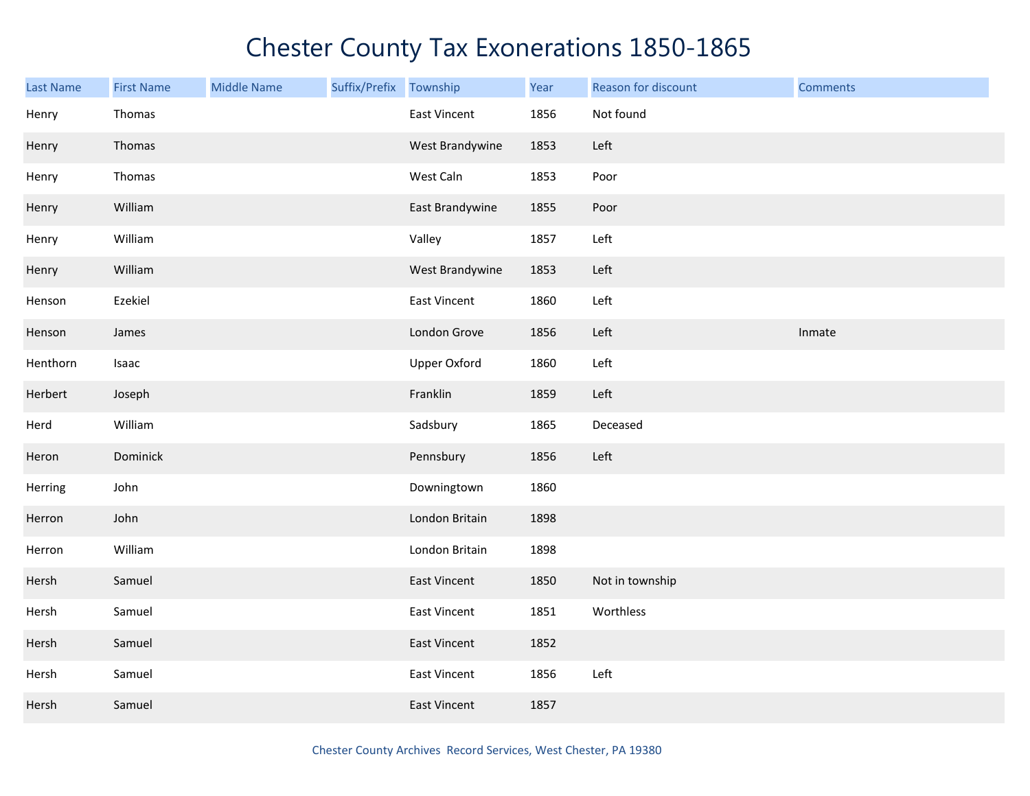# Chester County Tax Exonerations 1850-1865

| Last Name | First Name | Middle Name | Suffix/Prefix | Township | Year | Reason for discount | Comments |
|---|---|---|---|---|---|---|---|
| Henry | Thomas | | | East Vincent | 1856 | Not found | |
| Henry | Thomas | | | West Brandywine | 1853 | Left | |
| Henry | Thomas | | | West Caln | 1853 | Poor | |
| Henry | William | | | East Brandywine | 1855 | Poor | |
| Henry | William | | | Valley | 1857 | Left | |
| Henry | William | | | West Brandywine | 1853 | Left | |
| Henson | Ezekiel | | | East Vincent | 1860 | Left | |
| Henson | James | | | London Grove | 1856 | Left | Inmate |
| Henthorn | Isaac | | | Upper Oxford | 1860 | Left | |
| Herbert | Joseph | | | Franklin | 1859 | Left | |
| Herd | William | | | Sadsbury | 1865 | Deceased | |
| Heron | Dominick | | | Pennsbury | 1856 | Left | |
| Herring | John | | | Downingtown | 1860 | | |
| Herron | John | | | London Britain | 1898 | | |
| Herron | William | | | London Britain | 1898 | | |
| Hersh | Samuel | | | East Vincent | 1850 | Not in township | |
| Hersh | Samuel | | | East Vincent | 1851 | Worthless | |
| Hersh | Samuel | | | East Vincent | 1852 | | |
| Hersh | Samuel | | | East Vincent | 1856 | Left | |
| Hersh | Samuel | | | East Vincent | 1857 | | |

Chester County Archives Record Services, West Chester, PA 19380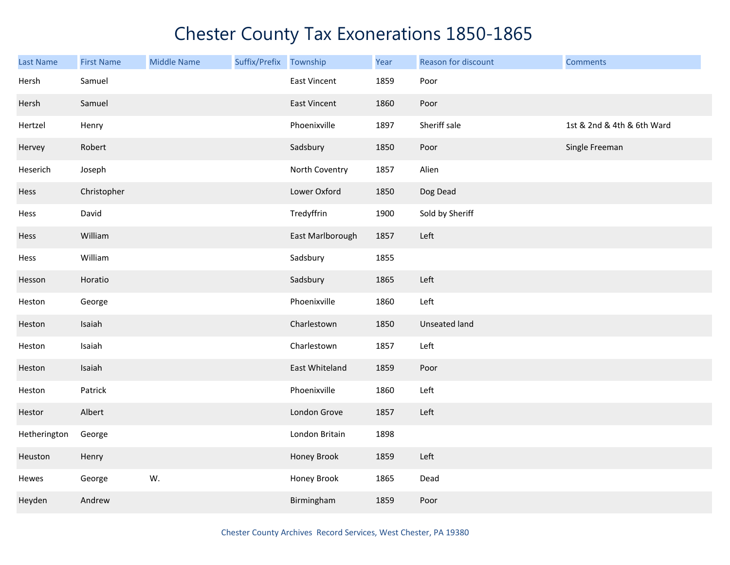# Chester County Tax Exonerations 1850-1865

| Last Name | First Name | Middle Name | Suffix/Prefix | Township | Year | Reason for discount | Comments |
|---|---|---|---|---|---|---|---|
| Hersh | Samuel | | | East Vincent | 1859 | Poor | |
| Hersh | Samuel | | | East Vincent | 1860 | Poor | |
| Hertzel | Henry | | | Phoenixville | 1897 | Sheriff sale | 1st & 2nd & 4th & 6th Ward |
| Hervey | Robert | | | Sadsbury | 1850 | Poor | Single Freeman |
| Heserich | Joseph | | | North Coventry | 1857 | Alien | |
| Hess | Christopher | | | Lower Oxford | 1850 | Dog Dead | |
| Hess | David | | | Tredyffrin | 1900 | Sold by Sheriff | |
| Hess | William | | | East Marlborough | 1857 | Left | |
| Hess | William | | | Sadsbury | 1855 | | |
| Hesson | Horatio | | | Sadsbury | 1865 | Left | |
| Heston | George | | | Phoenixville | 1860 | Left | |
| Heston | Isaiah | | | Charlestown | 1850 | Unseated land | |
| Heston | Isaiah | | | Charlestown | 1857 | Left | |
| Heston | Isaiah | | | East Whiteland | 1859 | Poor | |
| Heston | Patrick | | | Phoenixville | 1860 | Left | |
| Hestor | Albert | | | London Grove | 1857 | Left | |
| Hetherington | George | | | London Britain | 1898 | | |
| Heuston | Henry | | | Honey Brook | 1859 | Left | |
| Hewes | George | W. | | Honey Brook | 1865 | Dead | |
| Heyden | Andrew | | | Birmingham | 1859 | Poor | |

Chester County Archives Record Services, West Chester, PA 19380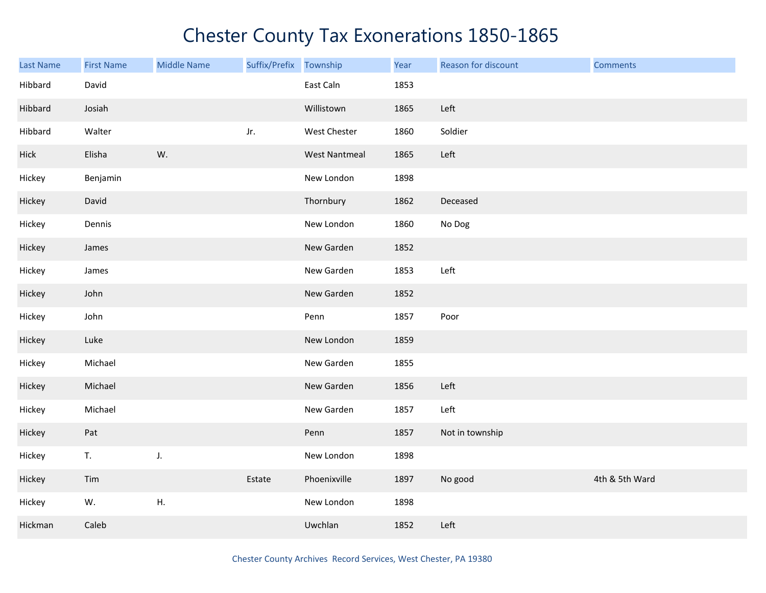# Chester County Tax Exonerations 1850-1865

| Last Name | First Name | Middle Name | Suffix/Prefix | Township | Year | Reason for discount | Comments |
|---|---|---|---|---|---|---|---|
| Hibbard | David | | | East Caln | 1853 | | |
| Hibbard | Josiah | | | Willistown | 1865 | Left | |
| Hibbard | Walter | | Jr. | West Chester | 1860 | Soldier | |
| Hick | Elisha | W. | | West Nantmeal | 1865 | Left | |
| Hickey | Benjamin | | | New London | 1898 | | |
| Hickey | David | | | Thornbury | 1862 | Deceased | |
| Hickey | Dennis | | | New London | 1860 | No Dog | |
| Hickey | James | | | New Garden | 1852 | | |
| Hickey | James | | | New Garden | 1853 | Left | |
| Hickey | John | | | New Garden | 1852 | | |
| Hickey | John | | | Penn | 1857 | Poor | |
| Hickey | Luke | | | New London | 1859 | | |
| Hickey | Michael | | | New Garden | 1855 | | |
| Hickey | Michael | | | New Garden | 1856 | Left | |
| Hickey | Michael | | | New Garden | 1857 | Left | |
| Hickey | Pat | | | Penn | 1857 | Not in township | |
| Hickey | T. | J. | | New London | 1898 | | |
| Hickey | Tim | | Estate | Phoenixville | 1897 | No good | 4th & 5th Ward |
| Hickey | W. | H. | | New London | 1898 | | |
| Hickman | Caleb | | | Uwchlan | 1852 | Left | |

Chester County Archives Record Services, West Chester, PA 19380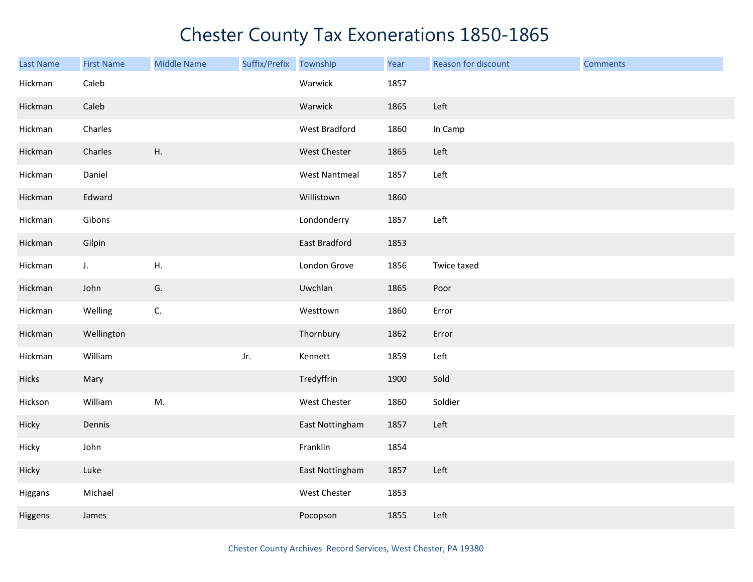# Chester County Tax Exonerations 1850-1865

| Last Name | First Name | Middle Name | Suffix/Prefix | Township | Year | Reason for discount | Comments |
|---|---|---|---|---|---|---|---|
| Hickman | Caleb | | | Warwick | 1857 | | |
| Hickman | Caleb | | | Warwick | 1865 | Left | |
| Hickman | Charles | | | West Bradford | 1860 | In Camp | |
| Hickman | Charles | H. | | West Chester | 1865 | Left | |
| Hickman | Daniel | | | West Nantmeal | 1857 | Left | |
| Hickman | Edward | | | Willistown | 1860 | | |
| Hickman | Gibons | | | Londonderry | 1857 | Left | |
| Hickman | Gilpin | | | East Bradford | 1853 | | |
| Hickman | J. | H. | | London Grove | 1856 | Twice taxed | |
| Hickman | John | G. | | Uwchlan | 1865 | Poor | |
| Hickman | Welling | C. | | Westtown | 1860 | Error | |
| Hickman | Wellington | | | Thornbury | 1862 | Error | |
| Hickman | William | | Jr. | Kennett | 1859 | Left | |
| Hicks | Mary | | | Tredyffrin | 1900 | Sold | |
| Hickson | William | M. | | West Chester | 1860 | Soldier | |
| Hicky | Dennis | | | East Nottingham | 1857 | Left | |
| Hicky | John | | | Franklin | 1854 | | |
| Hicky | Luke | | | East Nottingham | 1857 | Left | |
| Higgans | Michael | | | West Chester | 1853 | | |
| Higgens | James | | | Pocopson | 1855 | Left | |

Chester County Archives Record Services, West Chester, PA 19380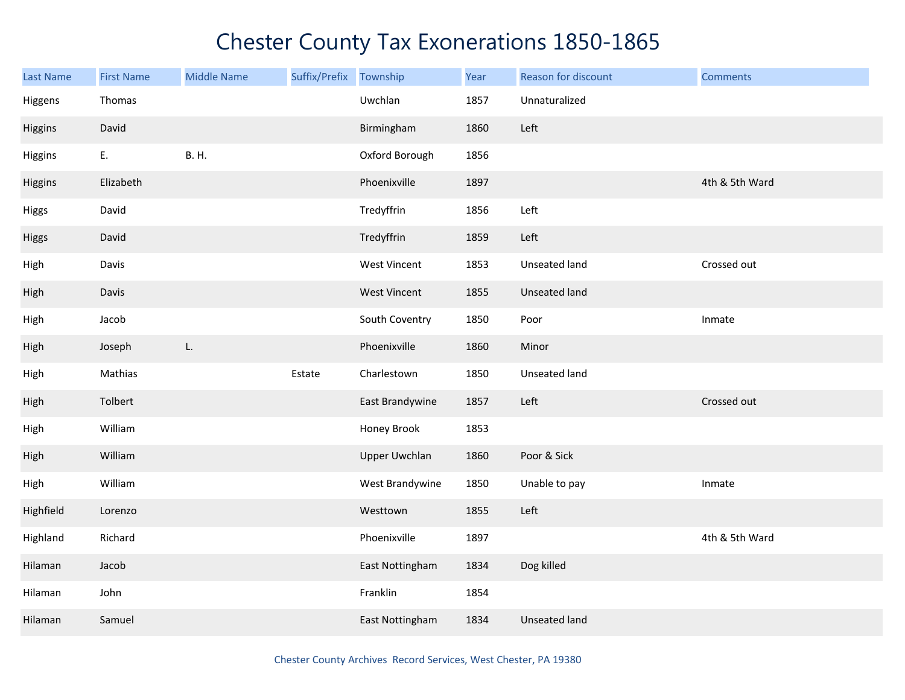# Chester County Tax Exonerations 1850-1865

| Last Name | First Name | Middle Name | Suffix/Prefix | Township | Year | Reason for discount | Comments |
|---|---|---|---|---|---|---|---|
| Higgens | Thomas | | | Uwchlan | 1857 | Unnaturalized | |
| Higgins | David | | | Birmingham | 1860 | Left | |
| Higgins | E. | B. H. | | Oxford Borough | 1856 | | |
| Higgins | Elizabeth | | | Phoenixville | 1897 | | 4th & 5th Ward |
| Higgs | David | | | Tredyffrin | 1856 | Left | |
| Higgs | David | | | Tredyffrin | 1859 | Left | |
| High | Davis | | | West Vincent | 1853 | Unseated land | Crossed out |
| High | Davis | | | West Vincent | 1855 | Unseated land | |
| High | Jacob | | | South Coventry | 1850 | Poor | Inmate |
| High | Joseph | L. | | Phoenixville | 1860 | Minor | |
| High | Mathias | | Estate | Charlestown | 1850 | Unseated land | |
| High | Tolbert | | | East Brandywine | 1857 | Left | Crossed out |
| High | William | | | Honey Brook | 1853 | | |
| High | William | | | Upper Uwchlan | 1860 | Poor & Sick | |
| High | William | | | West Brandywine | 1850 | Unable to pay | Inmate |
| Highfield | Lorenzo | | | Westtown | 1855 | Left | |
| Highland | Richard | | | Phoenixville | 1897 | | 4th & 5th Ward |
| Hilaman | Jacob | | | East Nottingham | 1834 | Dog killed | |
| Hilaman | John | | | Franklin | 1854 | | |
| Hilaman | Samuel | | | East Nottingham | 1834 | Unseated land | |

Chester County Archives Record Services, West Chester, PA 19380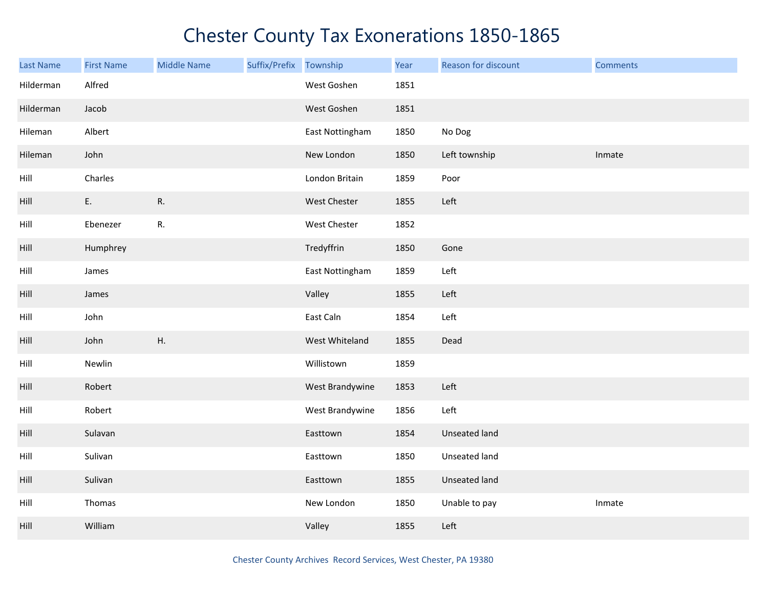# Chester County Tax Exonerations 1850-1865

| Last Name | First Name | Middle Name | Suffix/Prefix | Township | Year | Reason for discount | Comments |
|---|---|---|---|---|---|---|---|
| Hilderman | Alfred | | | West Goshen | 1851 | | |
| Hilderman | Jacob | | | West Goshen | 1851 | | |
| Hileman | Albert | | | East Nottingham | 1850 | No Dog | |
| Hileman | John | | | New London | 1850 | Left township | Inmate |
| Hill | Charles | | | London Britain | 1859 | Poor | |
| Hill | E. | R. | | West Chester | 1855 | Left | |
| Hill | Ebenezer | R. | | West Chester | 1852 | | |
| Hill | Humphrey | | | Tredyffrin | 1850 | Gone | |
| Hill | James | | | East Nottingham | 1859 | Left | |
| Hill | James | | | Valley | 1855 | Left | |
| Hill | John | | | East Caln | 1854 | Left | |
| Hill | John | H. | | West Whiteland | 1855 | Dead | |
| Hill | Newlin | | | Willistown | 1859 | | |
| Hill | Robert | | | West Brandywine | 1853 | Left | |
| Hill | Robert | | | West Brandywine | 1856 | Left | |
| Hill | Sulavan | | | Easttown | 1854 | Unseated land | |
| Hill | Sulivan | | | Easttown | 1850 | Unseated land | |
| Hill | Sulivan | | | Easttown | 1855 | Unseated land | |
| Hill | Thomas | | | New London | 1850 | Unable to pay | Inmate |
| Hill | William | | | Valley | 1855 | Left | |

Chester County Archives Record Services, West Chester, PA 19380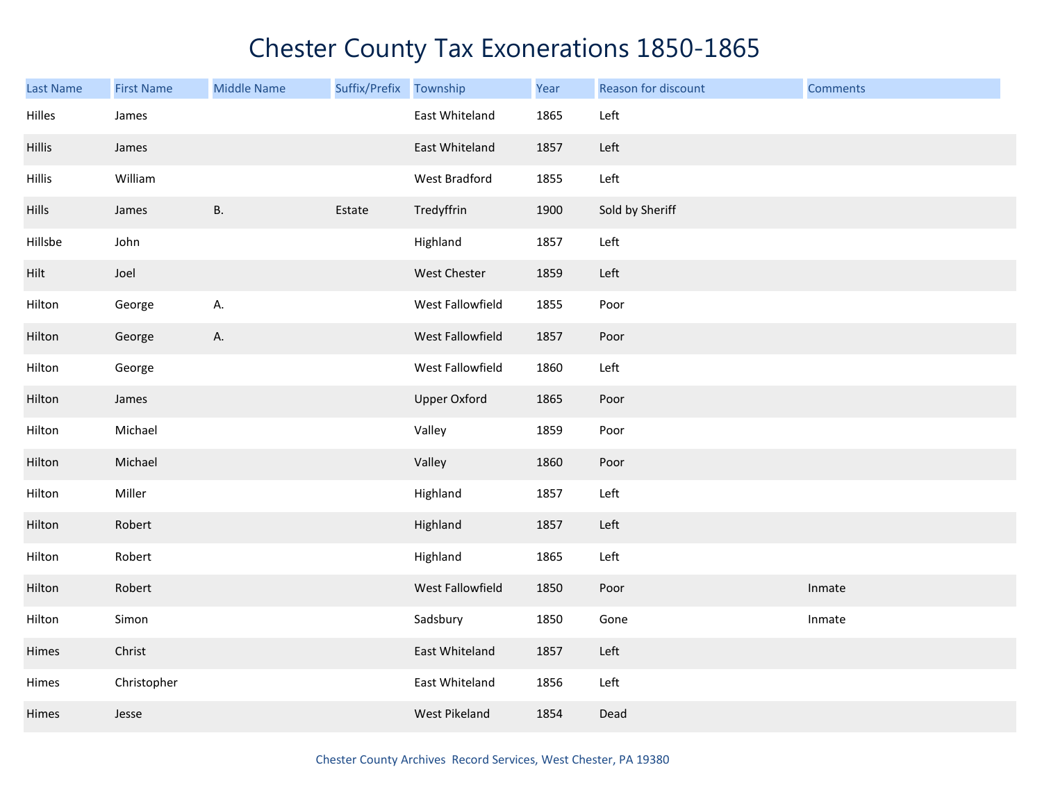# Chester County Tax Exonerations 1850-1865

| Last Name | First Name | Middle Name | Suffix/Prefix | Township | Year | Reason for discount | Comments |
|---|---|---|---|---|---|---|---|
| Hilles | James | | | East Whiteland | 1865 | Left | |
| Hillis | James | | | East Whiteland | 1857 | Left | |
| Hillis | William | | | West Bradford | 1855 | Left | |
| Hills | James | B. | Estate | Tredyffrin | 1900 | Sold by Sheriff | |
| Hillsbe | John | | | Highland | 1857 | Left | |
| Hilt | Joel | | | West Chester | 1859 | Left | |
| Hilton | George | A. | | West Fallowfield | 1855 | Poor | |
| Hilton | George | A. | | West Fallowfield | 1857 | Poor | |
| Hilton | George | | | West Fallowfield | 1860 | Left | |
| Hilton | James | | | Upper Oxford | 1865 | Poor | |
| Hilton | Michael | | | Valley | 1859 | Poor | |
| Hilton | Michael | | | Valley | 1860 | Poor | |
| Hilton | Miller | | | Highland | 1857 | Left | |
| Hilton | Robert | | | Highland | 1857 | Left | |
| Hilton | Robert | | | Highland | 1865 | Left | |
| Hilton | Robert | | | West Fallowfield | 1850 | Poor | Inmate |
| Hilton | Simon | | | Sadsbury | 1850 | Gone | Inmate |
| Himes | Christ | | | East Whiteland | 1857 | Left | |
| Himes | Christopher | | | East Whiteland | 1856 | Left | |
| Himes | Jesse | | | West Pikeland | 1854 | Dead | |

Chester County Archives Record Services, West Chester, PA 19380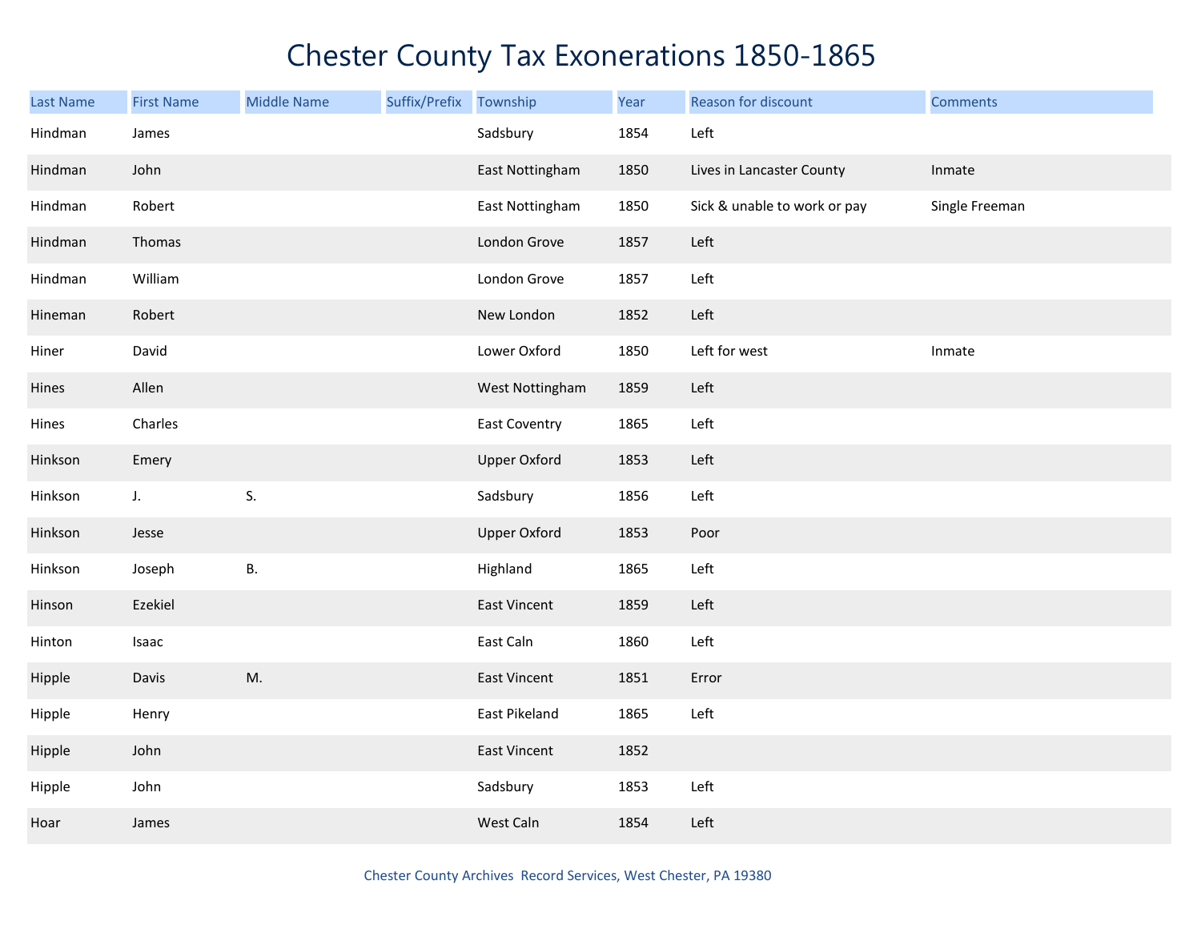# Chester County Tax Exonerations 1850-1865

| Last Name | First Name | Middle Name | Suffix/Prefix | Township | Year | Reason for discount | Comments |
|---|---|---|---|---|---|---|---|
| Hindman | James | | | Sadsbury | 1854 | Left | |
| Hindman | John | | | East Nottingham | 1850 | Lives in Lancaster County | Inmate |
| Hindman | Robert | | | East Nottingham | 1850 | Sick & unable to work or pay | Single Freeman |
| Hindman | Thomas | | | London Grove | 1857 | Left | |
| Hindman | William | | | London Grove | 1857 | Left | |
| Hineman | Robert | | | New London | 1852 | Left | |
| Hiner | David | | | Lower Oxford | 1850 | Left for west | Inmate |
| Hines | Allen | | | West Nottingham | 1859 | Left | |
| Hines | Charles | | | East Coventry | 1865 | Left | |
| Hinkson | Emery | | | Upper Oxford | 1853 | Left | |
| Hinkson | J. | S. | | Sadsbury | 1856 | Left | |
| Hinkson | Jesse | | | Upper Oxford | 1853 | Poor | |
| Hinkson | Joseph | B. | | Highland | 1865 | Left | |
| Hinson | Ezekiel | | | East Vincent | 1859 | Left | |
| Hinton | Isaac | | | East Caln | 1860 | Left | |
| Hipple | Davis | M. | | East Vincent | 1851 | Error | |
| Hipple | Henry | | | East Pikeland | 1865 | Left | |
| Hipple | John | | | East Vincent | 1852 | | |
| Hipple | John | | | Sadsbury | 1853 | Left | |
| Hoar | James | | | West Caln | 1854 | Left | |

Chester County Archives Record Services, West Chester, PA 19380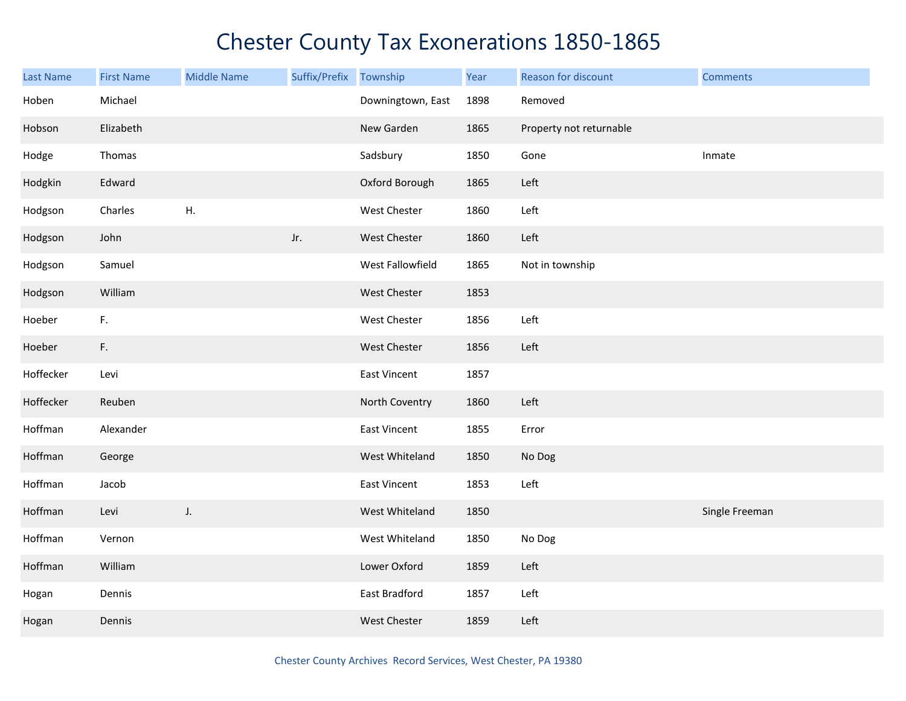# Chester County Tax Exonerations 1850-1865

| Last Name | First Name | Middle Name | Suffix/Prefix | Township | Year | Reason for discount | Comments |
|---|---|---|---|---|---|---|---|
| Hoben | Michael | | | Downingtown, East | 1898 | Removed | |
| Hobson | Elizabeth | | | New Garden | 1865 | Property not returnable | |
| Hodge | Thomas | | | Sadsbury | 1850 | Gone | Inmate |
| Hodgkin | Edward | | | Oxford Borough | 1865 | Left | |
| Hodgson | Charles | H. | | West Chester | 1860 | Left | |
| Hodgson | John | | Jr. | West Chester | 1860 | Left | |
| Hodgson | Samuel | | | West Fallowfield | 1865 | Not in township | |
| Hodgson | William | | | West Chester | 1853 | | |
| Hoeber | F. | | | West Chester | 1856 | Left | |
| Hoeber | F. | | | West Chester | 1856 | Left | |
| Hoffecker | Levi | | | East Vincent | 1857 | | |
| Hoffecker | Reuben | | | North Coventry | 1860 | Left | |
| Hoffman | Alexander | | | East Vincent | 1855 | Error | |
| Hoffman | George | | | West Whiteland | 1850 | No Dog | |
| Hoffman | Jacob | | | East Vincent | 1853 | Left | |
| Hoffman | Levi | J. | | West Whiteland | 1850 | | Single Freeman |
| Hoffman | Vernon | | | West Whiteland | 1850 | No Dog | |
| Hoffman | William | | | Lower Oxford | 1859 | Left | |
| Hogan | Dennis | | | East Bradford | 1857 | Left | |
| Hogan | Dennis | | | West Chester | 1859 | Left | |

Chester County Archives Record Services, West Chester, PA 19380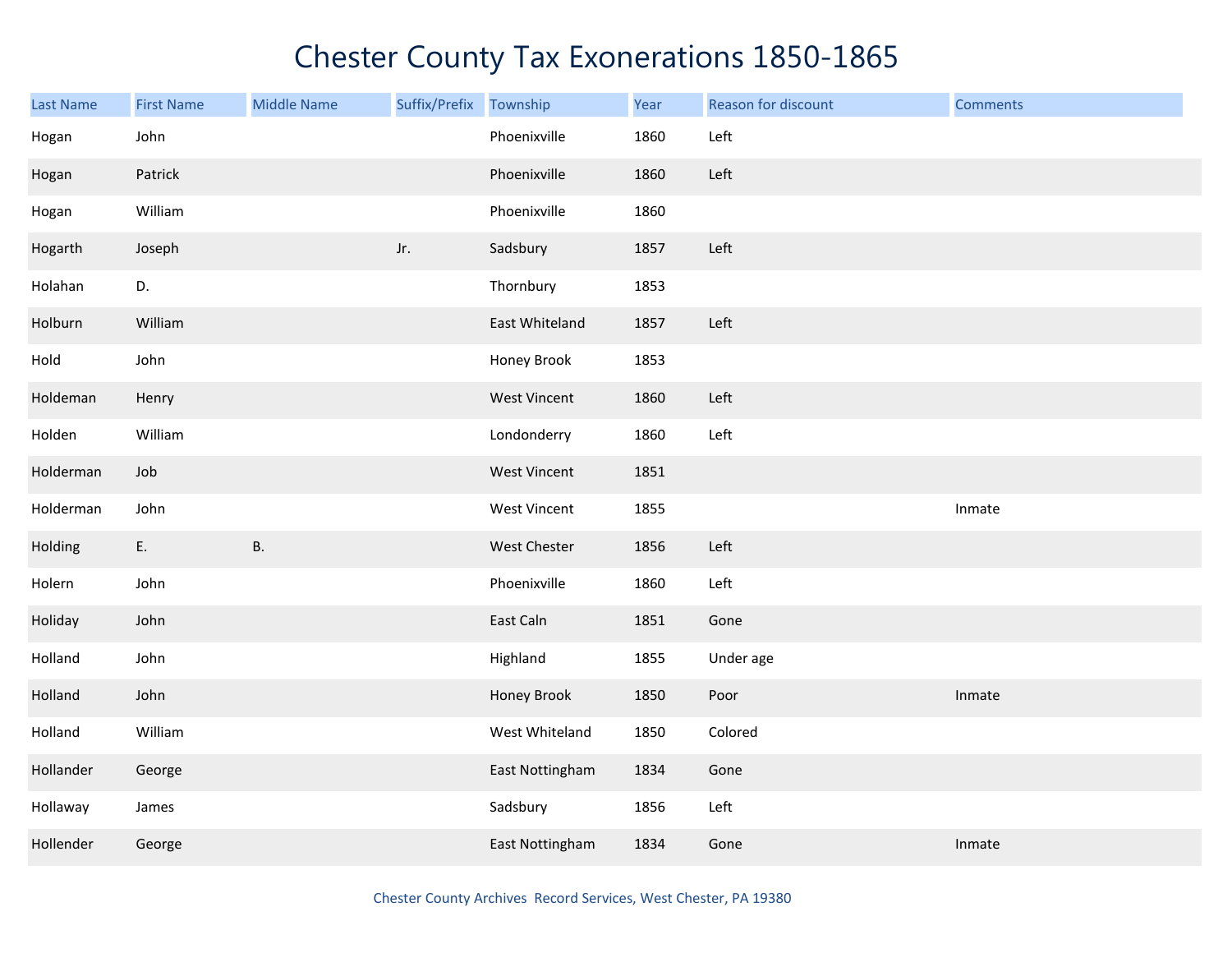# Chester County Tax Exonerations 1850-1865

| Last Name | First Name | Middle Name | Suffix/Prefix | Township | Year | Reason for discount | Comments |
|---|---|---|---|---|---|---|---|
| Hogan | John | | | Phoenixville | 1860 | Left | |
| Hogan | Patrick | | | Phoenixville | 1860 | Left | |
| Hogan | William | | | Phoenixville | 1860 | | |
| Hogarth | Joseph | | Jr. | Sadsbury | 1857 | Left | |
| Holahan | D. | | | Thornbury | 1853 | | |
| Holburn | William | | | East Whiteland | 1857 | Left | |
| Hold | John | | | Honey Brook | 1853 | | |
| Holdeman | Henry | | | West Vincent | 1860 | Left | |
| Holden | William | | | Londonderry | 1860 | Left | |
| Holderman | Job | | | West Vincent | 1851 | | |
| Holderman | John | | | West Vincent | 1855 | | Inmate |
| Holding | E. | B. | | West Chester | 1856 | Left | |
| Holern | John | | | Phoenixville | 1860 | Left | |
| Holiday | John | | | East Caln | 1851 | Gone | |
| Holland | John | | | Highland | 1855 | Under age | |
| Holland | John | | | Honey Brook | 1850 | Poor | Inmate |
| Holland | William | | | West Whiteland | 1850 | Colored | |
| Hollander | George | | | East Nottingham | 1834 | Gone | |
| Hollaway | James | | | Sadsbury | 1856 | Left | |
| Hollender | George | | | East Nottingham | 1834 | Gone | Inmate |

Chester County Archives Record Services, West Chester, PA 19380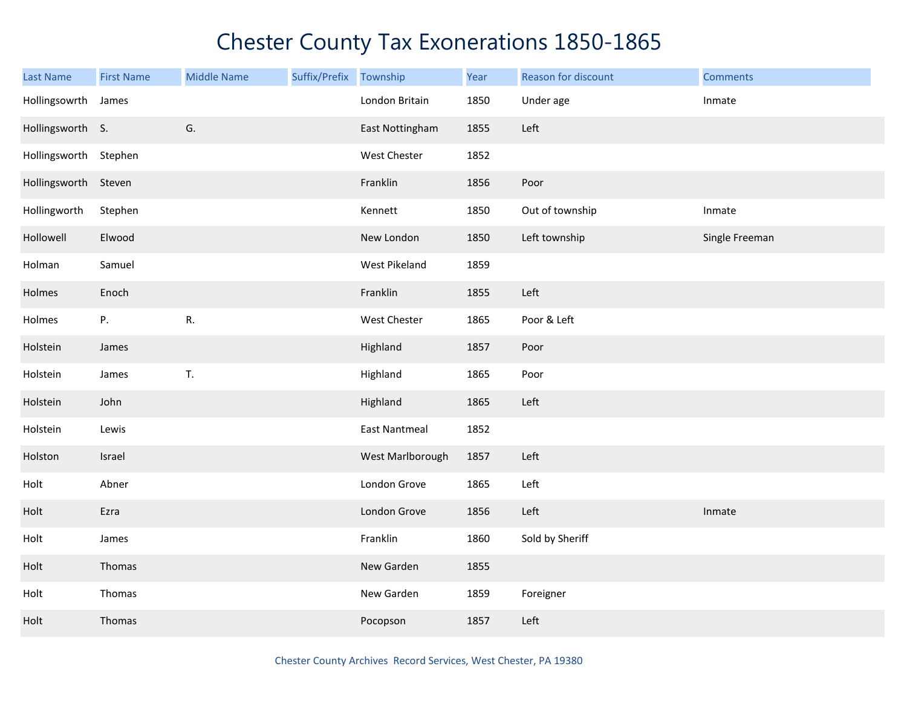# Chester County Tax Exonerations 1850-1865

| Last Name | First Name | Middle Name | Suffix/Prefix | Township | Year | Reason for discount | Comments |
|---|---|---|---|---|---|---|---|
| Hollingsowrth | James | | | London Britain | 1850 | Under age | Inmate |
| Hollingsworth | S. | G. | | East Nottingham | 1855 | Left | |
| Hollingsworth | Stephen | | | West Chester | 1852 | | |
| Hollingsworth | Steven | | | Franklin | 1856 | Poor | |
| Hollingworth | Stephen | | | Kennett | 1850 | Out of township | Inmate |
| Hollowell | Elwood | | | New London | 1850 | Left township | Single Freeman |
| Holman | Samuel | | | West Pikeland | 1859 | | |
| Holmes | Enoch | | | Franklin | 1855 | Left | |
| Holmes | P. | R. | | West Chester | 1865 | Poor & Left | |
| Holstein | James | | | Highland | 1857 | Poor | |
| Holstein | James | T. | | Highland | 1865 | Poor | |
| Holstein | John | | | Highland | 1865 | Left | |
| Holstein | Lewis | | | East Nantmeal | 1852 | | |
| Holston | Israel | | | West Marlborough | 1857 | Left | |
| Holt | Abner | | | London Grove | 1865 | Left | |
| Holt | Ezra | | | London Grove | 1856 | Left | Inmate |
| Holt | James | | | Franklin | 1860 | Sold by Sheriff | |
| Holt | Thomas | | | New Garden | 1855 | | |
| Holt | Thomas | | | New Garden | 1859 | Foreigner | |
| Holt | Thomas | | | Pocopson | 1857 | Left | |

Chester County Archives Record Services, West Chester, PA 19380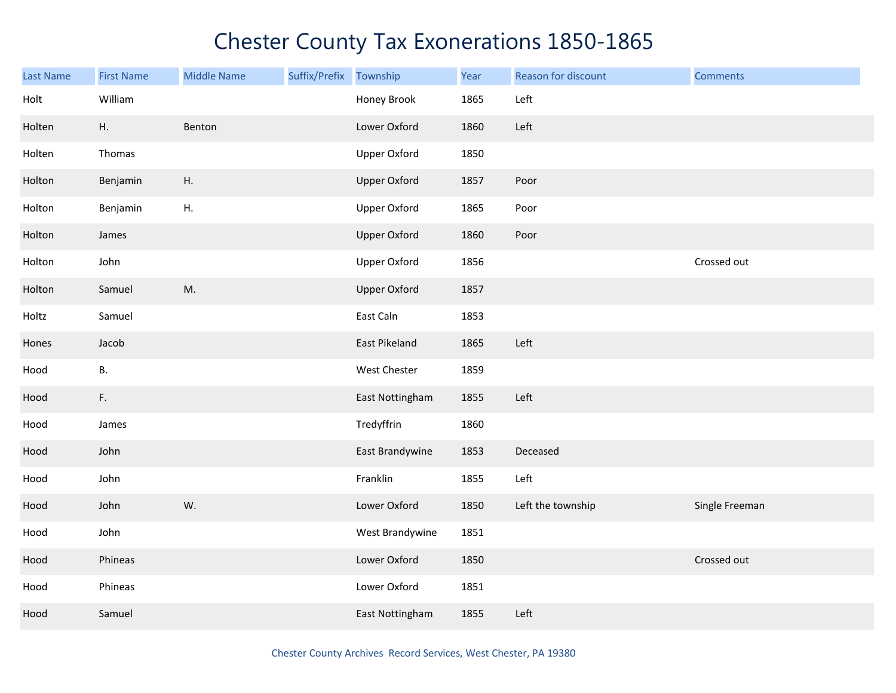# Chester County Tax Exonerations 1850-1865

| Last Name | First Name | Middle Name | Suffix/Prefix | Township | Year | Reason for discount | Comments |
|---|---|---|---|---|---|---|---|
| Holt | William | | | Honey Brook | 1865 | Left | |
| Holten | H. | Benton | | Lower Oxford | 1860 | Left | |
| Holten | Thomas | | | Upper Oxford | 1850 | | |
| Holton | Benjamin | H. | | Upper Oxford | 1857 | Poor | |
| Holton | Benjamin | H. | | Upper Oxford | 1865 | Poor | |
| Holton | James | | | Upper Oxford | 1860 | Poor | |
| Holton | John | | | Upper Oxford | 1856 | | Crossed out |
| Holton | Samuel | M. | | Upper Oxford | 1857 | | |
| Holtz | Samuel | | | East Caln | 1853 | | |
| Hones | Jacob | | | East Pikeland | 1865 | Left | |
| Hood | B. | | | West Chester | 1859 | | |
| Hood | F. | | | East Nottingham | 1855 | Left | |
| Hood | James | | | Tredyffrin | 1860 | | |
| Hood | John | | | East Brandywine | 1853 | Deceased | |
| Hood | John | | | Franklin | 1855 | Left | |
| Hood | John | W. | | Lower Oxford | 1850 | Left the township | Single Freeman |
| Hood | John | | | West Brandywine | 1851 | | |
| Hood | Phineas | | | Lower Oxford | 1850 | | Crossed out |
| Hood | Phineas | | | Lower Oxford | 1851 | | |
| Hood | Samuel | | | East Nottingham | 1855 | Left | |

Chester County Archives Record Services, West Chester, PA 19380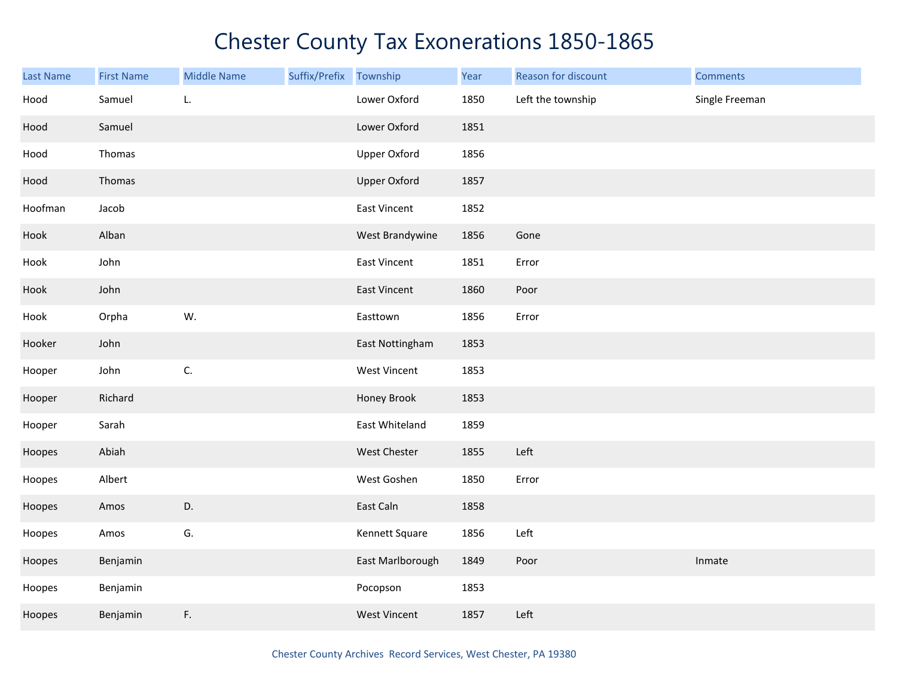# Chester County Tax Exonerations 1850-1865

| Last Name | First Name | Middle Name | Suffix/Prefix | Township | Year | Reason for discount | Comments |
|---|---|---|---|---|---|---|---|
| Hood | Samuel | L. | | Lower Oxford | 1850 | Left the township | Single Freeman |
| Hood | Samuel | | | Lower Oxford | 1851 | | |
| Hood | Thomas | | | Upper Oxford | 1856 | | |
| Hood | Thomas | | | Upper Oxford | 1857 | | |
| Hoofman | Jacob | | | East Vincent | 1852 | | |
| Hook | Alban | | | West Brandywine | 1856 | Gone | |
| Hook | John | | | East Vincent | 1851 | Error | |
| Hook | John | | | East Vincent | 1860 | Poor | |
| Hook | Orpha | W. | | Easttown | 1856 | Error | |
| Hooker | John | | | East Nottingham | 1853 | | |
| Hooper | John | C. | | West Vincent | 1853 | | |
| Hooper | Richard | | | Honey Brook | 1853 | | |
| Hooper | Sarah | | | East Whiteland | 1859 | | |
| Hoopes | Abiah | | | West Chester | 1855 | Left | |
| Hoopes | Albert | | | West Goshen | 1850 | Error | |
| Hoopes | Amos | D. | | East Caln | 1858 | | |
| Hoopes | Amos | G. | | Kennett Square | 1856 | Left | |
| Hoopes | Benjamin | | | East Marlborough | 1849 | Poor | Inmate |
| Hoopes | Benjamin | | | Pocopson | 1853 | | |
| Hoopes | Benjamin | F. | | West Vincent | 1857 | Left | |

Chester County Archives Record Services, West Chester, PA 19380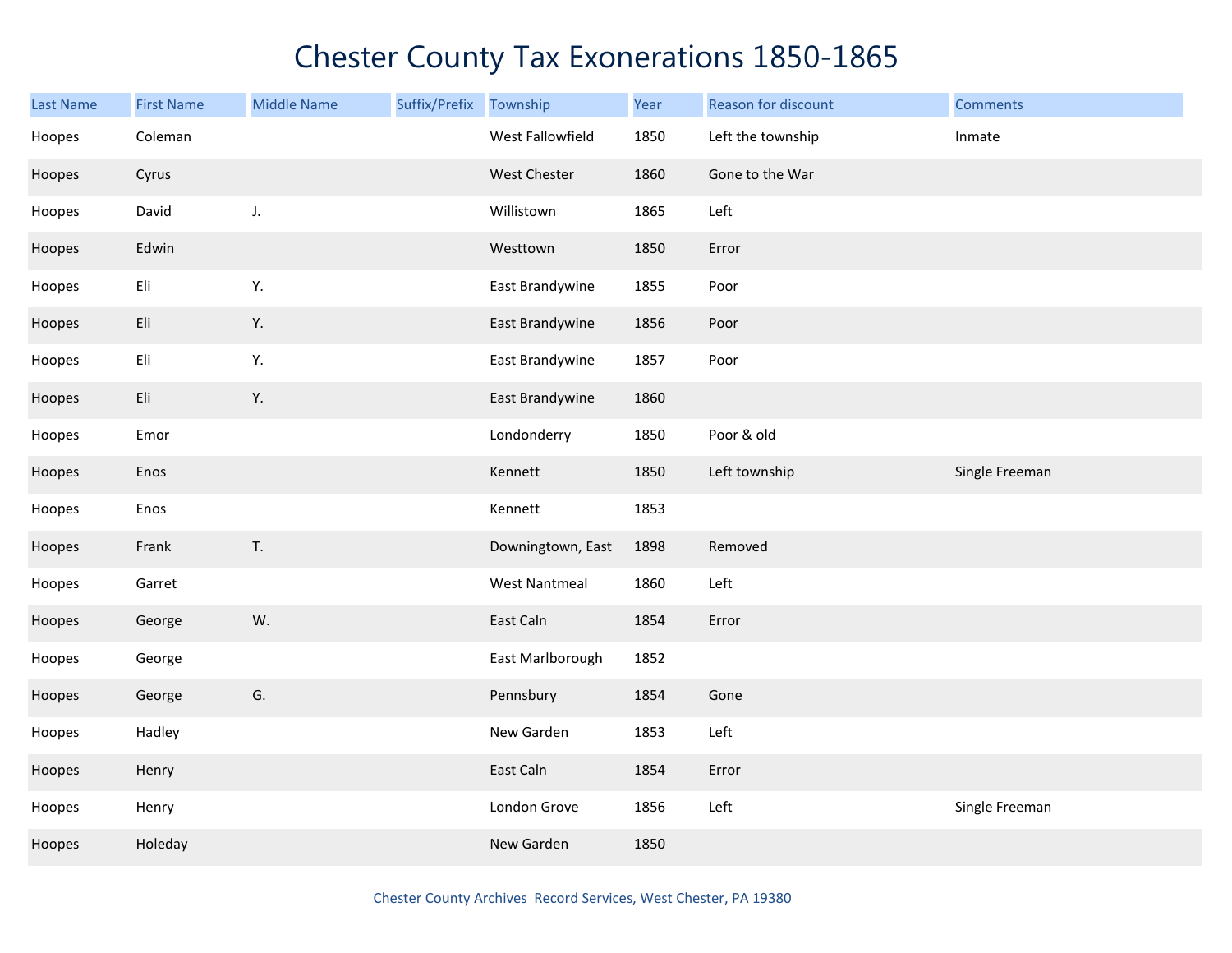# Chester County Tax Exonerations 1850-1865

| Last Name | First Name | Middle Name | Suffix/Prefix | Township | Year | Reason for discount | Comments |
|---|---|---|---|---|---|---|---|
| Hoopes | Coleman | | | West Fallowfield | 1850 | Left the township | Inmate |
| Hoopes | Cyrus | | | West Chester | 1860 | Gone to the War | |
| Hoopes | David | J. | | Willistown | 1865 | Left | |
| Hoopes | Edwin | | | Westtown | 1850 | Error | |
| Hoopes | Eli | Y. | | East Brandywine | 1855 | Poor | |
| Hoopes | Eli | Y. | | East Brandywine | 1856 | Poor | |
| Hoopes | Eli | Y. | | East Brandywine | 1857 | Poor | |
| Hoopes | Eli | Y. | | East Brandywine | 1860 | | |
| Hoopes | Emor | | | Londonderry | 1850 | Poor & old | |
| Hoopes | Enos | | | Kennett | 1850 | Left township | Single Freeman |
| Hoopes | Enos | | | Kennett | 1853 | | |
| Hoopes | Frank | T. | | Downingtown, East | 1898 | Removed | |
| Hoopes | Garret | | | West Nantmeal | 1860 | Left | |
| Hoopes | George | W. | | East Caln | 1854 | Error | |
| Hoopes | George | | | East Marlborough | 1852 | | |
| Hoopes | George | G. | | Pennsbury | 1854 | Gone | |
| Hoopes | Hadley | | | New Garden | 1853 | Left | |
| Hoopes | Henry | | | East Caln | 1854 | Error | |
| Hoopes | Henry | | | London Grove | 1856 | Left | Single Freeman |
| Hoopes | Holeday | | | New Garden | 1850 | | |

Chester County Archives Record Services, West Chester, PA 19380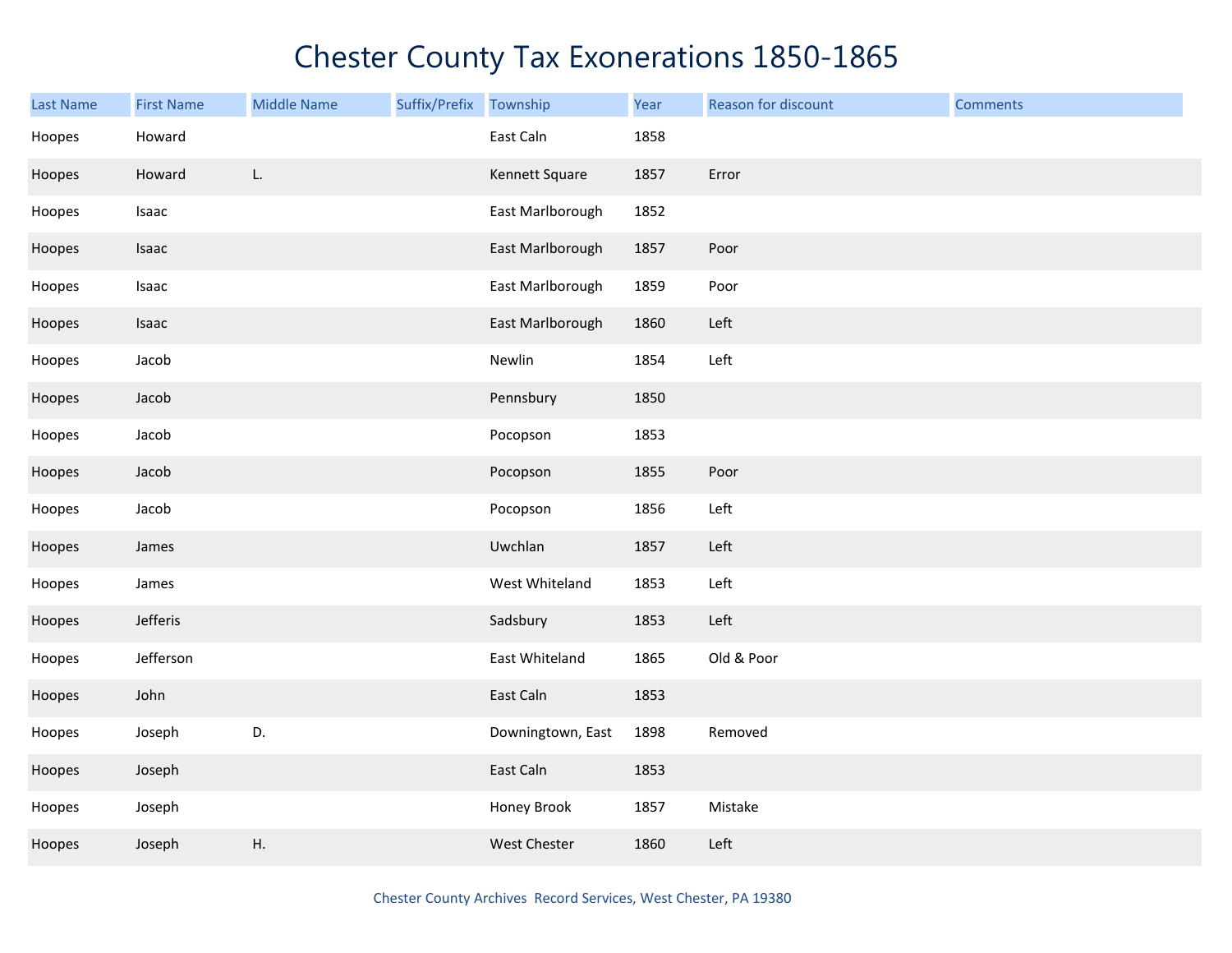# Chester County Tax Exonerations 1850-1865

| Last Name | First Name | Middle Name | Suffix/Prefix | Township | Year | Reason for discount | Comments |
|---|---|---|---|---|---|---|---|
| Hoopes | Howard | | | East Caln | 1858 | | |
| Hoopes | Howard | L. | | Kennett Square | 1857 | Error | |
| Hoopes | Isaac | | | East Marlborough | 1852 | | |
| Hoopes | Isaac | | | East Marlborough | 1857 | Poor | |
| Hoopes | Isaac | | | East Marlborough | 1859 | Poor | |
| Hoopes | Isaac | | | East Marlborough | 1860 | Left | |
| Hoopes | Jacob | | | Newlin | 1854 | Left | |
| Hoopes | Jacob | | | Pennsbury | 1850 | | |
| Hoopes | Jacob | | | Pocopson | 1853 | | |
| Hoopes | Jacob | | | Pocopson | 1855 | Poor | |
| Hoopes | Jacob | | | Pocopson | 1856 | Left | |
| Hoopes | James | | | Uwchlan | 1857 | Left | |
| Hoopes | James | | | West Whiteland | 1853 | Left | |
| Hoopes | Jefferis | | | Sadsbury | 1853 | Left | |
| Hoopes | Jefferson | | | East Whiteland | 1865 | Old & Poor | |
| Hoopes | John | | | East Caln | 1853 | | |
| Hoopes | Joseph | D. | | Downingtown, East | 1898 | Removed | |
| Hoopes | Joseph | | | East Caln | 1853 | | |
| Hoopes | Joseph | | | Honey Brook | 1857 | Mistake | |
| Hoopes | Joseph | H. | | West Chester | 1860 | Left | |

Chester County Archives Record Services, West Chester, PA 19380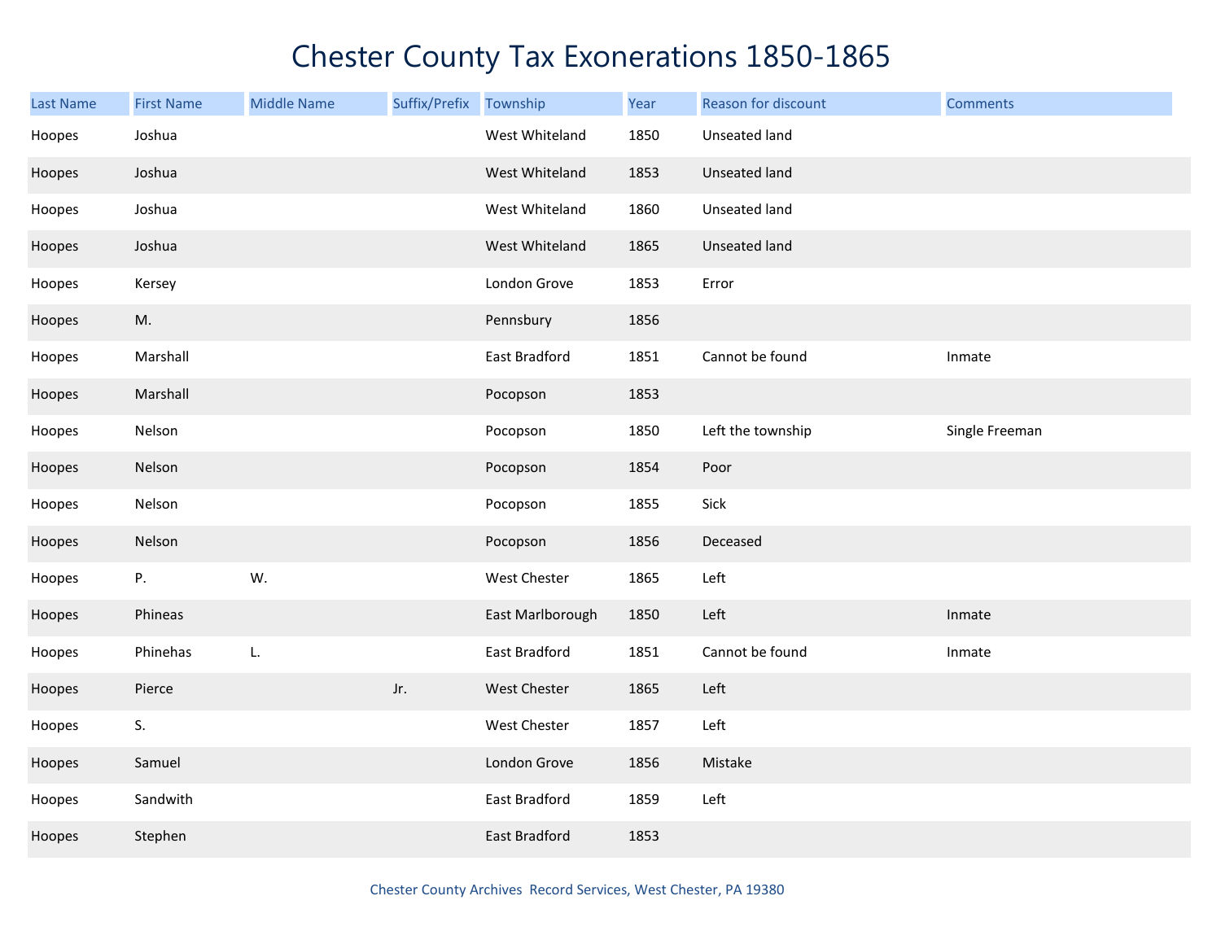# Chester County Tax Exonerations 1850-1865

| Last Name | First Name | Middle Name | Suffix/Prefix | Township | Year | Reason for discount | Comments |
|---|---|---|---|---|---|---|---|
| Hoopes | Joshua | | | West Whiteland | 1850 | Unseated land | |
| Hoopes | Joshua | | | West Whiteland | 1853 | Unseated land | |
| Hoopes | Joshua | | | West Whiteland | 1860 | Unseated land | |
| Hoopes | Joshua | | | West Whiteland | 1865 | Unseated land | |
| Hoopes | Kersey | | | London Grove | 1853 | Error | |
| Hoopes | M. | | | Pennsbury | 1856 | | |
| Hoopes | Marshall | | | East Bradford | 1851 | Cannot be found | Inmate |
| Hoopes | Marshall | | | Pocopson | 1853 | | |
| Hoopes | Nelson | | | Pocopson | 1850 | Left the township | Single Freeman |
| Hoopes | Nelson | | | Pocopson | 1854 | Poor | |
| Hoopes | Nelson | | | Pocopson | 1855 | Sick | |
| Hoopes | Nelson | | | Pocopson | 1856 | Deceased | |
| Hoopes | P. | W. | | West Chester | 1865 | Left | |
| Hoopes | Phineas | | | East Marlborough | 1850 | Left | Inmate |
| Hoopes | Phinehas | L. | | East Bradford | 1851 | Cannot be found | Inmate |
| Hoopes | Pierce | | Jr. | West Chester | 1865 | Left | |
| Hoopes | S. | | | West Chester | 1857 | Left | |
| Hoopes | Samuel | | | London Grove | 1856 | Mistake | |
| Hoopes | Sandwith | | | East Bradford | 1859 | Left | |
| Hoopes | Stephen | | | East Bradford | 1853 | | |

Chester County Archives Record Services, West Chester, PA 19380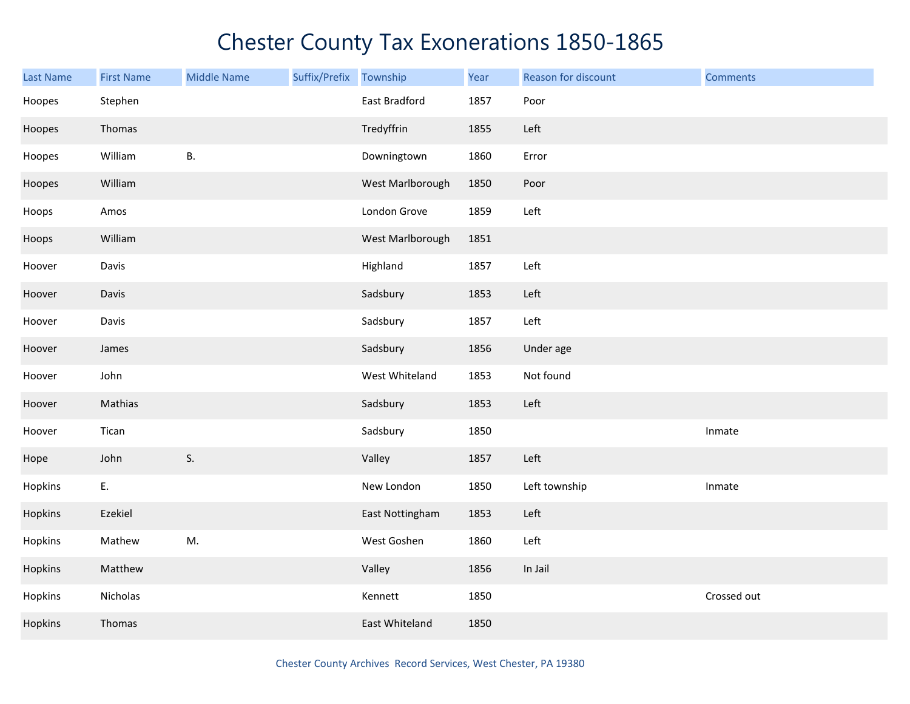# Chester County Tax Exonerations 1850-1865

| Last Name | First Name | Middle Name | Suffix/Prefix | Township | Year | Reason for discount | Comments |
|---|---|---|---|---|---|---|---|
| Hoopes | Stephen | | | East Bradford | 1857 | Poor | |
| Hoopes | Thomas | | | Tredyffrin | 1855 | Left | |
| Hoopes | William | B. | | Downingtown | 1860 | Error | |
| Hoopes | William | | | West Marlborough | 1850 | Poor | |
| Hoops | Amos | | | London Grove | 1859 | Left | |
| Hoops | William | | | West Marlborough | 1851 | | |
| Hoover | Davis | | | Highland | 1857 | Left | |
| Hoover | Davis | | | Sadsbury | 1853 | Left | |
| Hoover | Davis | | | Sadsbury | 1857 | Left | |
| Hoover | James | | | Sadsbury | 1856 | Under age | |
| Hoover | John | | | West Whiteland | 1853 | Not found | |
| Hoover | Mathias | | | Sadsbury | 1853 | Left | |
| Hoover | Tican | | | Sadsbury | 1850 | | Inmate |
| Hope | John | S. | | Valley | 1857 | Left | |
| Hopkins | E. | | | New London | 1850 | Left township | Inmate |
| Hopkins | Ezekiel | | | East Nottingham | 1853 | Left | |
| Hopkins | Mathew | M. | | West Goshen | 1860 | Left | |
| Hopkins | Matthew | | | Valley | 1856 | In Jail | |
| Hopkins | Nicholas | | | Kennett | 1850 | | Crossed out |
| Hopkins | Thomas | | | East Whiteland | 1850 | | |

Chester County Archives Record Services, West Chester, PA 19380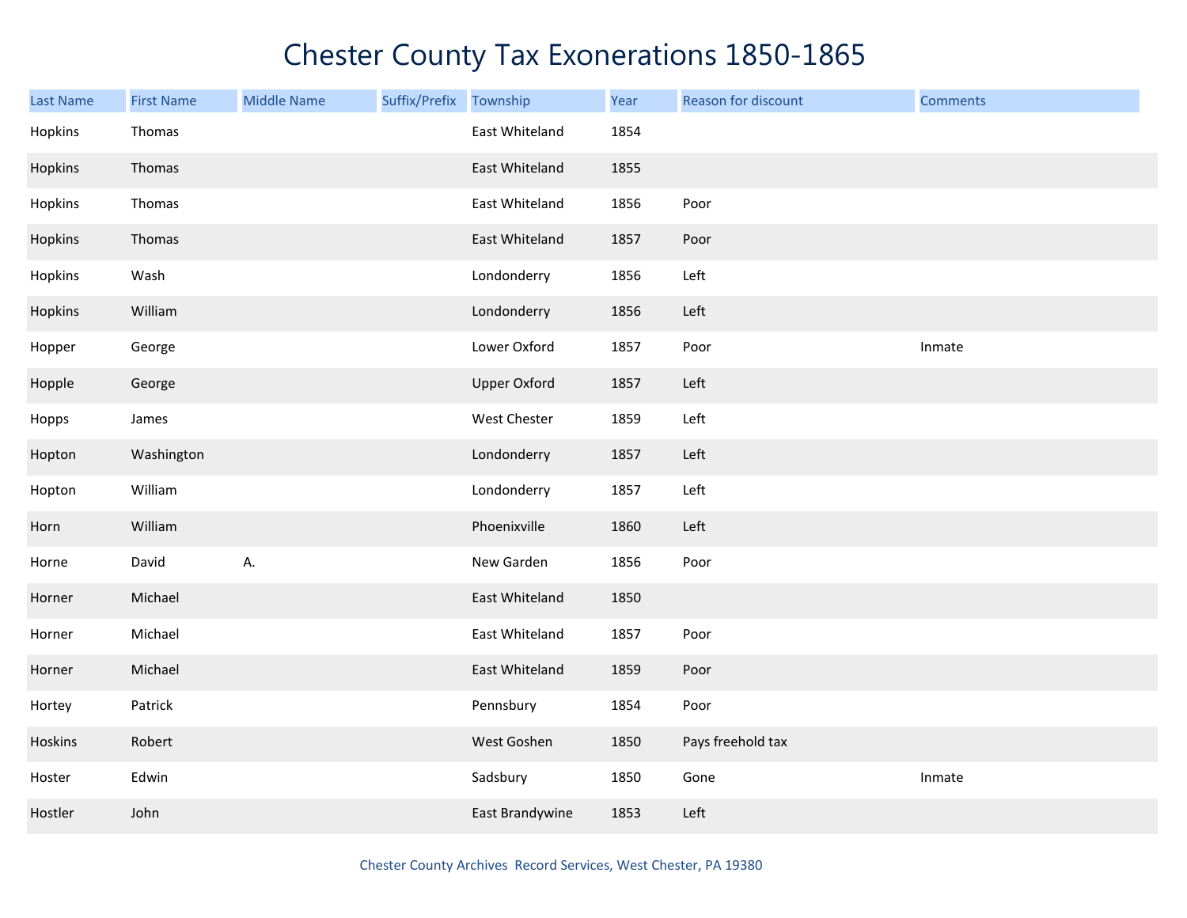# Chester County Tax Exonerations 1850-1865

| Last Name | First Name | Middle Name | Suffix/Prefix | Township | Year | Reason for discount | Comments |
|---|---|---|---|---|---|---|---|
| Hopkins | Thomas | | | East Whiteland | 1854 | | |
| Hopkins | Thomas | | | East Whiteland | 1855 | | |
| Hopkins | Thomas | | | East Whiteland | 1856 | Poor | |
| Hopkins | Thomas | | | East Whiteland | 1857 | Poor | |
| Hopkins | Wash | | | Londonderry | 1856 | Left | |
| Hopkins | William | | | Londonderry | 1856 | Left | |
| Hopper | George | | | Lower Oxford | 1857 | Poor | Inmate |
| Hopple | George | | | Upper Oxford | 1857 | Left | |
| Hopps | James | | | West Chester | 1859 | Left | |
| Hopton | Washington | | | Londonderry | 1857 | Left | |
| Hopton | William | | | Londonderry | 1857 | Left | |
| Horn | William | | | Phoenixville | 1860 | Left | |
| Horne | David | A. | | New Garden | 1856 | Poor | |
| Horner | Michael | | | East Whiteland | 1850 | | |
| Horner | Michael | | | East Whiteland | 1857 | Poor | |
| Horner | Michael | | | East Whiteland | 1859 | Poor | |
| Hortey | Patrick | | | Pennsbury | 1854 | Poor | |
| Hoskins | Robert | | | West Goshen | 1850 | Pays freehold tax | |
| Hoster | Edwin | | | Sadsbury | 1850 | Gone | Inmate |
| Hostler | John | | | East Brandywine | 1853 | Left | |

Chester County Archives Record Services, West Chester, PA 19380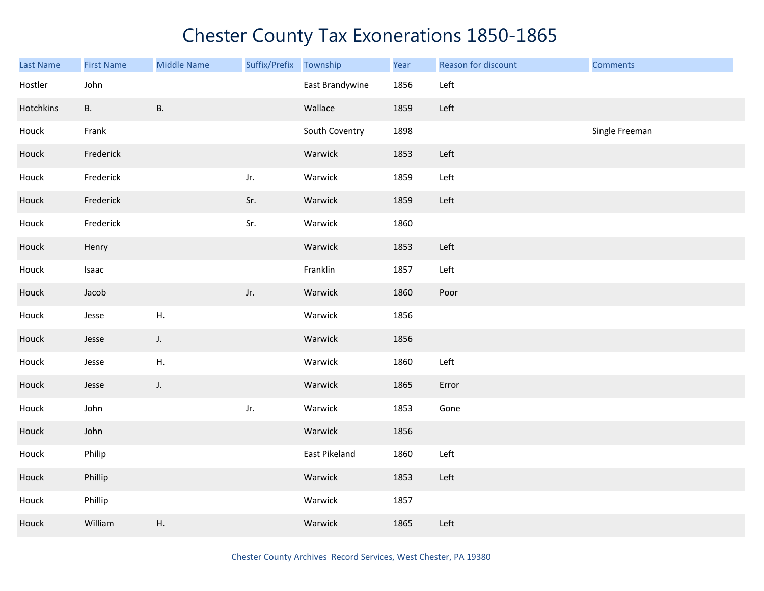# Chester County Tax Exonerations 1850-1865

| Last Name | First Name | Middle Name | Suffix/Prefix | Township | Year | Reason for discount | Comments |
|---|---|---|---|---|---|---|---|
| Hostler | John | | | East Brandywine | 1856 | Left | |
| Hotchkins | B. | B. | | Wallace | 1859 | Left | |
| Houck | Frank | | | South Coventry | 1898 | | Single Freeman |
| Houck | Frederick | | | Warwick | 1853 | Left | |
| Houck | Frederick | | Jr. | Warwick | 1859 | Left | |
| Houck | Frederick | | Sr. | Warwick | 1859 | Left | |
| Houck | Frederick | | Sr. | Warwick | 1860 | | |
| Houck | Henry | | | Warwick | 1853 | Left | |
| Houck | Isaac | | | Franklin | 1857 | Left | |
| Houck | Jacob | | Jr. | Warwick | 1860 | Poor | |
| Houck | Jesse | H. | | Warwick | 1856 | | |
| Houck | Jesse | J. | | Warwick | 1856 | | |
| Houck | Jesse | H. | | Warwick | 1860 | Left | |
| Houck | Jesse | J. | | Warwick | 1865 | Error | |
| Houck | John | | Jr. | Warwick | 1853 | Gone | |
| Houck | John | | | Warwick | 1856 | | |
| Houck | Philip | | | East Pikeland | 1860 | Left | |
| Houck | Phillip | | | Warwick | 1853 | Left | |
| Houck | Phillip | | | Warwick | 1857 | | |
| Houck | William | H. | | Warwick | 1865 | Left | |

Chester County Archives Record Services, West Chester, PA 19380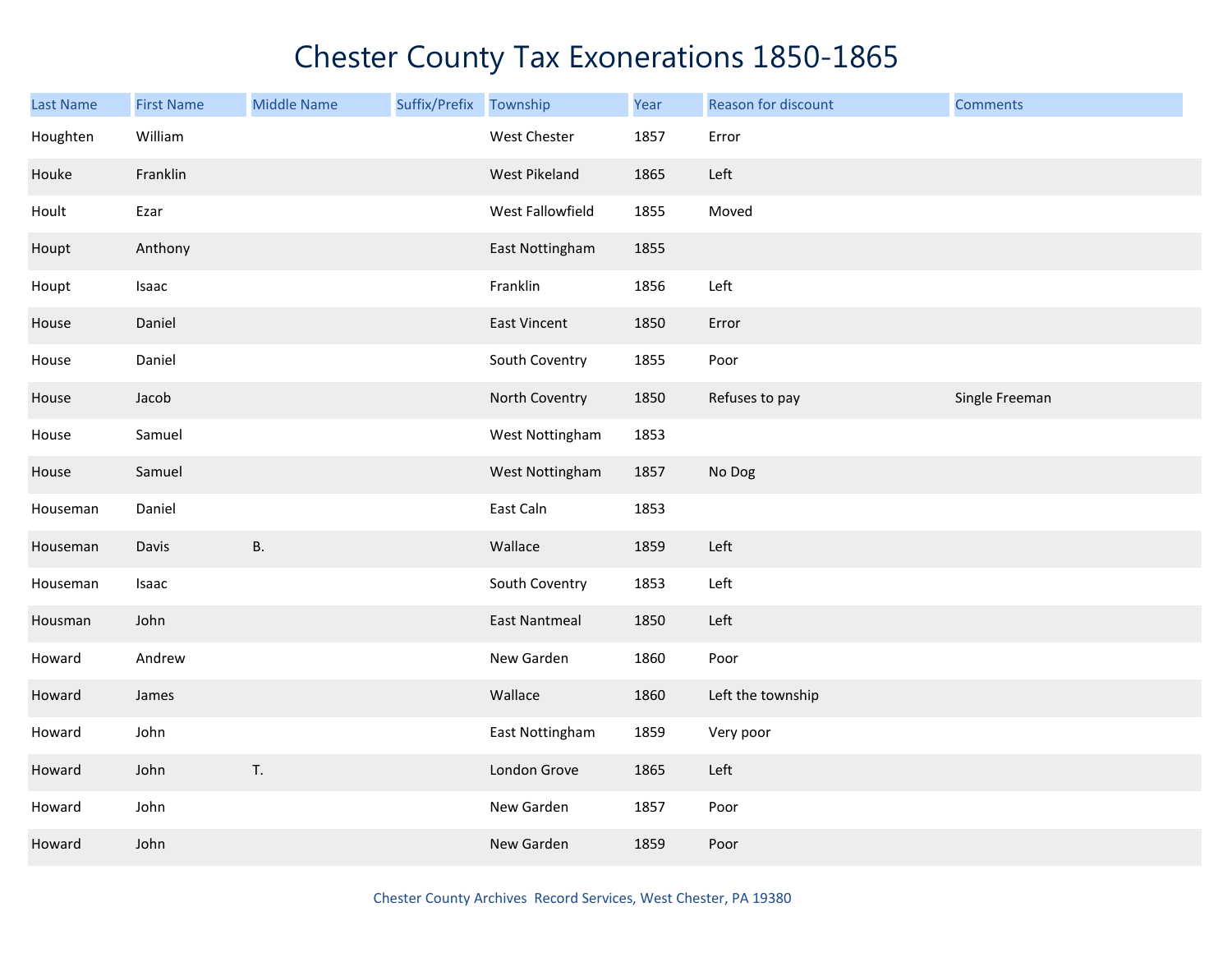# Chester County Tax Exonerations 1850-1865

| Last Name | First Name | Middle Name | Suffix/Prefix | Township | Year | Reason for discount | Comments |
|---|---|---|---|---|---|---|---|
| Houghten | William | | | West Chester | 1857 | Error | |
| Houke | Franklin | | | West Pikeland | 1865 | Left | |
| Hoult | Ezar | | | West Fallowfield | 1855 | Moved | |
| Houpt | Anthony | | | East Nottingham | 1855 | | |
| Houpt | Isaac | | | Franklin | 1856 | Left | |
| House | Daniel | | | East Vincent | 1850 | Error | |
| House | Daniel | | | South Coventry | 1855 | Poor | |
| House | Jacob | | | North Coventry | 1850 | Refuses to pay | Single Freeman |
| House | Samuel | | | West Nottingham | 1853 | | |
| House | Samuel | | | West Nottingham | 1857 | No Dog | |
| Houseman | Daniel | | | East Caln | 1853 | | |
| Houseman | Davis | B. | | Wallace | 1859 | Left | |
| Houseman | Isaac | | | South Coventry | 1853 | Left | |
| Housman | John | | | East Nantmeal | 1850 | Left | |
| Howard | Andrew | | | New Garden | 1860 | Poor | |
| Howard | James | | | Wallace | 1860 | Left the township | |
| Howard | John | | | East Nottingham | 1859 | Very poor | |
| Howard | John | T. | | London Grove | 1865 | Left | |
| Howard | John | | | New Garden | 1857 | Poor | |
| Howard | John | | | New Garden | 1859 | Poor | |

Chester County Archives Record Services, West Chester, PA 19380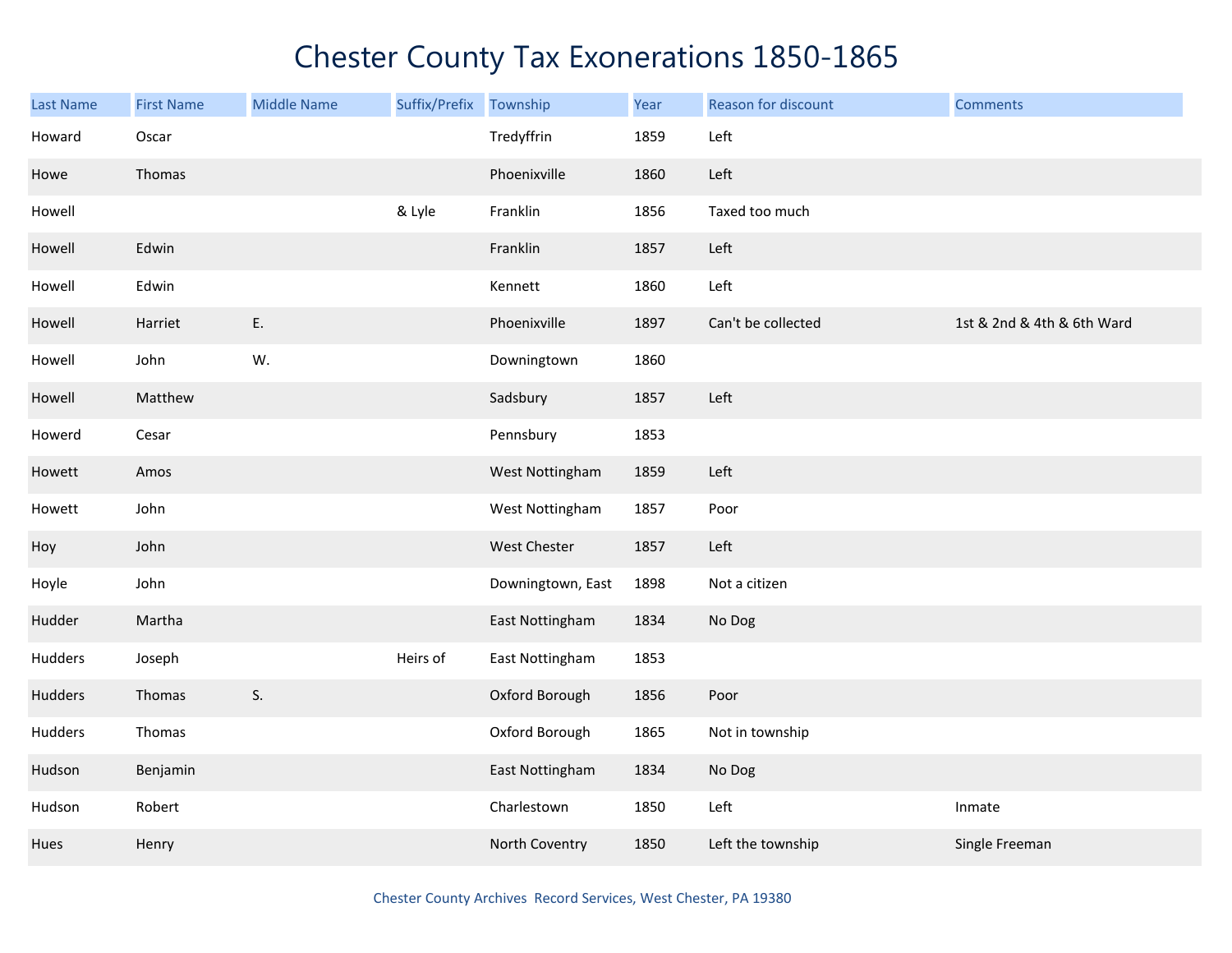# Chester County Tax Exonerations 1850-1865

| Last Name | First Name | Middle Name | Suffix/Prefix | Township | Year | Reason for discount | Comments |
|---|---|---|---|---|---|---|---|
| Howard | Oscar | | | Tredyffrin | 1859 | Left | |
| Howe | Thomas | | | Phoenixville | 1860 | Left | |
| Howell | | | & Lyle | Franklin | 1856 | Taxed too much | |
| Howell | Edwin | | | Franklin | 1857 | Left | |
| Howell | Edwin | | | Kennett | 1860 | Left | |
| Howell | Harriet | E. | | Phoenixville | 1897 | Can't be collected | 1st & 2nd & 4th & 6th Ward |
| Howell | John | W. | | Downingtown | 1860 | | |
| Howell | Matthew | | | Sadsbury | 1857 | Left | |
| Howerd | Cesar | | | Pennsbury | 1853 | | |
| Howett | Amos | | | West Nottingham | 1859 | Left | |
| Howett | John | | | West Nottingham | 1857 | Poor | |
| Hoy | John | | | West Chester | 1857 | Left | |
| Hoyle | John | | | Downingtown, East | 1898 | Not a citizen | |
| Hudder | Martha | | | East Nottingham | 1834 | No Dog | |
| Hudders | Joseph | | Heirs of | East Nottingham | 1853 | | |
| Hudders | Thomas | S. | | Oxford Borough | 1856 | Poor | |
| Hudders | Thomas | | | Oxford Borough | 1865 | Not in township | |
| Hudson | Benjamin | | | East Nottingham | 1834 | No Dog | |
| Hudson | Robert | | | Charlestown | 1850 | Left | Inmate |
| Hues | Henry | | | North Coventry | 1850 | Left the township | Single Freeman |

Chester County Archives Record Services, West Chester, PA 19380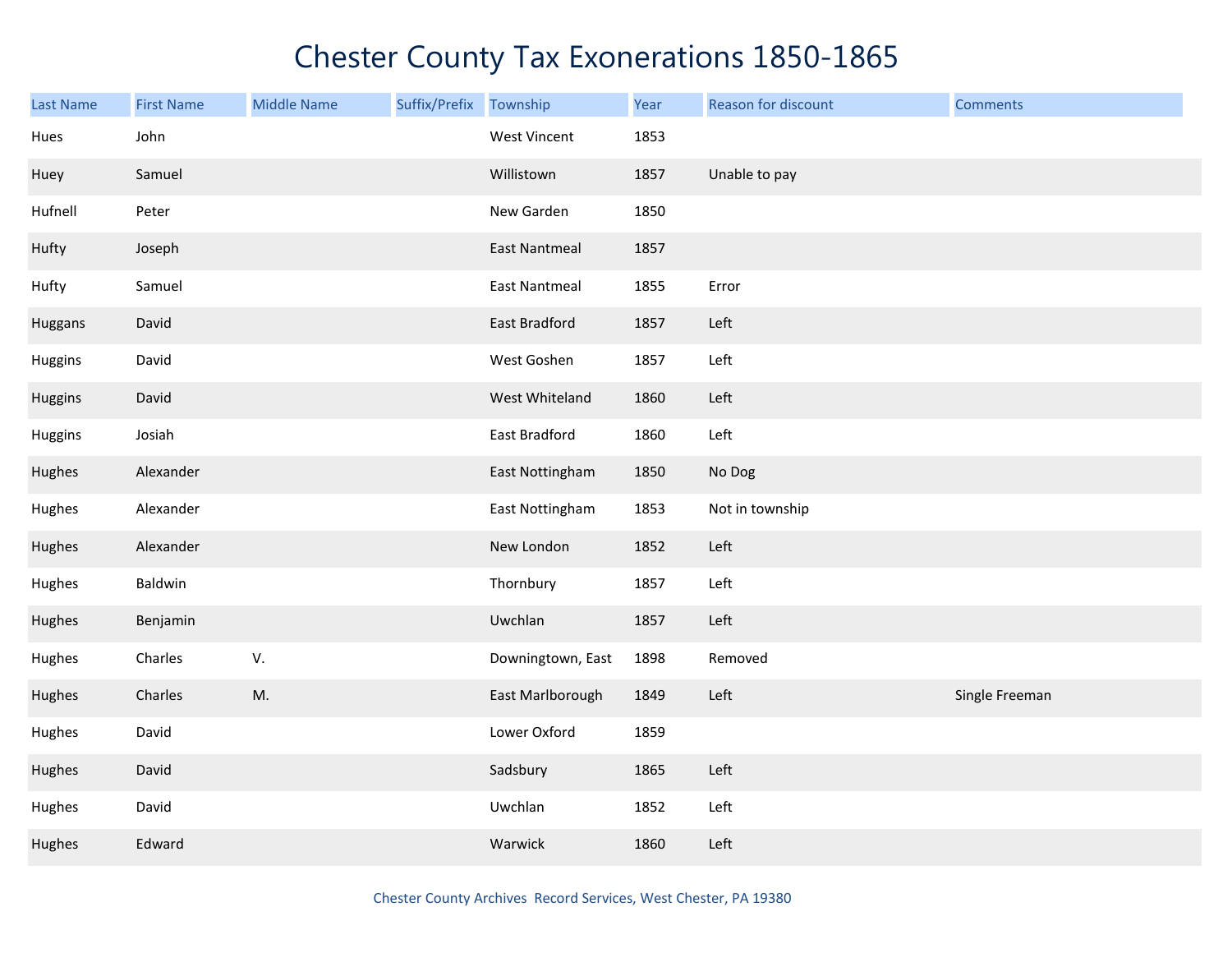# Chester County Tax Exonerations 1850-1865

| Last Name | First Name | Middle Name | Suffix/Prefix | Township | Year | Reason for discount | Comments |
|---|---|---|---|---|---|---|---|
| Hues | John | | | West Vincent | 1853 | | |
| Huey | Samuel | | | Willistown | 1857 | Unable to pay | |
| Hufnell | Peter | | | New Garden | 1850 | | |
| Hufty | Joseph | | | East Nantmeal | 1857 | | |
| Hufty | Samuel | | | East Nantmeal | 1855 | Error | |
| Huggans | David | | | East Bradford | 1857 | Left | |
| Huggins | David | | | West Goshen | 1857 | Left | |
| Huggins | David | | | West Whiteland | 1860 | Left | |
| Huggins | Josiah | | | East Bradford | 1860 | Left | |
| Hughes | Alexander | | | East Nottingham | 1850 | No Dog | |
| Hughes | Alexander | | | East Nottingham | 1853 | Not in township | |
| Hughes | Alexander | | | New London | 1852 | Left | |
| Hughes | Baldwin | | | Thornbury | 1857 | Left | |
| Hughes | Benjamin | | | Uwchlan | 1857 | Left | |
| Hughes | Charles | V. | | Downingtown, East | 1898 | Removed | |
| Hughes | Charles | M. | | East Marlborough | 1849 | Left | Single Freeman |
| Hughes | David | | | Lower Oxford | 1859 | | |
| Hughes | David | | | Sadsbury | 1865 | Left | |
| Hughes | David | | | Uwchlan | 1852 | Left | |
| Hughes | Edward | | | Warwick | 1860 | Left | |

Chester County Archives Record Services, West Chester, PA 19380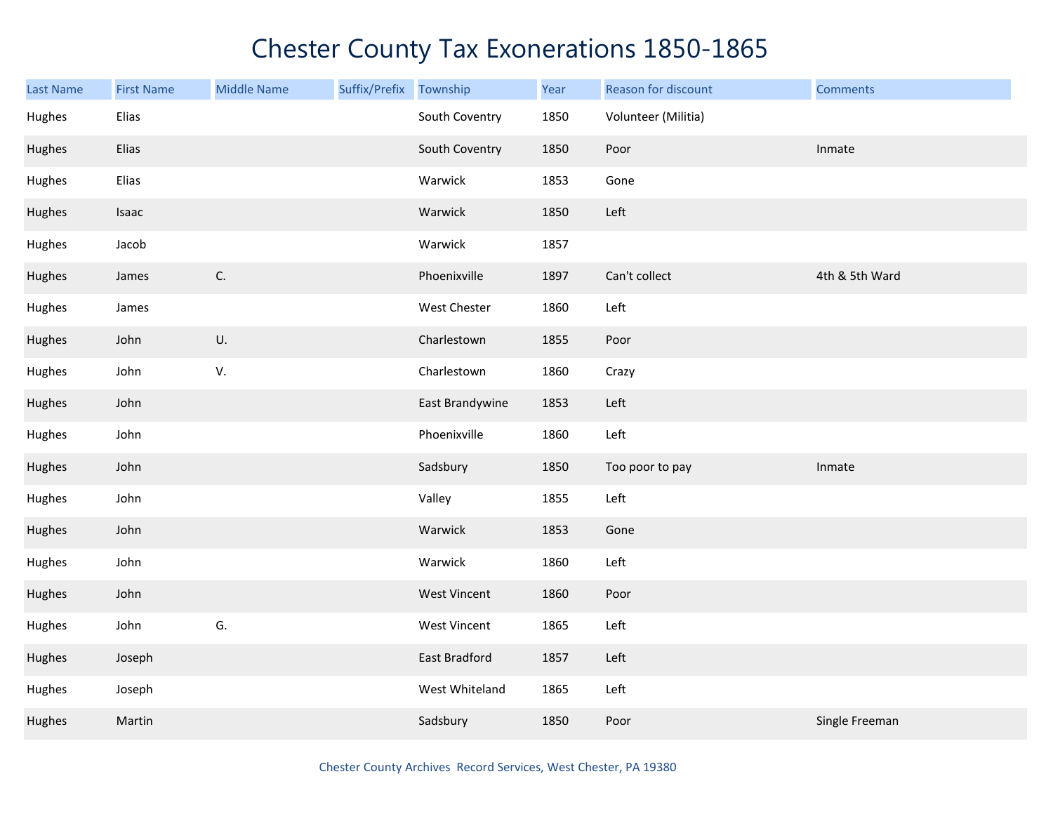# Chester County Tax Exonerations 1850-1865

| Last Name | First Name | Middle Name | Suffix/Prefix | Township | Year | Reason for discount | Comments |
|---|---|---|---|---|---|---|---|
| Hughes | Elias | | | South Coventry | 1850 | Volunteer (Militia) | |
| Hughes | Elias | | | South Coventry | 1850 | Poor | Inmate |
| Hughes | Elias | | | Warwick | 1853 | Gone | |
| Hughes | Isaac | | | Warwick | 1850 | Left | |
| Hughes | Jacob | | | Warwick | 1857 | | |
| Hughes | James | C. | | Phoenixville | 1897 | Can't collect | 4th & 5th Ward |
| Hughes | James | | | West Chester | 1860 | Left | |
| Hughes | John | U. | | Charlestown | 1855 | Poor | |
| Hughes | John | V. | | Charlestown | 1860 | Crazy | |
| Hughes | John | | | East Brandywine | 1853 | Left | |
| Hughes | John | | | Phoenixville | 1860 | Left | |
| Hughes | John | | | Sadsbury | 1850 | Too poor to pay | Inmate |
| Hughes | John | | | Valley | 1855 | Left | |
| Hughes | John | | | Warwick | 1853 | Gone | |
| Hughes | John | | | Warwick | 1860 | Left | |
| Hughes | John | | | West Vincent | 1860 | Poor | |
| Hughes | John | G. | | West Vincent | 1865 | Left | |
| Hughes | Joseph | | | East Bradford | 1857 | Left | |
| Hughes | Joseph | | | West Whiteland | 1865 | Left | |
| Hughes | Martin | | | Sadsbury | 1850 | Poor | Single Freeman |

Chester County Archives Record Services, West Chester, PA 19380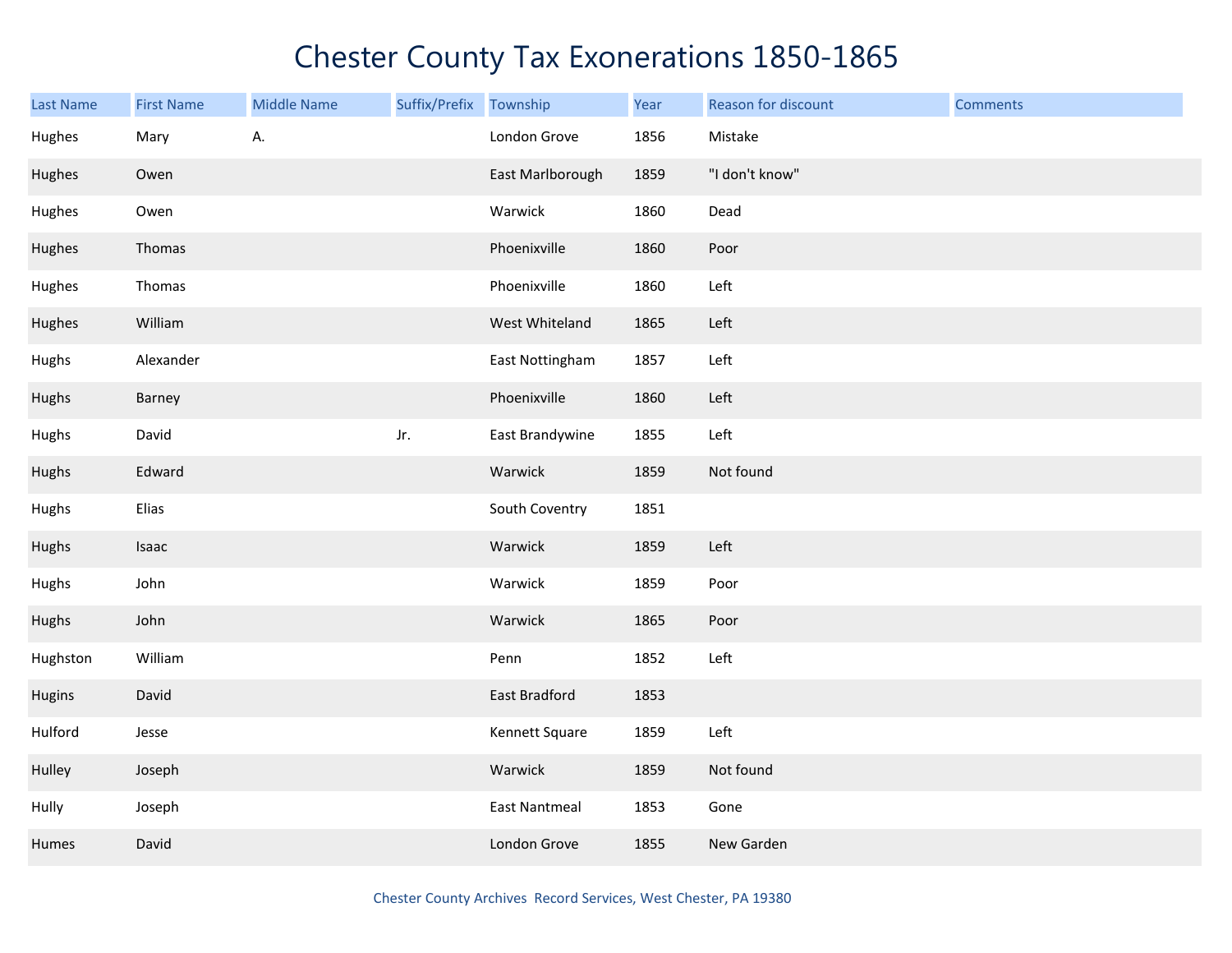# Chester County Tax Exonerations 1850-1865

| Last Name | First Name | Middle Name | Suffix/Prefix | Township | Year | Reason for discount | Comments |
|---|---|---|---|---|---|---|---|
| Hughes | Mary | A. | | London Grove | 1856 | Mistake | |
| Hughes | Owen | | | East Marlborough | 1859 | "I don't know" | |
| Hughes | Owen | | | Warwick | 1860 | Dead | |
| Hughes | Thomas | | | Phoenixville | 1860 | Poor | |
| Hughes | Thomas | | | Phoenixville | 1860 | Left | |
| Hughes | William | | | West Whiteland | 1865 | Left | |
| Hughs | Alexander | | | East Nottingham | 1857 | Left | |
| Hughs | Barney | | | Phoenixville | 1860 | Left | |
| Hughs | David | | Jr. | East Brandywine | 1855 | Left | |
| Hughs | Edward | | | Warwick | 1859 | Not found | |
| Hughs | Elias | | | South Coventry | 1851 | | |
| Hughs | Isaac | | | Warwick | 1859 | Left | |
| Hughs | John | | | Warwick | 1859 | Poor | |
| Hughs | John | | | Warwick | 1865 | Poor | |
| Hughston | William | | | Penn | 1852 | Left | |
| Hugins | David | | | East Bradford | 1853 | | |
| Hulford | Jesse | | | Kennett Square | 1859 | Left | |
| Hulley | Joseph | | | Warwick | 1859 | Not found | |
| Hully | Joseph | | | East Nantmeal | 1853 | Gone | |
| Humes | David | | | London Grove | 1855 | New Garden | |

Chester County Archives Record Services, West Chester, PA 19380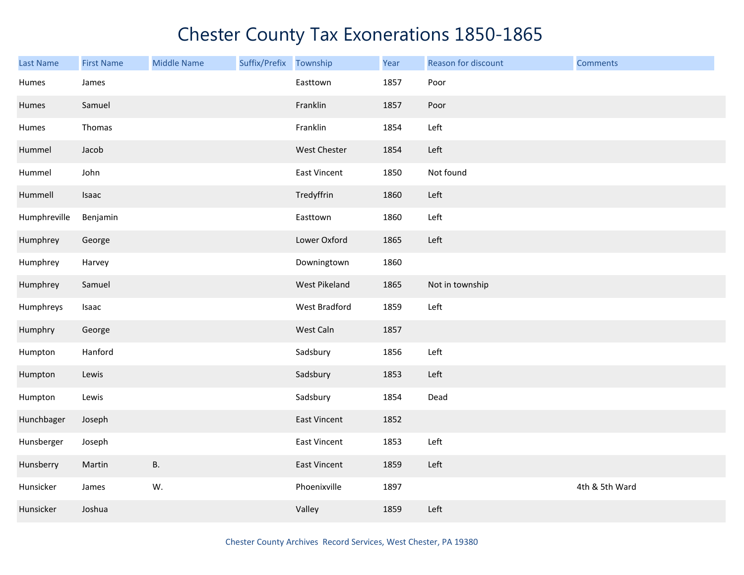# Chester County Tax Exonerations 1850-1865

| Last Name | First Name | Middle Name | Suffix/Prefix | Township | Year | Reason for discount | Comments |
|---|---|---|---|---|---|---|---|
| Humes | James | | | Easttown | 1857 | Poor | |
| Humes | Samuel | | | Franklin | 1857 | Poor | |
| Humes | Thomas | | | Franklin | 1854 | Left | |
| Hummel | Jacob | | | West Chester | 1854 | Left | |
| Hummel | John | | | East Vincent | 1850 | Not found | |
| Hummell | Isaac | | | Tredyffrin | 1860 | Left | |
| Humphreville | Benjamin | | | Easttown | 1860 | Left | |
| Humphrey | George | | | Lower Oxford | 1865 | Left | |
| Humphrey | Harvey | | | Downingtown | 1860 | | |
| Humphrey | Samuel | | | West Pikeland | 1865 | Not in township | |
| Humphreys | Isaac | | | West Bradford | 1859 | Left | |
| Humphry | George | | | West Caln | 1857 | | |
| Humpton | Hanford | | | Sadsbury | 1856 | Left | |
| Humpton | Lewis | | | Sadsbury | 1853 | Left | |
| Humpton | Lewis | | | Sadsbury | 1854 | Dead | |
| Hunchbager | Joseph | | | East Vincent | 1852 | | |
| Hunsberger | Joseph | | | East Vincent | 1853 | Left | |
| Hunsberry | Martin | B. | | East Vincent | 1859 | Left | |
| Hunsicker | James | W. | | Phoenixville | 1897 | | 4th & 5th Ward |
| Hunsicker | Joshua | | | Valley | 1859 | Left | |

Chester County Archives Record Services, West Chester, PA 19380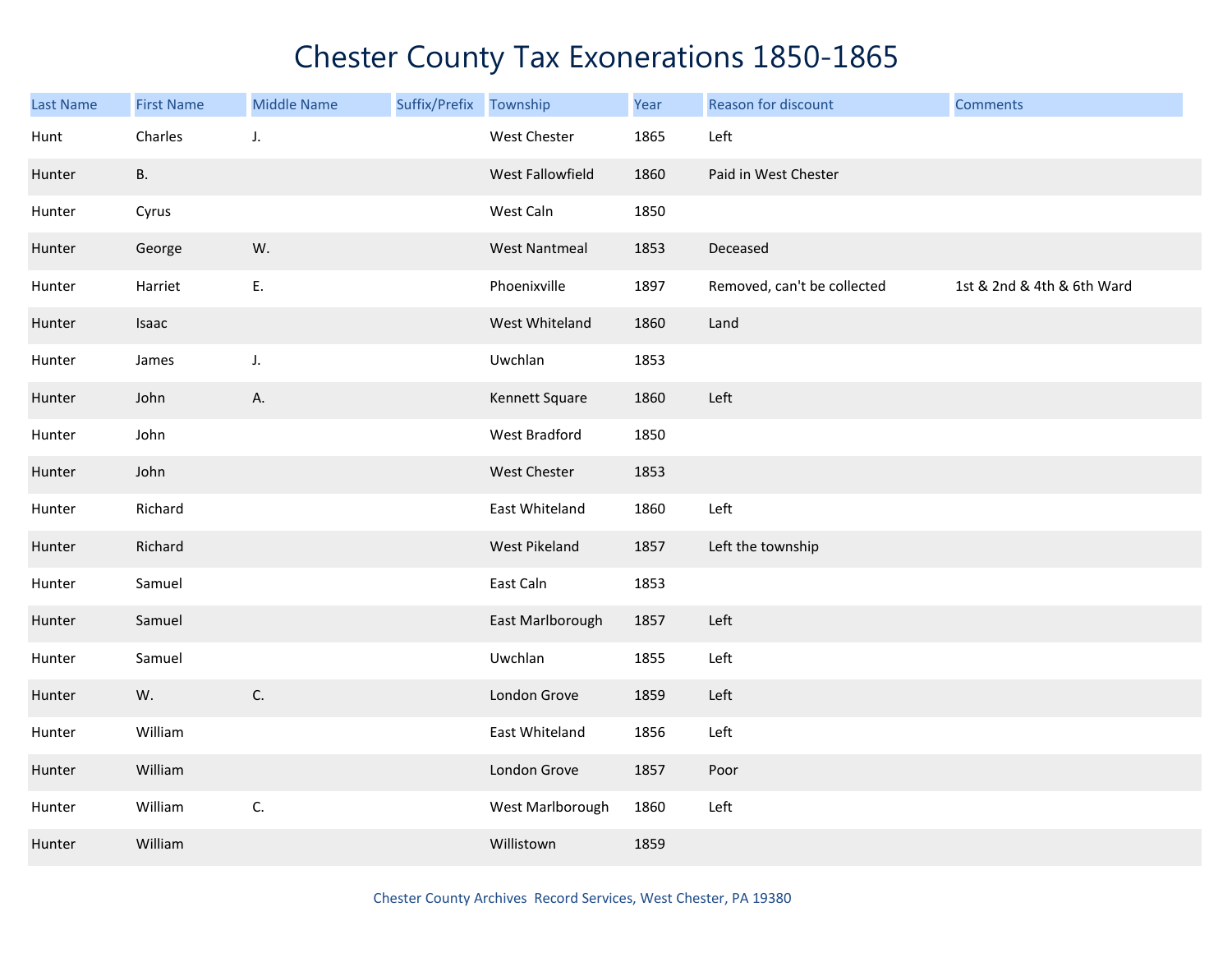# Chester County Tax Exonerations 1850-1865

| Last Name | First Name | Middle Name | Suffix/Prefix | Township | Year | Reason for discount | Comments |
|---|---|---|---|---|---|---|---|
| Hunt | Charles | J. | | West Chester | 1865 | Left | |
| Hunter | B. | | | West Fallowfield | 1860 | Paid in West Chester | |
| Hunter | Cyrus | | | West Caln | 1850 | | |
| Hunter | George | W. | | West Nantmeal | 1853 | Deceased | |
| Hunter | Harriet | E. | | Phoenixville | 1897 | Removed, can't be collected | 1st & 2nd & 4th & 6th Ward |
| Hunter | Isaac | | | West Whiteland | 1860 | Land | |
| Hunter | James | J. | | Uwchlan | 1853 | | |
| Hunter | John | A. | | Kennett Square | 1860 | Left | |
| Hunter | John | | | West Bradford | 1850 | | |
| Hunter | John | | | West Chester | 1853 | | |
| Hunter | Richard | | | East Whiteland | 1860 | Left | |
| Hunter | Richard | | | West Pikeland | 1857 | Left the township | |
| Hunter | Samuel | | | East Caln | 1853 | | |
| Hunter | Samuel | | | East Marlborough | 1857 | Left | |
| Hunter | Samuel | | | Uwchlan | 1855 | Left | |
| Hunter | W. | C. | | London Grove | 1859 | Left | |
| Hunter | William | | | East Whiteland | 1856 | Left | |
| Hunter | William | | | London Grove | 1857 | Poor | |
| Hunter | William | C. | | West Marlborough | 1860 | Left | |
| Hunter | William | | | Willistown | 1859 | | |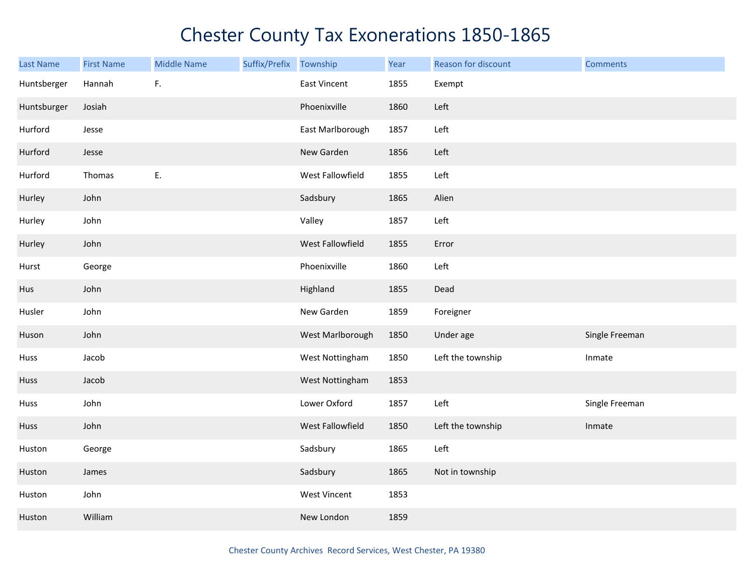# Chester County Tax Exonerations 1850-1865

| Last Name | First Name | Middle Name | Suffix/Prefix | Township | Year | Reason for discount | Comments |
|---|---|---|---|---|---|---|---|
| Huntsberger | Hannah | F. | | East Vincent | 1855 | Exempt | |
| Huntsburger | Josiah | | | Phoenixville | 1860 | Left | |
| Hurford | Jesse | | | East Marlborough | 1857 | Left | |
| Hurford | Jesse | | | New Garden | 1856 | Left | |
| Hurford | Thomas | E. | | West Fallowfield | 1855 | Left | |
| Hurley | John | | | Sadsbury | 1865 | Alien | |
| Hurley | John | | | Valley | 1857 | Left | |
| Hurley | John | | | West Fallowfield | 1855 | Error | |
| Hurst | George | | | Phoenixville | 1860 | Left | |
| Hus | John | | | Highland | 1855 | Dead | |
| Husler | John | | | New Garden | 1859 | Foreigner | |
| Huson | John | | | West Marlborough | 1850 | Under age | Single Freeman |
| Huss | Jacob | | | West Nottingham | 1850 | Left the township | Inmate |
| Huss | Jacob | | | West Nottingham | 1853 | | |
| Huss | John | | | Lower Oxford | 1857 | Left | Single Freeman |
| Huss | John | | | West Fallowfield | 1850 | Left the township | Inmate |
| Huston | George | | | Sadsbury | 1865 | Left | |
| Huston | James | | | Sadsbury | 1865 | Not in township | |
| Huston | John | | | West Vincent | 1853 | | |
| Huston | William | | | New London | 1859 | | |

Chester County Archives Record Services, West Chester, PA 19380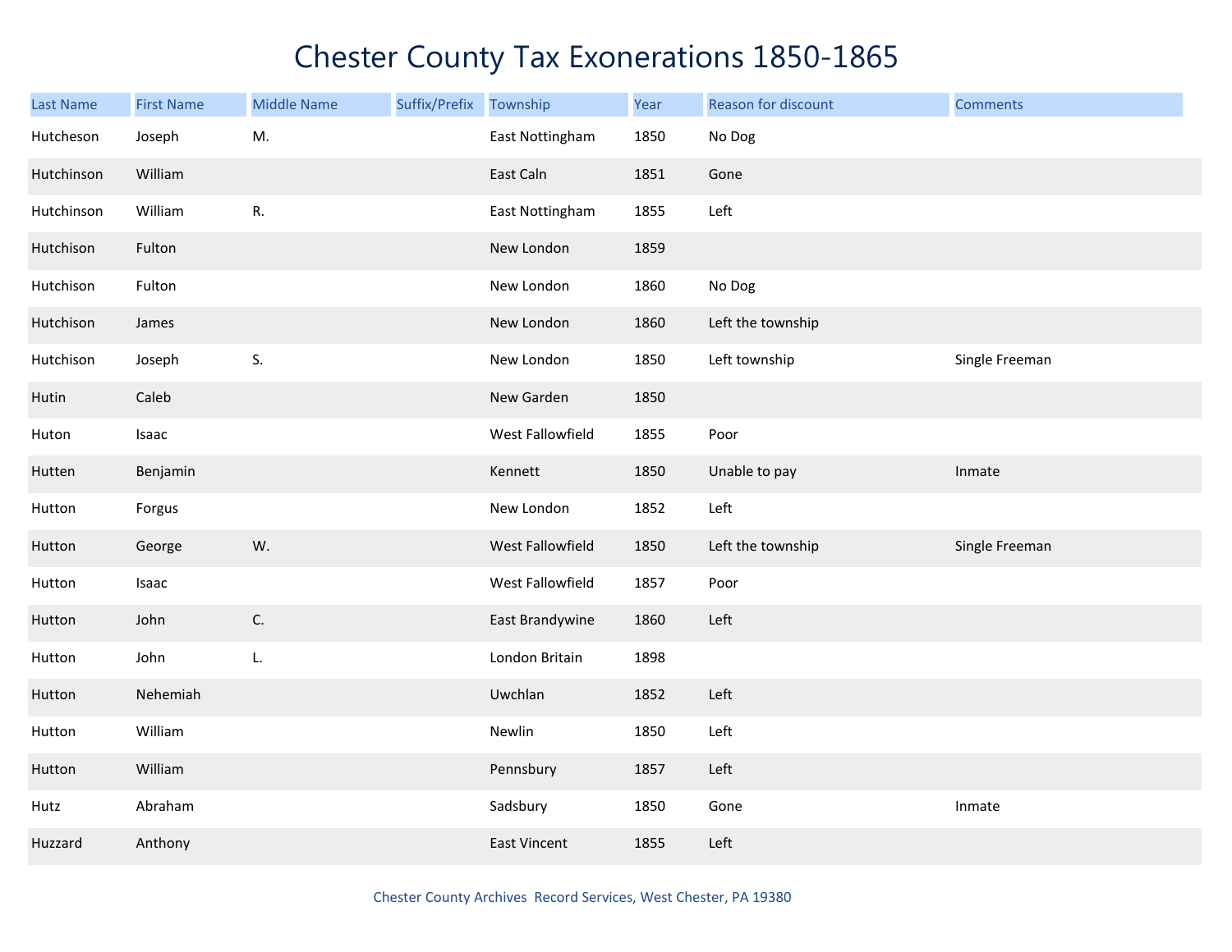# Chester County Tax Exonerations 1850-1865

| Last Name | First Name | Middle Name | Suffix/Prefix | Township | Year | Reason for discount | Comments |
|---|---|---|---|---|---|---|---|
| Hutcheson | Joseph | M. | | East Nottingham | 1850 | No Dog | |
| Hutchinson | William | | | East Caln | 1851 | Gone | |
| Hutchinson | William | R. | | East Nottingham | 1855 | Left | |
| Hutchison | Fulton | | | New London | 1859 | | |
| Hutchison | Fulton | | | New London | 1860 | No Dog | |
| Hutchison | James | | | New London | 1860 | Left the township | |
| Hutchison | Joseph | S. | | New London | 1850 | Left township | Single Freeman |
| Hutin | Caleb | | | New Garden | 1850 | | |
| Huton | Isaac | | | West Fallowfield | 1855 | Poor | |
| Hutten | Benjamin | | | Kennett | 1850 | Unable to pay | Inmate |
| Hutton | Forgus | | | New London | 1852 | Left | |
| Hutton | George | W. | | West Fallowfield | 1850 | Left the township | Single Freeman |
| Hutton | Isaac | | | West Fallowfield | 1857 | Poor | |
| Hutton | John | C. | | East Brandywine | 1860 | Left | |
| Hutton | John | L. | | London Britain | 1898 | | |
| Hutton | Nehemiah | | | Uwchlan | 1852 | Left | |
| Hutton | William | | | Newlin | 1850 | Left | |
| Hutton | William | | | Pennsbury | 1857 | Left | |
| Hutz | Abraham | | | Sadsbury | 1850 | Gone | Inmate |
| Huzzard | Anthony | | | East Vincent | 1855 | Left | |

Chester County Archives Record Services, West Chester, PA 19380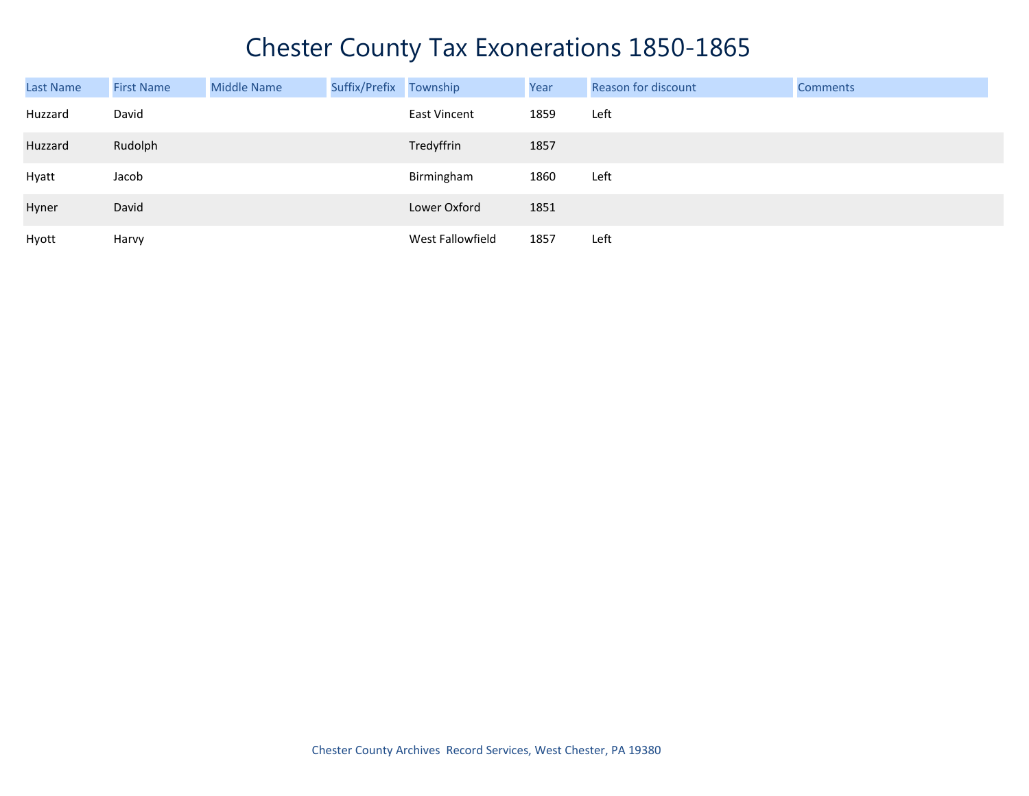# Chester County Tax Exonerations 1850-1865

| Last Name | First Name | Middle Name | Suffix/Prefix | Township | Year | Reason for discount | Comments |
|---|---|---|---|---|---|---|---|
| Huzzard | David | | | East Vincent | 1859 | Left | |
| Huzzard | Rudolph | | | Tredyffrin | 1857 | | |
| Hyatt | Jacob | | | Birmingham | 1860 | Left | |
| Hyner | David | | | Lower Oxford | 1851 | | |
| Hyott | Harvy | | | West Fallowfield | 1857 | Left | |